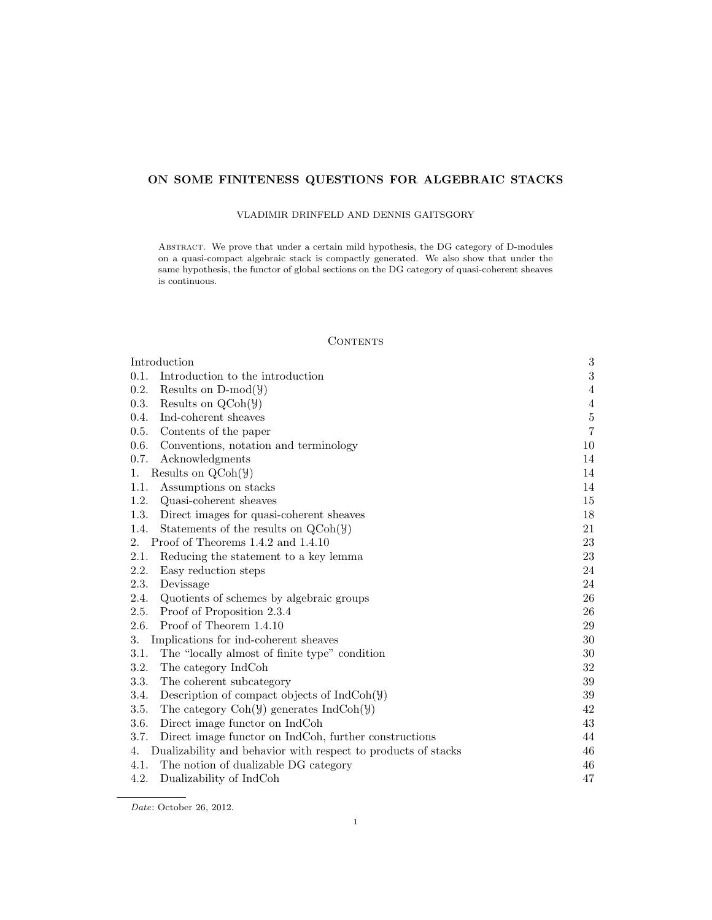# ON SOME FINITENESS QUESTIONS FOR ALGEBRAIC STACKS

VLADIMIR DRINFELD AND DENNIS GAITSGORY

Abstract. We prove that under a certain mild hypothesis, the DG category of D-modules on a quasi-compact algebraic stack is compactly generated. We also show that under the same hypothesis, the functor of global sections on the DG category of quasi-coherent sheaves is continuous.

## Contents

| | |
|---|---|
| Introduction | 3 |
| 0.1. Introduction to the introduction | 3 |
| 0.2. Results on D-mod($\mathcal{Y}$) | 4 |
| 0.3. Results on QCoh($\mathcal{Y}$) | 4 |
| 0.4. Ind-coherent sheaves | 5 |
| 0.5. Contents of the paper | 7 |
| 0.6. Conventions, notation and terminology | 10 |
| 0.7. Acknowledgments | 14 |
| 1. Results on QCoh($\mathcal{Y}$) | 14 |
| 1.1. Assumptions on stacks | 14 |
| 1.2. Quasi-coherent sheaves | 15 |
| 1.3. Direct images for quasi-coherent sheaves | 18 |
| 1.4. Statements of the results on QCoh($\mathcal{Y}$) | 21 |
| 2. Proof of Theorems 1.4.2 and 1.4.10 | 23 |
| 2.1. Reducing the statement to a key lemma | 23 |
| 2.2. Easy reduction steps | 24 |
| 2.3. Devissage | 24 |
| 2.4. Quotients of schemes by algebraic groups | 26 |
| 2.5. Proof of Proposition 2.3.4 | 26 |
| 2.6. Proof of Theorem 1.4.10 | 29 |
| 3. Implications for ind-coherent sheaves | 30 |
| 3.1. The "locally almost of finite type" condition | 30 |
| 3.2. The category IndCoh | 32 |
| 3.3. The coherent subcategory | 39 |
| 3.4. Description of compact objects of IndCoh($\mathcal{Y}$) | 39 |
| 3.5. The category Coh($\mathcal{Y}$) generates IndCoh($\mathcal{Y}$) | 42 |
| 3.6. Direct image functor on IndCoh | 43 |
| 3.7. Direct image functor on IndCoh, further constructions | 44 |
| 4. Dualizability and behavior with respect to products of stacks | 46 |
| 4.1. The notion of dualizable DG category | 46 |
| 4.2. Dualizability of IndCoh | 47 |

*Date*: October 26, 2012.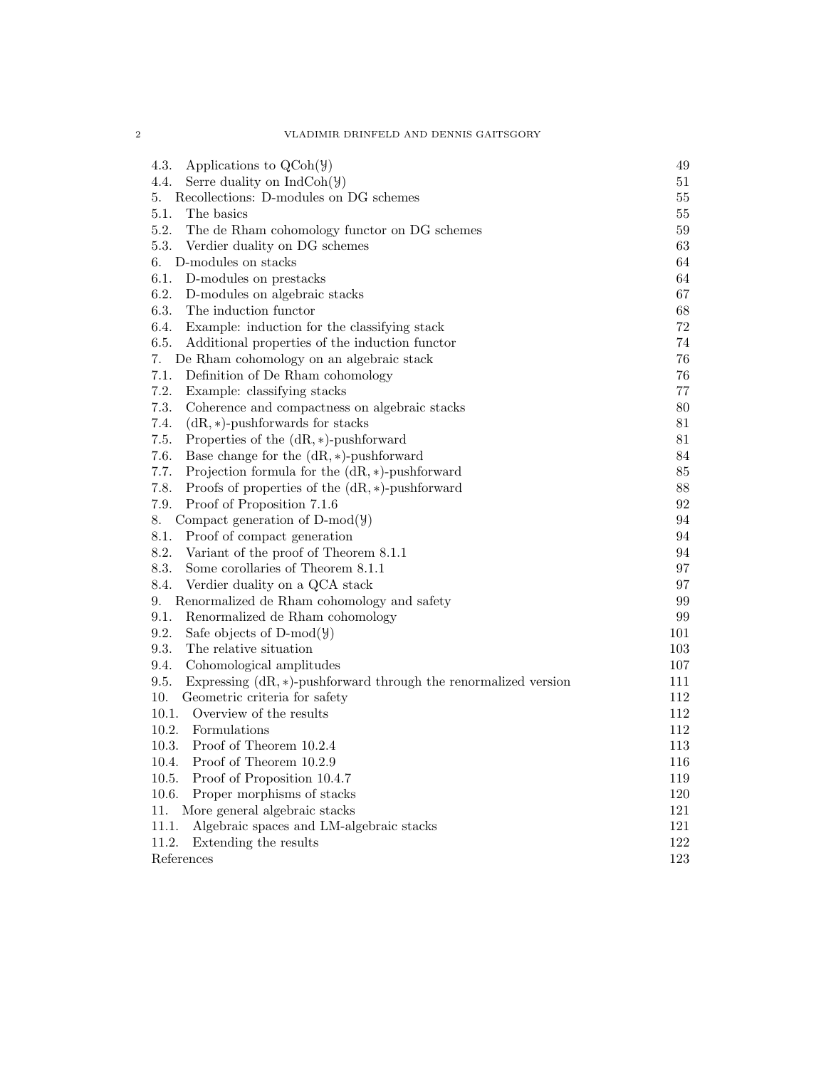4.3. Applications to $\mathrm{QCoh}(\mathcal{Y})$ 49
4.4. Serre duality on $\mathrm{IndCoh}(\mathcal{Y})$ 51
5. Recollections: D-modules on DG schemes 55
5.1. The basics 55
5.2. The de Rham cohomology functor on DG schemes 59
5.3. Verdier duality on DG schemes 63
6. D-modules on stacks 64
6.1. D-modules on prestacks 64
6.2. D-modules on algebraic stacks 67
6.3. The induction functor 68
6.4. Example: induction for the classifying stack 72
6.5. Additional properties of the induction functor 74
7. De Rham cohomology on an algebraic stack 76
7.1. Definition of De Rham cohomology 76
7.2. Example: classifying stacks 77
7.3. Coherence and compactness on algebraic stacks 80
7.4. $(\mathrm{dR}, *)$-pushforwards for stacks 81
7.5. Properties of the $(\mathrm{dR}, *)$-pushforward 81
7.6. Base change for the $(\mathrm{dR}, *)$-pushforward 84
7.7. Projection formula for the $(\mathrm{dR}, *)$-pushforward 85
7.8. Proofs of properties of the $(\mathrm{dR}, *)$-pushforward 88
7.9. Proof of Proposition 7.1.6 92
8. Compact generation of $\mathrm{D\text{-}mod}(\mathcal{Y})$ 94
8.1. Proof of compact generation 94
8.2. Variant of the proof of Theorem 8.1.1 94
8.3. Some corollaries of Theorem 8.1.1 97
8.4. Verdier duality on a QCA stack 97
9. Renormalized de Rham cohomology and safety 99
9.1. Renormalized de Rham cohomology 99
9.2. Safe objects of $\mathrm{D\text{-}mod}(\mathcal{Y})$ 101
9.3. The relative situation 103
9.4. Cohomological amplitudes 107
9.5. Expressing $(\mathrm{dR}, *)$-pushforward through the renormalized version 111
10. Geometric criteria for safety 112
10.1. Overview of the results 112
10.2. Formulations 112
10.3. Proof of Theorem 10.2.4 113
10.4. Proof of Theorem 10.2.9 116
10.5. Proof of Proposition 10.4.7 119
10.6. Proper morphisms of stacks 120
11. More general algebraic stacks 121
11.1. Algebraic spaces and LM-algebraic stacks 121
11.2. Extending the results 122
References 123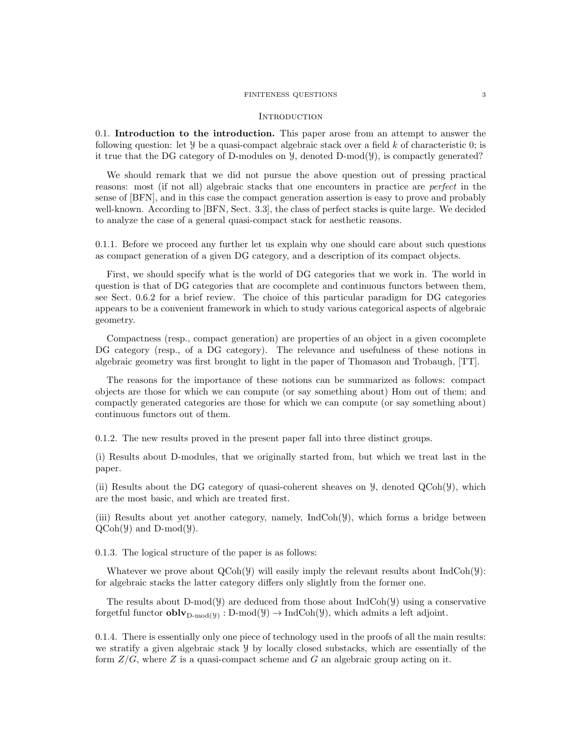## Introduction

0.1. **Introduction to the introduction.** This paper arose from an attempt to answer the following question: let $\mathcal{Y}$ be a quasi-compact algebraic stack over a field $k$ of characteristic 0; is it true that the DG category of D-modules on $\mathcal{Y}$, denoted $\text{D-mod}(\mathcal{Y})$, is compactly generated?

We should remark that we did not pursue the above question out of pressing practical reasons: most (if not all) algebraic stacks that one encounters in practice are *perfect* in the sense of [BFN], and in this case the compact generation assertion is easy to prove and probably well-known. According to [BFN, Sect. 3.3], the class of perfect stacks is quite large. We decided to analyze the case of a general quasi-compact stack for aesthetic reasons.

0.1.1. Before we proceed any further let us explain why one should care about such questions as compact generation of a given DG category, and a description of its compact objects.

First, we should specify what is the world of DG categories that we work in. The world in question is that of DG categories that are cocomplete and continuous functors between them, see Sect. 0.6.2 for a brief review. The choice of this particular paradigm for DG categories appears to be a convenient framework in which to study various categorical aspects of algebraic geometry.

Compactness (resp., compact generation) are properties of an object in a given cocomplete DG category (resp., of a DG category). The relevance and usefulness of these notions in algebraic geometry was first brought to light in the paper of Thomason and Trobaugh, [TT].

The reasons for the importance of these notions can be summarized as follows: compact objects are those for which we can compute (or say something about) Hom out of them; and compactly generated categories are those for which we can compute (or say something about) continuous functors out of them.

0.1.2. The new results proved in the present paper fall into three distinct groups.

(i) Results about D-modules, that we originally started from, but which we treat last in the paper.

(ii) Results about the DG category of quasi-coherent sheaves on $\mathcal{Y}$, denoted $\text{QCoh}(\mathcal{Y})$, which are the most basic, and which are treated first.

(iii) Results about yet another category, namely, $\text{IndCoh}(\mathcal{Y})$, which forms a bridge between $\text{QCoh}(\mathcal{Y})$ and $\text{D-mod}(\mathcal{Y})$.

0.1.3. The logical structure of the paper is as follows:

Whatever we prove about $\text{QCoh}(\mathcal{Y})$ will easily imply the relevant results about $\text{IndCoh}(\mathcal{Y})$: for algebraic stacks the latter category differs only slightly from the former one.

The results about $\text{D-mod}(\mathcal{Y})$ are deduced from those about $\text{IndCoh}(\mathcal{Y})$ using a conservative forgetful functor $\mathbf{oblv}_{\text{D-mod}(\mathcal{Y})} : \text{D-mod}(\mathcal{Y}) \to \text{IndCoh}(\mathcal{Y})$, which admits a left adjoint.

0.1.4. There is essentially only one piece of technology used in the proofs of all the main results: we stratify a given algebraic stack $\mathcal{Y}$ by locally closed substacks, which are essentially of the form $Z/G$, where $Z$ is a quasi-compact scheme and $G$ an algebraic group acting on it.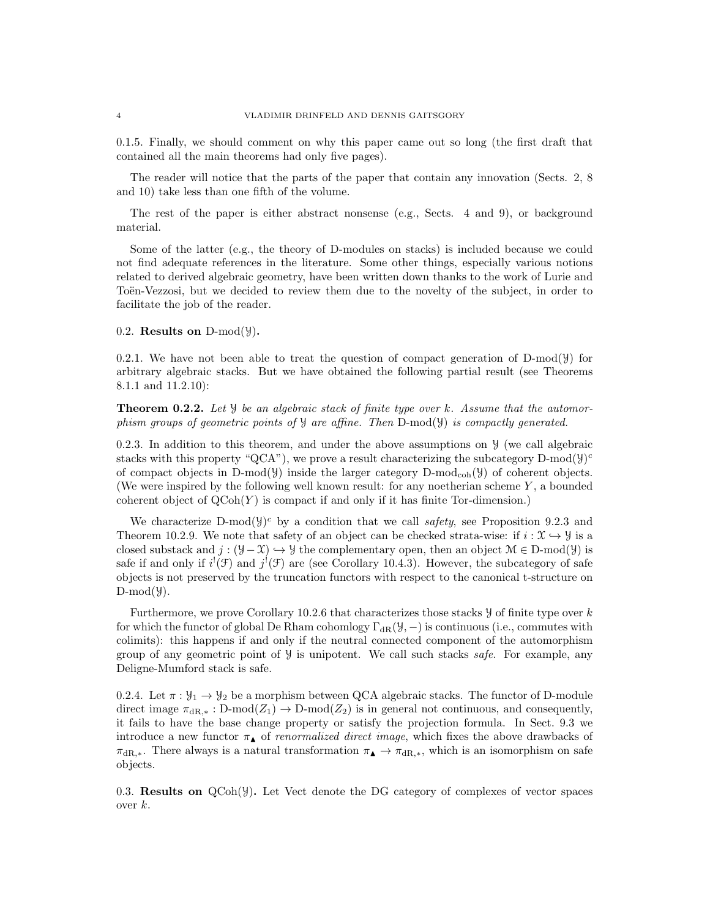0.1.5. Finally, we should comment on why this paper came out so long (the first draft that contained all the main theorems had only five pages).

The reader will notice that the parts of the paper that contain any innovation (Sects. 2, 8 and 10) take less than one fifth of the volume.

The rest of the paper is either abstract nonsense (e.g., Sects. 4 and 9), or background material.

Some of the latter (e.g., the theory of D-modules on stacks) is included because we could not find adequate references in the literature. Some other things, especially various notions related to derived algebraic geometry, have been written down thanks to the work of Lurie and Toën-Vezzosi, but we decided to review them due to the novelty of the subject, in order to facilitate the job of the reader.

## 0.2. Results on $\text{D-mod}(\mathcal{Y})$.

0.2.1. We have not been able to treat the question of compact generation of $\text{D-mod}(\mathcal{Y})$ for arbitrary algebraic stacks. But we have obtained the following partial result (see Theorems 8.1.1 and 11.2.10):

**Theorem 0.2.2.** *Let $\mathcal{Y}$ be an algebraic stack of finite type over $k$. Assume that the automorphism groups of geometric points of $\mathcal{Y}$ are affine. Then $\text{D-mod}(\mathcal{Y})$ is compactly generated.*

0.2.3. In addition to this theorem, and under the above assumptions on $\mathcal{Y}$ (we call algebraic stacks with this property "QCA"), we prove a result characterizing the subcategory $\text{D-mod}(\mathcal{Y})^c$ of compact objects in $\text{D-mod}(\mathcal{Y})$ inside the larger category $\text{D-mod}_{\text{coh}}(\mathcal{Y})$ of coherent objects. (We were inspired by the following well known result: for any noetherian scheme $Y$, a bounded coherent object of $\text{QCoh}(Y)$ is compact if and only if it has finite Tor-dimension.)

We characterize $\text{D-mod}(\mathcal{Y})^c$ by a condition that we call *safety*, see Proposition 9.2.3 and Theorem 10.2.9. We note that safety of an object can be checked strata-wise: if $i : \mathcal{X} \hookrightarrow \mathcal{Y}$ is a closed substack and $j : (\mathcal{Y} - \mathcal{X}) \hookrightarrow \mathcal{Y}$ the complementary open, then an object $\mathcal{M} \in \text{D-mod}(\mathcal{Y})$ is safe if and only if $i^!(\mathcal{F})$ and $j^!(\mathcal{F})$ are (see Corollary 10.4.3). However, the subcategory of safe objects is not preserved by the truncation functors with respect to the canonical t-structure on $\text{D-mod}(\mathcal{Y})$.

Furthermore, we prove Corollary 10.2.6 that characterizes those stacks $\mathcal{Y}$ of finite type over $k$ for which the functor of global De Rham cohomlogy $\Gamma_{\text{dR}}(\mathcal{Y}, -)$ is continuous (i.e., commutes with colimits): this happens if and only if the neutral connected component of the automorphism group of any geometric point of $\mathcal{Y}$ is unipotent. We call such stacks *safe*. For example, any Deligne-Mumford stack is safe.

0.2.4. Let $\pi : \mathcal{Y}_1 \to \mathcal{Y}_2$ be a morphism between QCA algebraic stacks. The functor of D-module direct image $\pi_{\text{dR},*} : \text{D-mod}(Z_1) \to \text{D-mod}(Z_2)$ is in general not continuous, and consequently, it fails to have the base change property or satisfy the projection formula. In Sect. 9.3 we introduce a new functor $\pi_\blacktriangle$ of *renormalized direct image*, which fixes the above drawbacks of $\pi_{\text{dR},*}$. There always is a natural transformation $\pi_\blacktriangle \to \pi_{\text{dR},*}$, which is an isomorphism on safe objects.

0.3. **Results on $\text{QCoh}(\mathcal{Y})$.** Let Vect denote the DG category of complexes of vector spaces over $k$.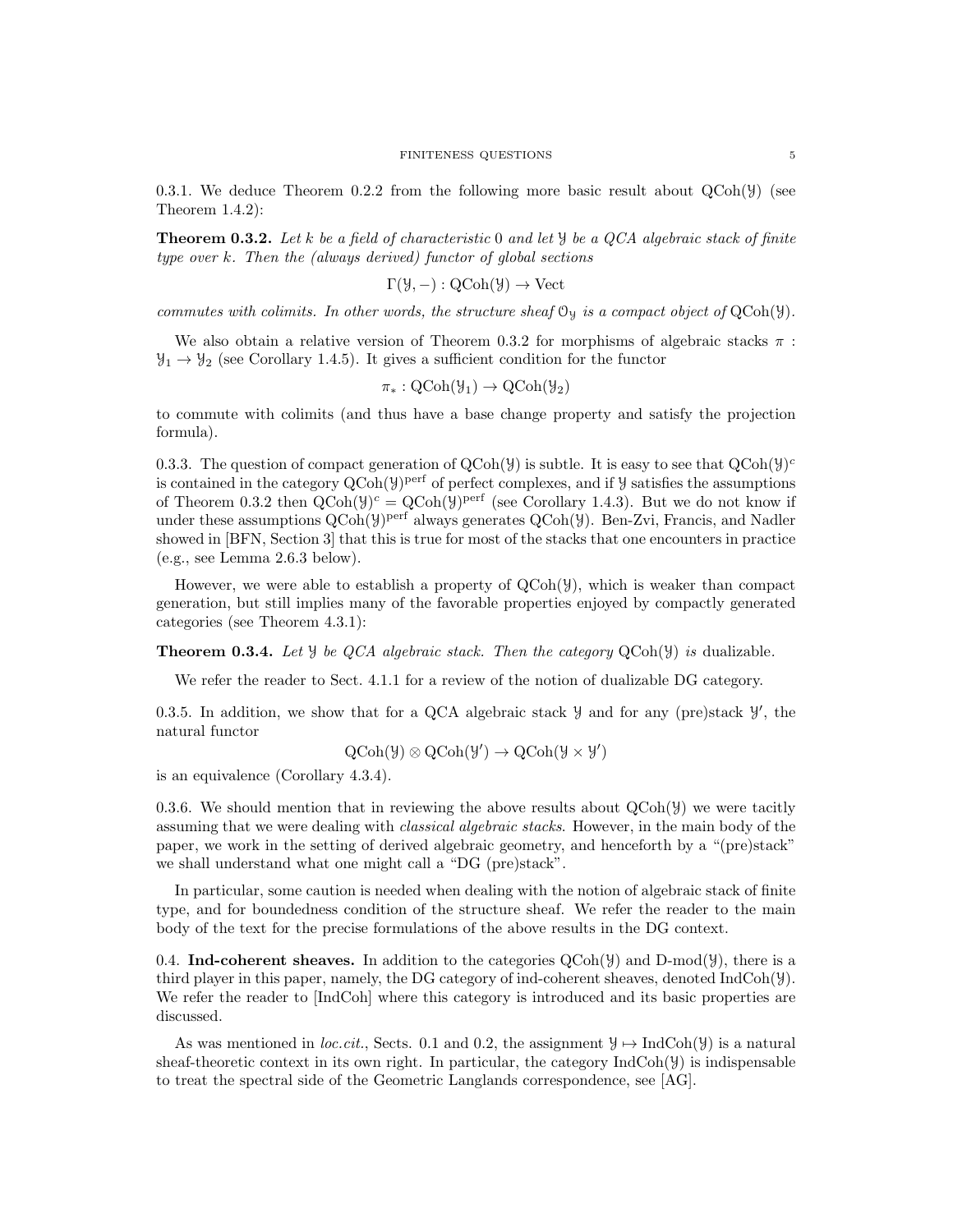0.3.1. We deduce Theorem 0.2.2 from the following more basic result about $\mathrm{QCoh}(\mathcal{Y})$ (see Theorem 1.4.2):

**Theorem 0.3.2.** *Let $k$ be a field of characteristic $0$ and let $\mathcal{Y}$ be a QCA algebraic stack of finite type over $k$. Then the (always derived) functor of global sections*

$$\Gamma(\mathcal{Y}, -) : \mathrm{QCoh}(\mathcal{Y}) \to \mathrm{Vect}$$

*commutes with colimits. In other words, the structure sheaf $\mathcal{O}_{\mathcal{Y}}$ is a compact object of $\mathrm{QCoh}(\mathcal{Y})$.*

We also obtain a relative version of Theorem 0.3.2 for morphisms of algebraic stacks $\pi : \mathcal{Y}_1 \to \mathcal{Y}_2$ (see Corollary 1.4.5). It gives a sufficient condition for the functor

$$\pi_* : \mathrm{QCoh}(\mathcal{Y}_1) \to \mathrm{QCoh}(\mathcal{Y}_2)$$

to commute with colimits (and thus have a base change property and satisfy the projection formula).

0.3.3. The question of compact generation of $\mathrm{QCoh}(\mathcal{Y})$ is subtle. It is easy to see that $\mathrm{QCoh}(\mathcal{Y})^c$ is contained in the category $\mathrm{QCoh}(\mathcal{Y})^{\mathrm{perf}}$ of perfect complexes, and if $\mathcal{Y}$ satisfies the assumptions of Theorem 0.3.2 then $\mathrm{QCoh}(\mathcal{Y})^c = \mathrm{QCoh}(\mathcal{Y})^{\mathrm{perf}}$ (see Corollary 1.4.3). But we do not know if under these assumptions $\mathrm{QCoh}(\mathcal{Y})^{\mathrm{perf}}$ always generates $\mathrm{QCoh}(\mathcal{Y})$. Ben-Zvi, Francis, and Nadler showed in [BFN, Section 3] that this is true for most of the stacks that one encounters in practice (e.g., see Lemma 2.6.3 below).

However, we were able to establish a property of $\mathrm{QCoh}(\mathcal{Y})$, which is weaker than compact generation, but still implies many of the favorable properties enjoyed by compactly generated categories (see Theorem 4.3.1):

**Theorem 0.3.4.** *Let $\mathcal{Y}$ be QCA algebraic stack. Then the category $\mathrm{QCoh}(\mathcal{Y})$ is* dualizable.

We refer the reader to Sect. 4.1.1 for a review of the notion of dualizable DG category.

0.3.5. In addition, we show that for a QCA algebraic stack $\mathcal{Y}$ and for any (pre)stack $\mathcal{Y}'$, the natural functor

$$\mathrm{QCoh}(\mathcal{Y}) \otimes \mathrm{QCoh}(\mathcal{Y}') \to \mathrm{QCoh}(\mathcal{Y} \times \mathcal{Y}')$$

is an equivalence (Corollary 4.3.4).

0.3.6. We should mention that in reviewing the above results about $\mathrm{QCoh}(\mathcal{Y})$ we were tacitly assuming that we were dealing with *classical algebraic stacks*. However, in the main body of the paper, we work in the setting of derived algebraic geometry, and henceforth by a "(pre)stack" we shall understand what one might call a "DG (pre)stack".

In particular, some caution is needed when dealing with the notion of algebraic stack of finite type, and for boundedness condition of the structure sheaf. We refer the reader to the main body of the text for the precise formulations of the above results in the DG context.

0.4. **Ind-coherent sheaves.** In addition to the categories $\mathrm{QCoh}(\mathcal{Y})$ and $\mathrm{D\text{-}mod}(\mathcal{Y})$, there is a third player in this paper, namely, the DG category of ind-coherent sheaves, denoted $\mathrm{IndCoh}(\mathcal{Y})$. We refer the reader to [IndCoh] where this category is introduced and its basic properties are discussed.

As was mentioned in *loc.cit.*, Sects. 0.1 and 0.2, the assignment $\mathcal{Y} \mapsto \mathrm{IndCoh}(\mathcal{Y})$ is a natural sheaf-theoretic context in its own right. In particular, the category $\mathrm{IndCoh}(\mathcal{Y})$ is indispensable to treat the spectral side of the Geometric Langlands correspondence, see [AG].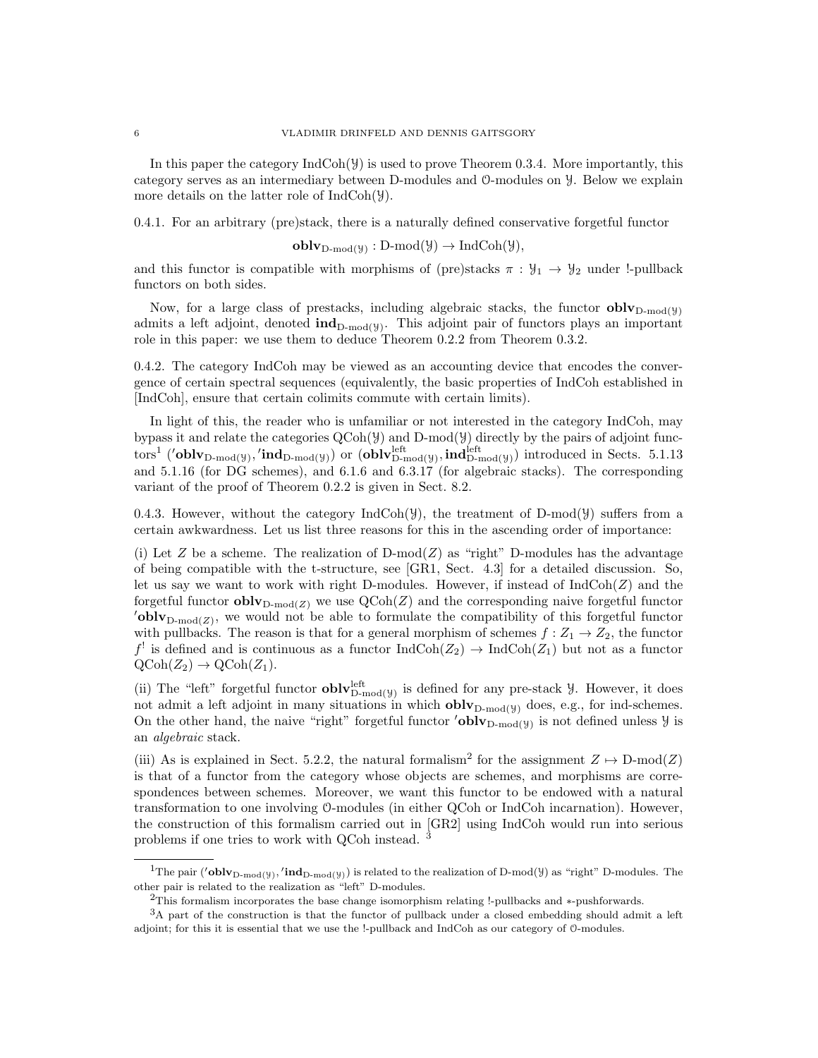In this paper the category $\operatorname{IndCoh}(\mathcal{Y})$ is used to prove Theorem 0.3.4. More importantly, this category serves as an intermediary between D-modules and $\mathcal{O}$-modules on $\mathcal{Y}$. Below we explain more details on the latter role of $\operatorname{IndCoh}(\mathcal{Y})$.

0.4.1. For an arbitrary (pre)stack, there is a naturally defined conservative forgetful functor

$$\mathbf{oblv}_{\text{D-mod}(\mathcal{Y})} : \text{D-mod}(\mathcal{Y}) \to \operatorname{IndCoh}(\mathcal{Y}),$$

and this functor is compatible with morphisms of (pre)stacks $\pi : \mathcal{Y}_1 \to \mathcal{Y}_2$ under !-pullback functors on both sides.

Now, for a large class of prestacks, including algebraic stacks, the functor $\mathbf{oblv}_{\text{D-mod}(\mathcal{Y})}$ admits a left adjoint, denoted $\mathbf{ind}_{\text{D-mod}(\mathcal{Y})}$. This adjoint pair of functors plays an important role in this paper: we use them to deduce Theorem 0.2.2 from Theorem 0.3.2.

0.4.2. The category IndCoh may be viewed as an accounting device that encodes the convergence of certain spectral sequences (equivalently, the basic properties of IndCoh established in [IndCoh], ensure that certain colimits commute with certain limits).

In light of this, the reader who is unfamiliar or not interested in the category IndCoh, may bypass it and relate the categories $\operatorname{QCoh}(\mathcal{Y})$ and $\text{D-mod}(\mathcal{Y})$ directly by the pairs of adjoint functors[1] $({}'\mathbf{oblv}_{\text{D-mod}(\mathcal{Y})}, {}'\mathbf{ind}_{\text{D-mod}(\mathcal{Y})})$ or $(\mathbf{oblv}^{\text{left}}_{\text{D-mod}(\mathcal{Y})}, \mathbf{ind}^{\text{left}}_{\text{D-mod}(\mathcal{Y})})$ introduced in Sects. 5.1.13 and 5.1.16 (for DG schemes), and 6.1.6 and 6.3.17 (for algebraic stacks). The corresponding variant of the proof of Theorem 0.2.2 is given in Sect. 8.2.

0.4.3. However, without the category $\operatorname{IndCoh}(\mathcal{Y})$, the treatment of $\text{D-mod}(\mathcal{Y})$ suffers from a certain awkwardness. Let us list three reasons for this in the ascending order of importance:

(i) Let $Z$ be a scheme. The realization of $\text{D-mod}(Z)$ as "right" D-modules has the advantage of being compatible with the t-structure, see [GR1, Sect. 4.3] for a detailed discussion. So, let us say we want to work with right D-modules. However, if instead of $\operatorname{IndCoh}(Z)$ and the forgetful functor $\mathbf{oblv}_{\text{D-mod}(Z)}$ we use $\operatorname{QCoh}(Z)$ and the corresponding naive forgetful functor ${}'\mathbf{oblv}_{\text{D-mod}(Z)}$, we would not be able to formulate the compatibility of this forgetful functor with pullbacks. The reason is that for a general morphism of schemes $f : Z_1 \to Z_2$, the functor $f^!$ is defined and is continuous as a functor $\operatorname{IndCoh}(Z_2) \to \operatorname{IndCoh}(Z_1)$ but not as a functor $\operatorname{QCoh}(Z_2) \to \operatorname{QCoh}(Z_1)$.

(ii) The "left" forgetful functor $\mathbf{oblv}^{\text{left}}_{\text{D-mod}(\mathcal{Y})}$ is defined for any pre-stack $\mathcal{Y}$. However, it does not admit a left adjoint in many situations in which $\mathbf{oblv}_{\text{D-mod}(\mathcal{Y})}$ does, e.g., for ind-schemes. On the other hand, the naive "right" forgetful functor ${}'\mathbf{oblv}_{\text{D-mod}(\mathcal{Y})}$ is not defined unless $\mathcal{Y}$ is an *algebraic* stack.

(iii) As is explained in Sect. 5.2.2, the natural formalism[2] for the assignment $Z \mapsto \text{D-mod}(Z)$ is that of a functor from the category whose objects are schemes, and morphisms are correspondences between schemes. Moreover, we want this functor to be endowed with a natural transformation to one involving $\mathcal{O}$-modules (in either QCoh or IndCoh incarnation). However, the construction of this formalism carried out in [GR2] using IndCoh would run into serious problems if one tries to work with QCoh instead. [3]

---

[1] The pair $({}'\mathbf{oblv}_{\text{D-mod}(\mathcal{Y})}, {}'\mathbf{ind}_{\text{D-mod}(\mathcal{Y})})$ is related to the realization of $\text{D-mod}(\mathcal{Y})$ as "right" D-modules. The other pair is related to the realization as "left" D-modules.

[2] This formalism incorporates the base change isomorphism relating !-pullbacks and $*$-pushforwards.

[3] A part of the construction is that the functor of pullback under a closed embedding should admit a left adjoint; for this it is essential that we use the !-pullback and IndCoh as our category of $\mathcal{O}$-modules.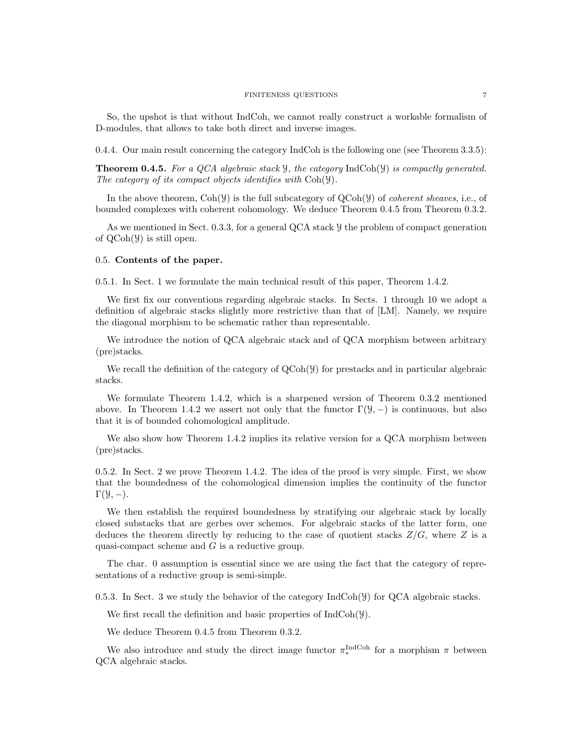So, the upshot is that without IndCoh, we cannot really construct a workable formalism of D-modules, that allows to take both direct and inverse images.

0.4.4. Our main result concerning the category IndCoh is the following one (see Theorem 3.3.5):

**Theorem 0.4.5.** *For a QCA algebraic stack $\mathcal{Y}$, the category* $\operatorname{IndCoh}(\mathcal{Y})$ *is compactly generated. The category of its compact objects identifies with* $\operatorname{Coh}(\mathcal{Y})$*.*

In the above theorem, $\operatorname{Coh}(\mathcal{Y})$ is the full subcategory of $\operatorname{QCoh}(\mathcal{Y})$ of *coherent sheaves*, i.e., of bounded complexes with coherent cohomology. We deduce Theorem 0.4.5 from Theorem 0.3.2.

As we mentioned in Sect. 0.3.3, for a general QCA stack $\mathcal{Y}$ the problem of compact generation of $\operatorname{QCoh}(\mathcal{Y})$ is still open.

### 0.5. Contents of the paper.

0.5.1. In Sect. 1 we formulate the main technical result of this paper, Theorem 1.4.2.

We first fix our conventions regarding algebraic stacks. In Sects. 1 through 10 we adopt a definition of algebraic stacks slightly more restrictive than that of [LM]. Namely, we require the diagonal morphism to be schematic rather than representable.

We introduce the notion of QCA algebraic stack and of QCA morphism between arbitrary (pre)stacks.

We recall the definition of the category of $\operatorname{QCoh}(\mathcal{Y})$ for prestacks and in particular algebraic stacks.

We formulate Theorem 1.4.2, which is a sharpened version of Theorem 0.3.2 mentioned above. In Theorem 1.4.2 we assert not only that the functor $\Gamma(\mathcal{Y}, -)$ is continuous, but also that it is of bounded cohomological amplitude.

We also show how Theorem 1.4.2 implies its relative version for a QCA morphism between (pre)stacks.

0.5.2. In Sect. 2 we prove Theorem 1.4.2. The idea of the proof is very simple. First, we show that the boundedness of the cohomological dimension implies the continuity of the functor $\Gamma(\mathcal{Y}, -)$.

We then establish the required boundedness by stratifying our algebraic stack by locally closed substacks that are gerbes over schemes. For algebraic stacks of the latter form, one deduces the theorem directly by reducing to the case of quotient stacks $Z/G$, where $Z$ is a quasi-compact scheme and $G$ is a reductive group.

The char. 0 assumption is essential since we are using the fact that the category of representations of a reductive group is semi-simple.

0.5.3. In Sect. 3 we study the behavior of the category $\operatorname{IndCoh}(\mathcal{Y})$ for QCA algebraic stacks.

We first recall the definition and basic properties of $\operatorname{IndCoh}(\mathcal{Y})$.

We deduce Theorem 0.4.5 from Theorem 0.3.2.

We also introduce and study the direct image functor $\pi_*^{\operatorname{IndCoh}}$ for a morphism $\pi$ between QCA algebraic stacks.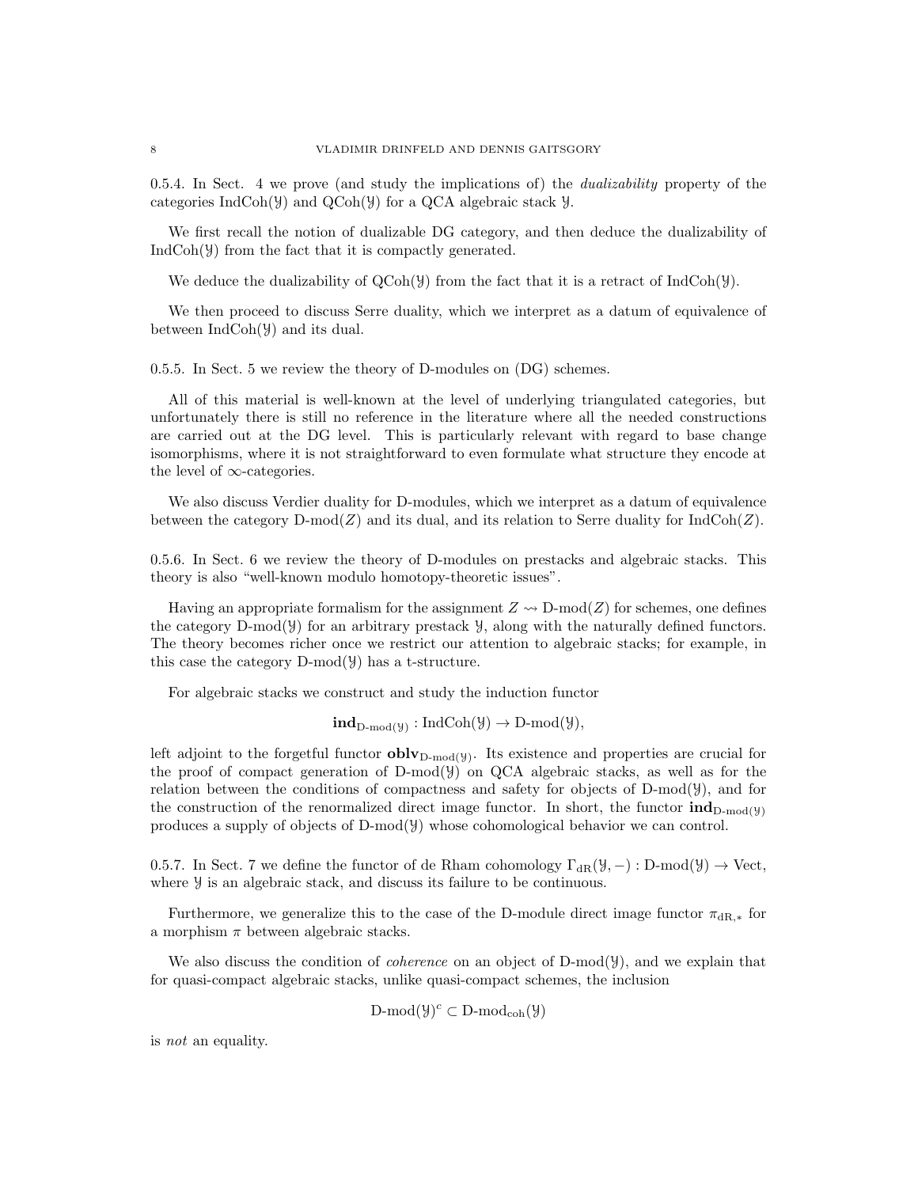0.5.4. In Sect. 4 we prove (and study the implications of) the *dualizability* property of the categories $\text{IndCoh}(\mathcal{Y})$ and $\text{QCoh}(\mathcal{Y})$ for a QCA algebraic stack $\mathcal{Y}$.

We first recall the notion of dualizable DG category, and then deduce the dualizability of $\text{IndCoh}(\mathcal{Y})$ from the fact that it is compactly generated.

We deduce the dualizability of $\text{QCoh}(\mathcal{Y})$ from the fact that it is a retract of $\text{IndCoh}(\mathcal{Y})$.

We then proceed to discuss Serre duality, which we interpret as a datum of equivalence of between $\text{IndCoh}(\mathcal{Y})$ and its dual.

0.5.5. In Sect. 5 we review the theory of D-modules on (DG) schemes.

All of this material is well-known at the level of underlying triangulated categories, but unfortunately there is still no reference in the literature where all the needed constructions are carried out at the DG level. This is particularly relevant with regard to base change isomorphisms, where it is not straightforward to even formulate what structure they encode at the level of $\infty$-categories.

We also discuss Verdier duality for D-modules, which we interpret as a datum of equivalence between the category $\text{D-mod}(Z)$ and its dual, and its relation to Serre duality for $\text{IndCoh}(Z)$.

0.5.6. In Sect. 6 we review the theory of D-modules on prestacks and algebraic stacks. This theory is also "well-known modulo homotopy-theoretic issues".

Having an appropriate formalism for the assignment $Z \rightsquigarrow \text{D-mod}(Z)$ for schemes, one defines the category $\text{D-mod}(\mathcal{Y})$ for an arbitrary prestack $\mathcal{Y}$, along with the naturally defined functors. The theory becomes richer once we restrict our attention to algebraic stacks; for example, in this case the category $\text{D-mod}(\mathcal{Y})$ has a t-structure.

For algebraic stacks we construct and study the induction functor

$$\mathbf{ind}_{\text{D-mod}(\mathcal{Y})} : \text{IndCoh}(\mathcal{Y}) \to \text{D-mod}(\mathcal{Y}),$$

left adjoint to the forgetful functor $\mathbf{oblv}_{\text{D-mod}(\mathcal{Y})}$. Its existence and properties are crucial for the proof of compact generation of $\text{D-mod}(\mathcal{Y})$ on QCA algebraic stacks, as well as for the relation between the conditions of compactness and safety for objects of $\text{D-mod}(\mathcal{Y})$, and for the construction of the renormalized direct image functor. In short, the functor $\mathbf{ind}_{\text{D-mod}(\mathcal{Y})}$ produces a supply of objects of $\text{D-mod}(\mathcal{Y})$ whose cohomological behavior we can control.

0.5.7. In Sect. 7 we define the functor of de Rham cohomology $\Gamma_{\text{dR}}(\mathcal{Y}, -) : \text{D-mod}(\mathcal{Y}) \to \text{Vect}$, where $\mathcal{Y}$ is an algebraic stack, and discuss its failure to be continuous.

Furthermore, we generalize this to the case of the D-module direct image functor $\pi_{\text{dR},*}$ for a morphism $\pi$ between algebraic stacks.

We also discuss the condition of *coherence* on an object of $\text{D-mod}(\mathcal{Y})$, and we explain that for quasi-compact algebraic stacks, unlike quasi-compact schemes, the inclusion

$$\text{D-mod}(\mathcal{Y})^c \subset \text{D-mod}_{\text{coh}}(\mathcal{Y})$$

is *not* an equality.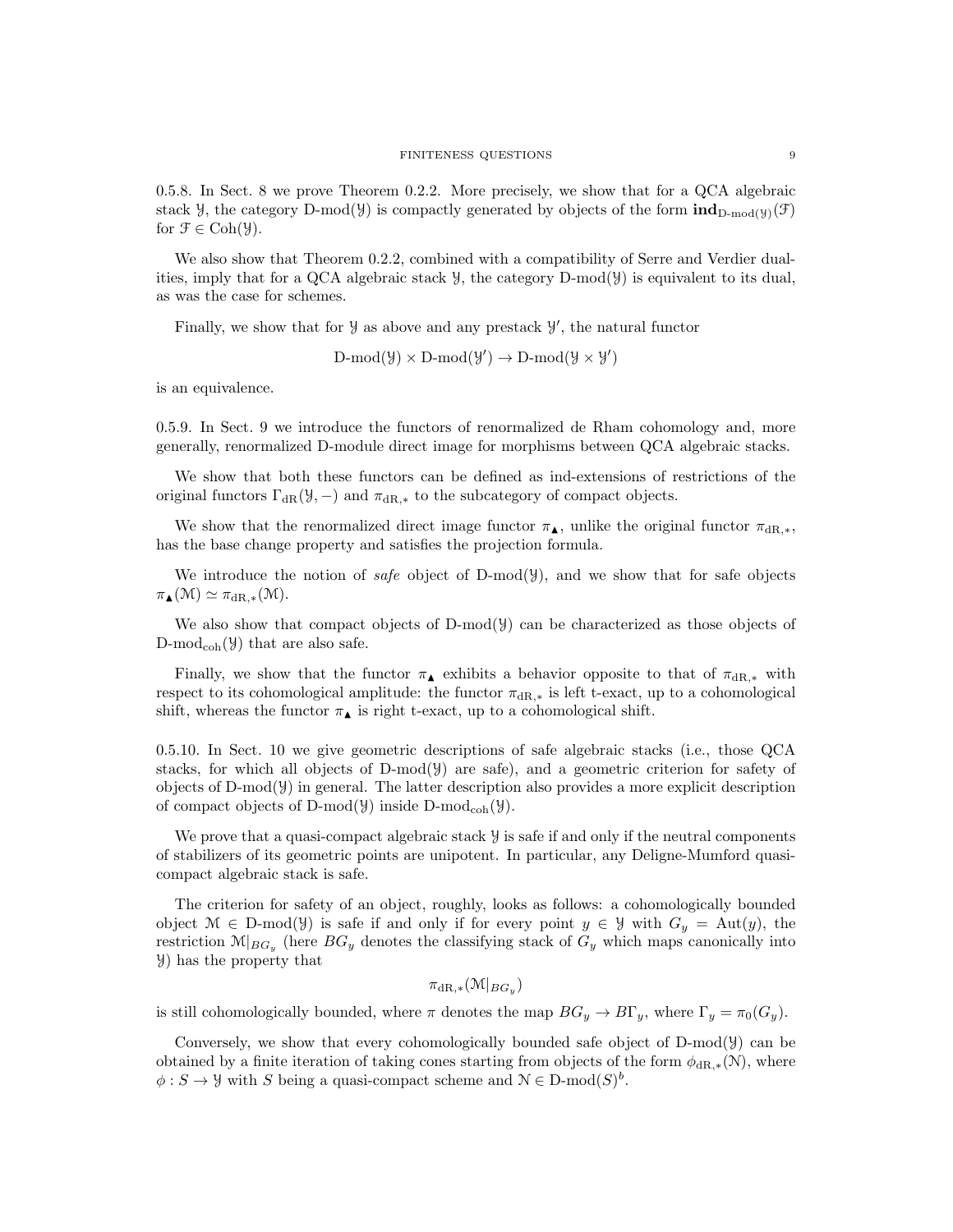0.5.8. In Sect. 8 we prove Theorem 0.2.2. More precisely, we show that for a QCA algebraic stack $\mathcal{Y}$, the category $\text{D-mod}(\mathcal{Y})$ is compactly generated by objects of the form $\mathbf{ind}_{\text{D-mod}(\mathcal{Y})}(\mathcal{F})$ for $\mathcal{F} \in \text{Coh}(\mathcal{Y})$.

We also show that Theorem 0.2.2, combined with a compatibility of Serre and Verdier dualities, imply that for a QCA algebraic stack $\mathcal{Y}$, the category $\text{D-mod}(\mathcal{Y})$ is equivalent to its dual, as was the case for schemes.

Finally, we show that for $\mathcal{Y}$ as above and any prestack $\mathcal{Y}'$, the natural functor

$$\text{D-mod}(\mathcal{Y}) \times \text{D-mod}(\mathcal{Y}') \to \text{D-mod}(\mathcal{Y} \times \mathcal{Y}')$$

is an equivalence.

0.5.9. In Sect. 9 we introduce the functors of renormalized de Rham cohomology and, more generally, renormalized D-module direct image for morphisms between QCA algebraic stacks.

We show that both these functors can be defined as ind-extensions of restrictions of the original functors $\Gamma_{\text{dR}}(\mathcal{Y}, -)$ and $\pi_{\text{dR},*}$ to the subcategory of compact objects.

We show that the renormalized direct image functor $\pi_\blacktriangle$, unlike the original functor $\pi_{\text{dR},*}$, has the base change property and satisfies the projection formula.

We introduce the notion of *safe* object of $\text{D-mod}(\mathcal{Y})$, and we show that for safe objects $\pi_\blacktriangle(\mathcal{M}) \simeq \pi_{\text{dR},*}(\mathcal{M})$.

We also show that compact objects of $\text{D-mod}(\mathcal{Y})$ can be characterized as those objects of $\text{D-mod}_{\text{coh}}(\mathcal{Y})$ that are also safe.

Finally, we show that the functor $\pi_\blacktriangle$ exhibits a behavior opposite to that of $\pi_{\text{dR},*}$ with respect to its cohomological amplitude: the functor $\pi_{\text{dR},*}$ is left t-exact, up to a cohomological shift, whereas the functor $\pi_\blacktriangle$ is right t-exact, up to a cohomological shift.

0.5.10. In Sect. 10 we give geometric descriptions of safe algebraic stacks (i.e., those QCA stacks, for which all objects of $\text{D-mod}(\mathcal{Y})$ are safe), and a geometric criterion for safety of objects of $\text{D-mod}(\mathcal{Y})$ in general. The latter description also provides a more explicit description of compact objects of $\text{D-mod}(\mathcal{Y})$ inside $\text{D-mod}_{\text{coh}}(\mathcal{Y})$.

We prove that a quasi-compact algebraic stack $\mathcal{Y}$ is safe if and only if the neutral components of stabilizers of its geometric points are unipotent. In particular, any Deligne-Mumford quasi-compact algebraic stack is safe.

The criterion for safety of an object, roughly, looks as follows: a cohomologically bounded object $\mathcal{M} \in \text{D-mod}(\mathcal{Y})$ is safe if and only if for every point $y \in \mathcal{Y}$ with $G_y = \text{Aut}(y)$, the restriction $\mathcal{M}|_{BG_y}$ (here $BG_y$ denotes the classifying stack of $G_y$ which maps canonically into $\mathcal{Y}$) has the property that

$$\pi_{\text{dR},*}(\mathcal{M}|_{BG_y})$$

is still cohomologically bounded, where $\pi$ denotes the map $BG_y \to B\Gamma_y$, where $\Gamma_y = \pi_0(G_y)$.

Conversely, we show that every cohomologically bounded safe object of $\text{D-mod}(\mathcal{Y})$ can be obtained by a finite iteration of taking cones starting from objects of the form $\phi_{\text{dR},*}(\mathcal{N})$, where $\phi : S \to \mathcal{Y}$ with $S$ being a quasi-compact scheme and $\mathcal{N} \in \text{D-mod}(S)^b$.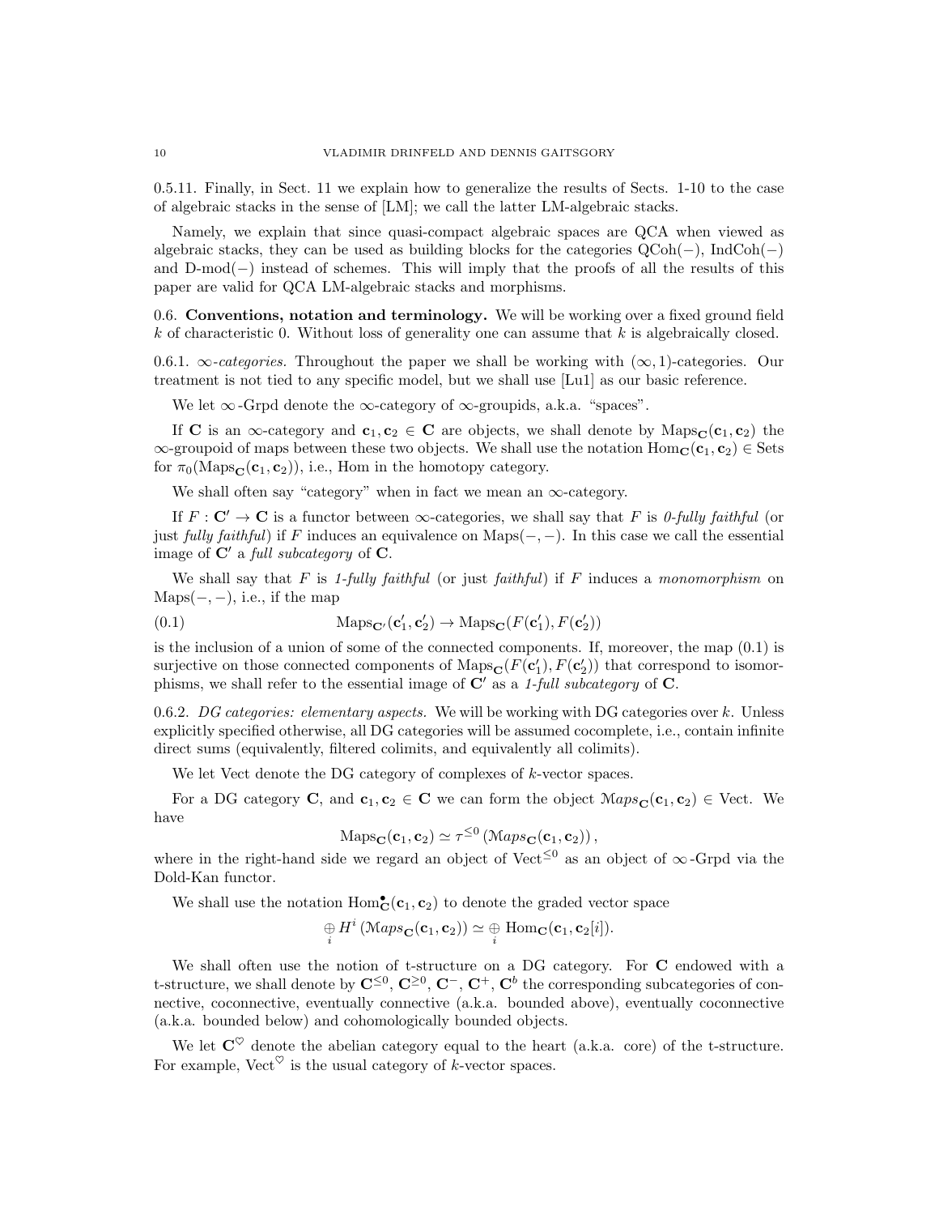0.5.11. Finally, in Sect. 11 we explain how to generalize the results of Sects. 1-10 to the case of algebraic stacks in the sense of [LM]; we call the latter LM-algebraic stacks.

Namely, we explain that since quasi-compact algebraic spaces are QCA when viewed as algebraic stacks, they can be used as building blocks for the categories $\mathrm{QCoh}(-)$, $\mathrm{IndCoh}(-)$ and $\text{D-mod}(-)$ instead of schemes. This will imply that the proofs of all the results of this paper are valid for QCA LM-algebraic stacks and morphisms.

## 0.6. Conventions, notation and terminology.

We will be working over a fixed ground field $k$ of characteristic 0. Without loss of generality one can assume that $k$ is algebraically closed.

0.6.1. *$\infty$-categories.* Throughout the paper we shall be working with $(\infty,1)$-categories. Our treatment is not tied to any specific model, but we shall use [Lu1] as our basic reference.

We let $\infty\text{-Grpd}$ denote the $\infty$-category of $\infty$-groupids, a.k.a. "spaces".

If $\mathbf{C}$ is an $\infty$-category and $\mathbf{c}_1, \mathbf{c}_2 \in \mathbf{C}$ are objects, we shall denote by $\mathrm{Maps}_{\mathbf{C}}(\mathbf{c}_1, \mathbf{c}_2)$ the $\infty$-groupoid of maps between these two objects. We shall use the notation $\mathrm{Hom}_{\mathbf{C}}(\mathbf{c}_1, \mathbf{c}_2) \in \mathrm{Sets}$ for $\pi_0(\mathrm{Maps}_{\mathbf{C}}(\mathbf{c}_1, \mathbf{c}_2))$, i.e., Hom in the homotopy category.

We shall often say "category" when in fact we mean an $\infty$-category.

If $F : \mathbf{C}' \to \mathbf{C}$ is a functor between $\infty$-categories, we shall say that $F$ is *0-fully faithful* (or just *fully faithful*) if $F$ induces an equivalence on $\mathrm{Maps}(-,-)$. In this case we call the essential image of $\mathbf{C}'$ a *full subcategory* of $\mathbf{C}$.

We shall say that $F$ is *1-fully faithful* (or just *faithful*) if $F$ induces a *monomorphism* on $\mathrm{Maps}(-,-)$, i.e., if the map

$$\mathrm{Maps}_{\mathbf{C}'}(\mathbf{c}'_1, \mathbf{c}'_2) \to \mathrm{Maps}_{\mathbf{C}}(F(\mathbf{c}'_1), F(\mathbf{c}'_2)) \tag{0.1}$$

is the inclusion of a union of some of the connected components. If, moreover, the map (0.1) is surjective on those connected components of $\mathrm{Maps}_{\mathbf{C}}(F(\mathbf{c}'_1), F(\mathbf{c}'_2))$ that correspond to isomorphisms, we shall refer to the essential image of $\mathbf{C}'$ as a *1-full subcategory* of $\mathbf{C}$.

0.6.2. *DG categories: elementary aspects.* We will be working with DG categories over $k$. Unless explicitly specified otherwise, all DG categories will be assumed cocomplete, i.e., contain infinite direct sums (equivalently, filtered colimits, and equivalently all colimits).

We let $\mathrm{Vect}$ denote the DG category of complexes of $k$-vector spaces.

For a DG category $\mathbf{C}$, and $\mathbf{c}_1, \mathbf{c}_2 \in \mathbf{C}$ we can form the object $\mathcal{M}aps_{\mathbf{C}}(\mathbf{c}_1, \mathbf{c}_2) \in \mathrm{Vect}$. We have

$$\mathrm{Maps}_{\mathbf{C}}(\mathbf{c}_1, \mathbf{c}_2) \simeq \tau^{\leq 0}\left(\mathcal{M}aps_{\mathbf{C}}(\mathbf{c}_1, \mathbf{c}_2)\right),$$

where in the right-hand side we regard an object of $\mathrm{Vect}^{\leq 0}$ as an object of $\infty\text{-Grpd}$ via the Dold-Kan functor.

We shall use the notation $\mathrm{Hom}^{\bullet}_{\mathbf{C}}(\mathbf{c}_1, \mathbf{c}_2)$ to denote the graded vector space

$$\underset{i}{\oplus}\, H^i\left(\mathcal{M}aps_{\mathbf{C}}(\mathbf{c}_1, \mathbf{c}_2)\right) \simeq \underset{i}{\oplus}\, \mathrm{Hom}_{\mathbf{C}}(\mathbf{c}_1, \mathbf{c}_2[i]).$$

We shall often use the notion of t-structure on a DG category. For $\mathbf{C}$ endowed with a t-structure, we shall denote by $\mathbf{C}^{\leq 0}$, $\mathbf{C}^{\geq 0}$, $\mathbf{C}^{-}$, $\mathbf{C}^{+}$, $\mathbf{C}^{b}$ the corresponding subcategories of connective, coconnective, eventually connective (a.k.a. bounded above), eventually coconnective (a.k.a. bounded below) and cohomologically bounded objects.

We let $\mathbf{C}^{\heartsuit}$ denote the abelian category equal to the heart (a.k.a. core) of the t-structure. For example, $\mathrm{Vect}^{\heartsuit}$ is the usual category of $k$-vector spaces.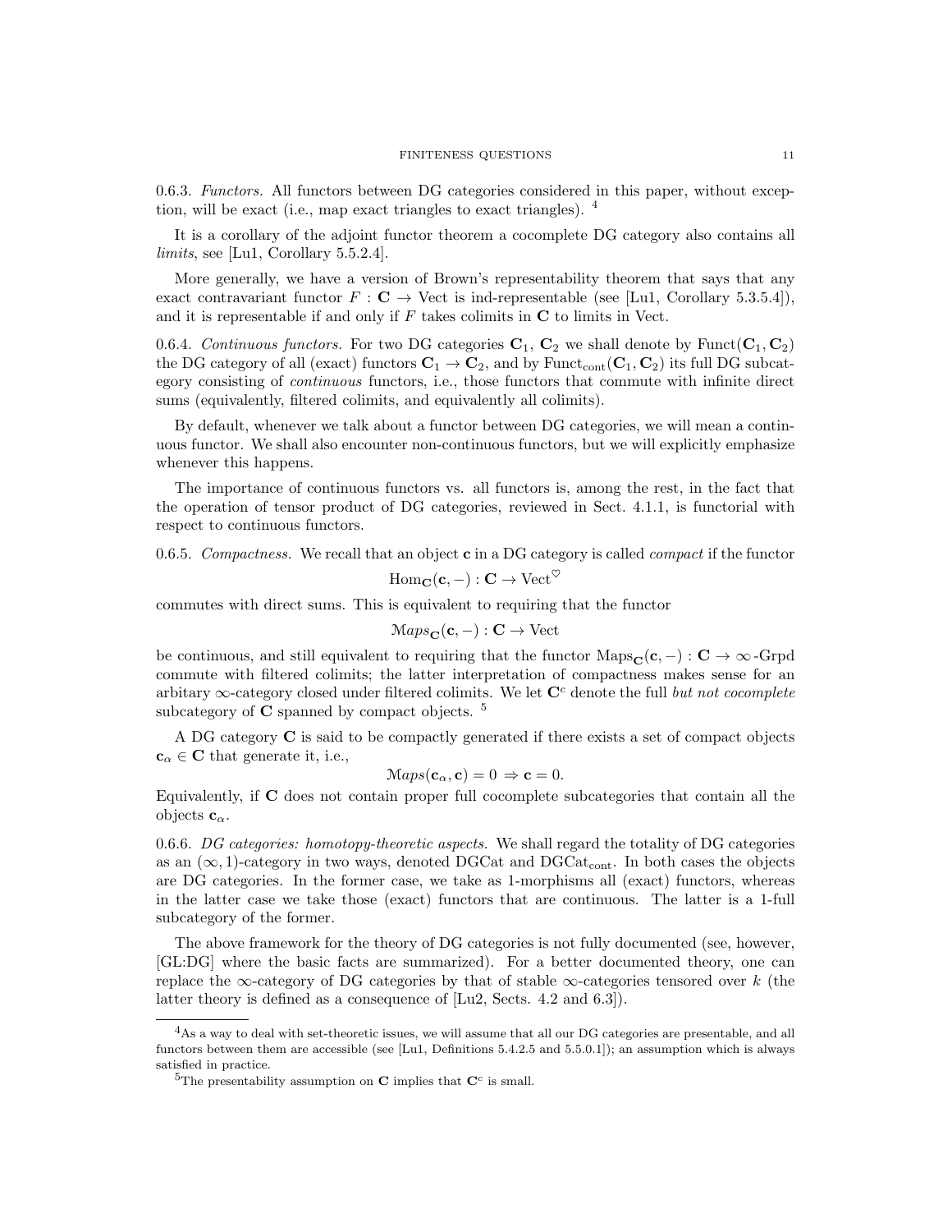0.6.3. *Functors.* All functors between DG categories considered in this paper, without exception, will be exact (i.e., map exact triangles to exact triangles). [4]

It is a corollary of the adjoint functor theorem a cocomplete DG category also contains all *limits*, see [Lu1, Corollary 5.5.2.4].

More generally, we have a version of Brown's representability theorem that says that any exact contravariant functor $F : \mathbf{C} \to \text{Vect}$ is ind-representable (see [Lu1, Corollary 5.3.5.4]), and it is representable if and only if $F$ takes colimits in $\mathbf{C}$ to limits in Vect.

0.6.4. *Continuous functors.* For two DG categories $\mathbf{C}_1$, $\mathbf{C}_2$ we shall denote by $\text{Funct}(\mathbf{C}_1, \mathbf{C}_2)$ the DG category of all (exact) functors $\mathbf{C}_1 \to \mathbf{C}_2$, and by $\text{Funct}_{\text{cont}}(\mathbf{C}_1, \mathbf{C}_2)$ its full DG subcategory consisting of *continuous* functors, i.e., those functors that commute with infinite direct sums (equivalently, filtered colimits, and equivalently all colimits).

By default, whenever we talk about a functor between DG categories, we will mean a continuous functor. We shall also encounter non-continuous functors, but we will explicitly emphasize whenever this happens.

The importance of continuous functors vs. all functors is, among the rest, in the fact that the operation of tensor product of DG categories, reviewed in Sect. 4.1.1, is functorial with respect to continuous functors.

0.6.5. *Compactness.* We recall that an object $\mathbf{c}$ in a DG category is called *compact* if the functor

$$\text{Hom}_{\mathbf{C}}(\mathbf{c}, -) : \mathbf{C} \to \text{Vect}^{\heartsuit}$$

commutes with direct sums. This is equivalent to requiring that the functor

$$\mathcal{M}aps_{\mathbf{C}}(\mathbf{c}, -) : \mathbf{C} \to \text{Vect}$$

be continuous, and still equivalent to requiring that the functor $\text{Maps}_{\mathbf{C}}(\mathbf{c}, -) : \mathbf{C} \to \infty\text{-Grpd}$ commute with filtered colimits; the latter interpretation of compactness makes sense for an arbitary $\infty$-category closed under filtered colimits. We let $\mathbf{C}^c$ denote the full *but not cocomplete* subcategory of $\mathbf{C}$ spanned by compact objects. [5]

A DG category $\mathbf{C}$ is said to be compactly generated if there exists a set of compact objects $\mathbf{c}_\alpha \in \mathbf{C}$ that generate it, i.e.,

$$\mathcal{M}aps(\mathbf{c}_\alpha, \mathbf{c}) = 0 \Rightarrow \mathbf{c} = 0.$$

Equivalently, if $\mathbf{C}$ does not contain proper full cocomplete subcategories that contain all the objects $\mathbf{c}_\alpha$.

0.6.6. *DG categories: homotopy-theoretic aspects.* We shall regard the totality of DG categories as an $(\infty, 1)$-category in two ways, denoted DGCat and $\text{DGCat}_{\text{cont}}$. In both cases the objects are DG categories. In the former case, we take as 1-morphisms all (exact) functors, whereas in the latter case we take those (exact) functors that are continuous. The latter is a 1-full subcategory of the former.

The above framework for the theory of DG categories is not fully documented (see, however, [GL:DG] where the basic facts are summarized). For a better documented theory, one can replace the $\infty$-category of DG categories by that of stable $\infty$-categories tensored over $k$ (the latter theory is defined as a consequence of [Lu2, Sects. 4.2 and 6.3]).

---

[4] As a way to deal with set-theoretic issues, we will assume that all our DG categories are presentable, and all functors between them are accessible (see [Lu1, Definitions 5.4.2.5 and 5.5.0.1]); an assumption which is always satisfied in practice.

[5] The presentability assumption on $\mathbf{C}$ implies that $\mathbf{C}^c$ is small.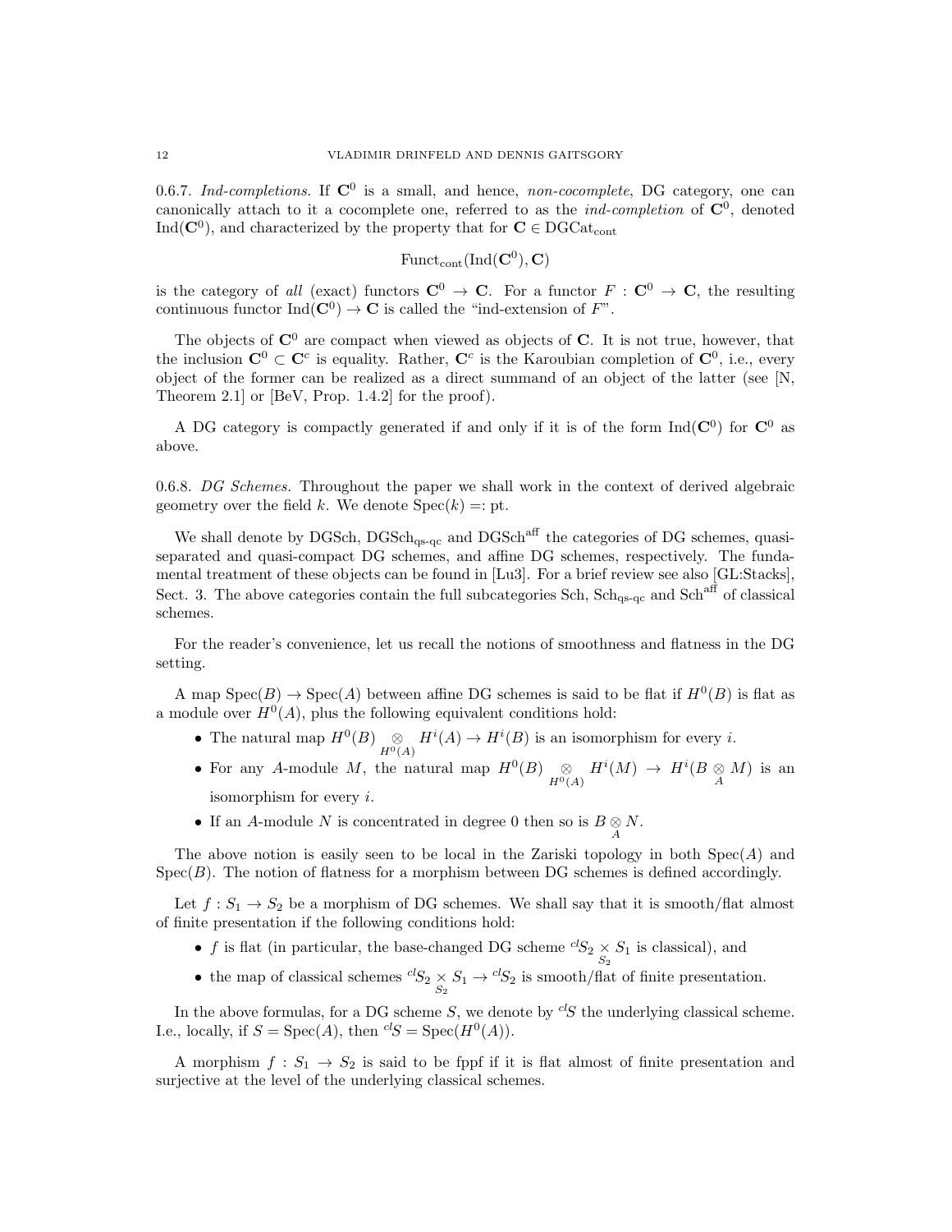0.6.7. *Ind-completions.* If $\mathbf{C}^0$ is a small, and hence, *non-cocomplete*, DG category, one can canonically attach to it a cocomplete one, referred to as the *ind-completion* of $\mathbf{C}^0$, denoted $\mathrm{Ind}(\mathbf{C}^0)$, and characterized by the property that for $\mathbf{C} \in \mathrm{DGCat}_{\mathrm{cont}}$

$$\mathrm{Funct}_{\mathrm{cont}}(\mathrm{Ind}(\mathbf{C}^0), \mathbf{C})$$

is the category of *all* (exact) functors $\mathbf{C}^0 \to \mathbf{C}$. For a functor $F : \mathbf{C}^0 \to \mathbf{C}$, the resulting continuous functor $\mathrm{Ind}(\mathbf{C}^0) \to \mathbf{C}$ is called the "ind-extension of $F$".

The objects of $\mathbf{C}^0$ are compact when viewed as objects of $\mathbf{C}$. It is not true, however, that the inclusion $\mathbf{C}^0 \subset \mathbf{C}^c$ is equality. Rather, $\mathbf{C}^c$ is the Karoubian completion of $\mathbf{C}^0$, i.e., every object of the former can be realized as a direct summand of an object of the latter (see [N, Theorem 2.1] or [BeV, Prop. 1.4.2] for the proof).

A DG category is compactly generated if and only if it is of the form $\mathrm{Ind}(\mathbf{C}^0)$ for $\mathbf{C}^0$ as above.

0.6.8. *DG Schemes.* Throughout the paper we shall work in the context of derived algebraic geometry over the field $k$. We denote $\mathrm{Spec}(k) =: \mathrm{pt}$.

We shall denote by $\mathrm{DGSch}$, $\mathrm{DGSch}_{\text{qs-qc}}$ and $\mathrm{DGSch}^{\mathrm{aff}}$ the categories of DG schemes, quasi-separated and quasi-compact DG schemes, and affine DG schemes, respectively. The fundamental treatment of these objects can be found in [Lu3]. For a brief review see also [GL:Stacks], Sect. 3. The above categories contain the full subcategories $\mathrm{Sch}$, $\mathrm{Sch}_{\text{qs-qc}}$ and $\mathrm{Sch}^{\mathrm{aff}}$ of classical schemes.

For the reader's convenience, let us recall the notions of smoothness and flatness in the DG setting.

A map $\mathrm{Spec}(B) \to \mathrm{Spec}(A)$ between affine DG schemes is said to be flat if $H^0(B)$ is flat as a module over $H^0(A)$, plus the following equivalent conditions hold:

- The natural map $H^0(B) \underset{H^0(A)}{\otimes} H^i(A) \to H^i(B)$ is an isomorphism for every $i$.
- For any $A$-module $M$, the natural map $H^0(B) \underset{H^0(A)}{\otimes} H^i(M) \to H^i(B \underset{A}{\otimes} M)$ is an isomorphism for every $i$.
- If an $A$-module $N$ is concentrated in degree 0 then so is $B \underset{A}{\otimes} N$.

The above notion is easily seen to be local in the Zariski topology in both $\mathrm{Spec}(A)$ and $\mathrm{Spec}(B)$. The notion of flatness for a morphism between DG schemes is defined accordingly.

Let $f : S_1 \to S_2$ be a morphism of DG schemes. We shall say that it is smooth/flat almost of finite presentation if the following conditions hold:

- $f$ is flat (in particular, the base-changed DG scheme ${}^{cl}S_2 \underset{S_2}{\times} S_1$ is classical), and
- the map of classical schemes ${}^{cl}S_2 \underset{S_2}{\times} S_1 \to {}^{cl}S_2$ is smooth/flat of finite presentation.

In the above formulas, for a DG scheme $S$, we denote by ${}^{cl}S$ the underlying classical scheme. I.e., locally, if $S = \mathrm{Spec}(A)$, then ${}^{cl}S = \mathrm{Spec}(H^0(A))$.

A morphism $f : S_1 \to S_2$ is said to be fppf if it is flat almost of finite presentation and surjective at the level of the underlying classical schemes.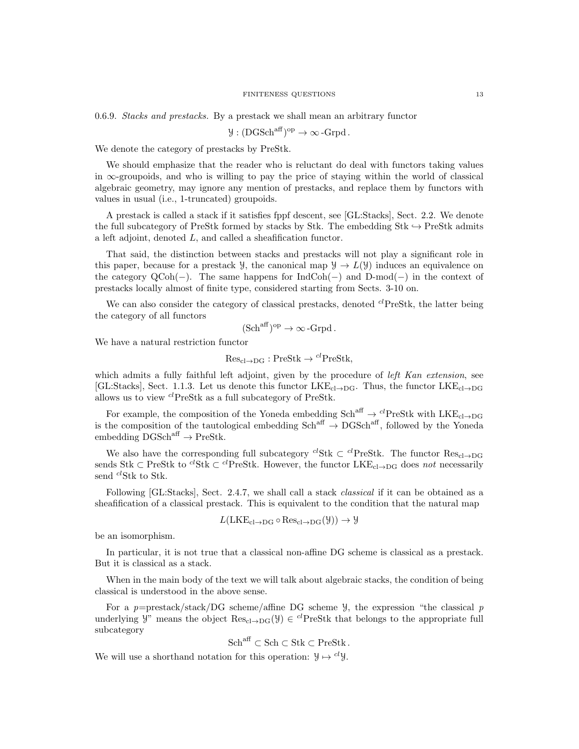0.6.9. *Stacks and prestacks.* By a prestack we shall mean an arbitrary functor

$$\mathcal{Y} : (\mathrm{DGSch}^{\mathrm{aff}})^{\mathrm{op}} \to \infty\text{-Grpd}\,.$$

We denote the category of prestacks by PreStk.

We should emphasize that the reader who is reluctant do deal with functors taking values in $\infty$-groupoids, and who is willing to pay the price of staying within the world of classical algebraic geometry, may ignore any mention of prestacks, and replace them by functors with values in usual (i.e., 1-truncated) groupoids.

A prestack is called a stack if it satisfies fppf descent, see [GL:Stacks], Sect. 2.2. We denote the full subcategory of PreStk formed by stacks by Stk. The embedding $\mathrm{Stk} \hookrightarrow \mathrm{PreStk}$ admits a left adjoint, denoted $L$, and called a sheafification functor.

That said, the distinction between stacks and prestacks will not play a significant role in this paper, because for a prestack $\mathcal{Y}$, the canonical map $\mathcal{Y} \to L(\mathcal{Y})$ induces an equivalence on the category $\mathrm{QCoh}(-)$. The same happens for $\mathrm{IndCoh}(-)$ and $\text{D-mod}(-)$ in the context of prestacks locally almost of finite type, considered starting from Sects. 3-10 on.

We can also consider the category of classical prestacks, denoted ${}^{cl}\mathrm{PreStk}$, the latter being the category of all functors

$$(\mathrm{Sch}^{\mathrm{aff}})^{\mathrm{op}} \to \infty\text{-Grpd}\,.$$

We have a natural restriction functor

$$\mathrm{Res}_{\mathrm{cl}\to\mathrm{DG}} : \mathrm{PreStk} \to {}^{cl}\mathrm{PreStk},$$

which admits a fully faithful left adjoint, given by the procedure of *left Kan extension*, see [GL:Stacks], Sect. 1.1.3. Let us denote this functor $\mathrm{LKE}_{\mathrm{cl}\to\mathrm{DG}}$. Thus, the functor $\mathrm{LKE}_{\mathrm{cl}\to\mathrm{DG}}$ allows us to view ${}^{cl}\mathrm{PreStk}$ as a full subcategory of PreStk.

For example, the composition of the Yoneda embedding $\mathrm{Sch}^{\mathrm{aff}} \to {}^{cl}\mathrm{PreStk}$ with $\mathrm{LKE}_{\mathrm{cl}\to\mathrm{DG}}$ is the composition of the tautological embedding $\mathrm{Sch}^{\mathrm{aff}} \to \mathrm{DGSch}^{\mathrm{aff}}$, followed by the Yoneda embedding $\mathrm{DGSch}^{\mathrm{aff}} \to \mathrm{PreStk}$.

We also have the corresponding full subcategory ${}^{cl}\mathrm{Stk} \subset {}^{cl}\mathrm{PreStk}$. The functor $\mathrm{Res}_{\mathrm{cl}\to\mathrm{DG}}$ sends $\mathrm{Stk} \subset \mathrm{PreStk}$ to ${}^{cl}\mathrm{Stk} \subset {}^{cl}\mathrm{PreStk}$. However, the functor $\mathrm{LKE}_{\mathrm{cl}\to\mathrm{DG}}$ does *not* necessarily send ${}^{cl}\mathrm{Stk}$ to Stk.

Following [GL:Stacks], Sect. 2.4.7, we shall call a stack *classical* if it can be obtained as a sheafification of a classical prestack. This is equivalent to the condition that the natural map

$$L(\mathrm{LKE}_{\mathrm{cl}\to\mathrm{DG}} \circ \mathrm{Res}_{\mathrm{cl}\to\mathrm{DG}}(\mathcal{Y})) \to \mathcal{Y}$$

be an isomorphism.

In particular, it is not true that a classical non-affine DG scheme is classical as a prestack. But it is classical as a stack.

When in the main body of the text we will talk about algebraic stacks, the condition of being classical is understood in the above sense.

For a $p$=prestack/stack/DG scheme/affine DG scheme $\mathcal{Y}$, the expression "the classical $p$ underlying $\mathcal{Y}$" means the object $\mathrm{Res}_{\mathrm{cl}\to\mathrm{DG}}(\mathcal{Y}) \in {}^{cl}\mathrm{PreStk}$ that belongs to the appropriate full subcategory

$$\mathrm{Sch}^{\mathrm{aff}} \subset \mathrm{Sch} \subset \mathrm{Stk} \subset \mathrm{PreStk}\,.$$

We will use a shorthand notation for this operation: $\mathcal{Y} \mapsto {}^{cl}\mathcal{Y}$.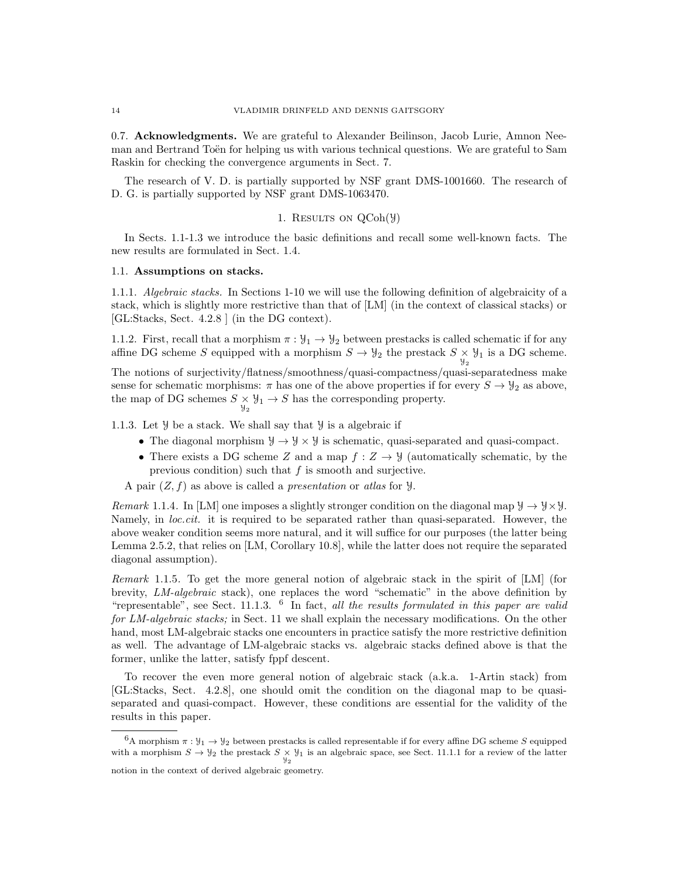0.7. **Acknowledgments.** We are grateful to Alexander Beilinson, Jacob Lurie, Amnon Neeman and Bertrand Toën for helping us with various technical questions. We are grateful to Sam Raskin for checking the convergence arguments in Sect. 7.

The research of V. D. is partially supported by NSF grant DMS-1001660. The research of D. G. is partially supported by NSF grant DMS-1063470.

## 1. Results on $\operatorname{QCoh}(\mathcal{Y})$

In Sects. 1.1-1.3 we introduce the basic definitions and recall some well-known facts. The new results are formulated in Sect. 1.4.

### 1.1. Assumptions on stacks.

1.1.1. *Algebraic stacks.* In Sections 1-10 we will use the following definition of algebraicity of a stack, which is slightly more restrictive than that of [LM] (in the context of classical stacks) or [GL:Stacks, Sect. 4.2.8 ] (in the DG context).

1.1.2. First, recall that a morphism $\pi : \mathcal{Y}_1 \to \mathcal{Y}_2$ between prestacks is called schematic if for any affine DG scheme $S$ equipped with a morphism $S \to \mathcal{Y}_2$ the prestack $S \underset{\mathcal{Y}_2}{\times} \mathcal{Y}_1$ is a DG scheme. The notions of surjectivity/flatness/smoothness/quasi-compactness/quasi-separatedness make sense for schematic morphisms: $\pi$ has one of the above properties if for every $S \to \mathcal{Y}_2$ as above, the map of DG schemes $S \underset{\mathcal{Y}_2}{\times} \mathcal{Y}_1 \to S$ has the corresponding property.

1.1.3. Let $\mathcal{Y}$ be a stack. We shall say that $\mathcal{Y}$ is a algebraic if

- The diagonal morphism $\mathcal{Y} \to \mathcal{Y} \times \mathcal{Y}$ is schematic, quasi-separated and quasi-compact.
- There exists a DG scheme $Z$ and a map $f : Z \to \mathcal{Y}$ (automatically schematic, by the previous condition) such that $f$ is smooth and surjective.

A pair $(Z, f)$ as above is called a *presentation* or *atlas* for $\mathcal{Y}$.

*Remark* 1.1.4. In [LM] one imposes a slightly stronger condition on the diagonal map $\mathcal{Y} \to \mathcal{Y} \times \mathcal{Y}$. Namely, in *loc.cit.* it is required to be separated rather than quasi-separated. However, the above weaker condition seems more natural, and it will suffice for our purposes (the latter being Lemma 2.5.2, that relies on [LM, Corollary 10.8], while the latter does not require the separated diagonal assumption).

*Remark* 1.1.5. To get the more general notion of algebraic stack in the spirit of [LM] (for brevity, *LM-algebraic* stack), one replaces the word "schematic" in the above definition by "representable", see Sect. 11.1.3. [6] In fact, *all the results formulated in this paper are valid for LM-algebraic stacks;* in Sect. 11 we shall explain the necessary modifications. On the other hand, most LM-algebraic stacks one encounters in practice satisfy the more restrictive definition as well. The advantage of LM-algebraic stacks vs. algebraic stacks defined above is that the former, unlike the latter, satisfy fppf descent.

To recover the even more general notion of algebraic stack (a.k.a. 1-Artin stack) from [GL:Stacks, Sect. 4.2.8], one should omit the condition on the diagonal map to be quasi-separated and quasi-compact. However, these conditions are essential for the validity of the results in this paper.

---

[6] A morphism $\pi : \mathcal{Y}_1 \to \mathcal{Y}_2$ between prestacks is called representable if for every affine DG scheme $S$ equipped with a morphism $S \to \mathcal{Y}_2$ the prestack $S \underset{\mathcal{Y}_2}{\times} \mathcal{Y}_1$ is an algebraic space, see Sect. 11.1.1 for a review of the latter notion in the context of derived algebraic geometry.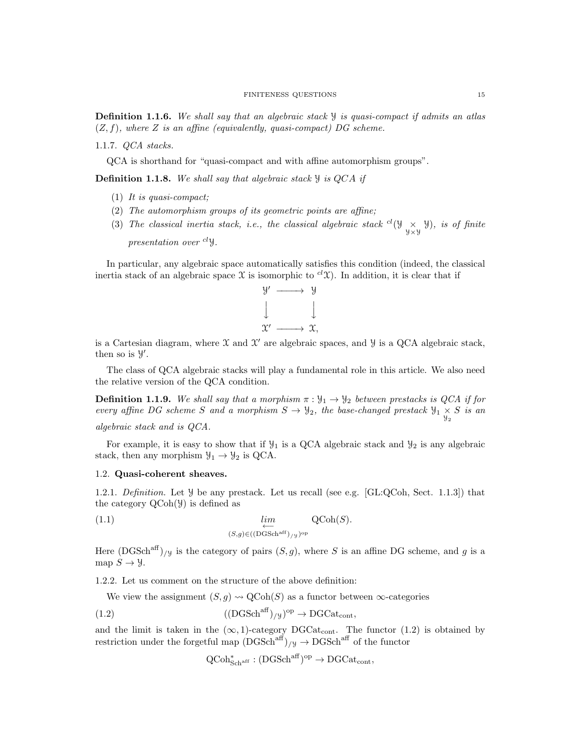**Definition 1.1.6.** *We shall say that an algebraic stack $\mathcal{Y}$ is quasi-compact if admits an atlas $(Z, f)$, where $Z$ is an affine (equivalently, quasi-compact) DG scheme.*

1.1.7. *QCA stacks.*

QCA is shorthand for "quasi-compact and with affine automorphism groups".

**Definition 1.1.8.** *We shall say that algebraic stack $\mathcal{Y}$ is QCA if*

1. *It is quasi-compact;*
2. *The automorphism groups of its geometric points are affine;*
3. *The classical inertia stack, i.e., the classical algebraic stack ${}^{cl}(\mathcal{Y} \underset{\mathcal{Y}\times\mathcal{Y}}{\times} \mathcal{Y})$, is of finite presentation over ${}^{cl}\mathcal{Y}$.*

In particular, any algebraic space automatically satisfies this condition (indeed, the classical inertia stack of an algebraic space $\mathcal{X}$ is isomorphic to ${}^{cl}\mathcal{X}$). In addition, it is clear that if

$$
\begin{array}{ccc}
\mathcal{Y}' & \longrightarrow & \mathcal{Y} \\
\downarrow & & \downarrow \\
\mathcal{X}' & \longrightarrow & \mathcal{X},
\end{array}
$$

is a Cartesian diagram, where $\mathcal{X}$ and $\mathcal{X}'$ are algebraic spaces, and $\mathcal{Y}$ is a QCA algebraic stack, then so is $\mathcal{Y}'$.

The class of QCA algebraic stacks will play a fundamental role in this article. We also need the relative version of the QCA condition.

**Definition 1.1.9.** *We shall say that a morphism $\pi : \mathcal{Y}_1 \to \mathcal{Y}_2$ between prestacks is QCA if for every affine DG scheme $S$ and a morphism $S \to \mathcal{Y}_2$, the base-changed prestack $\mathcal{Y}_1 \underset{\mathcal{Y}_2}{\times} S$ is an algebraic stack and is QCA.*

For example, it is easy to show that if $\mathcal{Y}_1$ is a QCA algebraic stack and $\mathcal{Y}_2$ is any algebraic stack, then any morphism $\mathcal{Y}_1 \to \mathcal{Y}_2$ is QCA.

## 1.2. Quasi-coherent sheaves.

1.2.1. *Definition.* Let $\mathcal{Y}$ be any prestack. Let us recall (see e.g. [GL:QCoh, Sect. 1.1.3]) that the category $\mathrm{QCoh}(\mathcal{Y})$ is defined as

$$
\underset{(S,g)\in((\mathrm{DGSch}^{\mathrm{aff}})_{/\mathcal{Y}})^{\mathrm{op}}}{\underleftarrow{lim}} \mathrm{QCoh}(S). \tag{1.1}
$$

Here $(\mathrm{DGSch}^{\mathrm{aff}})_{/\mathcal{Y}}$ is the category of pairs $(S, g)$, where $S$ is an affine DG scheme, and $g$ is a map $S \to \mathcal{Y}$.

1.2.2. Let us comment on the structure of the above definition:

We view the assignment $(S, g) \rightsquigarrow \mathrm{QCoh}(S)$ as a functor between $\infty$-categories

$$
((\mathrm{DGSch}^{\mathrm{aff}})_{/\mathcal{Y}})^{\mathrm{op}} \to \mathrm{DGCat}_{\mathrm{cont}}, \tag{1.2}
$$

and the limit is taken in the $(\infty, 1)$-category $\mathrm{DGCat}_{\mathrm{cont}}$. The functor (1.2) is obtained by restriction under the forgetful map $(\mathrm{DGSch}^{\mathrm{aff}})_{/\mathcal{Y}} \to \mathrm{DGSch}^{\mathrm{aff}}$ of the functor

$$
\mathrm{QCoh}^*_{\mathrm{Sch}^{\mathrm{aff}}} : (\mathrm{DGSch}^{\mathrm{aff}})^{\mathrm{op}} \to \mathrm{DGCat}_{\mathrm{cont}},
$$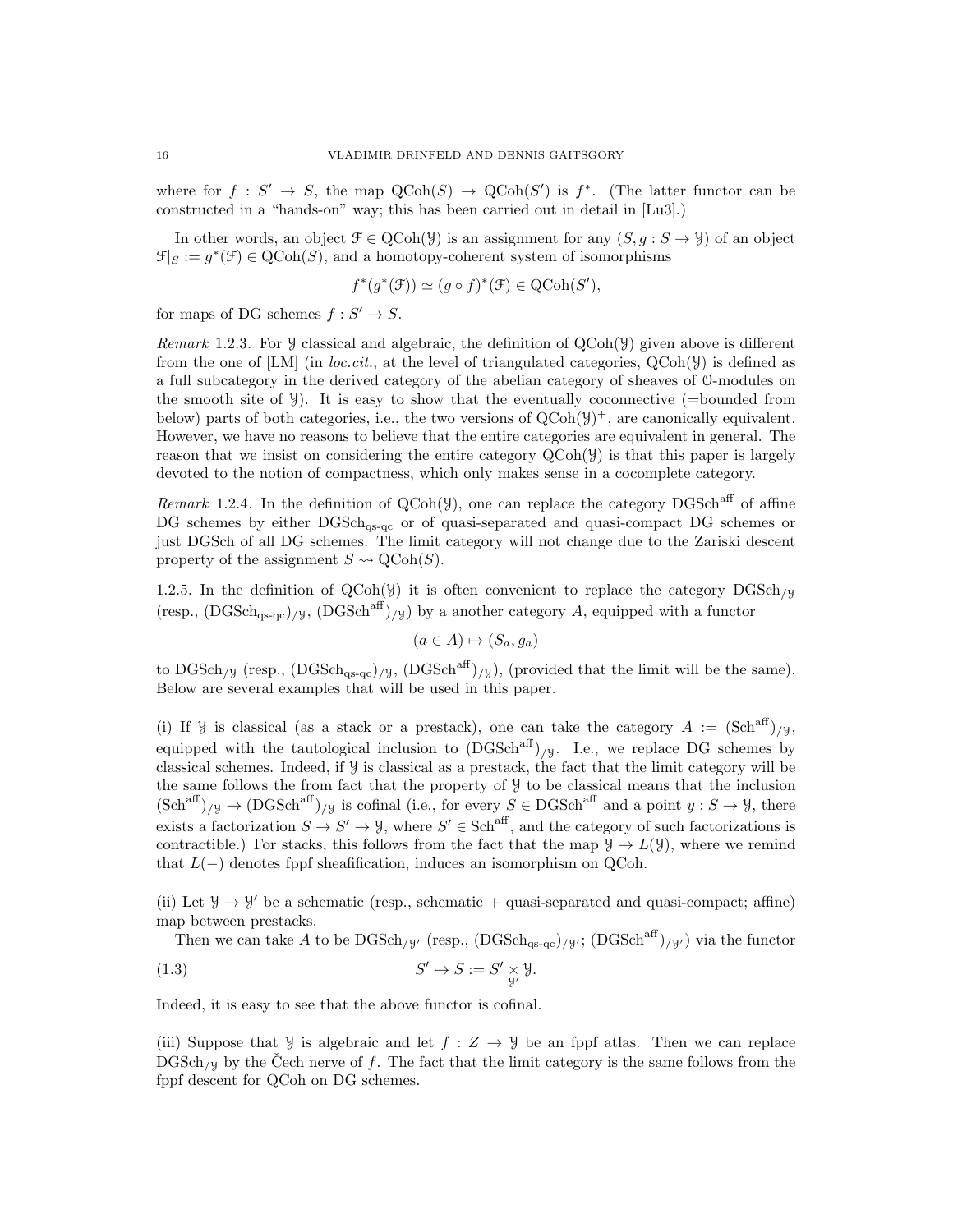where for $f : S' \to S$, the map $\mathrm{QCoh}(S) \to \mathrm{QCoh}(S')$ is $f^*$. (The latter functor can be constructed in a "hands-on" way; this has been carried out in detail in [Lu3].)

In other words, an object $\mathcal{F} \in \mathrm{QCoh}(\mathcal{Y})$ is an assignment for any $(S, g : S \to \mathcal{Y})$ of an object $\mathcal{F}|_S := g^*(\mathcal{F}) \in \mathrm{QCoh}(S)$, and a homotopy-coherent system of isomorphisms

$$f^*(g^*(\mathcal{F})) \simeq (g \circ f)^*(\mathcal{F}) \in \mathrm{QCoh}(S'),$$

for maps of DG schemes $f : S' \to S$.

*Remark* 1.2.3. For $\mathcal{Y}$ classical and algebraic, the definition of $\mathrm{QCoh}(\mathcal{Y})$ given above is different from the one of [LM] (in *loc.cit.*, at the level of triangulated categories, $\mathrm{QCoh}(\mathcal{Y})$ is defined as a full subcategory in the derived category of the abelian category of sheaves of $\mathcal{O}$-modules on the smooth site of $\mathcal{Y}$). It is easy to show that the eventually coconnective (=bounded from below) parts of both categories, i.e., the two versions of $\mathrm{QCoh}(\mathcal{Y})^+$, are canonically equivalent. However, we have no reasons to believe that the entire categories are equivalent in general. The reason that we insist on considering the entire category $\mathrm{QCoh}(\mathcal{Y})$ is that this paper is largely devoted to the notion of compactness, which only makes sense in a cocomplete category.

*Remark* 1.2.4. In the definition of $\mathrm{QCoh}(\mathcal{Y})$, one can replace the category $\mathrm{DGSch}^{\mathrm{aff}}$ of affine DG schemes by either $\mathrm{DGSch}_{\mathrm{qs\text{-}qc}}$ or of quasi-separated and quasi-compact DG schemes or just $\mathrm{DGSch}$ of all DG schemes. The limit category will not change due to the Zariski descent property of the assignment $S \rightsquigarrow \mathrm{QCoh}(S)$.

1.2.5. In the definition of $\mathrm{QCoh}(\mathcal{Y})$ it is often convenient to replace the category $\mathrm{DGSch}_{/\mathcal{Y}}$ (resp., $(\mathrm{DGSch}_{\mathrm{qs\text{-}qc}})_{/\mathcal{Y}}$, $(\mathrm{DGSch}^{\mathrm{aff}})_{/\mathcal{Y}}$) by a another category $A$, equipped with a functor

$$(a \in A) \mapsto (S_a, g_a)$$

to $\mathrm{DGSch}_{/\mathcal{Y}}$ (resp., $(\mathrm{DGSch}_{\mathrm{qs\text{-}qc}})_{/\mathcal{Y}}$, $(\mathrm{DGSch}^{\mathrm{aff}})_{/\mathcal{Y}}$), (provided that the limit will be the same). Below are several examples that will be used in this paper.

(i) If $\mathcal{Y}$ is classical (as a stack or a prestack), one can take the category $A := (\mathrm{Sch}^{\mathrm{aff}})_{/\mathcal{Y}}$, equipped with the tautological inclusion to $(\mathrm{DGSch}^{\mathrm{aff}})_{/\mathcal{Y}}$. I.e., we replace DG schemes by classical schemes. Indeed, if $\mathcal{Y}$ is classical as a prestack, the fact that the limit category will be the same follows the from fact that the property of $\mathcal{Y}$ to be classical means that the inclusion $(\mathrm{Sch}^{\mathrm{aff}})_{/\mathcal{Y}} \to (\mathrm{DGSch}^{\mathrm{aff}})_{/\mathcal{Y}}$ is cofinal (i.e., for every $S \in \mathrm{DGSch}^{\mathrm{aff}}$ and a point $y : S \to \mathcal{Y}$, there exists a factorization $S \to S' \to \mathcal{Y}$, where $S' \in \mathrm{Sch}^{\mathrm{aff}}$, and the category of such factorizations is contractible.) For stacks, this follows from the fact that the map $\mathcal{Y} \to L(\mathcal{Y})$, where we remind that $L(-)$ denotes fppf sheafification, induces an isomorphism on QCoh.

(ii) Let $\mathcal{Y} \to \mathcal{Y}'$ be a schematic (resp., schematic + quasi-separated and quasi-compact; affine) map between prestacks.

Then we can take $A$ to be $\mathrm{DGSch}_{/\mathcal{Y}'}$ (resp., $(\mathrm{DGSch}_{\mathrm{qs\text{-}qc}})_{/\mathcal{Y}'}$; $(\mathrm{DGSch}^{\mathrm{aff}})_{/\mathcal{Y}'}$) via the functor

$$S' \mapsto S := S' \underset{\mathcal{Y}'}{\times} \mathcal{Y}. \tag{1.3}$$

Indeed, it is easy to see that the above functor is cofinal.

(iii) Suppose that $\mathcal{Y}$ is algebraic and let $f : Z \to \mathcal{Y}$ be an fppf atlas. Then we can replace $\mathrm{DGSch}_{/\mathcal{Y}}$ by the Čech nerve of $f$. The fact that the limit category is the same follows from the fppf descent for QCoh on DG schemes.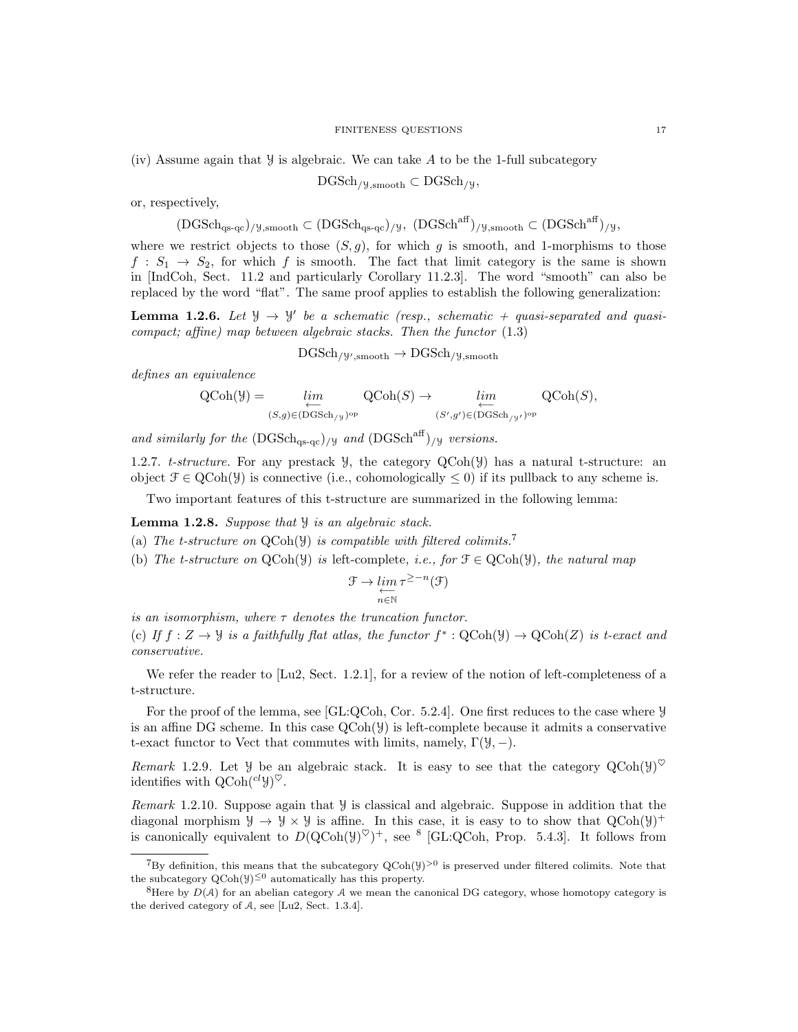(iv) Assume again that $\mathcal{Y}$ is algebraic. We can take $A$ to be the 1-full subcategory

$$\mathrm{DGSch}_{/\mathcal{Y},\mathrm{smooth}} \subset \mathrm{DGSch}_{/\mathcal{Y}},$$

or, respectively,

$$(\mathrm{DGSch}_{\mathrm{qs\text{-}qc}})_{/\mathcal{Y},\mathrm{smooth}} \subset (\mathrm{DGSch}_{\mathrm{qs\text{-}qc}})_{/\mathcal{Y}},\ (\mathrm{DGSch}^{\mathrm{aff}})_{/\mathcal{Y},\mathrm{smooth}} \subset (\mathrm{DGSch}^{\mathrm{aff}})_{/\mathcal{Y}},$$

where we restrict objects to those $(S, g)$, for which $g$ is smooth, and 1-morphisms to those $f : S_1 \to S_2$, for which $f$ is smooth. The fact that limit category is the same is shown in [IndCoh, Sect. 11.2 and particularly Corollary 11.2.3]. The word "smooth" can also be replaced by the word "flat". The same proof applies to establish the following generalization:

**Lemma 1.2.6.** *Let $\mathcal{Y} \to \mathcal{Y}'$ be a schematic (resp., schematic + quasi-separated and quasi-compact; affine) map between algebraic stacks. Then the functor* (1.3)

$$\mathrm{DGSch}_{/\mathcal{Y}',\mathrm{smooth}} \to \mathrm{DGSch}_{/\mathcal{Y},\mathrm{smooth}}$$

*defines an equivalence*

$$\mathrm{QCoh}(\mathcal{Y}) = \underset{(S,g)\in(\mathrm{DGSch}_{/\mathcal{Y}})^{\mathrm{op}}}{\underleftarrow{lim}} \mathrm{QCoh}(S) \to \underset{(S',g')\in(\mathrm{DGSch}_{/\mathcal{Y}'})^{\mathrm{op}}}{\underleftarrow{lim}} \mathrm{QCoh}(S),$$

*and similarly for the $(\mathrm{DGSch}_{\mathrm{qs\text{-}qc}})_{/\mathcal{Y}}$ and $(\mathrm{DGSch}^{\mathrm{aff}})_{/\mathcal{Y}}$ versions.*

1.2.7. *t-structure.* For any prestack $\mathcal{Y}$, the category $\mathrm{QCoh}(\mathcal{Y})$ has a natural t-structure: an object $\mathcal{F} \in \mathrm{QCoh}(\mathcal{Y})$ is connective (i.e., cohomologically $\leq 0$) if its pullback to any scheme is.

Two important features of this t-structure are summarized in the following lemma:

**Lemma 1.2.8.** *Suppose that $\mathcal{Y}$ is an algebraic stack.*

(a) *The t-structure on $\mathrm{QCoh}(\mathcal{Y})$ is compatible with filtered colimits.*[7]

(b) *The t-structure on $\mathrm{QCoh}(\mathcal{Y})$ is* left-complete, *i.e., for $\mathcal{F} \in \mathrm{QCoh}(\mathcal{Y})$, the natural map*

$$\mathcal{F} \to \underset{n\in\mathbb{N}}{\underleftarrow{lim}}\, \tau^{\geq -n}(\mathcal{F})$$

*is an isomorphism, where $\tau$ denotes the truncation functor.*

(c) *If $f : Z \to \mathcal{Y}$ is a faithfully flat atlas, the functor $f^* : \mathrm{QCoh}(\mathcal{Y}) \to \mathrm{QCoh}(Z)$ is t-exact and conservative.*

We refer the reader to [Lu2, Sect. 1.2.1], for a review of the notion of left-completeness of a t-structure.

For the proof of the lemma, see [GL:QCoh, Cor. 5.2.4]. One first reduces to the case where $\mathcal{Y}$ is an affine DG scheme. In this case $\mathrm{QCoh}(\mathcal{Y})$ is left-complete because it admits a conservative t-exact functor to Vect that commutes with limits, namely, $\Gamma(\mathcal{Y}, -)$.

*Remark* 1.2.9. Let $\mathcal{Y}$ be an algebraic stack. It is easy to see that the category $\mathrm{QCoh}(\mathcal{Y})^{\heartsuit}$ identifies with $\mathrm{QCoh}({}^{cl}\mathcal{Y})^{\heartsuit}$.

*Remark* 1.2.10. Suppose again that $\mathcal{Y}$ is classical and algebraic. Suppose in addition that the diagonal morphism $\mathcal{Y} \to \mathcal{Y} \times \mathcal{Y}$ is affine. In this case, it is easy to to show that $\mathrm{QCoh}(\mathcal{Y})^{+}$ is canonically equivalent to $D(\mathrm{QCoh}(\mathcal{Y})^{\heartsuit})^{+}$, see [8] [GL:QCoh, Prop. 5.4.3]. It follows from

---

[7] By definition, this means that the subcategory $\mathrm{QCoh}(\mathcal{Y})^{>0}$ is preserved under filtered colimits. Note that the subcategory $\mathrm{QCoh}(\mathcal{Y})^{\leq 0}$ automatically has this property.

[8] Here by $D(\mathcal{A})$ for an abelian category $\mathcal{A}$ we mean the canonical DG category, whose homotopy category is the derived category of $\mathcal{A}$, see [Lu2, Sect. 1.3.4].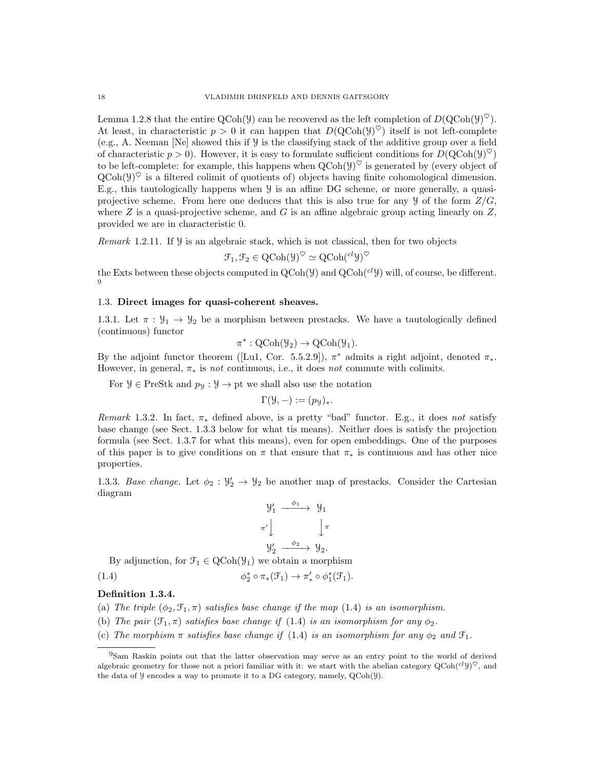Lemma 1.2.8 that the entire $\mathrm{QCoh}(\mathcal{Y})$ can be recovered as the left completion of $D(\mathrm{QCoh}(\mathcal{Y})^\heartsuit)$. At least, in characteristic $p > 0$ it can happen that $D(\mathrm{QCoh}(\mathcal{Y})^\heartsuit)$ itself is not left-complete (e.g., A. Neeman [Ne] showed this if $\mathcal{Y}$ is the classifying stack of the additive group over a field of characteristic $p > 0$). However, it is easy to formulate sufficient conditions for $D(\mathrm{QCoh}(\mathcal{Y})^\heartsuit)$ to be left-complete: for example, this happens when $\mathrm{QCoh}(\mathcal{Y})^\heartsuit$ is generated by (every object of $\mathrm{QCoh}(\mathcal{Y})^\heartsuit$ is a filtered colimit of quotients of) objects having finite cohomological dimension. E.g., this tautologically happens when $\mathcal{Y}$ is an affine DG scheme, or more generally, a quasi-projective scheme. From here one deduces that this is also true for any $\mathcal{Y}$ of the form $Z/G$, where $Z$ is a quasi-projective scheme, and $G$ is an affine algebraic group acting linearly on $Z$, provided we are in characteristic 0.

*Remark* 1.2.11. If $\mathcal{Y}$ is an algebraic stack, which is not classical, then for two objects

$$\mathcal{F}_1, \mathcal{F}_2 \in \mathrm{QCoh}(\mathcal{Y})^\heartsuit \simeq \mathrm{QCoh}({}^{cl}\mathcal{Y})^\heartsuit$$

the Exts between these objects computed in $\mathrm{QCoh}(\mathcal{Y})$ and $\mathrm{QCoh}({}^{cl}\mathcal{Y})$ will, of course, be different. [9]

## 1.3. Direct images for quasi-coherent sheaves.

1.3.1. Let $\pi : \mathcal{Y}_1 \to \mathcal{Y}_2$ be a morphism between prestacks. We have a tautologically defined (continuous) functor

$$\pi^* : \mathrm{QCoh}(\mathcal{Y}_2) \to \mathrm{QCoh}(\mathcal{Y}_1).$$

By the adjoint functor theorem ([Lu1, Cor. 5.5.2.9]), $\pi^*$ admits a right adjoint, denoted $\pi_*$. However, in general, $\pi_*$ is *not* continuous, i.e., it does *not* commute with colimits.

For $\mathcal{Y} \in \mathrm{PreStk}$ and $p_\mathcal{Y} : \mathcal{Y} \to \mathrm{pt}$ we shall also use the notation

$$\Gamma(\mathcal{Y}, -) := (p_\mathcal{Y})_*.$$

*Remark* 1.3.2. In fact, $\pi_*$ defined above, is a pretty "bad" functor. E.g., it does *not* satisfy base change (see Sect. 1.3.3 below for what tis means). Neither does is satisfy the projection formula (see Sect. 1.3.7 for what this means), even for open embeddings. One of the purposes of this paper is to give conditions on $\pi$ that ensure that $\pi_*$ is continuous and has other nice properties.

1.3.3. *Base change.* Let $\phi_2 : \mathcal{Y}_2' \to \mathcal{Y}_2$ be another map of prestacks. Consider the Cartesian diagram

$$\begin{array}{ccc} \mathcal{Y}_1' & \xrightarrow{\phi_1} & \mathcal{Y}_1 \\ {\scriptstyle \pi'}\downarrow & & \downarrow{\scriptstyle \pi} \\ \mathcal{Y}_2' & \xrightarrow{\phi_2} & \mathcal{Y}_2. \end{array}$$

By adjunction, for $\mathcal{F}_1 \in \mathrm{QCoh}(\mathcal{Y}_1)$ we obtain a morphism

$$\phi_2^* \circ \pi_*(\mathcal{F}_1) \to \pi'_* \circ \phi_1^*(\mathcal{F}_1). \tag{1.4}$$

**Definition 1.3.4.**

(a) *The triple $(\phi_2, \mathcal{F}_1, \pi)$ satisfies base change if the map (1.4) is an isomorphism.*

(b) *The pair $(\mathcal{F}_1, \pi)$ satisfies base change if (1.4) is an isomorphism for any $\phi_2$.*

(c) *The morphism $\pi$ satisfies base change if (1.4) is an isomorphism for any $\phi_2$ and $\mathcal{F}_1$.*

[9] Sam Raskin points out that the latter observation may serve as an entry point to the world of derived algebraic geometry for those not a priori familiar with it: we start with the abelian category $\mathrm{QCoh}({}^{cl}\mathcal{Y})^\heartsuit$, and the data of $\mathcal{Y}$ encodes a way to promote it to a DG category, namely, $\mathrm{QCoh}(\mathcal{Y})$.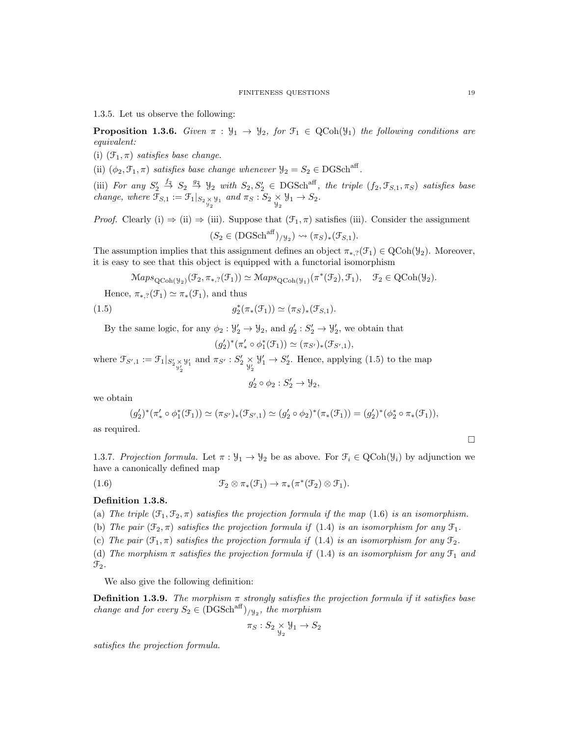1.3.5. Let us observe the following:

**Proposition 1.3.6.** *Given $\pi : \mathcal{Y}_1 \to \mathcal{Y}_2$, for $\mathcal{F}_1 \in \operatorname{QCoh}(\mathcal{Y}_1)$ the following conditions are equivalent:*

(i) *$(\mathcal{F}_1, \pi)$ satisfies base change.*

(ii) *$(\phi_2, \mathcal{F}_1, \pi)$ satisfies base change whenever $\mathcal{Y}_2 = S_2 \in \operatorname{DGSch}^{\operatorname{aff}}$.*

(iii) *For any $S_2' \overset{f_2}{\to} S_2 \overset{g_2}{\to} \mathcal{Y}_2$ with $S_2, S_2' \in \operatorname{DGSch}^{\operatorname{aff}}$, the triple $(f_2, \mathcal{F}_{S,1}, \pi_S)$ satisfies base change, where $\mathcal{F}_{S,1} := \mathcal{F}_1|_{S_2 \underset{\mathcal{Y}_2}{\times} \mathcal{Y}_1}$ and $\pi_S : S_2 \underset{\mathcal{Y}_2}{\times} \mathcal{Y}_1 \to S_2$.*

*Proof.* Clearly (i) $\Rightarrow$ (ii) $\Rightarrow$ (iii). Suppose that $(\mathcal{F}_1, \pi)$ satisfies (iii). Consider the assignment

$$(S_2 \in (\operatorname{DGSch}^{\operatorname{aff}})_{/\mathcal{Y}_2}) \rightsquigarrow (\pi_S)_*(\mathcal{F}_{S,1}).$$

The assumption implies that this assignment defines an object $\pi_{*,?}(\mathcal{F}_1) \in \operatorname{QCoh}(\mathcal{Y}_2)$. Moreover, it is easy to see that this object is equipped with a functorial isomorphism

$$\mathcal{M}aps_{\operatorname{QCoh}(\mathcal{Y}_2)}(\mathcal{F}_2, \pi_{*,?}(\mathcal{F}_1)) \simeq \mathcal{M}aps_{\operatorname{QCoh}(\mathcal{Y}_1)}(\pi^*(\mathcal{F}_2), \mathcal{F}_1), \quad \mathcal{F}_2 \in \operatorname{QCoh}(\mathcal{Y}_2).$$

Hence, $\pi_{*,?}(\mathcal{F}_1) \simeq \pi_*(\mathcal{F}_1)$, and thus

$$g_2^*(\pi_*(\mathcal{F}_1)) \simeq (\pi_S)_*(\mathcal{F}_{S,1}). \tag{1.5}$$

By the same logic, for any $\phi_2 : \mathcal{Y}_2' \to \mathcal{Y}_2$, and $g_2' : S_2' \to \mathcal{Y}_2'$, we obtain that

$$(g_2')^*(\pi_*' \circ \phi_1^*(\mathcal{F}_1)) \simeq (\pi_{S'})_*(\mathcal{F}_{S',1}),$$

where $\mathcal{F}_{S',1} := \mathcal{F}_1|_{S_2' \underset{\mathcal{Y}_2'}{\times} \mathcal{Y}_1'}$ and $\pi_{S'} : S_2' \underset{\mathcal{Y}_2'}{\times} \mathcal{Y}_1' \to S_2'$. Hence, applying (1.5) to the map

$$g_2' \circ \phi_2 : S_2' \to \mathcal{Y}_2,$$

we obtain

$$(g_2')^*(\pi_*' \circ \phi_1^*(\mathcal{F}_1)) \simeq (\pi_{S'})_*(\mathcal{F}_{S',1}) \simeq (g_2' \circ \phi_2)^*(\pi_*(\mathcal{F}_1)) = (g_2')^*(\phi_2^* \circ \pi_*(\mathcal{F}_1)),$$

as required.

$\square$

1.3.7. *Projection formula.* Let $\pi : \mathcal{Y}_1 \to \mathcal{Y}_2$ be as above. For $\mathcal{F}_i \in \operatorname{QCoh}(\mathcal{Y}_i)$ by adjunction we have a canonically defined map

$$\mathcal{F}_2 \otimes \pi_*(\mathcal{F}_1) \to \pi_*(\pi^*(\mathcal{F}_2) \otimes \mathcal{F}_1). \tag{1.6}$$

**Definition 1.3.8.**

(a) *The triple $(\mathcal{F}_1, \mathcal{F}_2, \pi)$ satisfies the projection formula if the map (1.6) is an isomorphism.*

(b) *The pair $(\mathcal{F}_2, \pi)$ satisfies the projection formula if (1.4) is an isomorphism for any $\mathcal{F}_1$.*

(c) *The pair $(\mathcal{F}_1, \pi)$ satisfies the projection formula if (1.4) is an isomorphism for any $\mathcal{F}_2$.*

(d) *The morphism $\pi$ satisfies the projection formula if (1.4) is an isomorphism for any $\mathcal{F}_1$ and $\mathcal{F}_2$.*

We also give the following definition:

**Definition 1.3.9.** *The morphism $\pi$ strongly satisfies the projection formula if it satisfies base change and for every $S_2 \in (\operatorname{DGSch}^{\operatorname{aff}})_{/\mathcal{Y}_2}$, the morphism*

$$\pi_S : S_2 \underset{\mathcal{Y}_2}{\times} \mathcal{Y}_1 \to S_2$$

*satisfies the projection formula.*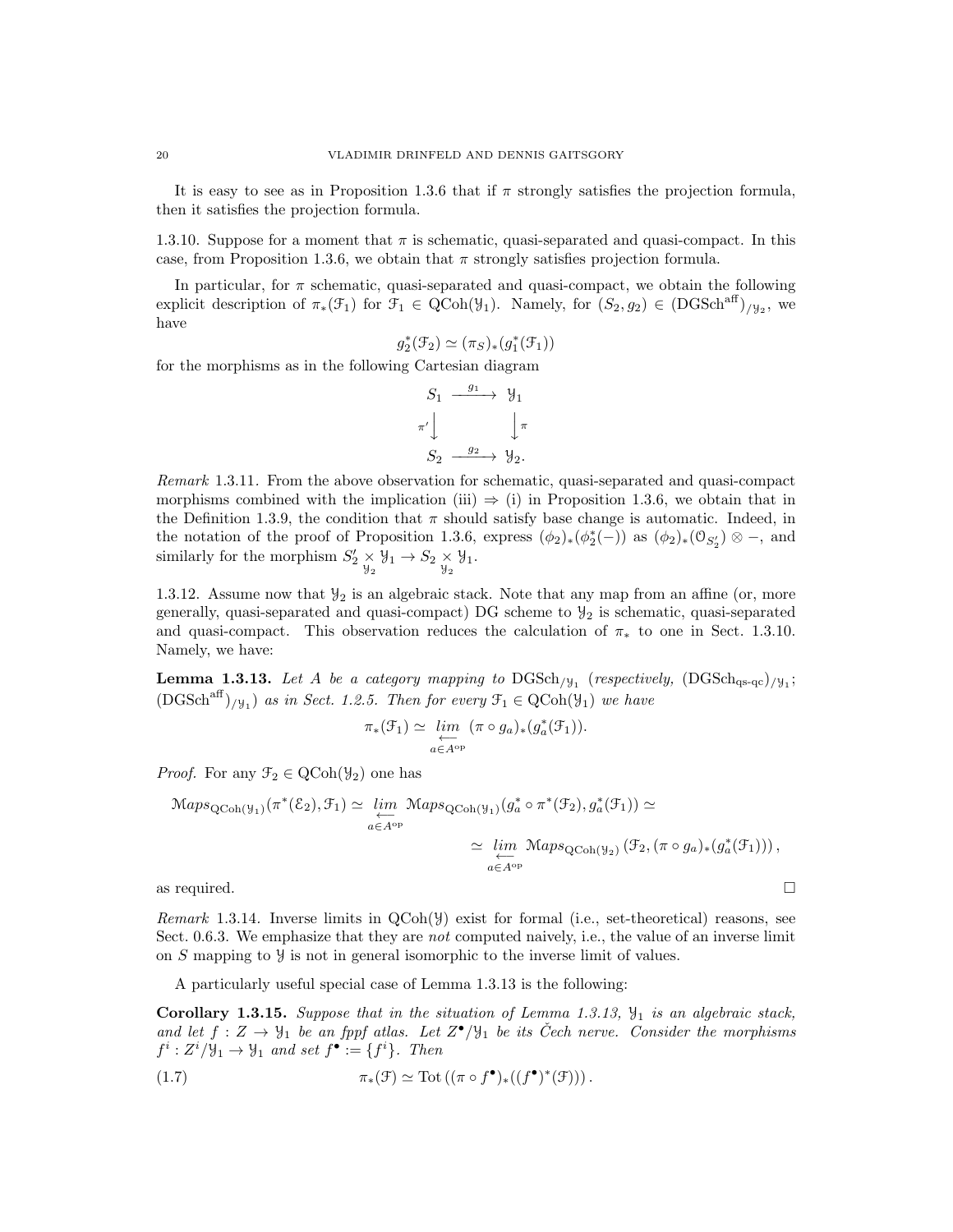It is easy to see as in Proposition 1.3.6 that if $\pi$ strongly satisfies the projection formula, then it satisfies the projection formula.

1.3.10. Suppose for a moment that $\pi$ is schematic, quasi-separated and quasi-compact. In this case, from Proposition 1.3.6, we obtain that $\pi$ strongly satisfies projection formula.

In particular, for $\pi$ schematic, quasi-separated and quasi-compact, we obtain the following explicit description of $\pi_*(\mathcal{F}_1)$ for $\mathcal{F}_1 \in \mathrm{QCoh}(\mathcal{Y}_1)$. Namely, for $(S_2, g_2) \in (\mathrm{DGSch}^{\mathrm{aff}})_{/\mathcal{Y}_2}$, we have

$$g_2^*(\mathcal{F}_2) \simeq (\pi_S)_*(g_1^*(\mathcal{F}_1))$$

for the morphisms as in the following Cartesian diagram

$$\begin{array}{ccc} S_1 & \xrightarrow{g_1} & \mathcal{Y}_1 \\ {\scriptstyle \pi'}\big\downarrow & & \big\downarrow{\scriptstyle \pi} \\ S_2 & \xrightarrow{g_2} & \mathcal{Y}_2. \end{array}$$

*Remark* 1.3.11. From the above observation for schematic, quasi-separated and quasi-compact morphisms combined with the implication (iii) $\Rightarrow$ (i) in Proposition 1.3.6, we obtain that in the Definition 1.3.9, the condition that $\pi$ should satisfy base change is automatic. Indeed, in the notation of the proof of Proposition 1.3.6, express $(\phi_2)_*(\phi_2^*(-))$ as $(\phi_2)_*(\mathcal{O}_{S_2'}) \otimes -$, and similarly for the morphism $S_2' \underset{\mathcal{Y}_2}{\times} \mathcal{Y}_1 \to S_2 \underset{\mathcal{Y}_2}{\times} \mathcal{Y}_1$.

1.3.12. Assume now that $\mathcal{Y}_2$ is an algebraic stack. Note that any map from an affine (or, more generally, quasi-separated and quasi-compact) DG scheme to $\mathcal{Y}_2$ is schematic, quasi-separated and quasi-compact. This observation reduces the calculation of $\pi_*$ to one in Sect. 1.3.10. Namely, we have:

**Lemma 1.3.13.** *Let $A$ be a category mapping to $\mathrm{DGSch}_{/\mathcal{Y}_1}$ (respectively, $(\mathrm{DGSch}_{\mathrm{qs\text{-}qc}})_{/\mathcal{Y}_1}$; $(\mathrm{DGSch}^{\mathrm{aff}})_{/\mathcal{Y}_1}$) as in Sect. 1.2.5. Then for every $\mathcal{F}_1 \in \mathrm{QCoh}(\mathcal{Y}_1)$ we have*

$$\pi_*(\mathcal{F}_1) \simeq \underset{a \in A^{\mathrm{op}}}{\underleftarrow{lim}} \ (\pi \circ g_a)_*(g_a^*(\mathcal{F}_1)).$$

*Proof.* For any $\mathcal{F}_2 \in \mathrm{QCoh}(\mathcal{Y}_2)$ one has

$$\mathcal{M}aps_{\mathrm{QCoh}(\mathcal{Y}_1)}(\pi^*(\mathcal{E}_2), \mathcal{F}_1) \simeq \underset{a \in A^{\mathrm{op}}}{\underleftarrow{lim}} \ \mathcal{M}aps_{\mathrm{QCoh}(\mathcal{Y}_1)}(g_a^* \circ \pi^*(\mathcal{F}_2), g_a^*(\mathcal{F}_1)) \simeq$$

$$\simeq \underset{a \in A^{\mathrm{op}}}{\underleftarrow{lim}} \ \mathcal{M}aps_{\mathrm{QCoh}(\mathcal{Y}_2)}\left(\mathcal{F}_2, (\pi \circ g_a)_*(g_a^*(\mathcal{F}_1))\right),$$

as required. $\square$

*Remark* 1.3.14. Inverse limits in $\mathrm{QCoh}(\mathcal{Y})$ exist for formal (i.e., set-theoretical) reasons, see Sect. 0.6.3. We emphasize that they are *not* computed naively, i.e., the value of an inverse limit on $S$ mapping to $\mathcal{Y}$ is not in general isomorphic to the inverse limit of values.

A particularly useful special case of Lemma 1.3.13 is the following:

**Corollary 1.3.15.** *Suppose that in the situation of Lemma 1.3.13, $\mathcal{Y}_1$ is an algebraic stack, and let $f : Z \to \mathcal{Y}_1$ be an fppf atlas. Let $Z^\bullet/\mathcal{Y}_1$ be its Čech nerve. Consider the morphisms $f^i : Z^i/\mathcal{Y}_1 \to \mathcal{Y}_1$ and set $f^\bullet := \{f^i\}$. Then*

$$\pi_*(\mathcal{F}) \simeq \mathrm{Tot}\left((\pi \circ f^\bullet)_*((f^\bullet)^*(\mathcal{F}))\right). \tag{1.7}$$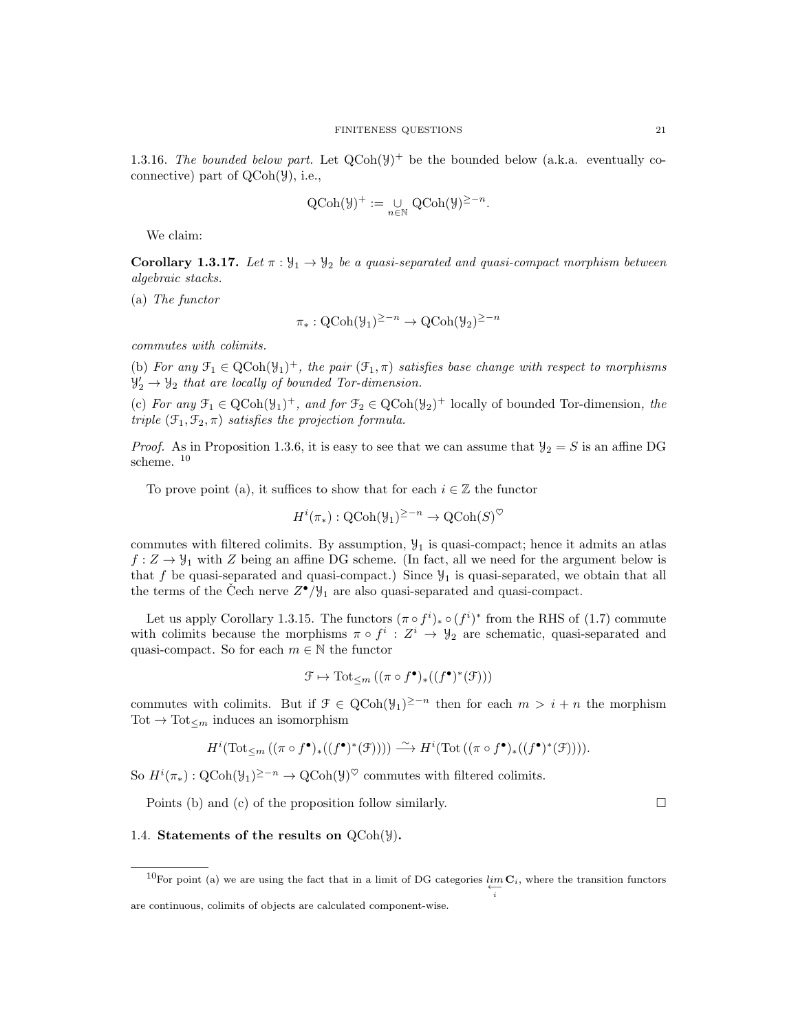1.3.16. *The bounded below part.* Let $\mathrm{QCoh}(\mathcal{Y})^+$ be the bounded below (a.k.a. eventually coconnective) part of $\mathrm{QCoh}(\mathcal{Y})$, i.e.,

$$\mathrm{QCoh}(\mathcal{Y})^+ := \underset{n\in\mathbb{N}}{\cup} \mathrm{QCoh}(\mathcal{Y})^{\geq -n}.$$

We claim:

**Corollary 1.3.17.** *Let $\pi : \mathcal{Y}_1 \to \mathcal{Y}_2$ be a quasi-separated and quasi-compact morphism between algebraic stacks.*

*(a) The functor*

$$\pi_* : \mathrm{QCoh}(\mathcal{Y}_1)^{\geq -n} \to \mathrm{QCoh}(\mathcal{Y}_2)^{\geq -n}$$

*commutes with colimits.*

*(b) For any $\mathcal{F}_1 \in \mathrm{QCoh}(\mathcal{Y}_1)^+$, the pair $(\mathcal{F}_1, \pi)$ satisfies base change with respect to morphisms $\mathcal{Y}_2' \to \mathcal{Y}_2$ that are locally of bounded Tor-dimension.*

*(c) For any $\mathcal{F}_1 \in \mathrm{QCoh}(\mathcal{Y}_1)^+$, and for $\mathcal{F}_2 \in \mathrm{QCoh}(\mathcal{Y}_2)^+$* locally of bounded Tor-dimension*, the triple $(\mathcal{F}_1, \mathcal{F}_2, \pi)$ satisfies the projection formula.*

*Proof.* As in Proposition 1.3.6, it is easy to see that we can assume that $\mathcal{Y}_2 = S$ is an affine DG scheme. [10]

To prove point (a), it suffices to show that for each $i \in \mathbb{Z}$ the functor

$$H^i(\pi_*) : \mathrm{QCoh}(\mathcal{Y}_1)^{\geq -n} \to \mathrm{QCoh}(S)^{\heartsuit}$$

commutes with filtered colimits. By assumption, $\mathcal{Y}_1$ is quasi-compact; hence it admits an atlas $f : Z \to \mathcal{Y}_1$ with $Z$ being an affine DG scheme. (In fact, all we need for the argument below is that $f$ be quasi-separated and quasi-compact.) Since $\mathcal{Y}_1$ is quasi-separated, we obtain that all the terms of the Čech nerve $Z^\bullet/\mathcal{Y}_1$ are also quasi-separated and quasi-compact.

Let us apply Corollary 1.3.15. The functors $(\pi \circ f^i)_* \circ (f^i)^*$ from the RHS of (1.7) commute with colimits because the morphisms $\pi \circ f^i : Z^i \to \mathcal{Y}_2$ are schematic, quasi-separated and quasi-compact. So for each $m \in \mathbb{N}$ the functor

$$\mathcal{F} \mapsto \mathrm{Tot}_{\leq m}\left((\pi \circ f^\bullet)_*((f^\bullet)^*(\mathcal{F}))\right)$$

commutes with colimits. But if $\mathcal{F} \in \mathrm{QCoh}(\mathcal{Y}_1)^{\geq -n}$ then for each $m > i+n$ the morphism $\mathrm{Tot} \to \mathrm{Tot}_{\leq m}$ induces an isomorphism

$$H^i(\mathrm{Tot}_{\leq m}\left((\pi \circ f^\bullet)_*((f^\bullet)^*(\mathcal{F}))\right)) \xrightarrow{\sim} H^i(\mathrm{Tot}\left((\pi \circ f^\bullet)_*((f^\bullet)^*(\mathcal{F}))\right)).$$

So $H^i(\pi_*) : \mathrm{QCoh}(\mathcal{Y}_1)^{\geq -n} \to \mathrm{QCoh}(\mathcal{Y})^{\heartsuit}$ commutes with filtered colimits.

Points (b) and (c) of the proposition follow similarly. $\square$

## 1.4. Statements of the results on $\mathrm{QCoh}(\mathcal{Y})$.

[10] For point (a) we are using the fact that in a limit of DG categories $\underset{i}{\overleftarrow{lim}}\, \mathbf{C}_i$, where the transition functors are continuous, colimits of objects are calculated component-wise.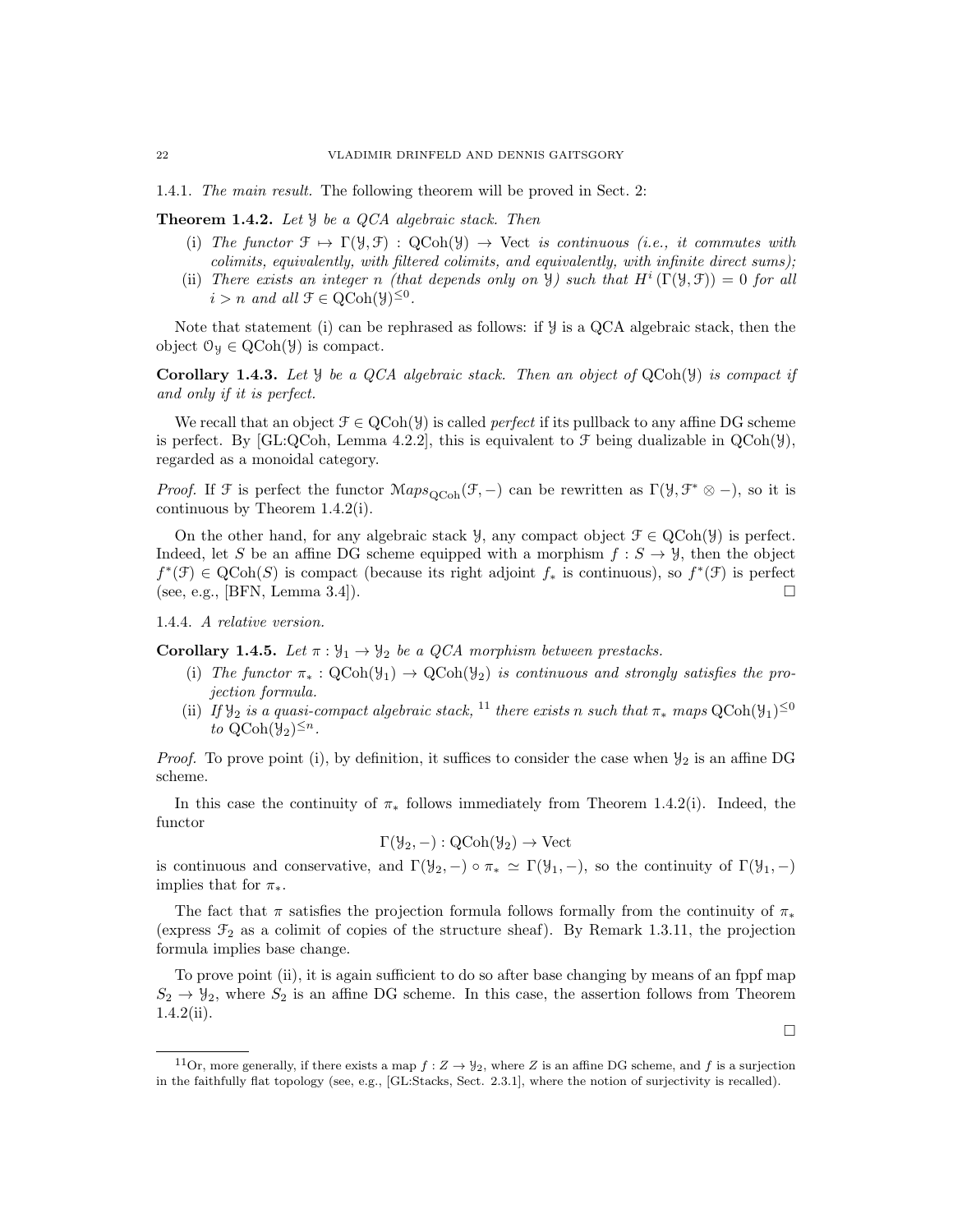1.4.1. *The main result.* The following theorem will be proved in Sect. 2:

**Theorem 1.4.2.** *Let $\mathcal{Y}$ be a QCA algebraic stack. Then*

(i) *The functor $\mathcal{F} \mapsto \Gamma(\mathcal{Y}, \mathcal{F}) : \mathrm{QCoh}(\mathcal{Y}) \to \mathrm{Vect}$ is continuous (i.e., it commutes with colimits, equivalently, with filtered colimits, and equivalently, with infinite direct sums);*

(ii) *There exists an integer $n$ (that depends only on $\mathcal{Y}$) such that $H^i(\Gamma(\mathcal{Y}, \mathcal{F})) = 0$ for all $i > n$ and all $\mathcal{F} \in \mathrm{QCoh}(\mathcal{Y})^{\leq 0}$.*

Note that statement (i) can be rephrased as follows: if $\mathcal{Y}$ is a QCA algebraic stack, then the object $\mathcal{O}_{\mathcal{Y}} \in \mathrm{QCoh}(\mathcal{Y})$ is compact.

**Corollary 1.4.3.** *Let $\mathcal{Y}$ be a QCA algebraic stack. Then an object of $\mathrm{QCoh}(\mathcal{Y})$ is compact if and only if it is perfect.*

We recall that an object $\mathcal{F} \in \mathrm{QCoh}(\mathcal{Y})$ is called *perfect* if its pullback to any affine DG scheme is perfect. By [GL:QCoh, Lemma 4.2.2], this is equivalent to $\mathcal{F}$ being dualizable in $\mathrm{QCoh}(\mathcal{Y})$, regarded as a monoidal category.

*Proof.* If $\mathcal{F}$ is perfect the functor $\mathcal{M}aps_{\mathrm{QCoh}}(\mathcal{F}, -)$ can be rewritten as $\Gamma(\mathcal{Y}, \mathcal{F}^* \otimes -)$, so it is continuous by Theorem 1.4.2(i).

On the other hand, for any algebraic stack $\mathcal{Y}$, any compact object $\mathcal{F} \in \mathrm{QCoh}(\mathcal{Y})$ is perfect. Indeed, let $S$ be an affine DG scheme equipped with a morphism $f : S \to \mathcal{Y}$, then the object $f^*(\mathcal{F}) \in \mathrm{QCoh}(S)$ is compact (because its right adjoint $f_*$ is continuous), so $f^*(\mathcal{F})$ is perfect (see, e.g., [BFN, Lemma 3.4]). □

1.4.4. *A relative version.*

**Corollary 1.4.5.** *Let $\pi : \mathcal{Y}_1 \to \mathcal{Y}_2$ be a QCA morphism between prestacks.*

(i) *The functor $\pi_* : \mathrm{QCoh}(\mathcal{Y}_1) \to \mathrm{QCoh}(\mathcal{Y}_2)$ is continuous and strongly satisfies the projection formula.*

(ii) *If $\mathcal{Y}_2$ is a quasi-compact algebraic stack,* [11] *there exists $n$ such that $\pi_*$ maps $\mathrm{QCoh}(\mathcal{Y}_1)^{\leq 0}$ to $\mathrm{QCoh}(\mathcal{Y}_2)^{\leq n}$.*

*Proof.* To prove point (i), by definition, it suffices to consider the case when $\mathcal{Y}_2$ is an affine DG scheme.

In this case the continuity of $\pi_*$ follows immediately from Theorem 1.4.2(i). Indeed, the functor

$$\Gamma(\mathcal{Y}_2, -) : \mathrm{QCoh}(\mathcal{Y}_2) \to \mathrm{Vect}$$

is continuous and conservative, and $\Gamma(\mathcal{Y}_2, -) \circ \pi_* \simeq \Gamma(\mathcal{Y}_1, -)$, so the continuity of $\Gamma(\mathcal{Y}_1, -)$ implies that for $\pi_*$.

The fact that $\pi$ satisfies the projection formula follows formally from the continuity of $\pi_*$ (express $\mathcal{F}_2$ as a colimit of copies of the structure sheaf). By Remark 1.3.11, the projection formula implies base change.

To prove point (ii), it is again sufficient to do so after base changing by means of an fppf map $S_2 \to \mathcal{Y}_2$, where $S_2$ is an affine DG scheme. In this case, the assertion follows from Theorem 1.4.2(ii).

□

[11] Or, more generally, if there exists a map $f : Z \to \mathcal{Y}_2$, where $Z$ is an affine DG scheme, and $f$ is a surjection in the faithfully flat topology (see, e.g., [GL:Stacks, Sect. 2.3.1], where the notion of surjectivity is recalled).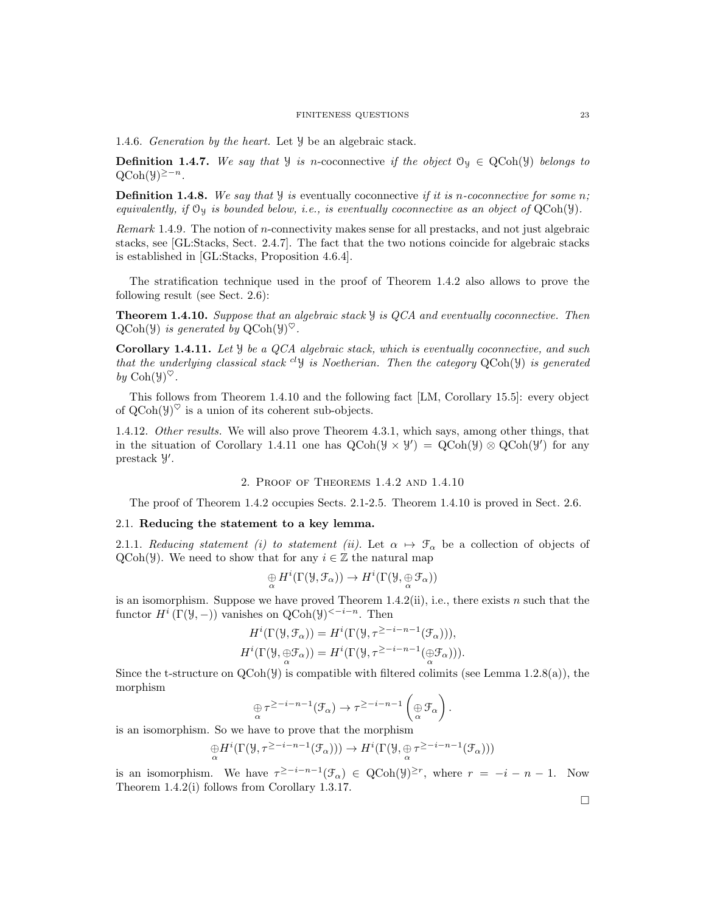1.4.6. *Generation by the heart.* Let $\mathcal{Y}$ be an algebraic stack.

**Definition 1.4.7.** *We say that $\mathcal{Y}$ is* $n$-coconnective *if the object $\mathcal{O}_{\mathcal{Y}} \in \mathrm{QCoh}(\mathcal{Y})$ belongs to $\mathrm{QCoh}(\mathcal{Y})^{\geq -n}$.*

**Definition 1.4.8.** *We say that $\mathcal{Y}$ is* eventually coconnective *if it is $n$-coconnective for some $n$; equivalently, if $\mathcal{O}_{\mathcal{Y}}$ is bounded below, i.e., is eventually coconnective as an object of $\mathrm{QCoh}(\mathcal{Y})$.*

*Remark* 1.4.9. The notion of $n$-connectivity makes sense for all prestacks, and not just algebraic stacks, see [GL:Stacks, Sect. 2.4.7]. The fact that the two notions coincide for algebraic stacks is established in [GL:Stacks, Proposition 4.6.4].

The stratification technique used in the proof of Theorem 1.4.2 also allows to prove the following result (see Sect. 2.6):

**Theorem 1.4.10.** *Suppose that an algebraic stack $\mathcal{Y}$ is QCA and eventually coconnective. Then $\mathrm{QCoh}(\mathcal{Y})$ is generated by $\mathrm{QCoh}(\mathcal{Y})^{\heartsuit}$.*

**Corollary 1.4.11.** *Let $\mathcal{Y}$ be a QCA algebraic stack, which is eventually coconnective, and such that the underlying classical stack ${}^{cl}\mathcal{Y}$ is Noetherian. Then the category $\mathrm{QCoh}(\mathcal{Y})$ is generated by $\mathrm{Coh}(\mathcal{Y})^{\heartsuit}$.*

This follows from Theorem 1.4.10 and the following fact [LM, Corollary 15.5]: every object of $\mathrm{QCoh}(\mathcal{Y})^{\heartsuit}$ is a union of its coherent sub-objects.

1.4.12. *Other results.* We will also prove Theorem 4.3.1, which says, among other things, that in the situation of Corollary 1.4.11 one has $\mathrm{QCoh}(\mathcal{Y} \times \mathcal{Y}') = \mathrm{QCoh}(\mathcal{Y}) \otimes \mathrm{QCoh}(\mathcal{Y}')$ for any prestack $\mathcal{Y}'$.

## 2. Proof of Theorems 1.4.2 and 1.4.10

The proof of Theorem 1.4.2 occupies Sects. 2.1-2.5. Theorem 1.4.10 is proved in Sect. 2.6.

### 2.1. Reducing the statement to a key lemma.

2.1.1. *Reducing statement (i) to statement (ii).* Let $\alpha \mapsto \mathcal{F}_\alpha$ be a collection of objects of $\mathrm{QCoh}(\mathcal{Y})$. We need to show that for any $i \in \mathbb{Z}$ the natural map

$$\underset{\alpha}{\oplus} H^i(\Gamma(\mathcal{Y}, \mathcal{F}_\alpha)) \to H^i(\Gamma(\mathcal{Y}, \underset{\alpha}{\oplus} \mathcal{F}_\alpha))$$

is an isomorphism. Suppose we have proved Theorem 1.4.2(ii), i.e., there exists $n$ such that the functor $H^i(\Gamma(\mathcal{Y}, -))$ vanishes on $\mathrm{QCoh}(\mathcal{Y})^{<-i-n}$. Then

$$H^i(\Gamma(\mathcal{Y}, \mathcal{F}_\alpha)) = H^i(\Gamma(\mathcal{Y}, \tau^{\geq -i-n-1}(\mathcal{F}_\alpha))),$$
$$H^i(\Gamma(\mathcal{Y}, \underset{\alpha}{\oplus} \mathcal{F}_\alpha)) = H^i(\Gamma(\mathcal{Y}, \tau^{\geq -i-n-1}(\underset{\alpha}{\oplus} \mathcal{F}_\alpha))).$$

Since the t-structure on $\mathrm{QCoh}(\mathcal{Y})$ is compatible with filtered colimits (see Lemma 1.2.8(a)), the morphism

$$\underset{\alpha}{\oplus} \tau^{\geq -i-n-1}(\mathcal{F}_\alpha) \to \tau^{\geq -i-n-1}\left(\underset{\alpha}{\oplus} \mathcal{F}_\alpha\right).$$

is an isomorphism. So we have to prove that the morphism

$$\underset{\alpha}{\oplus} H^i(\Gamma(\mathcal{Y}, \tau^{\geq -i-n-1}(\mathcal{F}_\alpha))) \to H^i(\Gamma(\mathcal{Y}, \underset{\alpha}{\oplus} \tau^{\geq -i-n-1}(\mathcal{F}_\alpha)))$$

is an isomorphism. We have $\tau^{\geq -i-n-1}(\mathcal{F}_\alpha) \in \mathrm{QCoh}(\mathcal{Y})^{\geq r}$, where $r = -i-n-1$. Now Theorem 1.4.2(i) follows from Corollary 1.3.17.

□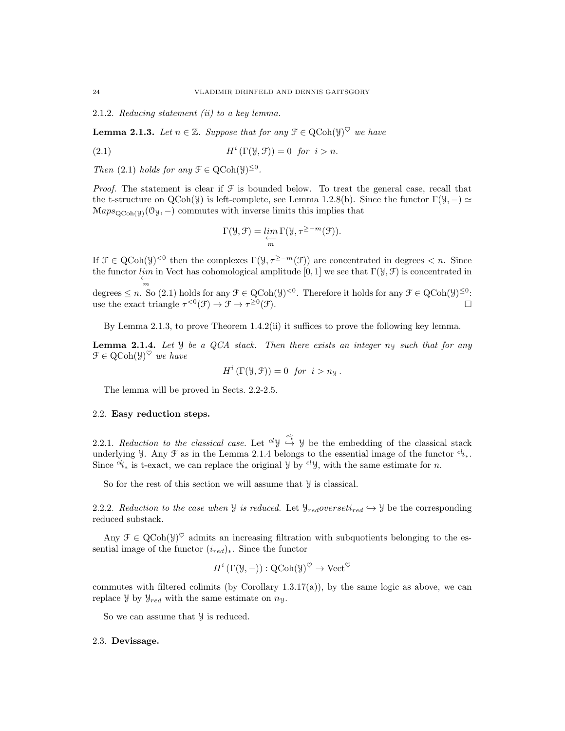2.1.2. *Reducing statement (ii) to a key lemma.*

**Lemma 2.1.3.** *Let $n \in \mathbb{Z}$. Suppose that for any $\mathcal{F} \in \mathrm{QCoh}(\mathcal{Y})^\heartsuit$ we have*

$$H^i\left(\Gamma(\mathcal{Y}, \mathcal{F})\right) = 0 \;\; \text{for} \;\; i > n. \tag{2.1}$$

*Then (2.1) holds for any $\mathcal{F} \in \mathrm{QCoh}(\mathcal{Y})^{\leq 0}$.*

*Proof.* The statement is clear if $\mathcal{F}$ is bounded below. To treat the general case, recall that the t-structure on $\mathrm{QCoh}(\mathcal{Y})$ is left-complete, see Lemma 1.2.8(b). Since the functor $\Gamma(\mathcal{Y}, -) \simeq \mathcal{M}aps_{\mathrm{QCoh}(\mathcal{Y})}(\mathcal{O}_\mathcal{Y}, -)$ commutes with inverse limits this implies that

$$\Gamma(\mathcal{Y}, \mathcal{F}) = \underset{\underset{m}{\longleftarrow}}{lim}\, \Gamma(\mathcal{Y}, \tau^{\geq -m}(\mathcal{F})).$$

If $\mathcal{F} \in \mathrm{QCoh}(\mathcal{Y})^{<0}$ then the complexes $\Gamma(\mathcal{Y}, \tau^{\geq -m}(\mathcal{F}))$ are concentrated in degrees $< n$. Since the functor $\underset{\underset{m}{\longleftarrow}}{lim}$ in Vect has cohomological amplitude $[0, 1]$ we see that $\Gamma(\mathcal{Y}, \mathcal{F})$ is concentrated in degrees $\leq n$. So (2.1) holds for any $\mathcal{F} \in \mathrm{QCoh}(\mathcal{Y})^{<0}$. Therefore it holds for any $\mathcal{F} \in \mathrm{QCoh}(\mathcal{Y})^{\leq 0}$: use the exact triangle $\tau^{<0}(\mathcal{F}) \to \mathcal{F} \to \tau^{\geq 0}(\mathcal{F})$. $\square$

By Lemma 2.1.3, to prove Theorem 1.4.2(ii) it suffices to prove the following key lemma.

**Lemma 2.1.4.** *Let $\mathcal{Y}$ be a QCA stack. Then there exists an integer $n_\mathcal{Y}$ such that for any $\mathcal{F} \in \mathrm{QCoh}(\mathcal{Y})^\heartsuit$ we have*

$$H^i\left(\Gamma(\mathcal{Y}, \mathcal{F})\right) = 0 \;\; \text{for} \;\; i > n_\mathcal{Y}\,.$$

The lemma will be proved in Sects. 2.2-2.5.

## 2.2. **Easy reduction steps.**

2.2.1. *Reduction to the classical case.* Let ${}^{cl}\mathcal{Y} \overset{{}^{cl}i}{\hookrightarrow} \mathcal{Y}$ be the embedding of the classical stack underlying $\mathcal{Y}$. Any $\mathcal{F}$ as in the Lemma 2.1.4 belongs to the essential image of the functor ${}^{cl}i_*$. Since ${}^{cl}i_*$ is t-exact, we can replace the original $\mathcal{Y}$ by ${}^{cl}\mathcal{Y}$, with the same estimate for $n$.

So for the rest of this section we will assume that $\mathcal{Y}$ is classical.

2.2.2. *Reduction to the case when $\mathcal{Y}$ is reduced.* Let $\mathcal{Y}_{red} overset i_{red} \hookrightarrow \mathcal{Y}$ be the corresponding reduced substack.

Any $\mathcal{F} \in \mathrm{QCoh}(\mathcal{Y})^\heartsuit$ admits an increasing filtration with subquotients belonging to the essential image of the functor $(i_{red})_*$. Since the functor

$$H^i\left(\Gamma(\mathcal{Y}, -)\right) : \mathrm{QCoh}(\mathcal{Y})^\heartsuit \to \mathrm{Vect}^\heartsuit$$

commutes with filtered colimits (by Corollary 1.3.17(a)), by the same logic as above, we can replace $\mathcal{Y}$ by $\mathcal{Y}_{red}$ with the same estimate on $n_\mathcal{Y}$.

So we can assume that $\mathcal{Y}$ is reduced.

## 2.3. **Devissage.**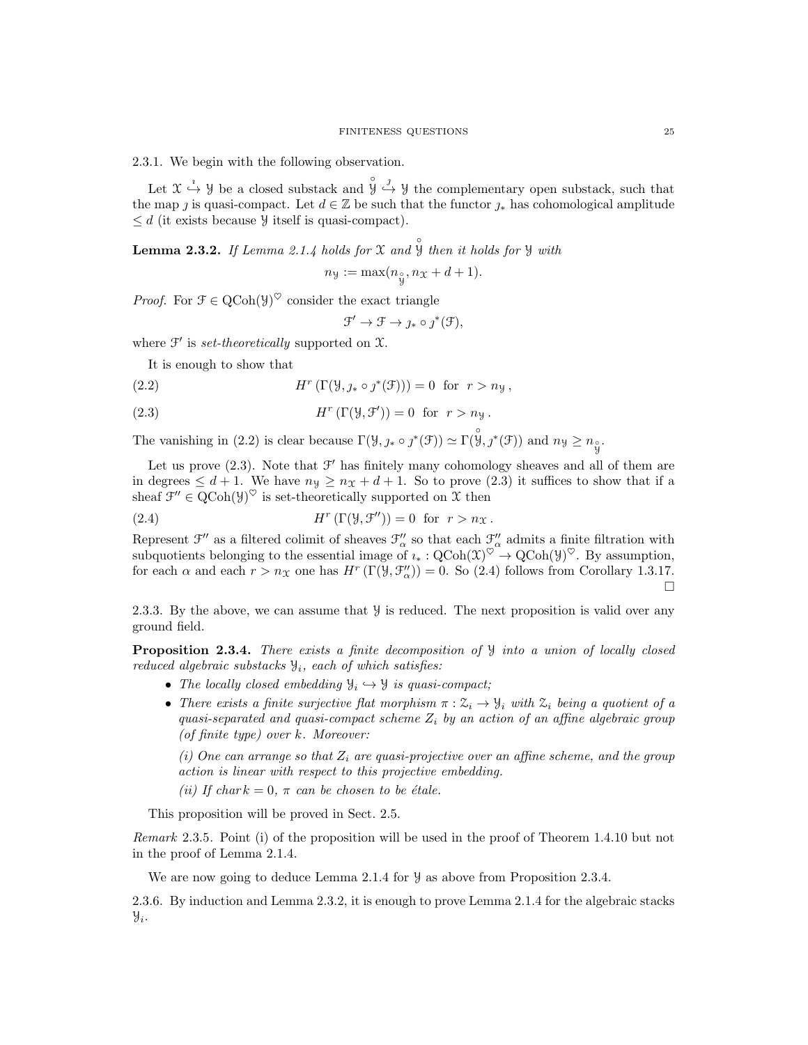2.3.1. We begin with the following observation.

Let $\mathcal{X} \overset{\imath}{\hookrightarrow} \mathcal{Y}$ be a closed substack and $\overset{\circ}{\mathcal{Y}} \overset{\jmath}{\hookrightarrow} \mathcal{Y}$ the complementary open substack, such that the map $\jmath$ is quasi-compact. Let $d \in \mathbb{Z}$ be such that the functor $\jmath_*$ has cohomological amplitude $\leq d$ (it exists because $\mathcal{Y}$ itself is quasi-compact).

**Lemma 2.3.2.** *If Lemma 2.1.4 holds for $\mathcal{X}$ and $\overset{\circ}{\mathcal{Y}}$ then it holds for $\mathcal{Y}$ with*

$$n_{\mathcal{Y}} := \max(n_{\overset{\circ}{\mathcal{Y}}}, n_{\mathcal{X}} + d + 1).$$

*Proof.* For $\mathcal{F} \in \mathrm{QCoh}(\mathcal{Y})^{\heartsuit}$ consider the exact triangle

$$\mathcal{F}' \to \mathcal{F} \to \jmath_* \circ \jmath^*(\mathcal{F}),$$

where $\mathcal{F}'$ is *set-theoretically* supported on $\mathcal{X}$.

It is enough to show that

$$H^r\left(\Gamma(\mathcal{Y}, \jmath_* \circ \jmath^*(\mathcal{F}))\right) = 0 \ \text{ for } \ r > n_{\mathcal{Y}}\,, \tag{2.2}$$

$$H^r\left(\Gamma(\mathcal{Y}, \mathcal{F}')\right) = 0 \ \text{ for } \ r > n_{\mathcal{Y}}\,. \tag{2.3}$$

The vanishing in (2.2) is clear because $\Gamma(\mathcal{Y}, \jmath_* \circ \jmath^*(\mathcal{F})) \simeq \Gamma(\overset{\circ}{\mathcal{Y}}, \jmath^*(\mathcal{F}))$ and $n_{\mathcal{Y}} \geq n_{\overset{\circ}{\mathcal{Y}}}$.

Let us prove (2.3). Note that $\mathcal{F}'$ has finitely many cohomology sheaves and all of them are in degrees $\leq d+1$. We have $n_{\mathcal{Y}} \geq n_{\mathcal{X}} + d + 1$. So to prove (2.3) it suffices to show that if a sheaf $\mathcal{F}'' \in \mathrm{QCoh}(\mathcal{Y})^{\heartsuit}$ is set-theoretically supported on $\mathcal{X}$ then

$$H^r\left(\Gamma(\mathcal{Y}, \mathcal{F}'')\right) = 0 \ \text{ for } \ r > n_{\mathcal{X}}\,. \tag{2.4}$$

Represent $\mathcal{F}''$ as a filtered colimit of sheaves $\mathcal{F}''_\alpha$ so that each $\mathcal{F}''_\alpha$ admits a finite filtration with subquotients belonging to the essential image of $\imath_* : \mathrm{QCoh}(\mathcal{X})^{\heartsuit} \to \mathrm{QCoh}(\mathcal{Y})^{\heartsuit}$. By assumption, for each $\alpha$ and each $r > n_{\mathcal{X}}$ one has $H^r\left(\Gamma(\mathcal{Y}, \mathcal{F}''_\alpha)\right) = 0$. So (2.4) follows from Corollary 1.3.17. $\square$

2.3.3. By the above, we can assume that $\mathcal{Y}$ is reduced. The next proposition is valid over any ground field.

**Proposition 2.3.4.** *There exists a finite decomposition of $\mathcal{Y}$ into a union of locally closed reduced algebraic substacks $\mathcal{Y}_i$, each of which satisfies:*

- *The locally closed embedding $\mathcal{Y}_i \hookrightarrow \mathcal{Y}$ is quasi-compact;*
- *There exists a finite surjective flat morphism $\pi : \mathcal{Z}_i \to \mathcal{Y}_i$ with $\mathcal{Z}_i$ being a quotient of a quasi-separated and quasi-compact scheme $Z_i$ by an action of an affine algebraic group (of finite type) over $k$. Moreover:*

  *(i) One can arrange so that $Z_i$ are quasi-projective over an affine scheme, and the group action is linear with respect to this projective embedding.*

  *(ii) If $\mathrm{char}\, k = 0$, $\pi$ can be chosen to be étale.*

This proposition will be proved in Sect. 2.5.

*Remark* 2.3.5. Point (i) of the proposition will be used in the proof of Theorem 1.4.10 but not in the proof of Lemma 2.1.4.

We are now going to deduce Lemma 2.1.4 for $\mathcal{Y}$ as above from Proposition 2.3.4.

2.3.6. By induction and Lemma 2.3.2, it is enough to prove Lemma 2.1.4 for the algebraic stacks $\mathcal{Y}_i$.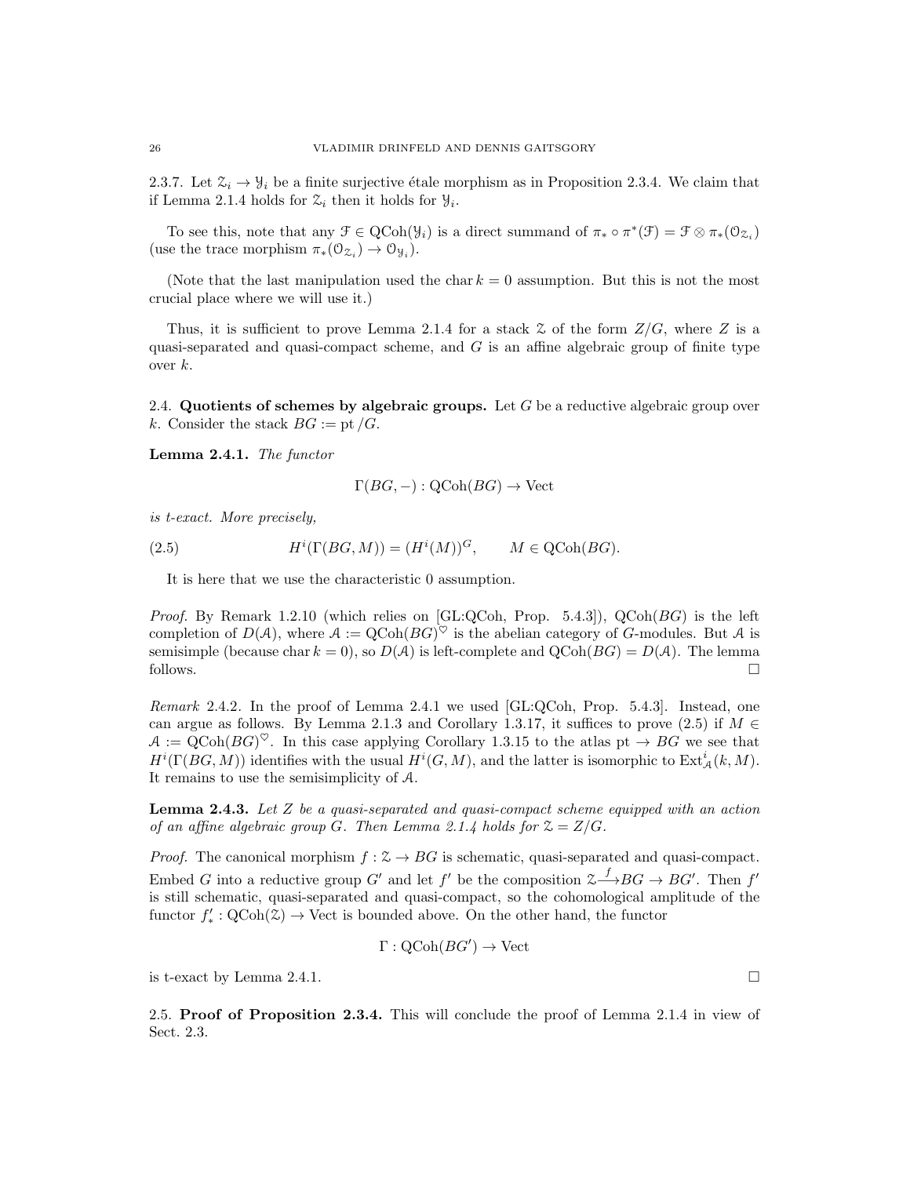2.3.7. Let $\mathcal{Z}_i \to \mathcal{Y}_i$ be a finite surjective étale morphism as in Proposition 2.3.4. We claim that if Lemma 2.1.4 holds for $\mathcal{Z}_i$ then it holds for $\mathcal{Y}_i$.

To see this, note that any $\mathcal{F} \in \mathrm{QCoh}(\mathcal{Y}_i)$ is a direct summand of $\pi_* \circ \pi^*(\mathcal{F}) = \mathcal{F} \otimes \pi_*(\mathcal{O}_{\mathcal{Z}_i})$ (use the trace morphism $\pi_*(\mathcal{O}_{\mathcal{Z}_i}) \to \mathcal{O}_{\mathcal{Y}_i}$).

(Note that the last manipulation used the char $k = 0$ assumption. But this is not the most crucial place where we will use it.)

Thus, it is sufficient to prove Lemma 2.1.4 for a stack $\mathcal{Z}$ of the form $Z/G$, where $Z$ is a quasi-separated and quasi-compact scheme, and $G$ is an affine algebraic group of finite type over $k$.

## 2.4. Quotients of schemes by algebraic groups.

Let $G$ be a reductive algebraic group over $k$. Consider the stack $BG := \mathrm{pt}/G$.

**Lemma 2.4.1.** *The functor*

$$\Gamma(BG, -) : \mathrm{QCoh}(BG) \to \mathrm{Vect}$$

*is t-exact. More precisely,*

$$H^i(\Gamma(BG, M)) = (H^i(M))^G, \qquad M \in \mathrm{QCoh}(BG). \tag{2.5}$$

It is here that we use the characteristic 0 assumption.

*Proof.* By Remark 1.2.10 (which relies on [GL:QCoh, Prop. 5.4.3]), $\mathrm{QCoh}(BG)$ is the left completion of $D(\mathcal{A})$, where $\mathcal{A} := \mathrm{QCoh}(BG)^\heartsuit$ is the abelian category of $G$-modules. But $\mathcal{A}$ is semisimple (because char $k = 0$), so $D(\mathcal{A})$ is left-complete and $\mathrm{QCoh}(BG) = D(\mathcal{A})$. The lemma follows. $\square$

*Remark* 2.4.2. In the proof of Lemma 2.4.1 we used [GL:QCoh, Prop. 5.4.3]. Instead, one can argue as follows. By Lemma 2.1.3 and Corollary 1.3.17, it suffices to prove (2.5) if $M \in \mathcal{A} := \mathrm{QCoh}(BG)^\heartsuit$. In this case applying Corollary 1.3.15 to the atlas $\mathrm{pt} \to BG$ we see that $H^i(\Gamma(BG, M))$ identifies with the usual $H^i(G, M)$, and the latter is isomorphic to $\mathrm{Ext}^i_{\mathcal{A}}(k, M)$. It remains to use the semisimplicity of $\mathcal{A}$.

**Lemma 2.4.3.** *Let $Z$ be a quasi-separated and quasi-compact scheme equipped with an action of an affine algebraic group $G$. Then Lemma 2.1.4 holds for $\mathcal{Z} = Z/G$.*

*Proof.* The canonical morphism $f : \mathcal{Z} \to BG$ is schematic, quasi-separated and quasi-compact. Embed $G$ into a reductive group $G'$ and let $f'$ be the composition $\mathcal{Z} \xrightarrow{f} BG \to BG'$. Then $f'$ is still schematic, quasi-separated and quasi-compact, so the cohomological amplitude of the functor $f'_* : \mathrm{QCoh}(\mathcal{Z}) \to \mathrm{Vect}$ is bounded above. On the other hand, the functor

$$\Gamma : \mathrm{QCoh}(BG') \to \mathrm{Vect}$$

is t-exact by Lemma 2.4.1. $\square$

## 2.5. Proof of Proposition 2.3.4.

This will conclude the proof of Lemma 2.1.4 in view of Sect. 2.3.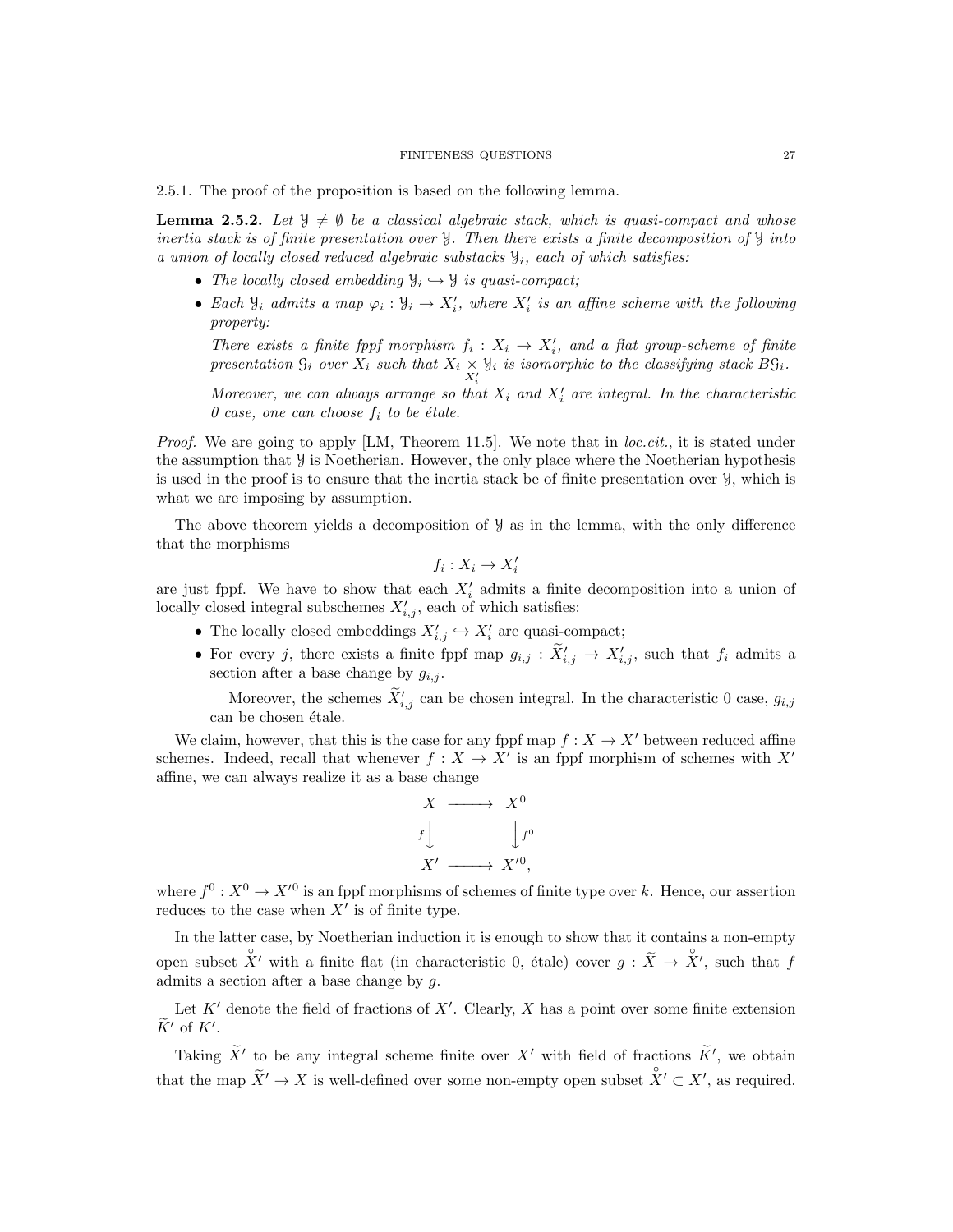2.5.1. The proof of the proposition is based on the following lemma.

**Lemma 2.5.2.** *Let $\mathcal{Y} \neq \emptyset$ be a classical algebraic stack, which is quasi-compact and whose inertia stack is of finite presentation over $\mathcal{Y}$. Then there exists a finite decomposition of $\mathcal{Y}$ into a union of locally closed reduced algebraic substacks $\mathcal{Y}_i$, each of which satisfies:*

- *The locally closed embedding $\mathcal{Y}_i \hookrightarrow \mathcal{Y}$ is quasi-compact;*
- *Each $\mathcal{Y}_i$ admits a map $\varphi_i : \mathcal{Y}_i \to X'_i$, where $X'_i$ is an affine scheme with the following property:*

  *There exists a finite fppf morphism $f_i : X_i \to X'_i$, and a flat group-scheme of finite presentation $\mathcal{G}_i$ over $X_i$ such that $X_i \underset{X'_i}{\times} \mathcal{Y}_i$ is isomorphic to the classifying stack $B\mathcal{G}_i$.*

  *Moreover, we can always arrange so that $X_i$ and $X'_i$ are integral. In the characteristic 0 case, one can choose $f_i$ to be étale.*

*Proof.* We are going to apply [LM, Theorem 11.5]. We note that in *loc.cit.*, it is stated under the assumption that $\mathcal{Y}$ is Noetherian. However, the only place where the Noetherian hypothesis is used in the proof is to ensure that the inertia stack be of finite presentation over $\mathcal{Y}$, which is what we are imposing by assumption.

The above theorem yields a decomposition of $\mathcal{Y}$ as in the lemma, with the only difference that the morphisms

$$f_i : X_i \to X'_i$$

are just fppf. We have to show that each $X'_i$ admits a finite decomposition into a union of locally closed integral subschemes $X'_{i,j}$, each of which satisfies:

- The locally closed embeddings $X'_{i,j} \hookrightarrow X'_i$ are quasi-compact;
- For every $j$, there exists a finite fppf map $g_{i,j} : \widetilde{X}'_{i,j} \to X'_{i,j}$, such that $f_i$ admits a section after a base change by $g_{i,j}$.

  Moreover, the schemes $\widetilde{X}'_{i,j}$ can be chosen integral. In the characteristic 0 case, $g_{i,j}$ can be chosen étale.

We claim, however, that this is the case for any fppf map $f : X \to X'$ between reduced affine schemes. Indeed, recall that whenever $f : X \to X'$ is an fppf morphism of schemes with $X'$ affine, we can always realize it as a base change

$$\begin{array}{ccc} X & \longrightarrow & X^0 \\ {\scriptstyle f}\downarrow & & \downarrow{\scriptstyle f^0} \\ X' & \longrightarrow & X'^0, \end{array}$$

where $f^0 : X^0 \to X'^0$ is an fppf morphisms of schemes of finite type over $k$. Hence, our assertion reduces to the case when $X'$ is of finite type.

In the latter case, by Noetherian induction it is enough to show that it contains a non-empty open subset $\overset{\circ}{X}{}'$ with a finite flat (in characteristic 0, étale) cover $g : \widetilde{X} \to \overset{\circ}{X}{}'$, such that $f$ admits a section after a base change by $g$.

Let $K'$ denote the field of fractions of $X'$. Clearly, $X$ has a point over some finite extension $\widetilde{K}'$ of $K'$.

Taking $\widetilde{X}'$ to be any integral scheme finite over $X'$ with field of fractions $\widetilde{K}'$, we obtain that the map $\widetilde{X}' \to X$ is well-defined over some non-empty open subset $\overset{\circ}{X}{}' \subset X'$, as required.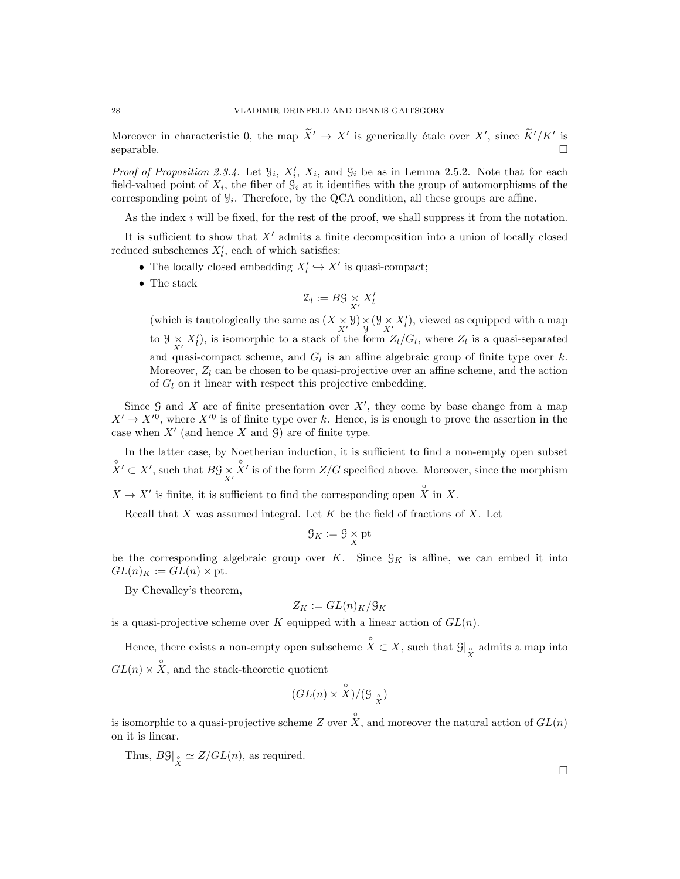Moreover in characteristic 0, the map $\widetilde{X}' \to X'$ is generically étale over $X'$, since $\widetilde{K}'/K'$ is separable. $\square$

*Proof of Proposition 2.3.4.* Let $\mathcal{Y}_i$, $X'_i$, $X_i$, and $\mathcal{G}_i$ be as in Lemma 2.5.2. Note that for each field-valued point of $X_i$, the fiber of $\mathcal{G}_i$ at it identifies with the group of automorphisms of the corresponding point of $\mathcal{Y}_i$. Therefore, by the QCA condition, all these groups are affine.

As the index $i$ will be fixed, for the rest of the proof, we shall suppress it from the notation.

It is sufficient to show that $X'$ admits a finite decomposition into a union of locally closed reduced subschemes $X'_l$, each of which satisfies:

- The locally closed embedding $X'_l \hookrightarrow X'$ is quasi-compact;
- The stack
$$\mathcal{Z}_l := B\mathcal{G} \underset{X'}{\times} X'_l$$
(which is tautologically the same as $(X \underset{X'}{\times} \mathcal{Y}) \underset{\mathcal{Y}}{\times} (\mathcal{Y} \underset{X'}{\times} X'_l)$, viewed as equipped with a map to $\mathcal{Y} \underset{X'}{\times} X'_l)$, is isomorphic to a stack of the form $Z_l/G_l$, where $Z_l$ is a quasi-separated and quasi-compact scheme, and $G_l$ is an affine algebraic group of finite type over $k$. Moreover, $Z_l$ can be chosen to be quasi-projective over an affine scheme, and the action of $G_l$ on it linear with respect this projective embedding.

Since $\mathcal{G}$ and $X$ are of finite presentation over $X'$, they come by base change from a map $X' \to X'^0$, where $X'^0$ is of finite type over $k$. Hence, is is enough to prove the assertion in the case when $X'$ (and hence $X$ and $\mathcal{G}$) are of finite type.

In the latter case, by Noetherian induction, it is sufficient to find a non-empty open subset $\overset{\circ}{X}{}' \subset X'$, such that $B\mathcal{G} \underset{X'}{\times} \overset{\circ}{X}{}'$ is of the form $Z/G$ specified above. Moreover, since the morphism $X \to X'$ is finite, it is sufficient to find the corresponding open $\overset{\circ}{X}$ in $X$.

Recall that $X$ was assumed integral. Let $K$ be the field of fractions of $X$. Let

$$\mathcal{G}_K := \mathcal{G} \underset{X}{\times} \mathrm{pt}$$

be the corresponding algebraic group over $K$. Since $\mathcal{G}_K$ is affine, we can embed it into $GL(n)_K := GL(n) \times \mathrm{pt}$.

By Chevalley's theorem,

$$Z_K := GL(n)_K/\mathcal{G}_K$$

is a quasi-projective scheme over $K$ equipped with a linear action of $GL(n)$.

Hence, there exists a non-empty open subscheme $\overset{\circ}{X} \subset X$, such that $\mathcal{G}|_{\overset{\circ}{X}}$ admits a map into $GL(n) \times \overset{\circ}{X}$, and the stack-theoretic quotient

$$(GL(n) \times \overset{\circ}{X})/(\mathcal{G}|_{\overset{\circ}{X}})$$

is isomorphic to a quasi-projective scheme $Z$ over $\overset{\circ}{X}$, and moreover the natural action of $GL(n)$ on it is linear.

Thus, $B\mathcal{G}|_{\overset{\circ}{X}} \simeq Z/GL(n)$, as required.

$\square$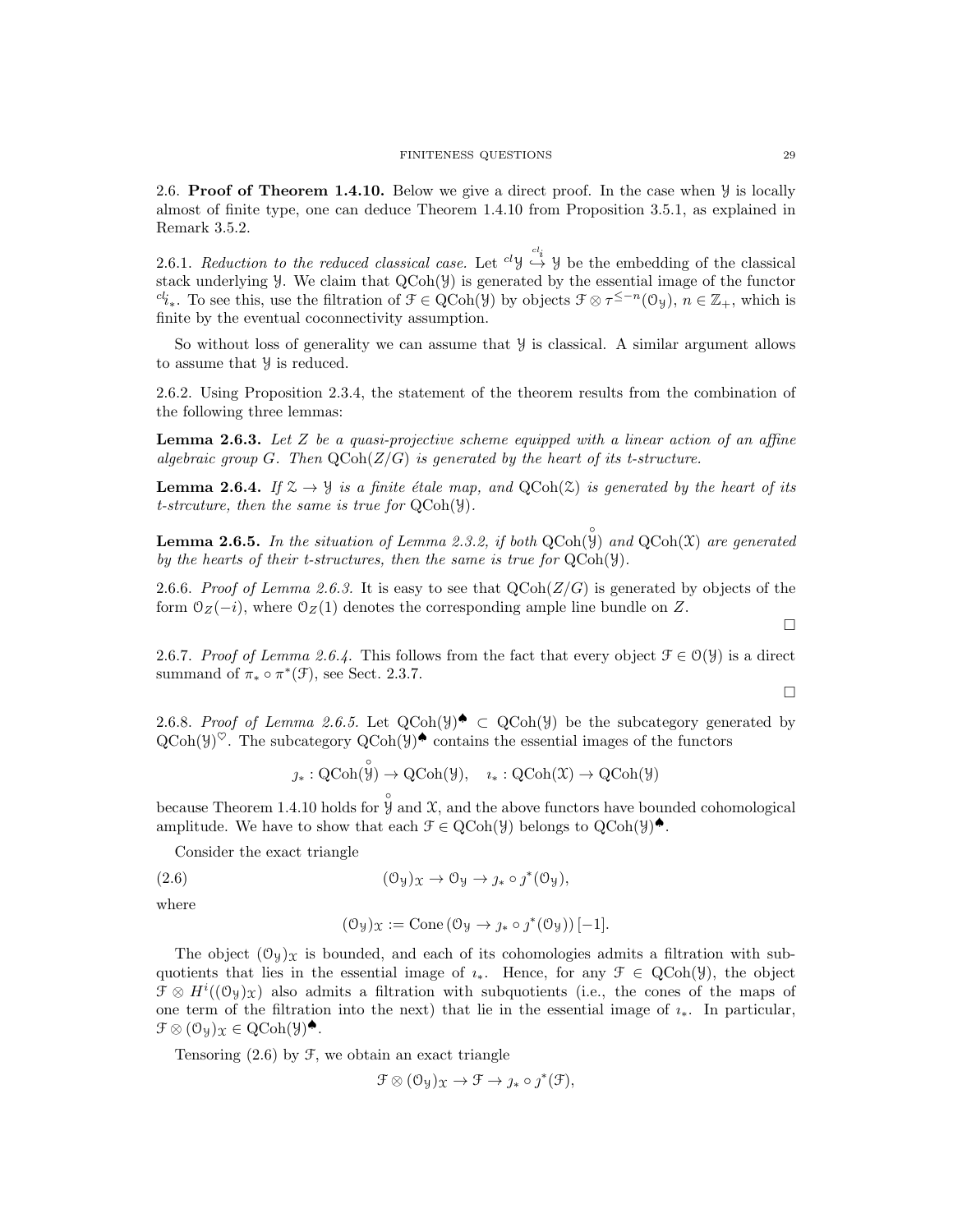## 2.6. **Proof of Theorem 1.4.10.**

Below we give a direct proof. In the case when $\mathcal{Y}$ is locally almost of finite type, one can deduce Theorem 1.4.10 from Proposition 3.5.1, as explained in Remark 3.5.2.

2.6.1. *Reduction to the reduced classical case.* Let ${}^{cl}\mathcal{Y} \overset{{}^{cl}i}{\hookrightarrow} \mathcal{Y}$ be the embedding of the classical stack underlying $\mathcal{Y}$. We claim that $\mathrm{QCoh}(\mathcal{Y})$ is generated by the essential image of the functor ${}^{cl}i_*$. To see this, use the filtration of $\mathcal{F} \in \mathrm{QCoh}(\mathcal{Y})$ by objects $\mathcal{F} \otimes \tau^{\leq -n}(\mathcal{O}_\mathcal{Y})$, $n \in \mathbb{Z}_+$, which is finite by the eventual coconnectivity assumption.

So without loss of generality we can assume that $\mathcal{Y}$ is classical. A similar argument allows to assume that $\mathcal{Y}$ is reduced.

2.6.2. Using Proposition 2.3.4, the statement of the theorem results from the combination of the following three lemmas:

**Lemma 2.6.3.** *Let $Z$ be a quasi-projective scheme equipped with a linear action of an affine algebraic group $G$. Then $\mathrm{QCoh}(Z/G)$ is generated by the heart of its t-structure.*

**Lemma 2.6.4.** *If $\mathcal{Z} \to \mathcal{Y}$ is a finite étale map, and $\mathrm{QCoh}(\mathcal{Z})$ is generated by the heart of its t-strcuture, then the same is true for $\mathrm{QCoh}(\mathcal{Y})$.*

**Lemma 2.6.5.** *In the situation of Lemma 2.3.2, if both $\mathrm{QCoh}(\overset{\circ}{\mathcal{Y}})$ and $\mathrm{QCoh}(\mathcal{X})$ are generated by the hearts of their t-structures, then the same is true for $\mathrm{QCoh}(\mathcal{Y})$.*

2.6.6. *Proof of Lemma 2.6.3.* It is easy to see that $\mathrm{QCoh}(Z/G)$ is generated by objects of the form $\mathcal{O}_Z(-i)$, where $\mathcal{O}_Z(1)$ denotes the corresponding ample line bundle on $Z$.

□

2.6.7. *Proof of Lemma 2.6.4.* This follows from the fact that every object $\mathcal{F} \in \mathcal{O}(\mathcal{Y})$ is a direct summand of $\pi_* \circ \pi^*(\mathcal{F})$, see Sect. 2.3.7.

□

2.6.8. *Proof of Lemma 2.6.5.* Let $\mathrm{QCoh}(\mathcal{Y})^\spadesuit \subset \mathrm{QCoh}(\mathcal{Y})$ be the subcategory generated by $\mathrm{QCoh}(\mathcal{Y})^\heartsuit$. The subcategory $\mathrm{QCoh}(\mathcal{Y})^\spadesuit$ contains the essential images of the functors

$$\jmath_* : \mathrm{QCoh}(\overset{\circ}{\mathcal{Y}}) \to \mathrm{QCoh}(\mathcal{Y}), \quad \imath_* : \mathrm{QCoh}(\mathcal{X}) \to \mathrm{QCoh}(\mathcal{Y})$$

because Theorem 1.4.10 holds for $\overset{\circ}{\mathcal{Y}}$ and $\mathcal{X}$, and the above functors have bounded cohomological amplitude. We have to show that each $\mathcal{F} \in \mathrm{QCoh}(\mathcal{Y})$ belongs to $\mathrm{QCoh}(\mathcal{Y})^\spadesuit$.

Consider the exact triangle

$$(\mathcal{O}_\mathcal{Y})_\mathcal{X} \to \mathcal{O}_\mathcal{Y} \to \jmath_* \circ \jmath^*(\mathcal{O}_\mathcal{Y}), \tag{2.6}$$

where

$$(\mathcal{O}_\mathcal{Y})_\mathcal{X} := \mathrm{Cone}\,(\mathcal{O}_\mathcal{Y} \to \jmath_* \circ \jmath^*(\mathcal{O}_\mathcal{Y}))\,[-1].$$

The object $(\mathcal{O}_\mathcal{Y})_\mathcal{X}$ is bounded, and each of its cohomologies admits a filtration with subquotients that lies in the essential image of $\imath_*$. Hence, for any $\mathcal{F} \in \mathrm{QCoh}(\mathcal{Y})$, the object $\mathcal{F} \otimes H^i((\mathcal{O}_\mathcal{Y})_\mathcal{X})$ also admits a filtration with subquotients (i.e., the cones of the maps of one term of the filtration into the next) that lie in the essential image of $\imath_*$. In particular, $\mathcal{F} \otimes (\mathcal{O}_\mathcal{Y})_\mathcal{X} \in \mathrm{QCoh}(\mathcal{Y})^\spadesuit$.

Tensoring (2.6) by $\mathcal{F}$, we obtain an exact triangle

$$\mathcal{F} \otimes (\mathcal{O}_\mathcal{Y})_\mathcal{X} \to \mathcal{F} \to \jmath_* \circ \jmath^*(\mathcal{F}),$$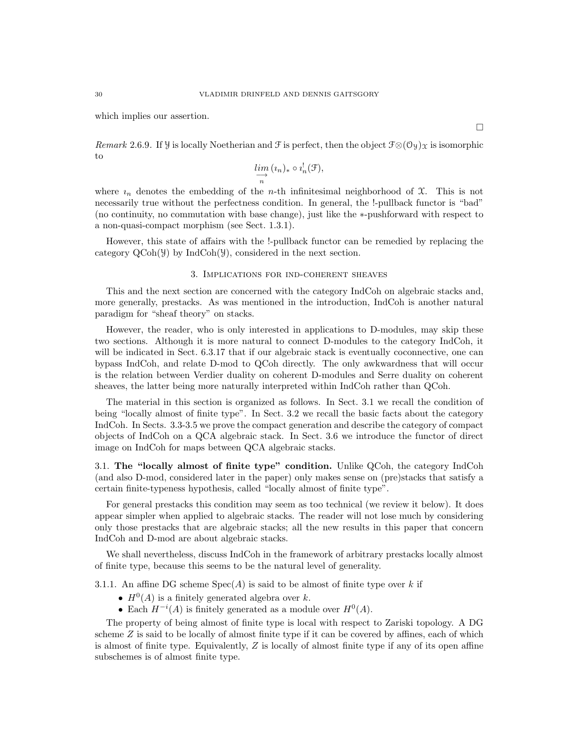which implies our assertion.

$\square$

*Remark* 2.6.9. If $\mathcal{Y}$ is locally Noetherian and $\mathcal{F}$ is perfect, then the object $\mathcal{F}\otimes(\mathcal{O}_{\mathcal{Y}})_{\mathcal{X}}$ is isomorphic to

$$\underset{n}{\underrightarrow{lim}}\,(\imath_n)_* \circ \imath_n^!(\mathcal{F}),$$

where $\imath_n$ denotes the embedding of the $n$-th infinitesimal neighborhood of $\mathcal{X}$. This is not necessarily true without the perfectness condition. In general, the !-pullback functor is "bad" (no continuity, no commutation with base change), just like the $*$-pushforward with respect to a non-quasi-compact morphism (see Sect. 1.3.1).

However, this state of affairs with the !-pullback functor can be remedied by replacing the category $\mathrm{QCoh}(\mathcal{Y})$ by $\mathrm{IndCoh}(\mathcal{Y})$, considered in the next section.

## 3. Implications for ind-coherent sheaves

This and the next section are concerned with the category IndCoh on algebraic stacks and, more generally, prestacks. As was mentioned in the introduction, IndCoh is another natural paradigm for "sheaf theory" on stacks.

However, the reader, who is only interested in applications to D-modules, may skip these two sections. Although it is more natural to connect D-modules to the category IndCoh, it will be indicated in Sect. 6.3.17 that if our algebraic stack is eventually coconnective, one can bypass IndCoh, and relate D-mod to QCoh directly. The only awkwardness that will occur is the relation between Verdier duality on coherent D-modules and Serre duality on coherent sheaves, the latter being more naturally interpreted within IndCoh rather than QCoh.

The material in this section is organized as follows. In Sect. 3.1 we recall the condition of being "locally almost of finite type". In Sect. 3.2 we recall the basic facts about the category IndCoh. In Sects. 3.3-3.5 we prove the compact generation and describe the category of compact objects of IndCoh on a QCA algebraic stack. In Sect. 3.6 we introduce the functor of direct image on IndCoh for maps between QCA algebraic stacks.

3.1. **The "locally almost of finite type" condition.** Unlike QCoh, the category IndCoh (and also D-mod, considered later in the paper) only makes sense on (pre)stacks that satisfy a certain finite-typeness hypothesis, called "locally almost of finite type".

For general prestacks this condition may seem as too technical (we review it below). It does appear simpler when applied to algebraic stacks. The reader will not lose much by considering only those prestacks that are algebraic stacks; all the new results in this paper that concern IndCoh and D-mod are about algebraic stacks.

We shall nevertheless, discuss IndCoh in the framework of arbitrary prestacks locally almost of finite type, because this seems to be the natural level of generality.

3.1.1. An affine DG scheme $\mathrm{Spec}(A)$ is said to be almost of finite type over $k$ if

- $H^0(A)$ is a finitely generated algebra over $k$.
- Each $H^{-i}(A)$ is finitely generated as a module over $H^0(A)$.

The property of being almost of finite type is local with respect to Zariski topology. A DG scheme $Z$ is said to be locally of almost finite type if it can be covered by affines, each of which is almost of finite type. Equivalently, $Z$ is locally of almost finite type if any of its open affine subschemes is of almost finite type.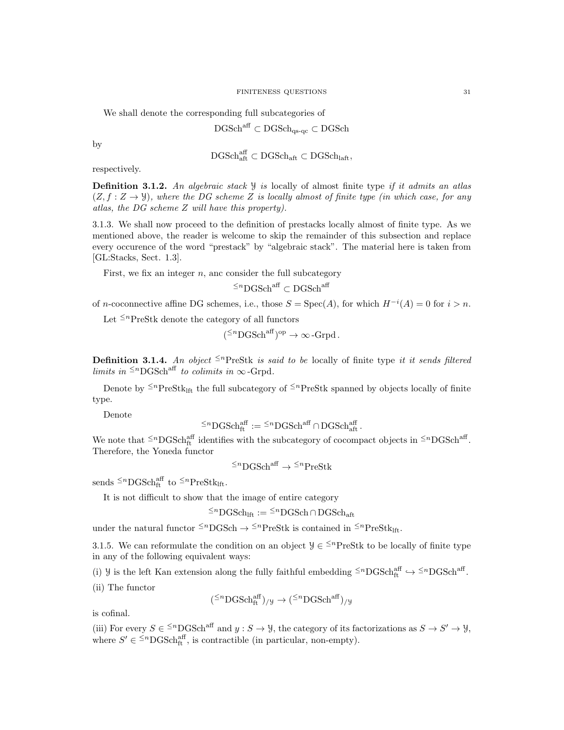We shall denote the corresponding full subcategories of

$$\mathrm{DGSch}^{\mathrm{aff}} \subset \mathrm{DGSch}_{\text{qs-qc}} \subset \mathrm{DGSch}$$

by

$$\mathrm{DGSch}^{\mathrm{aff}}_{\mathrm{aft}} \subset \mathrm{DGSch}_{\mathrm{aft}} \subset \mathrm{DGSch}_{\mathrm{laft}},$$

respectively.

**Definition 3.1.2.** *An algebraic stack $\mathcal{Y}$ is* locally of almost finite type *if it admits an atlas $(Z, f : Z \to \mathcal{Y})$, where the DG scheme $Z$ is locally almost of finite type (in which case, for any atlas, the DG scheme $Z$ will have this property).*

3.1.3. We shall now proceed to the definition of prestacks locally almost of finite type. As we mentioned above, the reader is welcome to skip the remainder of this subsection and replace every occurence of the word "prestack" by "algebraic stack". The material here is taken from [GL:Stacks, Sect. 1.3].

First, we fix an integer $n$, anc consider the full subcategory

$$^{\leq n}\mathrm{DGSch}^{\mathrm{aff}} \subset \mathrm{DGSch}^{\mathrm{aff}}$$

of $n$-coconnective affine DG schemes, i.e., those $S = \mathrm{Spec}(A)$, for which $H^{-i}(A) = 0$ for $i > n$.

Let $^{\leq n}\mathrm{PreStk}$ denote the category of all functors

$$(^{\leq n}\mathrm{DGSch}^{\mathrm{aff}})^{\mathrm{op}} \to \infty\text{-Grpd}\,.$$

**Definition 3.1.4.** *An object $^{\leq n}\mathrm{PreStk}$ is said to be* locally of finite type *it it sends filtered limits in $^{\leq n}\mathrm{DGSch}^{\mathrm{aff}}$ to colimits in $\infty$-Grpd.*

Denote by $^{\leq n}\mathrm{PreStk}_{\mathrm{lft}}$ the full subcategory of $^{\leq n}\mathrm{PreStk}$ spanned by objects locally of finite type.

Denote

$$^{\leq n}\mathrm{DGSch}^{\mathrm{aff}}_{\mathrm{ft}} := {}^{\leq n}\mathrm{DGSch}^{\mathrm{aff}} \cap \mathrm{DGSch}^{\mathrm{aff}}_{\mathrm{aft}}\,.$$

We note that $^{\leq n}\mathrm{DGSch}^{\mathrm{aff}}_{\mathrm{ft}}$ identifies with the subcategory of cocompact objects in $^{\leq n}\mathrm{DGSch}^{\mathrm{aff}}$. Therefore, the Yoneda functor

$$^{\leq n}\mathrm{DGSch}^{\mathrm{aff}} \to {}^{\leq n}\mathrm{PreStk}$$

sends $^{\leq n}\mathrm{DGSch}^{\mathrm{aff}}_{\mathrm{ft}}$ to $^{\leq n}\mathrm{PreStk}_{\mathrm{lft}}$.

It is not difficult to show that the image of entire category

$$^{\leq n}\mathrm{DGSch}_{\mathrm{lft}} := {}^{\leq n}\mathrm{DGSch} \cap \mathrm{DGSch}_{\mathrm{aft}}$$

under the natural functor $^{\leq n}\mathrm{DGSch} \to {}^{\leq n}\mathrm{PreStk}$ is contained in $^{\leq n}\mathrm{PreStk}_{\mathrm{lft}}$.

3.1.5. We can reformulate the condition on an object $\mathcal{Y} \in {}^{\leq n}\mathrm{PreStk}$ to be locally of finite type in any of the following equivalent ways:

(i) $\mathcal{Y}$ is the left Kan extension along the fully faithful embedding $^{\leq n}\mathrm{DGSch}^{\mathrm{aff}}_{\mathrm{ft}} \hookrightarrow {}^{\leq n}\mathrm{DGSch}^{\mathrm{aff}}$.

(ii) The functor

$$(^{\leq n}\mathrm{DGSch}^{\mathrm{aff}}_{\mathrm{ft}})_{/\mathcal{Y}} \to (^{\leq n}\mathrm{DGSch}^{\mathrm{aff}})_{/\mathcal{Y}}$$

is cofinal.

(iii) For every $S \in {}^{\leq n}\mathrm{DGSch}^{\mathrm{aff}}$ and $y : S \to \mathcal{Y}$, the category of its factorizations as $S \to S' \to \mathcal{Y}$, where $S' \in {}^{\leq n}\mathrm{DGSch}^{\mathrm{aff}}_{\mathrm{ft}}$, is contractible (in particular, non-empty).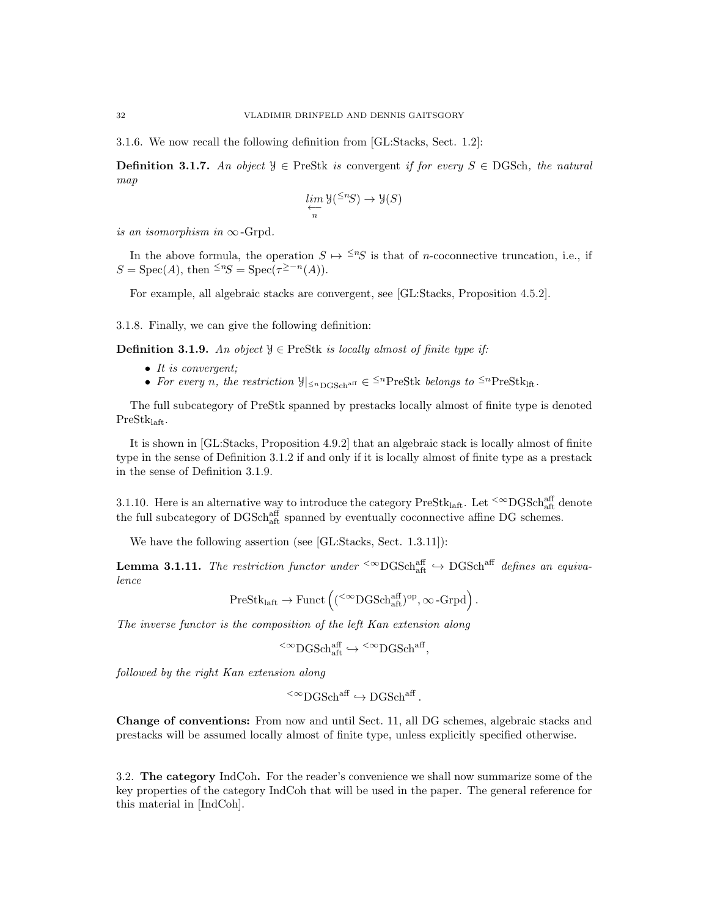3.1.6. We now recall the following definition from [GL:Stacks, Sect. 1.2]:

**Definition 3.1.7.** *An object $\mathcal{Y} \in \text{PreStk}$ is* convergent *if for every $S \in \text{DGSch}$, the natural map*

$$\underset{n}{\overleftarrow{lim}}\, \mathcal{Y}({}^{\leq n}S) \to \mathcal{Y}(S)$$

*is an isomorphism in $\infty$-Grpd.*

In the above formula, the operation $S \mapsto {}^{\leq n}S$ is that of $n$-coconnective truncation, i.e., if $S = \text{Spec}(A)$, then ${}^{\leq n}S = \text{Spec}(\tau^{\geq -n}(A))$.

For example, all algebraic stacks are convergent, see [GL:Stacks, Proposition 4.5.2].

3.1.8. Finally, we can give the following definition:

**Definition 3.1.9.** *An object $\mathcal{Y} \in \text{PreStk}$ is locally almost of finite type if:*

- *It is convergent;*
- *For every $n$, the restriction $\mathcal{Y}|_{{}^{\leq n}\text{DGSch}^{\text{aff}}} \in {}^{\leq n}\text{PreStk}$ belongs to ${}^{\leq n}\text{PreStk}_{\text{lft}}$.*

The full subcategory of PreStk spanned by prestacks locally almost of finite type is denoted $\text{PreStk}_{\text{laft}}$.

It is shown in [GL:Stacks, Proposition 4.9.2] that an algebraic stack is locally almost of finite type in the sense of Definition 3.1.2 if and only if it is locally almost of finite type as a prestack in the sense of Definition 3.1.9.

3.1.10. Here is an alternative way to introduce the category $\text{PreStk}_{\text{laft}}$. Let ${}^{<\infty}\text{DGSch}^{\text{aff}}_{\text{aft}}$ denote the full subcategory of $\text{DGSch}^{\text{aff}}_{\text{aft}}$ spanned by eventually coconnective affine DG schemes.

We have the following assertion (see [GL:Stacks, Sect. 1.3.11]):

**Lemma 3.1.11.** *The restriction functor under ${}^{<\infty}\text{DGSch}^{\text{aff}}_{\text{aft}} \hookrightarrow \text{DGSch}^{\text{aff}}$ defines an equivalence*

$$\text{PreStk}_{\text{laft}} \to \text{Funct}\left(({}^{<\infty}\text{DGSch}^{\text{aff}}_{\text{aft}})^{\text{op}}, \infty\text{-Grpd}\right).$$

*The inverse functor is the composition of the left Kan extension along*

$${}^{<\infty}\text{DGSch}^{\text{aff}}_{\text{aft}} \hookrightarrow {}^{<\infty}\text{DGSch}^{\text{aff}},$$

*followed by the right Kan extension along*

$${}^{<\infty}\text{DGSch}^{\text{aff}} \hookrightarrow \text{DGSch}^{\text{aff}}.$$

**Change of conventions:** From now and until Sect. 11, all DG schemes, algebraic stacks and prestacks will be assumed locally almost of finite type, unless explicitly specified otherwise.

3.2. **The category IndCoh.** For the reader's convenience we shall now summarize some of the key properties of the category IndCoh that will be used in the paper. The general reference for this material in [IndCoh].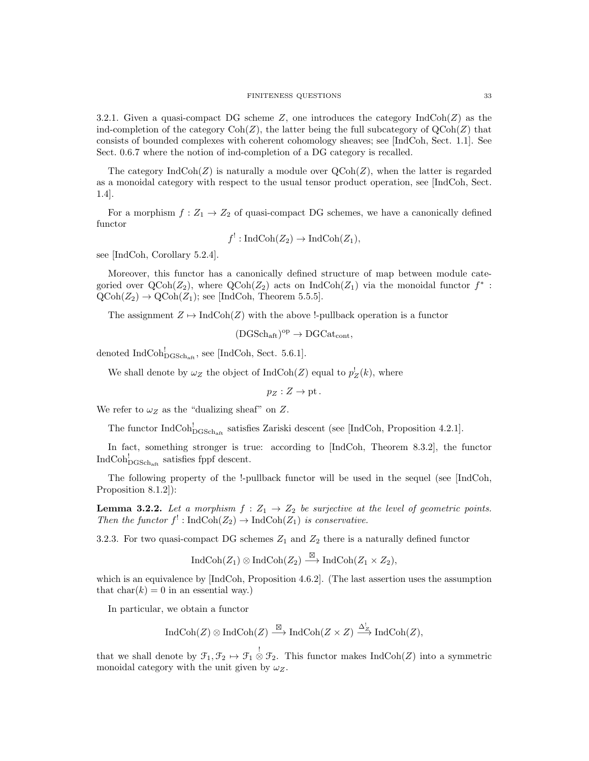3.2.1. Given a quasi-compact DG scheme $Z$, one introduces the category $\operatorname{IndCoh}(Z)$ as the ind-completion of the category $\operatorname{Coh}(Z)$, the latter being the full subcategory of $\operatorname{QCoh}(Z)$ that consists of bounded complexes with coherent cohomology sheaves; see [IndCoh, Sect. 1.1]. See Sect. 0.6.7 where the notion of ind-completion of a DG category is recalled.

The category $\operatorname{IndCoh}(Z)$ is naturally a module over $\operatorname{QCoh}(Z)$, when the latter is regarded as a monoidal category with respect to the usual tensor product operation, see [IndCoh, Sect. 1.4].

For a morphism $f : Z_1 \to Z_2$ of quasi-compact DG schemes, we have a canonically defined functor

$$f^! : \operatorname{IndCoh}(Z_2) \to \operatorname{IndCoh}(Z_1),$$

see [IndCoh, Corollary 5.2.4].

Moreover, this functor has a canonically defined structure of map between module categoried over $\operatorname{QCoh}(Z_2)$, where $\operatorname{QCoh}(Z_2)$ acts on $\operatorname{IndCoh}(Z_1)$ via the monoidal functor $f^* : \operatorname{QCoh}(Z_2) \to \operatorname{QCoh}(Z_1)$; see [IndCoh, Theorem 5.5.5].

The assignment $Z \mapsto \operatorname{IndCoh}(Z)$ with the above !-pullback operation is a functor

$$(\operatorname{DGSch}_{\mathrm{aft}})^{\mathrm{op}} \to \operatorname{DGCat}_{\mathrm{cont}},$$

denoted $\operatorname{IndCoh}^!_{\operatorname{DGSch}_{\mathrm{aft}}}$, see [IndCoh, Sect. 5.6.1].

We shall denote by $\omega_Z$ the object of $\operatorname{IndCoh}(Z)$ equal to $p_Z^!(k)$, where

$$p_Z : Z \to \mathrm{pt}\,.$$

We refer to $\omega_Z$ as the "dualizing sheaf" on $Z$.

The functor $\operatorname{IndCoh}^!_{\operatorname{DGSch}_{\mathrm{aft}}}$ satisfies Zariski descent (see [IndCoh, Proposition 4.2.1].

In fact, something stronger is true: according to [IndCoh, Theorem 8.3.2], the functor $\operatorname{IndCoh}^!_{\operatorname{DGSch}_{\mathrm{aft}}}$ satisfies fppf descent.

The following property of the !-pullback functor will be used in the sequel (see [IndCoh, Proposition 8.1.2]):

**Lemma 3.2.2.** *Let a morphism $f : Z_1 \to Z_2$ be surjective at the level of geometric points. Then the functor $f^! : \operatorname{IndCoh}(Z_2) \to \operatorname{IndCoh}(Z_1)$ is conservative.*

3.2.3. For two quasi-compact DG schemes $Z_1$ and $Z_2$ there is a naturally defined functor

$$\operatorname{IndCoh}(Z_1) \otimes \operatorname{IndCoh}(Z_2) \xrightarrow{\boxtimes} \operatorname{IndCoh}(Z_1 \times Z_2),$$

which is an equivalence by [IndCoh, Proposition 4.6.2]. (The last assertion uses the assumption that $\mathrm{char}(k) = 0$ in an essential way.)

In particular, we obtain a functor

$$\operatorname{IndCoh}(Z) \otimes \operatorname{IndCoh}(Z) \xrightarrow{\boxtimes} \operatorname{IndCoh}(Z \times Z) \xrightarrow{\Delta_Z^!} \operatorname{IndCoh}(Z),$$

that we shall denote by $\mathcal{F}_1, \mathcal{F}_2 \mapsto \mathcal{F}_1 \overset{!}{\otimes} \mathcal{F}_2$. This functor makes $\operatorname{IndCoh}(Z)$ into a symmetric monoidal category with the unit given by $\omega_Z$.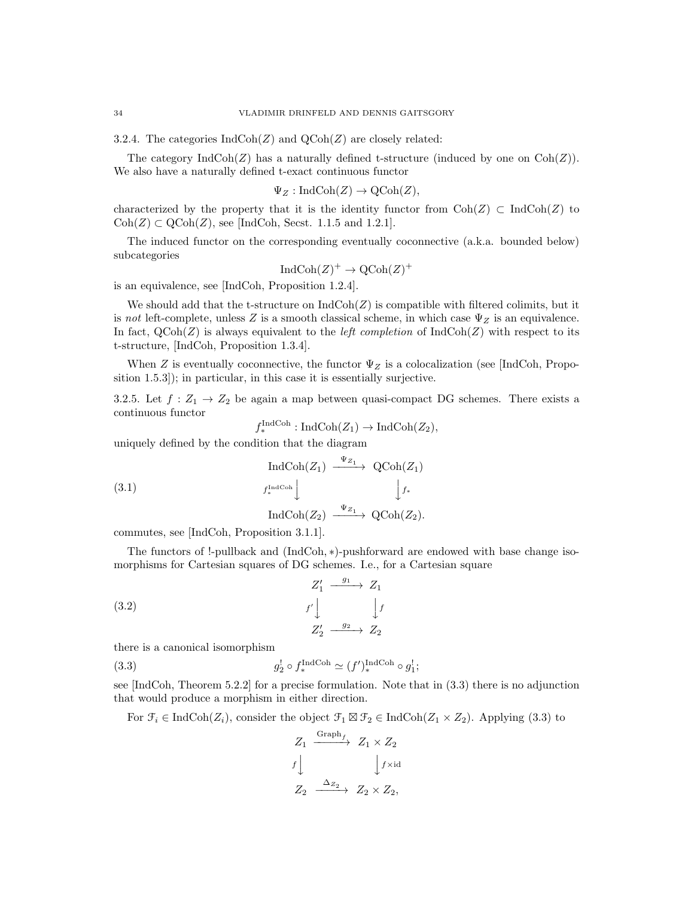3.2.4. The categories $\mathrm{IndCoh}(Z)$ and $\mathrm{QCoh}(Z)$ are closely related:

The category $\mathrm{IndCoh}(Z)$ has a naturally defined t-structure (induced by one on $\mathrm{Coh}(Z)$). We also have a naturally defined t-exact continuous functor

$$\Psi_Z : \mathrm{IndCoh}(Z) \to \mathrm{QCoh}(Z),$$

characterized by the property that it is the identity functor from $\mathrm{Coh}(Z) \subset \mathrm{IndCoh}(Z)$ to $\mathrm{Coh}(Z) \subset \mathrm{QCoh}(Z)$, see [IndCoh, Secst. 1.1.5 and 1.2.1].

The induced functor on the corresponding eventually coconnective (a.k.a. bounded below) subcategories

$$\mathrm{IndCoh}(Z)^+ \to \mathrm{QCoh}(Z)^+$$

is an equivalence, see [IndCoh, Proposition 1.2.4].

We should add that the t-structure on $\mathrm{IndCoh}(Z)$ is compatible with filtered colimits, but it is *not* left-complete, unless $Z$ is a smooth classical scheme, in which case $\Psi_Z$ is an equivalence. In fact, $\mathrm{QCoh}(Z)$ is always equivalent to the *left completion* of $\mathrm{IndCoh}(Z)$ with respect to its t-structure, [IndCoh, Proposition 1.3.4].

When $Z$ is eventually coconnective, the functor $\Psi_Z$ is a colocalization (see [IndCoh, Proposition 1.5.3]); in particular, in this case it is essentially surjective.

3.2.5. Let $f : Z_1 \to Z_2$ be again a map between quasi-compact DG schemes. There exists a continuous functor

$$f_*^{\mathrm{IndCoh}} : \mathrm{IndCoh}(Z_1) \to \mathrm{IndCoh}(Z_2),$$

uniquely defined by the condition that the diagram

$$\begin{array}{ccc} \mathrm{IndCoh}(Z_1) & \xrightarrow{\Psi_{Z_1}} & \mathrm{QCoh}(Z_1) \\ {\scriptstyle f_*^{\mathrm{IndCoh}}}\downarrow & & \downarrow{\scriptstyle f_*} \\ \mathrm{IndCoh}(Z_2) & \xrightarrow{\Psi_{Z_1}} & \mathrm{QCoh}(Z_2). \end{array} \tag{3.1}$$

commutes, see [IndCoh, Proposition 3.1.1].

The functors of !-pullback and $(\mathrm{IndCoh}, *)$-pushforward are endowed with base change isomorphisms for Cartesian squares of DG schemes. I.e., for a Cartesian square

$$\begin{array}{ccc} Z_1' & \xrightarrow{g_1} & Z_1 \\ {\scriptstyle f'}\downarrow & & \downarrow{\scriptstyle f} \\ Z_2' & \xrightarrow{g_2} & Z_2 \end{array} \tag{3.2}$$

there is a canonical isomorphism

$$g_2^! \circ f_*^{\mathrm{IndCoh}} \simeq (f')_*^{\mathrm{IndCoh}} \circ g_1^!; \tag{3.3}$$

see [IndCoh, Theorem 5.2.2] for a precise formulation. Note that in (3.3) there is no adjunction that would produce a morphism in either direction.

For $\mathcal{F}_i \in \mathrm{IndCoh}(Z_i)$, consider the object $\mathcal{F}_1 \boxtimes \mathcal{F}_2 \in \mathrm{IndCoh}(Z_1 \times Z_2)$. Applying (3.3) to

$$\begin{array}{ccc} Z_1 & \xrightarrow{\mathrm{Graph}_f} & Z_1 \times Z_2 \\ {\scriptstyle f}\downarrow & & \downarrow{\scriptstyle f \times \mathrm{id}} \\ Z_2 & \xrightarrow{\Delta_{Z_2}} & Z_2 \times Z_2, \end{array}$$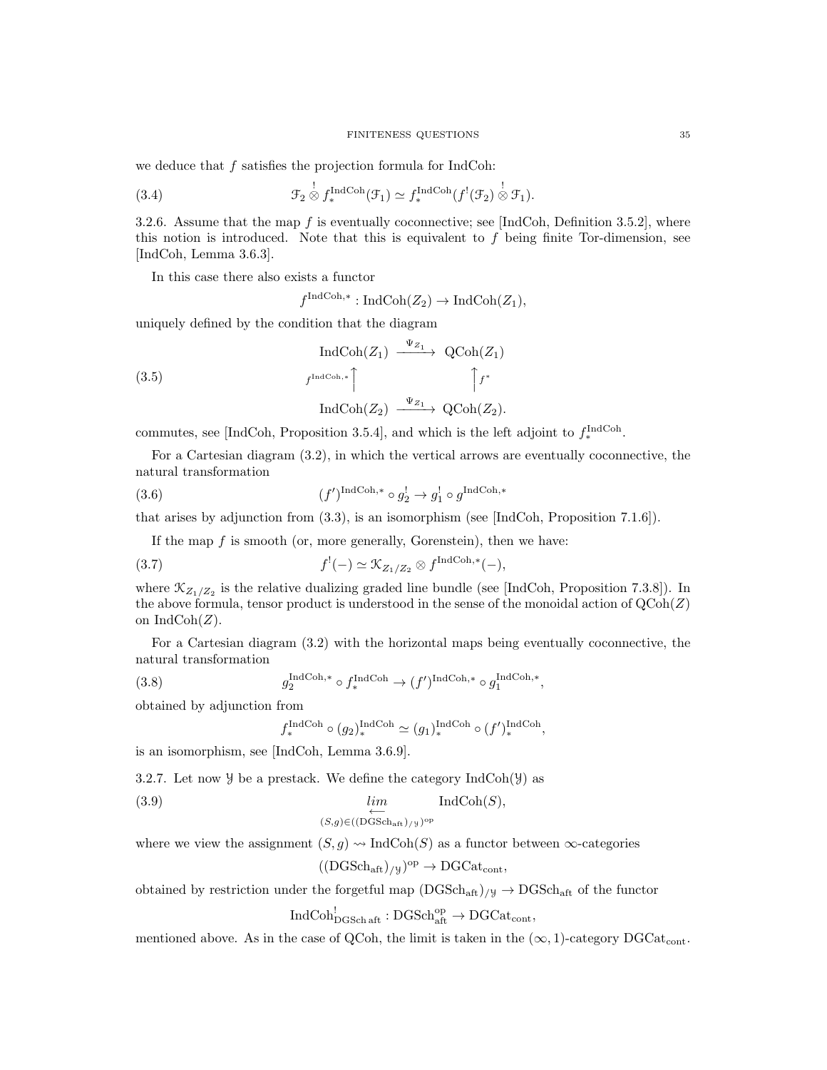we deduce that $f$ satisfies the projection formula for IndCoh:

$$\mathcal{F}_2 \overset{!}{\otimes} f_*^{\mathrm{IndCoh}}(\mathcal{F}_1) \simeq f_*^{\mathrm{IndCoh}}(f^!(\mathcal{F}_2) \overset{!}{\otimes} \mathcal{F}_1). \tag{3.4}$$

3.2.6. Assume that the map $f$ is eventually coconnective; see [IndCoh, Definition 3.5.2], where this notion is introduced. Note that this is equivalent to $f$ being finite Tor-dimension, see [IndCoh, Lemma 3.6.3].

In this case there also exists a functor

$$f^{\mathrm{IndCoh},*} : \mathrm{IndCoh}(Z_2) \to \mathrm{IndCoh}(Z_1),$$

uniquely defined by the condition that the diagram

$$\begin{array}{ccc} \mathrm{IndCoh}(Z_1) & \xrightarrow{\Psi_{Z_1}} & \mathrm{QCoh}(Z_1) \\ {\scriptstyle f^{\mathrm{IndCoh},*}}\uparrow & & \uparrow{\scriptstyle f^*} \\ \mathrm{IndCoh}(Z_2) & \xrightarrow{\Psi_{Z_1}} & \mathrm{QCoh}(Z_2). \end{array} \tag{3.5}$$

commutes, see [IndCoh, Proposition 3.5.4], and which is the left adjoint to $f_*^{\mathrm{IndCoh}}$.

For a Cartesian diagram (3.2), in which the vertical arrows are eventually coconnective, the natural transformation

$$(f')^{\mathrm{IndCoh},*} \circ g_2^! \to g_1^! \circ g^{\mathrm{IndCoh},*} \tag{3.6}$$

that arises by adjunction from (3.3), is an isomorphism (see [IndCoh, Proposition 7.1.6]).

If the map $f$ is smooth (or, more generally, Gorenstein), then we have:

$$f^!(-) \simeq \mathcal{K}_{Z_1/Z_2} \otimes f^{\mathrm{IndCoh},*}(-), \tag{3.7}$$

where $\mathcal{K}_{Z_1/Z_2}$ is the relative dualizing graded line bundle (see [IndCoh, Proposition 7.3.8]). In the above formula, tensor product is understood in the sense of the monoidal action of $\mathrm{QCoh}(Z)$ on $\mathrm{IndCoh}(Z)$.

For a Cartesian diagram (3.2) with the horizontal maps being eventually coconnective, the natural transformation

$$g_2^{\mathrm{IndCoh},*} \circ f_*^{\mathrm{IndCoh}} \to (f')^{\mathrm{IndCoh},*} \circ g_1^{\mathrm{IndCoh},*}, \tag{3.8}$$

obtained by adjunction from

$$f_*^{\mathrm{IndCoh}} \circ (g_2)_*^{\mathrm{IndCoh}} \simeq (g_1)_*^{\mathrm{IndCoh}} \circ (f')_*^{\mathrm{IndCoh}},$$

is an isomorphism, see [IndCoh, Lemma 3.6.9].

3.2.7. Let now $\mathcal{Y}$ be a prestack. We define the category $\mathrm{IndCoh}(\mathcal{Y})$ as

$$\underset{(S,g)\in((\mathrm{DGSch}_{\mathrm{aft}})_{/\mathcal{Y}})^{\mathrm{op}}}{\underleftarrow{lim}} \mathrm{IndCoh}(S), \tag{3.9}$$

where we view the assignment $(S, g) \rightsquigarrow \mathrm{IndCoh}(S)$ as a functor between $\infty$-categories

$$((\mathrm{DGSch}_{\mathrm{aft}})_{/\mathcal{Y}})^{\mathrm{op}} \to \mathrm{DGCat}_{\mathrm{cont}},$$

obtained by restriction under the forgetful map $(\mathrm{DGSch}_{\mathrm{aft}})_{/\mathcal{Y}} \to \mathrm{DGSch}_{\mathrm{aft}}$ of the functor

$$\mathrm{IndCoh}^!_{\mathrm{DGSch\,aft}} : \mathrm{DGSch}^{\mathrm{op}}_{\mathrm{aft}} \to \mathrm{DGCat}_{\mathrm{cont}},$$

mentioned above. As in the case of QCoh, the limit is taken in the $(\infty, 1)$-category $\mathrm{DGCat}_{\mathrm{cont}}$.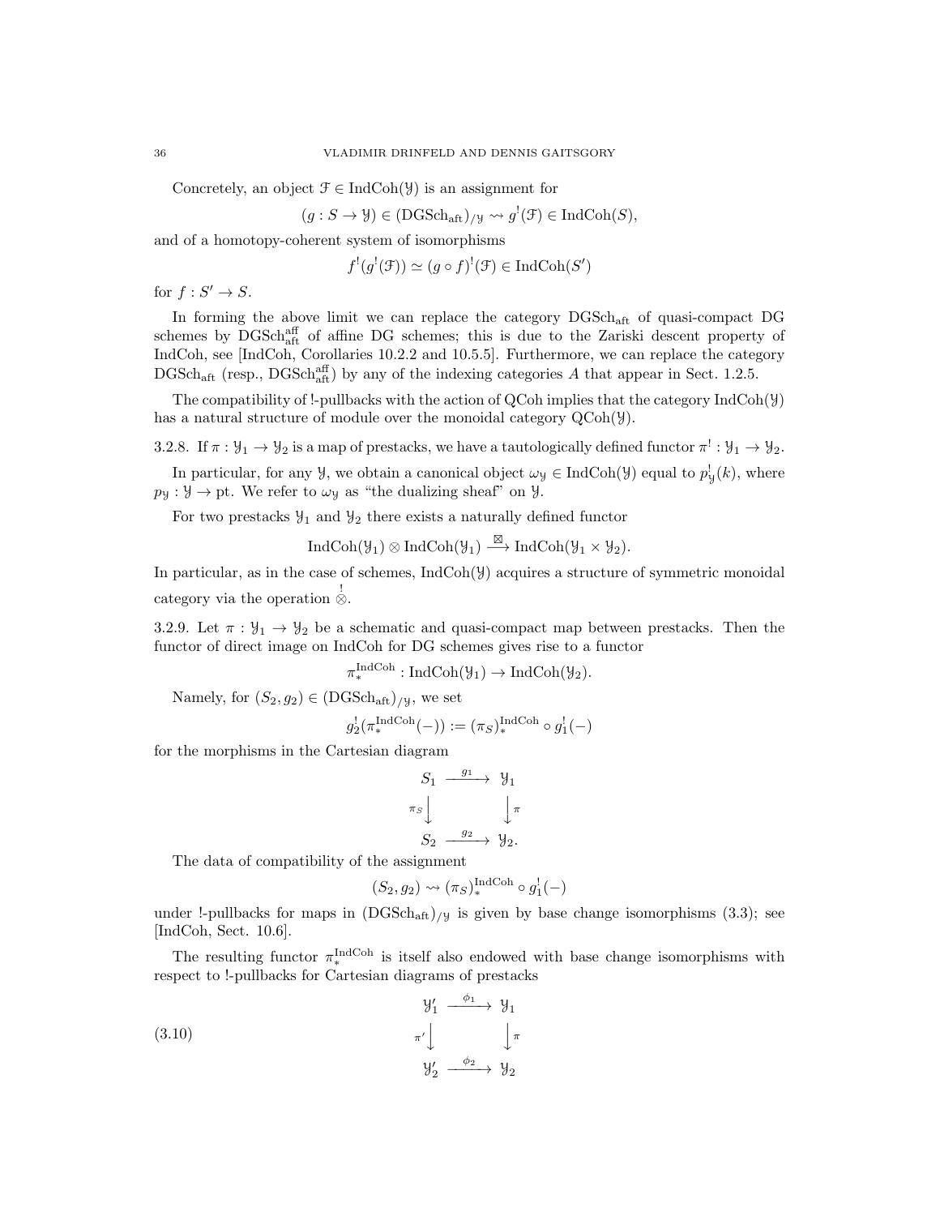Concretely, an object $\mathcal{F} \in \operatorname{IndCoh}(\mathcal{Y})$ is an assignment for

$$(g : S \to \mathcal{Y}) \in (\operatorname{DGSch}_{\mathrm{aft}})_{/\mathcal{Y}} \rightsquigarrow g^!(\mathcal{F}) \in \operatorname{IndCoh}(S),$$

and of a homotopy-coherent system of isomorphisms

$$f^!(g^!(\mathcal{F})) \simeq (g \circ f)^!(\mathcal{F}) \in \operatorname{IndCoh}(S')$$

for $f : S' \to S$.

In forming the above limit we can replace the category $\operatorname{DGSch}_{\mathrm{aft}}$ of quasi-compact DG schemes by $\operatorname{DGSch}^{\mathrm{aff}}_{\mathrm{aft}}$ of affine DG schemes; this is due to the Zariski descent property of IndCoh, see [IndCoh, Corollaries 10.2.2 and 10.5.5]. Furthermore, we can replace the category $\operatorname{DGSch}_{\mathrm{aft}}$ (resp., $\operatorname{DGSch}^{\mathrm{aff}}_{\mathrm{aft}}$) by any of the indexing categories $A$ that appear in Sect. 1.2.5.

The compatibility of !-pullbacks with the action of QCoh implies that the category $\operatorname{IndCoh}(\mathcal{Y})$ has a natural structure of module over the monoidal category $\operatorname{QCoh}(\mathcal{Y})$.

3.2.8. If $\pi : \mathcal{Y}_1 \to \mathcal{Y}_2$ is a map of prestacks, we have a tautologically defined functor $\pi^! : \mathcal{Y}_1 \to \mathcal{Y}_2$.

In particular, for any $\mathcal{Y}$, we obtain a canonical object $\omega_{\mathcal{Y}} \in \operatorname{IndCoh}(\mathcal{Y})$ equal to $p^!_{\mathcal{Y}}(k)$, where $p_{\mathcal{Y}} : \mathcal{Y} \to \mathrm{pt}$. We refer to $\omega_{\mathcal{Y}}$ as "the dualizing sheaf" on $\mathcal{Y}$.

For two prestacks $\mathcal{Y}_1$ and $\mathcal{Y}_2$ there exists a naturally defined functor

$$\operatorname{IndCoh}(\mathcal{Y}_1) \otimes \operatorname{IndCoh}(\mathcal{Y}_1) \xrightarrow{\boxtimes} \operatorname{IndCoh}(\mathcal{Y}_1 \times \mathcal{Y}_2).$$

In particular, as in the case of schemes, $\operatorname{IndCoh}(\mathcal{Y})$ acquires a structure of symmetric monoidal category via the operation $\overset{!}{\otimes}$.

3.2.9. Let $\pi : \mathcal{Y}_1 \to \mathcal{Y}_2$ be a schematic and quasi-compact map between prestacks. Then the functor of direct image on IndCoh for DG schemes gives rise to a functor

$$\pi^{\operatorname{IndCoh}}_* : \operatorname{IndCoh}(\mathcal{Y}_1) \to \operatorname{IndCoh}(\mathcal{Y}_2).$$

Namely, for $(S_2, g_2) \in (\operatorname{DGSch}_{\mathrm{aft}})_{/\mathcal{Y}}$, we set

$$g_2^!(\pi^{\operatorname{IndCoh}}_*(-)) := (\pi_S)^{\operatorname{IndCoh}}_* \circ g_1^!(-)$$

for the morphisms in the Cartesian diagram

$$\begin{array}{ccc} S_1 & \xrightarrow{g_1} & \mathcal{Y}_1 \\ {\scriptstyle \pi_S}\downarrow & & \downarrow{\scriptstyle \pi} \\ S_2 & \xrightarrow{g_2} & \mathcal{Y}_2. \end{array}$$

The data of compatibility of the assignment

$$(S_2, g_2) \rightsquigarrow (\pi_S)^{\operatorname{IndCoh}}_* \circ g_1^!(-)$$

under !-pullbacks for maps in $(\operatorname{DGSch}_{\mathrm{aft}})_{/\mathcal{Y}}$ is given by base change isomorphisms (3.3); see [IndCoh, Sect. 10.6].

The resulting functor $\pi^{\operatorname{IndCoh}}_*$ is itself also endowed with base change isomorphisms with respect to !-pullbacks for Cartesian diagrams of prestacks

$$\begin{array}{ccc} \mathcal{Y}'_1 & \xrightarrow{\phi_1} & \mathcal{Y}_1 \\ {\scriptstyle \pi'}\downarrow & & \downarrow{\scriptstyle \pi} \\ \mathcal{Y}'_2 & \xrightarrow{\phi_2} & \mathcal{Y}_2 \end{array} \tag{3.10}$$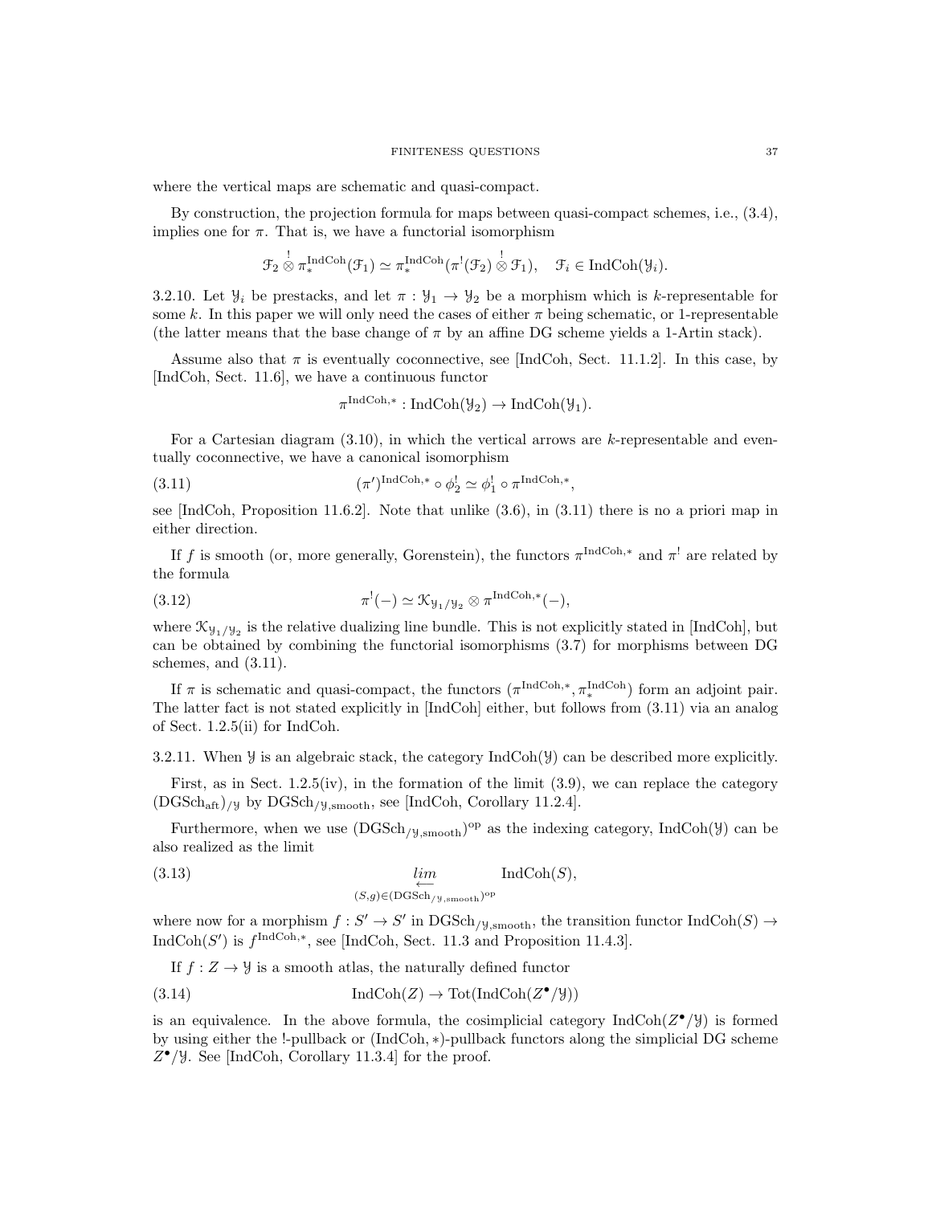where the vertical maps are schematic and quasi-compact.

By construction, the projection formula for maps between quasi-compact schemes, i.e., (3.4), implies one for $\pi$. That is, we have a functorial isomorphism

$$\mathcal{F}_2 \overset{!}{\otimes} \pi_*^{\mathrm{IndCoh}}(\mathcal{F}_1) \simeq \pi_*^{\mathrm{IndCoh}}(\pi^!(\mathcal{F}_2) \overset{!}{\otimes} \mathcal{F}_1), \quad \mathcal{F}_i \in \mathrm{IndCoh}(\mathcal{Y}_i).$$

3.2.10. Let $\mathcal{Y}_i$ be prestacks, and let $\pi : \mathcal{Y}_1 \to \mathcal{Y}_2$ be a morphism which is $k$-representable for some $k$. In this paper we will only need the cases of either $\pi$ being schematic, or 1-representable (the latter means that the base change of $\pi$ by an affine DG scheme yields a 1-Artin stack).

Assume also that $\pi$ is eventually coconnective, see [IndCoh, Sect. 11.1.2]. In this case, by [IndCoh, Sect. 11.6], we have a continuous functor

$$\pi^{\mathrm{IndCoh},*} : \mathrm{IndCoh}(\mathcal{Y}_2) \to \mathrm{IndCoh}(\mathcal{Y}_1).$$

For a Cartesian diagram (3.10), in which the vertical arrows are $k$-representable and eventually coconnective, we have a canonical isomorphism

$$(\pi')^{\mathrm{IndCoh},*} \circ \phi_2^! \simeq \phi_1^! \circ \pi^{\mathrm{IndCoh},*}, \tag{3.11}$$

see [IndCoh, Proposition 11.6.2]. Note that unlike (3.6), in (3.11) there is no a priori map in either direction.

If $f$ is smooth (or, more generally, Gorenstein), the functors $\pi^{\mathrm{IndCoh},*}$ and $\pi^!$ are related by the formula

$$\pi^!(-) \simeq \mathcal{K}_{\mathcal{Y}_1/\mathcal{Y}_2} \otimes \pi^{\mathrm{IndCoh},*}(-), \tag{3.12}$$

where $\mathcal{K}_{\mathcal{Y}_1/\mathcal{Y}_2}$ is the relative dualizing line bundle. This is not explicitly stated in [IndCoh], but can be obtained by combining the functorial isomorphisms (3.7) for morphisms between DG schemes, and (3.11).

If $\pi$ is schematic and quasi-compact, the functors $(\pi^{\mathrm{IndCoh},*}, \pi_*^{\mathrm{IndCoh}})$ form an adjoint pair. The latter fact is not stated explicitly in [IndCoh] either, but follows from (3.11) via an analog of Sect. 1.2.5(ii) for IndCoh.

3.2.11. When $\mathcal{Y}$ is an algebraic stack, the category $\mathrm{IndCoh}(\mathcal{Y})$ can be described more explicitly.

First, as in Sect. 1.2.5(iv), in the formation of the limit (3.9), we can replace the category $(\mathrm{DGSch}_{\mathrm{aft}})_{/\mathcal{Y}}$ by $\mathrm{DGSch}_{/\mathcal{Y},\mathrm{smooth}}$, see [IndCoh, Corollary 11.2.4].

Furthermore, when we use $(\mathrm{DGSch}_{/\mathcal{Y},\mathrm{smooth}})^{\mathrm{op}}$ as the indexing category, $\mathrm{IndCoh}(\mathcal{Y})$ can be also realized as the limit

$$\underset{(S,g)\in(\mathrm{DGSch}_{/\mathcal{Y},\mathrm{smooth}})^{\mathrm{op}}}{\underleftarrow{lim}} \mathrm{IndCoh}(S), \tag{3.13}$$

where now for a morphism $f : S' \to S'$ in $\mathrm{DGSch}_{/\mathcal{Y},\mathrm{smooth}}$, the transition functor $\mathrm{IndCoh}(S) \to \mathrm{IndCoh}(S')$ is $f^{\mathrm{IndCoh},*}$, see [IndCoh, Sect. 11.3 and Proposition 11.4.3].

If $f : Z \to \mathcal{Y}$ is a smooth atlas, the naturally defined functor

$$\mathrm{IndCoh}(Z) \to \mathrm{Tot}(\mathrm{IndCoh}(Z^\bullet/\mathcal{Y})) \tag{3.14}$$

is an equivalence. In the above formula, the cosimplicial category $\mathrm{IndCoh}(Z^\bullet/\mathcal{Y})$ is formed by using either the !-pullback or (IndCoh, $*$)-pullback functors along the simplicial DG scheme $Z^\bullet/\mathcal{Y}$. See [IndCoh, Corollary 11.3.4] for the proof.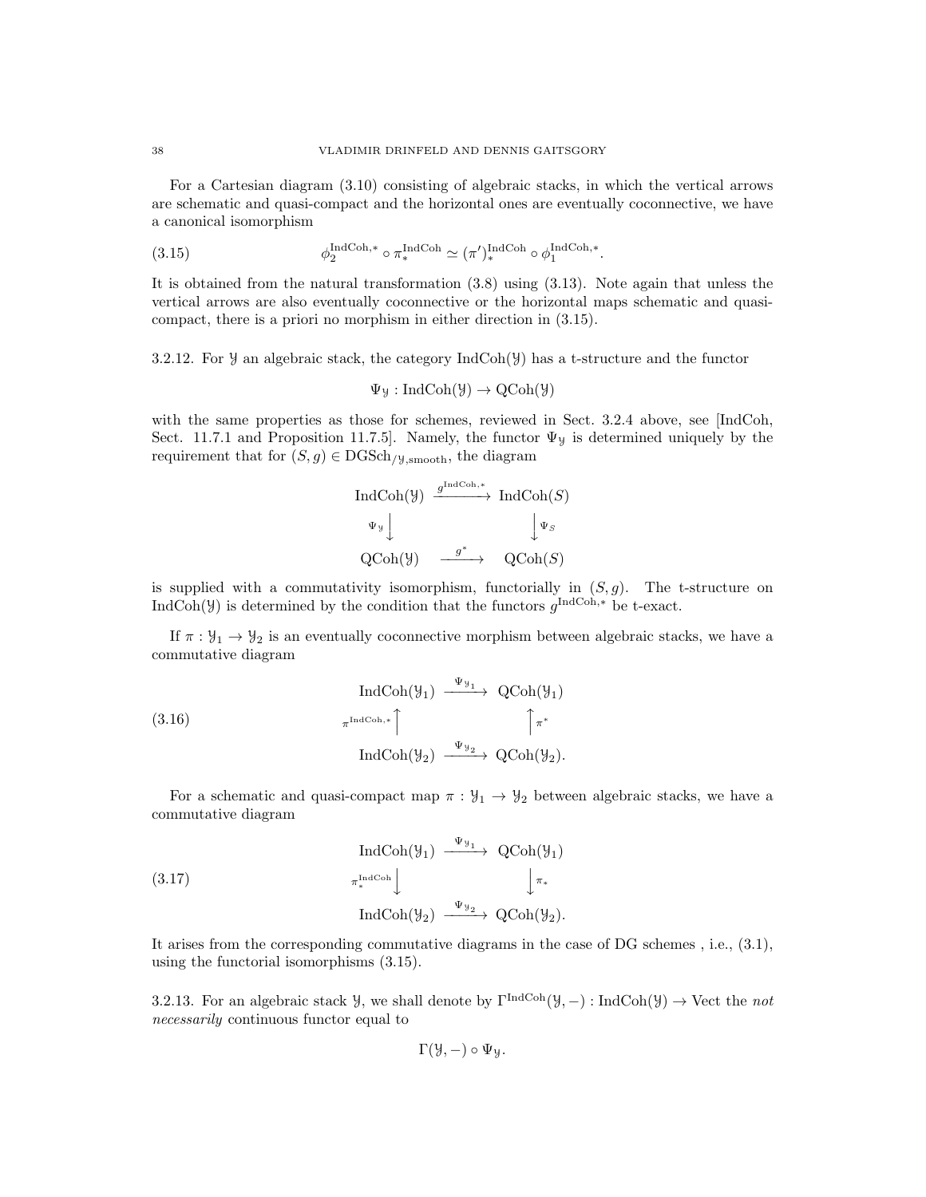For a Cartesian diagram (3.10) consisting of algebraic stacks, in which the vertical arrows are schematic and quasi-compact and the horizontal ones are eventually coconnective, we have a canonical isomorphism

$$\phi_2^{\mathrm{IndCoh},*} \circ \pi_*^{\mathrm{IndCoh}} \simeq (\pi')_*^{\mathrm{IndCoh}} \circ \phi_1^{\mathrm{IndCoh},*}. \tag{3.15}$$

It is obtained from the natural transformation (3.8) using (3.13). Note again that unless the vertical arrows are also eventually coconnective or the horizontal maps schematic and quasi-compact, there is a priori no morphism in either direction in (3.15).

3.2.12. For $\mathcal{Y}$ an algebraic stack, the category $\mathrm{IndCoh}(\mathcal{Y})$ has a t-structure and the functor

$$\Psi_{\mathcal{Y}} : \mathrm{IndCoh}(\mathcal{Y}) \to \mathrm{QCoh}(\mathcal{Y})$$

with the same properties as those for schemes, reviewed in Sect. 3.2.4 above, see [IndCoh, Sect. 11.7.1 and Proposition 11.7.5]. Namely, the functor $\Psi_{\mathcal{Y}}$ is determined uniquely by the requirement that for $(S, g) \in \mathrm{DGSch}_{/\mathcal{Y},\mathrm{smooth}}$, the diagram

$$\begin{array}{ccc} \mathrm{IndCoh}(\mathcal{Y}) & \xrightarrow{g^{\mathrm{IndCoh},*}} & \mathrm{IndCoh}(S) \\ {\scriptstyle \Psi_{\mathcal{Y}}}\big\downarrow & & \big\downarrow{\scriptstyle \Psi_S} \\ \mathrm{QCoh}(\mathcal{Y}) & \xrightarrow{g^*} & \mathrm{QCoh}(S) \end{array}$$

is supplied with a commutativity isomorphism, functorially in $(S, g)$. The t-structure on $\mathrm{IndCoh}(\mathcal{Y})$ is determined by the condition that the functors $g^{\mathrm{IndCoh},*}$ be t-exact.

If $\pi : \mathcal{Y}_1 \to \mathcal{Y}_2$ is an eventually coconnective morphism between algebraic stacks, we have a commutative diagram

$$\begin{array}{ccc} \mathrm{IndCoh}(\mathcal{Y}_1) & \xrightarrow{\Psi_{\mathcal{Y}_1}} & \mathrm{QCoh}(\mathcal{Y}_1) \\ {\scriptstyle \pi^{\mathrm{IndCoh},*}}\big\uparrow & & \big\uparrow{\scriptstyle \pi^*} \\ \mathrm{IndCoh}(\mathcal{Y}_2) & \xrightarrow{\Psi_{\mathcal{Y}_2}} & \mathrm{QCoh}(\mathcal{Y}_2). \end{array} \tag{3.16}$$

For a schematic and quasi-compact map $\pi : \mathcal{Y}_1 \to \mathcal{Y}_2$ between algebraic stacks, we have a commutative diagram

$$\begin{array}{ccc} \mathrm{IndCoh}(\mathcal{Y}_1) & \xrightarrow{\Psi_{\mathcal{Y}_1}} & \mathrm{QCoh}(\mathcal{Y}_1) \\ {\scriptstyle \pi_*^{\mathrm{IndCoh}}}\big\downarrow & & \big\downarrow{\scriptstyle \pi_*} \\ \mathrm{IndCoh}(\mathcal{Y}_2) & \xrightarrow{\Psi_{\mathcal{Y}_2}} & \mathrm{QCoh}(\mathcal{Y}_2). \end{array} \tag{3.17}$$

It arises from the corresponding commutative diagrams in the case of DG schemes , i.e., (3.1), using the functorial isomorphisms (3.15).

3.2.13. For an algebraic stack $\mathcal{Y}$, we shall denote by $\Gamma^{\mathrm{IndCoh}}(\mathcal{Y}, -) : \mathrm{IndCoh}(\mathcal{Y}) \to \mathrm{Vect}$ the *not necessarily* continuous functor equal to

$$\Gamma(\mathcal{Y}, -) \circ \Psi_{\mathcal{Y}}.$$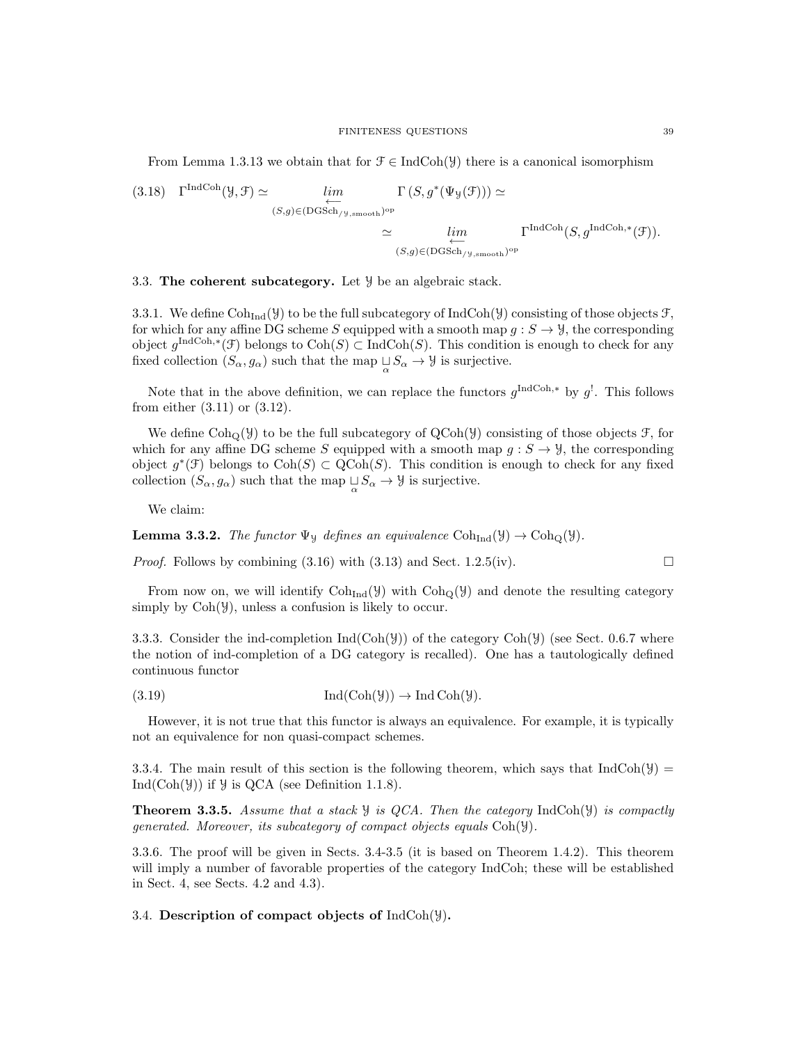From Lemma 1.3.13 we obtain that for $\mathcal{F} \in \mathrm{IndCoh}(\mathcal{Y})$ there is a canonical isomorphism

$$
(3.18) \quad \Gamma^{\mathrm{IndCoh}}(\mathcal{Y}, \mathcal{F}) \simeq \underset{(S,g) \in (\mathrm{DGSch}_{/\mathcal{Y},\mathrm{smooth}})^{\mathrm{op}}}{\underleftarrow{lim}} \Gamma\left(S, g^*(\Psi_{\mathcal{Y}}(\mathcal{F}))\right) \simeq \\
\simeq \underset{(S,g) \in (\mathrm{DGSch}_{/\mathcal{Y},\mathrm{smooth}})^{\mathrm{op}}}{\underleftarrow{lim}} \Gamma^{\mathrm{IndCoh}}(S, g^{\mathrm{IndCoh},*}(\mathcal{F})).
$$

3.3. **The coherent subcategory.** Let $\mathcal{Y}$ be an algebraic stack.

3.3.1. We define $\mathrm{Coh}_{\mathrm{Ind}}(\mathcal{Y})$ to be the full subcategory of $\mathrm{IndCoh}(\mathcal{Y})$ consisting of those objects $\mathcal{F}$, for which for any affine DG scheme $S$ equipped with a smooth map $g : S \to \mathcal{Y}$, the corresponding object $g^{\mathrm{IndCoh},*}(\mathcal{F})$ belongs to $\mathrm{Coh}(S) \subset \mathrm{IndCoh}(S)$. This condition is enough to check for any fixed collection $(S_\alpha, g_\alpha)$ such that the map $\underset{\alpha}{\sqcup} S_\alpha \to \mathcal{Y}$ is surjective.

Note that in the above definition, we can replace the functors $g^{\mathrm{IndCoh},*}$ by $g^!$. This follows from either (3.11) or (3.12).

We define $\mathrm{Coh}_{\mathrm{Q}}(\mathcal{Y})$ to be the full subcategory of $\mathrm{QCoh}(\mathcal{Y})$ consisting of those objects $\mathcal{F}$, for which for any affine DG scheme $S$ equipped with a smooth map $g : S \to \mathcal{Y}$, the corresponding object $g^*(\mathcal{F})$ belongs to $\mathrm{Coh}(S) \subset \mathrm{QCoh}(S)$. This condition is enough to check for any fixed collection $(S_\alpha, g_\alpha)$ such that the map $\underset{\alpha}{\sqcup} S_\alpha \to \mathcal{Y}$ is surjective.

We claim:

**Lemma 3.3.2.** *The functor $\Psi_{\mathcal{Y}}$ defines an equivalence $\mathrm{Coh}_{\mathrm{Ind}}(\mathcal{Y}) \to \mathrm{Coh}_{\mathrm{Q}}(\mathcal{Y})$.*

*Proof.* Follows by combining (3.16) with (3.13) and Sect. 1.2.5(iv). □

From now on, we will identify $\mathrm{Coh}_{\mathrm{Ind}}(\mathcal{Y})$ with $\mathrm{Coh}_{\mathrm{Q}}(\mathcal{Y})$ and denote the resulting category simply by $\mathrm{Coh}(\mathcal{Y})$, unless a confusion is likely to occur.

3.3.3. Consider the ind-completion $\mathrm{Ind}(\mathrm{Coh}(\mathcal{Y}))$ of the category $\mathrm{Coh}(\mathcal{Y})$ (see Sect. 0.6.7 where the notion of ind-completion of a DG category is recalled). One has a tautologically defined continuous functor

$$
(3.19) \qquad \mathrm{Ind}(\mathrm{Coh}(\mathcal{Y})) \to \mathrm{Ind}\,\mathrm{Coh}(\mathcal{Y}).
$$

However, it is not true that this functor is always an equivalence. For example, it is typically not an equivalence for non quasi-compact schemes.

3.3.4. The main result of this section is the following theorem, which says that $\mathrm{IndCoh}(\mathcal{Y}) = \mathrm{Ind}(\mathrm{Coh}(\mathcal{Y}))$ if $\mathcal{Y}$ is QCA (see Definition 1.1.8).

**Theorem 3.3.5.** *Assume that a stack $\mathcal{Y}$ is QCA. Then the category $\mathrm{IndCoh}(\mathcal{Y})$ is compactly generated. Moreover, its subcategory of compact objects equals $\mathrm{Coh}(\mathcal{Y})$.*

3.3.6. The proof will be given in Sects. 3.4-3.5 (it is based on Theorem 1.4.2). This theorem will imply a number of favorable properties of the category IndCoh; these will be established in Sect. 4, see Sects. 4.2 and 4.3).

3.4. **Description of compact objects of $\mathrm{IndCoh}(\mathcal{Y})$.**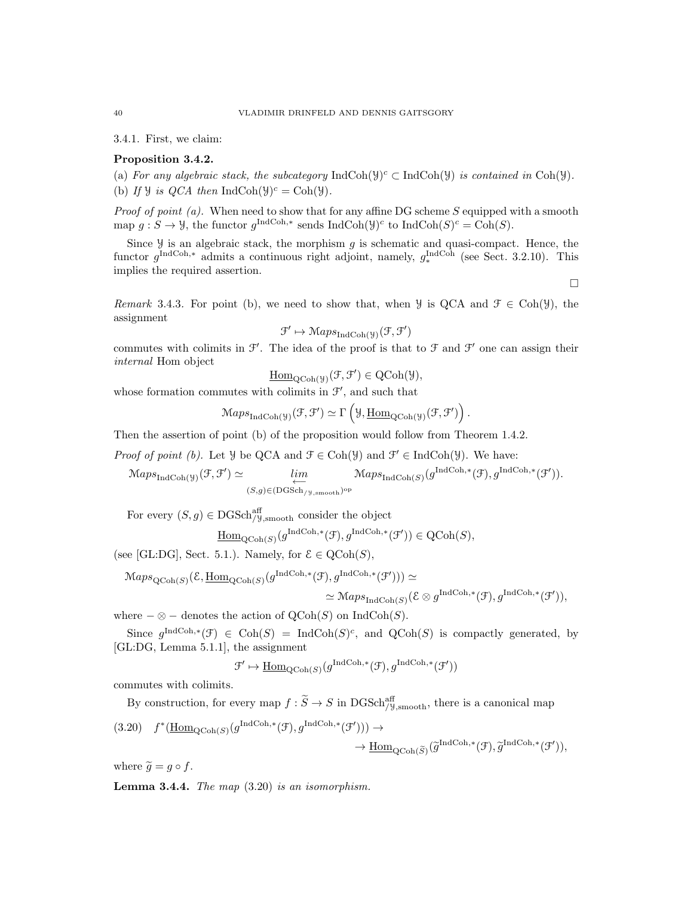3.4.1. First, we claim:

**Proposition 3.4.2.**

(a) *For any algebraic stack, the subcategory* $\text{IndCoh}(\mathcal{Y})^c \subset \text{IndCoh}(\mathcal{Y})$ *is contained in* $\text{Coh}(\mathcal{Y})$.

(b) *If* $\mathcal{Y}$ *is QCA then* $\text{IndCoh}(\mathcal{Y})^c = \text{Coh}(\mathcal{Y})$.

*Proof of point (a).* When need to show that for any affine DG scheme $S$ equipped with a smooth map $g : S \to \mathcal{Y}$, the functor $g^{\text{IndCoh},*}$ sends $\text{IndCoh}(\mathcal{Y})^c$ to $\text{IndCoh}(S)^c = \text{Coh}(S)$.

Since $\mathcal{Y}$ is an algebraic stack, the morphism $g$ is schematic and quasi-compact. Hence, the functor $g^{\text{IndCoh},*}$ admits a continuous right adjoint, namely, $g_*^{\text{IndCoh}}$ (see Sect. 3.2.10). This implies the required assertion.

□

*Remark* 3.4.3. For point (b), we need to show that, when $\mathcal{Y}$ is QCA and $\mathcal{F} \in \text{Coh}(\mathcal{Y})$, the assignment

$$\mathcal{F}' \mapsto \mathcal{M}aps_{\text{IndCoh}(\mathcal{Y})}(\mathcal{F}, \mathcal{F}')$$

commutes with colimits in $\mathcal{F}'$. The idea of the proof is that to $\mathcal{F}$ and $\mathcal{F}'$ one can assign their *internal* Hom object

$$\underline{\text{Hom}}_{\text{QCoh}(\mathcal{Y})}(\mathcal{F}, \mathcal{F}') \in \text{QCoh}(\mathcal{Y}),$$

whose formation commutes with colimits in $\mathcal{F}'$, and such that

$$\mathcal{M}aps_{\text{IndCoh}(\mathcal{Y})}(\mathcal{F}, \mathcal{F}') \simeq \Gamma\left(\mathcal{Y}, \underline{\text{Hom}}_{\text{QCoh}(\mathcal{Y})}(\mathcal{F}, \mathcal{F}')\right).$$

Then the assertion of point (b) of the proposition would follow from Theorem 1.4.2.

*Proof of point (b).* Let $\mathcal{Y}$ be QCA and $\mathcal{F} \in \text{Coh}(\mathcal{Y})$ and $\mathcal{F}' \in \text{IndCoh}(\mathcal{Y})$. We have:

$$\mathcal{M}aps_{\text{IndCoh}(\mathcal{Y})}(\mathcal{F}, \mathcal{F}') \simeq \underset{(S,g) \in (\text{DGSch}_{/\mathcal{Y},\text{smooth}})^{\text{op}}}{\underleftarrow{lim}} \mathcal{M}aps_{\text{IndCoh}(S)}(g^{\text{IndCoh},*}(\mathcal{F}), g^{\text{IndCoh},*}(\mathcal{F}')).$$

For every $(S, g) \in \text{DGSch}^{\text{aff}}_{/\mathcal{Y},\text{smooth}}$ consider the object

$$\underline{\text{Hom}}_{\text{QCoh}(S)}(g^{\text{IndCoh},*}(\mathcal{F}), g^{\text{IndCoh},*}(\mathcal{F}')) \in \text{QCoh}(S),$$

(see [GL:DG], Sect. 5.1.). Namely, for $\mathcal{E} \in \text{QCoh}(S)$,

$$\mathcal{M}aps_{\text{QCoh}(S)}(\mathcal{E}, \underline{\text{Hom}}_{\text{QCoh}(S)}(g^{\text{IndCoh},*}(\mathcal{F}), g^{\text{IndCoh},*}(\mathcal{F}'))) \simeq \\ \simeq \mathcal{M}aps_{\text{IndCoh}(S)}(\mathcal{E} \otimes g^{\text{IndCoh},*}(\mathcal{F}), g^{\text{IndCoh},*}(\mathcal{F}')),$$

where $- \otimes -$ denotes the action of $\text{QCoh}(S)$ on $\text{IndCoh}(S)$.

Since $g^{\text{IndCoh},*}(\mathcal{F}) \in \text{Coh}(S) = \text{IndCoh}(S)^c$, and $\text{QCoh}(S)$ is compactly generated, by [GL:DG, Lemma 5.1.1], the assignment

$$\mathcal{F}' \mapsto \underline{\text{Hom}}_{\text{QCoh}(S)}(g^{\text{IndCoh},*}(\mathcal{F}), g^{\text{IndCoh},*}(\mathcal{F}'))$$

commutes with colimits.

By construction, for every map $f : \widetilde{S} \to S$ in $\text{DGSch}^{\text{aff}}_{/\mathcal{Y},\text{smooth}}$, there is a canonical map

$$f^*(\underline{\text{Hom}}_{\text{QCoh}(S)}(g^{\text{IndCoh},*}(\mathcal{F}), g^{\text{IndCoh},*}(\mathcal{F}'))) \to \\ \to \underline{\text{Hom}}_{\text{QCoh}(\widetilde{S})}(\widetilde{g}^{\text{IndCoh},*}(\mathcal{F}), \widetilde{g}^{\text{IndCoh},*}(\mathcal{F}')), \tag{3.20}$$

where $\widetilde{g} = g \circ f$.

**Lemma 3.4.4.** *The map* (3.20) *is an isomorphism.*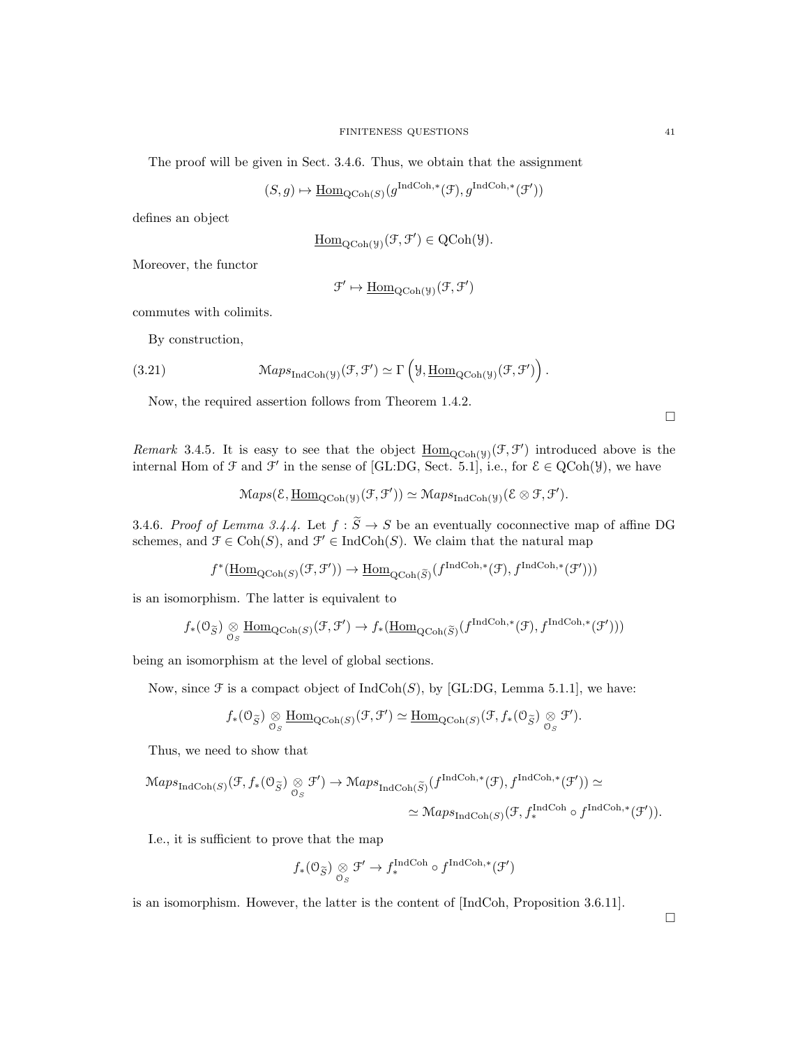The proof will be given in Sect. 3.4.6. Thus, we obtain that the assignment

$$(S, g) \mapsto \underline{\mathrm{Hom}}_{\mathrm{QCoh}(S)}(g^{\mathrm{IndCoh},*}(\mathcal{F}), g^{\mathrm{IndCoh},*}(\mathcal{F}'))$$

defines an object

$$\underline{\mathrm{Hom}}_{\mathrm{QCoh}(\mathcal{Y})}(\mathcal{F}, \mathcal{F}') \in \mathrm{QCoh}(\mathcal{Y}).$$

Moreover, the functor

$$\mathcal{F}' \mapsto \underline{\mathrm{Hom}}_{\mathrm{QCoh}(\mathcal{Y})}(\mathcal{F}, \mathcal{F}')$$

commutes with colimits.

By construction,

$$\mathcal{M}aps_{\mathrm{IndCoh}(\mathcal{Y})}(\mathcal{F}, \mathcal{F}') \simeq \Gamma\left(\mathcal{Y}, \underline{\mathrm{Hom}}_{\mathrm{QCoh}(\mathcal{Y})}(\mathcal{F}, \mathcal{F}')\right). \tag{3.21}$$

Now, the required assertion follows from Theorem 1.4.2.

□

*Remark* 3.4.5. It is easy to see that the object $\underline{\mathrm{Hom}}_{\mathrm{QCoh}(\mathcal{Y})}(\mathcal{F}, \mathcal{F}')$ introduced above is the internal Hom of $\mathcal{F}$ and $\mathcal{F}'$ in the sense of [GL:DG, Sect. 5.1], i.e., for $\mathcal{E} \in \mathrm{QCoh}(\mathcal{Y})$, we have

$$\mathcal{M}aps(\mathcal{E}, \underline{\mathrm{Hom}}_{\mathrm{QCoh}(\mathcal{Y})}(\mathcal{F}, \mathcal{F}')) \simeq \mathcal{M}aps_{\mathrm{IndCoh}(\mathcal{Y})}(\mathcal{E} \otimes \mathcal{F}, \mathcal{F}').$$

3.4.6. *Proof of Lemma 3.4.4.* Let $f : \widetilde{S} \to S$ be an eventually coconnective map of affine DG schemes, and $\mathcal{F} \in \mathrm{Coh}(S)$, and $\mathcal{F}' \in \mathrm{IndCoh}(S)$. We claim that the natural map

$$f^*(\underline{\mathrm{Hom}}_{\mathrm{QCoh}(S)}(\mathcal{F}, \mathcal{F}')) \to \underline{\mathrm{Hom}}_{\mathrm{QCoh}(\widetilde{S})}(f^{\mathrm{IndCoh},*}(\mathcal{F}), f^{\mathrm{IndCoh},*}(\mathcal{F}')))$$

is an isomorphism. The latter is equivalent to

$$f_*(\mathcal{O}_{\widetilde{S}}) \underset{\mathcal{O}_S}{\otimes} \underline{\mathrm{Hom}}_{\mathrm{QCoh}(S)}(\mathcal{F}, \mathcal{F}') \to f_*(\underline{\mathrm{Hom}}_{\mathrm{QCoh}(\widetilde{S})}(f^{\mathrm{IndCoh},*}(\mathcal{F}), f^{\mathrm{IndCoh},*}(\mathcal{F}')))$$

being an isomorphism at the level of global sections.

Now, since $\mathcal{F}$ is a compact object of $\mathrm{IndCoh}(S)$, by [GL:DG, Lemma 5.1.1], we have:

$$f_*(\mathcal{O}_{\widetilde{S}}) \underset{\mathcal{O}_S}{\otimes} \underline{\mathrm{Hom}}_{\mathrm{QCoh}(S)}(\mathcal{F}, \mathcal{F}') \simeq \underline{\mathrm{Hom}}_{\mathrm{QCoh}(S)}(\mathcal{F}, f_*(\mathcal{O}_{\widetilde{S}}) \underset{\mathcal{O}_S}{\otimes} \mathcal{F}').$$

Thus, we need to show that

$$\mathcal{M}aps_{\mathrm{IndCoh}(S)}(\mathcal{F}, f_*(\mathcal{O}_{\widetilde{S}}) \underset{\mathcal{O}_S}{\otimes} \mathcal{F}') \to \mathcal{M}aps_{\mathrm{IndCoh}(\widetilde{S})}(f^{\mathrm{IndCoh},*}(\mathcal{F}), f^{\mathrm{IndCoh},*}(\mathcal{F}')) \simeq$$
$$\simeq \mathcal{M}aps_{\mathrm{IndCoh}(S)}(\mathcal{F}, f_*^{\mathrm{IndCoh}} \circ f^{\mathrm{IndCoh},*}(\mathcal{F}')).$$

I.e., it is sufficient to prove that the map

$$f_*(\mathcal{O}_{\widetilde{S}}) \underset{\mathcal{O}_S}{\otimes} \mathcal{F}' \to f_*^{\mathrm{IndCoh}} \circ f^{\mathrm{IndCoh},*}(\mathcal{F}')$$

is an isomorphism. However, the latter is the content of [IndCoh, Proposition 3.6.11].

□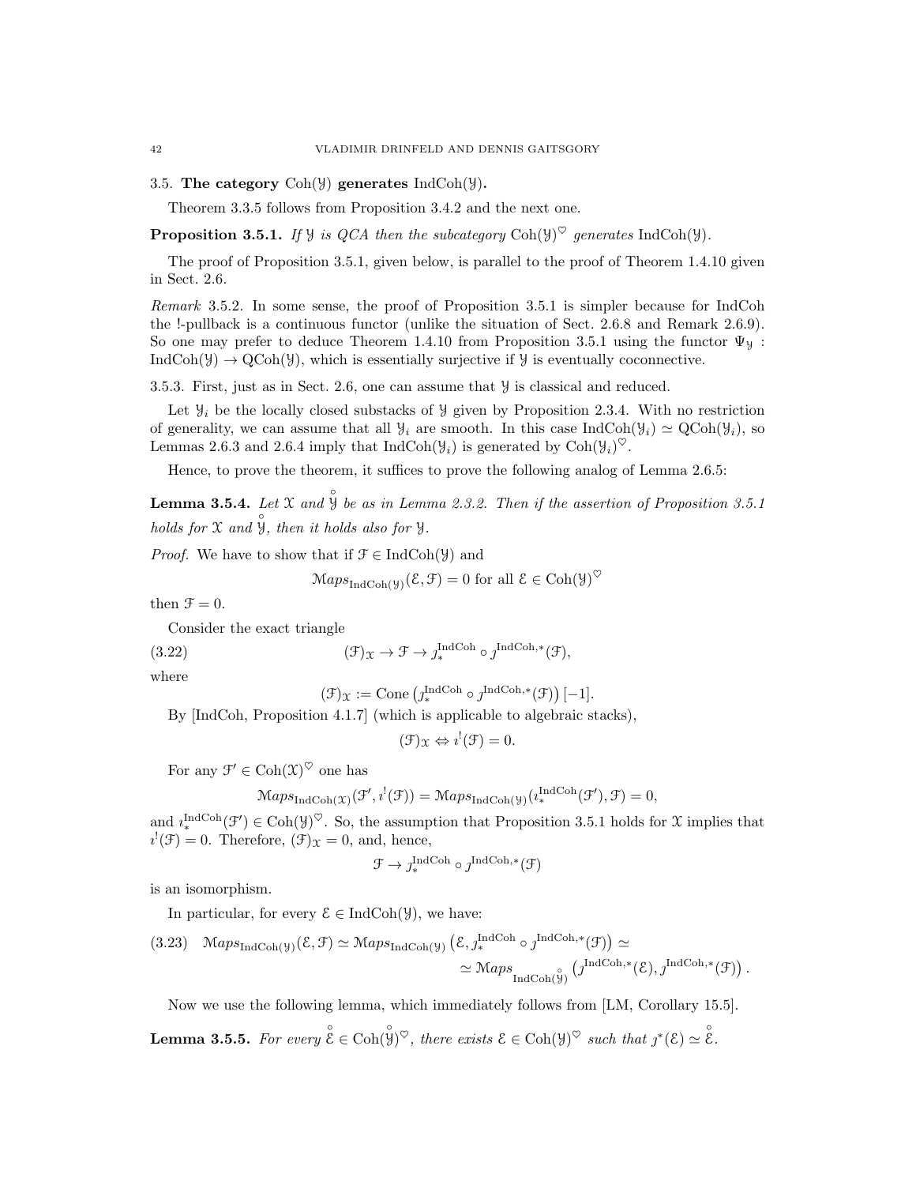## 3.5. The category $\mathrm{Coh}(\mathcal{Y})$ generates $\mathrm{IndCoh}(\mathcal{Y})$.

Theorem 3.3.5 follows from Proposition 3.4.2 and the next one.

**Proposition 3.5.1.** *If $\mathcal{Y}$ is QCA then the subcategory $\mathrm{Coh}(\mathcal{Y})^{\heartsuit}$ generates $\mathrm{IndCoh}(\mathcal{Y})$.*

The proof of Proposition 3.5.1, given below, is parallel to the proof of Theorem 1.4.10 given in Sect. 2.6.

*Remark* 3.5.2. In some sense, the proof of Proposition 3.5.1 is simpler because for IndCoh the !-pullback is a continuous functor (unlike the situation of Sect. 2.6.8 and Remark 2.6.9). So one may prefer to deduce Theorem 1.4.10 from Proposition 3.5.1 using the functor $\Psi_{\mathcal{Y}} : \mathrm{IndCoh}(\mathcal{Y}) \to \mathrm{QCoh}(\mathcal{Y})$, which is essentially surjective if $\mathcal{Y}$ is eventually coconnective.

3.5.3. First, just as in Sect. 2.6, one can assume that $\mathcal{Y}$ is classical and reduced.

Let $\mathcal{Y}_i$ be the locally closed substacks of $\mathcal{Y}$ given by Proposition 2.3.4. With no restriction of generality, we can assume that all $\mathcal{Y}_i$ are smooth. In this case $\mathrm{IndCoh}(\mathcal{Y}_i) \simeq \mathrm{QCoh}(\mathcal{Y}_i)$, so Lemmas 2.6.3 and 2.6.4 imply that $\mathrm{IndCoh}(\mathcal{Y}_i)$ is generated by $\mathrm{Coh}(\mathcal{Y}_i)^{\heartsuit}$.

Hence, to prove the theorem, it suffices to prove the following analog of Lemma 2.6.5:

**Lemma 3.5.4.** *Let $\mathcal{X}$ and $\overset{\circ}{\mathcal{Y}}$ be as in Lemma 2.3.2. Then if the assertion of Proposition 3.5.1 holds for $\mathcal{X}$ and $\overset{\circ}{\mathcal{Y}}$, then it holds also for $\mathcal{Y}$.*

*Proof.* We have to show that if $\mathcal{F} \in \mathrm{IndCoh}(\mathcal{Y})$ and

$$\mathcal{M}aps_{\mathrm{IndCoh}(\mathcal{Y})}(\mathcal{E}, \mathcal{F}) = 0 \text{ for all } \mathcal{E} \in \mathrm{Coh}(\mathcal{Y})^{\heartsuit}$$

then $\mathcal{F} = 0$.

Consider the exact triangle

$$(\mathcal{F})_{\mathcal{X}} \to \mathcal{F} \to \jmath_*^{\mathrm{IndCoh}} \circ \jmath^{\mathrm{IndCoh},*}(\mathcal{F}), \tag{3.22}$$

where

$$(\mathcal{F})_{\mathcal{X}} := \mathrm{Cone}\left(\jmath_*^{\mathrm{IndCoh}} \circ \jmath^{\mathrm{IndCoh},*}(\mathcal{F})\right)[-1].$$

By [IndCoh, Proposition 4.1.7] (which is applicable to algebraic stacks),

$$(\mathcal{F})_{\mathcal{X}} \Leftrightarrow \imath^!(\mathcal{F}) = 0.$$

For any $\mathcal{F}' \in \mathrm{Coh}(\mathcal{X})^{\heartsuit}$ one has

$$\mathcal{M}aps_{\mathrm{IndCoh}(\mathcal{X})}(\mathcal{F}', \imath^!(\mathcal{F})) = \mathcal{M}aps_{\mathrm{IndCoh}(\mathcal{Y})}(\imath_*^{\mathrm{IndCoh}}(\mathcal{F}'), \mathcal{F}) = 0,$$

and $\imath_*^{\mathrm{IndCoh}}(\mathcal{F}') \in \mathrm{Coh}(\mathcal{Y})^{\heartsuit}$. So, the assumption that Proposition 3.5.1 holds for $\mathcal{X}$ implies that $\imath^!(\mathcal{F}) = 0$. Therefore, $(\mathcal{F})_{\mathcal{X}} = 0$, and, hence,

$$\mathcal{F} \to \jmath_*^{\mathrm{IndCoh}} \circ \jmath^{\mathrm{IndCoh},*}(\mathcal{F})$$

is an isomorphism.

In particular, for every $\mathcal{E} \in \mathrm{IndCoh}(\mathcal{Y})$, we have:

$$\mathcal{M}aps_{\mathrm{IndCoh}(\mathcal{Y})}(\mathcal{E}, \mathcal{F}) \simeq \mathcal{M}aps_{\mathrm{IndCoh}(\mathcal{Y})}\left(\mathcal{E}, \jmath_*^{\mathrm{IndCoh}} \circ \jmath^{\mathrm{IndCoh},*}(\mathcal{F})\right) \simeq \simeq \mathcal{M}aps_{\mathrm{IndCoh}(\overset{\circ}{\mathcal{Y}})}\left(\jmath^{\mathrm{IndCoh},*}(\mathcal{E}), \jmath^{\mathrm{IndCoh},*}(\mathcal{F})\right). \tag{3.23}$$

Now we use the following lemma, which immediately follows from [LM, Corollary 15.5].

**Lemma 3.5.5.** *For every $\overset{\circ}{\mathcal{E}} \in \mathrm{Coh}(\overset{\circ}{\mathcal{Y}})^{\heartsuit}$, there exists $\mathcal{E} \in \mathrm{Coh}(\mathcal{Y})^{\heartsuit}$ such that $\jmath^*(\mathcal{E}) \simeq \overset{\circ}{\mathcal{E}}$.*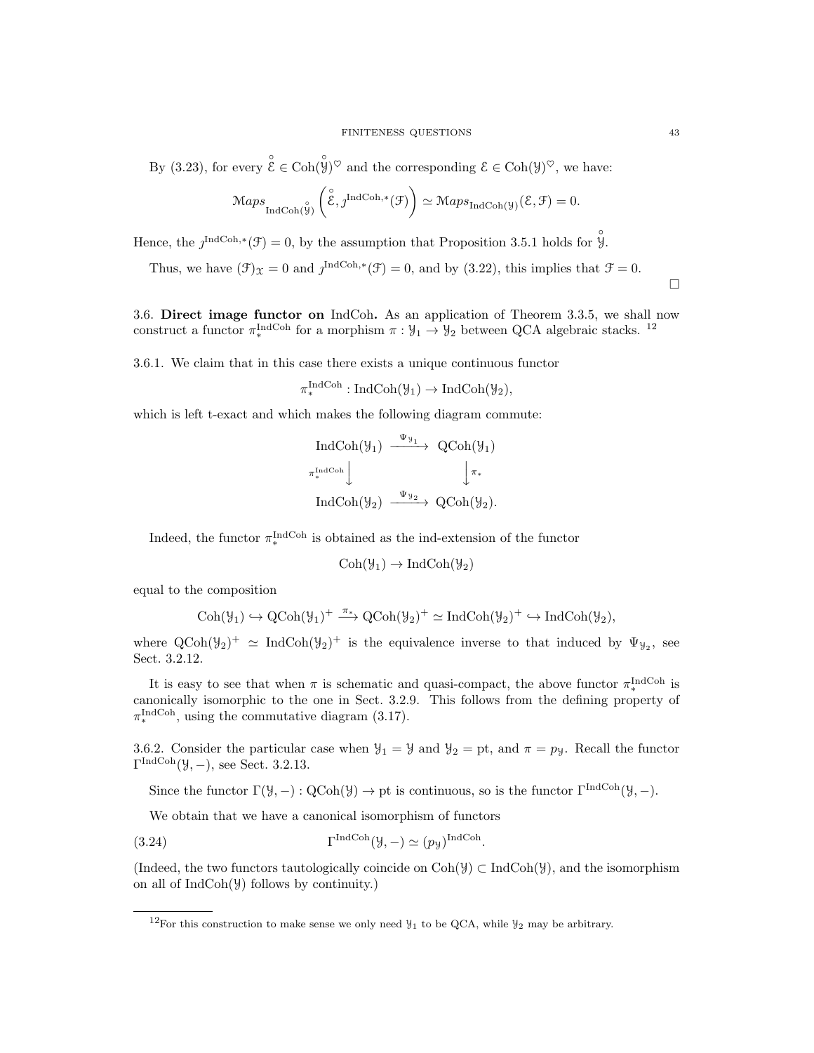By (3.23), for every $\overset{\circ}{\mathcal{E}} \in \operatorname{Coh}(\overset{\circ}{\mathcal{Y}})^{\heartsuit}$ and the corresponding $\mathcal{E} \in \operatorname{Coh}(\mathcal{Y})^{\heartsuit}$, we have:

$$\mathcal{M}aps_{\operatorname{IndCoh}(\overset{\circ}{\mathcal{Y}})}\left(\overset{\circ}{\mathcal{E}}, \jmath^{\operatorname{IndCoh},*}(\mathcal{F})\right) \simeq \mathcal{M}aps_{\operatorname{IndCoh}(\mathcal{Y})}(\mathcal{E}, \mathcal{F}) = 0.$$

Hence, the $\jmath^{\operatorname{IndCoh},*}(\mathcal{F}) = 0$, by the assumption that Proposition 3.5.1 holds for $\overset{\circ}{\mathcal{Y}}$.

Thus, we have $(\mathcal{F})_{\mathcal{X}} = 0$ and $\jmath^{\operatorname{IndCoh},*}(\mathcal{F}) = 0$, and by (3.22), this implies that $\mathcal{F} = 0$. □

3.6. **Direct image functor on** IndCoh**.** As an application of Theorem 3.3.5, we shall now construct a functor $\pi_*^{\operatorname{IndCoh}}$ for a morphism $\pi : \mathcal{Y}_1 \to \mathcal{Y}_2$ between QCA algebraic stacks. [12]

3.6.1. We claim that in this case there exists a unique continuous functor

$$\pi_*^{\operatorname{IndCoh}} : \operatorname{IndCoh}(\mathcal{Y}_1) \to \operatorname{IndCoh}(\mathcal{Y}_2),$$

which is left t-exact and which makes the following diagram commute:

$$\begin{array}{ccc} \operatorname{IndCoh}(\mathcal{Y}_1) & \xrightarrow{\Psi_{\mathcal{Y}_1}} & \operatorname{QCoh}(\mathcal{Y}_1) \\ {\scriptstyle \pi_*^{\operatorname{IndCoh}}}\downarrow & & \downarrow{\scriptstyle \pi_*} \\ \operatorname{IndCoh}(\mathcal{Y}_2) & \xrightarrow{\Psi_{\mathcal{Y}_2}} & \operatorname{QCoh}(\mathcal{Y}_2). \end{array}$$

Indeed, the functor $\pi_*^{\operatorname{IndCoh}}$ is obtained as the ind-extension of the functor

$$\operatorname{Coh}(\mathcal{Y}_1) \to \operatorname{IndCoh}(\mathcal{Y}_2)$$

equal to the composition

$$\operatorname{Coh}(\mathcal{Y}_1) \hookrightarrow \operatorname{QCoh}(\mathcal{Y}_1)^+ \xrightarrow{\pi_*} \operatorname{QCoh}(\mathcal{Y}_2)^+ \simeq \operatorname{IndCoh}(\mathcal{Y}_2)^+ \hookrightarrow \operatorname{IndCoh}(\mathcal{Y}_2),$$

where $\operatorname{QCoh}(\mathcal{Y}_2)^+ \simeq \operatorname{IndCoh}(\mathcal{Y}_2)^+$ is the equivalence inverse to that induced by $\Psi_{\mathcal{Y}_2}$, see Sect. 3.2.12.

It is easy to see that when $\pi$ is schematic and quasi-compact, the above functor $\pi_*^{\operatorname{IndCoh}}$ is canonically isomorphic to the one in Sect. 3.2.9. This follows from the defining property of $\pi_*^{\operatorname{IndCoh}}$, using the commutative diagram (3.17).

3.6.2. Consider the particular case when $\mathcal{Y}_1 = \mathcal{Y}$ and $\mathcal{Y}_2 = \operatorname{pt}$, and $\pi = p_{\mathcal{Y}}$. Recall the functor $\Gamma^{\operatorname{IndCoh}}(\mathcal{Y}, -)$, see Sect. 3.2.13.

Since the functor $\Gamma(\mathcal{Y}, -) : \operatorname{QCoh}(\mathcal{Y}) \to \operatorname{pt}$ is continuous, so is the functor $\Gamma^{\operatorname{IndCoh}}(\mathcal{Y}, -)$.

We obtain that we have a canonical isomorphism of functors

$$\Gamma^{\operatorname{IndCoh}}(\mathcal{Y}, -) \simeq (p_{\mathcal{Y}})^{\operatorname{IndCoh}}. \tag{3.24}$$

(Indeed, the two functors tautologically coincide on $\operatorname{Coh}(\mathcal{Y}) \subset \operatorname{IndCoh}(\mathcal{Y})$, and the isomorphism on all of $\operatorname{IndCoh}(\mathcal{Y})$ follows by continuity.)

---

[12] For this construction to make sense we only need $\mathcal{Y}_1$ to be QCA, while $\mathcal{Y}_2$ may be arbitrary.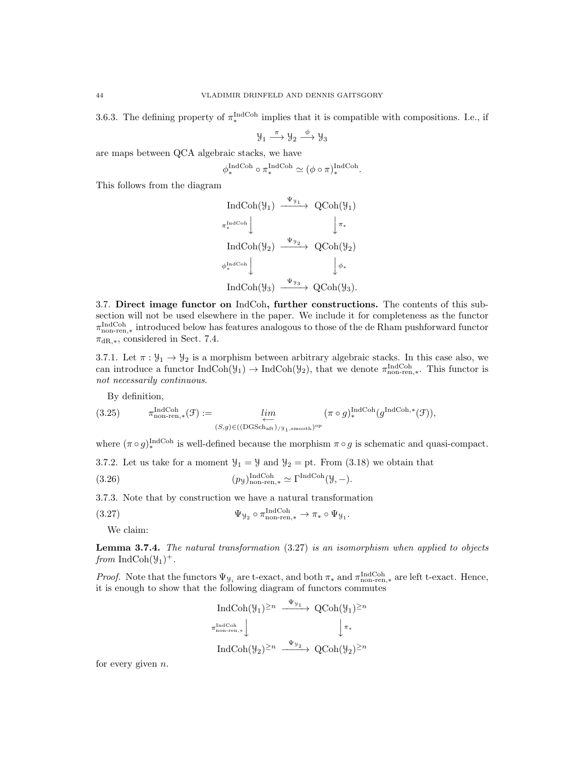3.6.3. The defining property of $\pi_*^{\mathrm{IndCoh}}$ implies that it is compatible with compositions. I.e., if

$$\mathcal{Y}_1 \xrightarrow{\pi} \mathcal{Y}_2 \xrightarrow{\phi} \mathcal{Y}_3$$

are maps between QCA algebraic stacks, we have

$$\phi_*^{\mathrm{IndCoh}} \circ \pi_*^{\mathrm{IndCoh}} \simeq (\phi \circ \pi)_*^{\mathrm{IndCoh}}.$$

This follows from the diagram

$$\begin{array}{ccc}
\mathrm{IndCoh}(\mathcal{Y}_1) & \xrightarrow{\Psi_{\mathcal{Y}_1}} & \mathrm{QCoh}(\mathcal{Y}_1) \\
{\scriptstyle \pi_*^{\mathrm{IndCoh}}}\downarrow & & \downarrow{\scriptstyle \pi_*} \\
\mathrm{IndCoh}(\mathcal{Y}_2) & \xrightarrow{\Psi_{\mathcal{Y}_2}} & \mathrm{QCoh}(\mathcal{Y}_2) \\
{\scriptstyle \phi_*^{\mathrm{IndCoh}}}\downarrow & & \downarrow{\scriptstyle \phi_*} \\
\mathrm{IndCoh}(\mathcal{Y}_3) & \xrightarrow{\Psi_{\mathcal{Y}_3}} & \mathrm{QCoh}(\mathcal{Y}_3).
\end{array}$$

3.7. **Direct image functor on** IndCoh**, further constructions.** The contents of this subsection will not be used elsewhere in the paper. We include it for completeness as the functor $\pi_{\text{non-ren},*}^{\mathrm{IndCoh}}$ introduced below has features analogous to those of the de Rham pushforward functor $\pi_{\mathrm{dR},*}$, considered in Sect. 7.4.

3.7.1. Let $\pi : \mathcal{Y}_1 \to \mathcal{Y}_2$ is a morphism between arbitrary algebraic stacks. In this case also, we can introduce a functor $\mathrm{IndCoh}(\mathcal{Y}_1) \to \mathrm{IndCoh}(\mathcal{Y}_2)$, that we denote $\pi_{\text{non-ren},*}^{\mathrm{IndCoh}}$. This functor is *not necessarily continuous*.

By definition,

$$\pi_{\text{non-ren},*}^{\mathrm{IndCoh}}(\mathcal{F}) := \underset{(S,g)\in((\mathrm{DGSch}_{\mathrm{aft}})_{/\mathcal{Y}_1,\mathrm{smooth}})^{\mathrm{op}}}{\underleftarrow{lim}} (\pi \circ g)_*^{\mathrm{IndCoh}}(g^{\mathrm{IndCoh},*}(\mathcal{F})), \tag{3.25}$$

where $(\pi \circ g)_*^{\mathrm{IndCoh}}$ is well-defined because the morphism $\pi \circ g$ is schematic and quasi-compact.

3.7.2. Let us take for a moment $\mathcal{Y}_1 = \mathcal{Y}$ and $\mathcal{Y}_2 = \mathrm{pt}$. From (3.18) we obtain that

$$(p_{\mathcal{Y}})_{\text{non-ren},*}^{\mathrm{IndCoh}} \simeq \Gamma^{\mathrm{IndCoh}}(\mathcal{Y}, -). \tag{3.26}$$

3.7.3. Note that by construction we have a natural transformation

$$\Psi_{\mathcal{Y}_2} \circ \pi_{\text{non-ren},*}^{\mathrm{IndCoh}} \to \pi_* \circ \Psi_{\mathcal{Y}_1}. \tag{3.27}$$

We claim:

**Lemma 3.7.4.** *The natural transformation* (3.27) *is an isomorphism when applied to objects from* $\mathrm{IndCoh}(\mathcal{Y}_1)^+$.

*Proof.* Note that the functors $\Psi_{\mathcal{Y}_i}$ are t-exact, and both $\pi_*$ and $\pi_{\text{non-ren},*}^{\mathrm{IndCoh}}$ are left t-exact. Hence, it is enough to show that the following diagram of functors commutes

$$\begin{array}{ccc}
\mathrm{IndCoh}(\mathcal{Y}_1)^{\geq n} & \xrightarrow{\Psi_{\mathcal{Y}_1}} & \mathrm{QCoh}(\mathcal{Y}_1)^{\geq n} \\
{\scriptstyle \pi_{\text{non-ren},*}^{\mathrm{IndCoh}}}\downarrow & & \downarrow{\scriptstyle \pi_*} \\
\mathrm{IndCoh}(\mathcal{Y}_2)^{\geq n} & \xrightarrow{\Psi_{\mathcal{Y}_2}} & \mathrm{QCoh}(\mathcal{Y}_2)^{\geq n}
\end{array}$$

for every given $n$.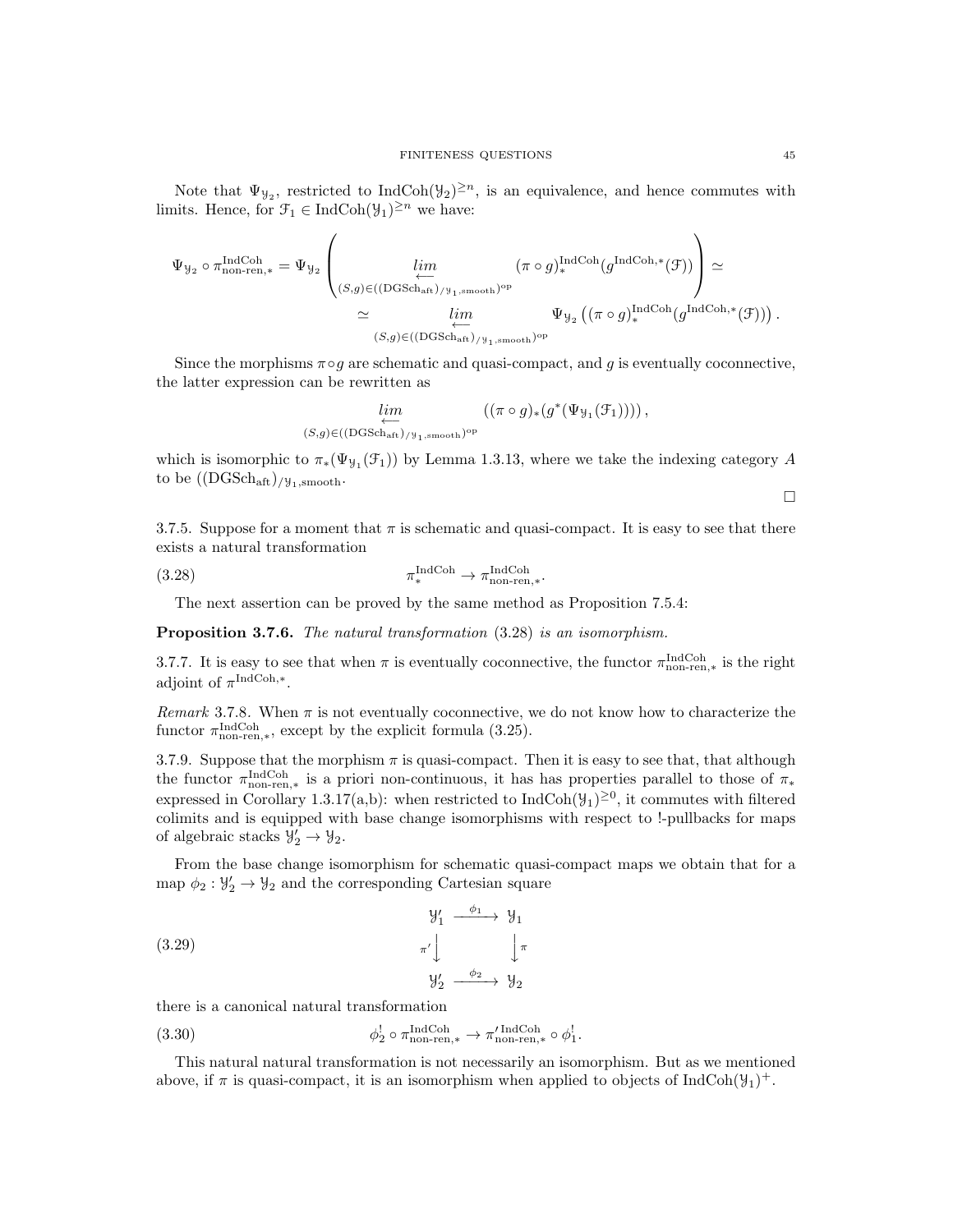Note that $\Psi_{\mathcal{Y}_2}$, restricted to $\operatorname{IndCoh}(\mathcal{Y}_2)^{\geq n}$, is an equivalence, and hence commutes with limits. Hence, for $\mathcal{F}_1 \in \operatorname{IndCoh}(\mathcal{Y}_1)^{\geq n}$ we have:

$$\Psi_{\mathcal{Y}_2} \circ \pi^{\operatorname{IndCoh}}_{\text{non-ren},*} = \Psi_{\mathcal{Y}_2}\left( \underset{(S,g)\in((\operatorname{DGSch}_{\operatorname{aft}})_{/\mathcal{Y}_1,\operatorname{smooth}})^{\operatorname{op}}}{\underset{\longleftarrow}{lim}} (\pi \circ g)^{\operatorname{IndCoh}}_*(g^{\operatorname{IndCoh},*}(\mathcal{F}))\right) \simeq$$

$$\simeq \underset{(S,g)\in((\operatorname{DGSch}_{\operatorname{aft}})_{/\mathcal{Y}_1,\operatorname{smooth}})^{\operatorname{op}}}{\underset{\longleftarrow}{lim}} \Psi_{\mathcal{Y}_2}\left((\pi \circ g)^{\operatorname{IndCoh}}_*(g^{\operatorname{IndCoh},*}(\mathcal{F}))\right).$$

Since the morphisms $\pi \circ g$ are schematic and quasi-compact, and $g$ is eventually coconnective, the latter expression can be rewritten as

$$\underset{(S,g)\in((\operatorname{DGSch}_{\operatorname{aft}})_{/\mathcal{Y}_1,\operatorname{smooth}})^{\operatorname{op}}}{\underset{\longleftarrow}{lim}} \left((\pi \circ g)_*(g^*(\Psi_{\mathcal{Y}_1}(\mathcal{F}_1)))\right),$$

which is isomorphic to $\pi_*(\Psi_{\mathcal{Y}_1}(\mathcal{F}_1))$ by Lemma 1.3.13, where we take the indexing category $A$ to be $((\operatorname{DGSch}_{\operatorname{aft}})_{/\mathcal{Y}_1,\operatorname{smooth}}$.

□

3.7.5. Suppose for a moment that $\pi$ is schematic and quasi-compact. It is easy to see that there exists a natural transformation

$$\pi^{\operatorname{IndCoh}}_* \to \pi^{\operatorname{IndCoh}}_{\text{non-ren},*}. \tag{3.28}$$

The next assertion can be proved by the same method as Proposition 7.5.4:

**Proposition 3.7.6.** *The natural transformation* (3.28) *is an isomorphism.*

3.7.7. It is easy to see that when $\pi$ is eventually coconnective, the functor $\pi^{\operatorname{IndCoh}}_{\text{non-ren},*}$ is the right adjoint of $\pi^{\operatorname{IndCoh},*}$.

*Remark* 3.7.8. When $\pi$ is not eventually coconnective, we do not know how to characterize the functor $\pi^{\operatorname{IndCoh}}_{\text{non-ren},*}$, except by the explicit formula (3.25).

3.7.9. Suppose that the morphism $\pi$ is quasi-compact. Then it is easy to see that, that although the functor $\pi^{\operatorname{IndCoh}}_{\text{non-ren},*}$ is a priori non-continuous, it has has properties parallel to those of $\pi_*$ expressed in Corollary 1.3.17(a,b): when restricted to $\operatorname{IndCoh}(\mathcal{Y}_1)^{\geq 0}$, it commutes with filtered colimits and is equipped with base change isomorphisms with respect to !-pullbacks for maps of algebraic stacks $\mathcal{Y}_2' \to \mathcal{Y}_2$.

From the base change isomorphism for schematic quasi-compact maps we obtain that for a map $\phi_2 : \mathcal{Y}_2' \to \mathcal{Y}_2$ and the corresponding Cartesian square

$$\begin{array}{ccc} \mathcal{Y}_1' & \xrightarrow{\phi_1} & \mathcal{Y}_1 \\ {\scriptstyle \pi'}\big\downarrow & & \big\downarrow{\scriptstyle \pi} \\ \mathcal{Y}_2' & \xrightarrow{\phi_2} & \mathcal{Y}_2 \end{array} \tag{3.29}$$

there is a canonical natural transformation

$$\phi_2^! \circ \pi^{\operatorname{IndCoh}}_{\text{non-ren},*} \to \pi'^{\operatorname{IndCoh}}_{\text{non-ren},*} \circ \phi_1^!. \tag{3.30}$$

This natural natural transformation is not necessarily an isomorphism. But as we mentioned above, if $\pi$ is quasi-compact, it is an isomorphism when applied to objects of $\operatorname{IndCoh}(\mathcal{Y}_1)^+$.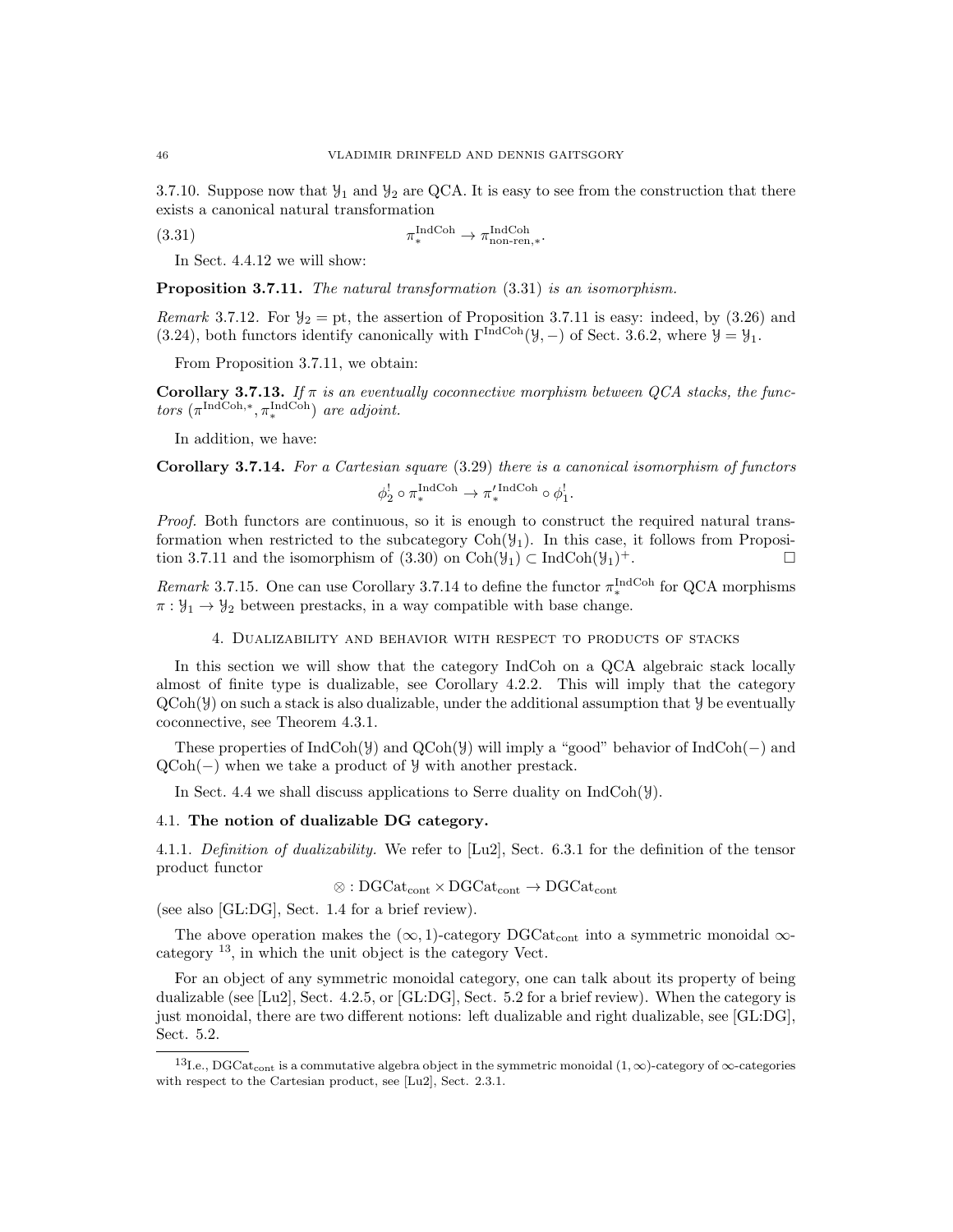3.7.10. Suppose now that $\mathcal{Y}_1$ and $\mathcal{Y}_2$ are QCA. It is easy to see from the construction that there exists a canonical natural transformation

$$\pi_*^{\mathrm{IndCoh}} \to \pi_{\mathrm{non\text{-}ren},*}^{\mathrm{IndCoh}}. \tag{3.31}$$

In Sect. 4.4.12 we will show:

**Proposition 3.7.11.** *The natural transformation* (3.31) *is an isomorphism.*

*Remark* 3.7.12. For $\mathcal{Y}_2 = \mathrm{pt}$, the assertion of Proposition 3.7.11 is easy: indeed, by (3.26) and (3.24), both functors identify canonically with $\Gamma^{\mathrm{IndCoh}}(\mathcal{Y}, -)$ of Sect. 3.6.2, where $\mathcal{Y} = \mathcal{Y}_1$.

From Proposition 3.7.11, we obtain:

**Corollary 3.7.13.** *If $\pi$ is an eventually coconnective morphism between QCA stacks, the functors $(\pi^{\mathrm{IndCoh},*}, \pi_*^{\mathrm{IndCoh}})$ are adjoint.*

In addition, we have:

**Corollary 3.7.14.** *For a Cartesian square* (3.29) *there is a canonical isomorphism of functors*

$$\phi_2^! \circ \pi_*^{\mathrm{IndCoh}} \to \pi'^{\mathrm{IndCoh}}_* \circ \phi_1^!.$$

*Proof.* Both functors are continuous, so it is enough to construct the required natural transformation when restricted to the subcategory $\mathrm{Coh}(\mathcal{Y}_1)$. In this case, it follows from Proposition 3.7.11 and the isomorphism of (3.30) on $\mathrm{Coh}(\mathcal{Y}_1) \subset \mathrm{IndCoh}(\mathcal{Y}_1)^+$. □

*Remark* 3.7.15. One can use Corollary 3.7.14 to define the functor $\pi_*^{\mathrm{IndCoh}}$ for QCA morphisms $\pi : \mathcal{Y}_1 \to \mathcal{Y}_2$ between prestacks, in a way compatible with base change.

## 4. Dualizability and behavior with respect to products of stacks

In this section we will show that the category IndCoh on a QCA algebraic stack locally almost of finite type is dualizable, see Corollary 4.2.2. This will imply that the category $\mathrm{QCoh}(\mathcal{Y})$ on such a stack is also dualizable, under the additional assumption that $\mathcal{Y}$ be eventually coconnective, see Theorem 4.3.1.

These properties of $\mathrm{IndCoh}(\mathcal{Y})$ and $\mathrm{QCoh}(\mathcal{Y})$ will imply a "good" behavior of $\mathrm{IndCoh}(-)$ and $\mathrm{QCoh}(-)$ when we take a product of $\mathcal{Y}$ with another prestack.

In Sect. 4.4 we shall discuss applications to Serre duality on $\mathrm{IndCoh}(\mathcal{Y})$.

### 4.1. The notion of dualizable DG category.

4.1.1. *Definition of dualizability.* We refer to [Lu2], Sect. 6.3.1 for the definition of the tensor product functor

$$\otimes : \mathrm{DGCat}_{\mathrm{cont}} \times \mathrm{DGCat}_{\mathrm{cont}} \to \mathrm{DGCat}_{\mathrm{cont}}$$

(see also [GL:DG], Sect. 1.4 for a brief review).

The above operation makes the $(\infty, 1)$-category $\mathrm{DGCat}_{\mathrm{cont}}$ into a symmetric monoidal $\infty$-category [13], in which the unit object is the category Vect.

For an object of any symmetric monoidal category, one can talk about its property of being dualizable (see [Lu2], Sect. 4.2.5, or [GL:DG], Sect. 5.2 for a brief review). When the category is just monoidal, there are two different notions: left dualizable and right dualizable, see [GL:DG], Sect. 5.2.

[13] I.e., $\mathrm{DGCat}_{\mathrm{cont}}$ is a commutative algebra object in the symmetric monoidal $(1, \infty)$-category of $\infty$-categories with respect to the Cartesian product, see [Lu2], Sect. 2.3.1.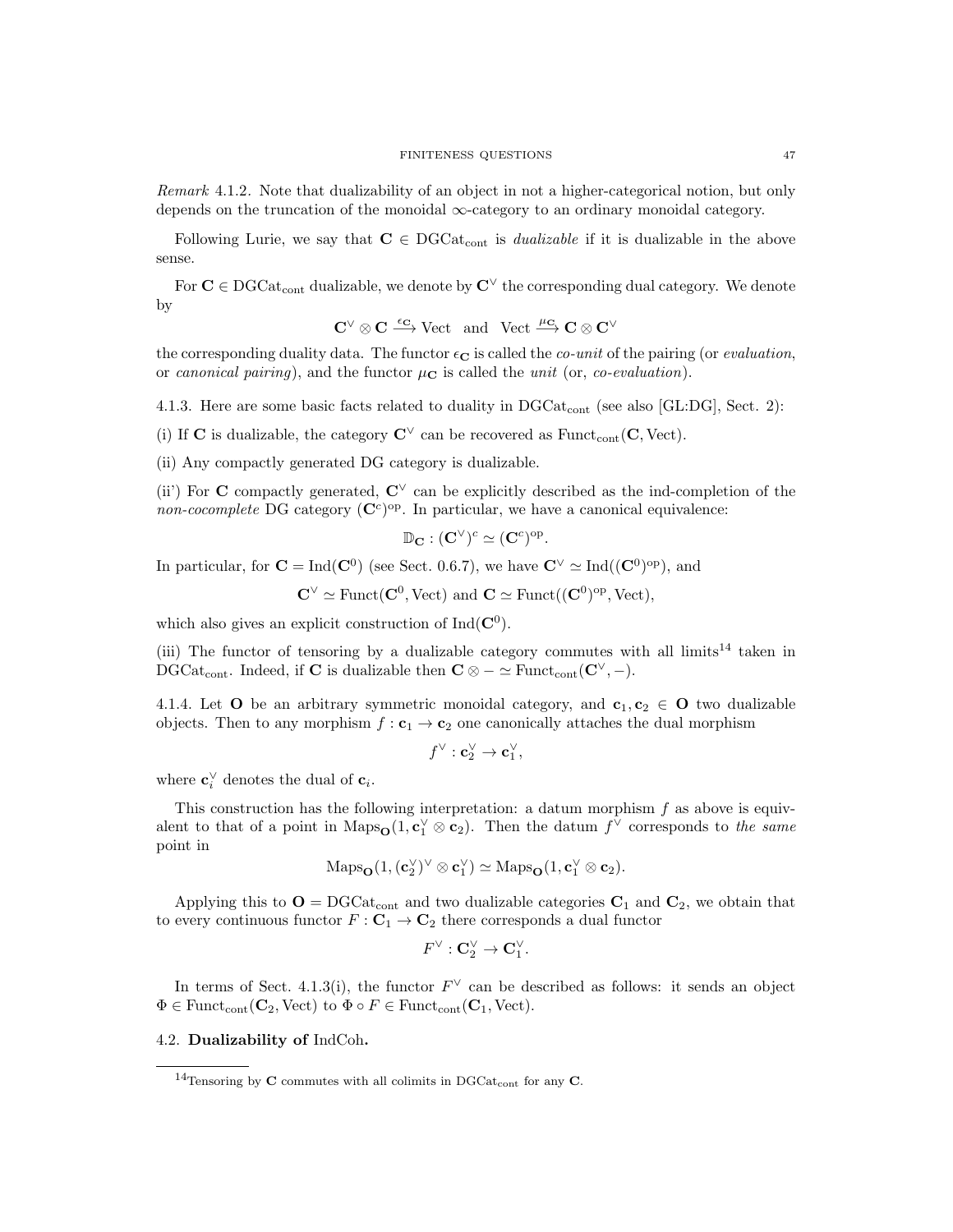*Remark* 4.1.2. Note that dualizability of an object in not a higher-categorical notion, but only depends on the truncation of the monoidal $\infty$-category to an ordinary monoidal category.

Following Lurie, we say that $\mathbf{C} \in \mathrm{DGCat}_{\mathrm{cont}}$ is *dualizable* if it is dualizable in the above sense.

For $\mathbf{C} \in \mathrm{DGCat}_{\mathrm{cont}}$ dualizable, we denote by $\mathbf{C}^\vee$ the corresponding dual category. We denote by

$$\mathbf{C}^\vee \otimes \mathbf{C} \xrightarrow{\epsilon_{\mathbf{C}}} \mathrm{Vect} \quad \text{and} \quad \mathrm{Vect} \xrightarrow{\mu_{\mathbf{C}}} \mathbf{C} \otimes \mathbf{C}^\vee$$

the corresponding duality data. The functor $\epsilon_{\mathbf{C}}$ is called the *co-unit* of the pairing (or *evaluation*, or *canonical pairing*), and the functor $\mu_{\mathbf{C}}$ is called the *unit* (or, *co-evaluation*).

4.1.3. Here are some basic facts related to duality in $\mathrm{DGCat}_{\mathrm{cont}}$ (see also [GL:DG], Sect. 2):

(i) If $\mathbf{C}$ is dualizable, the category $\mathbf{C}^\vee$ can be recovered as $\mathrm{Funct}_{\mathrm{cont}}(\mathbf{C}, \mathrm{Vect})$.

(ii) Any compactly generated DG category is dualizable.

(ii') For $\mathbf{C}$ compactly generated, $\mathbf{C}^\vee$ can be explicitly described as the ind-completion of the *non-cocomplete* DG category $(\mathbf{C}^c)^{\mathrm{op}}$. In particular, we have a canonical equivalence:

$$\mathbb{D}_{\mathbf{C}} : (\mathbf{C}^\vee)^c \simeq (\mathbf{C}^c)^{\mathrm{op}}.$$

In particular, for $\mathbf{C} = \mathrm{Ind}(\mathbf{C}^0)$ (see Sect. 0.6.7), we have $\mathbf{C}^\vee \simeq \mathrm{Ind}((\mathbf{C}^0)^{\mathrm{op}})$, and

$$\mathbf{C}^\vee \simeq \mathrm{Funct}(\mathbf{C}^0, \mathrm{Vect}) \text{ and } \mathbf{C} \simeq \mathrm{Funct}((\mathbf{C}^0)^{\mathrm{op}}, \mathrm{Vect}),$$

which also gives an explicit construction of $\mathrm{Ind}(\mathbf{C}^0)$.

(iii) The functor of tensoring by a dualizable category commutes with all limits[14] taken in $\mathrm{DGCat}_{\mathrm{cont}}$. Indeed, if $\mathbf{C}$ is dualizable then $\mathbf{C} \otimes - \simeq \mathrm{Funct}_{\mathrm{cont}}(\mathbf{C}^\vee, -)$.

4.1.4. Let $\mathbf{O}$ be an arbitrary symmetric monoidal category, and $\mathbf{c}_1, \mathbf{c}_2 \in \mathbf{O}$ two dualizable objects. Then to any morphism $f : \mathbf{c}_1 \to \mathbf{c}_2$ one canonically attaches the dual morphism

$$f^\vee : \mathbf{c}_2^\vee \to \mathbf{c}_1^\vee,$$

where $\mathbf{c}_i^\vee$ denotes the dual of $\mathbf{c}_i$.

This construction has the following interpretation: a datum morphism $f$ as above is equivalent to that of a point in $\mathrm{Maps}_{\mathbf{O}}(1, \mathbf{c}_1^\vee \otimes \mathbf{c}_2)$. Then the datum $f^\vee$ corresponds to *the same* point in

$$\mathrm{Maps}_{\mathbf{O}}(1, (\mathbf{c}_2^\vee)^\vee \otimes \mathbf{c}_1^\vee) \simeq \mathrm{Maps}_{\mathbf{O}}(1, \mathbf{c}_1^\vee \otimes \mathbf{c}_2).$$

Applying this to $\mathbf{O} = \mathrm{DGCat}_{\mathrm{cont}}$ and two dualizable categories $\mathbf{C}_1$ and $\mathbf{C}_2$, we obtain that to every continuous functor $F : \mathbf{C}_1 \to \mathbf{C}_2$ there corresponds a dual functor

$$F^\vee : \mathbf{C}_2^\vee \to \mathbf{C}_1^\vee.$$

In terms of Sect. 4.1.3(i), the functor $F^\vee$ can be described as follows: it sends an object $\Phi \in \mathrm{Funct}_{\mathrm{cont}}(\mathbf{C}_2, \mathrm{Vect})$ to $\Phi \circ F \in \mathrm{Funct}_{\mathrm{cont}}(\mathbf{C}_1, \mathrm{Vect})$.

## 4.2. **Dualizability of** IndCoh**.**

[14] Tensoring by $\mathbf{C}$ commutes with all colimits in $\mathrm{DGCat}_{\mathrm{cont}}$ for any $\mathbf{C}$.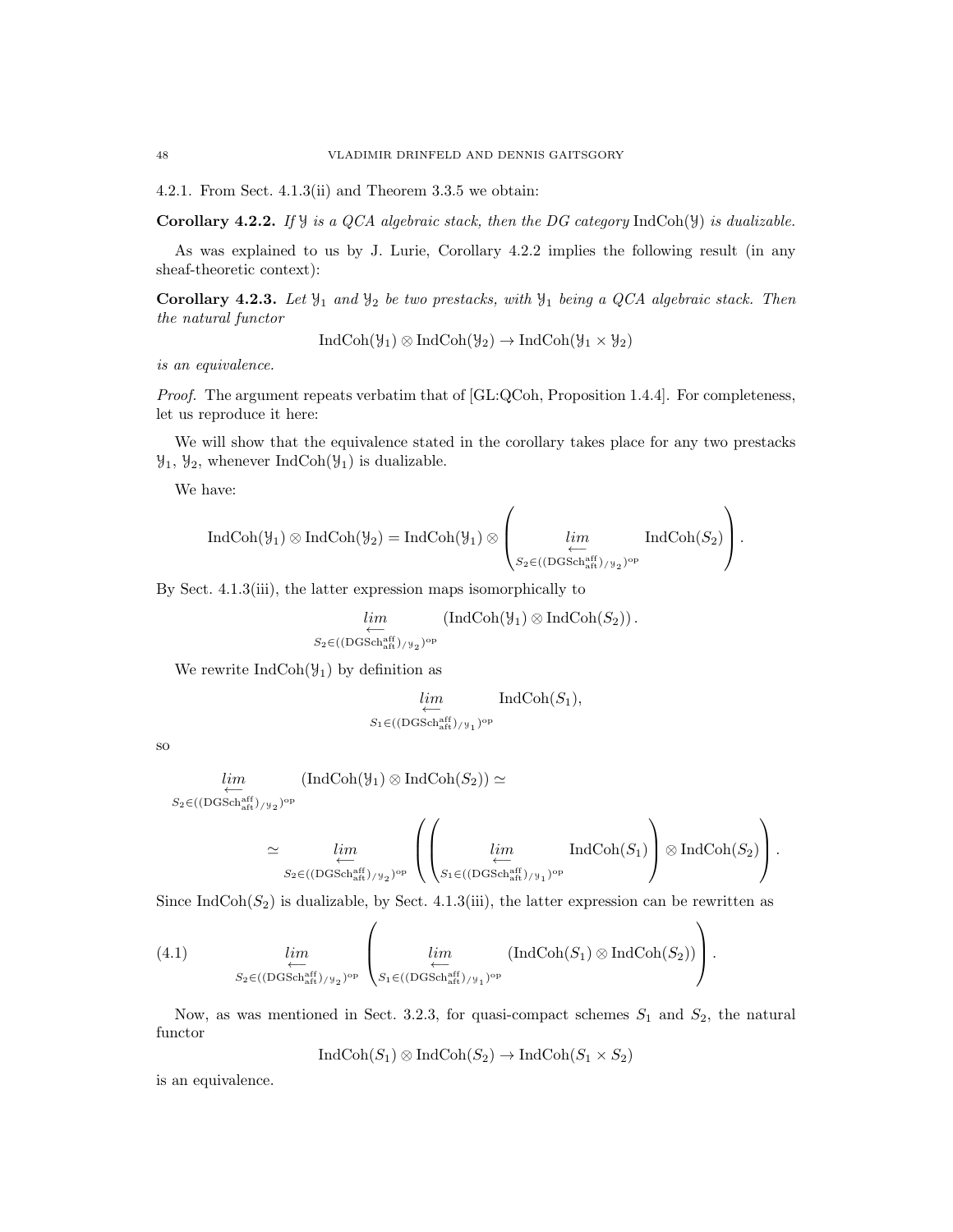4.2.1. From Sect. 4.1.3(ii) and Theorem 3.3.5 we obtain:

**Corollary 4.2.2.** *If $\mathcal{Y}$ is a QCA algebraic stack, then the DG category* $\operatorname{IndCoh}(\mathcal{Y})$ *is dualizable.*

As was explained to us by J. Lurie, Corollary 4.2.2 implies the following result (in any sheaf-theoretic context):

**Corollary 4.2.3.** *Let $\mathcal{Y}_1$ and $\mathcal{Y}_2$ be two prestacks, with $\mathcal{Y}_1$ being a QCA algebraic stack. Then the natural functor*

$$\operatorname{IndCoh}(\mathcal{Y}_1) \otimes \operatorname{IndCoh}(\mathcal{Y}_2) \to \operatorname{IndCoh}(\mathcal{Y}_1 \times \mathcal{Y}_2)$$

*is an equivalence.*

*Proof.* The argument repeats verbatim that of [GL:QCoh, Proposition 1.4.4]. For completeness, let us reproduce it here:

We will show that the equivalence stated in the corollary takes place for any two prestacks $\mathcal{Y}_1$, $\mathcal{Y}_2$, whenever $\operatorname{IndCoh}(\mathcal{Y}_1)$ is dualizable.

We have:

$$\operatorname{IndCoh}(\mathcal{Y}_1) \otimes \operatorname{IndCoh}(\mathcal{Y}_2) = \operatorname{IndCoh}(\mathcal{Y}_1) \otimes \left( \underset{S_2 \in ((\operatorname{DGSch}^{\operatorname{aff}}_{\operatorname{aft}})_{/\mathcal{Y}_2})^{\operatorname{op}}}{\underset{\longleftarrow}{lim}} \operatorname{IndCoh}(S_2) \right).$$

By Sect. 4.1.3(iii), the latter expression maps isomorphically to

$$\underset{S_2 \in ((\operatorname{DGSch}^{\operatorname{aff}}_{\operatorname{aft}})_{/\mathcal{Y}_2})^{\operatorname{op}}}{\underset{\longleftarrow}{lim}} \left( \operatorname{IndCoh}(\mathcal{Y}_1) \otimes \operatorname{IndCoh}(S_2) \right).$$

We rewrite $\operatorname{IndCoh}(\mathcal{Y}_1)$ by definition as

$$\underset{S_1 \in ((\operatorname{DGSch}^{\operatorname{aff}}_{\operatorname{aft}})_{/\mathcal{Y}_1})^{\operatorname{op}}}{\underset{\longleftarrow}{lim}} \operatorname{IndCoh}(S_1),$$

so

$$\underset{S_2 \in ((\operatorname{DGSch}^{\operatorname{aff}}_{\operatorname{aft}})_{/\mathcal{Y}_2})^{\operatorname{op}}}{\underset{\longleftarrow}{lim}} \left( \operatorname{IndCoh}(\mathcal{Y}_1) \otimes \operatorname{IndCoh}(S_2) \right) \simeq$$

$$\simeq \underset{S_2 \in ((\operatorname{DGSch}^{\operatorname{aff}}_{\operatorname{aft}})_{/\mathcal{Y}_2})^{\operatorname{op}}}{\underset{\longleftarrow}{lim}} \left( \left( \underset{S_1 \in ((\operatorname{DGSch}^{\operatorname{aff}}_{\operatorname{aft}})_{/\mathcal{Y}_1})^{\operatorname{op}}}{\underset{\longleftarrow}{lim}} \operatorname{IndCoh}(S_1) \right) \otimes \operatorname{IndCoh}(S_2) \right).$$

Since $\operatorname{IndCoh}(S_2)$ is dualizable, by Sect. 4.1.3(iii), the latter expression can be rewritten as

$$\underset{S_2 \in ((\operatorname{DGSch}^{\operatorname{aff}}_{\operatorname{aft}})_{/\mathcal{Y}_2})^{\operatorname{op}}}{\underset{\longleftarrow}{lim}} \left( \underset{S_1 \in ((\operatorname{DGSch}^{\operatorname{aff}}_{\operatorname{aft}})_{/\mathcal{Y}_1})^{\operatorname{op}}}{\underset{\longleftarrow}{lim}} \left( \operatorname{IndCoh}(S_1) \otimes \operatorname{IndCoh}(S_2) \right) \right). \tag{4.1}$$

Now, as was mentioned in Sect. 3.2.3, for quasi-compact schemes $S_1$ and $S_2$, the natural functor

$$\operatorname{IndCoh}(S_1) \otimes \operatorname{IndCoh}(S_2) \to \operatorname{IndCoh}(S_1 \times S_2)$$

is an equivalence.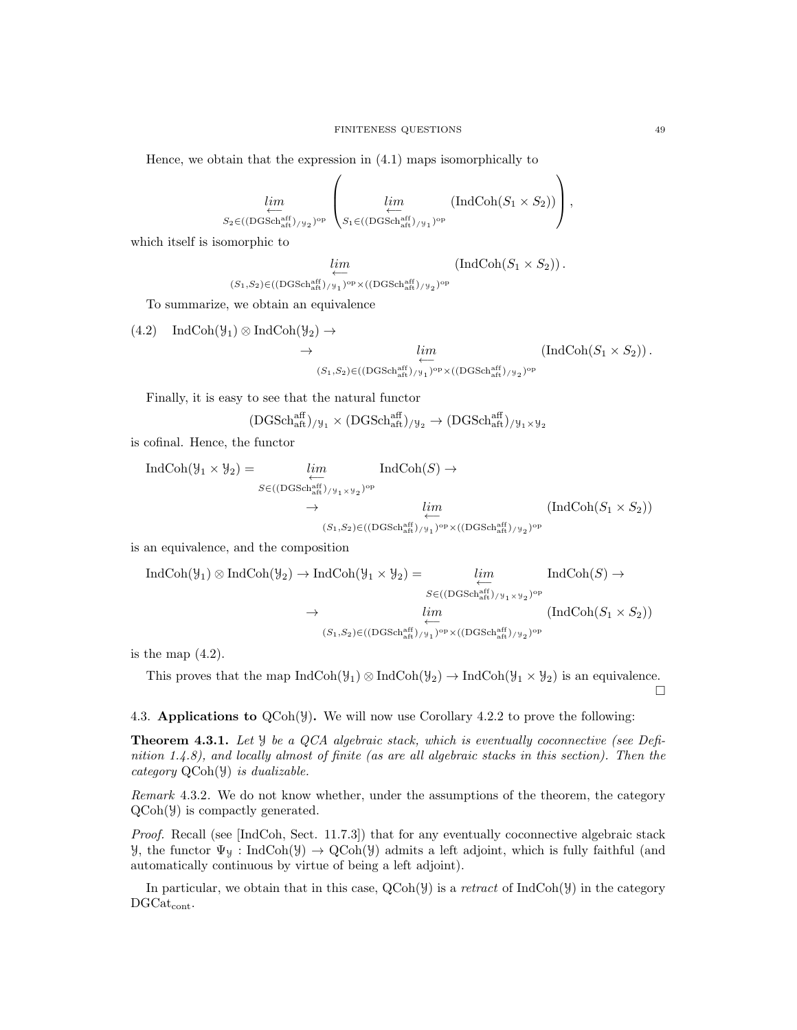Hence, we obtain that the expression in (4.1) maps isomorphically to

$$\underset{S_2 \in ((\mathrm{DGSch}^{\mathrm{aff}}_{\mathrm{aft}})_{/\mathcal{Y}_2})^{\mathrm{op}}}{\underleftarrow{lim}} \left( \underset{S_1 \in ((\mathrm{DGSch}^{\mathrm{aff}}_{\mathrm{aft}})_{/\mathcal{Y}_1})^{\mathrm{op}}}{\underleftarrow{lim}} (\mathrm{IndCoh}(S_1 \times S_2)) \right),$$

which itself is isomorphic to

$$\underset{(S_1,S_2) \in ((\mathrm{DGSch}^{\mathrm{aff}}_{\mathrm{aft}})_{/\mathcal{Y}_1})^{\mathrm{op}} \times ((\mathrm{DGSch}^{\mathrm{aff}}_{\mathrm{aft}})_{/\mathcal{Y}_2})^{\mathrm{op}}}{\underleftarrow{lim}} (\mathrm{IndCoh}(S_1 \times S_2)).$$

To summarize, we obtain an equivalence

$$(4.2) \quad \mathrm{IndCoh}(\mathcal{Y}_1) \otimes \mathrm{IndCoh}(\mathcal{Y}_2) \to \\ \to \underset{(S_1,S_2) \in ((\mathrm{DGSch}^{\mathrm{aff}}_{\mathrm{aft}})_{/\mathcal{Y}_1})^{\mathrm{op}} \times ((\mathrm{DGSch}^{\mathrm{aff}}_{\mathrm{aft}})_{/\mathcal{Y}_2})^{\mathrm{op}}}{\underleftarrow{lim}} (\mathrm{IndCoh}(S_1 \times S_2)).$$

Finally, it is easy to see that the natural functor

$$(\mathrm{DGSch}^{\mathrm{aff}}_{\mathrm{aft}})_{/\mathcal{Y}_1} \times (\mathrm{DGSch}^{\mathrm{aff}}_{\mathrm{aft}})_{/\mathcal{Y}_2} \to (\mathrm{DGSch}^{\mathrm{aff}}_{\mathrm{aft}})_{/\mathcal{Y}_1 \times \mathcal{Y}_2}$$

is cofinal. Hence, the functor

$$\mathrm{IndCoh}(\mathcal{Y}_1 \times \mathcal{Y}_2) = \underset{S \in ((\mathrm{DGSch}^{\mathrm{aff}}_{\mathrm{aft}})_{/\mathcal{Y}_1 \times \mathcal{Y}_2})^{\mathrm{op}}}{\underleftarrow{lim}} \mathrm{IndCoh}(S) \to \\ \to \underset{(S_1,S_2) \in ((\mathrm{DGSch}^{\mathrm{aff}}_{\mathrm{aft}})_{/\mathcal{Y}_1})^{\mathrm{op}} \times ((\mathrm{DGSch}^{\mathrm{aff}}_{\mathrm{aft}})_{/\mathcal{Y}_2})^{\mathrm{op}}}{\underleftarrow{lim}} (\mathrm{IndCoh}(S_1 \times S_2))$$

is an equivalence, and the composition

$$\mathrm{IndCoh}(\mathcal{Y}_1) \otimes \mathrm{IndCoh}(\mathcal{Y}_2) \to \mathrm{IndCoh}(\mathcal{Y}_1 \times \mathcal{Y}_2) = \underset{S \in ((\mathrm{DGSch}^{\mathrm{aff}}_{\mathrm{aft}})_{/\mathcal{Y}_1 \times \mathcal{Y}_2})^{\mathrm{op}}}{\underleftarrow{lim}} \mathrm{IndCoh}(S) \to \\ \to \underset{(S_1,S_2) \in ((\mathrm{DGSch}^{\mathrm{aff}}_{\mathrm{aft}})_{/\mathcal{Y}_1})^{\mathrm{op}} \times ((\mathrm{DGSch}^{\mathrm{aff}}_{\mathrm{aft}})_{/\mathcal{Y}_2})^{\mathrm{op}}}{\underleftarrow{lim}} (\mathrm{IndCoh}(S_1 \times S_2))$$

is the map (4.2).

This proves that the map $\mathrm{IndCoh}(\mathcal{Y}_1) \otimes \mathrm{IndCoh}(\mathcal{Y}_2) \to \mathrm{IndCoh}(\mathcal{Y}_1 \times \mathcal{Y}_2)$ is an equivalence. □

## 4.3. Applications to $\mathrm{QCoh}(\mathcal{Y})$.

We will now use Corollary 4.2.2 to prove the following:

**Theorem 4.3.1.** *Let $\mathcal{Y}$ be a QCA algebraic stack, which is eventually coconnective (see Definition 1.4.8), and locally almost of finite (as are all algebraic stacks in this section). Then the category $\mathrm{QCoh}(\mathcal{Y})$ is dualizable.*

*Remark* 4.3.2. We do not know whether, under the assumptions of the theorem, the category $\mathrm{QCoh}(\mathcal{Y})$ is compactly generated.

*Proof.* Recall (see [IndCoh, Sect. 11.7.3]) that for any eventually coconnective algebraic stack $\mathcal{Y}$, the functor $\Psi_{\mathcal{Y}} : \mathrm{IndCoh}(\mathcal{Y}) \to \mathrm{QCoh}(\mathcal{Y})$ admits a left adjoint, which is fully faithful (and automatically continuous by virtue of being a left adjoint).

In particular, we obtain that in this case, $\mathrm{QCoh}(\mathcal{Y})$ is a *retract* of $\mathrm{IndCoh}(\mathcal{Y})$ in the category $\mathrm{DGCat}_{\mathrm{cont}}$.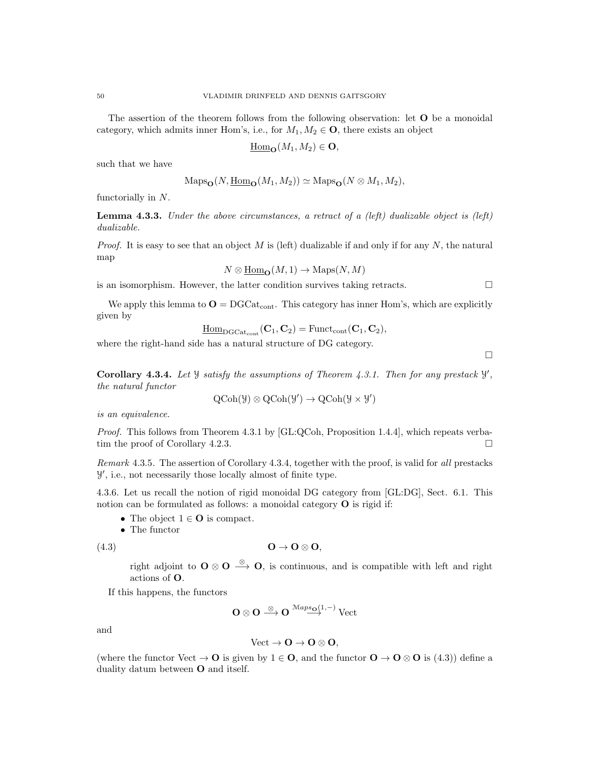The assertion of the theorem follows from the following observation: let $\mathbf{O}$ be a monoidal category, which admits inner Hom's, i.e., for $M_1, M_2 \in \mathbf{O}$, there exists an object

$$\underline{\mathrm{Hom}}_{\mathbf{O}}(M_1, M_2) \in \mathbf{O},$$

such that we have

$$\mathrm{Maps}_{\mathbf{O}}(N, \underline{\mathrm{Hom}}_{\mathbf{O}}(M_1, M_2)) \simeq \mathrm{Maps}_{\mathbf{O}}(N \otimes M_1, M_2),$$

functorially in $N$.

**Lemma 4.3.3.** *Under the above circumstances, a retract of a (left) dualizable object is (left) dualizable.*

*Proof.* It is easy to see that an object $M$ is (left) dualizable if and only if for any $N$, the natural map

$$N \otimes \underline{\mathrm{Hom}}_{\mathbf{O}}(M, 1) \to \mathrm{Maps}(N, M)$$

is an isomorphism. However, the latter condition survives taking retracts. □

We apply this lemma to $\mathbf{O} = \mathrm{DGCat}_{\mathrm{cont}}$. This category has inner Hom's, which are explicitly given by

$$\underline{\mathrm{Hom}}_{\mathrm{DGCat}_{\mathrm{cont}}}(\mathbf{C}_1, \mathbf{C}_2) = \mathrm{Funct}_{\mathrm{cont}}(\mathbf{C}_1, \mathbf{C}_2),$$

where the right-hand side has a natural structure of DG category.

□

**Corollary 4.3.4.** *Let $\mathcal{Y}$ satisfy the assumptions of Theorem 4.3.1. Then for any prestack $\mathcal{Y}'$, the natural functor*

$$\mathrm{QCoh}(\mathcal{Y}) \otimes \mathrm{QCoh}(\mathcal{Y}') \to \mathrm{QCoh}(\mathcal{Y} \times \mathcal{Y}')$$

*is an equivalence.*

*Proof.* This follows from Theorem 4.3.1 by [GL:QCoh, Proposition 1.4.4], which repeats verbatim the proof of Corollary 4.2.3. □

*Remark* 4.3.5. The assertion of Corollary 4.3.4, together with the proof, is valid for *all* prestacks $\mathcal{Y}'$, i.e., not necessarily those locally almost of finite type.

4.3.6. Let us recall the notion of rigid monoidal DG category from [GL:DG], Sect. 6.1. This notion can be formulated as follows: a monoidal category $\mathbf{O}$ is rigid if:

- The object $1 \in \mathbf{O}$ is compact.
- The functor

$$\mathbf{O} \to \mathbf{O} \otimes \mathbf{O}, \tag{4.3}$$

  right adjoint to $\mathbf{O} \otimes \mathbf{O} \xrightarrow{\otimes} \mathbf{O}$, is continuous, and is compatible with left and right actions of $\mathbf{O}$.

If this happens, the functors

$$\mathbf{O} \otimes \mathbf{O} \xrightarrow{\otimes} \mathbf{O} \xrightarrow{\mathcal{M}aps_{\mathbf{O}}(1,-)} \mathrm{Vect}$$

and

$$\mathrm{Vect} \to \mathbf{O} \to \mathbf{O} \otimes \mathbf{O},$$

(where the functor $\mathrm{Vect} \to \mathbf{O}$ is given by $1 \in \mathbf{O}$, and the functor $\mathbf{O} \to \mathbf{O} \otimes \mathbf{O}$ is (4.3)) define a duality datum between $\mathbf{O}$ and itself.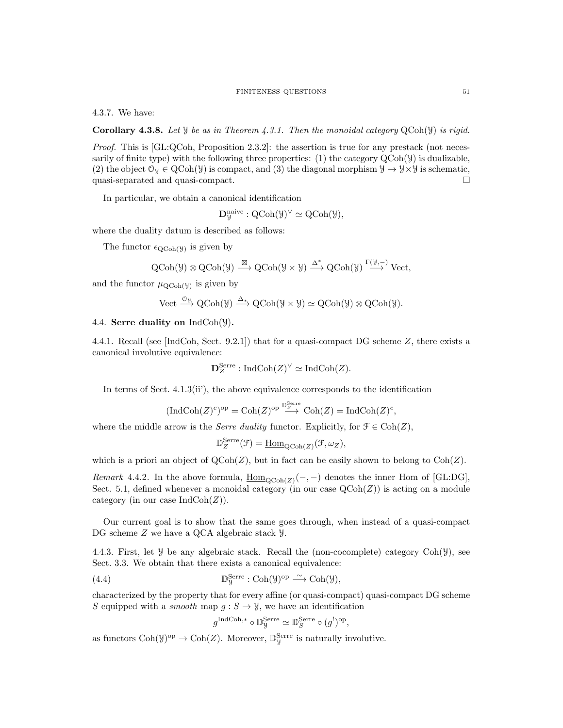4.3.7. We have:

**Corollary 4.3.8.** *Let $\mathcal{Y}$ be as in Theorem 4.3.1. Then the monoidal category $\operatorname{QCoh}(\mathcal{Y})$ is rigid.*

*Proof.* This is [GL:QCoh, Proposition 2.3.2]: the assertion is true for any prestack (not necessarily of finite type) with the following three properties: (1) the category $\operatorname{QCoh}(\mathcal{Y})$ is dualizable, (2) the object $\mathcal{O}_{\mathcal{Y}} \in \operatorname{QCoh}(\mathcal{Y})$ is compact, and (3) the diagonal morphism $\mathcal{Y} \to \mathcal{Y} \times \mathcal{Y}$ is schematic, quasi-separated and quasi-compact. $\square$

In particular, we obtain a canonical identification

$$\mathbf{D}^{\text{naive}}_{\mathcal{Y}} : \operatorname{QCoh}(\mathcal{Y})^\vee \simeq \operatorname{QCoh}(\mathcal{Y}),$$

where the duality datum is described as follows:

The functor $\epsilon_{\operatorname{QCoh}(\mathcal{Y})}$ is given by

$$\operatorname{QCoh}(\mathcal{Y}) \otimes \operatorname{QCoh}(\mathcal{Y}) \overset{\boxtimes}{\longrightarrow} \operatorname{QCoh}(\mathcal{Y} \times \mathcal{Y}) \overset{\Delta^*}{\longrightarrow} \operatorname{QCoh}(\mathcal{Y}) \overset{\Gamma(\mathcal{Y},-)}{\longrightarrow} \operatorname{Vect},$$

and the functor $\mu_{\operatorname{QCoh}(\mathcal{Y})}$ is given by

$$\operatorname{Vect} \overset{\mathcal{O}_{\mathcal{Y}}}{\longrightarrow} \operatorname{QCoh}(\mathcal{Y}) \overset{\Delta_*}{\longrightarrow} \operatorname{QCoh}(\mathcal{Y} \times \mathcal{Y}) \simeq \operatorname{QCoh}(\mathcal{Y}) \otimes \operatorname{QCoh}(\mathcal{Y}).$$

## 4.4. Serre duality on $\operatorname{IndCoh}(\mathcal{Y})$.

4.4.1. Recall (see [IndCoh, Sect. 9.2.1]) that for a quasi-compact DG scheme $Z$, there exists a canonical involutive equivalence:

$$\mathbf{D}^{\text{Serre}}_Z : \operatorname{IndCoh}(Z)^\vee \simeq \operatorname{IndCoh}(Z).$$

In terms of Sect. 4.1.3(ii'), the above equivalence corresponds to the identification

$$(\operatorname{IndCoh}(Z)^c)^{\text{op}} = \operatorname{Coh}(Z)^{\text{op}} \overset{\mathbb{D}^{\text{Serre}}_Z}{\longrightarrow} \operatorname{Coh}(Z) = \operatorname{IndCoh}(Z)^c,$$

where the middle arrow is the *Serre duality* functor. Explicitly, for $\mathcal{F} \in \operatorname{Coh}(Z)$,

$$\mathbb{D}^{\text{Serre}}_Z(\mathcal{F}) = \underline{\operatorname{Hom}}_{\operatorname{QCoh}(Z)}(\mathcal{F}, \omega_Z),$$

which is a priori an object of $\operatorname{QCoh}(Z)$, but in fact can be easily shown to belong to $\operatorname{Coh}(Z)$.

*Remark* 4.4.2. In the above formula, $\underline{\operatorname{Hom}}_{\operatorname{QCoh}(Z)}(-,-)$ denotes the inner Hom of [GL:DG], Sect. 5.1, defined whenever a monoidal category (in our case $\operatorname{QCoh}(Z)$) is acting on a module category (in our case $\operatorname{IndCoh}(Z)$).

Our current goal is to show that the same goes through, when instead of a quasi-compact DG scheme $Z$ we have a QCA algebraic stack $\mathcal{Y}$.

4.4.3. First, let $\mathcal{Y}$ be any algebraic stack. Recall the (non-cocomplete) category $\operatorname{Coh}(\mathcal{Y})$, see Sect. 3.3. We obtain that there exists a canonical equivalence:

$$\mathbb{D}^{\text{Serre}}_{\mathcal{Y}} : \operatorname{Coh}(\mathcal{Y})^{\text{op}} \overset{\sim}{\longrightarrow} \operatorname{Coh}(\mathcal{Y}), \tag{4.4}$$

characterized by the property that for every affine (or quasi-compact) quasi-compact DG scheme $S$ equipped with a *smooth* map $g : S \to \mathcal{Y}$, we have an identification

$$g^{\operatorname{IndCoh},*} \circ \mathbb{D}^{\text{Serre}}_{\mathcal{Y}} \simeq \mathbb{D}^{\text{Serre}}_S \circ (g^!)^{\text{op}},$$

as functors $\operatorname{Coh}(\mathcal{Y})^{\text{op}} \to \operatorname{Coh}(Z)$. Moreover, $\mathbb{D}^{\text{Serre}}_{\mathcal{Y}}$ is naturally involutive.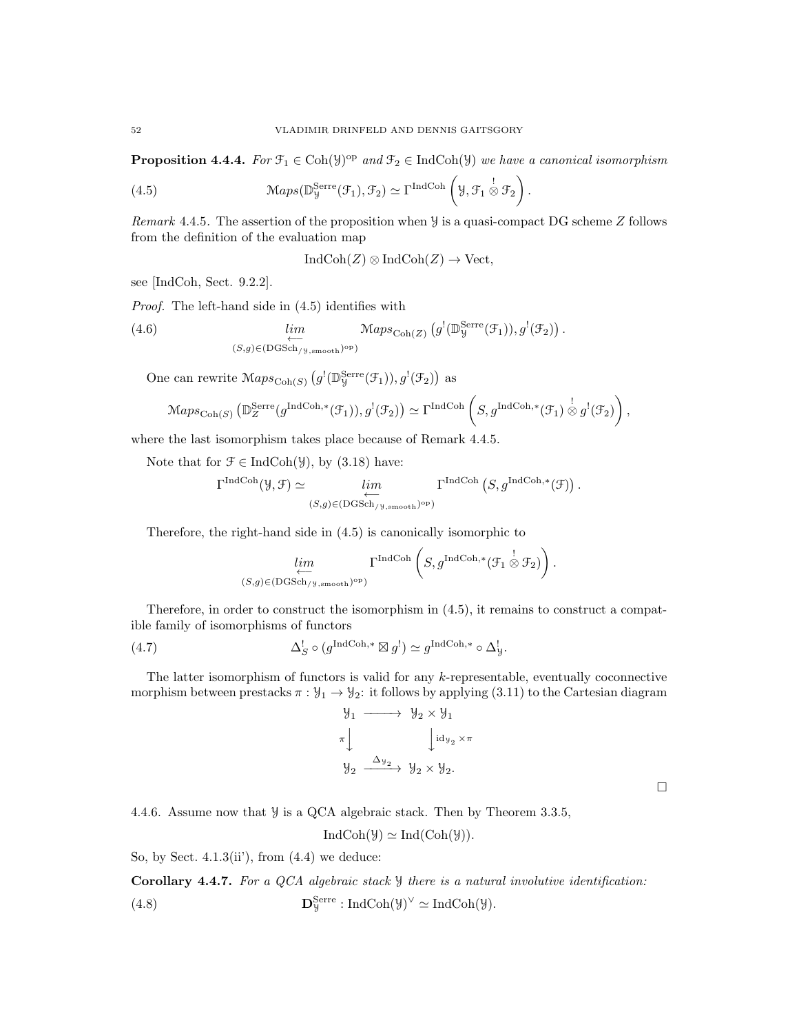**Proposition 4.4.4.** *For $\mathcal{F}_1 \in \operatorname{Coh}(\mathcal{Y})^{\mathrm{op}}$ and $\mathcal{F}_2 \in \operatorname{IndCoh}(\mathcal{Y})$ we have a canonical isomorphism*

$$\mathcal{M}aps(\mathbb{D}^{\mathrm{Serre}}_{\mathcal{Y}}(\mathcal{F}_1), \mathcal{F}_2) \simeq \Gamma^{\mathrm{IndCoh}}\left(\mathcal{Y}, \mathcal{F}_1 \overset{!}{\otimes} \mathcal{F}_2\right). \tag{4.5}$$

*Remark* 4.4.5. The assertion of the proposition when $\mathcal{Y}$ is a quasi-compact DG scheme $Z$ follows from the definition of the evaluation map

$$\operatorname{IndCoh}(Z) \otimes \operatorname{IndCoh}(Z) \to \operatorname{Vect},$$

see [IndCoh, Sect. 9.2.2].

*Proof.* The left-hand side in (4.5) identifies with

$$\underset{(S,g)\in (\mathrm{DGSch}_{/\mathcal{Y},\mathrm{smooth}})^{\mathrm{op}}}{\underleftarrow{lim}} \mathcal{M}aps_{\operatorname{Coh}(Z)}\left(g^!(\mathbb{D}^{\mathrm{Serre}}_{\mathcal{Y}}(\mathcal{F}_1)), g^!(\mathcal{F}_2)\right). \tag{4.6}$$

One can rewrite $\mathcal{M}aps_{\operatorname{Coh}(S)}\left(g^!(\mathbb{D}^{\mathrm{Serre}}_{\mathcal{Y}}(\mathcal{F}_1)), g^!(\mathcal{F}_2)\right)$ as

$$\mathcal{M}aps_{\operatorname{Coh}(S)}\left(\mathbb{D}^{\mathrm{Serre}}_{Z}(g^{\mathrm{IndCoh},*}(\mathcal{F}_1)), g^!(\mathcal{F}_2)\right) \simeq \Gamma^{\mathrm{IndCoh}}\left(S, g^{\mathrm{IndCoh},*}(\mathcal{F}_1) \overset{!}{\otimes} g^!(\mathcal{F}_2)\right),$$

where the last isomorphism takes place because of Remark 4.4.5.

Note that for $\mathcal{F} \in \operatorname{IndCoh}(\mathcal{Y})$, by (3.18) have:

$$\Gamma^{\mathrm{IndCoh}}(\mathcal{Y}, \mathcal{F}) \simeq \underset{(S,g)\in (\mathrm{DGSch}_{/\mathcal{Y},\mathrm{smooth}})^{\mathrm{op}}}{\underleftarrow{lim}} \Gamma^{\mathrm{IndCoh}}\left(S, g^{\mathrm{IndCoh},*}(\mathcal{F})\right).$$

Therefore, the right-hand side in (4.5) is canonically isomorphic to

$$\underset{(S,g)\in (\mathrm{DGSch}_{/\mathcal{Y},\mathrm{smooth}})^{\mathrm{op}}}{\underleftarrow{lim}} \Gamma^{\mathrm{IndCoh}}\left(S, g^{\mathrm{IndCoh},*}(\mathcal{F}_1 \overset{!}{\otimes} \mathcal{F}_2)\right).$$

Therefore, in order to construct the isomorphism in (4.5), it remains to construct a compatible family of isomorphisms of functors

$$\Delta^!_S \circ (g^{\mathrm{IndCoh},*} \boxtimes g^!) \simeq g^{\mathrm{IndCoh},*} \circ \Delta^!_{\mathcal{Y}}. \tag{4.7}$$

The latter isomorphism of functors is valid for any $k$-representable, eventually coconnective morphism between prestacks $\pi : \mathcal{Y}_1 \to \mathcal{Y}_2$: it follows by applying (3.11) to the Cartesian diagram

$$\begin{array}{ccc} \mathcal{Y}_1 & \longrightarrow & \mathcal{Y}_2 \times \mathcal{Y}_1 \\ {\scriptstyle \pi}\big\downarrow & & \big\downarrow{\scriptstyle \mathrm{id}_{\mathcal{Y}_2} \times \pi} \\ \mathcal{Y}_2 & \xrightarrow{\Delta_{\mathcal{Y}_2}} & \mathcal{Y}_2 \times \mathcal{Y}_2. \end{array}$$

$\square$

4.4.6. Assume now that $\mathcal{Y}$ is a QCA algebraic stack. Then by Theorem 3.3.5,

$$\operatorname{IndCoh}(\mathcal{Y}) \simeq \operatorname{Ind}(\operatorname{Coh}(\mathcal{Y})).$$

So, by Sect. 4.1.3(ii'), from (4.4) we deduce:

**Corollary 4.4.7.** *For a QCA algebraic stack $\mathcal{Y}$ there is a natural involutive identification:*

$$\mathbf{D}^{\mathrm{Serre}}_{\mathcal{Y}} : \operatorname{IndCoh}(\mathcal{Y})^\vee \simeq \operatorname{IndCoh}(\mathcal{Y}). \tag{4.8}$$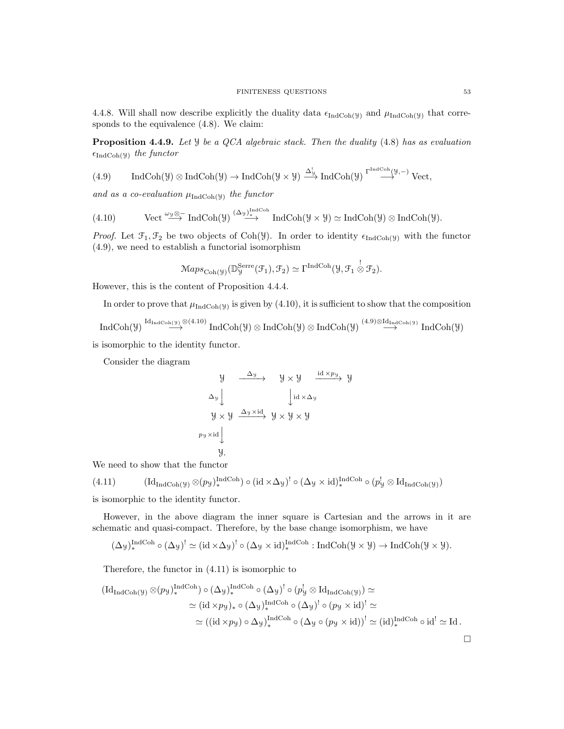4.4.8. Will shall now describe explicitly the duality data $\epsilon_{\mathrm{IndCoh}(\mathcal{Y})}$ and $\mu_{\mathrm{IndCoh}(\mathcal{Y})}$ that corresponds to the equivalence (4.8). We claim:

**Proposition 4.4.9.** *Let $\mathcal{Y}$ be a QCA algebraic stack. Then the duality (4.8) has as evaluation $\epsilon_{\mathrm{IndCoh}(\mathcal{Y})}$ the functor*

$$\mathrm{IndCoh}(\mathcal{Y}) \otimes \mathrm{IndCoh}(\mathcal{Y}) \to \mathrm{IndCoh}(\mathcal{Y} \times \mathcal{Y}) \xrightarrow{\Delta_{\mathcal{Y}}^!} \mathrm{IndCoh}(\mathcal{Y}) \xrightarrow{\Gamma^{\mathrm{IndCoh}}(\mathcal{Y},-)} \mathrm{Vect}, \tag{4.9}$$

*and as a co-evaluation $\mu_{\mathrm{IndCoh}(\mathcal{Y})}$ the functor*

$$\mathrm{Vect} \xrightarrow{\omega_{\mathcal{Y}} \otimes -} \mathrm{IndCoh}(\mathcal{Y}) \xrightarrow{(\Delta_{\mathcal{Y}})_*^{\mathrm{IndCoh}}} \mathrm{IndCoh}(\mathcal{Y} \times \mathcal{Y}) \simeq \mathrm{IndCoh}(\mathcal{Y}) \otimes \mathrm{IndCoh}(\mathcal{Y}). \tag{4.10}$$

*Proof.* Let $\mathcal{F}_1, \mathcal{F}_2$ be two objects of $\mathrm{Coh}(\mathcal{Y})$. In order to identity $\epsilon_{\mathrm{IndCoh}(\mathcal{Y})}$ with the functor (4.9), we need to establish a functorial isomorphism

$$\mathcal{M}aps_{\mathrm{Coh}(\mathcal{Y})}(\mathbb{D}_{\mathcal{Y}}^{\mathrm{Serre}}(\mathcal{F}_1), \mathcal{F}_2) \simeq \Gamma^{\mathrm{IndCoh}}(\mathcal{Y}, \mathcal{F}_1 \overset{!}{\otimes} \mathcal{F}_2).$$

However, this is the content of Proposition 4.4.4.

In order to prove that $\mu_{\mathrm{IndCoh}(\mathcal{Y})}$ is given by (4.10), it is sufficient to show that the composition

$$\mathrm{IndCoh}(\mathcal{Y}) \xrightarrow{\mathrm{Id}_{\mathrm{IndCoh}(\mathcal{Y})} \otimes (4.10)} \mathrm{IndCoh}(\mathcal{Y}) \otimes \mathrm{IndCoh}(\mathcal{Y}) \otimes \mathrm{IndCoh}(\mathcal{Y}) \xrightarrow{(4.9) \otimes \mathrm{Id}_{\mathrm{IndCoh}(\mathcal{Y})}} \mathrm{IndCoh}(\mathcal{Y})$$

is isomorphic to the identity functor.

Consider the diagram

$$\begin{array}{ccccc}
\mathcal{Y} & \xrightarrow{\Delta_{\mathcal{Y}}} & \mathcal{Y} \times \mathcal{Y} & \xrightarrow{\mathrm{id} \times p_{\mathcal{Y}}} & \mathcal{Y} \\
\Big\downarrow{\scriptstyle \Delta_{\mathcal{Y}}} & & \Big\downarrow{\scriptstyle \mathrm{id} \times \Delta_{\mathcal{Y}}} & & \\
\mathcal{Y} \times \mathcal{Y} & \xrightarrow{\Delta_{\mathcal{Y}} \times \mathrm{id}} & \mathcal{Y} \times \mathcal{Y} \times \mathcal{Y} & & \\
\Big\downarrow{\scriptstyle p_{\mathcal{Y}} \times \mathrm{id}} & & & & \\
\mathcal{Y}. & & & &
\end{array}$$

We need to show that the functor

$$(\mathrm{Id}_{\mathrm{IndCoh}(\mathcal{Y})} \otimes (p_{\mathcal{Y}})_*^{\mathrm{IndCoh}}) \circ (\mathrm{id} \times \Delta_{\mathcal{Y}})^! \circ (\Delta_{\mathcal{Y}} \times \mathrm{id})_*^{\mathrm{IndCoh}} \circ (p_{\mathcal{Y}}^! \otimes \mathrm{Id}_{\mathrm{IndCoh}(\mathcal{Y})}) \tag{4.11}$$

is isomorphic to the identity functor.

However, in the above diagram the inner square is Cartesian and the arrows in it are schematic and quasi-compact. Therefore, by the base change isomorphism, we have

$$(\Delta_{\mathcal{Y}})_*^{\mathrm{IndCoh}} \circ (\Delta_{\mathcal{Y}})^! \simeq (\mathrm{id} \times \Delta_{\mathcal{Y}})^! \circ (\Delta_{\mathcal{Y}} \times \mathrm{id})_*^{\mathrm{IndCoh}} : \mathrm{IndCoh}(\mathcal{Y} \times \mathcal{Y}) \to \mathrm{IndCoh}(\mathcal{Y} \times \mathcal{Y}).$$

Therefore, the functor in (4.11) is isomorphic to

$$\begin{aligned}
(\mathrm{Id}_{\mathrm{IndCoh}(\mathcal{Y})} \otimes (p_{\mathcal{Y}})_*^{\mathrm{IndCoh}}) \circ (\Delta_{\mathcal{Y}})_*^{\mathrm{IndCoh}} \circ (\Delta_{\mathcal{Y}})^! \circ (p_{\mathcal{Y}}^! \otimes \mathrm{Id}_{\mathrm{IndCoh}(\mathcal{Y})}) &\simeq \\
\simeq (\mathrm{id} \times p_{\mathcal{Y}})_* \circ (\Delta_{\mathcal{Y}})_*^{\mathrm{IndCoh}} \circ (\Delta_{\mathcal{Y}})^! \circ (p_{\mathcal{Y}} \times \mathrm{id})^! &\simeq \\
\simeq ((\mathrm{id} \times p_{\mathcal{Y}}) \circ \Delta_{\mathcal{Y}})_*^{\mathrm{IndCoh}} \circ (\Delta_{\mathcal{Y}} \circ (p_{\mathcal{Y}} \times \mathrm{id}))^! &\simeq (\mathrm{id})_*^{\mathrm{IndCoh}} \circ \mathrm{id}^! \simeq \mathrm{Id}.
\end{aligned}$$

□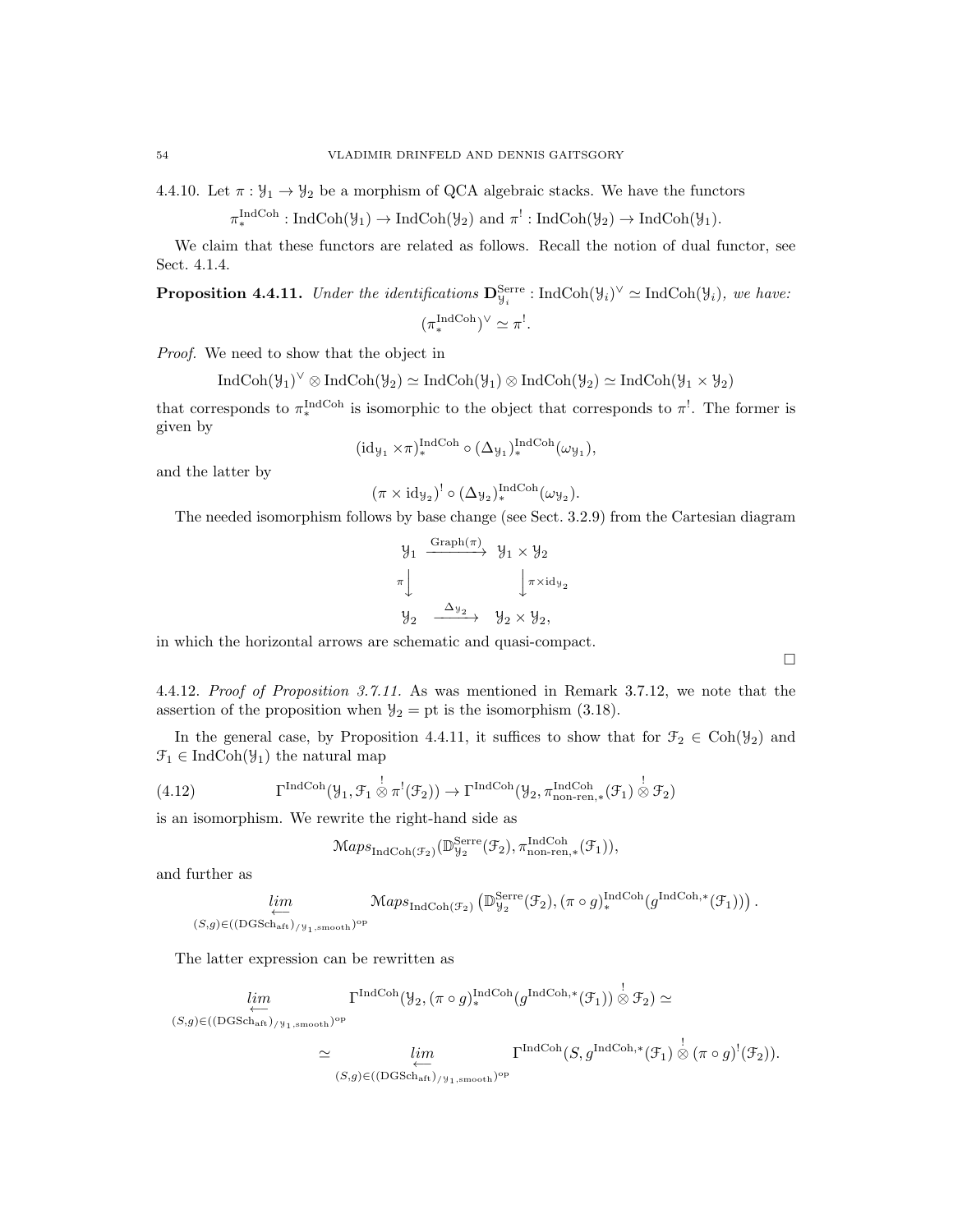4.4.10. Let $\pi : \mathcal{Y}_1 \to \mathcal{Y}_2$ be a morphism of QCA algebraic stacks. We have the functors

$$\pi_*^{\mathrm{IndCoh}} : \mathrm{IndCoh}(\mathcal{Y}_1) \to \mathrm{IndCoh}(\mathcal{Y}_2) \text{ and } \pi^! : \mathrm{IndCoh}(\mathcal{Y}_2) \to \mathrm{IndCoh}(\mathcal{Y}_1).$$

We claim that these functors are related as follows. Recall the notion of dual functor, see Sect. 4.1.4.

**Proposition 4.4.11.** *Under the identifications* $\mathbf{D}^{\mathrm{Serre}}_{\mathcal{Y}_i} : \mathrm{IndCoh}(\mathcal{Y}_i)^\vee \simeq \mathrm{IndCoh}(\mathcal{Y}_i)$*, we have:*

$$(\pi_*^{\mathrm{IndCoh}})^\vee \simeq \pi^!.$$

*Proof.* We need to show that the object in

$$\mathrm{IndCoh}(\mathcal{Y}_1)^\vee \otimes \mathrm{IndCoh}(\mathcal{Y}_2) \simeq \mathrm{IndCoh}(\mathcal{Y}_1) \otimes \mathrm{IndCoh}(\mathcal{Y}_2) \simeq \mathrm{IndCoh}(\mathcal{Y}_1 \times \mathcal{Y}_2)$$

that corresponds to $\pi_*^{\mathrm{IndCoh}}$ is isomorphic to the object that corresponds to $\pi^!$. The former is given by

$$(\mathrm{id}_{\mathcal{Y}_1} \times \pi)_*^{\mathrm{IndCoh}} \circ (\Delta_{\mathcal{Y}_1})_*^{\mathrm{IndCoh}}(\omega_{\mathcal{Y}_1}),$$

and the latter by

$$(\pi \times \mathrm{id}_{\mathcal{Y}_2})^! \circ (\Delta_{\mathcal{Y}_2})_*^{\mathrm{IndCoh}}(\omega_{\mathcal{Y}_2}).$$

The needed isomorphism follows by base change (see Sect. 3.2.9) from the Cartesian diagram

$$\begin{array}{ccc} \mathcal{Y}_1 & \xrightarrow{\mathrm{Graph}(\pi)} & \mathcal{Y}_1 \times \mathcal{Y}_2 \\ {\scriptstyle \pi}\downarrow & & \downarrow{\scriptstyle \pi \times \mathrm{id}_{\mathcal{Y}_2}} \\ \mathcal{Y}_2 & \xrightarrow{\Delta_{\mathcal{Y}_2}} & \mathcal{Y}_2 \times \mathcal{Y}_2, \end{array}$$

in which the horizontal arrows are schematic and quasi-compact.

□

4.4.12. *Proof of Proposition 3.7.11.* As was mentioned in Remark 3.7.12, we note that the assertion of the proposition when $\mathcal{Y}_2 = \mathrm{pt}$ is the isomorphism (3.18).

In the general case, by Proposition 4.4.11, it suffices to show that for $\mathcal{F}_2 \in \mathrm{Coh}(\mathcal{Y}_2)$ and $\mathcal{F}_1 \in \mathrm{IndCoh}(\mathcal{Y}_1)$ the natural map

$$\Gamma^{\mathrm{IndCoh}}(\mathcal{Y}_1, \mathcal{F}_1 \overset{!}{\otimes} \pi^!(\mathcal{F}_2)) \to \Gamma^{\mathrm{IndCoh}}(\mathcal{Y}_2, \pi^{\mathrm{IndCoh}}_{\text{non-ren},*}(\mathcal{F}_1) \overset{!}{\otimes} \mathcal{F}_2) \tag{4.12}$$

is an isomorphism. We rewrite the right-hand side as

$$\mathcal{M}aps_{\mathrm{IndCoh}(\mathcal{F}_2)}(\mathbb{D}^{\mathrm{Serre}}_{\mathcal{Y}_2}(\mathcal{F}_2), \pi^{\mathrm{IndCoh}}_{\text{non-ren},*}(\mathcal{F}_1)),$$

and further as

$$\underset{(S,g)\in((\mathrm{DGSch}_{\mathrm{aft}})_{/\mathcal{Y}_1,\mathrm{smooth}})^{\mathrm{op}}}{\underleftarrow{lim}} \mathcal{M}aps_{\mathrm{IndCoh}(\mathcal{F}_2)}\left(\mathbb{D}^{\mathrm{Serre}}_{\mathcal{Y}_2}(\mathcal{F}_2), (\pi \circ g)_*^{\mathrm{IndCoh}}(g^{\mathrm{IndCoh},*}(\mathcal{F}_1))\right).$$

The latter expression can be rewritten as

$$\underset{(S,g)\in((\mathrm{DGSch}_{\mathrm{aft}})_{/\mathcal{Y}_1,\mathrm{smooth}})^{\mathrm{op}}}{\underleftarrow{lim}} \Gamma^{\mathrm{IndCoh}}(\mathcal{Y}_2, (\pi \circ g)_*^{\mathrm{IndCoh}}(g^{\mathrm{IndCoh},*}(\mathcal{F}_1)) \overset{!}{\otimes} \mathcal{F}_2) \simeq$$

$$\simeq \underset{(S,g)\in((\mathrm{DGSch}_{\mathrm{aft}})_{/\mathcal{Y}_1,\mathrm{smooth}})^{\mathrm{op}}}{\underleftarrow{lim}} \Gamma^{\mathrm{IndCoh}}(S, g^{\mathrm{IndCoh},*}(\mathcal{F}_1) \overset{!}{\otimes} (\pi \circ g)^!(\mathcal{F}_2)).$$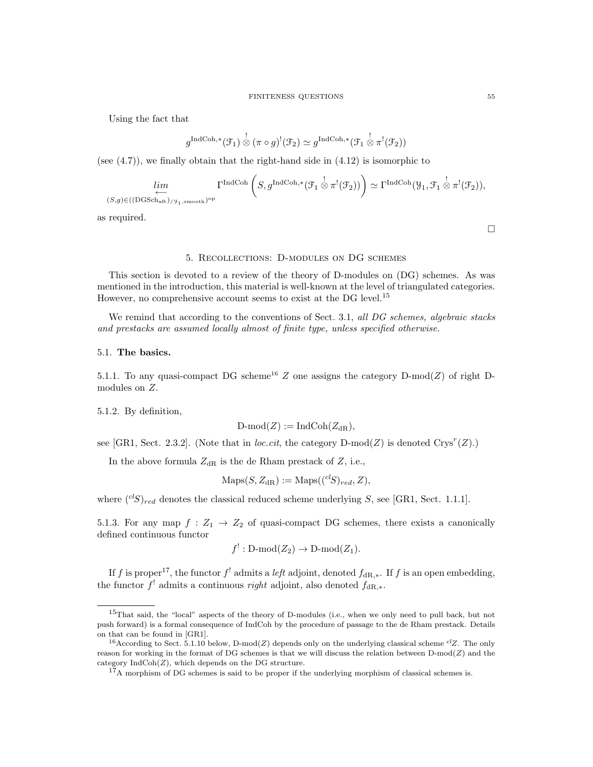Using the fact that

$$g^{\mathrm{IndCoh},*}(\mathcal{F}_1) \overset{!}{\otimes} (\pi \circ g)^!(\mathcal{F}_2) \simeq g^{\mathrm{IndCoh},*}(\mathcal{F}_1 \overset{!}{\otimes} \pi^!(\mathcal{F}_2))$$

(see (4.7)), we finally obtain that the right-hand side in (4.12) is isomorphic to

$$\underset{(S,g)\in((\mathrm{DGSch}_{\mathrm{aft}})_{/\mathcal{Y}_1,\mathrm{smooth}})^{\mathrm{op}}}{\underleftarrow{lim}} \Gamma^{\mathrm{IndCoh}}\left(S, g^{\mathrm{IndCoh},*}(\mathcal{F}_1 \overset{!}{\otimes} \pi^!(\mathcal{F}_2))\right) \simeq \Gamma^{\mathrm{IndCoh}}(\mathcal{Y}_1, \mathcal{F}_1 \overset{!}{\otimes} \pi^!(\mathcal{F}_2)),$$

as required.

□

## 5. Recollections: D-modules on DG schemes

This section is devoted to a review of the theory of D-modules on (DG) schemes. As was mentioned in the introduction, this material is well-known at the level of triangulated categories. However, no comprehensive account seems to exist at the DG level.[15]

We remind that according to the conventions of Sect. 3.1, *all DG schemes, algebraic stacks and prestacks are assumed locally almost of finite type, unless specified otherwise.*

### 5.1. The basics.

5.1.1. To any quasi-compact DG scheme[16] $Z$ one assigns the category $\text{D-mod}(Z)$ of right D-modules on $Z$.

5.1.2. By definition,

$$\text{D-mod}(Z) := \mathrm{IndCoh}(Z_{\mathrm{dR}}),$$

see [GR1, Sect. 2.3.2]. (Note that in *loc.cit*, the category $\text{D-mod}(Z)$ is denoted $\mathrm{Crys}^r(Z)$.)

In the above formula $Z_{\mathrm{dR}}$ is the de Rham prestack of $Z$, i.e.,

$$\mathrm{Maps}(S, Z_{\mathrm{dR}}) := \mathrm{Maps}(({}^{cl}S)_{red}, Z),$$

where $({}^{cl}S)_{red}$ denotes the classical reduced scheme underlying $S$, see [GR1, Sect. 1.1.1].

5.1.3. For any map $f : Z_1 \to Z_2$ of quasi-compact DG schemes, there exists a canonically defined continuous functor

$$f^! : \text{D-mod}(Z_2) \to \text{D-mod}(Z_1).$$

If $f$ is proper[17], the functor $f^!$ admits a *left* adjoint, denoted $f_{\mathrm{dR},*}$. If $f$ is an open embedding, the functor $f^!$ admits a continuous *right* adjoint, also denoted $f_{\mathrm{dR},*}$.

---

[15] That said, the "local" aspects of the theory of D-modules (i.e., when we only need to pull back, but not push forward) is a formal consequence of IndCoh by the procedure of passage to the de Rham prestack. Details on that can be found in [GR1].

[16] According to Sect. 5.1.10 below, $\text{D-mod}(Z)$ depends only on the underlying classical scheme ${}^{cl}Z$. The only reason for working in the format of DG schemes is that we will discuss the relation between $\text{D-mod}(Z)$ and the category $\mathrm{IndCoh}(Z)$, which depends on the DG structure.

[17] A morphism of DG schemes is said to be proper if the underlying morphism of classical schemes is.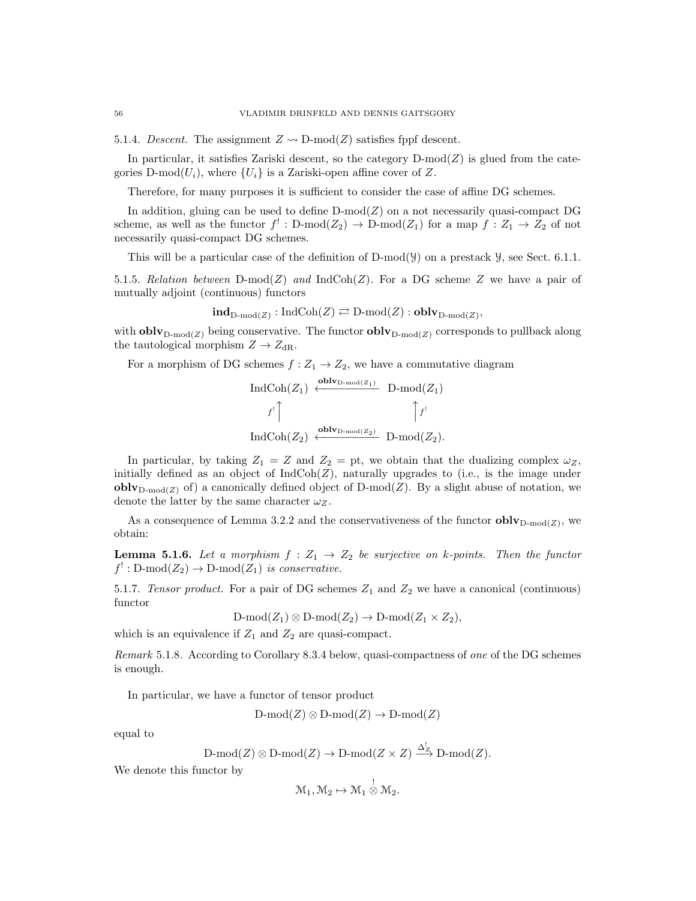5.1.4. *Descent.* The assignment $Z \rightsquigarrow \text{D-mod}(Z)$ satisfies fppf descent.

In particular, it satisfies Zariski descent, so the category $\text{D-mod}(Z)$ is glued from the categories $\text{D-mod}(U_i)$, where $\{U_i\}$ is a Zariski-open affine cover of $Z$.

Therefore, for many purposes it is sufficient to consider the case of affine DG schemes.

In addition, gluing can be used to define $\text{D-mod}(Z)$ on a not necessarily quasi-compact DG scheme, as well as the functor $f^! : \text{D-mod}(Z_2) \to \text{D-mod}(Z_1)$ for a map $f : Z_1 \to Z_2$ of not necessarily quasi-compact DG schemes.

This will be a particular case of the definition of $\text{D-mod}(\mathcal{Y})$ on a prestack $\mathcal{Y}$, see Sect. 6.1.1.

5.1.5. *Relation between* $\text{D-mod}(Z)$ *and* $\text{IndCoh}(Z)$. For a DG scheme $Z$ we have a pair of mutually adjoint (continuous) functors

$$\mathbf{ind}_{\text{D-mod}(Z)} : \text{IndCoh}(Z) \rightleftarrows \text{D-mod}(Z) : \mathbf{oblv}_{\text{D-mod}(Z)},$$

with $\mathbf{oblv}_{\text{D-mod}(Z)}$ being conservative. The functor $\mathbf{oblv}_{\text{D-mod}(Z)}$ corresponds to pullback along the tautological morphism $Z \to Z_{\text{dR}}$.

For a morphism of DG schemes $f : Z_1 \to Z_2$, we have a commutative diagram

$$\begin{array}{ccc} \text{IndCoh}(Z_1) & \xleftarrow{\mathbf{oblv}_{\text{D-mod}(Z_1)}} & \text{D-mod}(Z_1) \\ {\scriptstyle f^!}\uparrow & & \uparrow{\scriptstyle f^!} \\ \text{IndCoh}(Z_2) & \xleftarrow{\mathbf{oblv}_{\text{D-mod}(Z_2)}} & \text{D-mod}(Z_2). \end{array}$$

In particular, by taking $Z_1 = Z$ and $Z_2 = \text{pt}$, we obtain that the dualizing complex $\omega_Z$, initially defined as an object of $\text{IndCoh}(Z)$, naturally upgrades to (i.e., is the image under $\mathbf{oblv}_{\text{D-mod}(Z)}$ of) a canonically defined object of $\text{D-mod}(Z)$. By a slight abuse of notation, we denote the latter by the same character $\omega_Z$.

As a consequence of Lemma 3.2.2 and the conservativeness of the functor $\mathbf{oblv}_{\text{D-mod}(Z)}$, we obtain:

**Lemma 5.1.6.** *Let a morphism $f : Z_1 \to Z_2$ be surjective on $k$-points. Then the functor $f^! : \text{D-mod}(Z_2) \to \text{D-mod}(Z_1)$ is conservative.*

5.1.7. *Tensor product.* For a pair of DG schemes $Z_1$ and $Z_2$ we have a canonical (continuous) functor

$$\text{D-mod}(Z_1) \otimes \text{D-mod}(Z_2) \to \text{D-mod}(Z_1 \times Z_2),$$

which is an equivalence if $Z_1$ and $Z_2$ are quasi-compact.

*Remark* 5.1.8. According to Corollary 8.3.4 below, quasi-compactness of *one* of the DG schemes is enough.

In particular, we have a functor of tensor product

$$\text{D-mod}(Z) \otimes \text{D-mod}(Z) \to \text{D-mod}(Z)$$

equal to

$$\text{D-mod}(Z) \otimes \text{D-mod}(Z) \to \text{D-mod}(Z \times Z) \xrightarrow{\Delta_Z^!} \text{D-mod}(Z).$$

We denote this functor by

$$\mathcal{M}_1, \mathcal{M}_2 \mapsto \mathcal{M}_1 \overset{!}{\otimes} \mathcal{M}_2.$$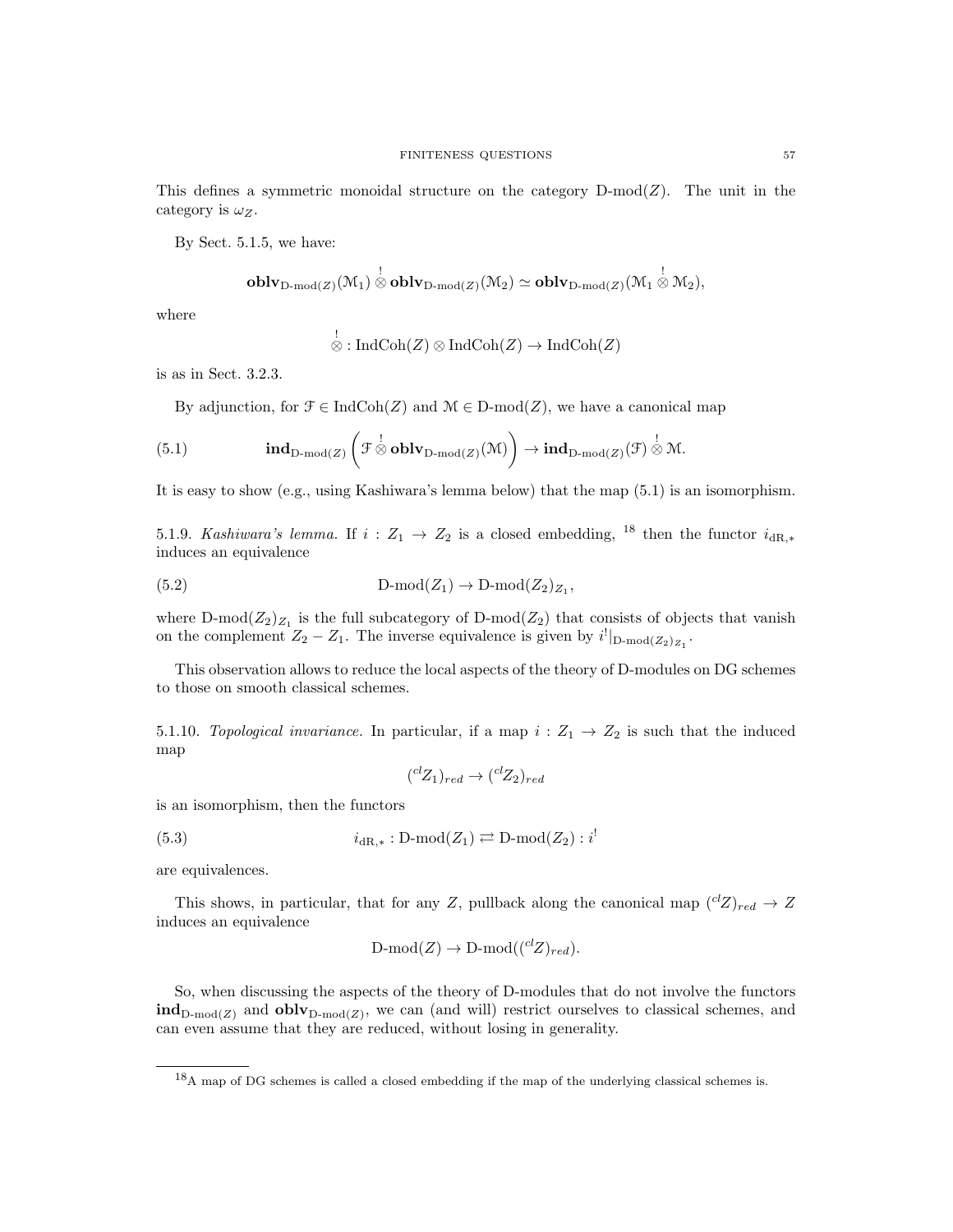This defines a symmetric monoidal structure on the category D-mod$(Z)$. The unit in the category is $\omega_Z$.

By Sect. 5.1.5, we have:

$$\mathbf{oblv}_{\text{D-mod}(Z)}(\mathcal{M}_1) \overset{!}{\otimes} \mathbf{oblv}_{\text{D-mod}(Z)}(\mathcal{M}_2) \simeq \mathbf{oblv}_{\text{D-mod}(Z)}(\mathcal{M}_1 \overset{!}{\otimes} \mathcal{M}_2),$$

where

$$\overset{!}{\otimes} : \text{IndCoh}(Z) \otimes \text{IndCoh}(Z) \to \text{IndCoh}(Z)$$

is as in Sect. 3.2.3.

By adjunction, for $\mathcal{F} \in \text{IndCoh}(Z)$ and $\mathcal{M} \in \text{D-mod}(Z)$, we have a canonical map

$$\mathbf{ind}_{\text{D-mod}(Z)}\left(\mathcal{F} \overset{!}{\otimes} \mathbf{oblv}_{\text{D-mod}(Z)}(\mathcal{M})\right) \to \mathbf{ind}_{\text{D-mod}(Z)}(\mathcal{F}) \overset{!}{\otimes} \mathcal{M}. \tag{5.1}$$

It is easy to show (e.g., using Kashiwara's lemma below) that the map (5.1) is an isomorphism.

5.1.9. *Kashiwara's lemma.* If $i : Z_1 \to Z_2$ is a closed embedding, [18] then the functor $i_{\text{dR},*}$ induces an equivalence

$$\text{D-mod}(Z_1) \to \text{D-mod}(Z_2)_{Z_1}, \tag{5.2}$$

where $\text{D-mod}(Z_2)_{Z_1}$ is the full subcategory of $\text{D-mod}(Z_2)$ that consists of objects that vanish on the complement $Z_2 - Z_1$. The inverse equivalence is given by $i^!|_{\text{D-mod}(Z_2)_{Z_1}}$.

This observation allows to reduce the local aspects of the theory of D-modules on DG schemes to those on smooth classical schemes.

5.1.10. *Topological invariance.* In particular, if a map $i : Z_1 \to Z_2$ is such that the induced map

$$({}^{cl}Z_1)_{red} \to ({}^{cl}Z_2)_{red}$$

is an isomorphism, then the functors

$$i_{\text{dR},*} : \text{D-mod}(Z_1) \rightleftarrows \text{D-mod}(Z_2) : i^! \tag{5.3}$$

are equivalences.

This shows, in particular, that for any $Z$, pullback along the canonical map $({}^{cl}Z)_{red} \to Z$ induces an equivalence

$$\text{D-mod}(Z) \to \text{D-mod}(({}^{cl}Z)_{red}).$$

So, when discussing the aspects of the theory of D-modules that do not involve the functors $\mathbf{ind}_{\text{D-mod}(Z)}$ and $\mathbf{oblv}_{\text{D-mod}(Z)}$, we can (and will) restrict ourselves to classical schemes, and can even assume that they are reduced, without losing in generality.

[18] A map of DG schemes is called a closed embedding if the map of the underlying classical schemes is.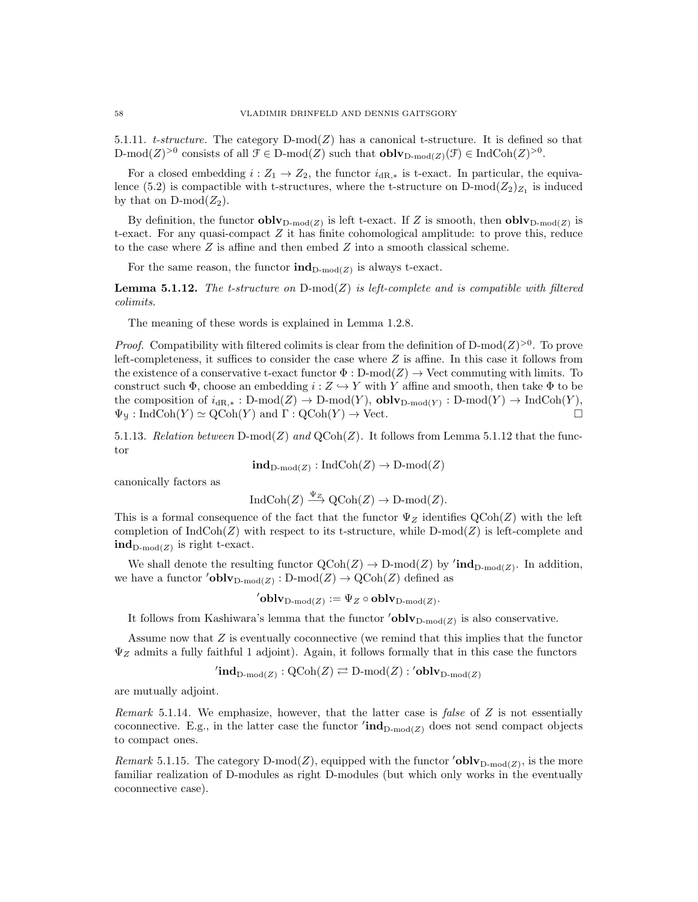5.1.11. *t-structure.* The category D-mod$(Z)$ has a canonical t-structure. It is defined so that D-mod$(Z)^{>0}$ consists of all $\mathcal{F} \in$ D-mod$(Z)$ such that $\mathbf{oblv}_{\text{D-mod}(Z)}(\mathcal{F}) \in \text{IndCoh}(Z)^{>0}$.

For a closed embedding $i : Z_1 \to Z_2$, the functor $i_{\text{dR},*}$ is t-exact. In particular, the equivalence (5.2) is compactible with t-structures, where the t-structure on D-mod$(Z_2)_{Z_1}$ is induced by that on D-mod$(Z_2)$.

By definition, the functor $\mathbf{oblv}_{\text{D-mod}(Z)}$ is left t-exact. If $Z$ is smooth, then $\mathbf{oblv}_{\text{D-mod}(Z)}$ is t-exact. For any quasi-compact $Z$ it has finite cohomological amplitude: to prove this, reduce to the case where $Z$ is affine and then embed $Z$ into a smooth classical scheme.

For the same reason, the functor $\mathbf{ind}_{\text{D-mod}(Z)}$ is always t-exact.

**Lemma 5.1.12.** *The t-structure on* D-mod$(Z)$ *is left-complete and is compatible with filtered colimits.*

The meaning of these words is explained in Lemma 1.2.8.

*Proof.* Compatibility with filtered colimits is clear from the definition of D-mod$(Z)^{>0}$. To prove left-completeness, it suffices to consider the case where $Z$ is affine. In this case it follows from the existence of a conservative t-exact functor $\Phi : \text{D-mod}(Z) \to \text{Vect}$ commuting with limits. To construct such $\Phi$, choose an embedding $i : Z \hookrightarrow Y$ with $Y$ affine and smooth, then take $\Phi$ to be the composition of $i_{\text{dR},*} : \text{D-mod}(Z) \to \text{D-mod}(Y)$, $\mathbf{oblv}_{\text{D-mod}(Y)} : \text{D-mod}(Y) \to \text{IndCoh}(Y)$, $\Psi_{\mathcal{Y}} : \text{IndCoh}(Y) \simeq \text{QCoh}(Y)$ and $\Gamma : \text{QCoh}(Y) \to \text{Vect}$. □

5.1.13. *Relation between* D-mod$(Z)$ *and* QCoh$(Z)$. It follows from Lemma 5.1.12 that the functor

$$\mathbf{ind}_{\text{D-mod}(Z)} : \text{IndCoh}(Z) \to \text{D-mod}(Z)$$

canonically factors as

$$\text{IndCoh}(Z) \xrightarrow{\Psi_Z} \text{QCoh}(Z) \to \text{D-mod}(Z).$$

This is a formal consequence of the fact that the functor $\Psi_Z$ identifies QCoh$(Z)$ with the left completion of IndCoh$(Z)$ with respect to its t-structure, while D-mod$(Z)$ is left-complete and $\mathbf{ind}_{\text{D-mod}(Z)}$ is right t-exact.

We shall denote the resulting functor QCoh$(Z) \to$ D-mod$(Z)$ by $'\mathbf{ind}_{\text{D-mod}(Z)}$. In addition, we have a functor $'\mathbf{oblv}_{\text{D-mod}(Z)} : \text{D-mod}(Z) \to \text{QCoh}(Z)$ defined as

$$'\mathbf{oblv}_{\text{D-mod}(Z)} := \Psi_Z \circ \mathbf{oblv}_{\text{D-mod}(Z)}.$$

It follows from Kashiwara's lemma that the functor $'\mathbf{oblv}_{\text{D-mod}(Z)}$ is also conservative.

Assume now that $Z$ is eventually coconnective (we remind that this implies that the functor $\Psi_Z$ admits a fully faithful 1 adjoint). Again, it follows formally that in this case the functors

$$'\mathbf{ind}_{\text{D-mod}(Z)} : \text{QCoh}(Z) \rightleftarrows \text{D-mod}(Z) : {'\mathbf{oblv}_{\text{D-mod}(Z)}}$$

are mutually adjoint.

*Remark* 5.1.14. We emphasize, however, that the latter case is *false* of $Z$ is not essentially coconnective. E.g., in the latter case the functor $'\mathbf{ind}_{\text{D-mod}(Z)}$ does not send compact objects to compact ones.

*Remark* 5.1.15. The category D-mod$(Z)$, equipped with the functor $'\mathbf{oblv}_{\text{D-mod}(Z)}$, is the more familiar realization of D-modules as right D-modules (but which only works in the eventually coconnective case).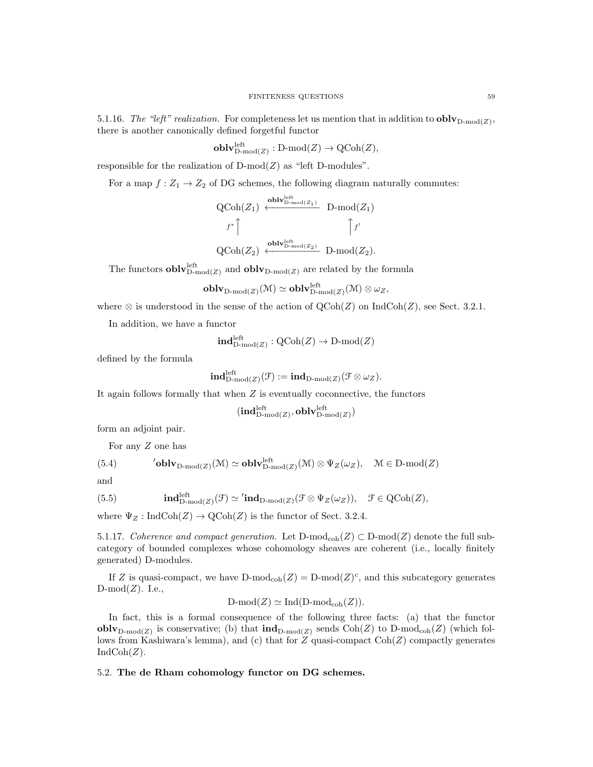5.1.16. *The "left" realization.* For completeness let us mention that in addition to $\mathbf{oblv}_{\text{D-mod}(Z)}$, there is another canonically defined forgetful functor

$$\mathbf{oblv}^{\text{left}}_{\text{D-mod}(Z)} : \text{D-mod}(Z) \to \text{QCoh}(Z),$$

responsible for the realization of $\text{D-mod}(Z)$ as "left D-modules".

For a map $f : Z_1 \to Z_2$ of DG schemes, the following diagram naturally commutes:

$$\begin{array}{ccc}
\text{QCoh}(Z_1) & \xleftarrow{\mathbf{oblv}^{\text{left}}_{\text{D-mod}(Z_1)}} & \text{D-mod}(Z_1) \\
{\scriptstyle f^*}\uparrow & & \uparrow{\scriptstyle f^!} \\
\text{QCoh}(Z_2) & \xleftarrow{\mathbf{oblv}^{\text{left}}_{\text{D-mod}(Z_2)}} & \text{D-mod}(Z_2).
\end{array}$$

The functors $\mathbf{oblv}^{\text{left}}_{\text{D-mod}(Z)}$ and $\mathbf{oblv}_{\text{D-mod}(Z)}$ are related by the formula

$$\mathbf{oblv}_{\text{D-mod}(Z)}(\mathcal{M}) \simeq \mathbf{oblv}^{\text{left}}_{\text{D-mod}(Z)}(\mathcal{M}) \otimes \omega_Z,$$

where $\otimes$ is understood in the sense of the action of $\text{QCoh}(Z)$ on $\text{IndCoh}(Z)$, see Sect. 3.2.1.

In addition, we have a functor

$$\mathbf{ind}^{\text{left}}_{\text{D-mod}(Z)} : \text{QCoh}(Z) \to \text{D-mod}(Z)$$

defined by the formula

$$\mathbf{ind}^{\text{left}}_{\text{D-mod}(Z)}(\mathcal{F}) := \mathbf{ind}_{\text{D-mod}(Z)}(\mathcal{F} \otimes \omega_Z).$$

It again follows formally that when $Z$ is eventually coconnective, the functors

$$(\mathbf{ind}^{\text{left}}_{\text{D-mod}(Z)}, \mathbf{oblv}^{\text{left}}_{\text{D-mod}(Z)})$$

form an adjoint pair.

For any $Z$ one has

$$'\mathbf{oblv}_{\text{D-mod}(Z)}(\mathcal{M}) \simeq \mathbf{oblv}^{\text{left}}_{\text{D-mod}(Z)}(\mathcal{M}) \otimes \Psi_Z(\omega_Z), \quad \mathcal{M} \in \text{D-mod}(Z) \tag{5.4}$$

and

$$\mathbf{ind}^{\text{left}}_{\text{D-mod}(Z)}(\mathcal{F}) \simeq {}'\mathbf{ind}_{\text{D-mod}(Z)}(\mathcal{F} \otimes \Psi_Z(\omega_Z)), \quad \mathcal{F} \in \text{QCoh}(Z), \tag{5.5}$$

where $\Psi_Z : \text{IndCoh}(Z) \to \text{QCoh}(Z)$ is the functor of Sect. 3.2.4.

5.1.17. *Coherence and compact generation.* Let $\text{D-mod}_{\text{coh}}(Z) \subset \text{D-mod}(Z)$ denote the full subcategory of bounded complexes whose cohomology sheaves are coherent (i.e., locally finitely generated) D-modules.

If $Z$ is quasi-compact, we have $\text{D-mod}_{\text{coh}}(Z) = \text{D-mod}(Z)^c$, and this subcategory generates $\text{D-mod}(Z)$. I.e.,

$$\text{D-mod}(Z) \simeq \text{Ind}(\text{D-mod}_{\text{coh}}(Z)).$$

In fact, this is a formal consequence of the following three facts: (a) that the functor $\mathbf{oblv}_{\text{D-mod}(Z)}$ is conservative; (b) that $\mathbf{ind}_{\text{D-mod}(Z)}$ sends $\text{Coh}(Z)$ to $\text{D-mod}_{\text{coh}}(Z)$ (which follows from Kashiwara's lemma), and (c) that for $Z$ quasi-compact $\text{Coh}(Z)$ compactly generates $\text{IndCoh}(Z)$.

## 5.2. **The de Rham cohomology functor on DG schemes.**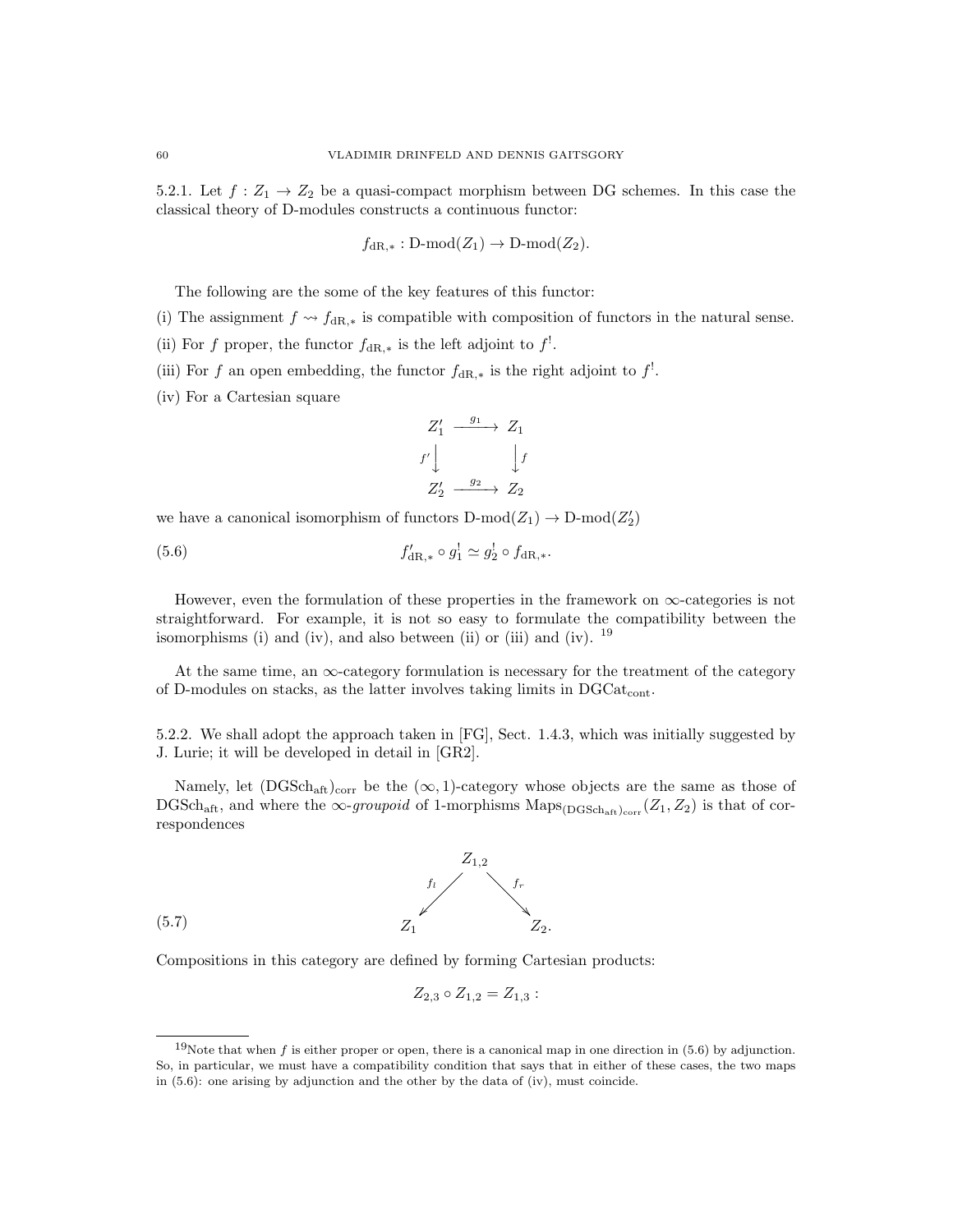5.2.1. Let $f : Z_1 \to Z_2$ be a quasi-compact morphism between DG schemes. In this case the classical theory of D-modules constructs a continuous functor:

$$f_{\mathrm{dR},*} : \text{D-mod}(Z_1) \to \text{D-mod}(Z_2).$$

The following are the some of the key features of this functor:

(i) The assignment $f \rightsquigarrow f_{\mathrm{dR},*}$ is compatible with composition of functors in the natural sense.

(ii) For $f$ proper, the functor $f_{\mathrm{dR},*}$ is the left adjoint to $f^!$.

(iii) For $f$ an open embedding, the functor $f_{\mathrm{dR},*}$ is the right adjoint to $f^!$.

(iv) For a Cartesian square

$$\begin{array}{ccc} Z_1' & \xrightarrow{g_1} & Z_1 \\ {\scriptstyle f'}\downarrow & & \downarrow{\scriptstyle f} \\ Z_2' & \xrightarrow{g_2} & Z_2 \end{array}$$

we have a canonical isomorphism of functors $\text{D-mod}(Z_1) \to \text{D-mod}(Z_2')$

$$f'_{\mathrm{dR},*} \circ g_1^! \simeq g_2^! \circ f_{\mathrm{dR},*}. \tag{5.6}$$

However, even the formulation of these properties in the framework on $\infty$-categories is not straightforward. For example, it is not so easy to formulate the compatibility between the isomorphisms (i) and (iv), and also between (ii) or (iii) and (iv). [19]

At the same time, an $\infty$-category formulation is necessary for the treatment of the category of D-modules on stacks, as the latter involves taking limits in $\mathrm{DGCat}_{\mathrm{cont}}$.

5.2.2. We shall adopt the approach taken in [FG], Sect. 1.4.3, which was initially suggested by J. Lurie; it will be developed in detail in [GR2].

Namely, let $(\mathrm{DGSch}_{\mathrm{aft}})_{\mathrm{corr}}$ be the $(\infty,1)$-category whose objects are the same as those of $\mathrm{DGSch}_{\mathrm{aft}}$, and where the $\infty$-*groupoid* of 1-morphisms $\mathrm{Maps}_{(\mathrm{DGSch}_{\mathrm{aft}})_{\mathrm{corr}}}(Z_1, Z_2)$ is that of correspondences

$$\begin{array}{ccccc} & & Z_{1,2} & & \\ & {\scriptstyle f_l}\swarrow & & \searrow{\scriptstyle f_r} & \\ Z_1 & & & & Z_2. \end{array} \tag{5.7}$$

Compositions in this category are defined by forming Cartesian products:

$$Z_{2,3} \circ Z_{1,2} = Z_{1,3} :$$

[19] Note that when $f$ is either proper or open, there is a canonical map in one direction in (5.6) by adjunction. So, in particular, we must have a compatibility condition that says that in either of these cases, the two maps in (5.6): one arising by adjunction and the other by the data of (iv), must coincide.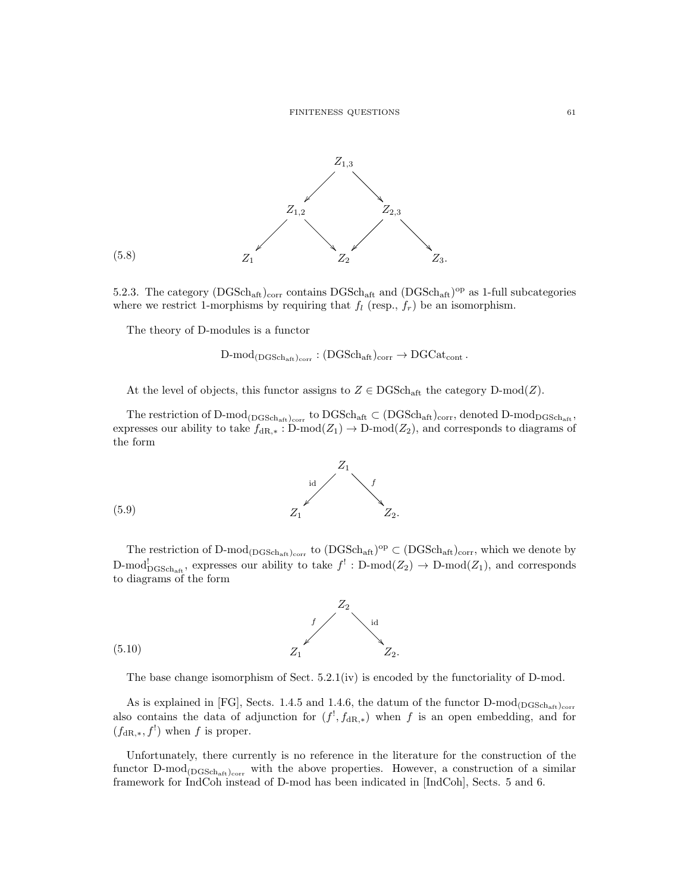$$
\begin{array}{ccccc}
 & & Z_{1,3} & & \\
 & \swarrow & & \searrow & \\
 & Z_{1,2} & & Z_{2,3} & \\
\swarrow & & \searrow \quad \swarrow & & \searrow \\
Z_1 & & Z_2 & & Z_3.
\end{array}
\tag{5.8}
$$

5.2.3. The category $(\mathrm{DGSch}_{\mathrm{aft}})_{\mathrm{corr}}$ contains $\mathrm{DGSch}_{\mathrm{aft}}$ and $(\mathrm{DGSch}_{\mathrm{aft}})^{\mathrm{op}}$ as 1-full subcategories where we restrict 1-morphisms by requiring that $f_l$ (resp., $f_r$) be an isomorphism.

The theory of D-modules is a functor

$$
\text{D-mod}_{(\mathrm{DGSch}_{\mathrm{aft}})_{\mathrm{corr}}} : (\mathrm{DGSch}_{\mathrm{aft}})_{\mathrm{corr}} \to \mathrm{DGCat}_{\mathrm{cont}}\,.
$$

At the level of objects, this functor assigns to $Z \in \mathrm{DGSch}_{\mathrm{aft}}$ the category $\text{D-mod}(Z)$.

The restriction of $\text{D-mod}_{(\mathrm{DGSch}_{\mathrm{aft}})_{\mathrm{corr}}}$ to $\mathrm{DGSch}_{\mathrm{aft}} \subset (\mathrm{DGSch}_{\mathrm{aft}})_{\mathrm{corr}}$, denoted $\text{D-mod}_{\mathrm{DGSch}_{\mathrm{aft}}}$, expresses our ability to take $f_{\mathrm{dR},*} : \text{D-mod}(Z_1) \to \text{D-mod}(Z_2)$, and corresponds to diagrams of the form

$$
\begin{array}{ccc}
 & Z_1 & \\
{\scriptstyle \mathrm{id}} \swarrow & & \searrow {\scriptstyle f} \\
Z_1 & & Z_2.
\end{array}
\tag{5.9}
$$

The restriction of $\text{D-mod}_{(\mathrm{DGSch}_{\mathrm{aft}})_{\mathrm{corr}}}$ to $(\mathrm{DGSch}_{\mathrm{aft}})^{\mathrm{op}} \subset (\mathrm{DGSch}_{\mathrm{aft}})_{\mathrm{corr}}$, which we denote by $\text{D-mod}^!_{\mathrm{DGSch}_{\mathrm{aft}}}$, expresses our ability to take $f^! : \text{D-mod}(Z_2) \to \text{D-mod}(Z_1)$, and corresponds to diagrams of the form

$$
\begin{array}{ccc}
 & Z_2 & \\
{\scriptstyle f} \swarrow & & \searrow {\scriptstyle \mathrm{id}} \\
Z_1 & & Z_2.
\end{array}
\tag{5.10}
$$

The base change isomorphism of Sect. 5.2.1(iv) is encoded by the functoriality of D-mod.

As is explained in [FG], Sects. 1.4.5 and 1.4.6, the datum of the functor $\text{D-mod}_{(\mathrm{DGSch}_{\mathrm{aft}})_{\mathrm{corr}}}$ also contains the data of adjunction for $(f^!, f_{\mathrm{dR},*})$ when $f$ is an open embedding, and for $(f_{\mathrm{dR},*}, f^!)$ when $f$ is proper.

Unfortunately, there currently is no reference in the literature for the construction of the functor $\text{D-mod}_{(\mathrm{DGSch}_{\mathrm{aft}})_{\mathrm{corr}}}$ with the above properties. However, a construction of a similar framework for IndCoh instead of D-mod has been indicated in [IndCoh], Sects. 5 and 6.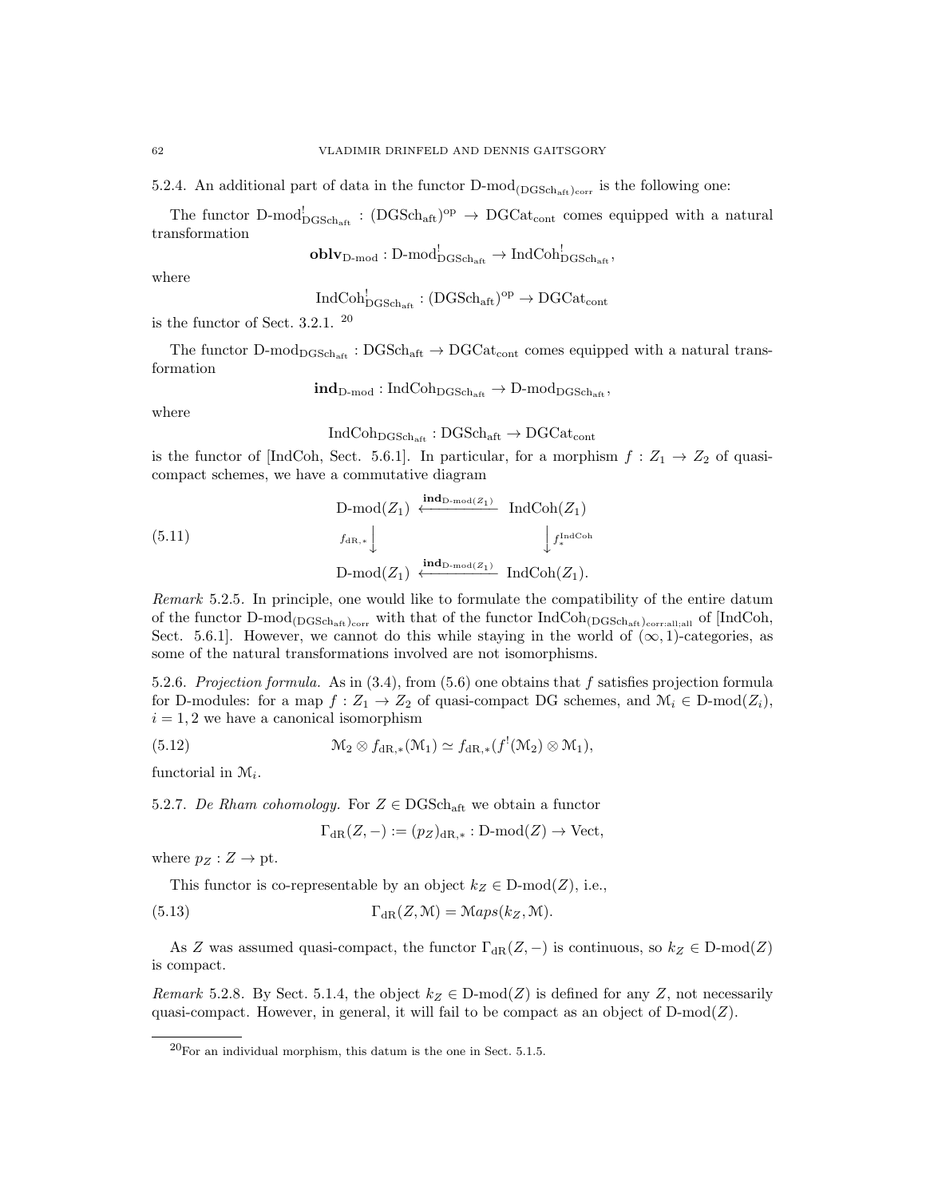5.2.4. An additional part of data in the functor $\text{D-mod}_{(\text{DGSch}_{\text{aft}})_{\text{corr}}}$ is the following one:

The functor $\text{D-mod}^!_{\text{DGSch}_{\text{aft}}} : (\text{DGSch}_{\text{aft}})^{\text{op}} \to \text{DGCat}_{\text{cont}}$ comes equipped with a natural transformation

$$\mathbf{oblv}_{\text{D-mod}} : \text{D-mod}^!_{\text{DGSch}_{\text{aft}}} \to \text{IndCoh}^!_{\text{DGSch}_{\text{aft}}},$$

where

$$\text{IndCoh}^!_{\text{DGSch}_{\text{aft}}} : (\text{DGSch}_{\text{aft}})^{\text{op}} \to \text{DGCat}_{\text{cont}}$$

is the functor of Sect. 3.2.1. [20]

The functor $\text{D-mod}_{\text{DGSch}_{\text{aft}}} : \text{DGSch}_{\text{aft}} \to \text{DGCat}_{\text{cont}}$ comes equipped with a natural transformation

$$\mathbf{ind}_{\text{D-mod}} : \text{IndCoh}_{\text{DGSch}_{\text{aft}}} \to \text{D-mod}_{\text{DGSch}_{\text{aft}}},$$

where

$$\text{IndCoh}_{\text{DGSch}_{\text{aft}}} : \text{DGSch}_{\text{aft}} \to \text{DGCat}_{\text{cont}}$$

is the functor of [IndCoh, Sect. 5.6.1]. In particular, for a morphism $f : Z_1 \to Z_2$ of quasi-compact schemes, we have a commutative diagram

$$\begin{array}{ccc} \text{D-mod}(Z_1) & \xleftarrow{\mathbf{ind}_{\text{D-mod}(Z_1)}} & \text{IndCoh}(Z_1) \\ {\scriptstyle f_{\text{dR},*}}\downarrow & & \downarrow{\scriptstyle f_*^{\text{IndCoh}}} \\ \text{D-mod}(Z_1) & \xleftarrow{\mathbf{ind}_{\text{D-mod}(Z_1)}} & \text{IndCoh}(Z_1). \end{array} \tag{5.11}$$

*Remark* 5.2.5. In principle, one would like to formulate the compatibility of the entire datum of the functor $\text{D-mod}_{(\text{DGSch}_{\text{aft}})_{\text{corr}}}$ with that of the functor $\text{IndCoh}_{(\text{DGSch}_{\text{aft}})_{\text{corr:all;all}}}$ of [IndCoh, Sect. 5.6.1]. However, we cannot do this while staying in the world of $(\infty, 1)$-categories, as some of the natural transformations involved are not isomorphisms.

5.2.6. *Projection formula.* As in (3.4), from (5.6) one obtains that $f$ satisfies projection formula for D-modules: for a map $f : Z_1 \to Z_2$ of quasi-compact DG schemes, and $\mathcal{M}_i \in \text{D-mod}(Z_i)$, $i = 1, 2$ we have a canonical isomorphism

$$\mathcal{M}_2 \otimes f_{\text{dR},*}(\mathcal{M}_1) \simeq f_{\text{dR},*}(f^!(\mathcal{M}_2) \otimes \mathcal{M}_1), \tag{5.12}$$

functorial in $\mathcal{M}_i$.

5.2.7. *De Rham cohomology.* For $Z \in \text{DGSch}_{\text{aft}}$ we obtain a functor

$$\Gamma_{\text{dR}}(Z, -) := (p_Z)_{\text{dR},*} : \text{D-mod}(Z) \to \text{Vect},$$

where $p_Z : Z \to \text{pt}$.

This functor is co-representable by an object $k_Z \in \text{D-mod}(Z)$, i.e.,

$$\Gamma_{\text{dR}}(Z, \mathcal{M}) = \mathcal{M}aps(k_Z, \mathcal{M}). \tag{5.13}$$

As $Z$ was assumed quasi-compact, the functor $\Gamma_{\text{dR}}(Z, -)$ is continuous, so $k_Z \in \text{D-mod}(Z)$ is compact.

*Remark* 5.2.8. By Sect. 5.1.4, the object $k_Z \in \text{D-mod}(Z)$ is defined for any $Z$, not necessarily quasi-compact. However, in general, it will fail to be compact as an object of $\text{D-mod}(Z)$.

[20] For an individual morphism, this datum is the one in Sect. 5.1.5.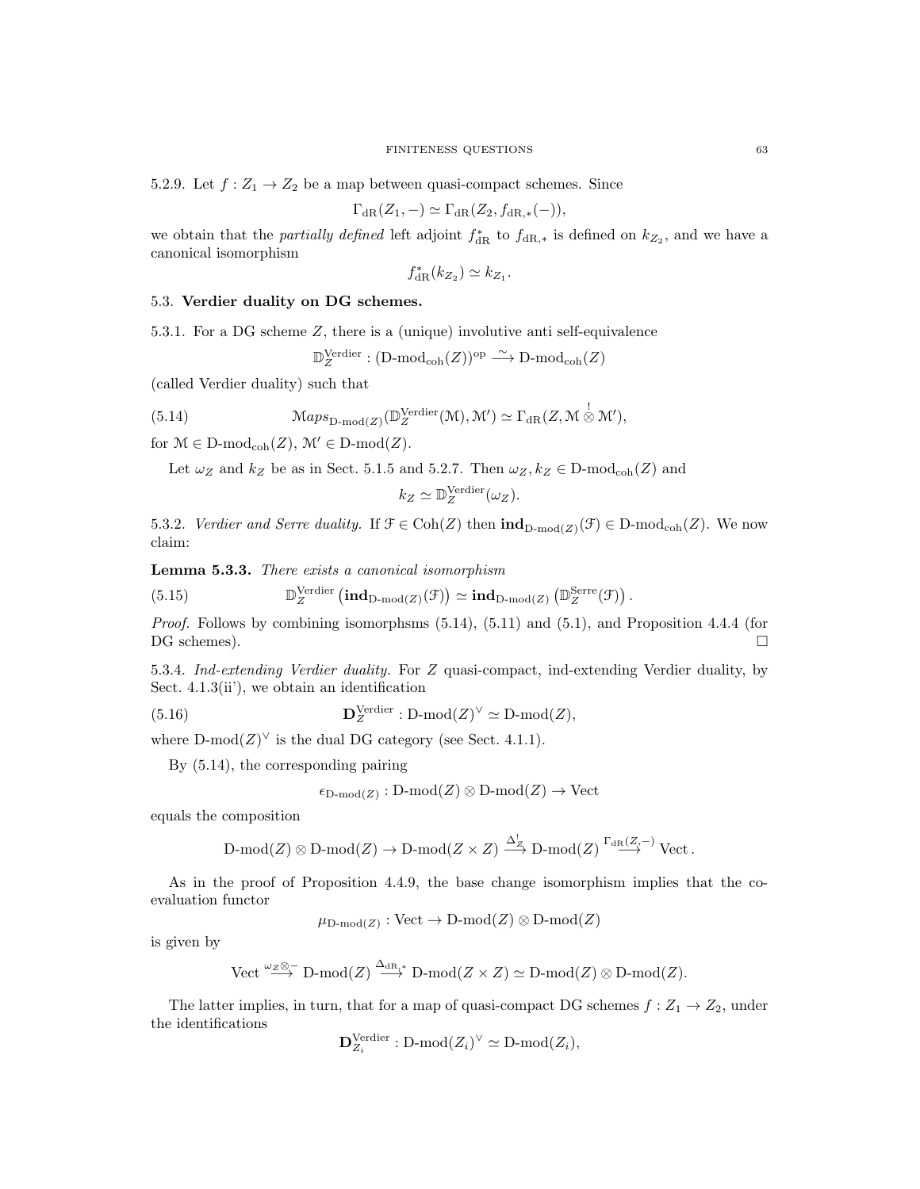5.2.9. Let $f : Z_1 \to Z_2$ be a map between quasi-compact schemes. Since

$$\Gamma_{\mathrm{dR}}(Z_1, -) \simeq \Gamma_{\mathrm{dR}}(Z_2, f_{\mathrm{dR},*}(-)),$$

we obtain that the *partially defined* left adjoint $f^*_{\mathrm{dR}}$ to $f_{\mathrm{dR},*}$ is defined on $k_{Z_2}$, and we have a canonical isomorphism

$$f^*_{\mathrm{dR}}(k_{Z_2}) \simeq k_{Z_1}.$$

## 5.3. Verdier duality on DG schemes.

5.3.1. For a DG scheme $Z$, there is a (unique) involutive anti self-equivalence

$$\mathbb{D}^{\mathrm{Verdier}}_Z : (\text{D-mod}_{\mathrm{coh}}(Z))^{\mathrm{op}} \xrightarrow{\sim} \text{D-mod}_{\mathrm{coh}}(Z)$$

(called Verdier duality) such that

$$\mathcal{M}aps_{\text{D-mod}(Z)}(\mathbb{D}^{\mathrm{Verdier}}_Z(\mathcal{M}), \mathcal{M}') \simeq \Gamma_{\mathrm{dR}}(Z, \mathcal{M} \overset{!}{\otimes} \mathcal{M}'), \tag{5.14}$$

for $\mathcal{M} \in \text{D-mod}_{\mathrm{coh}}(Z)$, $\mathcal{M}' \in \text{D-mod}(Z)$.

Let $\omega_Z$ and $k_Z$ be as in Sect. 5.1.5 and 5.2.7. Then $\omega_Z, k_Z \in \text{D-mod}_{\mathrm{coh}}(Z)$ and

$$k_Z \simeq \mathbb{D}^{\mathrm{Verdier}}_Z(\omega_Z).$$

5.3.2. *Verdier and Serre duality.* If $\mathcal{F} \in \mathrm{Coh}(Z)$ then $\mathbf{ind}_{\text{D-mod}(Z)}(\mathcal{F}) \in \text{D-mod}_{\mathrm{coh}}(Z)$. We now claim:

**Lemma 5.3.3.** *There exists a canonical isomorphism*

$$\mathbb{D}^{\mathrm{Verdier}}_Z\left(\mathbf{ind}_{\text{D-mod}(Z)}(\mathcal{F})\right) \simeq \mathbf{ind}_{\text{D-mod}(Z)}\left(\mathbb{D}^{\mathrm{Serre}}_Z(\mathcal{F})\right). \tag{5.15}$$

*Proof.* Follows by combining isomorphsms (5.14), (5.11) and (5.1), and Proposition 4.4.4 (for DG schemes). $\square$

5.3.4. *Ind-extending Verdier duality.* For $Z$ quasi-compact, ind-extending Verdier duality, by Sect. 4.1.3(ii'), we obtain an identification

$$\mathbf{D}^{\mathrm{Verdier}}_Z : \text{D-mod}(Z)^\vee \simeq \text{D-mod}(Z), \tag{5.16}$$

where $\text{D-mod}(Z)^\vee$ is the dual DG category (see Sect. 4.1.1).

By (5.14), the corresponding pairing

$$\epsilon_{\text{D-mod}(Z)} : \text{D-mod}(Z) \otimes \text{D-mod}(Z) \to \mathrm{Vect}$$

equals the composition

$$\text{D-mod}(Z) \otimes \text{D-mod}(Z) \to \text{D-mod}(Z \times Z) \xrightarrow{\Delta^!_Z} \text{D-mod}(Z) \xrightarrow{\Gamma_{\mathrm{dR}}(Z,-)} \mathrm{Vect}.$$

As in the proof of Proposition 4.4.9, the base change isomorphism implies that the co-evaluation functor

$$\mu_{\text{D-mod}(Z)} : \mathrm{Vect} \to \text{D-mod}(Z) \otimes \text{D-mod}(Z)$$

is given by

$$\mathrm{Vect} \xrightarrow{\omega_Z \otimes -} \text{D-mod}(Z) \xrightarrow{\Delta_{\mathrm{dR},*}} \text{D-mod}(Z \times Z) \simeq \text{D-mod}(Z) \otimes \text{D-mod}(Z).$$

The latter implies, in turn, that for a map of quasi-compact DG schemes $f : Z_1 \to Z_2$, under the identifications

$$\mathbf{D}^{\mathrm{Verdier}}_{Z_i} : \text{D-mod}(Z_i)^\vee \simeq \text{D-mod}(Z_i),$$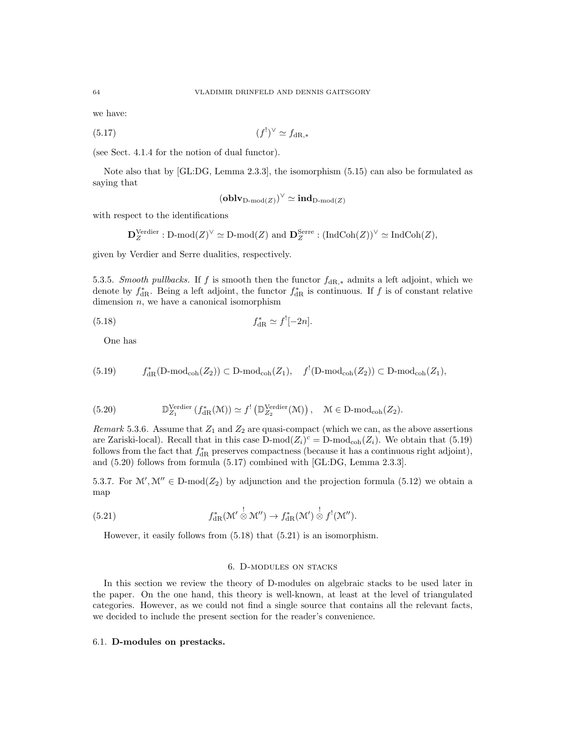we have:

$$(f^!)^\vee \simeq f_{\mathrm{dR},*} \tag{5.17}$$

(see Sect. 4.1.4 for the notion of dual functor).

Note also that by [GL:DG, Lemma 2.3.3], the isomorphism (5.15) can also be formulated as saying that

$$(\mathbf{oblv}_{\text{D-mod}(Z)})^\vee \simeq \mathbf{ind}_{\text{D-mod}(Z)}$$

with respect to the identifications

$$\mathbf{D}_Z^{\mathrm{Verdier}} : \text{D-mod}(Z)^\vee \simeq \text{D-mod}(Z) \text{ and } \mathbf{D}_Z^{\mathrm{Serre}} : (\mathrm{IndCoh}(Z))^\vee \simeq \mathrm{IndCoh}(Z),$$

given by Verdier and Serre dualities, respectively.

5.3.5. *Smooth pullbacks.* If $f$ is smooth then the functor $f_{\mathrm{dR},*}$ admits a left adjoint, which we denote by $f^*_{\mathrm{dR}}$. Being a left adjoint, the functor $f^*_{\mathrm{dR}}$ is continuous. If $f$ is of constant relative dimension $n$, we have a canonical isomorphism

$$f^*_{\mathrm{dR}} \simeq f^![-2n]. \tag{5.18}$$

One has

$$f^*_{\mathrm{dR}}(\text{D-mod}_{\mathrm{coh}}(Z_2)) \subset \text{D-mod}_{\mathrm{coh}}(Z_1), \quad f^!(\text{D-mod}_{\mathrm{coh}}(Z_2)) \subset \text{D-mod}_{\mathrm{coh}}(Z_1), \tag{5.19}$$

$$\mathbb{D}^{\mathrm{Verdier}}_{Z_1}(f^*_{\mathrm{dR}}(\mathcal{M})) \simeq f^!\left(\mathbb{D}^{\mathrm{Verdier}}_{Z_2}(\mathcal{M})\right), \quad \mathcal{M} \in \text{D-mod}_{\mathrm{coh}}(Z_2). \tag{5.20}$$

*Remark* 5.3.6. Assume that $Z_1$ and $Z_2$ are quasi-compact (which we can, as the above assertions are Zariski-local). Recall that in this case $\text{D-mod}(Z_i)^c = \text{D-mod}_{\mathrm{coh}}(Z_i)$. We obtain that (5.19) follows from the fact that $f^*_{\mathrm{dR}}$ preserves compactness (because it has a continuous right adjoint), and (5.20) follows from formula (5.17) combined with [GL:DG, Lemma 2.3.3].

5.3.7. For $\mathcal{M}', \mathcal{M}'' \in \text{D-mod}(Z_2)$ by adjunction and the projection formula (5.12) we obtain a map

$$f^*_{\mathrm{dR}}(\mathcal{M}' \overset{!}{\otimes} \mathcal{M}'') \to f^*_{\mathrm{dR}}(\mathcal{M}') \overset{!}{\otimes} f^!(\mathcal{M}''). \tag{5.21}$$

However, it easily follows from (5.18) that (5.21) is an isomorphism.

## 6. D-modules on stacks

In this section we review the theory of D-modules on algebraic stacks to be used later in the paper. On the one hand, this theory is well-known, at least at the level of triangulated categories. However, as we could not find a single source that contains all the relevant facts, we decided to include the present section for the reader's convenience.

### 6.1. **D-modules on prestacks.**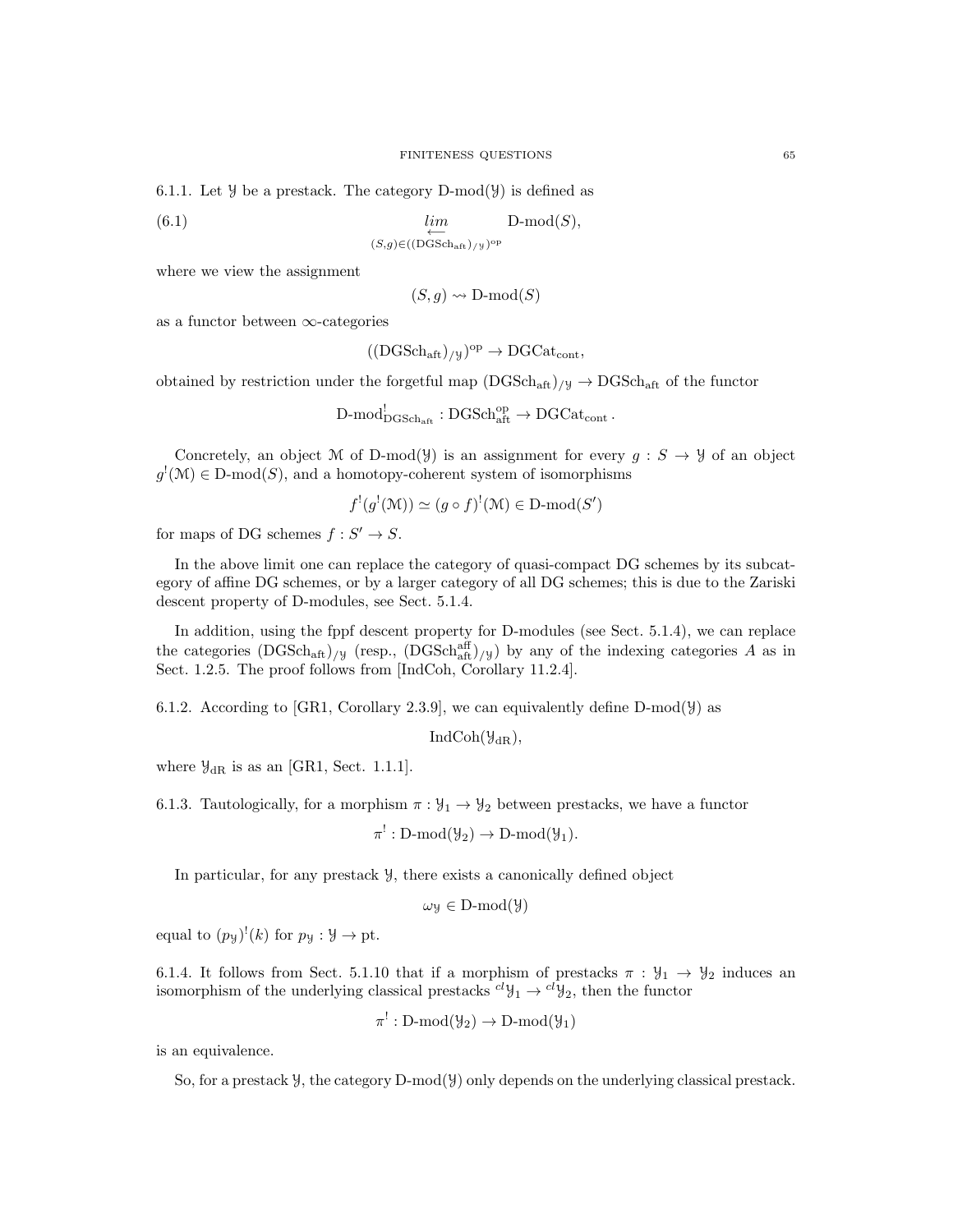6.1.1. Let $\mathcal{Y}$ be a prestack. The category $\text{D-mod}(\mathcal{Y})$ is defined as

$$\underset{(S,g)\in((\text{DGSch}_{\text{aft}})_{/\mathcal{Y}})^{\text{op}}}{\underset{\longleftarrow}{lim}} \text{D-mod}(S), \tag{6.1}$$

where we view the assignment

$$(S, g) \rightsquigarrow \text{D-mod}(S)$$

as a functor between $\infty$-categories

$$((\text{DGSch}_{\text{aft}})_{/\mathcal{Y}})^{\text{op}} \to \text{DGCat}_{\text{cont}},$$

obtained by restriction under the forgetful map $(\text{DGSch}_{\text{aft}})_{/\mathcal{Y}} \to \text{DGSch}_{\text{aft}}$ of the functor

$$\text{D-mod}^!_{\text{DGSch}_{\text{aft}}} : \text{DGSch}^{\text{op}}_{\text{aft}} \to \text{DGCat}_{\text{cont}}.$$

Concretely, an object $\mathcal{M}$ of $\text{D-mod}(\mathcal{Y})$ is an assignment for every $g : S \to \mathcal{Y}$ of an object $g^!(\mathcal{M}) \in \text{D-mod}(S)$, and a homotopy-coherent system of isomorphisms

$$f^!(g^!(\mathcal{M})) \simeq (g \circ f)^!(\mathcal{M}) \in \text{D-mod}(S')$$

for maps of DG schemes $f : S' \to S$.

In the above limit one can replace the category of quasi-compact DG schemes by its subcategory of affine DG schemes, or by a larger category of all DG schemes; this is due to the Zariski descent property of D-modules, see Sect. 5.1.4.

In addition, using the fppf descent property for D-modules (see Sect. 5.1.4), we can replace the categories $(\text{DGSch}_{\text{aft}})_{/\mathcal{Y}}$ (resp., $(\text{DGSch}^{\text{aff}}_{\text{aft}})_{/\mathcal{Y}}$) by any of the indexing categories $A$ as in Sect. 1.2.5. The proof follows from [IndCoh, Corollary 11.2.4].

6.1.2. According to [GR1, Corollary 2.3.9], we can equivalently define $\text{D-mod}(\mathcal{Y})$ as

$$\text{IndCoh}(\mathcal{Y}_{\text{dR}}),$$

where $\mathcal{Y}_{\text{dR}}$ is as an [GR1, Sect. 1.1.1].

6.1.3. Tautologically, for a morphism $\pi : \mathcal{Y}_1 \to \mathcal{Y}_2$ between prestacks, we have a functor

$$\pi^! : \text{D-mod}(\mathcal{Y}_2) \to \text{D-mod}(\mathcal{Y}_1).$$

In particular, for any prestack $\mathcal{Y}$, there exists a canonically defined object

$$\omega_{\mathcal{Y}} \in \text{D-mod}(\mathcal{Y})$$

equal to $(p_{\mathcal{Y}})^!(k)$ for $p_{\mathcal{Y}} : \mathcal{Y} \to \text{pt}$.

6.1.4. It follows from Sect. 5.1.10 that if a morphism of prestacks $\pi : \mathcal{Y}_1 \to \mathcal{Y}_2$ induces an isomorphism of the underlying classical prestacks ${}^{cl}\mathcal{Y}_1 \to {}^{cl}\mathcal{Y}_2$, then the functor

$$\pi^! : \text{D-mod}(\mathcal{Y}_2) \to \text{D-mod}(\mathcal{Y}_1)$$

is an equivalence.

So, for a prestack $\mathcal{Y}$, the category $\text{D-mod}(\mathcal{Y})$ only depends on the underlying classical prestack.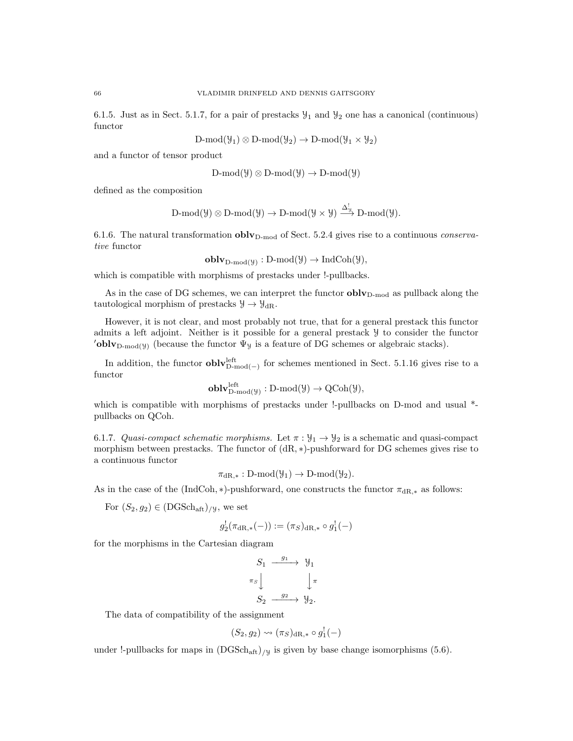6.1.5. Just as in Sect. 5.1.7, for a pair of prestacks $\mathcal{Y}_1$ and $\mathcal{Y}_2$ one has a canonical (continuous) functor

$$\text{D-mod}(\mathcal{Y}_1) \otimes \text{D-mod}(\mathcal{Y}_2) \to \text{D-mod}(\mathcal{Y}_1 \times \mathcal{Y}_2)$$

and a functor of tensor product

$$\text{D-mod}(\mathcal{Y}) \otimes \text{D-mod}(\mathcal{Y}) \to \text{D-mod}(\mathcal{Y})$$

defined as the composition

$$\text{D-mod}(\mathcal{Y}) \otimes \text{D-mod}(\mathcal{Y}) \to \text{D-mod}(\mathcal{Y} \times \mathcal{Y}) \xrightarrow{\Delta^!_{\mathcal{Y}}} \text{D-mod}(\mathcal{Y}).$$

6.1.6. The natural transformation $\mathbf{oblv}_{\text{D-mod}}$ of Sect. 5.2.4 gives rise to a continuous *conservative* functor

$$\mathbf{oblv}_{\text{D-mod}(\mathcal{Y})} : \text{D-mod}(\mathcal{Y}) \to \text{IndCoh}(\mathcal{Y}),$$

which is compatible with morphisms of prestacks under !-pullbacks.

As in the case of DG schemes, we can interpret the functor $\mathbf{oblv}_{\text{D-mod}}$ as pullback along the tautological morphism of prestacks $\mathcal{Y} \to \mathcal{Y}_{\text{dR}}$.

However, it is not clear, and most probably not true, that for a general prestack this functor admits a left adjoint. Neither is it possible for a general prestack $\mathcal{Y}$ to consider the functor $'\mathbf{oblv}_{\text{D-mod}(\mathcal{Y})}$ (because the functor $\Psi_{\mathcal{Y}}$ is a feature of DG schemes or algebraic stacks).

In addition, the functor $\mathbf{oblv}^{\text{left}}_{\text{D-mod}(-)}$ for schemes mentioned in Sect. 5.1.16 gives rise to a functor

$$\mathbf{oblv}^{\text{left}}_{\text{D-mod}(\mathcal{Y})} : \text{D-mod}(\mathcal{Y}) \to \text{QCoh}(\mathcal{Y}),$$

which is compatible with morphisms of prestacks under !-pullbacks on D-mod and usual \*-pullbacks on QCoh.

6.1.7. *Quasi-compact schematic morphisms.* Let $\pi : \mathcal{Y}_1 \to \mathcal{Y}_2$ is a schematic and quasi-compact morphism between prestacks. The functor of $(\text{dR}, *)$-pushforward for DG schemes gives rise to a continuous functor

$$\pi_{\text{dR},*} : \text{D-mod}(\mathcal{Y}_1) \to \text{D-mod}(\mathcal{Y}_2).$$

As in the case of the $(\text{IndCoh}, *)$-pushforward, one constructs the functor $\pi_{\text{dR},*}$ as follows:

For $(S_2, g_2) \in (\text{DGSch}_{\text{aft}})_{/\mathcal{Y}}$, we set

$$g_2^!(\pi_{\text{dR},*}(-)) := (\pi_S)_{\text{dR},*} \circ g_1^!(-)$$

for the morphisms in the Cartesian diagram

$$\begin{array}{ccc} S_1 & \xrightarrow{g_1} & \mathcal{Y}_1 \\ {\scriptstyle \pi_S}\downarrow & & \downarrow{\scriptstyle \pi} \\ S_2 & \xrightarrow{g_2} & \mathcal{Y}_2. \end{array}$$

The data of compatibility of the assignment

$$(S_2, g_2) \rightsquigarrow (\pi_S)_{\text{dR},*} \circ g_1^!(-)$$

under !-pullbacks for maps in $(\text{DGSch}_{\text{aft}})_{/\mathcal{Y}}$ is given by base change isomorphisms (5.6).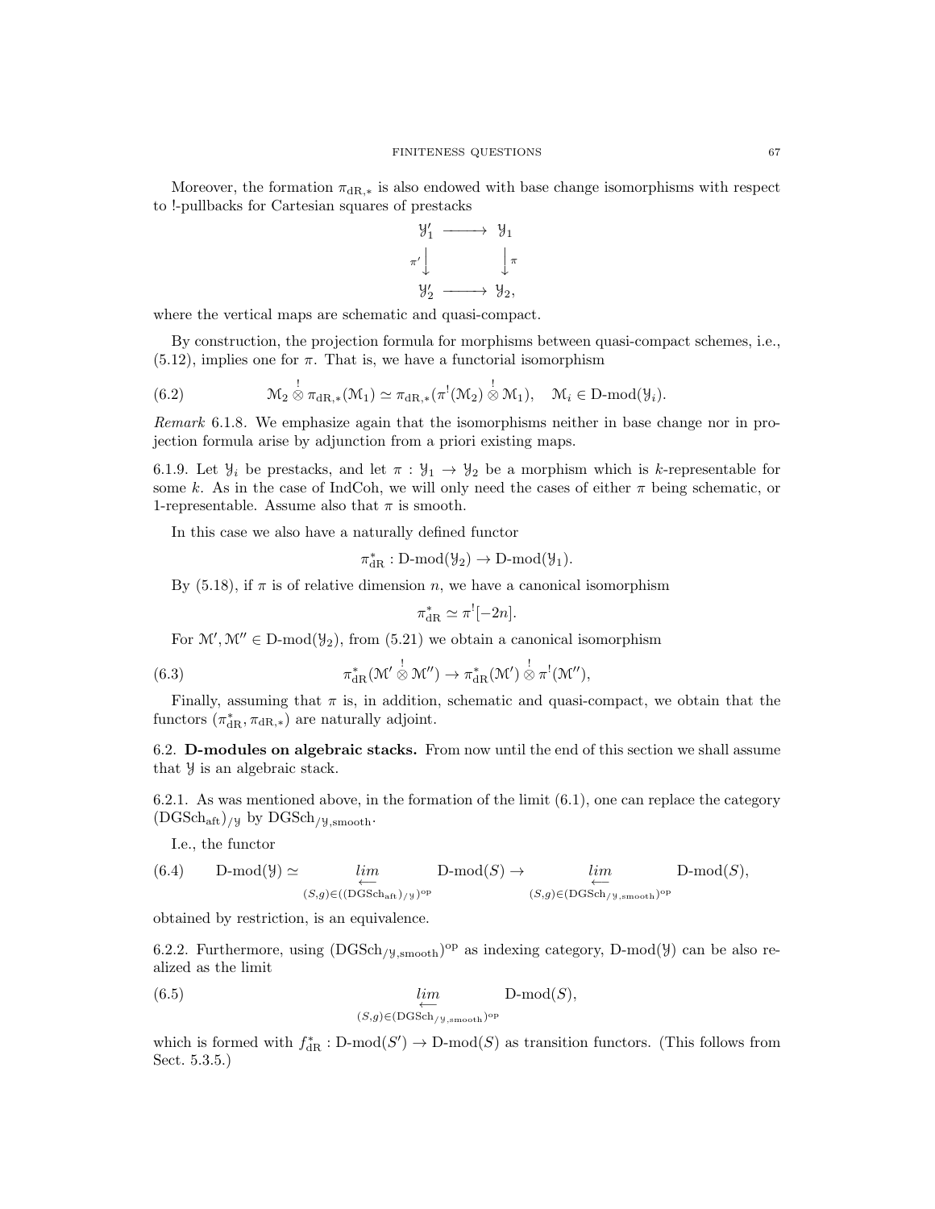Moreover, the formation $\pi_{\mathrm{dR},*}$ is also endowed with base change isomorphisms with respect to !-pullbacks for Cartesian squares of prestacks

$$\begin{array}{ccc} \mathcal{Y}'_1 & \longrightarrow & \mathcal{Y}_1 \\ {\scriptstyle \pi'}\big\downarrow & & \big\downarrow{\scriptstyle \pi} \\ \mathcal{Y}'_2 & \longrightarrow & \mathcal{Y}_2, \end{array}$$

where the vertical maps are schematic and quasi-compact.

By construction, the projection formula for morphisms between quasi-compact schemes, i.e., (5.12), implies one for $\pi$. That is, we have a functorial isomorphism

$$\mathcal{M}_2 \overset{!}{\otimes} \pi_{\mathrm{dR},*}(\mathcal{M}_1) \simeq \pi_{\mathrm{dR},*}(\pi^!(\mathcal{M}_2) \overset{!}{\otimes} \mathcal{M}_1), \quad \mathcal{M}_i \in \text{D-mod}(\mathcal{Y}_i). \tag{6.2}$$

*Remark* 6.1.8. We emphasize again that the isomorphisms neither in base change nor in projection formula arise by adjunction from a priori existing maps.

6.1.9. Let $\mathcal{Y}_i$ be prestacks, and let $\pi : \mathcal{Y}_1 \to \mathcal{Y}_2$ be a morphism which is $k$-representable for some $k$. As in the case of IndCoh, we will only need the cases of either $\pi$ being schematic, or 1-representable. Assume also that $\pi$ is smooth.

In this case we also have a naturally defined functor

$$\pi^*_{\mathrm{dR}} : \text{D-mod}(\mathcal{Y}_2) \to \text{D-mod}(\mathcal{Y}_1).$$

By (5.18), if $\pi$ is of relative dimension $n$, we have a canonical isomorphism

$$\pi^*_{\mathrm{dR}} \simeq \pi^![-2n].$$

For $\mathcal{M}', \mathcal{M}'' \in \text{D-mod}(\mathcal{Y}_2)$, from (5.21) we obtain a canonical isomorphism

$$\pi^*_{\mathrm{dR}}(\mathcal{M}' \overset{!}{\otimes} \mathcal{M}'') \to \pi^*_{\mathrm{dR}}(\mathcal{M}') \overset{!}{\otimes} \pi^!(\mathcal{M}''), \tag{6.3}$$

Finally, assuming that $\pi$ is, in addition, schematic and quasi-compact, we obtain that the functors $(\pi^*_{\mathrm{dR}}, \pi_{\mathrm{dR},*})$ are naturally adjoint.

## 6.2. D-modules on algebraic stacks.

From now until the end of this section we shall assume that $\mathcal{Y}$ is an algebraic stack.

6.2.1. As was mentioned above, in the formation of the limit (6.1), one can replace the category $(\mathrm{DGSch}_{\mathrm{aft}})_{/\mathcal{Y}}$ by $\mathrm{DGSch}_{/\mathcal{Y},\mathrm{smooth}}$.

I.e., the functor

$$\text{D-mod}(\mathcal{Y}) \simeq \underset{(S,g)\in((\mathrm{DGSch}_{\mathrm{aft}})_{/\mathcal{Y}})^{\mathrm{op}}}{\underleftarrow{lim}} \text{D-mod}(S) \to \underset{(S,g)\in(\mathrm{DGSch}_{/\mathcal{Y},\mathrm{smooth}})^{\mathrm{op}}}{\underleftarrow{lim}} \text{D-mod}(S), \tag{6.4}$$

obtained by restriction, is an equivalence.

6.2.2. Furthermore, using $(\mathrm{DGSch}_{/\mathcal{Y},\mathrm{smooth}})^{\mathrm{op}}$ as indexing category, $\text{D-mod}(\mathcal{Y})$ can be also realized as the limit

$$\underset{(S,g)\in(\mathrm{DGSch}_{/\mathcal{Y},\mathrm{smooth}})^{\mathrm{op}}}{\underleftarrow{lim}} \text{D-mod}(S), \tag{6.5}$$

which is formed with $f^*_{\mathrm{dR}} : \text{D-mod}(S') \to \text{D-mod}(S)$ as transition functors. (This follows from Sect. 5.3.5.)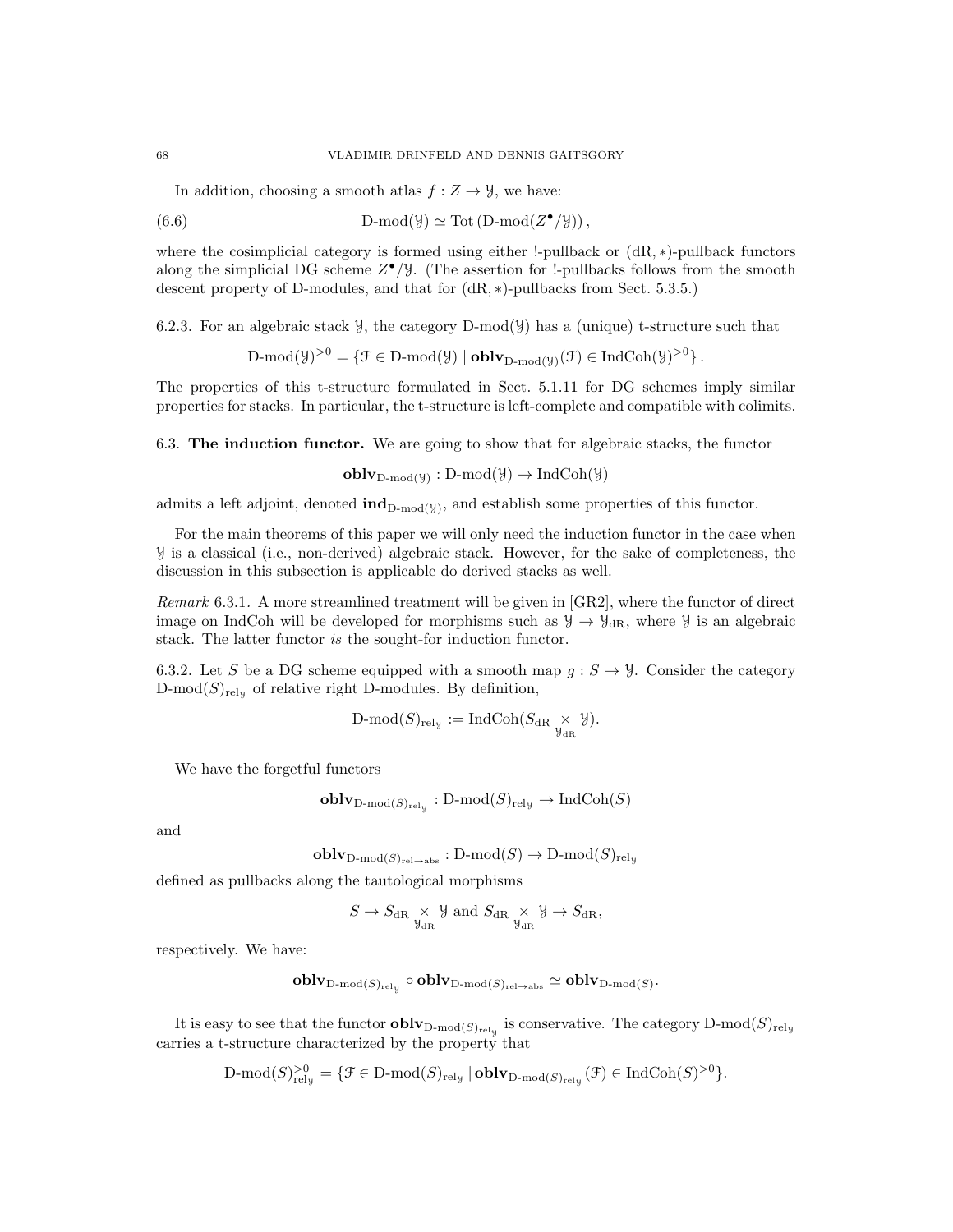In addition, choosing a smooth atlas $f : Z \to \mathcal{Y}$, we have:

$$\text{D-mod}(\mathcal{Y}) \simeq \text{Tot}\left(\text{D-mod}(Z^\bullet/\mathcal{Y})\right), \tag{6.6}$$

where the cosimplicial category is formed using either !-pullback or (dR, ∗)-pullback functors along the simplicial DG scheme $Z^\bullet/\mathcal{Y}$. (The assertion for !-pullbacks follows from the smooth descent property of D-modules, and that for (dR, ∗)-pullbacks from Sect. 5.3.5.)

6.2.3. For an algebraic stack $\mathcal{Y}$, the category $\text{D-mod}(\mathcal{Y})$ has a (unique) t-structure such that

$$\text{D-mod}(\mathcal{Y})^{>0} = \{\mathcal{F} \in \text{D-mod}(\mathcal{Y}) \mid \mathbf{oblv}_{\text{D-mod}(\mathcal{Y})}(\mathcal{F}) \in \text{IndCoh}(\mathcal{Y})^{>0}\}.$$

The properties of this t-structure formulated in Sect. 5.1.11 for DG schemes imply similar properties for stacks. In particular, the t-structure is left-complete and compatible with colimits.

## 6.3. The induction functor.

We are going to show that for algebraic stacks, the functor

$$\mathbf{oblv}_{\text{D-mod}(\mathcal{Y})} : \text{D-mod}(\mathcal{Y}) \to \text{IndCoh}(\mathcal{Y})$$

admits a left adjoint, denoted $\mathbf{ind}_{\text{D-mod}(\mathcal{Y})}$, and establish some properties of this functor.

For the main theorems of this paper we will only need the induction functor in the case when $\mathcal{Y}$ is a classical (i.e., non-derived) algebraic stack. However, for the sake of completeness, the discussion in this subsection is applicable do derived stacks as well.

*Remark* 6.3.1. A more streamlined treatment will be given in [GR2], where the functor of direct image on IndCoh will be developed for morphisms such as $\mathcal{Y} \to \mathcal{Y}_{\text{dR}}$, where $\mathcal{Y}$ is an algebraic stack. The latter functor *is* the sought-for induction functor.

6.3.2. Let $S$ be a DG scheme equipped with a smooth map $g : S \to \mathcal{Y}$. Consider the category $\text{D-mod}(S)_{\text{rel}_\mathcal{Y}}$ of relative right D-modules. By definition,

$$\text{D-mod}(S)_{\text{rel}_\mathcal{Y}} := \text{IndCoh}(S_{\text{dR}} \underset{\mathcal{Y}_{\text{dR}}}{\times} \mathcal{Y}).$$

We have the forgetful functors

$$\mathbf{oblv}_{\text{D-mod}(S)_{\text{rel}_\mathcal{Y}}} : \text{D-mod}(S)_{\text{rel}_\mathcal{Y}} \to \text{IndCoh}(S)$$

and

$$\mathbf{oblv}_{\text{D-mod}(S)_{\text{rel}\to\text{abs}}} : \text{D-mod}(S) \to \text{D-mod}(S)_{\text{rel}_\mathcal{Y}}$$

defined as pullbacks along the tautological morphisms

$$S \to S_{\text{dR}} \underset{\mathcal{Y}_{\text{dR}}}{\times} \mathcal{Y} \text{ and } S_{\text{dR}} \underset{\mathcal{Y}_{\text{dR}}}{\times} \mathcal{Y} \to S_{\text{dR}},$$

respectively. We have:

$$\mathbf{oblv}_{\text{D-mod}(S)_{\text{rel}_\mathcal{Y}}} \circ \mathbf{oblv}_{\text{D-mod}(S)_{\text{rel}\to\text{abs}}} \simeq \mathbf{oblv}_{\text{D-mod}(S)}.$$

It is easy to see that the functor $\mathbf{oblv}_{\text{D-mod}(S)_{\text{rel}_\mathcal{Y}}}$ is conservative. The category $\text{D-mod}(S)_{\text{rel}_\mathcal{Y}}$ carries a t-structure characterized by the property that

$$\text{D-mod}(S)^{>0}_{\text{rel}_\mathcal{Y}} = \{\mathcal{F} \in \text{D-mod}(S)_{\text{rel}_\mathcal{Y}} \mid \mathbf{oblv}_{\text{D-mod}(S)_{\text{rel}_\mathcal{Y}}}(\mathcal{F}) \in \text{IndCoh}(S)^{>0}\}.$$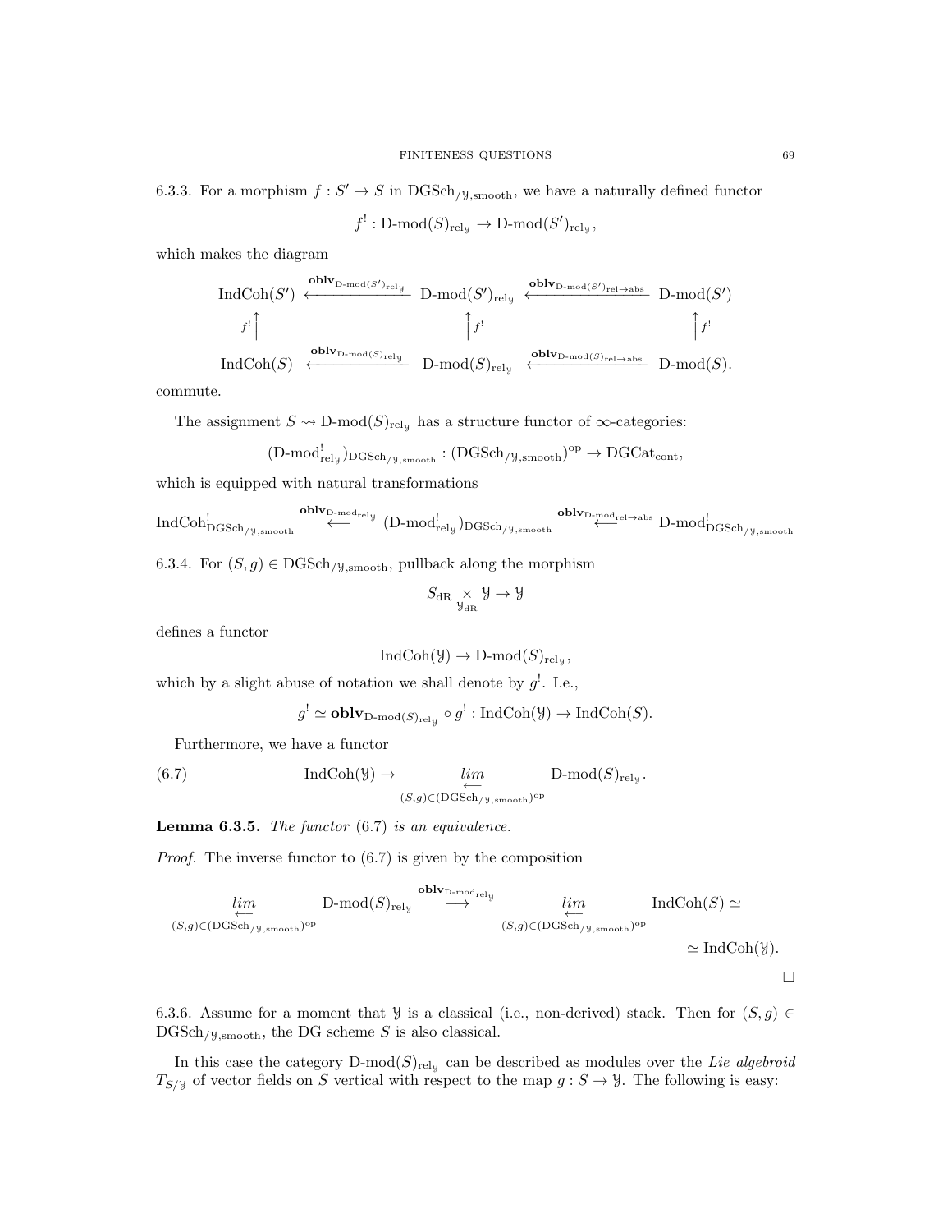6.3.3. For a morphism $f : S' \to S$ in $\mathrm{DGSch}_{/\mathcal{Y},\mathrm{smooth}}$, we have a naturally defined functor

$$f^! : \text{D-mod}(S)_{\mathrm{rel}_{\mathcal{Y}}} \to \text{D-mod}(S')_{\mathrm{rel}_{\mathcal{Y}}},$$

which makes the diagram

$$\begin{array}{ccccc}
\mathrm{IndCoh}(S') & \xleftarrow{\mathbf{oblv}_{\text{D-mod}(S')_{\mathrm{rel}_{\mathcal{Y}}}}} & \text{D-mod}(S')_{\mathrm{rel}_{\mathcal{Y}}} & \xleftarrow{\mathbf{oblv}_{\text{D-mod}(S')_{\mathrm{rel}\to\mathrm{abs}}}} & \text{D-mod}(S') \\
{\scriptstyle f^!}\uparrow & & \uparrow{\scriptstyle f^!} & & \uparrow{\scriptstyle f^!} \\
\mathrm{IndCoh}(S) & \xleftarrow{\mathbf{oblv}_{\text{D-mod}(S)_{\mathrm{rel}_{\mathcal{Y}}}}} & \text{D-mod}(S)_{\mathrm{rel}_{\mathcal{Y}}} & \xleftarrow{\mathbf{oblv}_{\text{D-mod}(S)_{\mathrm{rel}\to\mathrm{abs}}}} & \text{D-mod}(S).
\end{array}$$

commute.

The assignment $S \rightsquigarrow \text{D-mod}(S)_{\mathrm{rel}_{\mathcal{Y}}}$ has a structure functor of $\infty$-categories:

$$(\text{D-mod}^!_{\mathrm{rel}_{\mathcal{Y}}})_{\mathrm{DGSch}_{/\mathcal{Y},\mathrm{smooth}}} : (\mathrm{DGSch}_{/\mathcal{Y},\mathrm{smooth}})^{\mathrm{op}} \to \mathrm{DGCat}_{\mathrm{cont}},$$

which is equipped with natural transformations

$$\mathrm{IndCoh}^!_{\mathrm{DGSch}_{/\mathcal{Y},\mathrm{smooth}}} \overset{\mathbf{oblv}_{\text{D-mod}_{\mathrm{rel}_{\mathcal{Y}}}}}{\longleftarrow} (\text{D-mod}^!_{\mathrm{rel}_{\mathcal{Y}}})_{\mathrm{DGSch}_{/\mathcal{Y},\mathrm{smooth}}} \overset{\mathbf{oblv}_{\text{D-mod}_{\mathrm{rel}\to\mathrm{abs}}}}{\longleftarrow} \text{D-mod}^!_{\mathrm{DGSch}_{/\mathcal{Y},\mathrm{smooth}}}$$

6.3.4. For $(S, g) \in \mathrm{DGSch}_{/\mathcal{Y},\mathrm{smooth}}$, pullback along the morphism

$$S_{\mathrm{dR}} \underset{\mathcal{Y}_{\mathrm{dR}}}{\times} \mathcal{Y} \to \mathcal{Y}$$

defines a functor

$$\mathrm{IndCoh}(\mathcal{Y}) \to \text{D-mod}(S)_{\mathrm{rel}_{\mathcal{Y}}},$$

which by a slight abuse of notation we shall denote by $g^!$. I.e.,

$$g^! \simeq \mathbf{oblv}_{\text{D-mod}(S)_{\mathrm{rel}_{\mathcal{Y}}}} \circ g^! : \mathrm{IndCoh}(\mathcal{Y}) \to \mathrm{IndCoh}(S).$$

Furthermore, we have a functor

$$\mathrm{IndCoh}(\mathcal{Y}) \to \underset{(S,g)\in(\mathrm{DGSch}_{/\mathcal{Y},\mathrm{smooth}})^{\mathrm{op}}}{\underleftarrow{lim}} \text{D-mod}(S)_{\mathrm{rel}_{\mathcal{Y}}}. \tag{6.7}$$

**Lemma 6.3.5.** *The functor* (6.7) *is an equivalence.*

*Proof.* The inverse functor to (6.7) is given by the composition

$$\underset{(S,g)\in(\mathrm{DGSch}_{/\mathcal{Y},\mathrm{smooth}})^{\mathrm{op}}}{\underleftarrow{lim}} \text{D-mod}(S)_{\mathrm{rel}_{\mathcal{Y}}} \overset{\mathbf{oblv}_{\text{D-mod}_{\mathrm{rel}_{\mathcal{Y}}}}}{\longrightarrow} \underset{(S,g)\in(\mathrm{DGSch}_{/\mathcal{Y},\mathrm{smooth}})^{\mathrm{op}}}{\underleftarrow{lim}} \mathrm{IndCoh}(S) \simeq$$

$$\simeq \mathrm{IndCoh}(\mathcal{Y}).$$

□

6.3.6. Assume for a moment that $\mathcal{Y}$ is a classical (i.e., non-derived) stack. Then for $(S, g) \in \mathrm{DGSch}_{/\mathcal{Y},\mathrm{smooth}}$, the DG scheme $S$ is also classical.

In this case the category $\text{D-mod}(S)_{\mathrm{rel}_{\mathcal{Y}}}$ can be described as modules over the *Lie algebroid* $T_{S/\mathcal{Y}}$ of vector fields on $S$ vertical with respect to the map $g : S \to \mathcal{Y}$. The following is easy: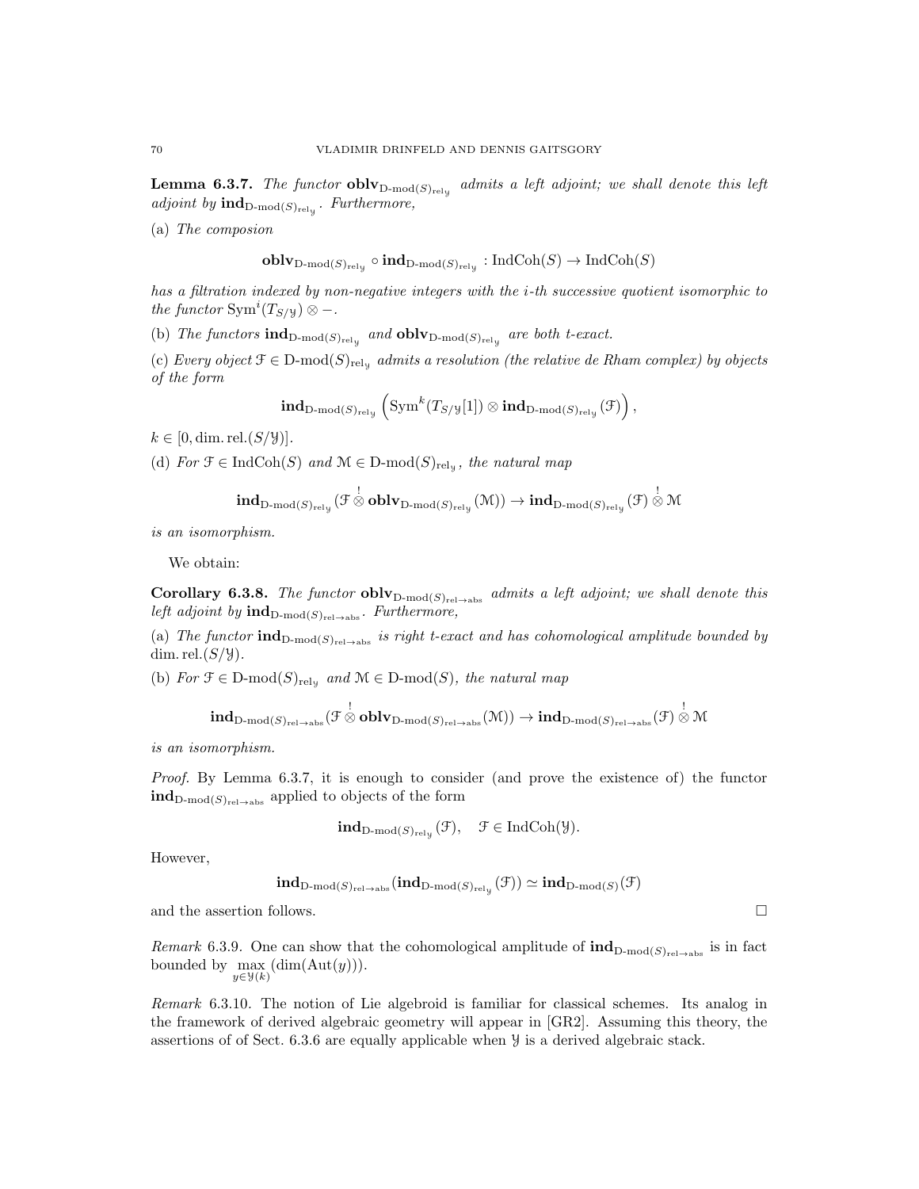**Lemma 6.3.7.** *The functor $\mathbf{oblv}_{\text{D-mod}(S)_{\text{rel}_{\mathcal{Y}}}}$ admits a left adjoint; we shall denote this left adjoint by $\mathbf{ind}_{\text{D-mod}(S)_{\text{rel}_{\mathcal{Y}}}}$. Furthermore,*

(a) *The composion*

$$\mathbf{oblv}_{\text{D-mod}(S)_{\text{rel}_{\mathcal{Y}}}} \circ \mathbf{ind}_{\text{D-mod}(S)_{\text{rel}_{\mathcal{Y}}}} : \text{IndCoh}(S) \to \text{IndCoh}(S)$$

*has a filtration indexed by non-negative integers with the $i$-th successive quotient isomorphic to the functor $\text{Sym}^i(T_{S/\mathcal{Y}}) \otimes -$.*

(b) *The functors $\mathbf{ind}_{\text{D-mod}(S)_{\text{rel}_{\mathcal{Y}}}}$ and $\mathbf{oblv}_{\text{D-mod}(S)_{\text{rel}_{\mathcal{Y}}}}$ are both t-exact.*

(c) *Every object $\mathcal{F} \in \text{D-mod}(S)_{\text{rel}_{\mathcal{Y}}}$ admits a resolution (the relative de Rham complex) by objects of the form*

$$\mathbf{ind}_{\text{D-mod}(S)_{\text{rel}_{\mathcal{Y}}}} \left( \text{Sym}^k(T_{S/\mathcal{Y}}[1]) \otimes \mathbf{ind}_{\text{D-mod}(S)_{\text{rel}_{\mathcal{Y}}}}(\mathcal{F}) \right),$$

$k \in [0, \dim.\text{rel}.(S/\mathcal{Y})]$.

(d) *For $\mathcal{F} \in \text{IndCoh}(S)$ and $\mathcal{M} \in \text{D-mod}(S)_{\text{rel}_{\mathcal{Y}}}$, the natural map*

$$\mathbf{ind}_{\text{D-mod}(S)_{\text{rel}_{\mathcal{Y}}}}(\mathcal{F} \overset{!}{\otimes} \mathbf{oblv}_{\text{D-mod}(S)_{\text{rel}_{\mathcal{Y}}}}(\mathcal{M})) \to \mathbf{ind}_{\text{D-mod}(S)_{\text{rel}_{\mathcal{Y}}}}(\mathcal{F}) \overset{!}{\otimes} \mathcal{M}$$

*is an isomorphism.*

We obtain:

**Corollary 6.3.8.** *The functor $\mathbf{oblv}_{\text{D-mod}(S)_{\text{rel}\to\text{abs}}}$ admits a left adjoint; we shall denote this left adjoint by $\mathbf{ind}_{\text{D-mod}(S)_{\text{rel}\to\text{abs}}}$. Furthermore,*

(a) *The functor $\mathbf{ind}_{\text{D-mod}(S)_{\text{rel}\to\text{abs}}}$ is right t-exact and has cohomological amplitude bounded by $\dim.\text{rel}.(S/\mathcal{Y})$.*

(b) *For $\mathcal{F} \in \text{D-mod}(S)_{\text{rel}_{\mathcal{Y}}}$ and $\mathcal{M} \in \text{D-mod}(S)$, the natural map*

$$\mathbf{ind}_{\text{D-mod}(S)_{\text{rel}\to\text{abs}}}(\mathcal{F} \overset{!}{\otimes} \mathbf{oblv}_{\text{D-mod}(S)_{\text{rel}\to\text{abs}}}(\mathcal{M})) \to \mathbf{ind}_{\text{D-mod}(S)_{\text{rel}\to\text{abs}}}(\mathcal{F}) \overset{!}{\otimes} \mathcal{M}$$

*is an isomorphism.*

*Proof.* By Lemma 6.3.7, it is enough to consider (and prove the existence of) the functor $\mathbf{ind}_{\text{D-mod}(S)_{\text{rel}\to\text{abs}}}$ applied to objects of the form

$$\mathbf{ind}_{\text{D-mod}(S)_{\text{rel}_{\mathcal{Y}}}}(\mathcal{F}), \quad \mathcal{F} \in \text{IndCoh}(\mathcal{Y}).$$

However,

$$\mathbf{ind}_{\text{D-mod}(S)_{\text{rel}\to\text{abs}}}(\mathbf{ind}_{\text{D-mod}(S)_{\text{rel}_{\mathcal{Y}}}}(\mathcal{F})) \simeq \mathbf{ind}_{\text{D-mod}(S)}(\mathcal{F})$$

and the assertion follows. $\square$

*Remark* 6.3.9. One can show that the cohomological amplitude of $\mathbf{ind}_{\text{D-mod}(S)_{\text{rel}\to\text{abs}}}$ is in fact bounded by $\max\limits_{y \in \mathcal{Y}(k)} (\dim(\text{Aut}(y)))$.

*Remark* 6.3.10. The notion of Lie algebroid is familiar for classical schemes. Its analog in the framework of derived algebraic geometry will appear in [GR2]. Assuming this theory, the assertions of of Sect. 6.3.6 are equally applicable when $\mathcal{Y}$ is a derived algebraic stack.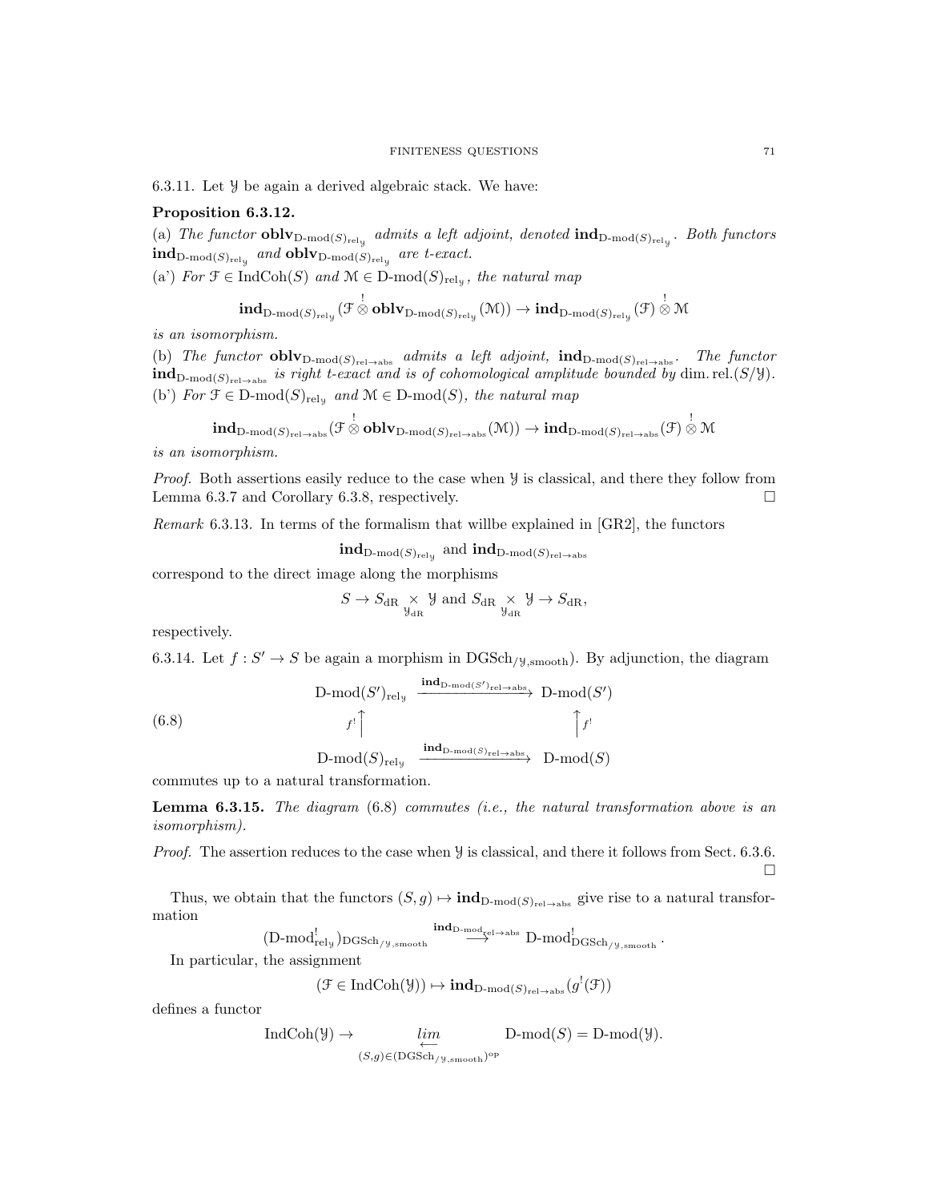6.3.11. Let $\mathcal{Y}$ be again a derived algebraic stack. We have:

**Proposition 6.3.12.**

(a) *The functor* $\mathbf{oblv}_{\text{D-mod}(S)_{\text{rel}_\mathcal{Y}}}$ *admits a left adjoint, denoted* $\mathbf{ind}_{\text{D-mod}(S)_{\text{rel}_\mathcal{Y}}}$. *Both functors* $\mathbf{ind}_{\text{D-mod}(S)_{\text{rel}_\mathcal{Y}}}$ *and* $\mathbf{oblv}_{\text{D-mod}(S)_{\text{rel}_\mathcal{Y}}}$ *are t-exact.*

(a') *For* $\mathcal{F} \in \text{IndCoh}(S)$ *and* $\mathcal{M} \in \text{D-mod}(S)_{\text{rel}_\mathcal{Y}}$, *the natural map*

$$\mathbf{ind}_{\text{D-mod}(S)_{\text{rel}_\mathcal{Y}}}(\mathcal{F} \overset{!}{\otimes} \mathbf{oblv}_{\text{D-mod}(S)_{\text{rel}_\mathcal{Y}}}(\mathcal{M})) \to \mathbf{ind}_{\text{D-mod}(S)_{\text{rel}_\mathcal{Y}}}(\mathcal{F}) \overset{!}{\otimes} \mathcal{M}$$

*is an isomorphism.*

(b) *The functor* $\mathbf{oblv}_{\text{D-mod}(S)_{\text{rel}\to\text{abs}}}$ *admits a left adjoint,* $\mathbf{ind}_{\text{D-mod}(S)_{\text{rel}\to\text{abs}}}$. *The functor* $\mathbf{ind}_{\text{D-mod}(S)_{\text{rel}\to\text{abs}}}$ *is right t-exact and is of cohomological amplitude bounded by* $\dim.\text{rel.}(S/\mathcal{Y})$.

(b') *For* $\mathcal{F} \in \text{D-mod}(S)_{\text{rel}_\mathcal{Y}}$ *and* $\mathcal{M} \in \text{D-mod}(S)$, *the natural map*

$$\mathbf{ind}_{\text{D-mod}(S)_{\text{rel}\to\text{abs}}}(\mathcal{F} \overset{!}{\otimes} \mathbf{oblv}_{\text{D-mod}(S)_{\text{rel}\to\text{abs}}}(\mathcal{M})) \to \mathbf{ind}_{\text{D-mod}(S)_{\text{rel}\to\text{abs}}}(\mathcal{F}) \overset{!}{\otimes} \mathcal{M}$$

*is an isomorphism.*

*Proof.* Both assertions easily reduce to the case when $\mathcal{Y}$ is classical, and there they follow from Lemma 6.3.7 and Corollary 6.3.8, respectively. □

*Remark* 6.3.13. In terms of the formalism that willbe explained in [GR2], the functors

$$\mathbf{ind}_{\text{D-mod}(S)_{\text{rel}_\mathcal{Y}}} \text{ and } \mathbf{ind}_{\text{D-mod}(S)_{\text{rel}\to\text{abs}}}$$

correspond to the direct image along the morphisms

$$S \to S_{\text{dR}} \underset{\mathcal{Y}_{\text{dR}}}{\times} \mathcal{Y} \text{ and } S_{\text{dR}} \underset{\mathcal{Y}_{\text{dR}}}{\times} \mathcal{Y} \to S_{\text{dR}},$$

respectively.

6.3.14. Let $f : S' \to S$ be again a morphism in $\text{DGSch}_{/\mathcal{Y},\text{smooth}}$). By adjunction, the diagram

$$\begin{array}{ccc} \text{D-mod}(S')_{\text{rel}_\mathcal{Y}} & \xrightarrow{\mathbf{ind}_{\text{D-mod}(S')_{\text{rel}\to\text{abs}}}} & \text{D-mod}(S') \\ {\scriptstyle f^!}\uparrow & & \uparrow{\scriptstyle f^!} \\ \text{D-mod}(S)_{\text{rel}_\mathcal{Y}} & \xrightarrow{\mathbf{ind}_{\text{D-mod}(S)_{\text{rel}\to\text{abs}}}} & \text{D-mod}(S) \end{array} \tag{6.8}$$

commutes up to a natural transformation.

**Lemma 6.3.15.** *The diagram* (6.8) *commutes (i.e., the natural transformation above is an isomorphism).*

*Proof.* The assertion reduces to the case when $\mathcal{Y}$ is classical, and there it follows from Sect. 6.3.6. □

Thus, we obtain that the functors $(S, g) \mapsto \mathbf{ind}_{\text{D-mod}(S)_{\text{rel}\to\text{abs}}}$ give rise to a natural transformation

$$(\text{D-mod}^!_{\text{rel}_\mathcal{Y}})_{\text{DGSch}_{/\mathcal{Y},\text{smooth}}} \overset{\mathbf{ind}_{\text{D-mod}_{\text{rel}\to\text{abs}}}}{\longrightarrow} \text{D-mod}^!_{\text{DGSch}_{/\mathcal{Y},\text{smooth}}}.$$

In particular, the assignment

$$(\mathcal{F} \in \text{IndCoh}(\mathcal{Y})) \mapsto \mathbf{ind}_{\text{D-mod}(S)_{\text{rel}\to\text{abs}}}(g^!(\mathcal{F}))$$

defines a functor

$$\text{IndCoh}(\mathcal{Y}) \to \underset{(S,g)\in(\text{DGSch}_{/\mathcal{Y},\text{smooth}})^{\text{op}}}{\underleftarrow{lim}} \text{D-mod}(S) = \text{D-mod}(\mathcal{Y}).$$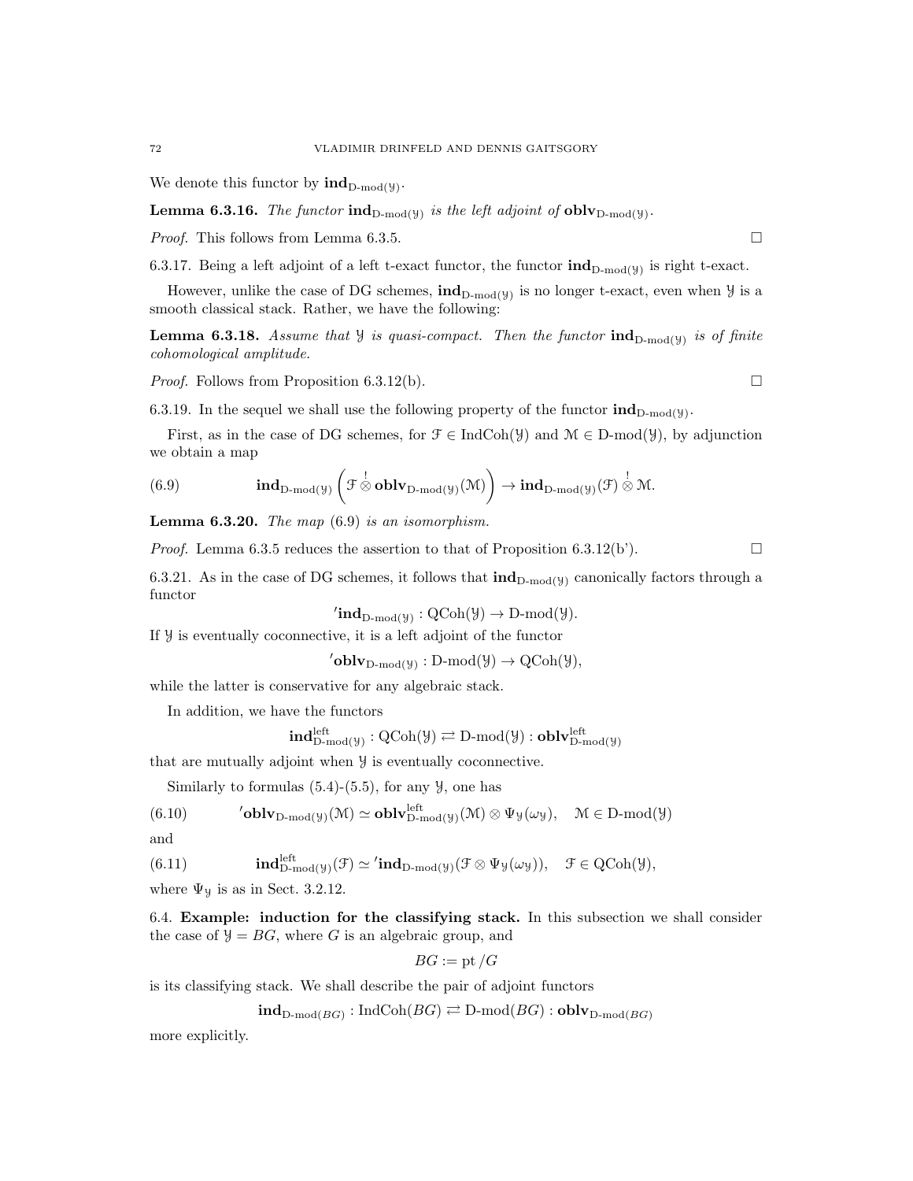We denote this functor by $\mathbf{ind}_{\text{D-mod}(\mathcal{Y})}$.

**Lemma 6.3.16.** *The functor $\mathbf{ind}_{\text{D-mod}(\mathcal{Y})}$ is the left adjoint of $\mathbf{oblv}_{\text{D-mod}(\mathcal{Y})}$.*

*Proof.* This follows from Lemma 6.3.5. $\square$

6.3.17. Being a left adjoint of a left t-exact functor, the functor $\mathbf{ind}_{\text{D-mod}(\mathcal{Y})}$ is right t-exact.

However, unlike the case of DG schemes, $\mathbf{ind}_{\text{D-mod}(\mathcal{Y})}$ is no longer t-exact, even when $\mathcal{Y}$ is a smooth classical stack. Rather, we have the following:

**Lemma 6.3.18.** *Assume that $\mathcal{Y}$ is quasi-compact. Then the functor $\mathbf{ind}_{\text{D-mod}(\mathcal{Y})}$ is of finite cohomological amplitude.*

*Proof.* Follows from Proposition 6.3.12(b). $\square$

6.3.19. In the sequel we shall use the following property of the functor $\mathbf{ind}_{\text{D-mod}(\mathcal{Y})}$.

First, as in the case of DG schemes, for $\mathcal{F} \in \text{IndCoh}(\mathcal{Y})$ and $\mathcal{M} \in \text{D-mod}(\mathcal{Y})$, by adjunction we obtain a map

$$\mathbf{ind}_{\text{D-mod}(\mathcal{Y})}\left(\mathcal{F} \overset{!}{\otimes} \mathbf{oblv}_{\text{D-mod}(\mathcal{Y})}(\mathcal{M})\right) \to \mathbf{ind}_{\text{D-mod}(\mathcal{Y})}(\mathcal{F}) \overset{!}{\otimes} \mathcal{M}. \tag{6.9}$$

**Lemma 6.3.20.** *The map (6.9) is an isomorphism.*

*Proof.* Lemma 6.3.5 reduces the assertion to that of Proposition 6.3.12(b'). $\square$

6.3.21. As in the case of DG schemes, it follows that $\mathbf{ind}_{\text{D-mod}(\mathcal{Y})}$ canonically factors through a functor

$$'\mathbf{ind}_{\text{D-mod}(\mathcal{Y})} : \text{QCoh}(\mathcal{Y}) \to \text{D-mod}(\mathcal{Y}).$$

If $\mathcal{Y}$ is eventually coconnective, it is a left adjoint of the functor

$$'\mathbf{oblv}_{\text{D-mod}(\mathcal{Y})} : \text{D-mod}(\mathcal{Y}) \to \text{QCoh}(\mathcal{Y}),$$

while the latter is conservative for any algebraic stack.

In addition, we have the functors

$$\mathbf{ind}^{\text{left}}_{\text{D-mod}(\mathcal{Y})} : \text{QCoh}(\mathcal{Y}) \rightleftarrows \text{D-mod}(\mathcal{Y}) : \mathbf{oblv}^{\text{left}}_{\text{D-mod}(\mathcal{Y})}$$

that are mutually adjoint when $\mathcal{Y}$ is eventually coconnective.

Similarly to formulas (5.4)-(5.5), for any $\mathcal{Y}$, one has

$$'\mathbf{oblv}_{\text{D-mod}(\mathcal{Y})}(\mathcal{M}) \simeq \mathbf{oblv}^{\text{left}}_{\text{D-mod}(\mathcal{Y})}(\mathcal{M}) \otimes \Psi_{\mathcal{Y}}(\omega_{\mathcal{Y}}), \quad \mathcal{M} \in \text{D-mod}(\mathcal{Y}) \tag{6.10}$$

and

$$\mathbf{ind}^{\text{left}}_{\text{D-mod}(\mathcal{Y})}(\mathcal{F}) \simeq {'\mathbf{ind}}_{\text{D-mod}(\mathcal{Y})}(\mathcal{F} \otimes \Psi_{\mathcal{Y}}(\omega_{\mathcal{Y}})), \quad \mathcal{F} \in \text{QCoh}(\mathcal{Y}), \tag{6.11}$$

where $\Psi_{\mathcal{Y}}$ is as in Sect. 3.2.12.

## 6.4. Example: induction for the classifying stack.

In this subsection we shall consider the case of $\mathcal{Y} = BG$, where $G$ is an algebraic group, and

$$BG := \text{pt}/G$$

is its classifying stack. We shall describe the pair of adjoint functors

$$\mathbf{ind}_{\text{D-mod}(BG)} : \text{IndCoh}(BG) \rightleftarrows \text{D-mod}(BG) : \mathbf{oblv}_{\text{D-mod}(BG)}$$

more explicitly.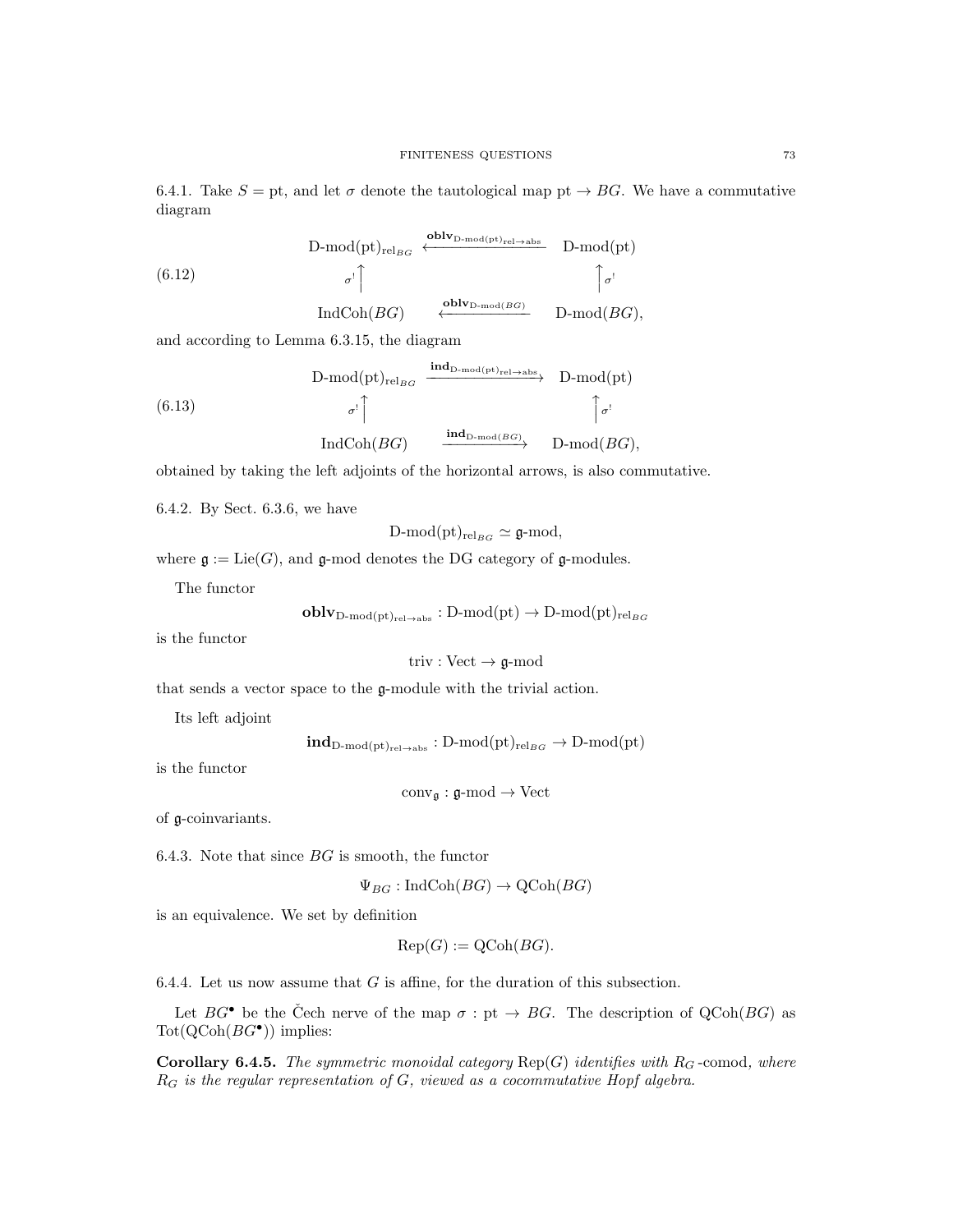6.4.1. Take $S = \mathrm{pt}$, and let $\sigma$ denote the tautological map $\mathrm{pt} \to BG$. We have a commutative diagram

$$
\begin{array}{ccc}
\text{D-mod}(\mathrm{pt})_{\mathrm{rel}_{BG}} & \xleftarrow{\mathbf{oblv}_{\text{D-mod}(\mathrm{pt})_{\mathrm{rel}\to\mathrm{abs}}}} & \text{D-mod}(\mathrm{pt}) \\
{\scriptstyle \sigma^!}\uparrow & & \uparrow{\scriptstyle \sigma^!} \\
\mathrm{IndCoh}(BG) & \xleftarrow{\mathbf{oblv}_{\text{D-mod}(BG)}} & \text{D-mod}(BG),
\end{array}
\tag{6.12}
$$

and according to Lemma 6.3.15, the diagram

$$
\begin{array}{ccc}
\text{D-mod}(\mathrm{pt})_{\mathrm{rel}_{BG}} & \xrightarrow{\mathbf{ind}_{\text{D-mod}(\mathrm{pt})_{\mathrm{rel}\to\mathrm{abs}}}} & \text{D-mod}(\mathrm{pt}) \\
{\scriptstyle \sigma^!}\uparrow & & \uparrow{\scriptstyle \sigma^!} \\
\mathrm{IndCoh}(BG) & \xrightarrow{\mathbf{ind}_{\text{D-mod}(BG)}} & \text{D-mod}(BG),
\end{array}
\tag{6.13}
$$

obtained by taking the left adjoints of the horizontal arrows, is also commutative.

6.4.2. By Sect. 6.3.6, we have

$$\text{D-mod}(\mathrm{pt})_{\mathrm{rel}_{BG}} \simeq \mathfrak{g}\text{-mod},$$

where $\mathfrak{g} := \mathrm{Lie}(G)$, and $\mathfrak{g}$-mod denotes the DG category of $\mathfrak{g}$-modules.

The functor

$$\mathbf{oblv}_{\text{D-mod}(\mathrm{pt})_{\mathrm{rel}\to\mathrm{abs}}} : \text{D-mod}(\mathrm{pt}) \to \text{D-mod}(\mathrm{pt})_{\mathrm{rel}_{BG}}$$

is the functor

$$\mathrm{triv} : \mathrm{Vect} \to \mathfrak{g}\text{-mod}$$

that sends a vector space to the $\mathfrak{g}$-module with the trivial action.

Its left adjoint

$$\mathbf{ind}_{\text{D-mod}(\mathrm{pt})_{\mathrm{rel}\to\mathrm{abs}}} : \text{D-mod}(\mathrm{pt})_{\mathrm{rel}_{BG}} \to \text{D-mod}(\mathrm{pt})$$

is the functor

$$\mathrm{conv}_{\mathfrak{g}} : \mathfrak{g}\text{-mod} \to \mathrm{Vect}$$

of $\mathfrak{g}$-coinvariants.

6.4.3. Note that since $BG$ is smooth, the functor

$$\Psi_{BG} : \mathrm{IndCoh}(BG) \to \mathrm{QCoh}(BG)$$

is an equivalence. We set by definition

$$\mathrm{Rep}(G) := \mathrm{QCoh}(BG).$$

6.4.4. Let us now assume that $G$ is affine, for the duration of this subsection.

Let $BG^\bullet$ be the Čech nerve of the map $\sigma : \mathrm{pt} \to BG$. The description of $\mathrm{QCoh}(BG)$ as $\mathrm{Tot}(\mathrm{QCoh}(BG^\bullet))$ implies:

**Corollary 6.4.5.** *The symmetric monoidal category* $\mathrm{Rep}(G)$ *identifies with* $R_G$-comod*, where* $R_G$ *is the regular representation of* $G$*, viewed as a cocommutative Hopf algebra.*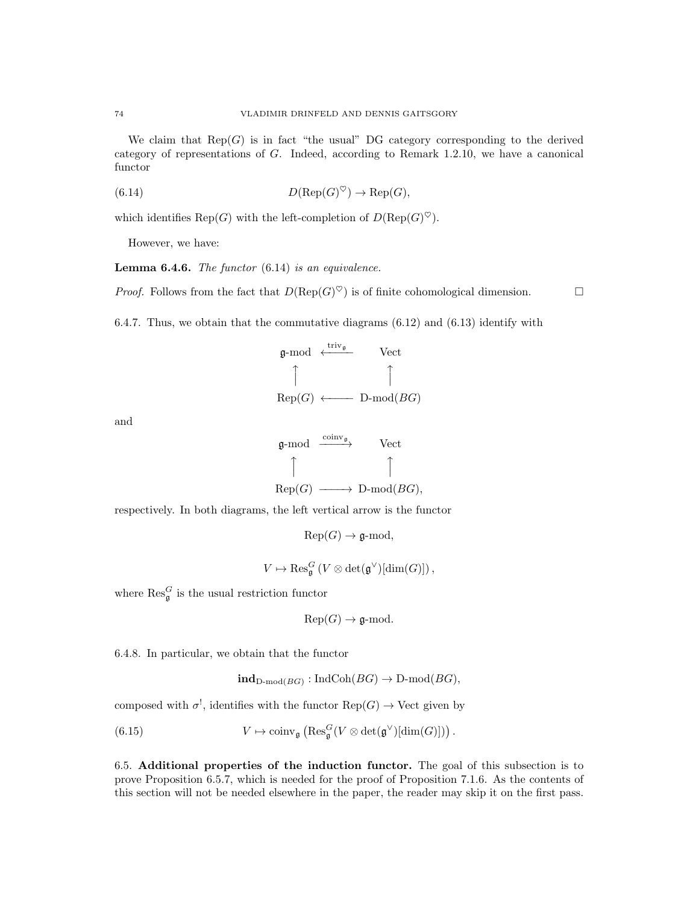We claim that $\mathrm{Rep}(G)$ is in fact "the usual" DG category corresponding to the derived category of representations of $G$. Indeed, according to Remark 1.2.10, we have a canonical functor

$$D(\mathrm{Rep}(G)^{\heartsuit}) \to \mathrm{Rep}(G), \tag{6.14}$$

which identifies $\mathrm{Rep}(G)$ with the left-completion of $D(\mathrm{Rep}(G)^{\heartsuit})$.

However, we have:

**Lemma 6.4.6.** *The functor* (6.14) *is an equivalence.*

*Proof.* Follows from the fact that $D(\mathrm{Rep}(G)^{\heartsuit})$ is of finite cohomological dimension. $\square$

6.4.7. Thus, we obtain that the commutative diagrams (6.12) and (6.13) identify with

$$\begin{array}{ccc}
\mathfrak{g}\text{-mod} & \xleftarrow{\mathrm{triv}_{\mathfrak{g}}} & \mathrm{Vect} \\
\uparrow & & \uparrow \\
\mathrm{Rep}(G) & \longleftarrow & \text{D-mod}(BG)
\end{array}$$

and

$$\begin{array}{ccc}
\mathfrak{g}\text{-mod} & \xrightarrow{\mathrm{coinv}_{\mathfrak{g}}} & \mathrm{Vect} \\
\uparrow & & \uparrow \\
\mathrm{Rep}(G) & \longrightarrow & \text{D-mod}(BG),
\end{array}$$

respectively. In both diagrams, the left vertical arrow is the functor

$$\mathrm{Rep}(G) \to \mathfrak{g}\text{-mod},$$

$$V \mapsto \mathrm{Res}^G_{\mathfrak{g}} \left( V \otimes \det(\mathfrak{g}^\vee)[\dim(G)] \right),$$

where $\mathrm{Res}^G_{\mathfrak{g}}$ is the usual restriction functor

$$\mathrm{Rep}(G) \to \mathfrak{g}\text{-mod}.$$

6.4.8. In particular, we obtain that the functor

$$\mathbf{ind}_{\text{D-mod}(BG)} : \mathrm{IndCoh}(BG) \to \text{D-mod}(BG),$$

composed with $\sigma^!$, identifies with the functor $\mathrm{Rep}(G) \to \mathrm{Vect}$ given by

$$V \mapsto \mathrm{coinv}_{\mathfrak{g}} \left( \mathrm{Res}^G_{\mathfrak{g}}(V \otimes \det(\mathfrak{g}^\vee)[\dim(G)]) \right). \tag{6.15}$$

6.5. **Additional properties of the induction functor.** The goal of this subsection is to prove Proposition 6.5.7, which is needed for the proof of Proposition 7.1.6. As the contents of this section will not be needed elsewhere in the paper, the reader may skip it on the first pass.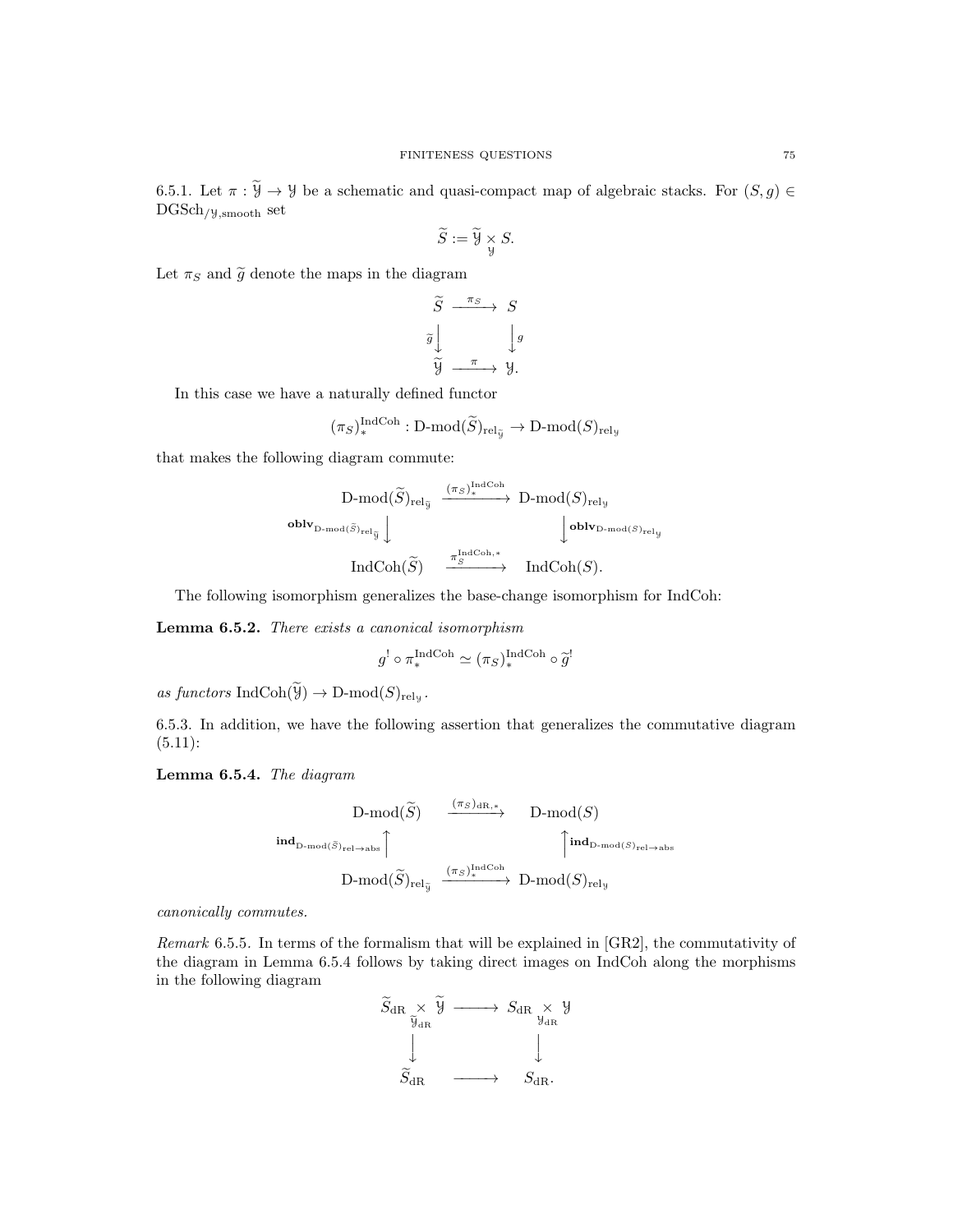6.5.1. Let $\pi : \widetilde{\mathcal{Y}} \to \mathcal{Y}$ be a schematic and quasi-compact map of algebraic stacks. For $(S, g) \in \mathrm{DGSch}_{/\mathcal{Y},\mathrm{smooth}}$ set

$$\widetilde{S} := \widetilde{\mathcal{Y}} \underset{\mathcal{Y}}{\times} S.$$

Let $\pi_S$ and $\widetilde{g}$ denote the maps in the diagram

$$\begin{array}{ccc} \widetilde{S} & \xrightarrow{\pi_S} & S \\ {\scriptstyle \widetilde{g}}\downarrow & & \downarrow{\scriptstyle g} \\ \widetilde{\mathcal{Y}} & \xrightarrow{\pi} & \mathcal{Y}. \end{array}$$

In this case we have a naturally defined functor

$$(\pi_S)_*^{\mathrm{IndCoh}} : \text{D-mod}(\widetilde{S})_{\mathrm{rel}_{\widetilde{\mathcal{Y}}}} \to \text{D-mod}(S)_{\mathrm{rel}_{\mathcal{Y}}}$$

that makes the following diagram commute:

$$\begin{array}{ccc} \text{D-mod}(\widetilde{S})_{\mathrm{rel}_{\widetilde{\mathcal{Y}}}} & \xrightarrow{(\pi_S)_*^{\mathrm{IndCoh}}} & \text{D-mod}(S)_{\mathrm{rel}_{\mathcal{Y}}} \\ {\scriptstyle \mathbf{oblv}_{\text{D-mod}(\widetilde{S})_{\mathrm{rel}_{\widetilde{\mathcal{Y}}}}}}\downarrow & & \downarrow{\scriptstyle \mathbf{oblv}_{\text{D-mod}(S)_{\mathrm{rel}_{\mathcal{Y}}}}} \\ \mathrm{IndCoh}(\widetilde{S}) & \xrightarrow{\pi_S^{\mathrm{IndCoh},*}} & \mathrm{IndCoh}(S). \end{array}$$

The following isomorphism generalizes the base-change isomorphism for IndCoh:

**Lemma 6.5.2.** *There exists a canonical isomorphism*

$$g^! \circ \pi_*^{\mathrm{IndCoh}} \simeq (\pi_S)_*^{\mathrm{IndCoh}} \circ \widetilde{g}^!$$

*as functors* $\mathrm{IndCoh}(\widetilde{\mathcal{Y}}) \to \text{D-mod}(S)_{\mathrm{rel}_{\mathcal{Y}}}$.

6.5.3. In addition, we have the following assertion that generalizes the commutative diagram (5.11):

**Lemma 6.5.4.** *The diagram*

$$\begin{array}{ccc} \text{D-mod}(\widetilde{S}) & \xrightarrow{(\pi_S)_{\mathrm{dR},*}} & \text{D-mod}(S) \\ {\scriptstyle \mathbf{ind}_{\text{D-mod}(\widetilde{S})_{\mathrm{rel}\to\mathrm{abs}}}}\uparrow & & \uparrow{\scriptstyle \mathbf{ind}_{\text{D-mod}(S)_{\mathrm{rel}\to\mathrm{abs}}}} \\ \text{D-mod}(\widetilde{S})_{\mathrm{rel}_{\widetilde{\mathcal{Y}}}} & \xrightarrow{(\pi_S)_*^{\mathrm{IndCoh}}} & \text{D-mod}(S)_{\mathrm{rel}_{\mathcal{Y}}} \end{array}$$

*canonically commutes.*

*Remark* 6.5.5. In terms of the formalism that will be explained in [GR2], the commutativity of the diagram in Lemma 6.5.4 follows by taking direct images on IndCoh along the morphisms in the following diagram

$$\begin{array}{ccc} \widetilde{S}_{\mathrm{dR}} \underset{\widetilde{\mathcal{Y}}_{\mathrm{dR}}}{\times} \widetilde{\mathcal{Y}} & \longrightarrow & S_{\mathrm{dR}} \underset{\mathcal{Y}_{\mathrm{dR}}}{\times} \mathcal{Y} \\ \downarrow & & \downarrow \\ \widetilde{S}_{\mathrm{dR}} & \longrightarrow & S_{\mathrm{dR}}. \end{array}$$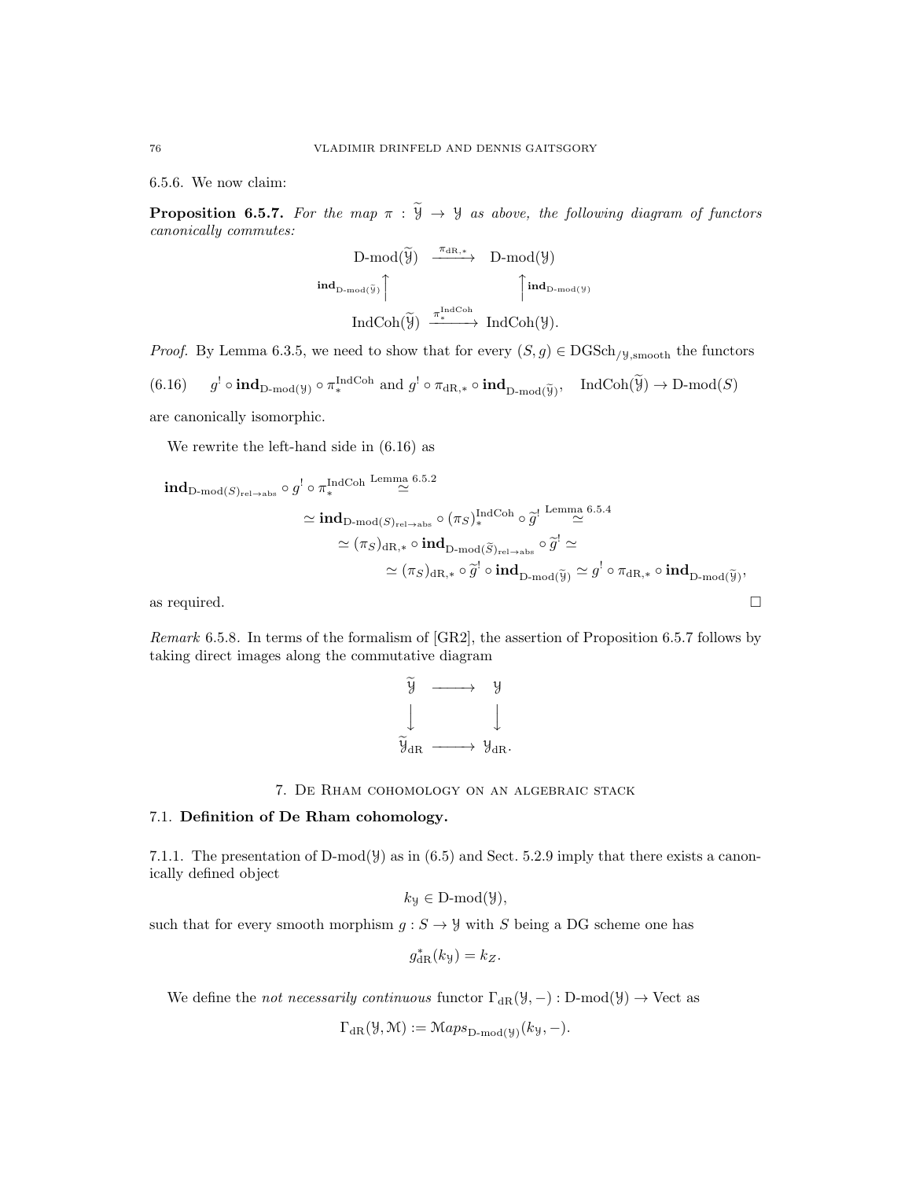6.5.6. We now claim:

**Proposition 6.5.7.** *For the map $\pi : \widetilde{\mathcal{Y}} \to \mathcal{Y}$ as above, the following diagram of functors canonically commutes:*

$$\begin{array}{ccc}
\text{D-mod}(\widetilde{\mathcal{Y}}) & \xrightarrow{\pi_{\text{dR},*}} & \text{D-mod}(\mathcal{Y}) \\
{\scriptstyle \mathbf{ind}_{\text{D-mod}(\widetilde{\mathcal{Y}})}}\uparrow & & \uparrow{\scriptstyle \mathbf{ind}_{\text{D-mod}(\mathcal{Y})}} \\
\text{IndCoh}(\widetilde{\mathcal{Y}}) & \xrightarrow{\pi_*^{\text{IndCoh}}} & \text{IndCoh}(\mathcal{Y}).
\end{array}$$

*Proof.* By Lemma 6.3.5, we need to show that for every $(S, g) \in \text{DGSch}_{/\mathcal{Y},\text{smooth}}$ the functors

$$g^! \circ \mathbf{ind}_{\text{D-mod}(\mathcal{Y})} \circ \pi_*^{\text{IndCoh}} \text{ and } g^! \circ \pi_{\text{dR},*} \circ \mathbf{ind}_{\text{D-mod}(\widetilde{\mathcal{Y}})}, \quad \text{IndCoh}(\widetilde{\mathcal{Y}}) \to \text{D-mod}(S) \tag{6.16}$$

are canonically isomorphic.

We rewrite the left-hand side in (6.16) as

$$\begin{aligned}
&\mathbf{ind}_{\text{D-mod}(S)_{\text{rel}\to\text{abs}}} \circ g^! \circ \pi_*^{\text{IndCoh}} \overset{\text{Lemma 6.5.2}}{\simeq} \\
&\simeq \mathbf{ind}_{\text{D-mod}(S)_{\text{rel}\to\text{abs}}} \circ (\pi_S)_*^{\text{IndCoh}} \circ \widetilde{g}^! \overset{\text{Lemma 6.5.4}}{\simeq} \\
&\simeq (\pi_S)_{\text{dR},*} \circ \mathbf{ind}_{\text{D-mod}(\widetilde{S})_{\text{rel}\to\text{abs}}} \circ \widetilde{g}^! \simeq \\
&\simeq (\pi_S)_{\text{dR},*} \circ \widetilde{g}^! \circ \mathbf{ind}_{\text{D-mod}(\widetilde{\mathcal{Y}})} \simeq g^! \circ \pi_{\text{dR},*} \circ \mathbf{ind}_{\text{D-mod}(\widetilde{\mathcal{Y}})},
\end{aligned}$$

as required. $\square$

*Remark* 6.5.8. In terms of the formalism of [GR2], the assertion of Proposition 6.5.7 follows by taking direct images along the commutative diagram

$$\begin{array}{ccc}
\widetilde{\mathcal{Y}} & \longrightarrow & \mathcal{Y} \\
\downarrow & & \downarrow \\
\widetilde{\mathcal{Y}}_{\text{dR}} & \longrightarrow & \mathcal{Y}_{\text{dR}}.
\end{array}$$

## 7. De Rham cohomology on an algebraic stack

### 7.1. Definition of De Rham cohomology.

7.1.1. The presentation of $\text{D-mod}(\mathcal{Y})$ as in (6.5) and Sect. 5.2.9 imply that there exists a canonically defined object

$$k_{\mathcal{Y}} \in \text{D-mod}(\mathcal{Y}),$$

such that for every smooth morphism $g : S \to \mathcal{Y}$ with $S$ being a DG scheme one has

$$g_{\text{dR}}^*(k_{\mathcal{Y}}) = k_Z.$$

We define the *not necessarily continuous* functor $\Gamma_{\text{dR}}(\mathcal{Y}, -) : \text{D-mod}(\mathcal{Y}) \to \text{Vect}$ as

$$\Gamma_{\text{dR}}(\mathcal{Y}, \mathcal{M}) := \mathcal{M}aps_{\text{D-mod}(\mathcal{Y})}(k_{\mathcal{Y}}, -).$$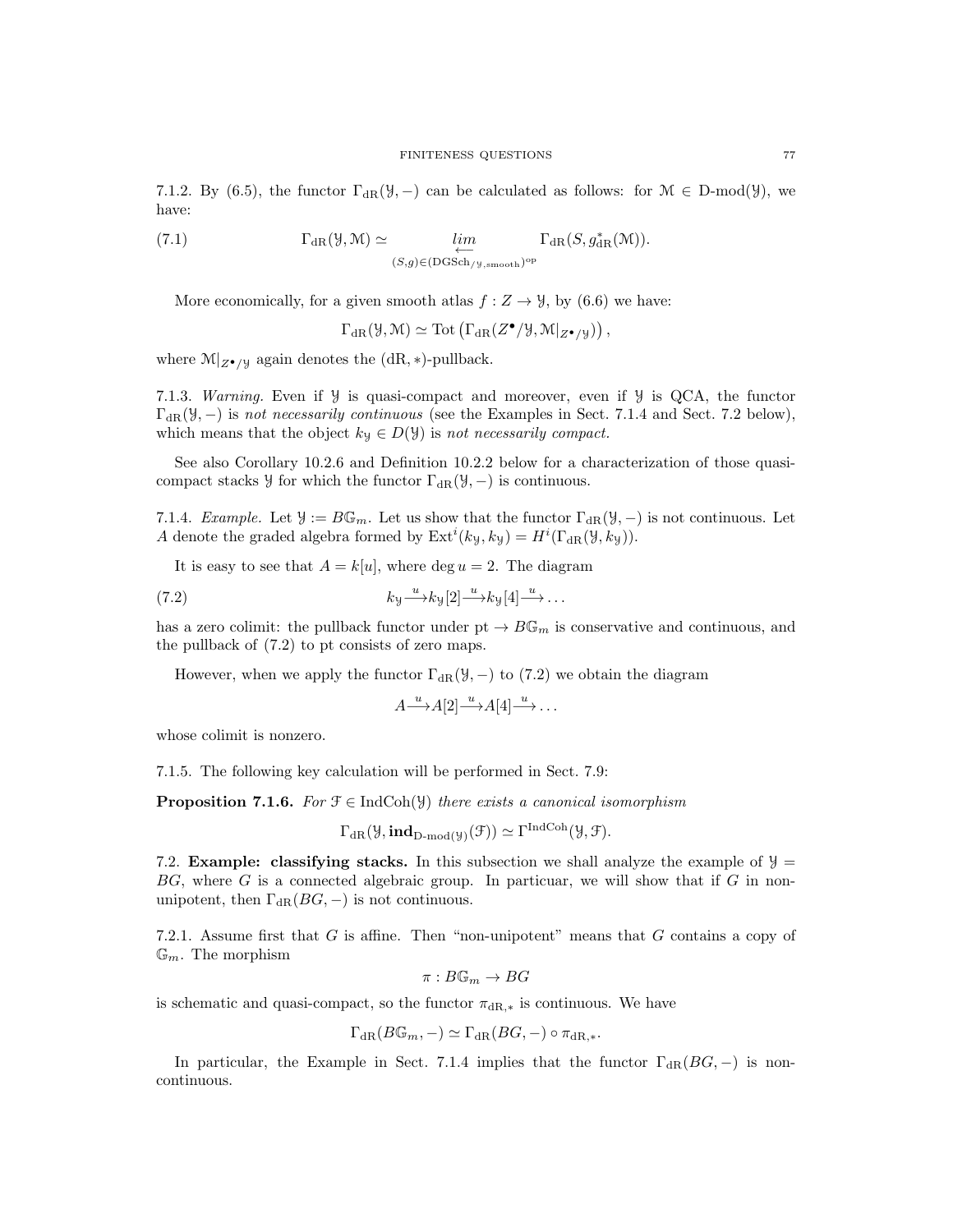7.1.2. By (6.5), the functor $\Gamma_{\mathrm{dR}}(\mathcal{Y}, -)$ can be calculated as follows: for $\mathcal{M} \in \mathrm{D\text{-}mod}(\mathcal{Y})$, we have:

$$\Gamma_{\mathrm{dR}}(\mathcal{Y}, \mathcal{M}) \simeq \underset{(S,g)\in (\mathrm{DGSch}_{/\mathcal{Y},\mathrm{smooth}})^{\mathrm{op}}}{\underleftarrow{lim}} \Gamma_{\mathrm{dR}}(S, g^*_{\mathrm{dR}}(\mathcal{M})). \tag{7.1}$$

More economically, for a given smooth atlas $f : Z \to \mathcal{Y}$, by (6.6) we have:

$$\Gamma_{\mathrm{dR}}(\mathcal{Y}, \mathcal{M}) \simeq \mathrm{Tot}\left(\Gamma_{\mathrm{dR}}(Z^\bullet/\mathcal{Y}, \mathcal{M}|_{Z^\bullet/\mathcal{Y}})\right),$$

where $\mathcal{M}|_{Z^\bullet/\mathcal{Y}}$ again denotes the (dR, $*$)-pullback.

7.1.3. *Warning.* Even if $\mathcal{Y}$ is quasi-compact and moreover, even if $\mathcal{Y}$ is QCA, the functor $\Gamma_{\mathrm{dR}}(\mathcal{Y}, -)$ is *not necessarily continuous* (see the Examples in Sect. 7.1.4 and Sect. 7.2 below), which means that the object $k_\mathcal{Y} \in D(\mathcal{Y})$ is *not necessarily compact.*

See also Corollary 10.2.6 and Definition 10.2.2 below for a characterization of those quasi-compact stacks $\mathcal{Y}$ for which the functor $\Gamma_{\mathrm{dR}}(\mathcal{Y}, -)$ is continuous.

7.1.4. *Example.* Let $\mathcal{Y} := B\mathbb{G}_m$. Let us show that the functor $\Gamma_{\mathrm{dR}}(\mathcal{Y}, -)$ is not continuous. Let $A$ denote the graded algebra formed by $\mathrm{Ext}^i(k_\mathcal{Y}, k_\mathcal{Y}) = H^i(\Gamma_{\mathrm{dR}}(\mathcal{Y}, k_\mathcal{Y}))$.

It is easy to see that $A = k[u]$, where $\deg u = 2$. The diagram

$$k_\mathcal{Y} \xrightarrow{u} k_\mathcal{Y}[2] \xrightarrow{u} k_\mathcal{Y}[4] \xrightarrow{u} \ldots \tag{7.2}$$

has a zero colimit: the pullback functor under $\mathrm{pt} \to B\mathbb{G}_m$ is conservative and continuous, and the pullback of (7.2) to pt consists of zero maps.

However, when we apply the functor $\Gamma_{\mathrm{dR}}(\mathcal{Y}, -)$ to (7.2) we obtain the diagram

$$A \xrightarrow{u} A[2] \xrightarrow{u} A[4] \xrightarrow{u} \ldots$$

whose colimit is nonzero.

7.1.5. The following key calculation will be performed in Sect. 7.9:

**Proposition 7.1.6.** *For $\mathcal{F} \in \mathrm{IndCoh}(\mathcal{Y})$ there exists a canonical isomorphism*

$$\Gamma_{\mathrm{dR}}(\mathcal{Y}, \mathbf{ind}_{\mathrm{D\text{-}mod}(\mathcal{Y})}(\mathcal{F})) \simeq \Gamma^{\mathrm{IndCoh}}(\mathcal{Y}, \mathcal{F}).$$

## 7.2. Example: classifying stacks.

In this subsection we shall analyze the example of $\mathcal{Y} = BG$, where $G$ is a connected algebraic group. In particuar, we will show that if $G$ in non-unipotent, then $\Gamma_{\mathrm{dR}}(BG, -)$ is not continuous.

7.2.1. Assume first that $G$ is affine. Then "non-unipotent" means that $G$ contains a copy of $\mathbb{G}_m$. The morphism

$$\pi : B\mathbb{G}_m \to BG$$

is schematic and quasi-compact, so the functor $\pi_{\mathrm{dR},*}$ is continuous. We have

$$\Gamma_{\mathrm{dR}}(B\mathbb{G}_m, -) \simeq \Gamma_{\mathrm{dR}}(BG, -) \circ \pi_{\mathrm{dR},*}.$$

In particular, the Example in Sect. 7.1.4 implies that the functor $\Gamma_{\mathrm{dR}}(BG, -)$ is non-continuous.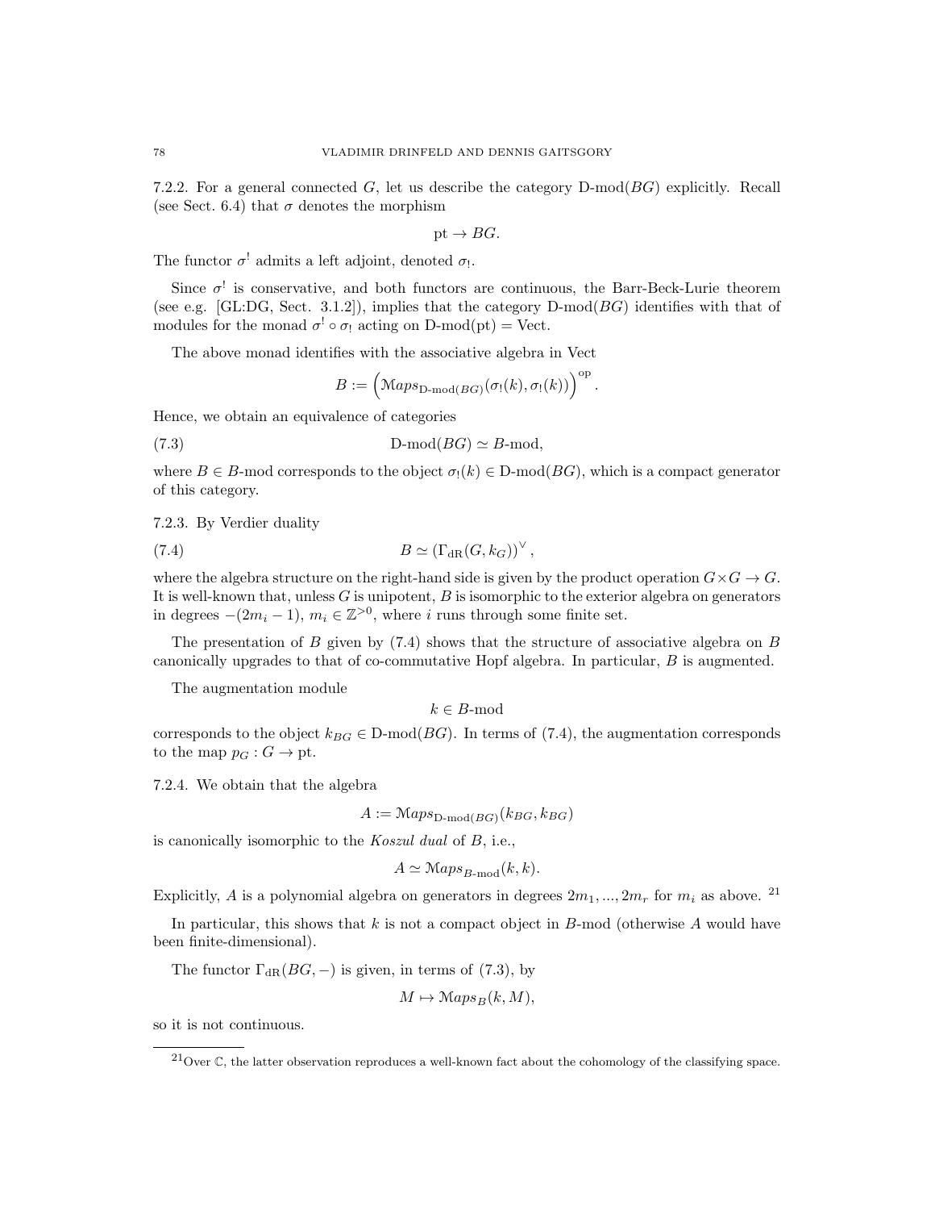7.2.2. For a general connected $G$, let us describe the category D-mod$(BG)$ explicitly. Recall (see Sect. 6.4) that $\sigma$ denotes the morphism

$$\text{pt} \to BG.$$

The functor $\sigma^!$ admits a left adjoint, denoted $\sigma_!$.

Since $\sigma^!$ is conservative, and both functors are continuous, the Barr-Beck-Lurie theorem (see e.g. [GL:DG, Sect. 3.1.2]), implies that the category D-mod$(BG)$ identifies with that of modules for the monad $\sigma^! \circ \sigma_!$ acting on D-mod(pt) = Vect.

The above monad identifies with the associative algebra in Vect

$$B := \left(\mathcal{M}aps_{\text{D-mod}(BG)}(\sigma_!(k), \sigma_!(k))\right)^{\text{op}}.$$

Hence, we obtain an equivalence of categories

$$\text{D-mod}(BG) \simeq B\text{-mod}, \tag{7.3}$$

where $B \in B$-mod corresponds to the object $\sigma_!(k) \in \text{D-mod}(BG)$, which is a compact generator of this category.

7.2.3. By Verdier duality

$$B \simeq \left(\Gamma_{\text{dR}}(G, k_G)\right)^\vee, \tag{7.4}$$

where the algebra structure on the right-hand side is given by the product operation $G \times G \to G$. It is well-known that, unless $G$ is unipotent, $B$ is isomorphic to the exterior algebra on generators in degrees $-(2m_i - 1)$, $m_i \in \mathbb{Z}^{>0}$, where $i$ runs through some finite set.

The presentation of $B$ given by (7.4) shows that the structure of associative algebra on $B$ canonically upgrades to that of co-commutative Hopf algebra. In particular, $B$ is augmented.

The augmentation module

$$k \in B\text{-mod}$$

corresponds to the object $k_{BG} \in \text{D-mod}(BG)$. In terms of (7.4), the augmentation corresponds to the map $p_G : G \to \text{pt}$.

7.2.4. We obtain that the algebra

$$A := \mathcal{M}aps_{\text{D-mod}(BG)}(k_{BG}, k_{BG})$$

is canonically isomorphic to the *Koszul dual* of $B$, i.e.,

$$A \simeq \mathcal{M}aps_{B\text{-mod}}(k, k).$$

Explicitly, $A$ is a polynomial algebra on generators in degrees $2m_1, ..., 2m_r$ for $m_i$ as above. [21]

In particular, this shows that $k$ is not a compact object in $B$-mod (otherwise $A$ would have been finite-dimensional).

The functor $\Gamma_{\text{dR}}(BG, -)$ is given, in terms of (7.3), by

$$M \mapsto \mathcal{M}aps_B(k, M),$$

so it is not continuous.

[21] Over $\mathbb{C}$, the latter observation reproduces a well-known fact about the cohomology of the classifying space.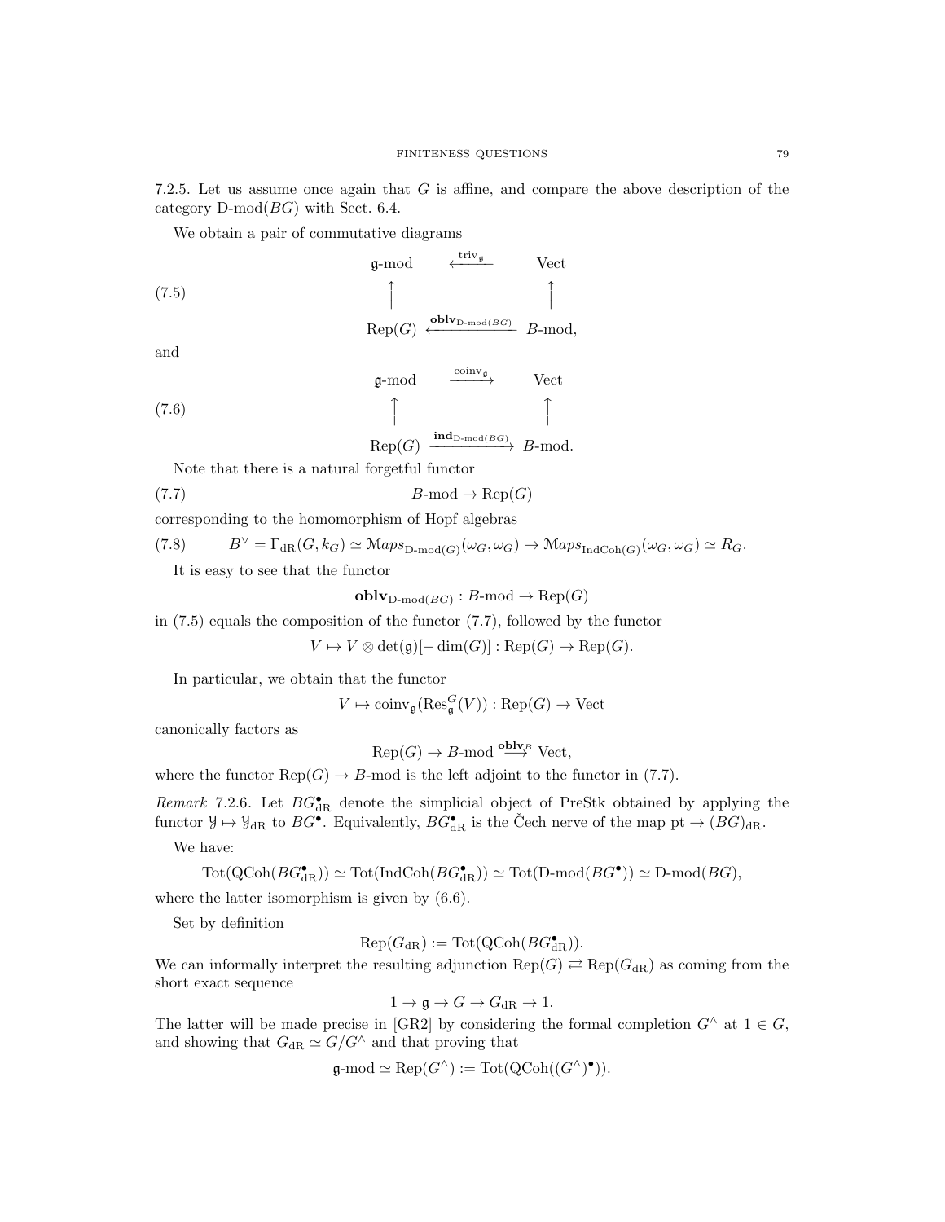7.2.5. Let us assume once again that $G$ is affine, and compare the above description of the category $\text{D-mod}(BG)$ with Sect. 6.4.

We obtain a pair of commutative diagrams

$$
\begin{array}{ccc}
\mathfrak{g}\text{-mod} & \xleftarrow{\text{triv}_{\mathfrak{g}}} & \text{Vect} \\
\uparrow & & \uparrow \\
\text{Rep}(G) & \xleftarrow{\mathbf{oblv}_{\text{D-mod}(BG)}} & B\text{-mod},
\end{array}
\tag{7.5}
$$

and

$$
\begin{array}{ccc}
\mathfrak{g}\text{-mod} & \xrightarrow{\text{coinv}_{\mathfrak{g}}} & \text{Vect} \\
\uparrow & & \uparrow \\
\text{Rep}(G) & \xrightarrow{\mathbf{ind}_{\text{D-mod}(BG)}} & B\text{-mod}.
\end{array}
\tag{7.6}
$$

Note that there is a natural forgetful functor

$$B\text{-mod} \to \text{Rep}(G) \tag{7.7}$$

corresponding to the homomorphism of Hopf algebras

$$B^\vee = \Gamma_{\text{dR}}(G, k_G) \simeq \mathcal{M}aps_{\text{D-mod}(G)}(\omega_G, \omega_G) \to \mathcal{M}aps_{\text{IndCoh}(G)}(\omega_G, \omega_G) \simeq R_G. \tag{7.8}$$

It is easy to see that the functor

$$\mathbf{oblv}_{\text{D-mod}(BG)} : B\text{-mod} \to \text{Rep}(G)$$

in (7.5) equals the composition of the functor (7.7), followed by the functor

$$V \mapsto V \otimes \det(\mathfrak{g})[-\dim(G)] : \text{Rep}(G) \to \text{Rep}(G).$$

In particular, we obtain that the functor

$$V \mapsto \text{coinv}_{\mathfrak{g}}(\text{Res}^G_{\mathfrak{g}}(V)) : \text{Rep}(G) \to \text{Vect}$$

canonically factors as

$$\text{Rep}(G) \to B\text{-mod} \overset{\mathbf{oblv}_B}{\longrightarrow} \text{Vect},$$

where the functor $\text{Rep}(G) \to B\text{-mod}$ is the left adjoint to the functor in (7.7).

*Remark* 7.2.6. Let $BG^\bullet_{\text{dR}}$ denote the simplicial object of PreStk obtained by applying the functor $\mathcal{Y} \mapsto \mathcal{Y}_{\text{dR}}$ to $BG^\bullet$. Equivalently, $BG^\bullet_{\text{dR}}$ is the Čech nerve of the map $\text{pt} \to (BG)_{\text{dR}}$.

We have:

$$\text{Tot}(\text{QCoh}(BG^\bullet_{\text{dR}})) \simeq \text{Tot}(\text{IndCoh}(BG^\bullet_{\text{dR}})) \simeq \text{Tot}(\text{D-mod}(BG^\bullet)) \simeq \text{D-mod}(BG),$$

where the latter isomorphism is given by (6.6).

Set by definition

$$\text{Rep}(G_{\text{dR}}) := \text{Tot}(\text{QCoh}(BG^\bullet_{\text{dR}})).$$

We can informally interpret the resulting adjunction $\text{Rep}(G) \rightleftarrows \text{Rep}(G_{\text{dR}})$ as coming from the short exact sequence

$$1 \to \mathfrak{g} \to G \to G_{\text{dR}} \to 1.$$

The latter will be made precise in [GR2] by considering the formal completion $G^\wedge$ at $1 \in G$, and showing that $G_{\text{dR}} \simeq G/G^\wedge$ and that proving that

$$\mathfrak{g}\text{-mod} \simeq \text{Rep}(G^\wedge) := \text{Tot}(\text{QCoh}((G^\wedge)^\bullet)).$$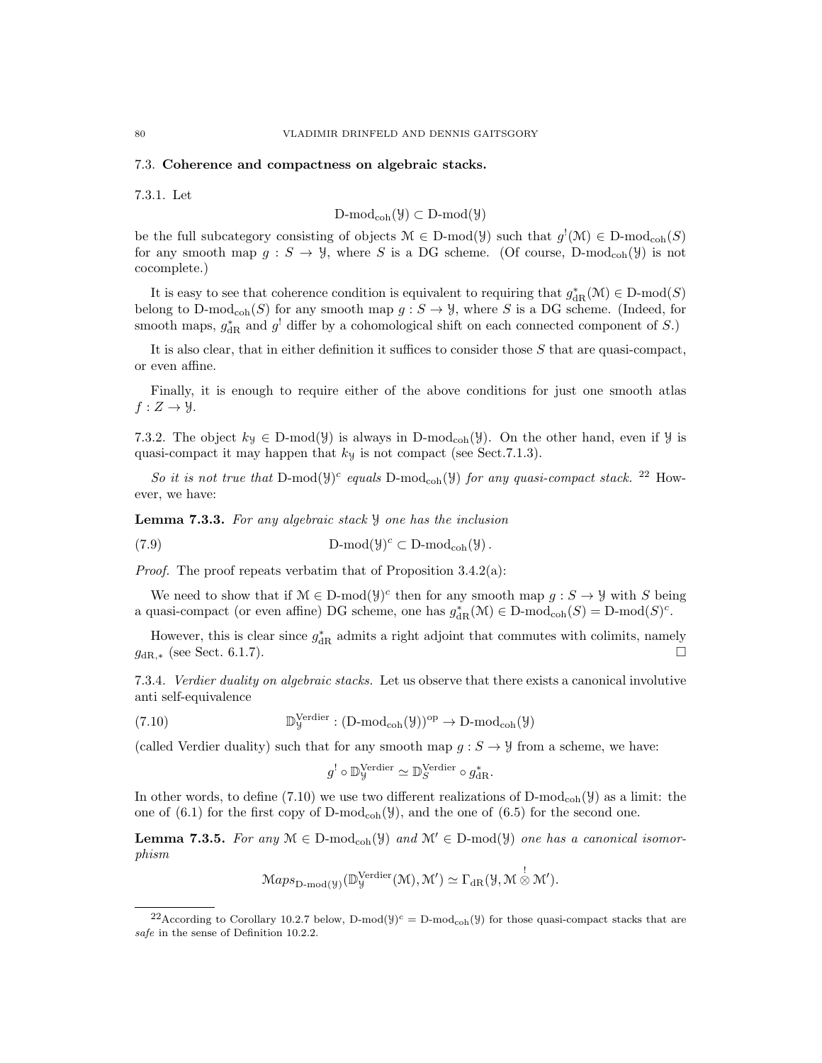### 7.3. Coherence and compactness on algebraic stacks.

7.3.1. Let

$$\text{D-mod}_{\text{coh}}(\mathcal{Y}) \subset \text{D-mod}(\mathcal{Y})$$

be the full subcategory consisting of objects $\mathcal{M} \in \text{D-mod}(\mathcal{Y})$ such that $g^!(\mathcal{M}) \in \text{D-mod}_{\text{coh}}(S)$ for any smooth map $g : S \to \mathcal{Y}$, where $S$ is a DG scheme. (Of course, $\text{D-mod}_{\text{coh}}(\mathcal{Y})$ is not cocomplete.)

It is easy to see that coherence condition is equivalent to requiring that $g^*_{\text{dR}}(\mathcal{M}) \in \text{D-mod}(S)$ belong to $\text{D-mod}_{\text{coh}}(S)$ for any smooth map $g : S \to \mathcal{Y}$, where $S$ is a DG scheme. (Indeed, for smooth maps, $g^*_{\text{dR}}$ and $g^!$ differ by a cohomological shift on each connected component of $S$.)

It is also clear, that in either definition it suffices to consider those $S$ that are quasi-compact, or even affine.

Finally, it is enough to require either of the above conditions for just one smooth atlas $f : Z \to \mathcal{Y}$.

7.3.2. The object $k_{\mathcal{Y}} \in \text{D-mod}(\mathcal{Y})$ is always in $\text{D-mod}_{\text{coh}}(\mathcal{Y})$. On the other hand, even if $\mathcal{Y}$ is quasi-compact it may happen that $k_{\mathcal{Y}}$ is not compact (see Sect.7.1.3).

*So it is not true that* $\text{D-mod}(\mathcal{Y})^c$ *equals* $\text{D-mod}_{\text{coh}}(\mathcal{Y})$ *for any quasi-compact stack.* [22] However, we have:

**Lemma 7.3.3.** *For any algebraic stack $\mathcal{Y}$ one has the inclusion*

$$\text{D-mod}(\mathcal{Y})^c \subset \text{D-mod}_{\text{coh}}(\mathcal{Y})\,. \tag{7.9}$$

*Proof.* The proof repeats verbatim that of Proposition 3.4.2(a):

We need to show that if $\mathcal{M} \in \text{D-mod}(\mathcal{Y})^c$ then for any smooth map $g : S \to \mathcal{Y}$ with $S$ being a quasi-compact (or even affine) DG scheme, one has $g^*_{\text{dR}}(\mathcal{M}) \in \text{D-mod}_{\text{coh}}(S) = \text{D-mod}(S)^c$.

However, this is clear since $g^*_{\text{dR}}$ admits a right adjoint that commutes with colimits, namely $g_{\text{dR},*}$ (see Sect. 6.1.7). □

7.3.4. *Verdier duality on algebraic stacks.* Let us observe that there exists a canonical involutive anti self-equivalence

$$\mathbb{D}^{\text{Verdier}}_{\mathcal{Y}} : (\text{D-mod}_{\text{coh}}(\mathcal{Y}))^{\text{op}} \to \text{D-mod}_{\text{coh}}(\mathcal{Y}) \tag{7.10}$$

(called Verdier duality) such that for any smooth map $g : S \to \mathcal{Y}$ from a scheme, we have:

$$g^! \circ \mathbb{D}^{\text{Verdier}}_{\mathcal{Y}} \simeq \mathbb{D}^{\text{Verdier}}_S \circ g^*_{\text{dR}}.$$

In other words, to define (7.10) we use two different realizations of $\text{D-mod}_{\text{coh}}(\mathcal{Y})$ as a limit: the one of (6.1) for the first copy of $\text{D-mod}_{\text{coh}}(\mathcal{Y})$, and the one of (6.5) for the second one.

**Lemma 7.3.5.** *For any $\mathcal{M} \in \text{D-mod}_{\text{coh}}(\mathcal{Y})$ and $\mathcal{M}' \in \text{D-mod}(\mathcal{Y})$ one has a canonical isomorphism*

$$\mathcal{M}aps_{\text{D-mod}(\mathcal{Y})}(\mathbb{D}^{\text{Verdier}}_{\mathcal{Y}}(\mathcal{M}), \mathcal{M}') \simeq \Gamma_{\text{dR}}(\mathcal{Y}, \mathcal{M} \overset{!}{\otimes} \mathcal{M}').$$

---

[22] According to Corollary 10.2.7 below, $\text{D-mod}(\mathcal{Y})^c = \text{D-mod}_{\text{coh}}(\mathcal{Y})$ for those quasi-compact stacks that are *safe* in the sense of Definition 10.2.2.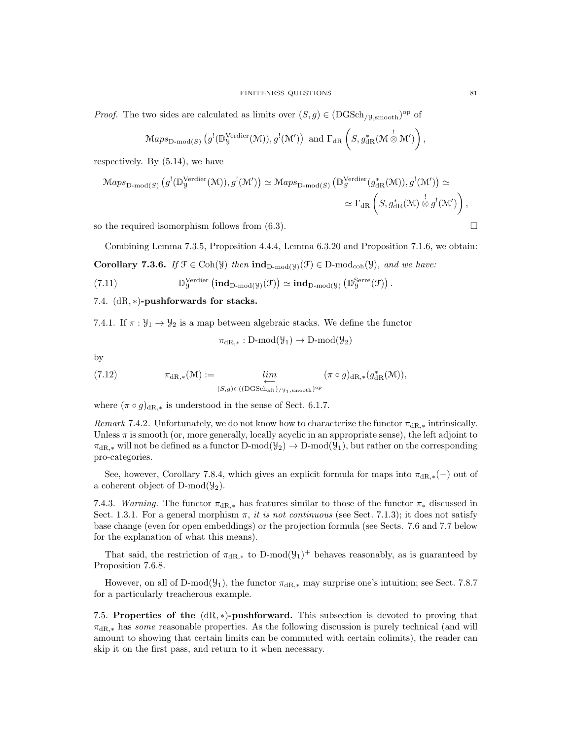*Proof.* The two sides are calculated as limits over $(S,g) \in (\mathrm{DGSch}_{/\mathcal{Y},\mathrm{smooth}})^{\mathrm{op}}$ of

$$\mathcal{M}aps_{\text{D-mod}(S)}\left(g^!(\mathbb{D}^{\mathrm{Verdier}}_{\mathcal{Y}}(\mathcal{M})), g^!(\mathcal{M}')\right) \text{ and } \Gamma_{\mathrm{dR}}\left(S, g^*_{\mathrm{dR}}(\mathcal{M} \overset{!}{\otimes} \mathcal{M}')\right),$$

respectively. By (5.14), we have

$$\mathcal{M}aps_{\text{D-mod}(S)}\left(g^!(\mathbb{D}^{\mathrm{Verdier}}_{\mathcal{Y}}(\mathcal{M})), g^!(\mathcal{M}')\right) \simeq \mathcal{M}aps_{\text{D-mod}(S)}\left(\mathbb{D}^{\mathrm{Verdier}}_{S}(g^*_{\mathrm{dR}}(\mathcal{M})), g^!(\mathcal{M}')\right) \simeq$$
$$\simeq \Gamma_{\mathrm{dR}}\left(S, g^*_{\mathrm{dR}}(\mathcal{M}) \overset{!}{\otimes} g^!(\mathcal{M}')\right),$$

so the required isomorphism follows from (6.3). $\square$

Combining Lemma 7.3.5, Proposition 4.4.4, Lemma 6.3.20 and Proposition 7.1.6, we obtain:

**Corollary 7.3.6.** *If $\mathcal{F} \in \mathrm{Coh}(\mathcal{Y})$ then $\mathbf{ind}_{\text{D-mod}(\mathcal{Y})}(\mathcal{F}) \in \text{D-mod}_{\mathrm{coh}}(\mathcal{Y})$, and we have:*

$$\mathbb{D}^{\mathrm{Verdier}}_{\mathcal{Y}}\left(\mathbf{ind}_{\text{D-mod}(\mathcal{Y})}(\mathcal{F})\right) \simeq \mathbf{ind}_{\text{D-mod}(\mathcal{Y})}\left(\mathbb{D}^{\mathrm{Serre}}_{\mathcal{Y}}(\mathcal{F})\right). \tag{7.11}$$

## 7.4. $(\mathrm{dR},*)$-pushforwards for stacks.

7.4.1. If $\pi : \mathcal{Y}_1 \to \mathcal{Y}_2$ is a map between algebraic stacks. We define the functor

$$\pi_{\mathrm{dR},*} : \text{D-mod}(\mathcal{Y}_1) \to \text{D-mod}(\mathcal{Y}_2)$$

by

$$\pi_{\mathrm{dR},*}(\mathcal{M}) := \underset{(S,g) \in ((\mathrm{DGSch}_{\mathrm{aft}})_{/\mathcal{Y}_1,\mathrm{smooth}})^{\mathrm{op}}}{\underleftarrow{lim}} (\pi \circ g)_{\mathrm{dR},*}(g^*_{\mathrm{dR}}(\mathcal{M})), \tag{7.12}$$

where $(\pi \circ g)_{\mathrm{dR},*}$ is understood in the sense of Sect. 6.1.7.

*Remark* 7.4.2. Unfortunately, we do not know how to characterize the functor $\pi_{\mathrm{dR},*}$ intrinsically. Unless $\pi$ is smooth (or, more generally, locally acyclic in an appropriate sense), the left adjoint to $\pi_{\mathrm{dR},*}$ will not be defined as a functor $\text{D-mod}(\mathcal{Y}_2) \to \text{D-mod}(\mathcal{Y}_1)$, but rather on the corresponding pro-categories.

See, however, Corollary 7.8.4, which gives an explicit formula for maps into $\pi_{\mathrm{dR},*}(-)$ out of a coherent object of $\text{D-mod}(\mathcal{Y}_2)$.

7.4.3. *Warning.* The functor $\pi_{\mathrm{dR},*}$ has features similar to those of the functor $\pi_*$ discussed in Sect. 1.3.1. For a general morphism $\pi$, *it is not continuous* (see Sect. 7.1.3); it does not satisfy base change (even for open embeddings) or the projection formula (see Sects. 7.6 and 7.7 below for the explanation of what this means).

That said, the restriction of $\pi_{\mathrm{dR},*}$ to $\text{D-mod}(\mathcal{Y}_1)^+$ behaves reasonably, as is guaranteed by Proposition 7.6.8.

However, on all of $\text{D-mod}(\mathcal{Y}_1)$, the functor $\pi_{\mathrm{dR},*}$ may surprise one's intuition; see Sect. 7.8.7 for a particularly treacherous example.

## 7.5. Properties of the $(\mathrm{dR},*)$-pushforward.

This subsection is devoted to proving that $\pi_{\mathrm{dR},*}$ has *some* reasonable properties. As the following discussion is purely technical (and will amount to showing that certain limits can be commuted with certain colimits), the reader can skip it on the first pass, and return to it when necessary.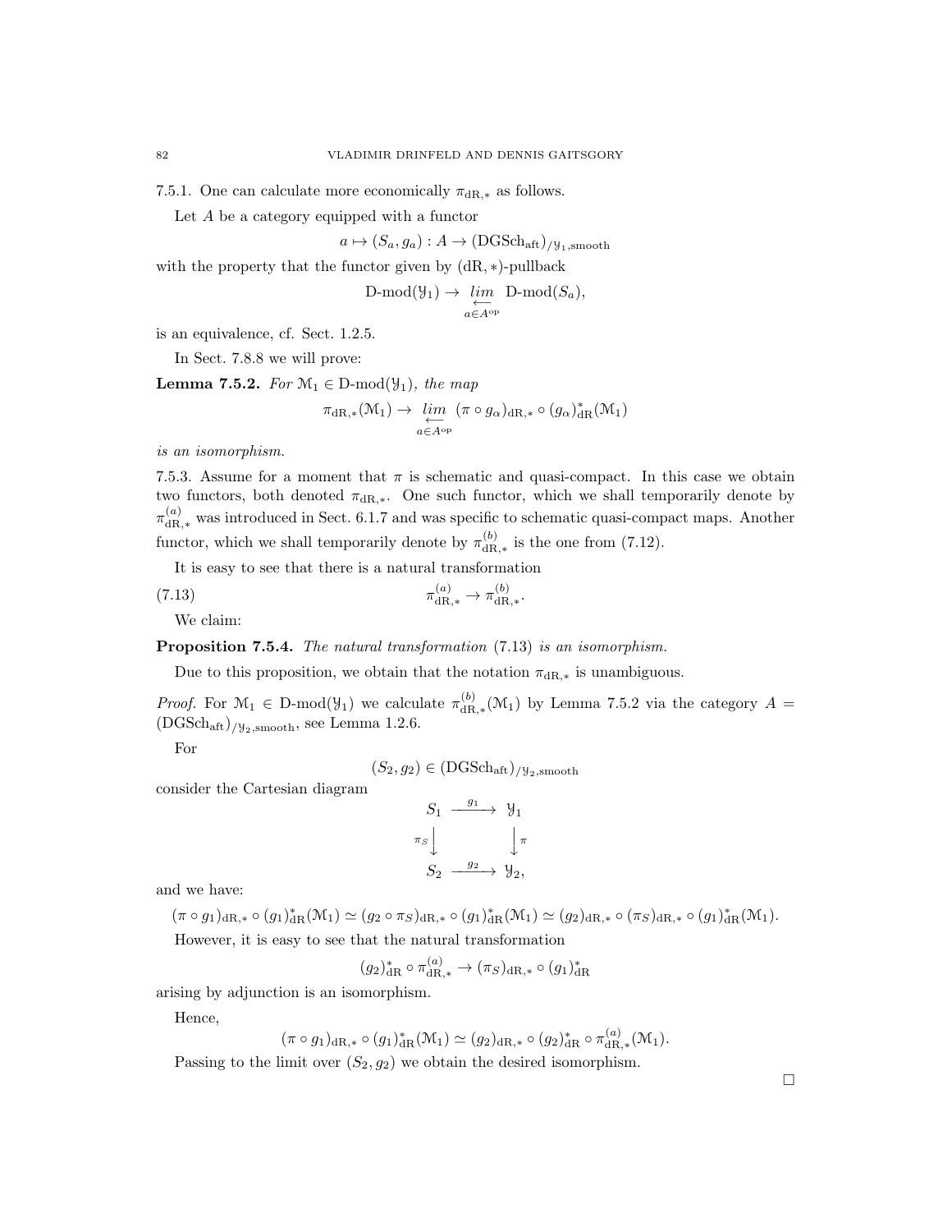7.5.1. One can calculate more economically $\pi_{\mathrm{dR},*}$ as follows.

Let $A$ be a category equipped with a functor

$$a \mapsto (S_a, g_a) : A \to (\mathrm{DGSch}_{\mathrm{aft}})_{/\mathcal{Y}_1,\mathrm{smooth}}$$

with the property that the functor given by $(\mathrm{dR},*)$-pullback

$$\text{D-mod}(\mathcal{Y}_1) \to \underset{a\in A^{\mathrm{op}}}{\underset{\longleftarrow}{lim}}\ \text{D-mod}(S_a),$$

is an equivalence, cf. Sect. 1.2.5.

In Sect. 7.8.8 we will prove:

**Lemma 7.5.2.** *For $\mathcal{M}_1 \in \text{D-mod}(\mathcal{Y}_1)$, the map*

$$\pi_{\mathrm{dR},*}(\mathcal{M}_1) \to \underset{a\in A^{\mathrm{op}}}{\underset{\longleftarrow}{lim}}\ (\pi \circ g_\alpha)_{\mathrm{dR},*} \circ (g_\alpha)^*_{\mathrm{dR}}(\mathcal{M}_1)$$

*is an isomorphism.*

7.5.3. Assume for a moment that $\pi$ is schematic and quasi-compact. In this case we obtain two functors, both denoted $\pi_{\mathrm{dR},*}$. One such functor, which we shall temporarily denote by $\pi^{(a)}_{\mathrm{dR},*}$ was introduced in Sect. 6.1.7 and was specific to schematic quasi-compact maps. Another functor, which we shall temporarily denote by $\pi^{(b)}_{\mathrm{dR},*}$ is the one from (7.12).

It is easy to see that there is a natural transformation

$$\pi^{(a)}_{\mathrm{dR},*} \to \pi^{(b)}_{\mathrm{dR},*}. \tag{7.13}$$

We claim:

**Proposition 7.5.4.** *The natural transformation* (7.13) *is an isomorphism.*

Due to this proposition, we obtain that the notation $\pi_{\mathrm{dR},*}$ is unambiguous.

*Proof.* For $\mathcal{M}_1 \in \text{D-mod}(\mathcal{Y}_1)$ we calculate $\pi^{(b)}_{\mathrm{dR},*}(\mathcal{M}_1)$ by Lemma 7.5.2 via the category $A = (\mathrm{DGSch}_{\mathrm{aft}})_{/\mathcal{Y}_2,\mathrm{smooth}}$, see Lemma 1.2.6.

For

$$(S_2, g_2) \in (\mathrm{DGSch}_{\mathrm{aft}})_{/\mathcal{Y}_2,\mathrm{smooth}}$$

consider the Cartesian diagram

$$\begin{array}{ccc} S_1 & \xrightarrow{g_1} & \mathcal{Y}_1 \\ {\scriptstyle \pi_S}\downarrow & & \downarrow{\scriptstyle \pi} \\ S_2 & \xrightarrow{g_2} & \mathcal{Y}_2, \end{array}$$

and we have:

$$(\pi \circ g_1)_{\mathrm{dR},*} \circ (g_1)^*_{\mathrm{dR}}(\mathcal{M}_1) \simeq (g_2 \circ \pi_S)_{\mathrm{dR},*} \circ (g_1)^*_{\mathrm{dR}}(\mathcal{M}_1) \simeq (g_2)_{\mathrm{dR},*} \circ (\pi_S)_{\mathrm{dR},*} \circ (g_1)^*_{\mathrm{dR}}(\mathcal{M}_1).$$

However, it is easy to see that the natural transformation

$$(g_2)^*_{\mathrm{dR}} \circ \pi^{(a)}_{\mathrm{dR},*} \to (\pi_S)_{\mathrm{dR},*} \circ (g_1)^*_{\mathrm{dR}}$$

arising by adjunction is an isomorphism.

Hence,

$$(\pi \circ g_1)_{\mathrm{dR},*} \circ (g_1)^*_{\mathrm{dR}}(\mathcal{M}_1) \simeq (g_2)_{\mathrm{dR},*} \circ (g_2)^*_{\mathrm{dR}} \circ \pi^{(a)}_{\mathrm{dR},*}(\mathcal{M}_1).$$

Passing to the limit over $(S_2, g_2)$ we obtain the desired isomorphism.

□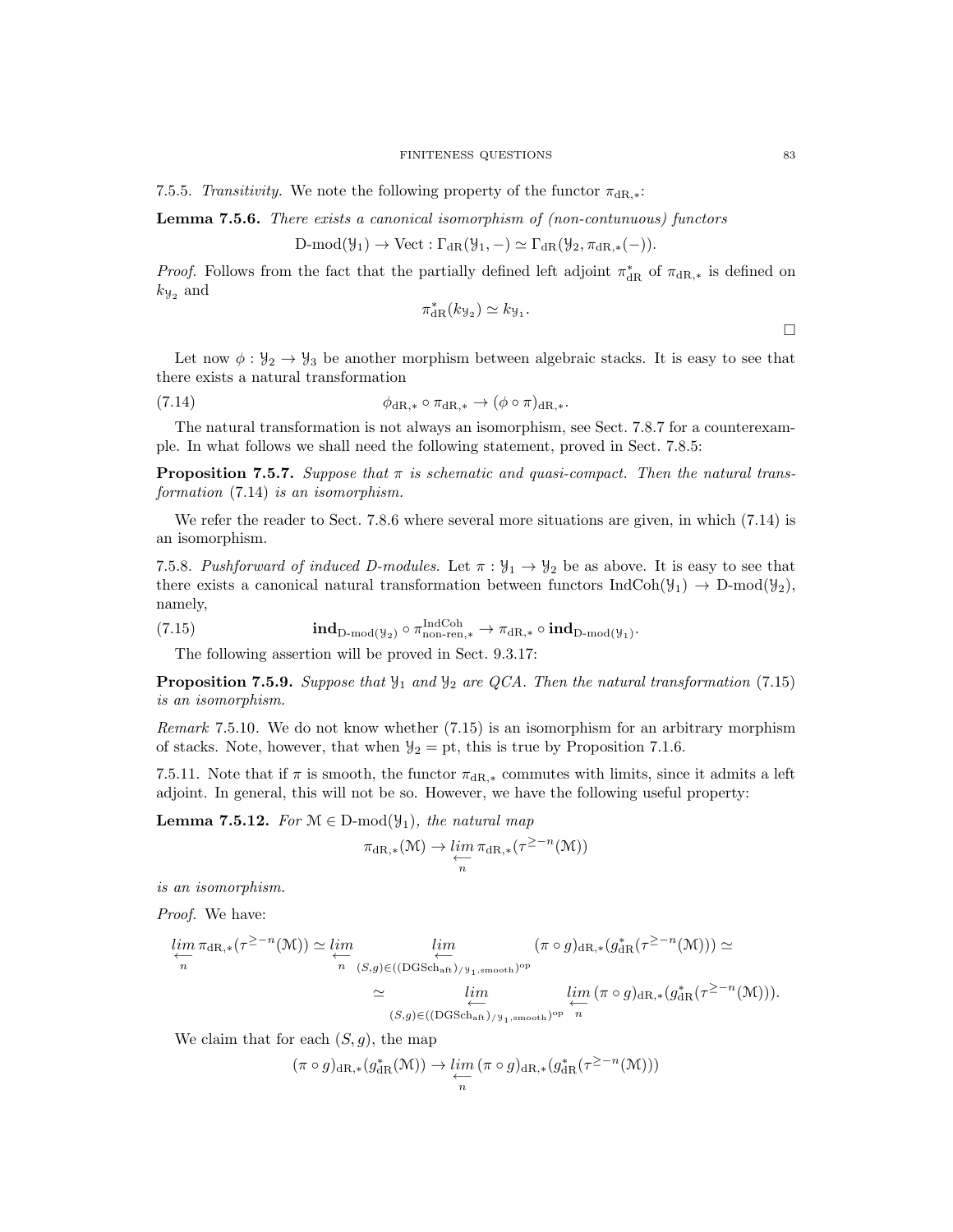7.5.5. *Transitivity.* We note the following property of the functor $\pi_{\mathrm{dR},*}$:

**Lemma 7.5.6.** *There exists a canonical isomorphism of (non-contunuous) functors*

$$\mathrm{D\text{-}mod}(\mathcal{Y}_1) \to \mathrm{Vect} : \Gamma_{\mathrm{dR}}(\mathcal{Y}_1, -) \simeq \Gamma_{\mathrm{dR}}(\mathcal{Y}_2, \pi_{\mathrm{dR},*}(-)).$$

*Proof.* Follows from the fact that the partially defined left adjoint $\pi^*_{\mathrm{dR}}$ of $\pi_{\mathrm{dR},*}$ is defined on $k_{\mathcal{Y}_2}$ and

$$\pi^*_{\mathrm{dR}}(k_{\mathcal{Y}_2}) \simeq k_{\mathcal{Y}_1}.$$

□

Let now $\phi : \mathcal{Y}_2 \to \mathcal{Y}_3$ be another morphism between algebraic stacks. It is easy to see that there exists a natural transformation

$$\phi_{\mathrm{dR},*} \circ \pi_{\mathrm{dR},*} \to (\phi \circ \pi)_{\mathrm{dR},*}. \tag{7.14}$$

The natural transformation is not always an isomorphism, see Sect. 7.8.7 for a counterexample. In what follows we shall need the following statement, proved in Sect. 7.8.5:

**Proposition 7.5.7.** *Suppose that $\pi$ is schematic and quasi-compact. Then the natural transformation* (7.14) *is an isomorphism.*

We refer the reader to Sect. 7.8.6 where several more situations are given, in which (7.14) is an isomorphism.

7.5.8. *Pushforward of induced D-modules.* Let $\pi : \mathcal{Y}_1 \to \mathcal{Y}_2$ be as above. It is easy to see that there exists a canonical natural transformation between functors $\mathrm{IndCoh}(\mathcal{Y}_1) \to \mathrm{D\text{-}mod}(\mathcal{Y}_2)$, namely,

$$\mathbf{ind}_{\mathrm{D\text{-}mod}(\mathcal{Y}_2)} \circ \pi^{\mathrm{IndCoh}}_{\mathrm{non\text{-}ren},*} \to \pi_{\mathrm{dR},*} \circ \mathbf{ind}_{\mathrm{D\text{-}mod}(\mathcal{Y}_1)}. \tag{7.15}$$

The following assertion will be proved in Sect. 9.3.17:

**Proposition 7.5.9.** *Suppose that $\mathcal{Y}_1$ and $\mathcal{Y}_2$ are QCA. Then the natural transformation* (7.15) *is an isomorphism.*

*Remark* 7.5.10. We do not know whether (7.15) is an isomorphism for an arbitrary morphism of stacks. Note, however, that when $\mathcal{Y}_2 = \mathrm{pt}$, this is true by Proposition 7.1.6.

7.5.11. Note that if $\pi$ is smooth, the functor $\pi_{\mathrm{dR},*}$ commutes with limits, since it admits a left adjoint. In general, this will not be so. However, we have the following useful property:

**Lemma 7.5.12.** *For $\mathcal{M} \in \mathrm{D\text{-}mod}(\mathcal{Y}_1)$, the natural map*

$$\pi_{\mathrm{dR},*}(\mathcal{M}) \to \underset{n}{\underleftarrow{lim}}\, \pi_{\mathrm{dR},*}(\tau^{\geq -n}(\mathcal{M}))$$

*is an isomorphism.*

*Proof.* We have:

$$\underset{n}{\underleftarrow{lim}}\, \pi_{\mathrm{dR},*}(\tau^{\geq -n}(\mathcal{M})) \simeq \underset{n}{\underleftarrow{lim}} \underset{(S,g)\in((\mathrm{DGSch}_{\mathrm{aft}})_{/\mathcal{Y}_1,\mathrm{smooth}})^{\mathrm{op}}}{\underleftarrow{lim}} (\pi \circ g)_{\mathrm{dR},*}(g^*_{\mathrm{dR}}(\tau^{\geq -n}(\mathcal{M}))) \simeq$$

$$\simeq \underset{(S,g)\in((\mathrm{DGSch}_{\mathrm{aft}})_{/\mathcal{Y}_1,\mathrm{smooth}})^{\mathrm{op}}}{\underleftarrow{lim}} \underset{n}{\underleftarrow{lim}}\, (\pi \circ g)_{\mathrm{dR},*}(g^*_{\mathrm{dR}}(\tau^{\geq -n}(\mathcal{M}))).$$

We claim that for each $(S, g)$, the map

$$(\pi \circ g)_{\mathrm{dR},*}(g^*_{\mathrm{dR}}(\mathcal{M})) \to \underset{n}{\underleftarrow{lim}}\, (\pi \circ g)_{\mathrm{dR},*}(g^*_{\mathrm{dR}}(\tau^{\geq -n}(\mathcal{M})))$$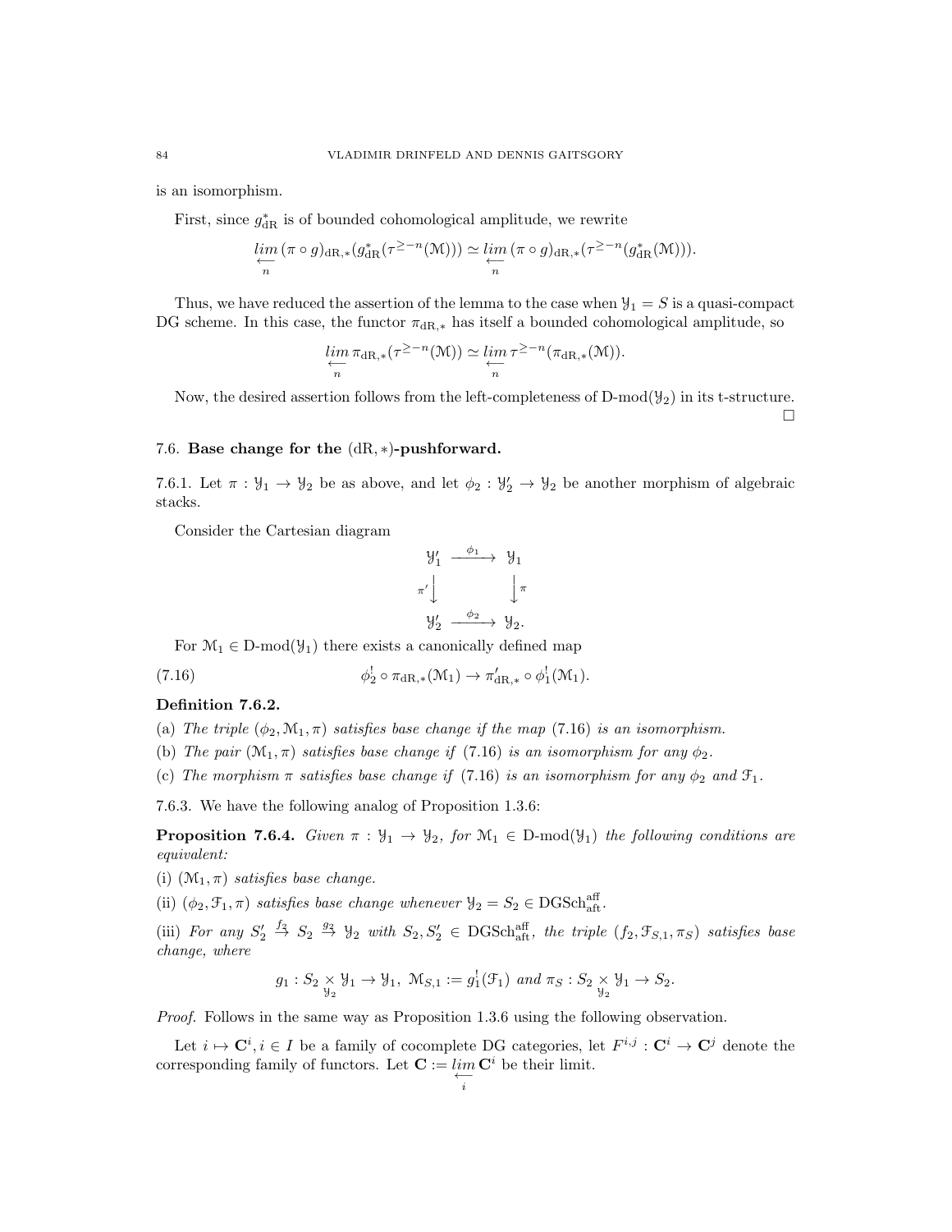is an isomorphism.

First, since $g^*_{\mathrm{dR}}$ is of bounded cohomological amplitude, we rewrite

$$\underset{n}{\underleftarrow{lim}}\, (\pi \circ g)_{\mathrm{dR},*}(g^*_{\mathrm{dR}}(\tau^{\geq -n}(\mathcal{M}))) \simeq \underset{n}{\underleftarrow{lim}}\, (\pi \circ g)_{\mathrm{dR},*}(\tau^{\geq -n}(g^*_{\mathrm{dR}}(\mathcal{M}))).$$

Thus, we have reduced the assertion of the lemma to the case when $\mathcal{Y}_1 = S$ is a quasi-compact DG scheme. In this case, the functor $\pi_{\mathrm{dR},*}$ has itself a bounded cohomological amplitude, so

$$\underset{n}{\underleftarrow{lim}}\, \pi_{\mathrm{dR},*}(\tau^{\geq -n}(\mathcal{M})) \simeq \underset{n}{\underleftarrow{lim}}\, \tau^{\geq -n}(\pi_{\mathrm{dR},*}(\mathcal{M})).$$

Now, the desired assertion follows from the left-completeness of $\mathrm{D\text{-}mod}(\mathcal{Y}_2)$ in its t-structure. □

### 7.6. Base change for the $(\mathrm{dR},*)$-pushforward.

7.6.1. Let $\pi : \mathcal{Y}_1 \to \mathcal{Y}_2$ be as above, and let $\phi_2 : \mathcal{Y}'_2 \to \mathcal{Y}_2$ be another morphism of algebraic stacks.

Consider the Cartesian diagram

$$\begin{array}{ccc} \mathcal{Y}'_1 & \xrightarrow{\phi_1} & \mathcal{Y}_1 \\ {\scriptstyle \pi'}\big\downarrow & & \big\downarrow{\scriptstyle \pi} \\ \mathcal{Y}'_2 & \xrightarrow{\phi_2} & \mathcal{Y}_2. \end{array}$$

For $\mathcal{M}_1 \in \mathrm{D\text{-}mod}(\mathcal{Y}_1)$ there exists a canonically defined map

$$\phi_2^! \circ \pi_{\mathrm{dR},*}(\mathcal{M}_1) \to \pi'_{\mathrm{dR},*} \circ \phi_1^!(\mathcal{M}_1). \tag{7.16}$$

**Definition 7.6.2.**

(a) *The triple $(\phi_2, \mathcal{M}_1, \pi)$ satisfies base change if the map* (7.16) *is an isomorphism.*

(b) *The pair $(\mathcal{M}_1, \pi)$ satisfies base change if* (7.16) *is an isomorphism for any $\phi_2$.*

(c) *The morphism $\pi$ satisfies base change if* (7.16) *is an isomorphism for any $\phi_2$ and $\mathcal{F}_1$.*

7.6.3. We have the following analog of Proposition 1.3.6:

**Proposition 7.6.4.** *Given $\pi : \mathcal{Y}_1 \to \mathcal{Y}_2$, for $\mathcal{M}_1 \in \mathrm{D\text{-}mod}(\mathcal{Y}_1)$ the following conditions are equivalent:*

(i) *$(\mathcal{M}_1, \pi)$ satisfies base change.*

(ii) *$(\phi_2, \mathcal{F}_1, \pi)$ satisfies base change whenever $\mathcal{Y}_2 = S_2 \in \mathrm{DGSch}^{\mathrm{aff}}_{\mathrm{aft}}$.*

(iii) *For any $S'_2 \overset{f_2}{\to} S_2 \overset{g_2}{\to} \mathcal{Y}_2$ with $S_2, S'_2 \in \mathrm{DGSch}^{\mathrm{aff}}_{\mathrm{aft}}$, the triple $(f_2, \mathcal{F}_{S,1}, \pi_S)$ satisfies base change, where*

$$g_1 : S_2 \underset{\mathcal{Y}_2}{\times} \mathcal{Y}_1 \to \mathcal{Y}_1,\ \mathcal{M}_{S,1} := g_1^!(\mathcal{F}_1) \text{ and } \pi_S : S_2 \underset{\mathcal{Y}_2}{\times} \mathcal{Y}_1 \to S_2.$$

*Proof.* Follows in the same way as Proposition 1.3.6 using the following observation.

Let $i \mapsto \mathbf{C}^i, i \in I$ be a family of cocomplete DG categories, let $F^{i,j} : \mathbf{C}^i \to \mathbf{C}^j$ denote the corresponding family of functors. Let $\mathbf{C} := \underset{i}{\underleftarrow{lim}}\, \mathbf{C}^i$ be their limit.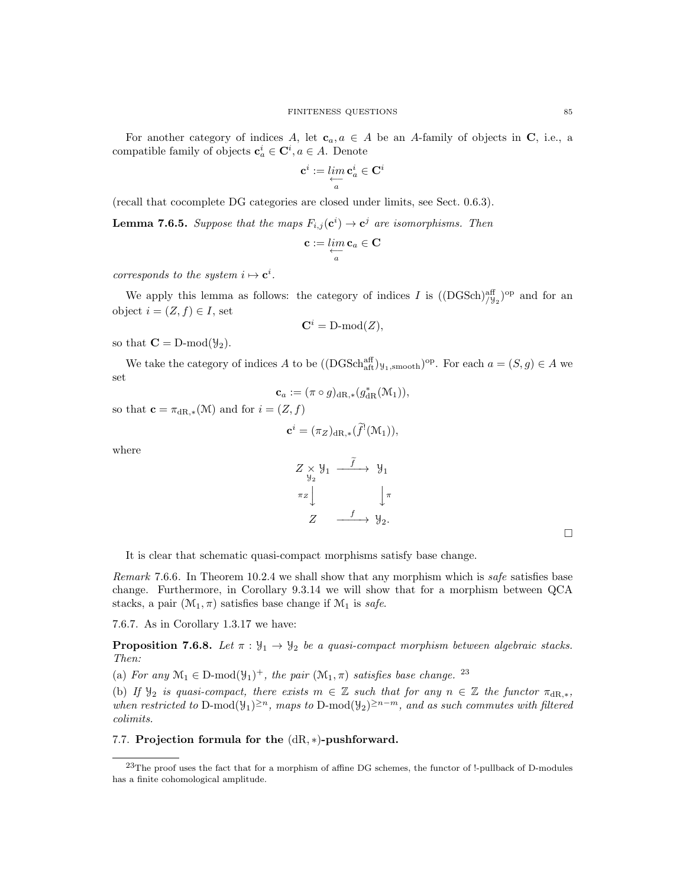For another category of indices $A$, let $\mathbf{c}_a, a \in A$ be an $A$-family of objects in $\mathbf{C}$, i.e., a compatible family of objects $\mathbf{c}^i_a \in \mathbf{C}^i, a \in A$. Denote

$$\mathbf{c}^i := \underset{a}{\underleftarrow{lim}}\, \mathbf{c}^i_a \in \mathbf{C}^i$$

(recall that cocomplete DG categories are closed under limits, see Sect. 0.6.3).

**Lemma 7.6.5.** *Suppose that the maps $F_{i,j}(\mathbf{c}^i) \to \mathbf{c}^j$ are isomorphisms. Then*

$$\mathbf{c} := \underset{a}{\underleftarrow{lim}}\, \mathbf{c}_a \in \mathbf{C}$$

*corresponds to the system $i \mapsto \mathbf{c}^i$.*

We apply this lemma as follows: the category of indices $I$ is $((\mathrm{DGSch})^{\mathrm{aff}}_{/\mathcal{Y}_2})^{\mathrm{op}}$ and for an object $i = (Z, f) \in I$, set

$$\mathbf{C}^i = \text{D-mod}(Z),$$

so that $\mathbf{C} = \text{D-mod}(\mathcal{Y}_2)$.

We take the category of indices $A$ to be $((\mathrm{DGSch}^{\mathrm{aff}}_{\mathrm{aft}})_{\mathcal{Y}_1,\mathrm{smooth}})^{\mathrm{op}}$. For each $a = (S, g) \in A$ we set

$$\mathbf{c}_a := (\pi \circ g)_{\mathrm{dR},*}(g^*_{\mathrm{dR}}(\mathcal{M}_1)),$$

so that $\mathbf{c} = \pi_{\mathrm{dR},*}(\mathcal{M})$ and for $i = (Z, f)$

$$\mathbf{c}^i = (\pi_Z)_{\mathrm{dR},*}(\widetilde{f}^!(\mathcal{M}_1)),$$

where

$$\begin{array}{ccc} Z \underset{\mathcal{Y}_2}{\times} \mathcal{Y}_1 & \xrightarrow{\widetilde{f}} & \mathcal{Y}_1 \\ {\scriptstyle \pi_Z}\downarrow & & \downarrow{\scriptstyle \pi} \\ Z & \xrightarrow{f} & \mathcal{Y}_2. \end{array}$$

□

It is clear that schematic quasi-compact morphisms satisfy base change.

*Remark* 7.6.6. In Theorem 10.2.4 we shall show that any morphism which is *safe* satisfies base change. Furthermore, in Corollary 9.3.14 we will show that for a morphism between QCA stacks, a pair $(\mathcal{M}_1, \pi)$ satisfies base change if $\mathcal{M}_1$ is *safe*.

7.6.7. As in Corollary 1.3.17 we have:

**Proposition 7.6.8.** *Let $\pi : \mathcal{Y}_1 \to \mathcal{Y}_2$ be a quasi-compact morphism between algebraic stacks. Then:*

(a) *For any $\mathcal{M}_1 \in \text{D-mod}(\mathcal{Y}_1)^+$, the pair $(\mathcal{M}_1, \pi)$ satisfies base change.* [23]

(b) *If $\mathcal{Y}_2$ is quasi-compact, there exists $m \in \mathbb{Z}$ such that for any $n \in \mathbb{Z}$ the functor $\pi_{\mathrm{dR},*}$, when restricted to $\text{D-mod}(\mathcal{Y}_1)^{\geq n}$, maps to $\text{D-mod}(\mathcal{Y}_2)^{\geq n-m}$, and as such commutes with filtered colimits.*

### 7.7. Projection formula for the $(\mathrm{dR},*)$-pushforward.

[23] The proof uses the fact that for a morphism of affine DG schemes, the functor of !-pullback of D-modules has a finite cohomological amplitude.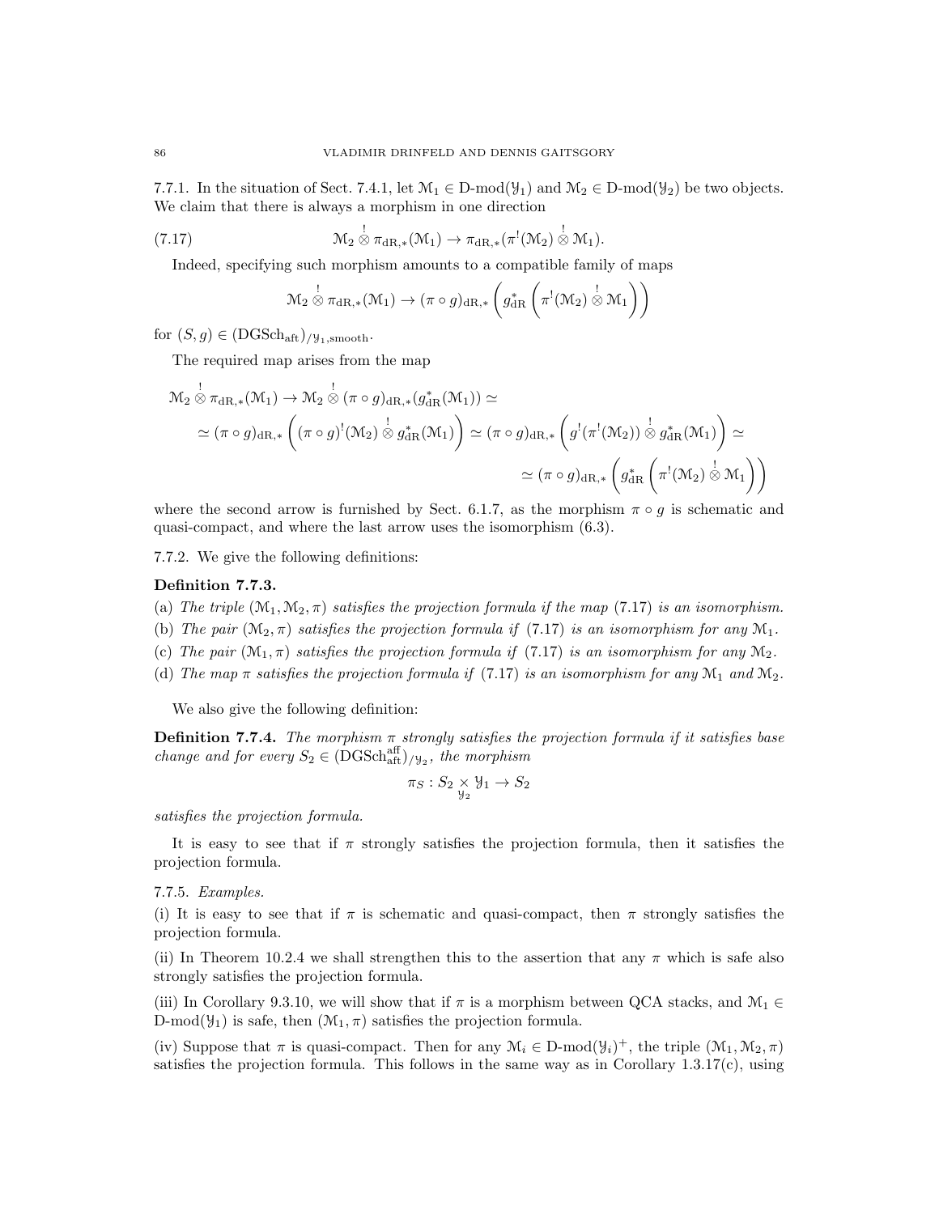7.7.1. In the situation of Sect. 7.4.1, let $\mathcal{M}_1 \in \text{D-mod}(\mathcal{Y}_1)$ and $\mathcal{M}_2 \in \text{D-mod}(\mathcal{Y}_2)$ be two objects. We claim that there is always a morphism in one direction

$$\mathcal{M}_2 \overset{!}{\otimes} \pi_{\mathrm{dR},*}(\mathcal{M}_1) \to \pi_{\mathrm{dR},*}(\pi^!(\mathcal{M}_2) \overset{!}{\otimes} \mathcal{M}_1). \tag{7.17}$$

Indeed, specifying such morphism amounts to a compatible family of maps

$$\mathcal{M}_2 \overset{!}{\otimes} \pi_{\mathrm{dR},*}(\mathcal{M}_1) \to (\pi \circ g)_{\mathrm{dR},*}\left(g^*_{\mathrm{dR}}\left(\pi^!(\mathcal{M}_2) \overset{!}{\otimes} \mathcal{M}_1\right)\right)$$

for $(S, g) \in (\mathrm{DGSch}_{\mathrm{aft}})_{/\mathcal{Y}_1,\mathrm{smooth}}$.

The required map arises from the map

$$\begin{aligned}
\mathcal{M}_2 \overset{!}{\otimes} \pi_{\mathrm{dR},*}(\mathcal{M}_1) &\to \mathcal{M}_2 \overset{!}{\otimes} (\pi \circ g)_{\mathrm{dR},*}(g^*_{\mathrm{dR}}(\mathcal{M}_1)) \simeq \\
&\simeq (\pi \circ g)_{\mathrm{dR},*}\left((\pi \circ g)^!(\mathcal{M}_2) \overset{!}{\otimes} g^*_{\mathrm{dR}}(\mathcal{M}_1)\right) \simeq (\pi \circ g)_{\mathrm{dR},*}\left(g^!(\pi^!(\mathcal{M}_2)) \overset{!}{\otimes} g^*_{\mathrm{dR}}(\mathcal{M}_1)\right) \simeq \\
&\simeq (\pi \circ g)_{\mathrm{dR},*}\left(g^*_{\mathrm{dR}}\left(\pi^!(\mathcal{M}_2) \overset{!}{\otimes} \mathcal{M}_1\right)\right)
\end{aligned}$$

where the second arrow is furnished by Sect. 6.1.7, as the morphism $\pi \circ g$ is schematic and quasi-compact, and where the last arrow uses the isomorphism (6.3).

7.7.2. We give the following definitions:

**Definition 7.7.3.**

(a) *The triple $(\mathcal{M}_1, \mathcal{M}_2, \pi)$ satisfies the projection formula if the map* (7.17) *is an isomorphism.*

(b) *The pair $(\mathcal{M}_2, \pi)$ satisfies the projection formula if* (7.17) *is an isomorphism for any $\mathcal{M}_1$.*

(c) *The pair $(\mathcal{M}_1, \pi)$ satisfies the projection formula if* (7.17) *is an isomorphism for any $\mathcal{M}_2$.*

(d) *The map $\pi$ satisfies the projection formula if* (7.17) *is an isomorphism for any $\mathcal{M}_1$ and $\mathcal{M}_2$.*

We also give the following definition:

**Definition 7.7.4.** *The morphism $\pi$ strongly satisfies the projection formula if it satisfies base change and for every $S_2 \in (\mathrm{DGSch}^{\mathrm{aff}}_{\mathrm{aft}})_{/\mathcal{Y}_2}$, the morphism*

$$\pi_S : S_2 \underset{\mathcal{Y}_2}{\times} \mathcal{Y}_1 \to S_2$$

*satisfies the projection formula.*

It is easy to see that if $\pi$ strongly satisfies the projection formula, then it satisfies the projection formula.

7.7.5. *Examples.*

(i) It is easy to see that if $\pi$ is schematic and quasi-compact, then $\pi$ strongly satisfies the projection formula.

(ii) In Theorem 10.2.4 we shall strengthen this to the assertion that any $\pi$ which is safe also strongly satisfies the projection formula.

(iii) In Corollary 9.3.10, we will show that if $\pi$ is a morphism between QCA stacks, and $\mathcal{M}_1 \in \text{D-mod}(\mathcal{Y}_1)$ is safe, then $(\mathcal{M}_1, \pi)$ satisfies the projection formula.

(iv) Suppose that $\pi$ is quasi-compact. Then for any $\mathcal{M}_i \in \text{D-mod}(\mathcal{Y}_i)^+$, the triple $(\mathcal{M}_1, \mathcal{M}_2, \pi)$ satisfies the projection formula. This follows in the same way as in Corollary 1.3.17(c), using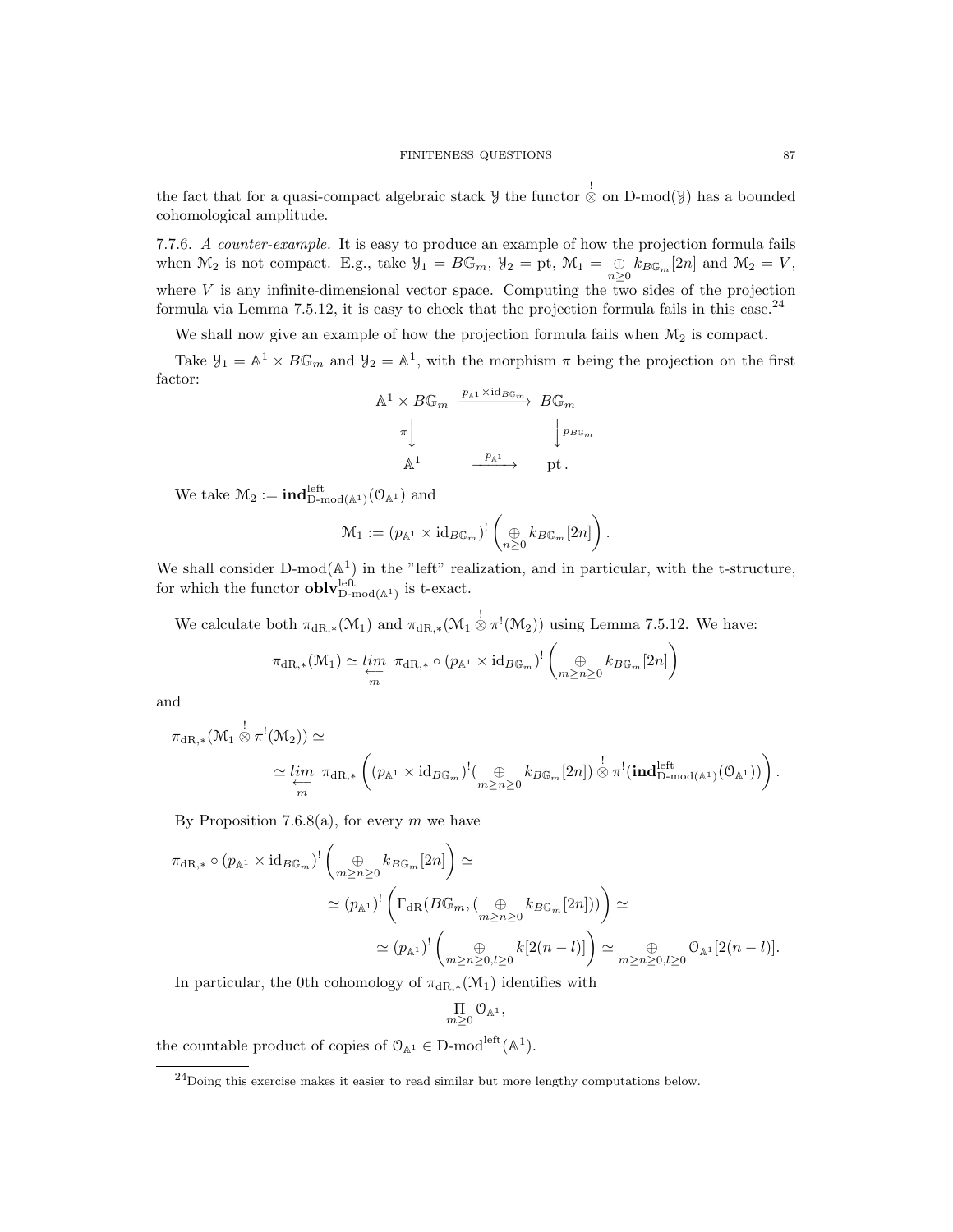the fact that for a quasi-compact algebraic stack $\mathcal{Y}$ the functor $\overset{!}{\otimes}$ on D-mod$(\mathcal{Y})$ has a bounded cohomological amplitude.

7.7.6. *A counter-example.* It is easy to produce an example of how the projection formula fails when $\mathcal{M}_2$ is not compact. E.g., take $\mathcal{Y}_1 = B\mathbb{G}_m$, $\mathcal{Y}_2 = \text{pt}$, $\mathcal{M}_1 = \underset{n\geq 0}{\oplus} k_{B\mathbb{G}_m}[2n]$ and $\mathcal{M}_2 = V$, where $V$ is any infinite-dimensional vector space. Computing the two sides of the projection formula via Lemma 7.5.12, it is easy to check that the projection formula fails in this case.[24]

We shall now give an example of how the projection formula fails when $\mathcal{M}_2$ is compact.

Take $\mathcal{Y}_1 = \mathbb{A}^1 \times B\mathbb{G}_m$ and $\mathcal{Y}_2 = \mathbb{A}^1$, with the morphism $\pi$ being the projection on the first factor:

$$
\begin{array}{ccc}
\mathbb{A}^1 \times B\mathbb{G}_m & \xrightarrow{p_{\mathbb{A}^1}\times \text{id}_{B\mathbb{G}_m}} & B\mathbb{G}_m \\
{\scriptstyle\pi}\downarrow & & \downarrow{\scriptstyle p_{B\mathbb{G}_m}} \\
\mathbb{A}^1 & \xrightarrow{p_{\mathbb{A}^1}} & \text{pt}\,.
\end{array}
$$

We take $\mathcal{M}_2 := \mathbf{ind}^{\text{left}}_{\text{D-mod}(\mathbb{A}^1)}(\mathcal{O}_{\mathbb{A}^1})$ and

$$
\mathcal{M}_1 := (p_{\mathbb{A}^1} \times \text{id}_{B\mathbb{G}_m})^! \left( \underset{n\geq 0}{\oplus} k_{B\mathbb{G}_m}[2n] \right).
$$

We shall consider D-mod$(\mathbb{A}^1)$ in the "left" realization, and in particular, with the t-structure, for which the functor $\mathbf{oblv}^{\text{left}}_{\text{D-mod}(\mathbb{A}^1)}$ is t-exact.

We calculate both $\pi_{\text{dR},*}(\mathcal{M}_1)$ and $\pi_{\text{dR},*}(\mathcal{M}_1 \overset{!}{\otimes} \pi^!(\mathcal{M}_2))$ using Lemma 7.5.12. We have:

$$
\pi_{\text{dR},*}(\mathcal{M}_1) \simeq \underset{\underset{m}{\longleftarrow}}{lim}\ \pi_{\text{dR},*} \circ (p_{\mathbb{A}^1} \times \text{id}_{B\mathbb{G}_m})^! \left( \underset{m\geq n\geq 0}{\oplus} k_{B\mathbb{G}_m}[2n] \right)
$$

and

$$
\pi_{\text{dR},*}(\mathcal{M}_1 \overset{!}{\otimes} \pi^!(\mathcal{M}_2)) \simeq
$$
$$
\simeq \underset{\underset{m}{\longleftarrow}}{lim}\ \pi_{\text{dR},*} \left( (p_{\mathbb{A}^1} \times \text{id}_{B\mathbb{G}_m})^! ( \underset{m\geq n\geq 0}{\oplus} k_{B\mathbb{G}_m}[2n]) \overset{!}{\otimes} \pi^!(\mathbf{ind}^{\text{left}}_{\text{D-mod}(\mathbb{A}^1)}(\mathcal{O}_{\mathbb{A}^1})) \right).
$$

By Proposition 7.6.8(a), for every $m$ we have

$$
\pi_{\text{dR},*} \circ (p_{\mathbb{A}^1} \times \text{id}_{B\mathbb{G}_m})^! \left( \underset{m\geq n\geq 0}{\oplus} k_{B\mathbb{G}_m}[2n] \right) \simeq
$$
$$
\simeq (p_{\mathbb{A}^1})^! \left( \Gamma_{\text{dR}}(B\mathbb{G}_m, ( \underset{m\geq n\geq 0}{\oplus} k_{B\mathbb{G}_m}[2n])) \right) \simeq
$$
$$
\simeq (p_{\mathbb{A}^1})^! \left( \underset{m\geq n\geq 0, l\geq 0}{\oplus} k[2(n-l)] \right) \simeq \underset{m\geq n\geq 0, l\geq 0}{\oplus} \mathcal{O}_{\mathbb{A}^1}[2(n-l)].
$$

In particular, the 0th cohomology of $\pi_{\text{dR},*}(\mathcal{M}_1)$ identifies with

$$
\underset{m\geq 0}{\Pi} \mathcal{O}_{\mathbb{A}^1},
$$

the countable product of copies of $\mathcal{O}_{\mathbb{A}^1} \in \text{D-mod}^{\text{left}}(\mathbb{A}^1)$.

[24]Doing this exercise makes it easier to read similar but more lengthy computations below.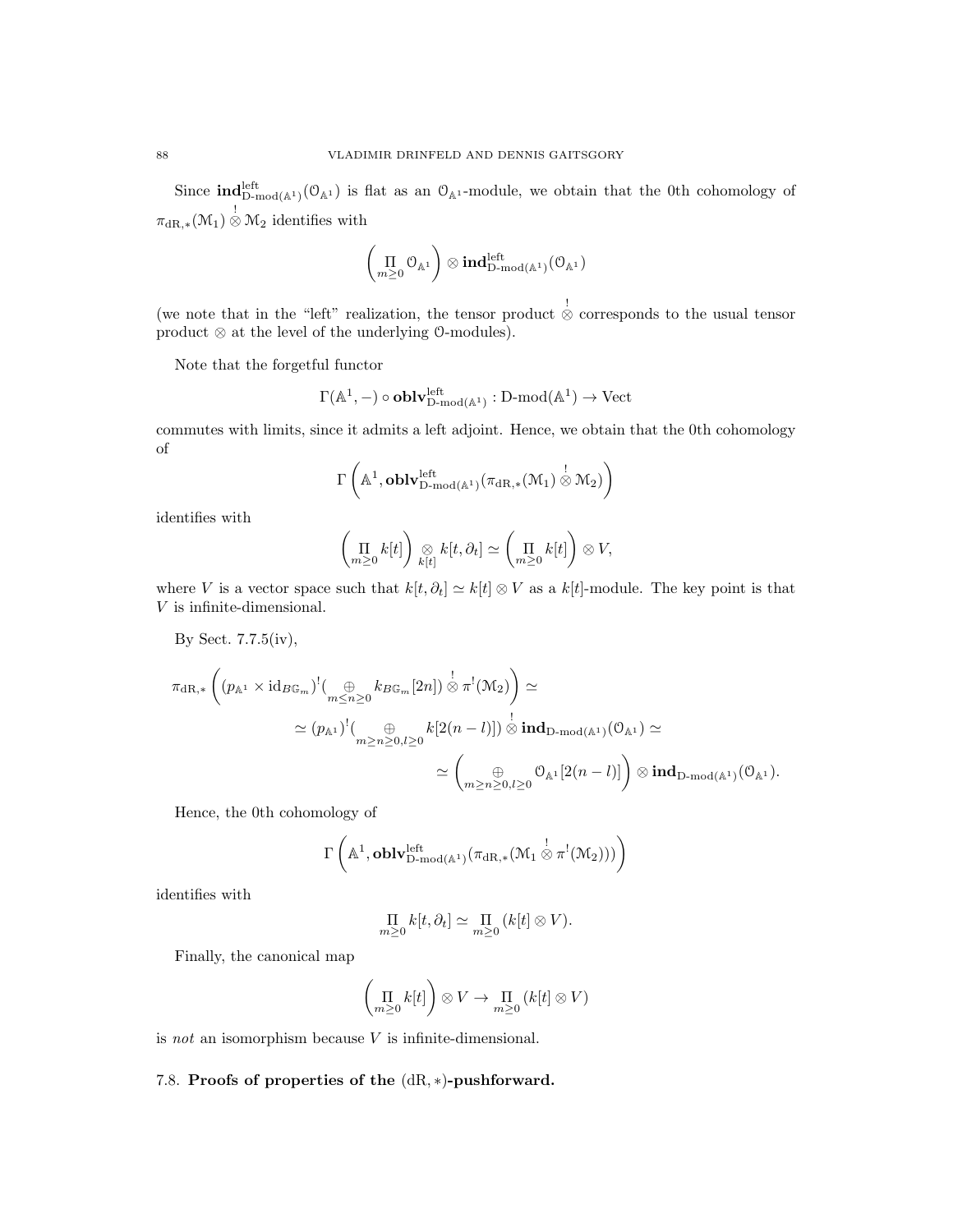Since $\mathbf{ind}^{\text{left}}_{\text{D-mod}(\mathbb{A}^1)}(\mathcal{O}_{\mathbb{A}^1})$ is flat as an $\mathcal{O}_{\mathbb{A}^1}$-module, we obtain that the 0th cohomology of $\pi_{\text{dR},*}(\mathcal{M}_1) \overset{!}{\otimes} \mathcal{M}_2$ identifies with

$$\left( \underset{m \geq 0}{\Pi} \mathcal{O}_{\mathbb{A}^1} \right) \otimes \mathbf{ind}^{\text{left}}_{\text{D-mod}(\mathbb{A}^1)}(\mathcal{O}_{\mathbb{A}^1})$$

(we note that in the "left" realization, the tensor product $\overset{!}{\otimes}$ corresponds to the usual tensor product $\otimes$ at the level of the underlying $\mathcal{O}$-modules).

Note that the forgetful functor

$$\Gamma(\mathbb{A}^1, -) \circ \mathbf{oblv}^{\text{left}}_{\text{D-mod}(\mathbb{A}^1)} : \text{D-mod}(\mathbb{A}^1) \to \text{Vect}$$

commutes with limits, since it admits a left adjoint. Hence, we obtain that the 0th cohomology of

$$\Gamma\left( \mathbb{A}^1, \mathbf{oblv}^{\text{left}}_{\text{D-mod}(\mathbb{A}^1)}(\pi_{\text{dR},*}(\mathcal{M}_1) \overset{!}{\otimes} \mathcal{M}_2) \right)$$

identifies with

$$\left( \underset{m \geq 0}{\Pi} k[t] \right) \underset{k[t]}{\otimes} k[t, \partial_t] \simeq \left( \underset{m \geq 0}{\Pi} k[t] \right) \otimes V,$$

where $V$ is a vector space such that $k[t, \partial_t] \simeq k[t] \otimes V$ as a $k[t]$-module. The key point is that $V$ is infinite-dimensional.

By Sect. 7.7.5(iv),

$$\begin{aligned}
\pi_{\text{dR},*}\left( (p_{\mathbb{A}^1} \times \text{id}_{B\mathbb{G}_m})^!(\underset{m \leq n \geq 0}{\oplus} k_{B\mathbb{G}_m}[2n]) \overset{!}{\otimes} \pi^!(\mathcal{M}_2) \right) \simeq \\
\simeq (p_{\mathbb{A}^1})^!(\underset{m \geq n \geq 0, l \geq 0}{\oplus} k[2(n-l)]) \overset{!}{\otimes} \mathbf{ind}_{\text{D-mod}(\mathbb{A}^1)}(\mathcal{O}_{\mathbb{A}^1}) \simeq \\
\simeq \left( \underset{m \geq n \geq 0, l \geq 0}{\oplus} \mathcal{O}_{\mathbb{A}^1}[2(n-l)] \right) \otimes \mathbf{ind}_{\text{D-mod}(\mathbb{A}^1)}(\mathcal{O}_{\mathbb{A}^1}).
\end{aligned}$$

Hence, the 0th cohomology of

$$\Gamma\left( \mathbb{A}^1, \mathbf{oblv}^{\text{left}}_{\text{D-mod}(\mathbb{A}^1)}(\pi_{\text{dR},*}(\mathcal{M}_1 \overset{!}{\otimes} \pi^!(\mathcal{M}_2))) \right)$$

identifies with

$$\underset{m \geq 0}{\Pi} k[t, \partial_t] \simeq \underset{m \geq 0}{\Pi} (k[t] \otimes V).$$

Finally, the canonical map

$$\left( \underset{m \geq 0}{\Pi} k[t] \right) \otimes V \to \underset{m \geq 0}{\Pi} (k[t] \otimes V)$$

is *not* an isomorphism because $V$ is infinite-dimensional.

### 7.8. Proofs of properties of the $(\text{dR}, *)$-pushforward.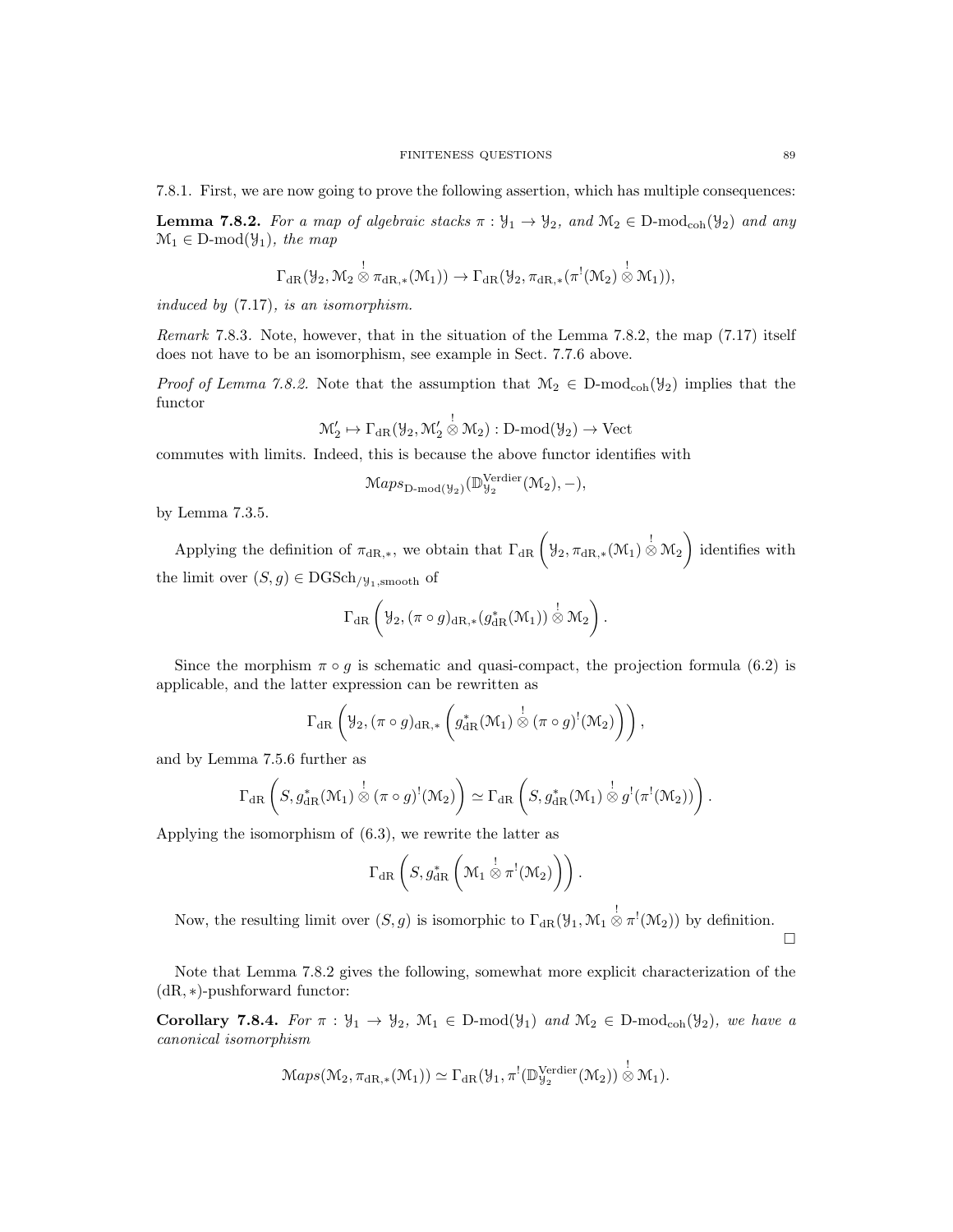7.8.1. First, we are now going to prove the following assertion, which has multiple consequences:

**Lemma 7.8.2.** *For a map of algebraic stacks $\pi : \mathcal{Y}_1 \to \mathcal{Y}_2$, and $\mathcal{M}_2 \in \text{D-mod}_{\text{coh}}(\mathcal{Y}_2)$ and any $\mathcal{M}_1 \in \text{D-mod}(\mathcal{Y}_1)$, the map*

$$\Gamma_{\text{dR}}(\mathcal{Y}_2, \mathcal{M}_2 \overset{!}{\otimes} \pi_{\text{dR},*}(\mathcal{M}_1)) \to \Gamma_{\text{dR}}(\mathcal{Y}_2, \pi_{\text{dR},*}(\pi^!(\mathcal{M}_2) \overset{!}{\otimes} \mathcal{M}_1)),$$

*induced by* (7.17)*, is an isomorphism.*

*Remark* 7.8.3. Note, however, that in the situation of the Lemma 7.8.2, the map (7.17) itself does not have to be an isomorphism, see example in Sect. 7.7.6 above.

*Proof of Lemma 7.8.2.* Note that the assumption that $\mathcal{M}_2 \in \text{D-mod}_{\text{coh}}(\mathcal{Y}_2)$ implies that the functor

$$\mathcal{M}_2' \mapsto \Gamma_{\text{dR}}(\mathcal{Y}_2, \mathcal{M}_2' \overset{!}{\otimes} \mathcal{M}_2) : \text{D-mod}(\mathcal{Y}_2) \to \text{Vect}$$

commutes with limits. Indeed, this is because the above functor identifies with

$$\mathcal{M}aps_{\text{D-mod}(\mathcal{Y}_2)}(\mathbb{D}^{\text{Verdier}}_{\mathcal{Y}_2}(\mathcal{M}_2), -),$$

by Lemma 7.3.5.

Applying the definition of $\pi_{\text{dR},*}$, we obtain that $\Gamma_{\text{dR}}\left(\mathcal{Y}_2, \pi_{\text{dR},*}(\mathcal{M}_1) \overset{!}{\otimes} \mathcal{M}_2\right)$ identifies with the limit over $(S, g) \in \text{DGSch}_{/\mathcal{Y}_1,\text{smooth}}$ of

$$\Gamma_{\text{dR}}\left(\mathcal{Y}_2, (\pi \circ g)_{\text{dR},*}(g^*_{\text{dR}}(\mathcal{M}_1)) \overset{!}{\otimes} \mathcal{M}_2\right).$$

Since the morphism $\pi \circ g$ is schematic and quasi-compact, the projection formula (6.2) is applicable, and the latter expression can be rewritten as

$$\Gamma_{\text{dR}}\left(\mathcal{Y}_2, (\pi \circ g)_{\text{dR},*}\left(g^*_{\text{dR}}(\mathcal{M}_1) \overset{!}{\otimes} (\pi \circ g)^!(\mathcal{M}_2)\right)\right),$$

and by Lemma 7.5.6 further as

$$\Gamma_{\text{dR}}\left(S, g^*_{\text{dR}}(\mathcal{M}_1) \overset{!}{\otimes} (\pi \circ g)^!(\mathcal{M}_2)\right) \simeq \Gamma_{\text{dR}}\left(S, g^*_{\text{dR}}(\mathcal{M}_1) \overset{!}{\otimes} g^!(\pi^!(\mathcal{M}_2))\right).$$

Applying the isomorphism of (6.3), we rewrite the latter as

$$\Gamma_{\text{dR}}\left(S, g^*_{\text{dR}}\left(\mathcal{M}_1 \overset{!}{\otimes} \pi^!(\mathcal{M}_2)\right)\right).$$

Now, the resulting limit over $(S, g)$ is isomorphic to $\Gamma_{\text{dR}}(\mathcal{Y}_1, \mathcal{M}_1 \overset{!}{\otimes} \pi^!(\mathcal{M}_2))$ by definition. □

Note that Lemma 7.8.2 gives the following, somewhat more explicit characterization of the (dR, ∗)-pushforward functor:

**Corollary 7.8.4.** *For $\pi : \mathcal{Y}_1 \to \mathcal{Y}_2$, $\mathcal{M}_1 \in \text{D-mod}(\mathcal{Y}_1)$ and $\mathcal{M}_2 \in \text{D-mod}_{\text{coh}}(\mathcal{Y}_2)$, we have a canonical isomorphism*

$$\mathcal{M}aps(\mathcal{M}_2, \pi_{\text{dR},*}(\mathcal{M}_1)) \simeq \Gamma_{\text{dR}}(\mathcal{Y}_1, \pi^!(\mathbb{D}^{\text{Verdier}}_{\mathcal{Y}_2}(\mathcal{M}_2)) \overset{!}{\otimes} \mathcal{M}_1).$$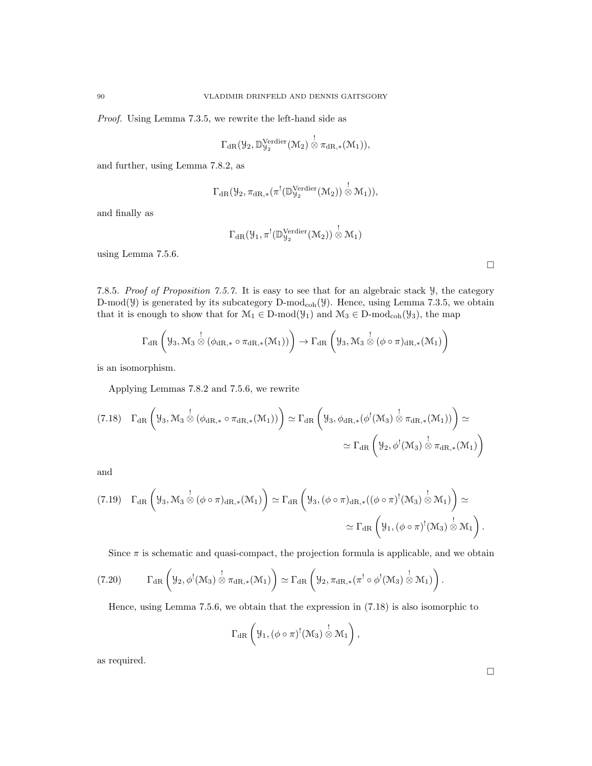*Proof.* Using Lemma 7.3.5, we rewrite the left-hand side as

$$\Gamma_{\mathrm{dR}}(\mathcal{Y}_2, \mathbb{D}^{\mathrm{Verdier}}_{\mathcal{Y}_2}(\mathcal{M}_2) \overset{!}{\otimes} \pi_{\mathrm{dR},*}(\mathcal{M}_1)),$$

and further, using Lemma 7.8.2, as

$$\Gamma_{\mathrm{dR}}(\mathcal{Y}_2, \pi_{\mathrm{dR},*}(\pi^!(\mathbb{D}^{\mathrm{Verdier}}_{\mathcal{Y}_2}(\mathcal{M}_2)) \overset{!}{\otimes} \mathcal{M}_1)),$$

and finally as

$$\Gamma_{\mathrm{dR}}(\mathcal{Y}_1, \pi^!(\mathbb{D}^{\mathrm{Verdier}}_{\mathcal{Y}_2}(\mathcal{M}_2)) \overset{!}{\otimes} \mathcal{M}_1)$$

using Lemma 7.5.6.

□

7.8.5. *Proof of Proposition 7.5.7.* It is easy to see that for an algebraic stack $\mathcal{Y}$, the category $\mathrm{D\text{-}mod}(\mathcal{Y})$ is generated by its subcategory $\mathrm{D\text{-}mod}_{\mathrm{coh}}(\mathcal{Y})$. Hence, using Lemma 7.3.5, we obtain that it is enough to show that for $\mathcal{M}_1 \in \mathrm{D\text{-}mod}(\mathcal{Y}_1)$ and $\mathcal{M}_3 \in \mathrm{D\text{-}mod}_{\mathrm{coh}}(\mathcal{Y}_3)$, the map

$$\Gamma_{\mathrm{dR}}\left(\mathcal{Y}_3, \mathcal{M}_3 \overset{!}{\otimes} (\phi_{\mathrm{dR},*} \circ \pi_{\mathrm{dR},*}(\mathcal{M}_1))\right) \to \Gamma_{\mathrm{dR}}\left(\mathcal{Y}_3, \mathcal{M}_3 \overset{!}{\otimes} (\phi \circ \pi)_{\mathrm{dR},*}(\mathcal{M}_1)\right)$$

is an isomorphism.

Applying Lemmas 7.8.2 and 7.5.6, we rewrite

$$\Gamma_{\mathrm{dR}}\left(\mathcal{Y}_3, \mathcal{M}_3 \overset{!}{\otimes} (\phi_{\mathrm{dR},*} \circ \pi_{\mathrm{dR},*}(\mathcal{M}_1))\right) \simeq \Gamma_{\mathrm{dR}}\left(\mathcal{Y}_3, \phi_{\mathrm{dR},*}(\phi^!(\mathcal{M}_3) \overset{!}{\otimes} \pi_{\mathrm{dR},*}(\mathcal{M}_1))\right) \simeq \simeq \Gamma_{\mathrm{dR}}\left(\mathcal{Y}_2, \phi^!(\mathcal{M}_3) \overset{!}{\otimes} \pi_{\mathrm{dR},*}(\mathcal{M}_1)\right) \tag{7.18}$$

and

$$\Gamma_{\mathrm{dR}}\left(\mathcal{Y}_3, \mathcal{M}_3 \overset{!}{\otimes} (\phi \circ \pi)_{\mathrm{dR},*}(\mathcal{M}_1)\right) \simeq \Gamma_{\mathrm{dR}}\left(\mathcal{Y}_3, (\phi \circ \pi)_{\mathrm{dR},*}((\phi \circ \pi)^!(\mathcal{M}_3) \overset{!}{\otimes} \mathcal{M}_1)\right) \simeq \simeq \Gamma_{\mathrm{dR}}\left(\mathcal{Y}_1, (\phi \circ \pi)^!(\mathcal{M}_3) \overset{!}{\otimes} \mathcal{M}_1\right). \tag{7.19}$$

Since $\pi$ is schematic and quasi-compact, the projection formula is applicable, and we obtain

$$\Gamma_{\mathrm{dR}}\left(\mathcal{Y}_2, \phi^!(\mathcal{M}_3) \overset{!}{\otimes} \pi_{\mathrm{dR},*}(\mathcal{M}_1)\right) \simeq \Gamma_{\mathrm{dR}}\left(\mathcal{Y}_2, \pi_{\mathrm{dR},*}(\pi^! \circ \phi^!(\mathcal{M}_3) \overset{!}{\otimes} \mathcal{M}_1)\right). \tag{7.20}$$

Hence, using Lemma 7.5.6, we obtain that the expression in (7.18) is also isomorphic to

$$\Gamma_{\mathrm{dR}}\left(\mathcal{Y}_1, (\phi \circ \pi)^!(\mathcal{M}_3) \overset{!}{\otimes} \mathcal{M}_1\right),$$

as required.

□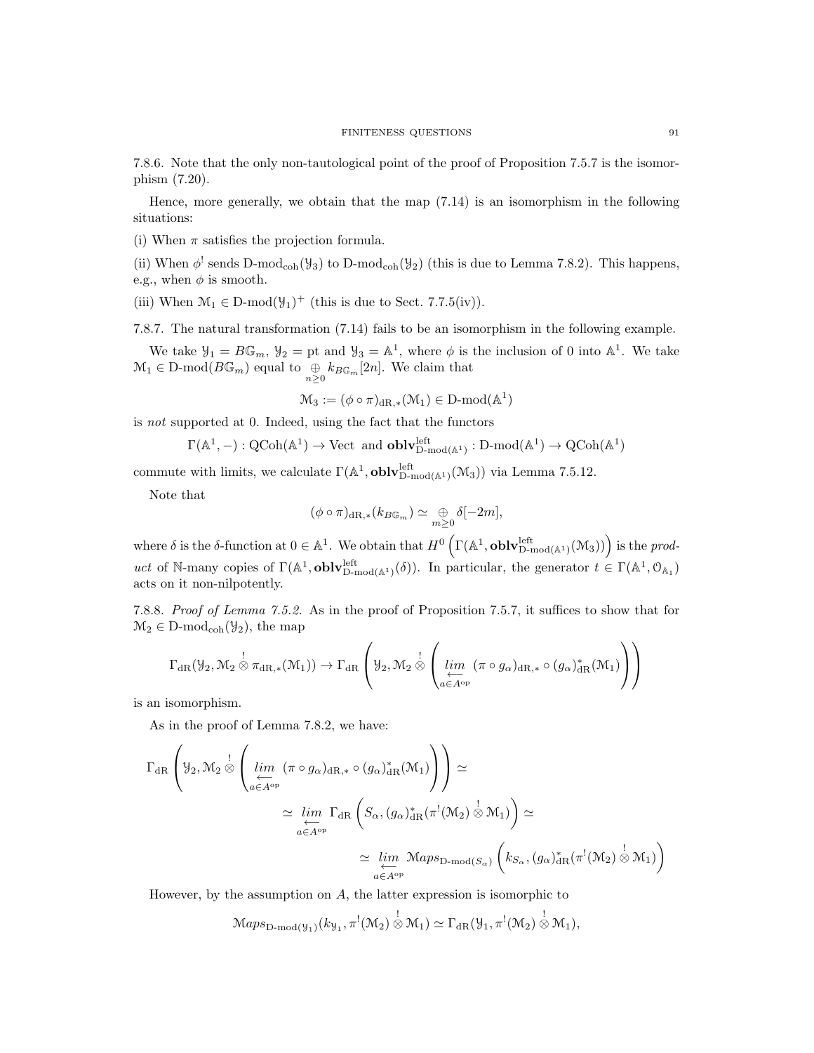7.8.6. Note that the only non-tautological point of the proof of Proposition 7.5.7 is the isomorphism (7.20).

Hence, more generally, we obtain that the map (7.14) is an isomorphism in the following situations:

(i) When $\pi$ satisfies the projection formula.

(ii) When $\phi^!$ sends $\text{D-mod}_{\text{coh}}(\mathcal{Y}_3)$ to $\text{D-mod}_{\text{coh}}(\mathcal{Y}_2)$ (this is due to Lemma 7.8.2). This happens, e.g., when $\phi$ is smooth.

(iii) When $\mathcal{M}_1 \in \text{D-mod}(\mathcal{Y}_1)^+$ (this is due to Sect. 7.7.5(iv)).

7.8.7. The natural transformation (7.14) fails to be an isomorphism in the following example.

We take $\mathcal{Y}_1 = B\mathbb{G}_m$, $\mathcal{Y}_2 = \text{pt}$ and $\mathcal{Y}_3 = \mathbb{A}^1$, where $\phi$ is the inclusion of 0 into $\mathbb{A}^1$. We take $\mathcal{M}_1 \in \text{D-mod}(B\mathbb{G}_m)$ equal to $\underset{n\geq 0}{\oplus} k_{B\mathbb{G}_m}[2n]$. We claim that

$$\mathcal{M}_3 := (\phi \circ \pi)_{\text{dR},*}(\mathcal{M}_1) \in \text{D-mod}(\mathbb{A}^1)$$

is *not* supported at 0. Indeed, using the fact that the functors

$$\Gamma(\mathbb{A}^1, -) : \text{QCoh}(\mathbb{A}^1) \to \text{Vect} \;\text{ and }\; \mathbf{oblv}^{\text{left}}_{\text{D-mod}(\mathbb{A}^1)} : \text{D-mod}(\mathbb{A}^1) \to \text{QCoh}(\mathbb{A}^1)$$

commute with limits, we calculate $\Gamma(\mathbb{A}^1, \mathbf{oblv}^{\text{left}}_{\text{D-mod}(\mathbb{A}^1)}(\mathcal{M}_3))$ via Lemma 7.5.12.

Note that

$$(\phi \circ \pi)_{\text{dR},*}(k_{B\mathbb{G}_m}) \simeq \underset{m\geq 0}{\oplus} \delta[-2m],$$

where $\delta$ is the $\delta$-function at $0 \in \mathbb{A}^1$. We obtain that $H^0\left(\Gamma(\mathbb{A}^1, \mathbf{oblv}^{\text{left}}_{\text{D-mod}(\mathbb{A}^1)}(\mathcal{M}_3))\right)$ is the *product* of $\mathbb{N}$-many copies of $\Gamma(\mathbb{A}^1, \mathbf{oblv}^{\text{left}}_{\text{D-mod}(\mathbb{A}^1)}(\delta))$. In particular, the generator $t \in \Gamma(\mathbb{A}^1, \mathcal{O}_{\mathbb{A}_1})$ acts on it non-nilpotently.

7.8.8. *Proof of Lemma 7.5.2.* As in the proof of Proposition 7.5.7, it suffices to show that for $\mathcal{M}_2 \in \text{D-mod}_{\text{coh}}(\mathcal{Y}_2)$, the map

$$\Gamma_{\text{dR}}(\mathcal{Y}_2, \mathcal{M}_2 \overset{!}{\otimes} \pi_{\text{dR},*}(\mathcal{M}_1)) \to \Gamma_{\text{dR}}\left(\mathcal{Y}_2, \mathcal{M}_2 \overset{!}{\otimes} \left(\underset{a\in A^{\text{op}}}{\underleftarrow{lim}}\; (\pi \circ g_\alpha)_{\text{dR},*} \circ (g_\alpha)^*_{\text{dR}}(\mathcal{M}_1)\right)\right)$$

is an isomorphism.

As in the proof of Lemma 7.8.2, we have:

$$\Gamma_{\text{dR}}\left(\mathcal{Y}_2, \mathcal{M}_2 \overset{!}{\otimes} \left(\underset{a\in A^{\text{op}}}{\underleftarrow{lim}}\; (\pi \circ g_\alpha)_{\text{dR},*} \circ (g_\alpha)^*_{\text{dR}}(\mathcal{M}_1)\right)\right) \simeq$$

$$\simeq \underset{a\in A^{\text{op}}}{\underleftarrow{lim}}\; \Gamma_{\text{dR}}\left(S_\alpha, (g_\alpha)^*_{\text{dR}}(\pi^!(\mathcal{M}_2) \overset{!}{\otimes} \mathcal{M}_1)\right) \simeq$$

$$\simeq \underset{a\in A^{\text{op}}}{\underleftarrow{lim}}\; \mathcal{M}aps_{\text{D-mod}(S_\alpha)}\left(k_{S_\alpha}, (g_\alpha)^*_{\text{dR}}(\pi^!(\mathcal{M}_2) \overset{!}{\otimes} \mathcal{M}_1)\right)$$

However, by the assumption on $A$, the latter expression is isomorphic to

$$\mathcal{M}aps_{\text{D-mod}(\mathcal{Y}_1)}(k_{\mathcal{Y}_1}, \pi^!(\mathcal{M}_2) \overset{!}{\otimes} \mathcal{M}_1) \simeq \Gamma_{\text{dR}}(\mathcal{Y}_1, \pi^!(\mathcal{M}_2) \overset{!}{\otimes} \mathcal{M}_1),$$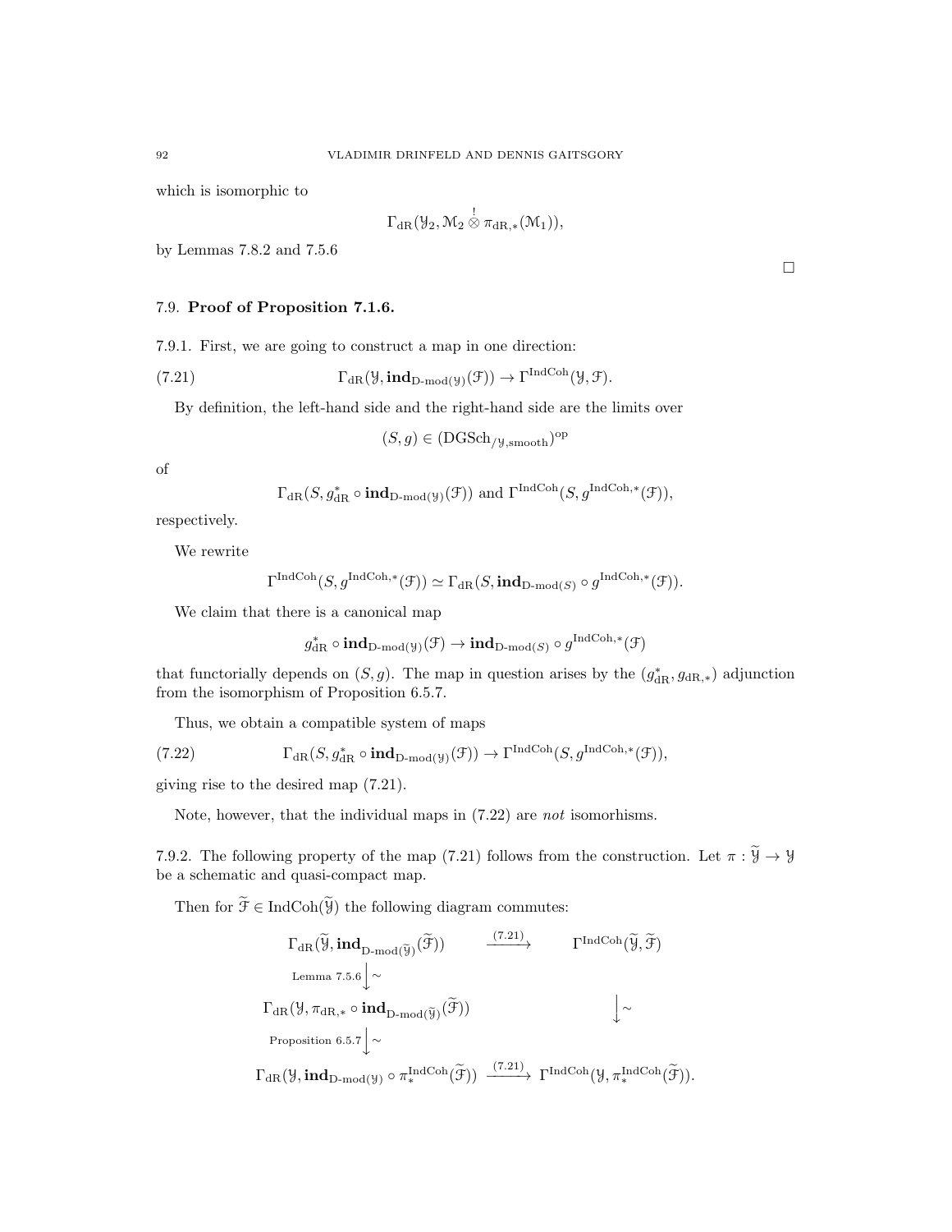which is isomorphic to

$$\Gamma_{\mathrm{dR}}(\mathcal{Y}_2, \mathcal{M}_2 \overset{!}{\otimes} \pi_{\mathrm{dR},*}(\mathcal{M}_1)),$$

by Lemmas 7.8.2 and 7.5.6

$\square$

### 7.9. **Proof of Proposition 7.1.6.**

7.9.1. First, we are going to construct a map in one direction:

$$\Gamma_{\mathrm{dR}}(\mathcal{Y}, \mathbf{ind}_{\mathrm{D\text{-}mod}(\mathcal{Y})}(\mathcal{F})) \to \Gamma^{\mathrm{IndCoh}}(\mathcal{Y}, \mathcal{F}). \tag{7.21}$$

By definition, the left-hand side and the right-hand side are the limits over

$$(S, g) \in (\mathrm{DGSch}_{/\mathcal{Y},\mathrm{smooth}})^{\mathrm{op}}$$

of

$$\Gamma_{\mathrm{dR}}(S, g^*_{\mathrm{dR}} \circ \mathbf{ind}_{\mathrm{D\text{-}mod}(\mathcal{Y})}(\mathcal{F})) \text{ and } \Gamma^{\mathrm{IndCoh}}(S, g^{\mathrm{IndCoh},*}(\mathcal{F})),$$

respectively.

We rewrite

$$\Gamma^{\mathrm{IndCoh}}(S, g^{\mathrm{IndCoh},*}(\mathcal{F})) \simeq \Gamma_{\mathrm{dR}}(S, \mathbf{ind}_{\mathrm{D\text{-}mod}(S)} \circ g^{\mathrm{IndCoh},*}(\mathcal{F})).$$

We claim that there is a canonical map

$$g^*_{\mathrm{dR}} \circ \mathbf{ind}_{\mathrm{D\text{-}mod}(\mathcal{Y})}(\mathcal{F}) \to \mathbf{ind}_{\mathrm{D\text{-}mod}(S)} \circ g^{\mathrm{IndCoh},*}(\mathcal{F})$$

that functorially depends on $(S, g)$. The map in question arises by the $(g^*_{\mathrm{dR}}, g_{\mathrm{dR},*})$ adjunction from the isomorphism of Proposition 6.5.7.

Thus, we obtain a compatible system of maps

$$\Gamma_{\mathrm{dR}}(S, g^*_{\mathrm{dR}} \circ \mathbf{ind}_{\mathrm{D\text{-}mod}(\mathcal{Y})}(\mathcal{F})) \to \Gamma^{\mathrm{IndCoh}}(S, g^{\mathrm{IndCoh},*}(\mathcal{F})), \tag{7.22}$$

giving rise to the desired map (7.21).

Note, however, that the individual maps in (7.22) are *not* isomorhisms.

7.9.2. The following property of the map (7.21) follows from the construction. Let $\pi : \widetilde{\mathcal{Y}} \to \mathcal{Y}$ be a schematic and quasi-compact map.

Then for $\widetilde{\mathcal{F}} \in \mathrm{IndCoh}(\widetilde{\mathcal{Y}})$ the following diagram commutes:

$$\begin{array}{ccc}
\Gamma_{\mathrm{dR}}(\widetilde{\mathcal{Y}}, \mathbf{ind}_{\mathrm{D\text{-}mod}(\widetilde{\mathcal{Y}})}(\widetilde{\mathcal{F}})) & \xrightarrow{(7.21)} & \Gamma^{\mathrm{IndCoh}}(\widetilde{\mathcal{Y}}, \widetilde{\mathcal{F}}) \\
{\scriptstyle \text{Lemma 7.5.6}}\Big\downarrow \sim & & \\
\Gamma_{\mathrm{dR}}(\mathcal{Y}, \pi_{\mathrm{dR},*} \circ \mathbf{ind}_{\mathrm{D\text{-}mod}(\widetilde{\mathcal{Y}})}(\widetilde{\mathcal{F}})) & & \Big\downarrow \sim \\
{\scriptstyle \text{Proposition 6.5.7}}\Big\downarrow \sim & & \\
\Gamma_{\mathrm{dR}}(\mathcal{Y}, \mathbf{ind}_{\mathrm{D\text{-}mod}(\mathcal{Y})} \circ \pi^{\mathrm{IndCoh}}_*(\widetilde{\mathcal{F}})) & \xrightarrow{(7.21)} & \Gamma^{\mathrm{IndCoh}}(\mathcal{Y}, \pi^{\mathrm{IndCoh}}_*(\widetilde{\mathcal{F}})).
\end{array}$$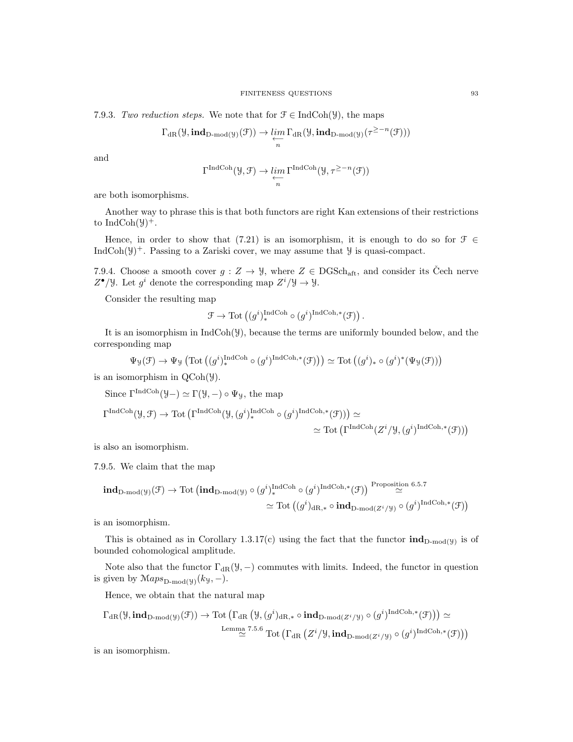7.9.3. *Two reduction steps.* We note that for $\mathcal{F} \in \text{IndCoh}(\mathcal{Y})$, the maps

$$\Gamma_{\text{dR}}(\mathcal{Y}, \mathbf{ind}_{\text{D-mod}(\mathcal{Y})}(\mathcal{F})) \to \underset{n}{\underleftarrow{lim}}\, \Gamma_{\text{dR}}(\mathcal{Y}, \mathbf{ind}_{\text{D-mod}(\mathcal{Y})}(\tau^{\geq -n}(\mathcal{F})))$$

and

$$\Gamma^{\text{IndCoh}}(\mathcal{Y}, \mathcal{F}) \to \underset{n}{\underleftarrow{lim}}\, \Gamma^{\text{IndCoh}}(\mathcal{Y}, \tau^{\geq -n}(\mathcal{F}))$$

are both isomorphisms.

Another way to phrase this is that both functors are right Kan extensions of their restrictions to $\text{IndCoh}(\mathcal{Y})^+$.

Hence, in order to show that (7.21) is an isomorphism, it is enough to do so for $\mathcal{F} \in \text{IndCoh}(\mathcal{Y})^+$. Passing to a Zariski cover, we may assume that $\mathcal{Y}$ is quasi-compact.

7.9.4. Choose a smooth cover $g : Z \to \mathcal{Y}$, where $Z \in \text{DGSch}_{\text{aft}}$, and consider its Čech nerve $Z^\bullet/\mathcal{Y}$. Let $g^i$ denote the corresponding map $Z^i/\mathcal{Y} \to \mathcal{Y}$.

Consider the resulting map

$$\mathcal{F} \to \text{Tot}\left((g^i)_*^{\text{IndCoh}} \circ (g^i)^{\text{IndCoh},*}(\mathcal{F})\right).$$

It is an isomorphism in $\text{IndCoh}(\mathcal{Y})$, because the terms are uniformly bounded below, and the corresponding map

$$\Psi_{\mathcal{Y}}(\mathcal{F}) \to \Psi_{\mathcal{Y}}\left(\text{Tot}\left((g^i)_*^{\text{IndCoh}} \circ (g^i)^{\text{IndCoh},*}(\mathcal{F})\right)\right) \simeq \text{Tot}\left((g^i)_* \circ (g^i)^*(\Psi_{\mathcal{Y}}(\mathcal{F}))\right)$$

is an isomorphism in $\text{QCoh}(\mathcal{Y})$.

Since $\Gamma^{\text{IndCoh}}(\mathcal{Y}-) \simeq \Gamma(\mathcal{Y}, -) \circ \Psi_{\mathcal{Y}}$, the map

$$\Gamma^{\text{IndCoh}}(\mathcal{Y}, \mathcal{F}) \to \text{Tot}\left(\Gamma^{\text{IndCoh}}(\mathcal{Y}, (g^i)_*^{\text{IndCoh}} \circ (g^i)^{\text{IndCoh},*}(\mathcal{F}))\right) \simeq$$
$$\simeq \text{Tot}\left(\Gamma^{\text{IndCoh}}(Z^i/\mathcal{Y}, (g^i)^{\text{IndCoh},*}(\mathcal{F}))\right)$$

is also an isomorphism.

7.9.5. We claim that the map

$$\mathbf{ind}_{\text{D-mod}(\mathcal{Y})}(\mathcal{F}) \to \text{Tot}\left(\mathbf{ind}_{\text{D-mod}(\mathcal{Y})} \circ (g^i)_*^{\text{IndCoh}} \circ (g^i)^{\text{IndCoh},*}(\mathcal{F})\right) \overset{\text{Proposition 6.5.7}}{\simeq}$$
$$\simeq \text{Tot}\left((g^i)_{\text{dR},*} \circ \mathbf{ind}_{\text{D-mod}(Z^i/\mathcal{Y})} \circ (g^i)^{\text{IndCoh},*}(\mathcal{F})\right)$$

is an isomorphism.

This is obtained as in Corollary 1.3.17(c) using the fact that the functor $\mathbf{ind}_{\text{D-mod}(\mathcal{Y})}$ is of bounded cohomological amplitude.

Note also that the functor $\Gamma_{\text{dR}}(\mathcal{Y}, -)$ commutes with limits. Indeed, the functor in question is given by $\mathcal{M}aps_{\text{D-mod}(\mathcal{Y})}(k_{\mathcal{Y}}, -)$.

Hence, we obtain that the natural map

$$\Gamma_{\text{dR}}(\mathcal{Y}, \mathbf{ind}_{\text{D-mod}(\mathcal{Y})}(\mathcal{F})) \to \text{Tot}\left(\Gamma_{\text{dR}}\left(\mathcal{Y}, (g^i)_{\text{dR},*} \circ \mathbf{ind}_{\text{D-mod}(Z^i/\mathcal{Y})} \circ (g^i)^{\text{IndCoh},*}(\mathcal{F})\right)\right) \simeq$$
$$\overset{\text{Lemma 7.5.6}}{\simeq} \text{Tot}\left(\Gamma_{\text{dR}}\left(Z^i/\mathcal{Y}, \mathbf{ind}_{\text{D-mod}(Z^i/\mathcal{Y})} \circ (g^i)^{\text{IndCoh},*}(\mathcal{F})\right)\right)$$

is an isomorphism.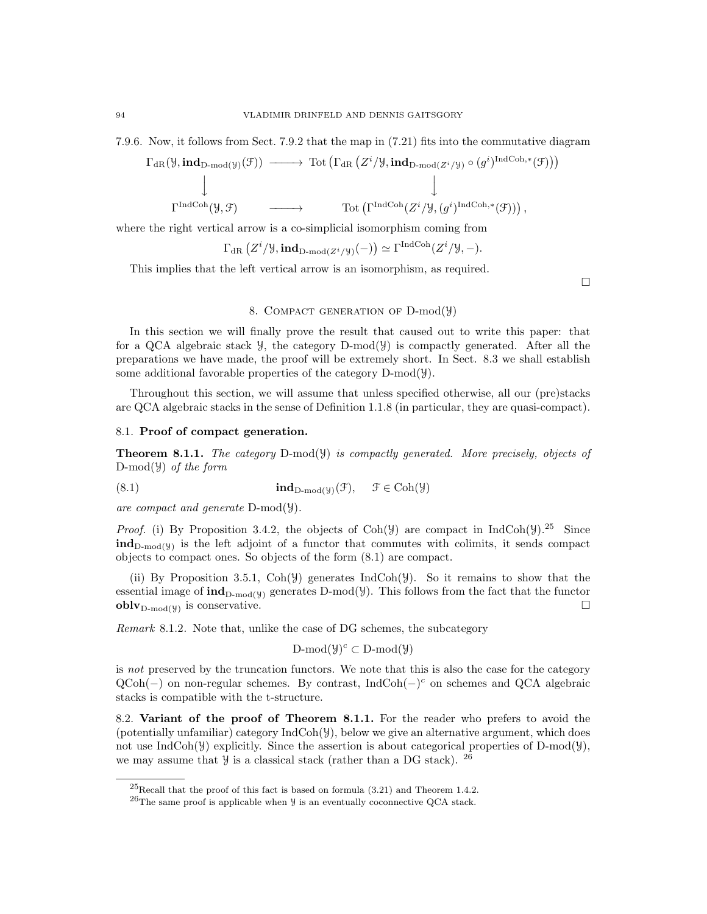7.9.6. Now, it follows from Sect. 7.9.2 that the map in (7.21) fits into the commutative diagram

$$\begin{array}{ccc} \Gamma_{\mathrm{dR}}(\mathcal{Y}, \mathbf{ind}_{\mathrm{D\text{-}mod}(\mathcal{Y})}(\mathcal{F})) & \longrightarrow & \mathrm{Tot}\left(\Gamma_{\mathrm{dR}}\left(Z^i/\mathcal{Y}, \mathbf{ind}_{\mathrm{D\text{-}mod}(Z^i/\mathcal{Y})} \circ (g^i)^{\mathrm{IndCoh},*}(\mathcal{F})\right)\right) \\ \downarrow & & \downarrow \\ \Gamma^{\mathrm{IndCoh}}(\mathcal{Y}, \mathcal{F}) & \longrightarrow & \mathrm{Tot}\left(\Gamma^{\mathrm{IndCoh}}(Z^i/\mathcal{Y}, (g^i)^{\mathrm{IndCoh},*}(\mathcal{F}))\right), \end{array}$$

where the right vertical arrow is a co-simplicial isomorphism coming from

$$\Gamma_{\mathrm{dR}}\left(Z^i/\mathcal{Y}, \mathbf{ind}_{\mathrm{D\text{-}mod}(Z^i/\mathcal{Y})}(-)\right) \simeq \Gamma^{\mathrm{IndCoh}}(Z^i/\mathcal{Y}, -).$$

This implies that the left vertical arrow is an isomorphism, as required.

□

## 8. Compact generation of D-mod($\mathcal{Y}$)

In this section we will finally prove the result that caused out to write this paper: that for a QCA algebraic stack $\mathcal{Y}$, the category D-mod($\mathcal{Y}$) is compactly generated. After all the preparations we have made, the proof will be extremely short. In Sect. 8.3 we shall establish some additional favorable properties of the category D-mod($\mathcal{Y}$).

Throughout this section, we will assume that unless specified otherwise, all our (pre)stacks are QCA algebraic stacks in the sense of Definition 1.1.8 (in particular, they are quasi-compact).

### 8.1. Proof of compact generation.

**Theorem 8.1.1.** *The category* D-mod($\mathcal{Y}$) *is compactly generated. More precisely, objects of* D-mod($\mathcal{Y}$) *of the form*

$$\mathbf{ind}_{\mathrm{D\text{-}mod}(\mathcal{Y})}(\mathcal{F}), \quad \mathcal{F} \in \mathrm{Coh}(\mathcal{Y}) \tag{8.1}$$

*are compact and generate* D-mod($\mathcal{Y}$).

*Proof.* (i) By Proposition 3.4.2, the objects of Coh($\mathcal{Y}$) are compact in IndCoh($\mathcal{Y}$).[25] Since $\mathbf{ind}_{\mathrm{D\text{-}mod}(\mathcal{Y})}$ is the left adjoint of a functor that commutes with colimits, it sends compact objects to compact ones. So objects of the form (8.1) are compact.

(ii) By Proposition 3.5.1, Coh($\mathcal{Y}$) generates IndCoh($\mathcal{Y}$). So it remains to show that the essential image of $\mathbf{ind}_{\mathrm{D\text{-}mod}(\mathcal{Y})}$ generates D-mod($\mathcal{Y}$). This follows from the fact that the functor $\mathbf{oblv}_{\mathrm{D\text{-}mod}(\mathcal{Y})}$ is conservative. □

*Remark* 8.1.2. Note that, unlike the case of DG schemes, the subcategory

$$\mathrm{D\text{-}mod}(\mathcal{Y})^c \subset \mathrm{D\text{-}mod}(\mathcal{Y})$$

is *not* preserved by the truncation functors. We note that this is also the case for the category QCoh(−) on non-regular schemes. By contrast, IndCoh$(-)^c$ on schemes and QCA algebraic stacks is compatible with the t-structure.

8.2. **Variant of the proof of Theorem 8.1.1.** For the reader who prefers to avoid the (potentially unfamiliar) category IndCoh($\mathcal{Y}$), below we give an alternative argument, which does not use IndCoh($\mathcal{Y}$) explicitly. Since the assertion is about categorical properties of D-mod($\mathcal{Y}$), we may assume that $\mathcal{Y}$ is a classical stack (rather than a DG stack).[26]

---

[25] Recall that the proof of this fact is based on formula (3.21) and Theorem 1.4.2.

[26] The same proof is applicable when $\mathcal{Y}$ is an eventually coconnective QCA stack.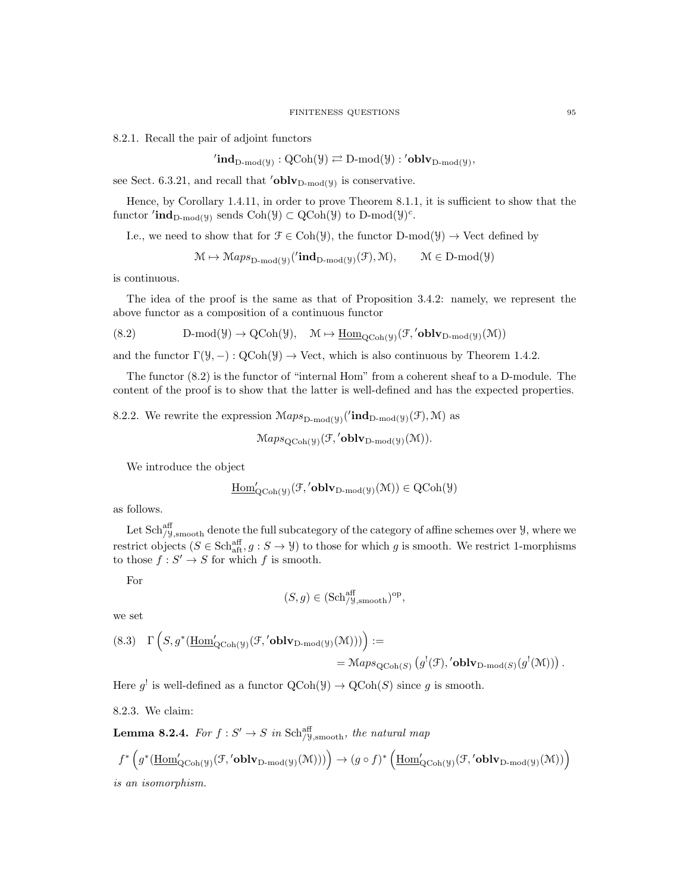8.2.1. Recall the pair of adjoint functors

$$'\mathbf{ind}_{\text{D-mod}(\mathcal{Y})} : \text{QCoh}(\mathcal{Y}) \rightleftarrows \text{D-mod}(\mathcal{Y}) : {'\mathbf{oblv}}_{\text{D-mod}(\mathcal{Y})},$$

see Sect. 6.3.21, and recall that $'\mathbf{oblv}_{\text{D-mod}(\mathcal{Y})}$ is conservative.

Hence, by Corollary 1.4.11, in order to prove Theorem 8.1.1, it is sufficient to show that the functor $'\mathbf{ind}_{\text{D-mod}(\mathcal{Y})}$ sends $\text{Coh}(\mathcal{Y}) \subset \text{QCoh}(\mathcal{Y})$ to $\text{D-mod}(\mathcal{Y})^c$.

I.e., we need to show that for $\mathcal{F} \in \text{Coh}(\mathcal{Y})$, the functor $\text{D-mod}(\mathcal{Y}) \to \text{Vect}$ defined by

$$\mathcal{M} \mapsto \mathcal{M}aps_{\text{D-mod}(\mathcal{Y})}({'\mathbf{ind}}_{\text{D-mod}(\mathcal{Y})}(\mathcal{F}), \mathcal{M}), \qquad \mathcal{M} \in \text{D-mod}(\mathcal{Y})$$

is continuous.

The idea of the proof is the same as that of Proposition 3.4.2: namely, we represent the above functor as a composition of a continuous functor

$$\text{D-mod}(\mathcal{Y}) \to \text{QCoh}(\mathcal{Y}), \quad \mathcal{M} \mapsto \underline{\text{Hom}}_{\text{QCoh}(\mathcal{Y})}(\mathcal{F}, {'\mathbf{oblv}}_{\text{D-mod}(\mathcal{Y})}(\mathcal{M})) \tag{8.2}$$

and the functor $\Gamma(\mathcal{Y}, -) : \text{QCoh}(\mathcal{Y}) \to \text{Vect}$, which is also continuous by Theorem 1.4.2.

The functor (8.2) is the functor of "internal Hom" from a coherent sheaf to a D-module. The content of the proof is to show that the latter is well-defined and has the expected properties.

8.2.2. We rewrite the expression $\mathcal{M}aps_{\text{D-mod}(\mathcal{Y})}({'\mathbf{ind}}_{\text{D-mod}(\mathcal{Y})}(\mathcal{F}), \mathcal{M})$ as

$$\mathcal{M}aps_{\text{QCoh}(\mathcal{Y})}(\mathcal{F}, {'\mathbf{oblv}}_{\text{D-mod}(\mathcal{Y})}(\mathcal{M})).$$

We introduce the object

$$\underline{\text{Hom}}'_{\text{QCoh}(\mathcal{Y})}(\mathcal{F}, {'\mathbf{oblv}}_{\text{D-mod}(\mathcal{Y})}(\mathcal{M})) \in \text{QCoh}(\mathcal{Y})$$

as follows.

Let $\text{Sch}^{\text{aff}}_{/\mathcal{Y},\text{smooth}}$ denote the full subcategory of the category of affine schemes over $\mathcal{Y}$, where we restrict objects $(S \in \text{Sch}^{\text{aff}}_{\text{aft}}, g : S \to \mathcal{Y})$ to those for which $g$ is smooth. We restrict 1-morphisms to those $f : S' \to S$ for which $f$ is smooth.

For

$$(S, g) \in (\text{Sch}^{\text{aff}}_{/\mathcal{Y},\text{smooth}})^{\text{op}},$$

we set

$$\Gamma\left(S, g^*(\underline{\text{Hom}}'_{\text{QCoh}(\mathcal{Y})}(\mathcal{F}, {'\mathbf{oblv}}_{\text{D-mod}(\mathcal{Y})}(\mathcal{M})))\right) := \\ = \mathcal{M}aps_{\text{QCoh}(S)}\left(g^!(\mathcal{F}), {'\mathbf{oblv}}_{\text{D-mod}(S)}(g^!(\mathcal{M}))\right). \tag{8.3}$$

Here $g^!$ is well-defined as a functor $\text{QCoh}(\mathcal{Y}) \to \text{QCoh}(S)$ since $g$ is smooth.

8.2.3. We claim:

**Lemma 8.2.4.** *For $f : S' \to S$ in $\text{Sch}^{\text{aff}}_{/\mathcal{Y},\text{smooth}}$, the natural map*

$$f^*\left(g^*(\underline{\text{Hom}}'_{\text{QCoh}(\mathcal{Y})}(\mathcal{F}, {'\mathbf{oblv}}_{\text{D-mod}(\mathcal{Y})}(\mathcal{M})))\right) \to (g \circ f)^*\left(\underline{\text{Hom}}'_{\text{QCoh}(\mathcal{Y})}(\mathcal{F}, {'\mathbf{oblv}}_{\text{D-mod}(\mathcal{Y})}(\mathcal{M}))\right)$$

*is an isomorphism.*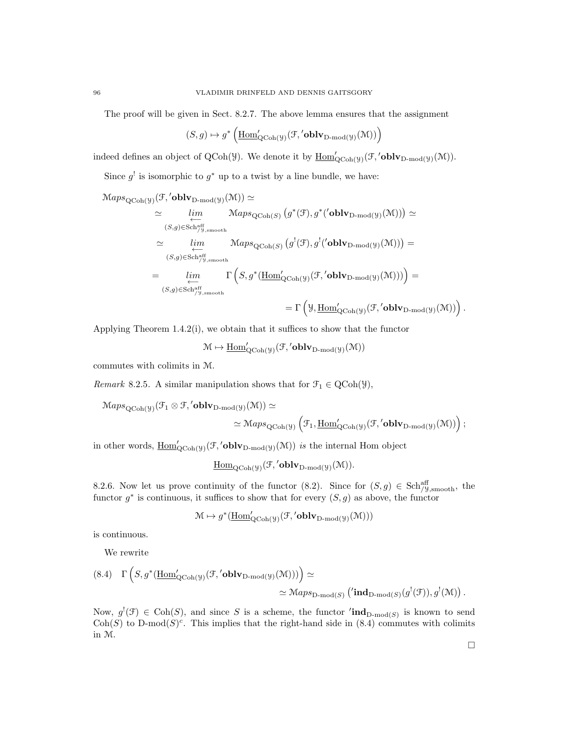The proof will be given in Sect. 8.2.7. The above lemma ensures that the assignment

$$(S,g) \mapsto g^* \left( \underline{\mathrm{Hom}}'_{\mathrm{QCoh}(\mathcal{Y})}(\mathcal{F}, {}'\mathbf{oblv}_{\mathrm{D\text{-}mod}(\mathcal{Y})}(\mathcal{M})) \right)$$

indeed defines an object of $\mathrm{QCoh}(\mathcal{Y})$. We denote it by $\underline{\mathrm{Hom}}'_{\mathrm{QCoh}(\mathcal{Y})}(\mathcal{F}, {}'\mathbf{oblv}_{\mathrm{D\text{-}mod}(\mathcal{Y})}(\mathcal{M}))$.

Since $g^!$ is isomorphic to $g^*$ up to a twist by a line bundle, we have:

$$\begin{aligned}
&\mathcal{M}aps_{\mathrm{QCoh}(\mathcal{Y})}(\mathcal{F}, {}'\mathbf{oblv}_{\mathrm{D\text{-}mod}(\mathcal{Y})}(\mathcal{M})) \simeq \\
&\simeq \underset{(S,g)\in \mathrm{Sch}^{\mathrm{aff}}_{/\mathcal{Y},\mathrm{smooth}}}{\underleftarrow{lim}} \mathcal{M}aps_{\mathrm{QCoh}(S)}\left(g^*(\mathcal{F}), g^*({}'\mathbf{oblv}_{\mathrm{D\text{-}mod}(\mathcal{Y})}(\mathcal{M}))\right) \simeq \\
&\simeq \underset{(S,g)\in \mathrm{Sch}^{\mathrm{aff}}_{/\mathcal{Y},\mathrm{smooth}}}{\underleftarrow{lim}} \mathcal{M}aps_{\mathrm{QCoh}(S)}\left(g^!(\mathcal{F}), g^!({}'\mathbf{oblv}_{\mathrm{D\text{-}mod}(\mathcal{Y})}(\mathcal{M}))\right) = \\
&= \underset{(S,g)\in \mathrm{Sch}^{\mathrm{aff}}_{/\mathcal{Y},\mathrm{smooth}}}{\underleftarrow{lim}} \Gamma\left(S, g^*(\underline{\mathrm{Hom}}'_{\mathrm{QCoh}(\mathcal{Y})}(\mathcal{F}, {}'\mathbf{oblv}_{\mathrm{D\text{-}mod}(\mathcal{Y})}(\mathcal{M})))\right) = \\
&= \Gamma\left(\mathcal{Y}, \underline{\mathrm{Hom}}'_{\mathrm{QCoh}(\mathcal{Y})}(\mathcal{F}, {}'\mathbf{oblv}_{\mathrm{D\text{-}mod}(\mathcal{Y})}(\mathcal{M}))\right).
\end{aligned}$$

Applying Theorem 1.4.2(i), we obtain that it suffices to show that the functor

$$\mathcal{M} \mapsto \underline{\mathrm{Hom}}'_{\mathrm{QCoh}(\mathcal{Y})}(\mathcal{F}, {}'\mathbf{oblv}_{\mathrm{D\text{-}mod}(\mathcal{Y})}(\mathcal{M}))$$

commutes with colimits in $\mathcal{M}$.

*Remark* 8.2.5. A similar manipulation shows that for $\mathcal{F}_1 \in \mathrm{QCoh}(\mathcal{Y})$,

$$\begin{aligned}
&\mathcal{M}aps_{\mathrm{QCoh}(\mathcal{Y})}(\mathcal{F}_1 \otimes \mathcal{F}, {}'\mathbf{oblv}_{\mathrm{D\text{-}mod}(\mathcal{Y})}(\mathcal{M})) \simeq \\
&\simeq \mathcal{M}aps_{\mathrm{QCoh}(\mathcal{Y})}\left(\mathcal{F}_1, \underline{\mathrm{Hom}}'_{\mathrm{QCoh}(\mathcal{Y})}(\mathcal{F}, {}'\mathbf{oblv}_{\mathrm{D\text{-}mod}(\mathcal{Y})}(\mathcal{M}))\right);
\end{aligned}$$

in other words, $\underline{\mathrm{Hom}}'_{\mathrm{QCoh}(\mathcal{Y})}(\mathcal{F}, {}'\mathbf{oblv}_{\mathrm{D\text{-}mod}(\mathcal{Y})}(\mathcal{M}))$ *is* the internal Hom object

$$\underline{\mathrm{Hom}}_{\mathrm{QCoh}(\mathcal{Y})}(\mathcal{F}, {}'\mathbf{oblv}_{\mathrm{D\text{-}mod}(\mathcal{Y})}(\mathcal{M})).$$

8.2.6. Now let us prove continuity of the functor (8.2). Since for $(S,g) \in \mathrm{Sch}^{\mathrm{aff}}_{/\mathcal{Y},\mathrm{smooth}}$, the functor $g^*$ is continuous, it suffices to show that for every $(S,g)$ as above, the functor

$$\mathcal{M} \mapsto g^*(\underline{\mathrm{Hom}}'_{\mathrm{QCoh}(\mathcal{Y})}(\mathcal{F}, {}'\mathbf{oblv}_{\mathrm{D\text{-}mod}(\mathcal{Y})}(\mathcal{M})))$$

is continuous.

We rewrite

$$\begin{aligned}
(8.4)\quad &\Gamma\left(S, g^*(\underline{\mathrm{Hom}}'_{\mathrm{QCoh}(\mathcal{Y})}(\mathcal{F}, {}'\mathbf{oblv}_{\mathrm{D\text{-}mod}(\mathcal{Y})}(\mathcal{M})))\right) \simeq \\
&\simeq \mathcal{M}aps_{\mathrm{D\text{-}mod}(S)}\left({}'\mathbf{ind}_{\mathrm{D\text{-}mod}(S)}(g^!(\mathcal{F})), g^!(\mathcal{M})\right).
\end{aligned}$$

Now, $g^!(\mathcal{F}) \in \mathrm{Coh}(S)$, and since $S$ is a scheme, the functor ${}'\mathbf{ind}_{\mathrm{D\text{-}mod}(S)}$ is known to send $\mathrm{Coh}(S)$ to $\mathrm{D\text{-}mod}(S)^c$. This implies that the right-hand side in (8.4) commutes with colimits in $\mathcal{M}$.

□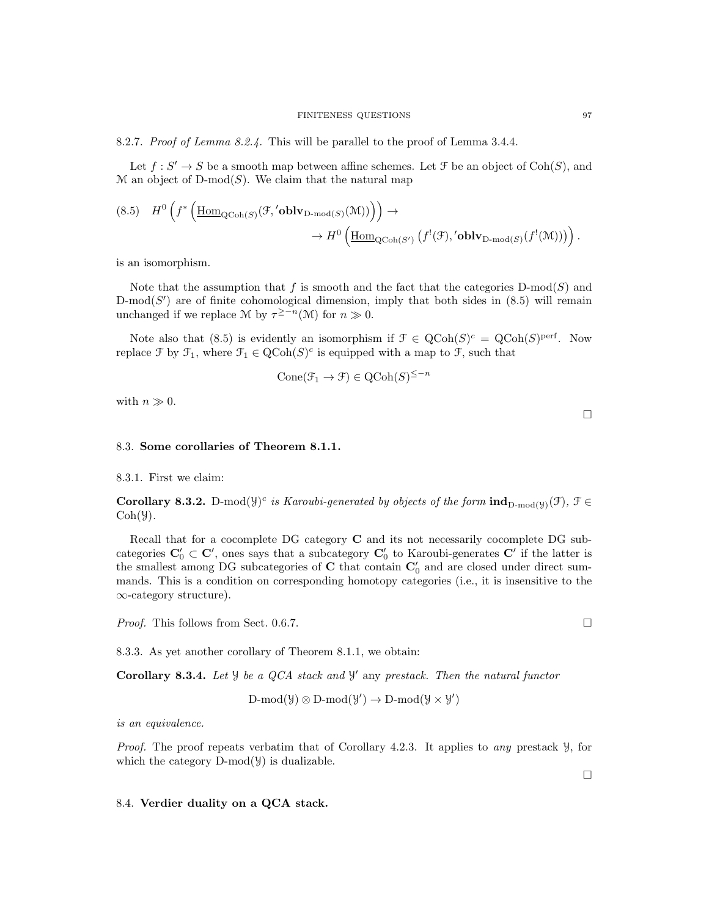8.2.7. *Proof of Lemma 8.2.4.* This will be parallel to the proof of Lemma 3.4.4.

Let $f : S' \to S$ be a smooth map between affine schemes. Let $\mathcal{F}$ be an object of $\operatorname{Coh}(S)$, and $\mathcal{M}$ an object of $\operatorname{D-mod}(S)$. We claim that the natural map

$$(8.5) \quad H^0\left(f^*\left(\underline{\operatorname{Hom}}_{\operatorname{QCoh}(S)}(\mathcal{F}, {}'\mathbf{oblv}_{\operatorname{D-mod}(S)}(\mathcal{M}))\right)\right) \to \\ \to H^0\left(\underline{\operatorname{Hom}}_{\operatorname{QCoh}(S')}\left(f^!(\mathcal{F}), {}'\mathbf{oblv}_{\operatorname{D-mod}(S)}(f^!(\mathcal{M}))\right)\right).$$

is an isomorphism.

Note that the assumption that $f$ is smooth and the fact that the categories $\operatorname{D-mod}(S)$ and $\operatorname{D-mod}(S')$ are of finite cohomological dimension, imply that both sides in (8.5) will remain unchanged if we replace $\mathcal{M}$ by $\tau^{\geq -n}(\mathcal{M})$ for $n \gg 0$.

Note also that (8.5) is evidently an isomorphism if $\mathcal{F} \in \operatorname{QCoh}(S)^c = \operatorname{QCoh}(S)^{\operatorname{perf}}$. Now replace $\mathcal{F}$ by $\mathcal{F}_1$, where $\mathcal{F}_1 \in \operatorname{QCoh}(S)^c$ is equipped with a map to $\mathcal{F}$, such that

$$\operatorname{Cone}(\mathcal{F}_1 \to \mathcal{F}) \in \operatorname{QCoh}(S)^{\leq -n}$$

with $n \gg 0$.

□

## 8.3. Some corollaries of Theorem 8.1.1.

8.3.1. First we claim:

**Corollary 8.3.2.** *$\operatorname{D-mod}(\mathcal{Y})^c$ is Karoubi-generated by objects of the form $\mathbf{ind}_{\operatorname{D-mod}(\mathcal{Y})}(\mathcal{F})$, $\mathcal{F} \in \operatorname{Coh}(\mathcal{Y})$.*

Recall that for a cocomplete DG category $\mathbf{C}$ and its not necessarily cocomplete DG subcategories $\mathbf{C}'_0 \subset \mathbf{C}'$, ones says that a subcategory $\mathbf{C}'_0$ to Karoubi-generates $\mathbf{C}'$ if the latter is the smallest among DG subcategories of $\mathbf{C}$ that contain $\mathbf{C}'_0$ and are closed under direct summands. This is a condition on corresponding homotopy categories (i.e., it is insensitive to the $\infty$-category structure).

*Proof.* This follows from Sect. 0.6.7. □

8.3.3. As yet another corollary of Theorem 8.1.1, we obtain:

**Corollary 8.3.4.** *Let $\mathcal{Y}$ be a QCA stack and $\mathcal{Y}'$* any *prestack. Then the natural functor*

$$\operatorname{D-mod}(\mathcal{Y}) \otimes \operatorname{D-mod}(\mathcal{Y}') \to \operatorname{D-mod}(\mathcal{Y} \times \mathcal{Y}')$$

*is an equivalence.*

*Proof.* The proof repeats verbatim that of Corollary 4.2.3. It applies to *any* prestack $\mathcal{Y}$, for which the category $\operatorname{D-mod}(\mathcal{Y})$ is dualizable.

□

## 8.4. Verdier duality on a QCA stack.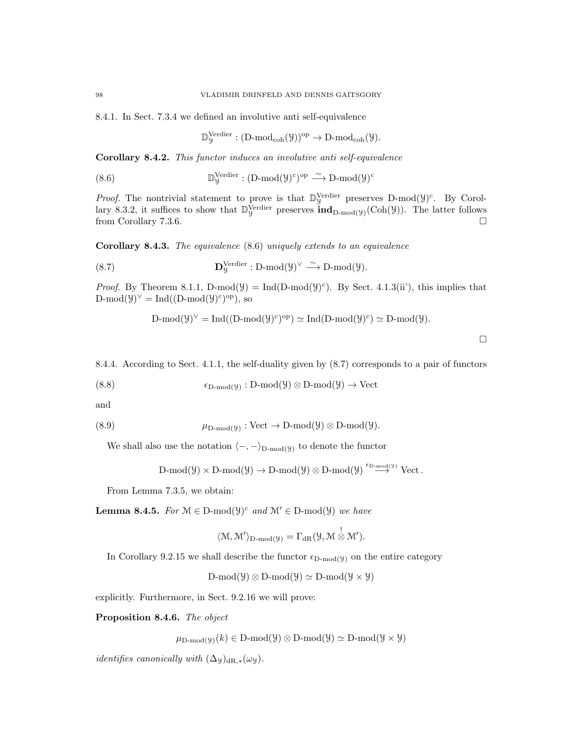8.4.1. In Sect. 7.3.4 we defined an involutive anti self-equivalence

$$\mathbb{D}^{\mathrm{Verdier}}_{\mathcal{Y}} : (\text{D-mod}_{\mathrm{coh}}(\mathcal{Y}))^{\mathrm{op}} \to \text{D-mod}_{\mathrm{coh}}(\mathcal{Y}).$$

**Corollary 8.4.2.** *This functor induces an involutive anti self-equivalence*

$$\mathbb{D}^{\mathrm{Verdier}}_{\mathcal{Y}} : (\text{D-mod}(\mathcal{Y})^c)^{\mathrm{op}} \xrightarrow{\sim} \text{D-mod}(\mathcal{Y})^c \tag{8.6}$$

*Proof.* The nontrivial statement to prove is that $\mathbb{D}^{\mathrm{Verdier}}_{\mathcal{Y}}$ preserves $\text{D-mod}(\mathcal{Y})^c$. By Corollary 8.3.2, it suffices to show that $\mathbb{D}^{\mathrm{Verdier}}_{\mathcal{Y}}$ preserves $\mathbf{ind}_{\text{D-mod}(\mathcal{Y})}(\mathrm{Coh}(\mathcal{Y}))$. The latter follows from Corollary 7.3.6. □

**Corollary 8.4.3.** *The equivalence* (8.6) *uniquely extends to an equivalence*

$$\mathbf{D}^{\mathrm{Verdier}}_{\mathcal{Y}} : \text{D-mod}(\mathcal{Y})^{\vee} \xrightarrow{\sim} \text{D-mod}(\mathcal{Y}). \tag{8.7}$$

*Proof.* By Theorem 8.1.1, $\text{D-mod}(\mathcal{Y}) = \mathrm{Ind}(\text{D-mod}(\mathcal{Y})^c)$. By Sect. 4.1.3(ii'), this implies that $\text{D-mod}(\mathcal{Y})^{\vee} = \mathrm{Ind}((\text{D-mod}(\mathcal{Y})^c)^{\mathrm{op}})$, so

$$\text{D-mod}(\mathcal{Y})^{\vee} = \mathrm{Ind}((\text{D-mod}(\mathcal{Y})^c)^{\mathrm{op}}) \simeq \mathrm{Ind}(\text{D-mod}(\mathcal{Y})^c) \simeq \text{D-mod}(\mathcal{Y}).$$

□

8.4.4. According to Sect. 4.1.1, the self-duality given by (8.7) corresponds to a pair of functors

$$\epsilon_{\text{D-mod}(\mathcal{Y})} : \text{D-mod}(\mathcal{Y}) \otimes \text{D-mod}(\mathcal{Y}) \to \mathrm{Vect} \tag{8.8}$$

and

$$\mu_{\text{D-mod}(\mathcal{Y})} : \mathrm{Vect} \to \text{D-mod}(\mathcal{Y}) \otimes \text{D-mod}(\mathcal{Y}). \tag{8.9}$$

We shall also use the notation $\langle -, - \rangle_{\text{D-mod}(\mathcal{Y})}$ to denote the functor

$$\text{D-mod}(\mathcal{Y}) \times \text{D-mod}(\mathcal{Y}) \to \text{D-mod}(\mathcal{Y}) \otimes \text{D-mod}(\mathcal{Y}) \overset{\epsilon_{\text{D-mod}(\mathcal{Y})}}{\longrightarrow} \mathrm{Vect}.$$

From Lemma 7.3.5, we obtain:

**Lemma 8.4.5.** *For $\mathcal{M} \in \text{D-mod}(\mathcal{Y})^c$ and $\mathcal{M}' \in \text{D-mod}(\mathcal{Y})$ we have*

$$\langle \mathcal{M}, \mathcal{M}' \rangle_{\text{D-mod}(\mathcal{Y})} = \Gamma_{\mathrm{dR}}(\mathcal{Y}, \mathcal{M} \overset{!}{\otimes} \mathcal{M}').$$

In Corollary 9.2.15 we shall describe the functor $\epsilon_{\text{D-mod}(\mathcal{Y})}$ on the entire category

$$\text{D-mod}(\mathcal{Y}) \otimes \text{D-mod}(\mathcal{Y}) \simeq \text{D-mod}(\mathcal{Y} \times \mathcal{Y})$$

explicitly. Furthermore, in Sect. 9.2.16 we will prove:

**Proposition 8.4.6.** *The object*

$$\mu_{\text{D-mod}(\mathcal{Y})}(k) \in \text{D-mod}(\mathcal{Y}) \otimes \text{D-mod}(\mathcal{Y}) \simeq \text{D-mod}(\mathcal{Y} \times \mathcal{Y})$$

*identifies canonically with $(\Delta_{\mathcal{Y}})_{\mathrm{dR},*}(\omega_{\mathcal{Y}})$.*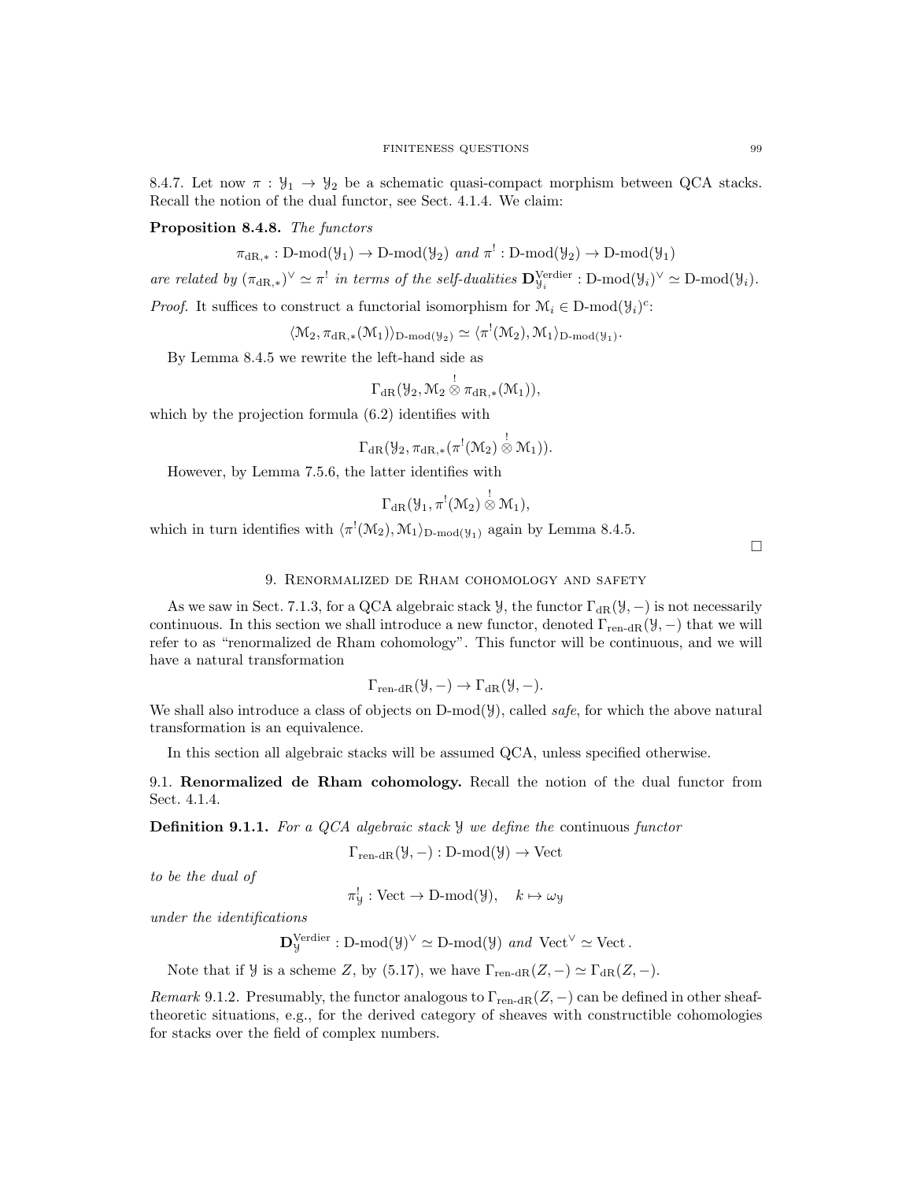8.4.7. Let now $\pi : \mathcal{Y}_1 \to \mathcal{Y}_2$ be a schematic quasi-compact morphism between QCA stacks. Recall the notion of the dual functor, see Sect. 4.1.4. We claim:

**Proposition 8.4.8.** *The functors*

$$\pi_{\mathrm{dR},*} : \text{D-mod}(\mathcal{Y}_1) \to \text{D-mod}(\mathcal{Y}_2) \text{ and } \pi^! : \text{D-mod}(\mathcal{Y}_2) \to \text{D-mod}(\mathcal{Y}_1)$$

*are related by* $(\pi_{\mathrm{dR},*})^\vee \simeq \pi^!$ *in terms of the self-dualities* $\mathbf{D}^{\mathrm{Verdier}}_{\mathcal{Y}_i} : \text{D-mod}(\mathcal{Y}_i)^\vee \simeq \text{D-mod}(\mathcal{Y}_i)$.

*Proof.* It suffices to construct a functorial isomorphism for $\mathcal{M}_i \in \text{D-mod}(\mathcal{Y}_i)^c$:

$$\langle \mathcal{M}_2, \pi_{\mathrm{dR},*}(\mathcal{M}_1) \rangle_{\text{D-mod}(\mathcal{Y}_2)} \simeq \langle \pi^!(\mathcal{M}_2), \mathcal{M}_1 \rangle_{\text{D-mod}(\mathcal{Y}_1)}.$$

By Lemma 8.4.5 we rewrite the left-hand side as

$$\Gamma_{\mathrm{dR}}(\mathcal{Y}_2, \mathcal{M}_2 \overset{!}{\otimes} \pi_{\mathrm{dR},*}(\mathcal{M}_1)),$$

which by the projection formula (6.2) identifies with

$$\Gamma_{\mathrm{dR}}(\mathcal{Y}_2, \pi_{\mathrm{dR},*}(\pi^!(\mathcal{M}_2) \overset{!}{\otimes} \mathcal{M}_1)).$$

However, by Lemma 7.5.6, the latter identifies with

$$\Gamma_{\mathrm{dR}}(\mathcal{Y}_1, \pi^!(\mathcal{M}_2) \overset{!}{\otimes} \mathcal{M}_1),$$

which in turn identifies with $\langle \pi^!(\mathcal{M}_2), \mathcal{M}_1 \rangle_{\text{D-mod}(\mathcal{Y}_1)}$ again by Lemma 8.4.5.

□

## 9. Renormalized de Rham cohomology and safety

As we saw in Sect. 7.1.3, for a QCA algebraic stack $\mathcal{Y}$, the functor $\Gamma_{\mathrm{dR}}(\mathcal{Y}, -)$ is not necessarily continuous. In this section we shall introduce a new functor, denoted $\Gamma_{\text{ren-dR}}(\mathcal{Y}, -)$ that we will refer to as "renormalized de Rham cohomology". This functor will be continuous, and we will have a natural transformation

$$\Gamma_{\text{ren-dR}}(\mathcal{Y}, -) \to \Gamma_{\mathrm{dR}}(\mathcal{Y}, -).$$

We shall also introduce a class of objects on $\text{D-mod}(\mathcal{Y})$, called *safe*, for which the above natural transformation is an equivalence.

In this section all algebraic stacks will be assumed QCA, unless specified otherwise.

9.1. **Renormalized de Rham cohomology.** Recall the notion of the dual functor from Sect. 4.1.4.

**Definition 9.1.1.** *For a QCA algebraic stack* $\mathcal{Y}$ *we define the* continuous *functor*

$$\Gamma_{\text{ren-dR}}(\mathcal{Y}, -) : \text{D-mod}(\mathcal{Y}) \to \text{Vect}$$

*to be the dual of*

$$\pi^!_{\mathcal{Y}} : \text{Vect} \to \text{D-mod}(\mathcal{Y}), \quad k \mapsto \omega_{\mathcal{Y}}$$

*under the identifications*

$$\mathbf{D}^{\mathrm{Verdier}}_{\mathcal{Y}} : \text{D-mod}(\mathcal{Y})^\vee \simeq \text{D-mod}(\mathcal{Y}) \text{ and } \text{Vect}^\vee \simeq \text{Vect}.$$

Note that if $\mathcal{Y}$ is a scheme $Z$, by (5.17), we have $\Gamma_{\text{ren-dR}}(Z, -) \simeq \Gamma_{\mathrm{dR}}(Z, -)$.

*Remark* 9.1.2. Presumably, the functor analogous to $\Gamma_{\text{ren-dR}}(Z, -)$ can be defined in other sheaf-theoretic situations, e.g., for the derived category of sheaves with constructible cohomologies for stacks over the field of complex numbers.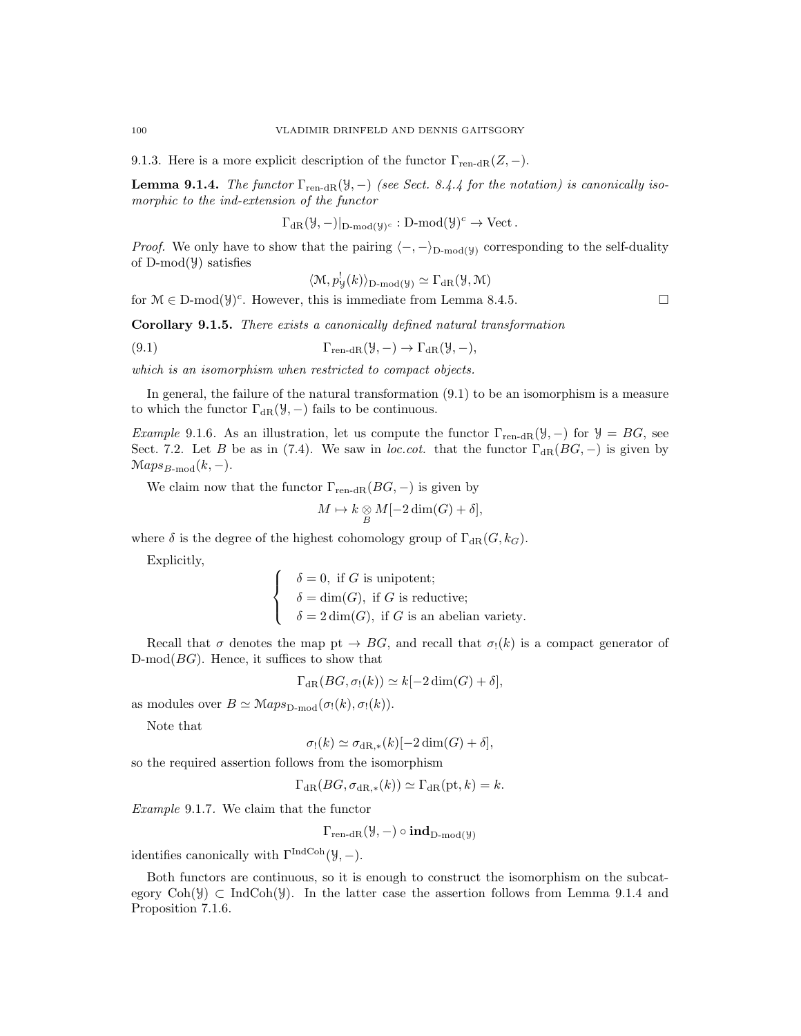9.1.3. Here is a more explicit description of the functor $\Gamma_{\text{ren-dR}}(Z, -)$.

**Lemma 9.1.4.** *The functor $\Gamma_{\text{ren-dR}}(\mathcal{Y}, -)$ (see Sect. 8.4.4 for the notation) is canonically isomorphic to the ind-extension of the functor*

$$\Gamma_{\text{dR}}(\mathcal{Y}, -)|_{\text{D-mod}(\mathcal{Y})^c} : \text{D-mod}(\mathcal{Y})^c \to \text{Vect}\,.$$

*Proof.* We only have to show that the pairing $\langle -, - \rangle_{\text{D-mod}(\mathcal{Y})}$ corresponding to the self-duality of $\text{D-mod}(\mathcal{Y})$ satisfies

$$\langle \mathcal{M}, p^!_{\mathcal{Y}}(k) \rangle_{\text{D-mod}(\mathcal{Y})} \simeq \Gamma_{\text{dR}}(\mathcal{Y}, \mathcal{M})$$

for $\mathcal{M} \in \text{D-mod}(\mathcal{Y})^c$. However, this is immediate from Lemma 8.4.5. □

**Corollary 9.1.5.** *There exists a canonically defined natural transformation*

$$\Gamma_{\text{ren-dR}}(\mathcal{Y}, -) \to \Gamma_{\text{dR}}(\mathcal{Y}, -), \tag{9.1}$$

*which is an isomorphism when restricted to compact objects.*

In general, the failure of the natural transformation (9.1) to be an isomorphism is a measure to which the functor $\Gamma_{\text{dR}}(\mathcal{Y}, -)$ fails to be continuous.

*Example* 9.1.6. As an illustration, let us compute the functor $\Gamma_{\text{ren-dR}}(\mathcal{Y}, -)$ for $\mathcal{Y} = BG$, see Sect. 7.2. Let $B$ be as in (7.4). We saw in *loc.cot.* that the functor $\Gamma_{\text{dR}}(BG, -)$ is given by $\mathcal{M}aps_{B\text{-mod}}(k, -)$.

We claim now that the functor $\Gamma_{\text{ren-dR}}(BG, -)$ is given by

$$M \mapsto k \underset{B}{\otimes} M[-2\dim(G) + \delta],$$

where $\delta$ is the degree of the highest cohomology group of $\Gamma_{\text{dR}}(G, k_G)$.

Explicitly,

$$\begin{cases} \delta = 0, \text{ if } G \text{ is unipotent;} \\ \delta = \dim(G), \text{ if } G \text{ is reductive;} \\ \delta = 2\dim(G), \text{ if } G \text{ is an abelian variety.} \end{cases}$$

Recall that $\sigma$ denotes the map $\text{pt} \to BG$, and recall that $\sigma_!(k)$ is a compact generator of $\text{D-mod}(BG)$. Hence, it suffices to show that

$$\Gamma_{\text{dR}}(BG, \sigma_!(k)) \simeq k[-2\dim(G) + \delta],$$

as modules over $B \simeq \mathcal{M}aps_{\text{D-mod}}(\sigma_!(k), \sigma_!(k))$.

Note that

$$\sigma_!(k) \simeq \sigma_{\text{dR},*}(k)[-2\dim(G) + \delta],$$

so the required assertion follows from the isomorphism

$$\Gamma_{\text{dR}}(BG, \sigma_{\text{dR},*}(k)) \simeq \Gamma_{\text{dR}}(\text{pt}, k) = k.$$

*Example* 9.1.7. We claim that the functor

$$\Gamma_{\text{ren-dR}}(\mathcal{Y}, -) \circ \mathbf{ind}_{\text{D-mod}(\mathcal{Y})}$$

identifies canonically with $\Gamma^{\text{IndCoh}}(\mathcal{Y}, -)$.

Both functors are continuous, so it is enough to construct the isomorphism on the subcategory $\text{Coh}(\mathcal{Y}) \subset \text{IndCoh}(\mathcal{Y})$. In the latter case the assertion follows from Lemma 9.1.4 and Proposition 7.1.6.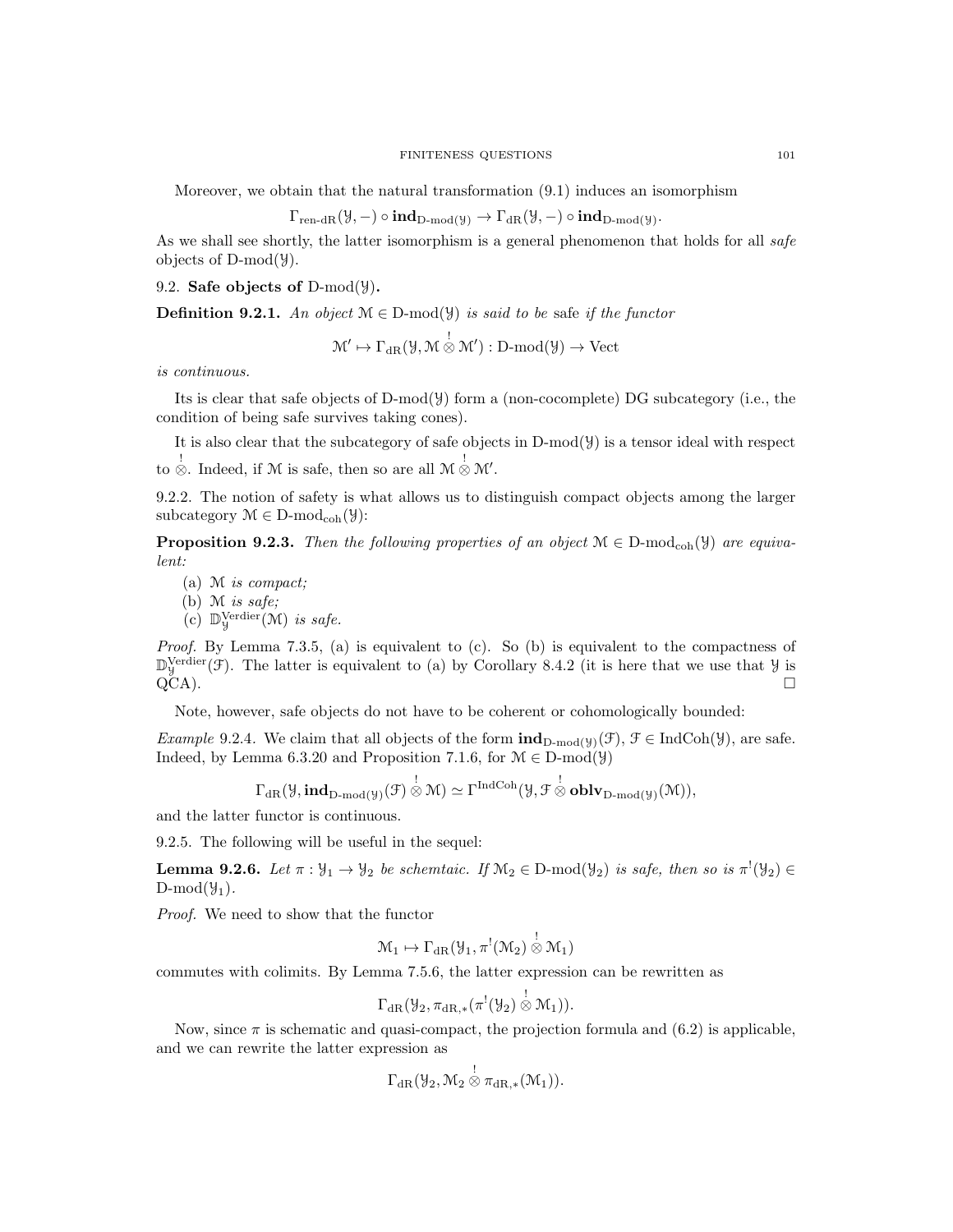Moreover, we obtain that the natural transformation (9.1) induces an isomorphism

$$\Gamma_{\text{ren-dR}}(\mathcal{Y}, -) \circ \mathbf{ind}_{\text{D-mod}(\mathcal{Y})} \to \Gamma_{\text{dR}}(\mathcal{Y}, -) \circ \mathbf{ind}_{\text{D-mod}(\mathcal{Y})}.$$

As we shall see shortly, the latter isomorphism is a general phenomenon that holds for all *safe* objects of D-mod($\mathcal{Y}$).

## 9.2. Safe objects of D-mod($\mathcal{Y}$).

**Definition 9.2.1.** *An object $\mathcal{M} \in \text{D-mod}(\mathcal{Y})$ is said to be* safe *if the functor*

$$\mathcal{M}' \mapsto \Gamma_{\text{dR}}(\mathcal{Y}, \mathcal{M} \overset{!}{\otimes} \mathcal{M}') : \text{D-mod}(\mathcal{Y}) \to \text{Vect}$$

*is continuous.*

Its is clear that safe objects of D-mod($\mathcal{Y}$) form a (non-cocomplete) DG subcategory (i.e., the condition of being safe survives taking cones).

It is also clear that the subcategory of safe objects in D-mod($\mathcal{Y}$) is a tensor ideal with respect to $\overset{!}{\otimes}$. Indeed, if $\mathcal{M}$ is safe, then so are all $\mathcal{M} \overset{!}{\otimes} \mathcal{M}'$.

9.2.2. The notion of safety is what allows us to distinguish compact objects among the larger subcategory $\mathcal{M} \in \text{D-mod}_{\text{coh}}(\mathcal{Y})$:

**Proposition 9.2.3.** *Then the following properties of an object $\mathcal{M} \in \text{D-mod}_{\text{coh}}(\mathcal{Y})$ are equivalent:*

(a) $\mathcal{M}$ *is compact;*
(b) $\mathcal{M}$ *is safe;*
(c) $\mathbb{D}^{\text{Verdier}}_{\mathcal{Y}}(\mathcal{M})$ *is safe.*

*Proof.* By Lemma 7.3.5, (a) is equivalent to (c). So (b) is equivalent to the compactness of $\mathbb{D}^{\text{Verdier}}_{\mathcal{Y}}(\mathcal{F})$. The latter is equivalent to (a) by Corollary 8.4.2 (it is here that we use that $\mathcal{Y}$ is QCA). □

Note, however, safe objects do not have to be coherent or cohomologically bounded:

*Example* 9.2.4. We claim that all objects of the form $\mathbf{ind}_{\text{D-mod}(\mathcal{Y})}(\mathcal{F})$, $\mathcal{F} \in \text{IndCoh}(\mathcal{Y})$, are safe. Indeed, by Lemma 6.3.20 and Proposition 7.1.6, for $\mathcal{M} \in \text{D-mod}(\mathcal{Y})$

$$\Gamma_{\text{dR}}(\mathcal{Y}, \mathbf{ind}_{\text{D-mod}(\mathcal{Y})}(\mathcal{F}) \overset{!}{\otimes} \mathcal{M}) \simeq \Gamma^{\text{IndCoh}}(\mathcal{Y}, \mathcal{F} \overset{!}{\otimes} \mathbf{oblv}_{\text{D-mod}(\mathcal{Y})}(\mathcal{M})),$$

and the latter functor is continuous.

9.2.5. The following will be useful in the sequel:

**Lemma 9.2.6.** *Let $\pi : \mathcal{Y}_1 \to \mathcal{Y}_2$ be schemtaic. If $\mathcal{M}_2 \in \text{D-mod}(\mathcal{Y}_2)$ is safe, then so is $\pi^!(\mathcal{Y}_2) \in \text{D-mod}(\mathcal{Y}_1)$.*

*Proof.* We need to show that the functor

$$\mathcal{M}_1 \mapsto \Gamma_{\text{dR}}(\mathcal{Y}_1, \pi^!(\mathcal{M}_2) \overset{!}{\otimes} \mathcal{M}_1)$$

commutes with colimits. By Lemma 7.5.6, the latter expression can be rewritten as

$$\Gamma_{\text{dR}}(\mathcal{Y}_2, \pi_{\text{dR},*}(\pi^!(\mathcal{Y}_2) \overset{!}{\otimes} \mathcal{M}_1)).$$

Now, since $\pi$ is schematic and quasi-compact, the projection formula and (6.2) is applicable, and we can rewrite the latter expression as

$$\Gamma_{\text{dR}}(\mathcal{Y}_2, \mathcal{M}_2 \overset{!}{\otimes} \pi_{\text{dR},*}(\mathcal{M}_1)).$$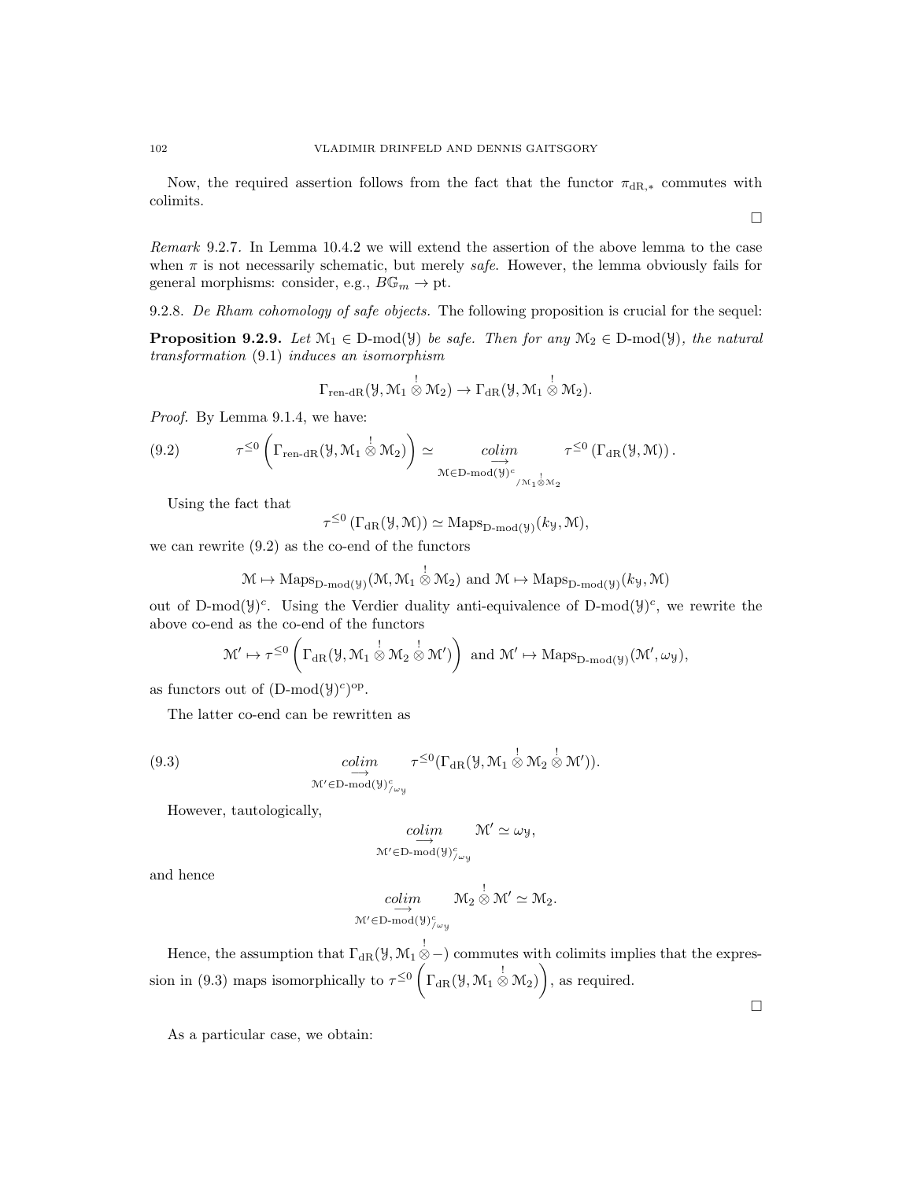Now, the required assertion follows from the fact that the functor $\pi_{\mathrm{dR},*}$ commutes with colimits.

$\square$

*Remark* 9.2.7. In Lemma 10.4.2 we will extend the assertion of the above lemma to the case when $\pi$ is not necessarily schematic, but merely *safe*. However, the lemma obviously fails for general morphisms: consider, e.g., $B\mathbb{G}_m \to \mathrm{pt}$.

9.2.8. *De Rham cohomology of safe objects.* The following proposition is crucial for the sequel:

**Proposition 9.2.9.** *Let $\mathcal{M}_1 \in \text{D-mod}(\mathcal{Y})$ be safe. Then for any $\mathcal{M}_2 \in \text{D-mod}(\mathcal{Y})$, the natural transformation* (9.1) *induces an isomorphism*

$$\Gamma_{\text{ren-dR}}(\mathcal{Y}, \mathcal{M}_1 \overset{!}{\otimes} \mathcal{M}_2) \to \Gamma_{\mathrm{dR}}(\mathcal{Y}, \mathcal{M}_1 \overset{!}{\otimes} \mathcal{M}_2).$$

*Proof.* By Lemma 9.1.4, we have:

$$\tau^{\leq 0}\left(\Gamma_{\text{ren-dR}}(\mathcal{Y}, \mathcal{M}_1 \overset{!}{\otimes} \mathcal{M}_2)\right) \simeq \underset{\mathcal{M} \in \text{D-mod}(\mathcal{Y})^c_{/\mathcal{M}_1 \overset{!}{\otimes} \mathcal{M}_2}}{\underset{\longrightarrow}{colim}} \tau^{\leq 0}\left(\Gamma_{\mathrm{dR}}(\mathcal{Y}, \mathcal{M})\right). \tag{9.2}$$

Using the fact that

$$\tau^{\leq 0}\left(\Gamma_{\mathrm{dR}}(\mathcal{Y}, \mathcal{M})\right) \simeq \mathrm{Maps}_{\text{D-mod}(\mathcal{Y})}(k_{\mathcal{Y}}, \mathcal{M}),$$

we can rewrite (9.2) as the co-end of the functors

$$\mathcal{M} \mapsto \mathrm{Maps}_{\text{D-mod}(\mathcal{Y})}(\mathcal{M}, \mathcal{M}_1 \overset{!}{\otimes} \mathcal{M}_2) \text{ and } \mathcal{M} \mapsto \mathrm{Maps}_{\text{D-mod}(\mathcal{Y})}(k_{\mathcal{Y}}, \mathcal{M})$$

out of $\text{D-mod}(\mathcal{Y})^c$. Using the Verdier duality anti-equivalence of $\text{D-mod}(\mathcal{Y})^c$, we rewrite the above co-end as the co-end of the functors

$$\mathcal{M}' \mapsto \tau^{\leq 0}\left(\Gamma_{\mathrm{dR}}(\mathcal{Y}, \mathcal{M}_1 \overset{!}{\otimes} \mathcal{M}_2 \overset{!}{\otimes} \mathcal{M}')\right) \text{ and } \mathcal{M}' \mapsto \mathrm{Maps}_{\text{D-mod}(\mathcal{Y})}(\mathcal{M}', \omega_{\mathcal{Y}}),$$

as functors out of $(\text{D-mod}(\mathcal{Y})^c)^{\mathrm{op}}$.

The latter co-end can be rewritten as

$$\underset{\mathcal{M}' \in \text{D-mod}(\mathcal{Y})^c_{/\omega_{\mathcal{Y}}}}{\underset{\longrightarrow}{colim}} \tau^{\leq 0}(\Gamma_{\mathrm{dR}}(\mathcal{Y}, \mathcal{M}_1 \overset{!}{\otimes} \mathcal{M}_2 \overset{!}{\otimes} \mathcal{M}')). \tag{9.3}$$

However, tautologically,

$$\underset{\mathcal{M}' \in \text{D-mod}(\mathcal{Y})^c_{/\omega_{\mathcal{Y}}}}{\underset{\longrightarrow}{colim}} \mathcal{M}' \simeq \omega_{\mathcal{Y}},$$

and hence

$$\underset{\mathcal{M}' \in \text{D-mod}(\mathcal{Y})^c_{/\omega_{\mathcal{Y}}}}{\underset{\longrightarrow}{colim}} \mathcal{M}_2 \overset{!}{\otimes} \mathcal{M}' \simeq \mathcal{M}_2.$$

Hence, the assumption that $\Gamma_{\mathrm{dR}}(\mathcal{Y}, \mathcal{M}_1 \overset{!}{\otimes} -)$ commutes with colimits implies that the expression in (9.3) maps isomorphically to $\tau^{\leq 0}\left(\Gamma_{\mathrm{dR}}(\mathcal{Y}, \mathcal{M}_1 \overset{!}{\otimes} \mathcal{M}_2)\right)$, as required.

$\square$

As a particular case, we obtain: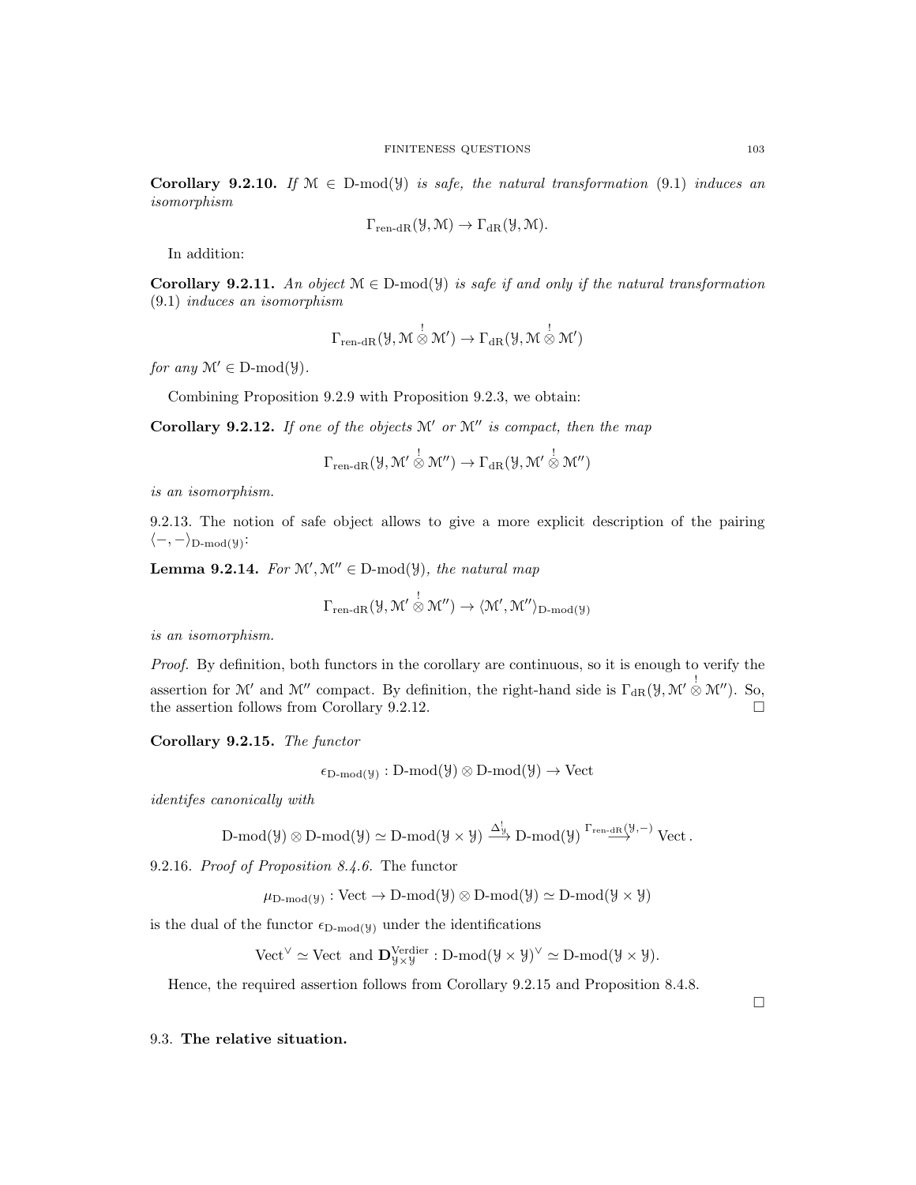**Corollary 9.2.10.** *If $\mathcal{M} \in \text{D-mod}(\mathcal{Y})$ is safe, the natural transformation* (9.1) *induces an isomorphism*

$$\Gamma_{\text{ren-dR}}(\mathcal{Y}, \mathcal{M}) \to \Gamma_{\text{dR}}(\mathcal{Y}, \mathcal{M}).$$

In addition:

**Corollary 9.2.11.** *An object $\mathcal{M} \in \text{D-mod}(\mathcal{Y})$ is safe if and only if the natural transformation* (9.1) *induces an isomorphism*

$$\Gamma_{\text{ren-dR}}(\mathcal{Y}, \mathcal{M} \overset{!}{\otimes} \mathcal{M}') \to \Gamma_{\text{dR}}(\mathcal{Y}, \mathcal{M} \overset{!}{\otimes} \mathcal{M}')$$

*for any $\mathcal{M}' \in \text{D-mod}(\mathcal{Y})$.*

Combining Proposition 9.2.9 with Proposition 9.2.3, we obtain:

**Corollary 9.2.12.** *If one of the objects $\mathcal{M}'$ or $\mathcal{M}''$ is compact, then the map*

$$\Gamma_{\text{ren-dR}}(\mathcal{Y}, \mathcal{M}' \overset{!}{\otimes} \mathcal{M}'') \to \Gamma_{\text{dR}}(\mathcal{Y}, \mathcal{M}' \overset{!}{\otimes} \mathcal{M}'')$$

*is an isomorphism.*

9.2.13. The notion of safe object allows to give a more explicit description of the pairing $\langle -, - \rangle_{\text{D-mod}(\mathcal{Y})}$:

**Lemma 9.2.14.** *For $\mathcal{M}', \mathcal{M}'' \in \text{D-mod}(\mathcal{Y})$, the natural map*

$$\Gamma_{\text{ren-dR}}(\mathcal{Y}, \mathcal{M}' \overset{!}{\otimes} \mathcal{M}'') \to \langle \mathcal{M}', \mathcal{M}'' \rangle_{\text{D-mod}(\mathcal{Y})}$$

*is an isomorphism.*

*Proof.* By definition, both functors in the corollary are continuous, so it is enough to verify the assertion for $\mathcal{M}'$ and $\mathcal{M}''$ compact. By definition, the right-hand side is $\Gamma_{\text{dR}}(\mathcal{Y}, \mathcal{M}' \overset{!}{\otimes} \mathcal{M}'')$. So, the assertion follows from Corollary 9.2.12. □

**Corollary 9.2.15.** *The functor*

$$\epsilon_{\text{D-mod}(\mathcal{Y})} : \text{D-mod}(\mathcal{Y}) \otimes \text{D-mod}(\mathcal{Y}) \to \text{Vect}$$

*identifes canonically with*

$$\text{D-mod}(\mathcal{Y}) \otimes \text{D-mod}(\mathcal{Y}) \simeq \text{D-mod}(\mathcal{Y} \times \mathcal{Y}) \xrightarrow{\Delta^!_{\mathcal{Y}}} \text{D-mod}(\mathcal{Y}) \xrightarrow{\Gamma_{\text{ren-dR}}(\mathcal{Y}, -)} \text{Vect}.$$

9.2.16. *Proof of Proposition 8.4.6.* The functor

$$\mu_{\text{D-mod}(\mathcal{Y})} : \text{Vect} \to \text{D-mod}(\mathcal{Y}) \otimes \text{D-mod}(\mathcal{Y}) \simeq \text{D-mod}(\mathcal{Y} \times \mathcal{Y})$$

is the dual of the functor $\epsilon_{\text{D-mod}(\mathcal{Y})}$ under the identifications

$$\text{Vect}^\vee \simeq \text{Vect} \text{ and } \mathbf{D}^{\text{Verdier}}_{\mathcal{Y} \times \mathcal{Y}} : \text{D-mod}(\mathcal{Y} \times \mathcal{Y})^\vee \simeq \text{D-mod}(\mathcal{Y} \times \mathcal{Y}).$$

Hence, the required assertion follows from Corollary 9.2.15 and Proposition 8.4.8.

□

## 9.3. **The relative situation.**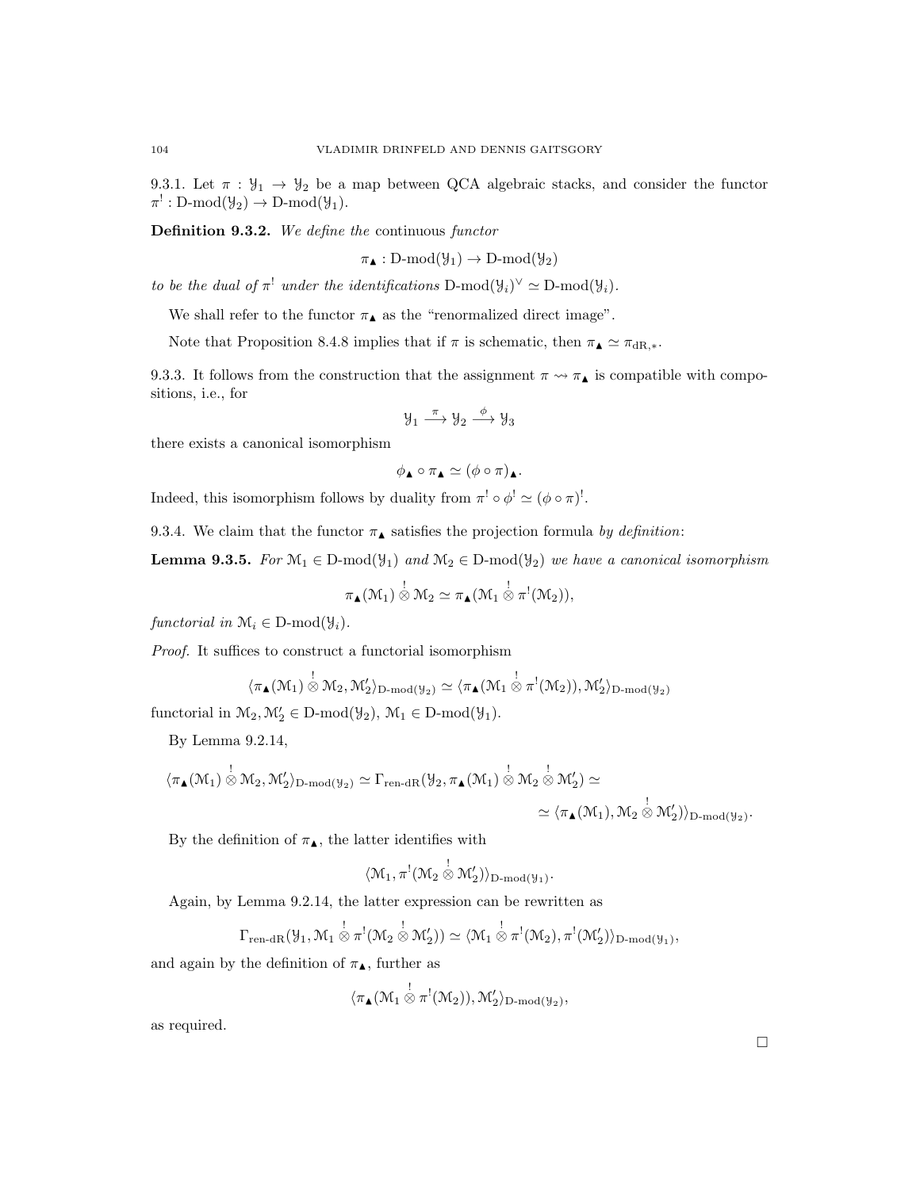9.3.1. Let $\pi : \mathcal{Y}_1 \to \mathcal{Y}_2$ be a map between QCA algebraic stacks, and consider the functor $\pi^! : \text{D-mod}(\mathcal{Y}_2) \to \text{D-mod}(\mathcal{Y}_1)$.

**Definition 9.3.2.** *We define the* continuous *functor*

$$\pi_\blacktriangle : \text{D-mod}(\mathcal{Y}_1) \to \text{D-mod}(\mathcal{Y}_2)$$

*to be the dual of $\pi^!$ under the identifications $\text{D-mod}(\mathcal{Y}_i)^\vee \simeq \text{D-mod}(\mathcal{Y}_i)$.*

We shall refer to the functor $\pi_\blacktriangle$ as the "renormalized direct image".

Note that Proposition 8.4.8 implies that if $\pi$ is schematic, then $\pi_\blacktriangle \simeq \pi_{\text{dR},*}$.

9.3.3. It follows from the construction that the assignment $\pi \rightsquigarrow \pi_\blacktriangle$ is compatible with compositions, i.e., for

$$\mathcal{Y}_1 \xrightarrow{\pi} \mathcal{Y}_2 \xrightarrow{\phi} \mathcal{Y}_3$$

there exists a canonical isomorphism

$$\phi_\blacktriangle \circ \pi_\blacktriangle \simeq (\phi \circ \pi)_\blacktriangle.$$

Indeed, this isomorphism follows by duality from $\pi^! \circ \phi^! \simeq (\phi \circ \pi)^!$.

9.3.4. We claim that the functor $\pi_\blacktriangle$ satisfies the projection formula *by definition*:

**Lemma 9.3.5.** *For $\mathcal{M}_1 \in \text{D-mod}(\mathcal{Y}_1)$ and $\mathcal{M}_2 \in \text{D-mod}(\mathcal{Y}_2)$ we have a canonical isomorphism*

$$\pi_\blacktriangle(\mathcal{M}_1) \overset{!}{\otimes} \mathcal{M}_2 \simeq \pi_\blacktriangle(\mathcal{M}_1 \overset{!}{\otimes} \pi^!(\mathcal{M}_2)),$$

*functorial in $\mathcal{M}_i \in \text{D-mod}(\mathcal{Y}_i)$.*

*Proof.* It suffices to construct a functorial isomorphism

$$\langle \pi_\blacktriangle(\mathcal{M}_1) \overset{!}{\otimes} \mathcal{M}_2, \mathcal{M}'_2 \rangle_{\text{D-mod}(\mathcal{Y}_2)} \simeq \langle \pi_\blacktriangle(\mathcal{M}_1 \overset{!}{\otimes} \pi^!(\mathcal{M}_2)), \mathcal{M}'_2 \rangle_{\text{D-mod}(\mathcal{Y}_2)}$$

functorial in $\mathcal{M}_2, \mathcal{M}'_2 \in \text{D-mod}(\mathcal{Y}_2)$, $\mathcal{M}_1 \in \text{D-mod}(\mathcal{Y}_1)$.

By Lemma 9.2.14,

$$\langle \pi_\blacktriangle(\mathcal{M}_1) \overset{!}{\otimes} \mathcal{M}_2, \mathcal{M}'_2 \rangle_{\text{D-mod}(\mathcal{Y}_2)} \simeq \Gamma_{\text{ren-dR}}(\mathcal{Y}_2, \pi_\blacktriangle(\mathcal{M}_1) \overset{!}{\otimes} \mathcal{M}_2 \overset{!}{\otimes} \mathcal{M}'_2) \simeq$$

$$\simeq \langle \pi_\blacktriangle(\mathcal{M}_1), \mathcal{M}_2 \overset{!}{\otimes} \mathcal{M}'_2) \rangle_{\text{D-mod}(\mathcal{Y}_2)}.$$

By the definition of $\pi_\blacktriangle$, the latter identifies with

$$\langle \mathcal{M}_1, \pi^!(\mathcal{M}_2 \overset{!}{\otimes} \mathcal{M}'_2) \rangle_{\text{D-mod}(\mathcal{Y}_1)}.$$

Again, by Lemma 9.2.14, the latter expression can be rewritten as

$$\Gamma_{\text{ren-dR}}(\mathcal{Y}_1, \mathcal{M}_1 \overset{!}{\otimes} \pi^!(\mathcal{M}_2 \overset{!}{\otimes} \mathcal{M}'_2)) \simeq \langle \mathcal{M}_1 \overset{!}{\otimes} \pi^!(\mathcal{M}_2), \pi^!(\mathcal{M}'_2) \rangle_{\text{D-mod}(\mathcal{Y}_1)},$$

and again by the definition of $\pi_\blacktriangle$, further as

$$\langle \pi_\blacktriangle(\mathcal{M}_1 \overset{!}{\otimes} \pi^!(\mathcal{M}_2)), \mathcal{M}'_2 \rangle_{\text{D-mod}(\mathcal{Y}_2)},$$

as required.

□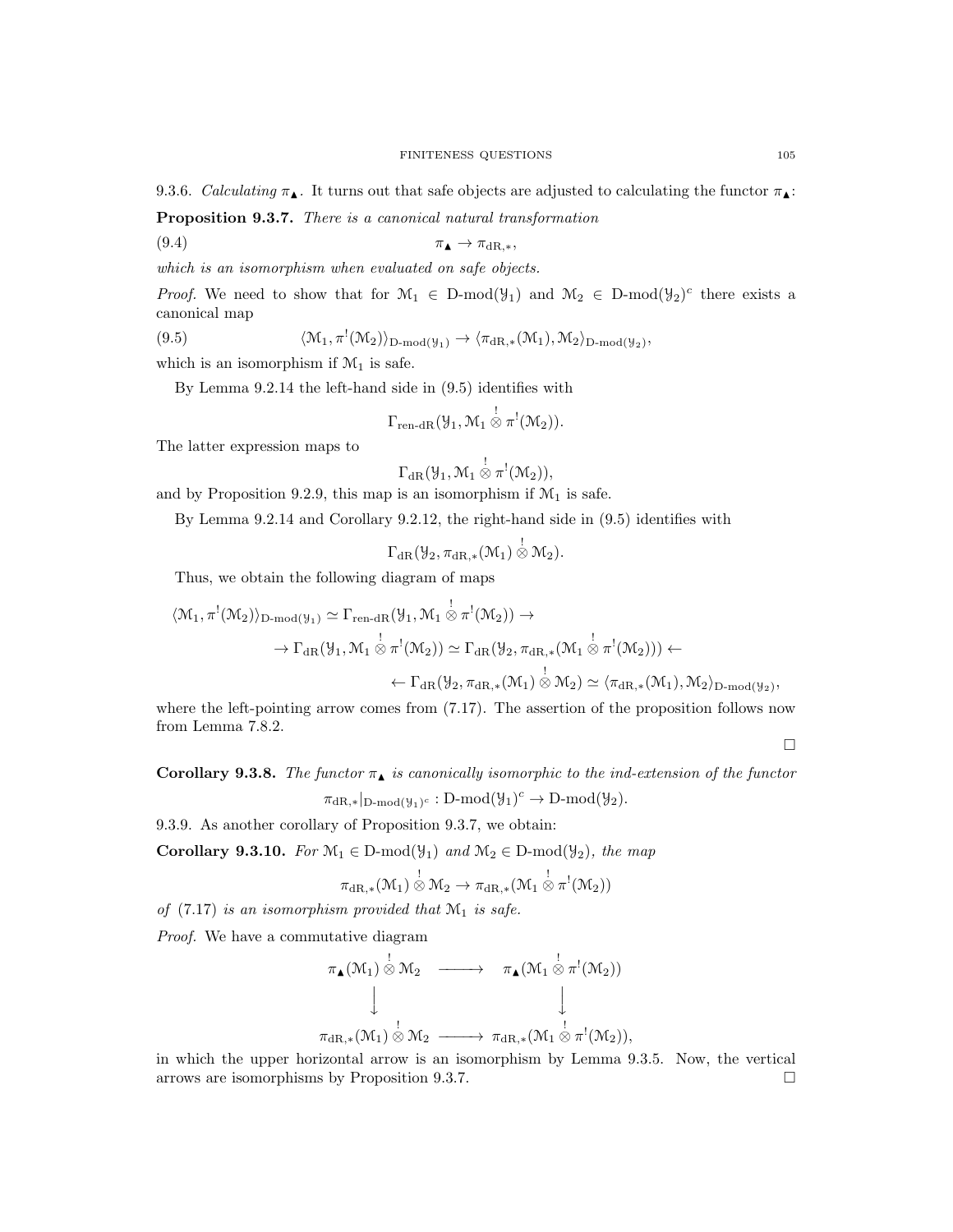9.3.6. *Calculating* $\pi_\blacktriangle$. It turns out that safe objects are adjusted to calculating the functor $\pi_\blacktriangle$:

**Proposition 9.3.7.** *There is a canonical natural transformation*

$$\pi_\blacktriangle \to \pi_{\mathrm{dR},*}, \tag{9.4}$$

*which is an isomorphism when evaluated on safe objects.*

*Proof.* We need to show that for $\mathcal{M}_1 \in \text{D-mod}(\mathcal{Y}_1)$ and $\mathcal{M}_2 \in \text{D-mod}(\mathcal{Y}_2)^c$ there exists a canonical map

$$\langle \mathcal{M}_1, \pi^!(\mathcal{M}_2)\rangle_{\text{D-mod}(\mathcal{Y}_1)} \to \langle \pi_{\mathrm{dR},*}(\mathcal{M}_1), \mathcal{M}_2\rangle_{\text{D-mod}(\mathcal{Y}_2)}, \tag{9.5}$$

which is an isomorphism if $\mathcal{M}_1$ is safe.

By Lemma 9.2.14 the left-hand side in (9.5) identifies with

$$\Gamma_{\text{ren-dR}}(\mathcal{Y}_1, \mathcal{M}_1 \overset{!}{\otimes} \pi^!(\mathcal{M}_2)).$$

The latter expression maps to

$$\Gamma_{\mathrm{dR}}(\mathcal{Y}_1, \mathcal{M}_1 \overset{!}{\otimes} \pi^!(\mathcal{M}_2)),$$

and by Proposition 9.2.9, this map is an isomorphism if $\mathcal{M}_1$ is safe.

By Lemma 9.2.14 and Corollary 9.2.12, the right-hand side in (9.5) identifies with

$$\Gamma_{\mathrm{dR}}(\mathcal{Y}_2, \pi_{\mathrm{dR},*}(\mathcal{M}_1) \overset{!}{\otimes} \mathcal{M}_2).$$

Thus, we obtain the following diagram of maps

$$\begin{aligned}
\langle \mathcal{M}_1, \pi^!(\mathcal{M}_2)\rangle_{\text{D-mod}(\mathcal{Y}_1)} \simeq \Gamma_{\text{ren-dR}}(\mathcal{Y}_1, \mathcal{M}_1 \overset{!}{\otimes} \pi^!(\mathcal{M}_2)) \to \\
\to \Gamma_{\mathrm{dR}}(\mathcal{Y}_1, \mathcal{M}_1 \overset{!}{\otimes} \pi^!(\mathcal{M}_2)) \simeq \Gamma_{\mathrm{dR}}(\mathcal{Y}_2, \pi_{\mathrm{dR},*}(\mathcal{M}_1 \overset{!}{\otimes} \pi^!(\mathcal{M}_2))) \leftarrow \\
\leftarrow \Gamma_{\mathrm{dR}}(\mathcal{Y}_2, \pi_{\mathrm{dR},*}(\mathcal{M}_1) \overset{!}{\otimes} \mathcal{M}_2) \simeq \langle \pi_{\mathrm{dR},*}(\mathcal{M}_1), \mathcal{M}_2\rangle_{\text{D-mod}(\mathcal{Y}_2)},
\end{aligned}$$

where the left-pointing arrow comes from (7.17). The assertion of the proposition follows now from Lemma 7.8.2.

□

**Corollary 9.3.8.** *The functor $\pi_\blacktriangle$ is canonically isomorphic to the ind-extension of the functor*

$$\pi_{\mathrm{dR},*}|_{\text{D-mod}(\mathcal{Y}_1)^c} : \text{D-mod}(\mathcal{Y}_1)^c \to \text{D-mod}(\mathcal{Y}_2).$$

9.3.9. As another corollary of Proposition 9.3.7, we obtain:

**Corollary 9.3.10.** *For $\mathcal{M}_1 \in \text{D-mod}(\mathcal{Y}_1)$ and $\mathcal{M}_2 \in \text{D-mod}(\mathcal{Y}_2)$, the map*

$$\pi_{\mathrm{dR},*}(\mathcal{M}_1) \overset{!}{\otimes} \mathcal{M}_2 \to \pi_{\mathrm{dR},*}(\mathcal{M}_1 \overset{!}{\otimes} \pi^!(\mathcal{M}_2))$$

*of (7.17) is an isomorphism provided that $\mathcal{M}_1$ is safe.*

*Proof.* We have a commutative diagram

$$\begin{array}{ccc}
\pi_\blacktriangle(\mathcal{M}_1) \overset{!}{\otimes} \mathcal{M}_2 & \longrightarrow & \pi_\blacktriangle(\mathcal{M}_1 \overset{!}{\otimes} \pi^!(\mathcal{M}_2)) \\
\downarrow & & \downarrow \\
\pi_{\mathrm{dR},*}(\mathcal{M}_1) \overset{!}{\otimes} \mathcal{M}_2 & \longrightarrow & \pi_{\mathrm{dR},*}(\mathcal{M}_1 \overset{!}{\otimes} \pi^!(\mathcal{M}_2)),
\end{array}$$

in which the upper horizontal arrow is an isomorphism by Lemma 9.3.5. Now, the vertical arrows are isomorphisms by Proposition 9.3.7. □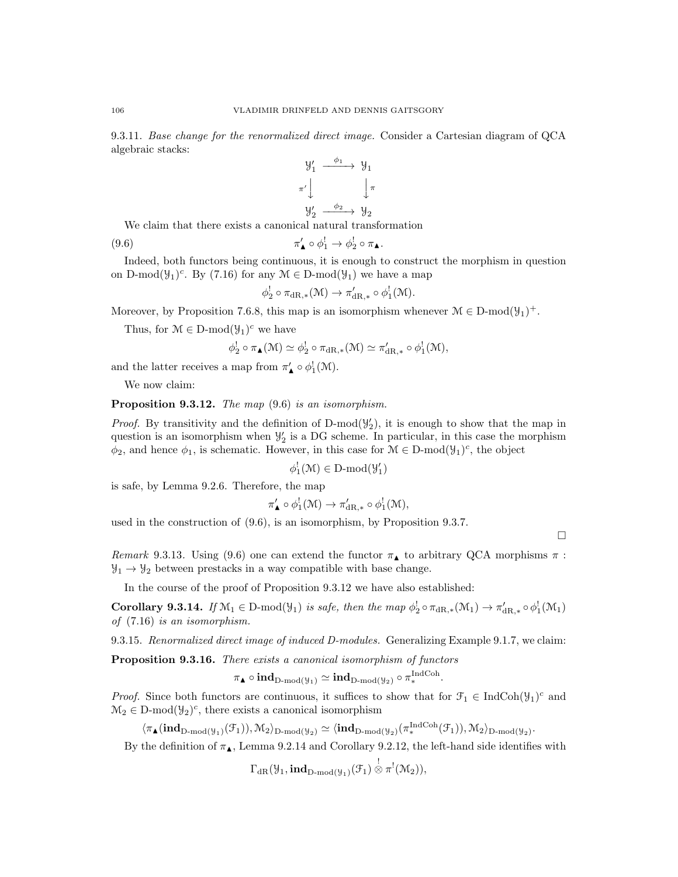9.3.11. *Base change for the renormalized direct image.* Consider a Cartesian diagram of QCA algebraic stacks:

$$\begin{array}{ccc} \mathcal{Y}_1' & \xrightarrow{\phi_1} & \mathcal{Y}_1 \\ {\scriptstyle \pi'}\downarrow & & \downarrow{\scriptstyle \pi} \\ \mathcal{Y}_2' & \xrightarrow{\phi_2} & \mathcal{Y}_2 \end{array}$$

We claim that there exists a canonical natural transformation

$$\pi'_\blacktriangle \circ \phi_1^! \to \phi_2^! \circ \pi_\blacktriangle. \tag{9.6}$$

Indeed, both functors being continuous, it is enough to construct the morphism in question on $\text{D-mod}(\mathcal{Y}_1)^c$. By (7.16) for any $\mathcal{M} \in \text{D-mod}(\mathcal{Y}_1)$ we have a map

$$\phi_2^! \circ \pi_{\text{dR},*}(\mathcal{M}) \to \pi'_{\text{dR},*} \circ \phi_1^!(\mathcal{M}).$$

Moreover, by Proposition 7.6.8, this map is an isomorphism whenever $\mathcal{M} \in \text{D-mod}(\mathcal{Y}_1)^+$.

Thus, for $\mathcal{M} \in \text{D-mod}(\mathcal{Y}_1)^c$ we have

$$\phi_2^! \circ \pi_\blacktriangle(\mathcal{M}) \simeq \phi_2^! \circ \pi_{\text{dR},*}(\mathcal{M}) \simeq \pi'_{\text{dR},*} \circ \phi_1^!(\mathcal{M}),$$

and the latter receives a map from $\pi'_\blacktriangle \circ \phi_1^!(\mathcal{M})$.

We now claim:

**Proposition 9.3.12.** *The map* (9.6) *is an isomorphism.*

*Proof.* By transitivity and the definition of $\text{D-mod}(\mathcal{Y}_2')$, it is enough to show that the map in question is an isomorphism when $\mathcal{Y}_2'$ is a DG scheme. In particular, in this case the morphism $\phi_2$, and hence $\phi_1$, is schematic. However, in this case for $\mathcal{M} \in \text{D-mod}(\mathcal{Y}_1)^c$, the object

$$\phi_1^!(\mathcal{M}) \in \text{D-mod}(\mathcal{Y}_1')$$

is safe, by Lemma 9.2.6. Therefore, the map

$$\pi'_\blacktriangle \circ \phi_1^!(\mathcal{M}) \to \pi'_{\text{dR},*} \circ \phi_1^!(\mathcal{M}),$$

used in the construction of (9.6), is an isomorphism, by Proposition 9.3.7.

□

*Remark* 9.3.13. Using (9.6) one can extend the functor $\pi_\blacktriangle$ to arbitrary QCA morphisms $\pi : \mathcal{Y}_1 \to \mathcal{Y}_2$ between prestacks in a way compatible with base change.

In the course of the proof of Proposition 9.3.12 we have also established:

**Corollary 9.3.14.** *If* $\mathcal{M}_1 \in \text{D-mod}(\mathcal{Y}_1)$ *is safe, then the map* $\phi_2^! \circ \pi_{\text{dR},*}(\mathcal{M}_1) \to \pi'_{\text{dR},*} \circ \phi_1^!(\mathcal{M}_1)$ *of* (7.16) *is an isomorphism.*

9.3.15. *Renormalized direct image of induced D-modules.* Generalizing Example 9.1.7, we claim:

**Proposition 9.3.16.** *There exists a canonical isomorphism of functors*

$$\pi_\blacktriangle \circ \mathbf{ind}_{\text{D-mod}(\mathcal{Y}_1)} \simeq \mathbf{ind}_{\text{D-mod}(\mathcal{Y}_2)} \circ \pi_*^{\text{IndCoh}}.$$

*Proof.* Since both functors are continuous, it suffices to show that for $\mathcal{F}_1 \in \text{IndCoh}(\mathcal{Y}_1)^c$ and $\mathcal{M}_2 \in \text{D-mod}(\mathcal{Y}_2)^c$, there exists a canonical isomorphism

$$\langle \pi_\blacktriangle(\mathbf{ind}_{\text{D-mod}(\mathcal{Y}_1)}(\mathcal{F}_1)), \mathcal{M}_2 \rangle_{\text{D-mod}(\mathcal{Y}_2)} \simeq \langle \mathbf{ind}_{\text{D-mod}(\mathcal{Y}_2)}(\pi_*^{\text{IndCoh}}(\mathcal{F}_1)), \mathcal{M}_2 \rangle_{\text{D-mod}(\mathcal{Y}_2)}.$$

By the definition of $\pi_\blacktriangle$, Lemma 9.2.14 and Corollary 9.2.12, the left-hand side identifies with

$$\Gamma_{\text{dR}}(\mathcal{Y}_1, \mathbf{ind}_{\text{D-mod}(\mathcal{Y}_1)}(\mathcal{F}_1) \overset{!}{\otimes} \pi^!(\mathcal{M}_2)),$$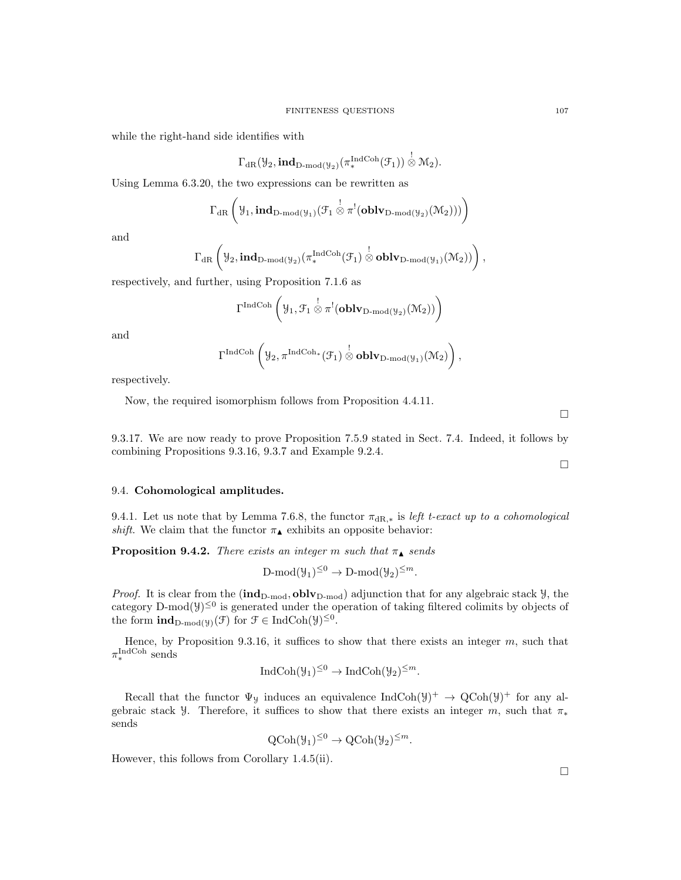while the right-hand side identifies with

$$\Gamma_{\mathrm{dR}}(\mathcal{Y}_2, \mathbf{ind}_{\mathrm{D\text{-}mod}(\mathcal{Y}_2)}(\pi_*^{\mathrm{IndCoh}}(\mathcal{F}_1)) \overset{!}{\otimes} \mathcal{M}_2).$$

Using Lemma 6.3.20, the two expressions can be rewritten as

$$\Gamma_{\mathrm{dR}}\left(\mathcal{Y}_1, \mathbf{ind}_{\mathrm{D\text{-}mod}(\mathcal{Y}_1)}(\mathcal{F}_1 \overset{!}{\otimes} \pi^!(\mathbf{oblv}_{\mathrm{D\text{-}mod}(\mathcal{Y}_2)}(\mathcal{M}_2)))\right)$$

and

$$\Gamma_{\mathrm{dR}}\left(\mathcal{Y}_2, \mathbf{ind}_{\mathrm{D\text{-}mod}(\mathcal{Y}_2)}(\pi_*^{\mathrm{IndCoh}}(\mathcal{F}_1) \overset{!}{\otimes} \mathbf{oblv}_{\mathrm{D\text{-}mod}(\mathcal{Y}_1)}(\mathcal{M}_2))\right),$$

respectively, and further, using Proposition 7.1.6 as

$$\Gamma^{\mathrm{IndCoh}}\left(\mathcal{Y}_1, \mathcal{F}_1 \overset{!}{\otimes} \pi^!(\mathbf{oblv}_{\mathrm{D\text{-}mod}(\mathcal{Y}_2)}(\mathcal{M}_2))\right)$$

and

$$\Gamma^{\mathrm{IndCoh}}\left(\mathcal{Y}_2, \pi^{\mathrm{IndCoh}_*}(\mathcal{F}_1) \overset{!}{\otimes} \mathbf{oblv}_{\mathrm{D\text{-}mod}(\mathcal{Y}_1)}(\mathcal{M}_2)\right),$$

respectively.

Now, the required isomorphism follows from Proposition 4.4.11.

□

9.3.17. We are now ready to prove Proposition 7.5.9 stated in Sect. 7.4. Indeed, it follows by combining Propositions 9.3.16, 9.3.7 and Example 9.2.4.

□

## 9.4. **Cohomological amplitudes.**

9.4.1. Let us note that by Lemma 7.6.8, the functor $\pi_{\mathrm{dR},*}$ is *left t-exact up to a cohomological shift*. We claim that the functor $\pi_\blacktriangle$ exhibits an opposite behavior:

**Proposition 9.4.2.** *There exists an integer $m$ such that $\pi_\blacktriangle$ sends*

$$\mathrm{D\text{-}mod}(\mathcal{Y}_1)^{\leq 0} \to \mathrm{D\text{-}mod}(\mathcal{Y}_2)^{\leq m}.$$

*Proof.* It is clear from the $(\mathbf{ind}_{\mathrm{D\text{-}mod}}, \mathbf{oblv}_{\mathrm{D\text{-}mod}})$ adjunction that for any algebraic stack $\mathcal{Y}$, the category $\mathrm{D\text{-}mod}(\mathcal{Y})^{\leq 0}$ is generated under the operation of taking filtered colimits by objects of the form $\mathbf{ind}_{\mathrm{D\text{-}mod}(\mathcal{Y})}(\mathcal{F})$ for $\mathcal{F} \in \mathrm{IndCoh}(\mathcal{Y})^{\leq 0}$.

Hence, by Proposition 9.3.16, it suffices to show that there exists an integer $m$, such that $\pi_*^{\mathrm{IndCoh}}$ sends

$$\mathrm{IndCoh}(\mathcal{Y}_1)^{\leq 0} \to \mathrm{IndCoh}(\mathcal{Y}_2)^{\leq m}.$$

Recall that the functor $\Psi_\mathcal{Y}$ induces an equivalence $\mathrm{IndCoh}(\mathcal{Y})^+ \to \mathrm{QCoh}(\mathcal{Y})^+$ for any algebraic stack $\mathcal{Y}$. Therefore, it suffices to show that there exists an integer $m$, such that $\pi_*$ sends

$$\mathrm{QCoh}(\mathcal{Y}_1)^{\leq 0} \to \mathrm{QCoh}(\mathcal{Y}_2)^{\leq m}.$$

However, this follows from Corollary 1.4.5(ii).

□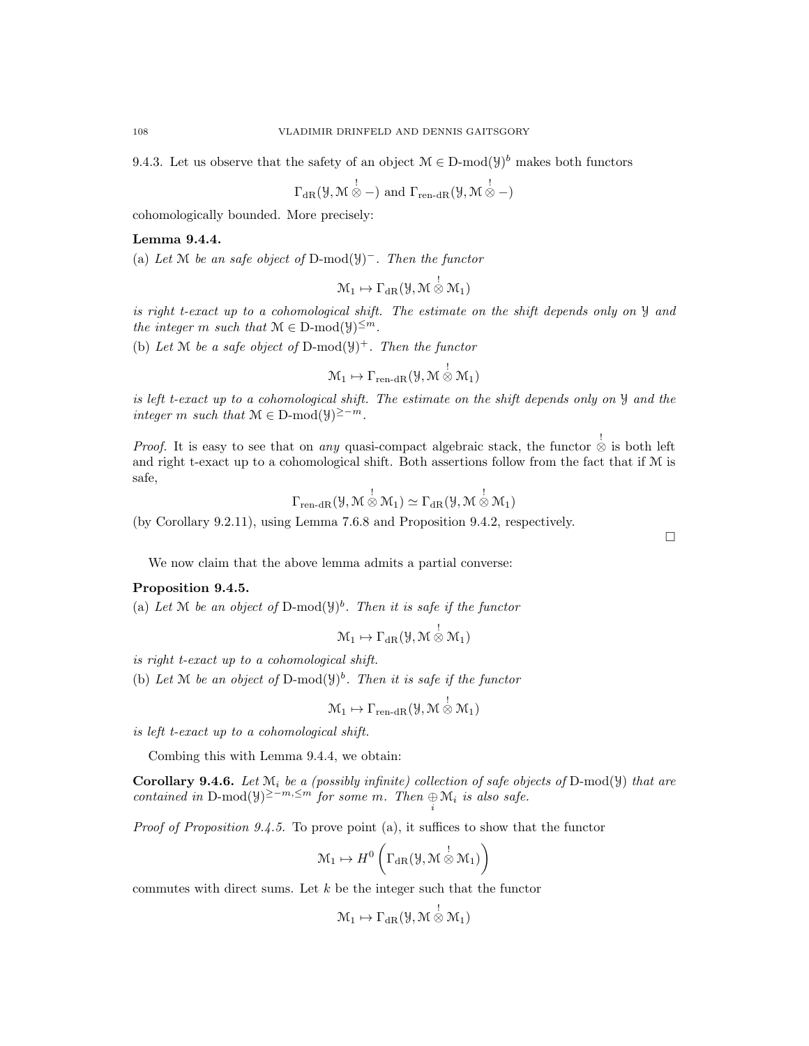9.4.3. Let us observe that the safety of an object $\mathcal{M} \in \text{D-mod}(\mathcal{Y})^b$ makes both functors

$$\Gamma_{\text{dR}}(\mathcal{Y}, \mathcal{M} \overset{!}{\otimes} -) \text{ and } \Gamma_{\text{ren-dR}}(\mathcal{Y}, \mathcal{M} \overset{!}{\otimes} -)$$

cohomologically bounded. More precisely:

**Lemma 9.4.4.**

(a) *Let $\mathcal{M}$ be an safe object of $\text{D-mod}(\mathcal{Y})^-$. Then the functor*

$$\mathcal{M}_1 \mapsto \Gamma_{\text{dR}}(\mathcal{Y}, \mathcal{M} \overset{!}{\otimes} \mathcal{M}_1)$$

*is right t-exact up to a cohomological shift. The estimate on the shift depends only on $\mathcal{Y}$ and the integer $m$ such that $\mathcal{M} \in \text{D-mod}(\mathcal{Y})^{\leq m}$.*

(b) *Let $\mathcal{M}$ be a safe object of $\text{D-mod}(\mathcal{Y})^+$. Then the functor*

$$\mathcal{M}_1 \mapsto \Gamma_{\text{ren-dR}}(\mathcal{Y}, \mathcal{M} \overset{!}{\otimes} \mathcal{M}_1)$$

*is left t-exact up to a cohomological shift. The estimate on the shift depends only on $\mathcal{Y}$ and the integer $m$ such that $\mathcal{M} \in \text{D-mod}(\mathcal{Y})^{\geq -m}$.*

*Proof.* It is easy to see that on *any* quasi-compact algebraic stack, the functor $\overset{!}{\otimes}$ is both left and right t-exact up to a cohomological shift. Both assertions follow from the fact that if $\mathcal{M}$ is safe,

$$\Gamma_{\text{ren-dR}}(\mathcal{Y}, \mathcal{M} \overset{!}{\otimes} \mathcal{M}_1) \simeq \Gamma_{\text{dR}}(\mathcal{Y}, \mathcal{M} \overset{!}{\otimes} \mathcal{M}_1)$$

(by Corollary 9.2.11), using Lemma 7.6.8 and Proposition 9.4.2, respectively. □

We now claim that the above lemma admits a partial converse:

**Proposition 9.4.5.**

(a) *Let $\mathcal{M}$ be an object of $\text{D-mod}(\mathcal{Y})^b$. Then it is safe if the functor*

$$\mathcal{M}_1 \mapsto \Gamma_{\text{dR}}(\mathcal{Y}, \mathcal{M} \overset{!}{\otimes} \mathcal{M}_1)$$

*is right t-exact up to a cohomological shift.*

(b) *Let $\mathcal{M}$ be an object of $\text{D-mod}(\mathcal{Y})^b$. Then it is safe if the functor*

$$\mathcal{M}_1 \mapsto \Gamma_{\text{ren-dR}}(\mathcal{Y}, \mathcal{M} \overset{!}{\otimes} \mathcal{M}_1)$$

*is left t-exact up to a cohomological shift.*

Combing this with Lemma 9.4.4, we obtain:

**Corollary 9.4.6.** *Let $\mathcal{M}_i$ be a (possibly infinite) collection of safe objects of $\text{D-mod}(\mathcal{Y})$ that are contained in $\text{D-mod}(\mathcal{Y})^{\geq -m, \leq m}$ for some $m$. Then $\underset{i}{\oplus} \mathcal{M}_i$ is also safe.*

*Proof of Proposition 9.4.5.* To prove point (a), it suffices to show that the functor

$$\mathcal{M}_1 \mapsto H^0\left(\Gamma_{\text{dR}}(\mathcal{Y}, \mathcal{M} \overset{!}{\otimes} \mathcal{M}_1)\right)$$

commutes with direct sums. Let $k$ be the integer such that the functor

$$\mathcal{M}_1 \mapsto \Gamma_{\text{dR}}(\mathcal{Y}, \mathcal{M} \overset{!}{\otimes} \mathcal{M}_1)$$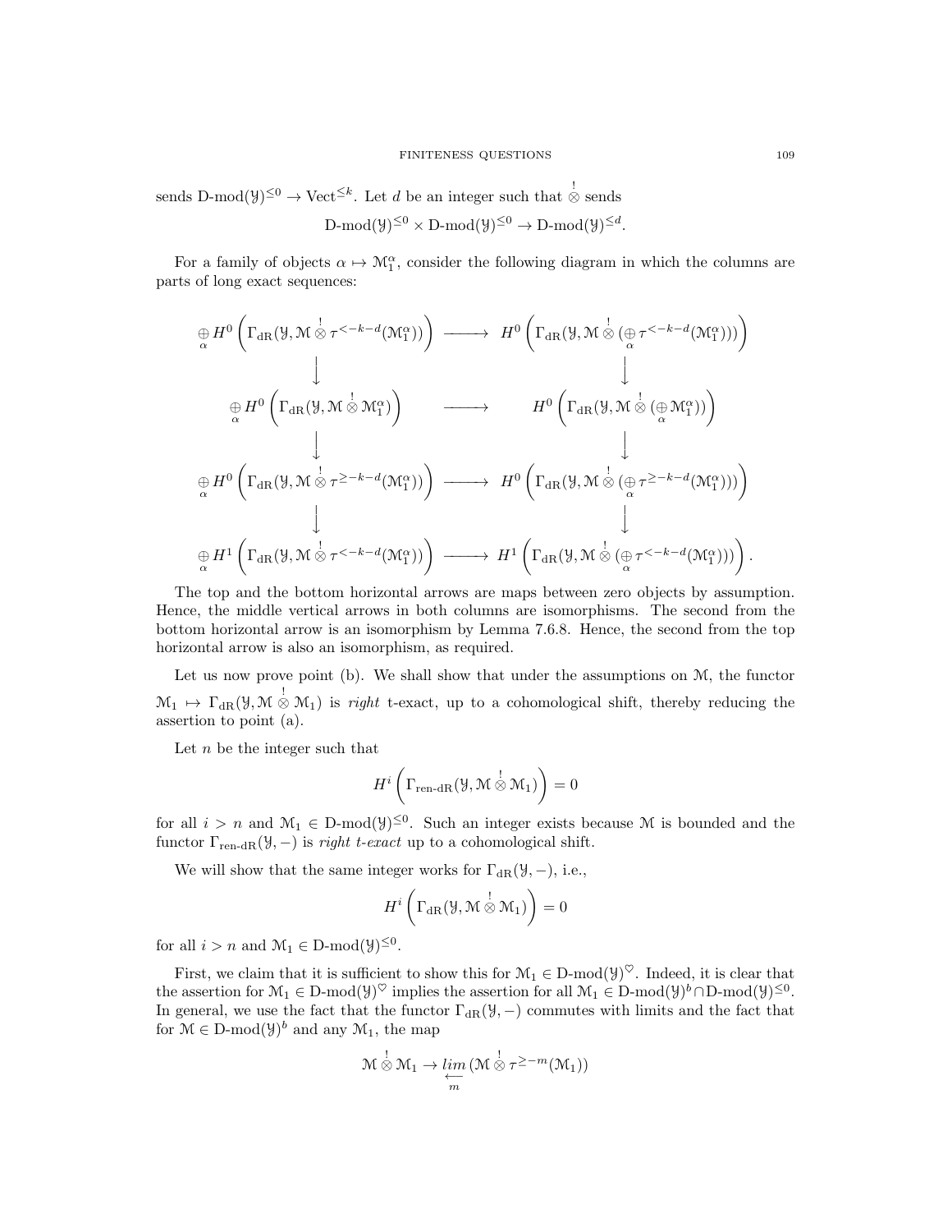sends $\text{D-mod}(\mathcal{Y})^{\leq 0} \to \text{Vect}^{\leq k}$. Let $d$ be an integer such that $\overset{!}{\otimes}$ sends

$$\text{D-mod}(\mathcal{Y})^{\leq 0} \times \text{D-mod}(\mathcal{Y})^{\leq 0} \to \text{D-mod}(\mathcal{Y})^{\leq d}.$$

For a family of objects $\alpha \mapsto \mathcal{M}_1^\alpha$, consider the following diagram in which the columns are parts of long exact sequences:

$$\begin{array}{ccc}
\underset{\alpha}{\oplus} H^0\left(\Gamma_{\text{dR}}(\mathcal{Y}, \mathcal{M} \overset{!}{\otimes} \tau^{<-k-d}(\mathcal{M}_1^\alpha))\right) & \longrightarrow & H^0\left(\Gamma_{\text{dR}}(\mathcal{Y}, \mathcal{M} \overset{!}{\otimes} (\underset{\alpha}{\oplus} \tau^{<-k-d}(\mathcal{M}_1^\alpha)))\right) \\
\downarrow & & \downarrow \\
\underset{\alpha}{\oplus} H^0\left(\Gamma_{\text{dR}}(\mathcal{Y}, \mathcal{M} \overset{!}{\otimes} \mathcal{M}_1^\alpha)\right) & \longrightarrow & H^0\left(\Gamma_{\text{dR}}(\mathcal{Y}, \mathcal{M} \overset{!}{\otimes} (\underset{\alpha}{\oplus} \mathcal{M}_1^\alpha))\right) \\
\downarrow & & \downarrow \\
\underset{\alpha}{\oplus} H^0\left(\Gamma_{\text{dR}}(\mathcal{Y}, \mathcal{M} \overset{!}{\otimes} \tau^{\geq -k-d}(\mathcal{M}_1^\alpha))\right) & \longrightarrow & H^0\left(\Gamma_{\text{dR}}(\mathcal{Y}, \mathcal{M} \overset{!}{\otimes} (\underset{\alpha}{\oplus} \tau^{\geq -k-d}(\mathcal{M}_1^\alpha)))\right) \\
\downarrow & & \downarrow \\
\underset{\alpha}{\oplus} H^1\left(\Gamma_{\text{dR}}(\mathcal{Y}, \mathcal{M} \overset{!}{\otimes} \tau^{<-k-d}(\mathcal{M}_1^\alpha))\right) & \longrightarrow & H^1\left(\Gamma_{\text{dR}}(\mathcal{Y}, \mathcal{M} \overset{!}{\otimes} (\underset{\alpha}{\oplus} \tau^{<-k-d}(\mathcal{M}_1^\alpha)))\right).
\end{array}$$

The top and the bottom horizontal arrows are maps between zero objects by assumption. Hence, the middle vertical arrows in both columns are isomorphisms. The second from the bottom horizontal arrow is an isomorphism by Lemma 7.6.8. Hence, the second from the top horizontal arrow is also an isomorphism, as required.

Let us now prove point (b). We shall show that under the assumptions on $\mathcal{M}$, the functor $\mathcal{M}_1 \mapsto \Gamma_{\text{dR}}(\mathcal{Y}, \mathcal{M} \overset{!}{\otimes} \mathcal{M}_1)$ is *right* t-exact, up to a cohomological shift, thereby reducing the assertion to point (a).

Let $n$ be the integer such that

$$H^i\left(\Gamma_{\text{ren-dR}}(\mathcal{Y}, \mathcal{M} \overset{!}{\otimes} \mathcal{M}_1)\right) = 0$$

for all $i > n$ and $\mathcal{M}_1 \in \text{D-mod}(\mathcal{Y})^{\leq 0}$. Such an integer exists because $\mathcal{M}$ is bounded and the functor $\Gamma_{\text{ren-dR}}(\mathcal{Y}, -)$ is *right t-exact* up to a cohomological shift.

We will show that the same integer works for $\Gamma_{\text{dR}}(\mathcal{Y}, -)$, i.e.,

$$H^i\left(\Gamma_{\text{dR}}(\mathcal{Y}, \mathcal{M} \overset{!}{\otimes} \mathcal{M}_1)\right) = 0$$

for all $i > n$ and $\mathcal{M}_1 \in \text{D-mod}(\mathcal{Y})^{\leq 0}$.

First, we claim that it is sufficient to show this for $\mathcal{M}_1 \in \text{D-mod}(\mathcal{Y})^{\heartsuit}$. Indeed, it is clear that the assertion for $\mathcal{M}_1 \in \text{D-mod}(\mathcal{Y})^{\heartsuit}$ implies the assertion for all $\mathcal{M}_1 \in \text{D-mod}(\mathcal{Y})^b \cap \text{D-mod}(\mathcal{Y})^{\leq 0}$. In general, we use the fact that the functor $\Gamma_{\text{dR}}(\mathcal{Y}, -)$ commutes with limits and the fact that for $\mathcal{M} \in \text{D-mod}(\mathcal{Y})^b$ and any $\mathcal{M}_1$, the map

$$\mathcal{M} \overset{!}{\otimes} \mathcal{M}_1 \to \underset{\underset{m}{\longleftarrow}}{lim} \, (\mathcal{M} \overset{!}{\otimes} \tau^{\geq -m}(\mathcal{M}_1))$$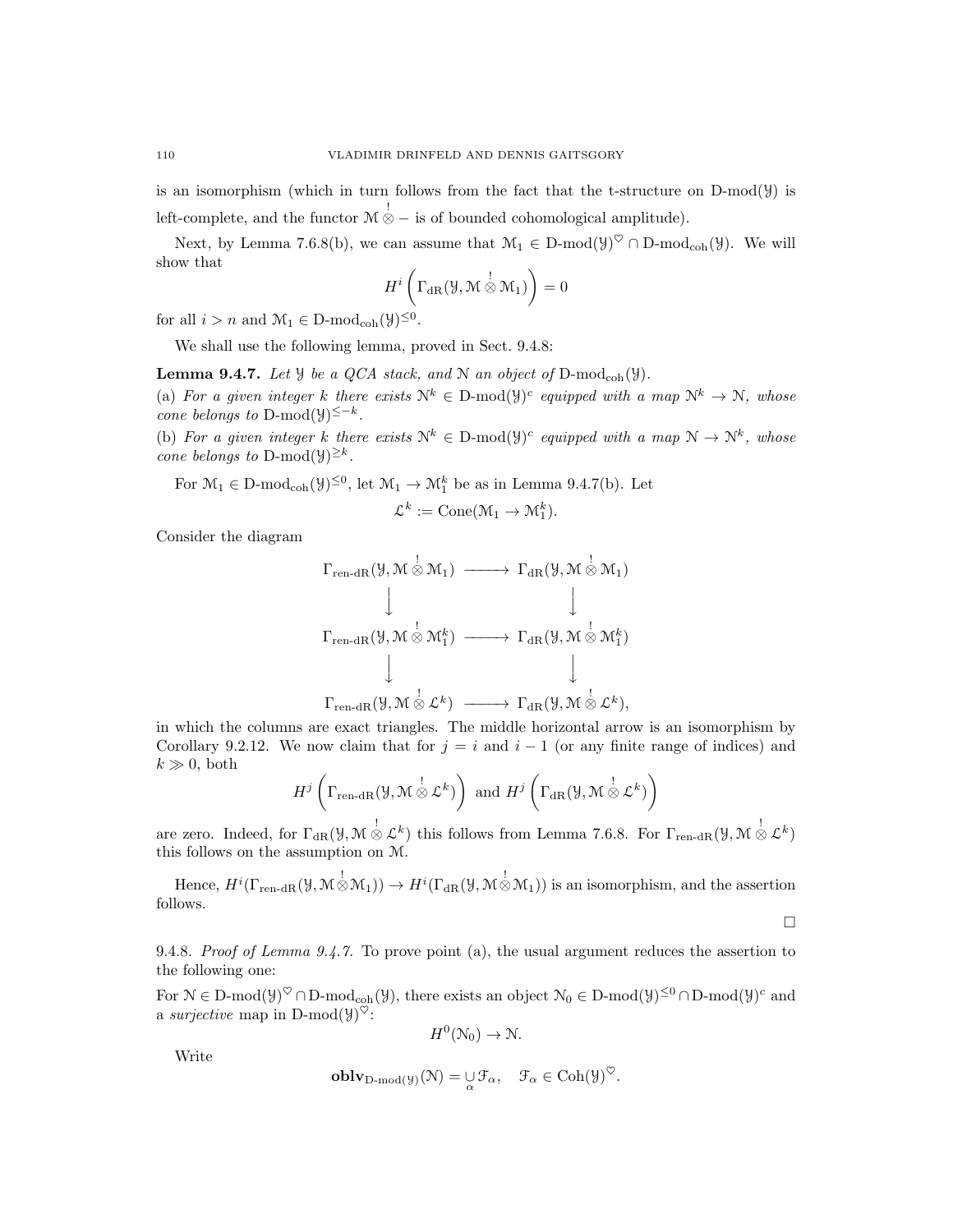is an isomorphism (which in turn follows from the fact that the t-structure on $\text{D-mod}(\mathcal{Y})$ is left-complete, and the functor $\mathcal{M} \overset{!}{\otimes} -$ is of bounded cohomological amplitude).

Next, by Lemma 7.6.8(b), we can assume that $\mathcal{M}_1 \in \text{D-mod}(\mathcal{Y})^{\heartsuit} \cap \text{D-mod}_{\text{coh}}(\mathcal{Y})$. We will show that

$$H^i\left(\Gamma_{\text{dR}}(\mathcal{Y}, \mathcal{M} \overset{!}{\otimes} \mathcal{M}_1)\right) = 0$$

for all $i > n$ and $\mathcal{M}_1 \in \text{D-mod}_{\text{coh}}(\mathcal{Y})^{\leq 0}$.

We shall use the following lemma, proved in Sect. 9.4.8:

**Lemma 9.4.7.** *Let $\mathcal{Y}$ be a QCA stack, and $\mathcal{N}$ an object of $\text{D-mod}_{\text{coh}}(\mathcal{Y})$.*
*(a) For a given integer $k$ there exists $\mathcal{N}^k \in \text{D-mod}(\mathcal{Y})^c$ equipped with a map $\mathcal{N}^k \to \mathcal{N}$, whose cone belongs to $\text{D-mod}(\mathcal{Y})^{\leq -k}$.*
*(b) For a given integer $k$ there exists $\mathcal{N}^k \in \text{D-mod}(\mathcal{Y})^c$ equipped with a map $\mathcal{N} \to \mathcal{N}^k$, whose cone belongs to $\text{D-mod}(\mathcal{Y})^{\geq k}$.*

For $\mathcal{M}_1 \in \text{D-mod}_{\text{coh}}(\mathcal{Y})^{\leq 0}$, let $\mathcal{M}_1 \to \mathcal{M}_1^k$ be as in Lemma 9.4.7(b). Let

$$\mathcal{L}^k := \text{Cone}(\mathcal{M}_1 \to \mathcal{M}_1^k).$$

Consider the diagram

$$\begin{array}{ccc}
\Gamma_{\text{ren-dR}}(\mathcal{Y}, \mathcal{M} \overset{!}{\otimes} \mathcal{M}_1) & \longrightarrow & \Gamma_{\text{dR}}(\mathcal{Y}, \mathcal{M} \overset{!}{\otimes} \mathcal{M}_1) \\
\downarrow & & \downarrow \\
\Gamma_{\text{ren-dR}}(\mathcal{Y}, \mathcal{M} \overset{!}{\otimes} \mathcal{M}_1^k) & \longrightarrow & \Gamma_{\text{dR}}(\mathcal{Y}, \mathcal{M} \overset{!}{\otimes} \mathcal{M}_1^k) \\
\downarrow & & \downarrow \\
\Gamma_{\text{ren-dR}}(\mathcal{Y}, \mathcal{M} \overset{!}{\otimes} \mathcal{L}^k) & \longrightarrow & \Gamma_{\text{dR}}(\mathcal{Y}, \mathcal{M} \overset{!}{\otimes} \mathcal{L}^k),
\end{array}$$

in which the columns are exact triangles. The middle horizontal arrow is an isomorphism by Corollary 9.2.12. We now claim that for $j = i$ and $i-1$ (or any finite range of indices) and $k \gg 0$, both

$$H^j\left(\Gamma_{\text{ren-dR}}(\mathcal{Y}, \mathcal{M} \overset{!}{\otimes} \mathcal{L}^k)\right) \text{ and } H^j\left(\Gamma_{\text{dR}}(\mathcal{Y}, \mathcal{M} \overset{!}{\otimes} \mathcal{L}^k)\right)$$

are zero. Indeed, for $\Gamma_{\text{dR}}(\mathcal{Y}, \mathcal{M} \overset{!}{\otimes} \mathcal{L}^k)$ this follows from Lemma 7.6.8. For $\Gamma_{\text{ren-dR}}(\mathcal{Y}, \mathcal{M} \overset{!}{\otimes} \mathcal{L}^k)$ this follows on the assumption on $\mathcal{M}$.

Hence, $H^i(\Gamma_{\text{ren-dR}}(\mathcal{Y}, \mathcal{M} \overset{!}{\otimes} \mathcal{M}_1)) \to H^i(\Gamma_{\text{dR}}(\mathcal{Y}, \mathcal{M} \overset{!}{\otimes} \mathcal{M}_1))$ is an isomorphism, and the assertion follows.

□

9.4.8. *Proof of Lemma 9.4.7.* To prove point (a), the usual argument reduces the assertion to the following one:

For $\mathcal{N} \in \text{D-mod}(\mathcal{Y})^{\heartsuit} \cap \text{D-mod}_{\text{coh}}(\mathcal{Y})$, there exists an object $\mathcal{N}_0 \in \text{D-mod}(\mathcal{Y})^{\leq 0} \cap \text{D-mod}(\mathcal{Y})^c$ and a *surjective* map in $\text{D-mod}(\mathcal{Y})^{\heartsuit}$:

$$H^0(\mathcal{N}_0) \to \mathcal{N}.$$

Write

$$\mathbf{oblv}_{\text{D-mod}(\mathcal{Y})}(\mathcal{N}) = \underset{\alpha}{\cup} \mathcal{F}_\alpha, \quad \mathcal{F}_\alpha \in \text{Coh}(\mathcal{Y})^{\heartsuit}.$$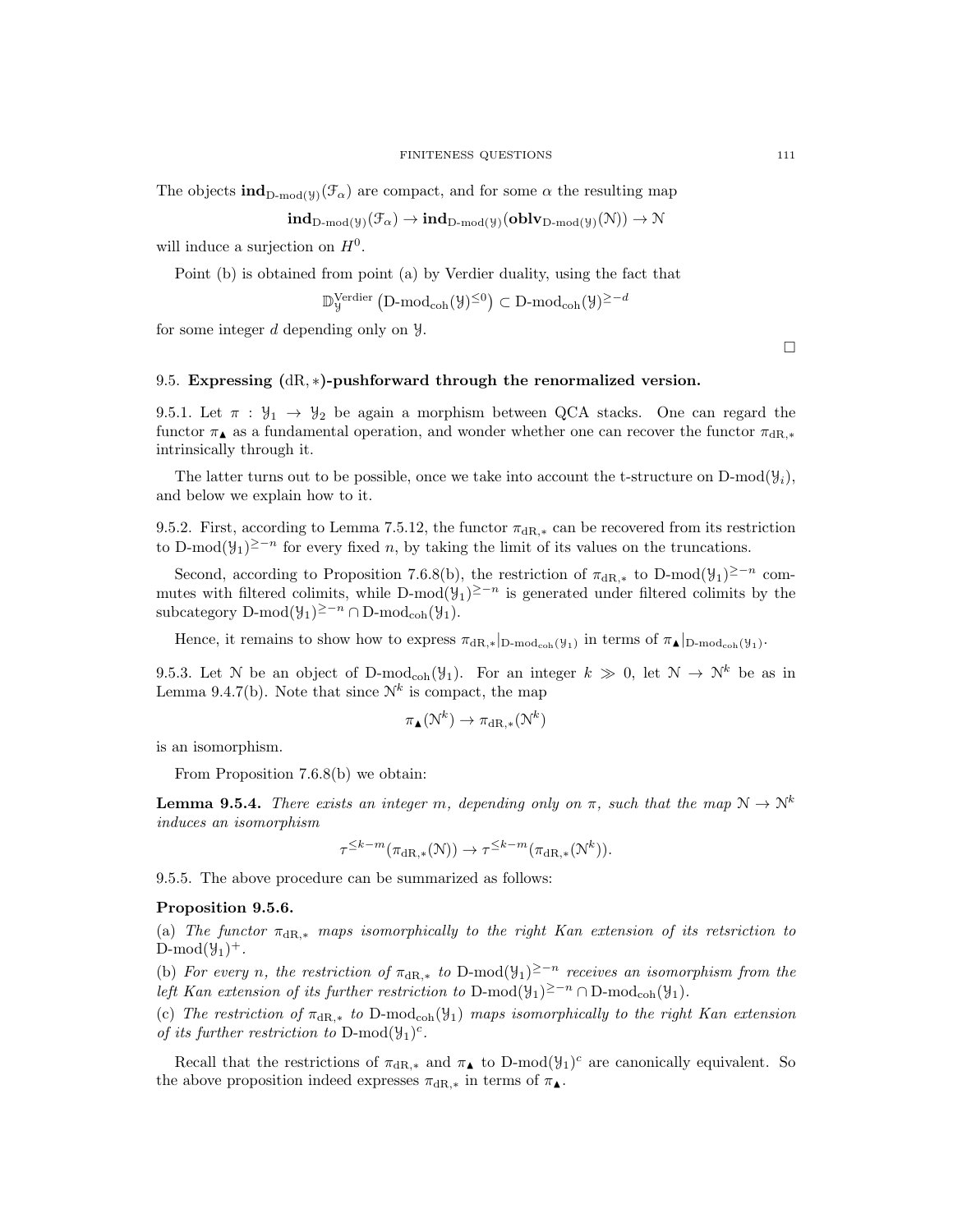The objects $\mathbf{ind}_{\text{D-mod}(\mathcal{Y})}(\mathcal{F}_\alpha)$ are compact, and for some $\alpha$ the resulting map

$$\mathbf{ind}_{\text{D-mod}(\mathcal{Y})}(\mathcal{F}_\alpha) \to \mathbf{ind}_{\text{D-mod}(\mathcal{Y})}(\mathbf{oblv}_{\text{D-mod}(\mathcal{Y})}(\mathcal{N})) \to \mathcal{N}$$

will induce a surjection on $H^0$.

Point (b) is obtained from point (a) by Verdier duality, using the fact that

$$\mathbb{D}^{\text{Verdier}}_{\mathcal{Y}}\left(\text{D-mod}_{\text{coh}}(\mathcal{Y})^{\leq 0}\right) \subset \text{D-mod}_{\text{coh}}(\mathcal{Y})^{\geq -d}$$

for some integer $d$ depending only on $\mathcal{Y}$.

□

### 9.5. Expressing $(\text{dR}, *)$-pushforward through the renormalized version.

9.5.1. Let $\pi : \mathcal{Y}_1 \to \mathcal{Y}_2$ be again a morphism between QCA stacks. One can regard the functor $\pi_\blacktriangle$ as a fundamental operation, and wonder whether one can recover the functor $\pi_{\text{dR},*}$ intrinsically through it.

The latter turns out to be possible, once we take into account the t-structure on $\text{D-mod}(\mathcal{Y}_i)$, and below we explain how to it.

9.5.2. First, according to Lemma 7.5.12, the functor $\pi_{\text{dR},*}$ can be recovered from its restriction to $\text{D-mod}(\mathcal{Y}_1)^{\geq -n}$ for every fixed $n$, by taking the limit of its values on the truncations.

Second, according to Proposition 7.6.8(b), the restriction of $\pi_{\text{dR},*}$ to $\text{D-mod}(\mathcal{Y}_1)^{\geq -n}$ commutes with filtered colimits, while $\text{D-mod}(\mathcal{Y}_1)^{\geq -n}$ is generated under filtered colimits by the subcategory $\text{D-mod}(\mathcal{Y}_1)^{\geq -n} \cap \text{D-mod}_{\text{coh}}(\mathcal{Y}_1)$.

Hence, it remains to show how to express $\pi_{\text{dR},*}|_{\text{D-mod}_{\text{coh}}(\mathcal{Y}_1)}$ in terms of $\pi_\blacktriangle|_{\text{D-mod}_{\text{coh}}(\mathcal{Y}_1)}$.

9.5.3. Let $\mathcal{N}$ be an object of $\text{D-mod}_{\text{coh}}(\mathcal{Y}_1)$. For an integer $k \gg 0$, let $\mathcal{N} \to \mathcal{N}^k$ be as in Lemma 9.4.7(b). Note that since $\mathcal{N}^k$ is compact, the map

$$\pi_\blacktriangle(\mathcal{N}^k) \to \pi_{\text{dR},*}(\mathcal{N}^k)$$

is an isomorphism.

From Proposition 7.6.8(b) we obtain:

**Lemma 9.5.4.** *There exists an integer $m$, depending only on $\pi$, such that the map $\mathcal{N} \to \mathcal{N}^k$ induces an isomorphism*

$$\tau^{\leq k-m}(\pi_{\text{dR},*}(\mathcal{N})) \to \tau^{\leq k-m}(\pi_{\text{dR},*}(\mathcal{N}^k)).$$

9.5.5. The above procedure can be summarized as follows:

**Proposition 9.5.6.**

(a) *The functor $\pi_{\text{dR},*}$ maps isomorphically to the right Kan extension of its retsriction to $\text{D-mod}(\mathcal{Y}_1)^+$.*

(b) *For every $n$, the restriction of $\pi_{\text{dR},*}$ to $\text{D-mod}(\mathcal{Y}_1)^{\geq -n}$ receives an isomorphism from the left Kan extension of its further restriction to $\text{D-mod}(\mathcal{Y}_1)^{\geq -n} \cap \text{D-mod}_{\text{coh}}(\mathcal{Y}_1)$.*

(c) *The restriction of $\pi_{\text{dR},*}$ to $\text{D-mod}_{\text{coh}}(\mathcal{Y}_1)$ maps isomorphically to the right Kan extension of its further restriction to $\text{D-mod}(\mathcal{Y}_1)^c$.*

Recall that the restrictions of $\pi_{\text{dR},*}$ and $\pi_\blacktriangle$ to $\text{D-mod}(\mathcal{Y}_1)^c$ are canonically equivalent. So the above proposition indeed expresses $\pi_{\text{dR},*}$ in terms of $\pi_\blacktriangle$.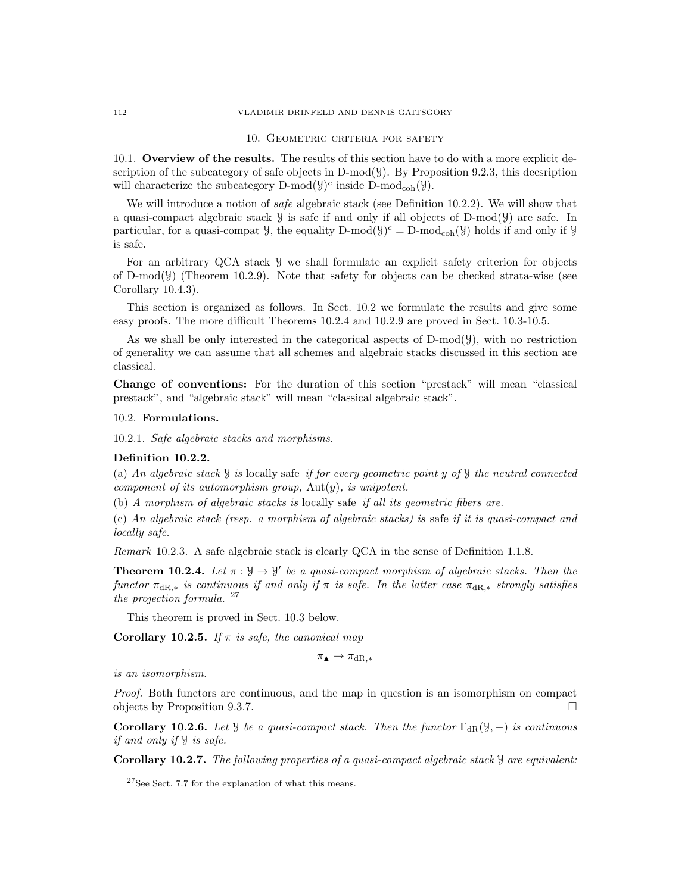## 10. Geometric criteria for safety

10.1. **Overview of the results.** The results of this section have to do with a more explicit description of the subcategory of safe objects in $\text{D-mod}(\mathcal{Y})$. By Proposition 9.2.3, this decsription will characterize the subcategory $\text{D-mod}(\mathcal{Y})^c$ inside $\text{D-mod}_{\text{coh}}(\mathcal{Y})$.

We will introduce a notion of *safe* algebraic stack (see Definition 10.2.2). We will show that a quasi-compact algebraic stack $\mathcal{Y}$ is safe if and only if all objects of $\text{D-mod}(\mathcal{Y})$ are safe. In particular, for a quasi-compat $\mathcal{Y}$, the equality $\text{D-mod}(\mathcal{Y})^c = \text{D-mod}_{\text{coh}}(\mathcal{Y})$ holds if and only if $\mathcal{Y}$ is safe.

For an arbitrary QCA stack $\mathcal{Y}$ we shall formulate an explicit safety criterion for objects of $\text{D-mod}(\mathcal{Y})$ (Theorem 10.2.9). Note that safety for objects can be checked strata-wise (see Corollary 10.4.3).

This section is organized as follows. In Sect. 10.2 we formulate the results and give some easy proofs. The more difficult Theorems 10.2.4 and 10.2.9 are proved in Sect. 10.3-10.5.

As we shall be only interested in the categorical aspects of $\text{D-mod}(\mathcal{Y})$, with no restriction of generality we can assume that all schemes and algebraic stacks discussed in this section are classical.

**Change of conventions:** For the duration of this section "prestack" will mean "classical prestack", and "algebraic stack" will mean "classical algebraic stack".

10.2. **Formulations.**

10.2.1. *Safe algebraic stacks and morphisms.*

**Definition 10.2.2.**
(a) *An algebraic stack $\mathcal{Y}$ is* locally safe *if for every geometric point $y$ of $\mathcal{Y}$ the neutral connected component of its automorphism group,* $\text{Aut}(y)$, *is unipotent.*
(b) *A morphism of algebraic stacks is* locally safe *if all its geometric fibers are.*
(c) *An algebraic stack (resp. a morphism of algebraic stacks) is* safe *if it is quasi-compact and locally safe.*

*Remark* 10.2.3. A safe algebraic stack is clearly QCA in the sense of Definition 1.1.8.

**Theorem 10.2.4.** *Let $\pi : \mathcal{Y} \to \mathcal{Y}'$ be a quasi-compact morphism of algebraic stacks. Then the functor $\pi_{\text{dR},*}$ is continuous if and only if $\pi$ is safe. In the latter case $\pi_{\text{dR},*}$ strongly satisfies the projection formula.* [27]

This theorem is proved in Sect. 10.3 below.

**Corollary 10.2.5.** *If $\pi$ is safe, the canonical map*

$$\pi_\blacktriangle \to \pi_{\text{dR},*}$$

*is an isomorphism.*

*Proof.* Both functors are continuous, and the map in question is an isomorphism on compact objects by Proposition 9.3.7. □

**Corollary 10.2.6.** *Let $\mathcal{Y}$ be a quasi-compact stack. Then the functor $\Gamma_{\text{dR}}(\mathcal{Y}, -)$ is continuous if and only if $\mathcal{Y}$ is safe.*

**Corollary 10.2.7.** *The following properties of a quasi-compact algebraic stack $\mathcal{Y}$ are equivalent:*

[27] See Sect. 7.7 for the explanation of what this means.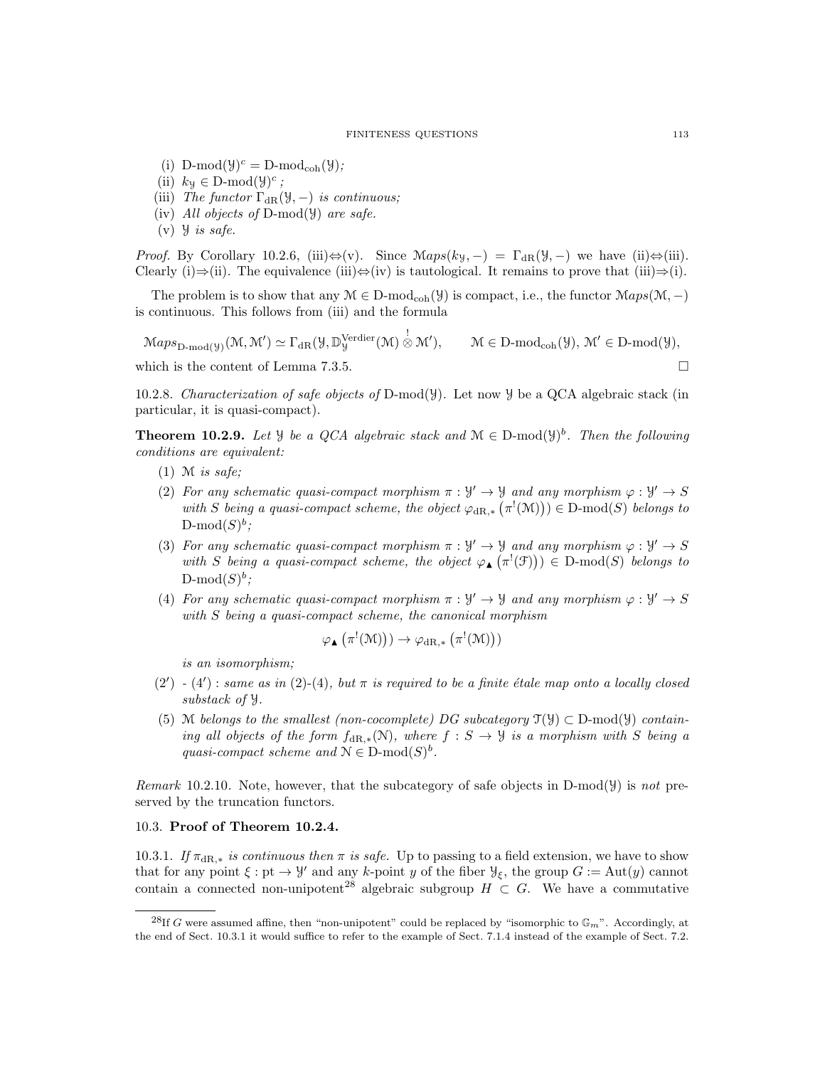(i) $\text{D-mod}(\mathcal{Y})^c = \text{D-mod}_{\text{coh}}(\mathcal{Y})$;

(ii) $k_{\mathcal{Y}} \in \text{D-mod}(\mathcal{Y})^c$ ;

(iii) *The functor* $\Gamma_{\text{dR}}(\mathcal{Y}, -)$ *is continuous;*

(iv) *All objects of* $\text{D-mod}(\mathcal{Y})$ *are safe.*

(v) $\mathcal{Y}$ *is safe.*

*Proof.* By Corollary 10.2.6, (iii)⇔(v). Since $\mathcal{M}aps(k_{\mathcal{Y}}, -) = \Gamma_{\text{dR}}(\mathcal{Y}, -)$ we have (ii)⇔(iii). Clearly (i)⇒(ii). The equivalence (iii)⇔(iv) is tautological. It remains to prove that (iii)⇒(i).

The problem is to show that any $\mathcal{M} \in \text{D-mod}_{\text{coh}}(\mathcal{Y})$ is compact, i.e., the functor $\mathcal{M}aps(\mathcal{M}, -)$ is continuous. This follows from (iii) and the formula

$$\mathcal{M}aps_{\text{D-mod}(\mathcal{Y})}(\mathcal{M}, \mathcal{M}') \simeq \Gamma_{\text{dR}}(\mathcal{Y}, \mathbb{D}^{\text{Verdier}}_{\mathcal{Y}}(\mathcal{M}) \overset{!}{\otimes} \mathcal{M}'), \qquad \mathcal{M} \in \text{D-mod}_{\text{coh}}(\mathcal{Y}), \, \mathcal{M}' \in \text{D-mod}(\mathcal{Y}),$$

which is the content of Lemma 7.3.5. □

10.2.8. *Characterization of safe objects of* $\text{D-mod}(\mathcal{Y})$. Let now $\mathcal{Y}$ be a QCA algebraic stack (in particular, it is quasi-compact).

**Theorem 10.2.9.** *Let* $\mathcal{Y}$ *be a QCA algebraic stack and* $\mathcal{M} \in \text{D-mod}(\mathcal{Y})^b$. *Then the following conditions are equivalent:*

(1) $\mathcal{M}$ *is safe;*

(2) *For any schematic quasi-compact morphism* $\pi : \mathcal{Y}' \to \mathcal{Y}$ *and any morphism* $\varphi : \mathcal{Y}' \to S$ *with* $S$ *being a quasi-compact scheme, the object* $\varphi_{\text{dR},*}\left(\pi^!(\mathcal{M})\right) \in \text{D-mod}(S)$ *belongs to* $\text{D-mod}(S)^b$*;*

(3) *For any schematic quasi-compact morphism* $\pi : \mathcal{Y}' \to \mathcal{Y}$ *and any morphism* $\varphi : \mathcal{Y}' \to S$ *with* $S$ *being a quasi-compact scheme, the object* $\varphi_{\blacktriangle}\left(\pi^!(\mathcal{F})\right) \in \text{D-mod}(S)$ *belongs to* $\text{D-mod}(S)^b$*;*

(4) *For any schematic quasi-compact morphism* $\pi : \mathcal{Y}' \to \mathcal{Y}$ *and any morphism* $\varphi : \mathcal{Y}' \to S$ *with* $S$ *being a quasi-compact scheme, the canonical morphism*

$$\varphi_{\blacktriangle}\left(\pi^!(\mathcal{M})\right) \to \varphi_{\text{dR},*}\left(\pi^!(\mathcal{M})\right)$$

*is an isomorphism;*

(2′) - (4′) : *same as in (2)-(4), but* $\pi$ *is required to be a finite étale map onto a locally closed substack of* $\mathcal{Y}$.

(5) $\mathcal{M}$ *belongs to the smallest (non-cocomplete) DG subcategory* $\mathcal{T}(\mathcal{Y}) \subset \text{D-mod}(\mathcal{Y})$ *containing all objects of the form* $f_{\text{dR},*}(\mathcal{N})$*, where* $f : S \to \mathcal{Y}$ *is a morphism with* $S$ *being a quasi-compact scheme and* $\mathcal{N} \in \text{D-mod}(S)^b$.

*Remark* 10.2.10. Note, however, that the subcategory of safe objects in $\text{D-mod}(\mathcal{Y})$ is *not* preserved by the truncation functors.

### 10.3. Proof of Theorem 10.2.4.

10.3.1. *If* $\pi_{\text{dR},*}$ *is continuous then* $\pi$ *is safe.* Up to passing to a field extension, we have to show that for any point $\xi : \text{pt} \to \mathcal{Y}'$ and any $k$-point $y$ of the fiber $\mathcal{Y}_\xi$, the group $G := \text{Aut}(y)$ cannot contain a connected non-unipotent[28] algebraic subgroup $H \subset G$. We have a commutative

---

[28] If $G$ were assumed affine, then "non-unipotent" could be replaced by "isomorphic to $\mathbb{G}_m$". Accordingly, at the end of Sect. 10.3.1 it would suffice to refer to the example of Sect. 7.1.4 instead of the example of Sect. 7.2.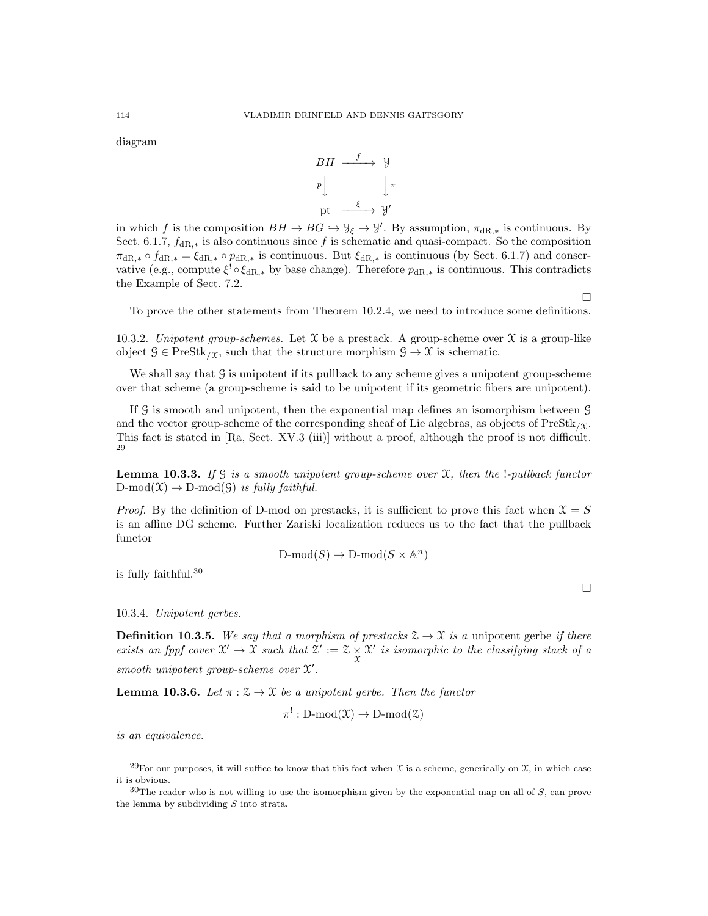diagram

$$\begin{array}{ccc} BH & \xrightarrow{f} & \mathcal{Y} \\ {\scriptstyle p}\downarrow & & \downarrow{\scriptstyle \pi} \\ \mathrm{pt} & \xrightarrow{\xi} & \mathcal{Y}' \end{array}$$

in which $f$ is the composition $BH \to BG \hookrightarrow \mathcal{Y}_\xi \to \mathcal{Y}'$. By assumption, $\pi_{\mathrm{dR},*}$ is continuous. By Sect. 6.1.7, $f_{\mathrm{dR},*}$ is also continuous since $f$ is schematic and quasi-compact. So the composition $\pi_{\mathrm{dR},*} \circ f_{\mathrm{dR},*} = \xi_{\mathrm{dR},*} \circ p_{\mathrm{dR},*}$ is continuous. But $\xi_{\mathrm{dR},*}$ is continuous (by Sect. 6.1.7) and conservative (e.g., compute $\xi^! \circ \xi_{\mathrm{dR},*}$ by base change). Therefore $p_{\mathrm{dR},*}$ is continuous. This contradicts the Example of Sect. 7.2.

□

To prove the other statements from Theorem 10.2.4, we need to introduce some definitions.

10.3.2. *Unipotent group-schemes.* Let $\mathcal{X}$ be a prestack. A group-scheme over $\mathcal{X}$ is a group-like object $\mathcal{G} \in \mathrm{PreStk}_{/\mathcal{X}}$, such that the structure morphism $\mathcal{G} \to \mathcal{X}$ is schematic.

We shall say that $\mathcal{G}$ is unipotent if its pullback to any scheme gives a unipotent group-scheme over that scheme (a group-scheme is said to be unipotent if its geometric fibers are unipotent).

If $\mathcal{G}$ is smooth and unipotent, then the exponential map defines an isomorphism between $\mathcal{G}$ and the vector group-scheme of the corresponding sheaf of Lie algebras, as objects of $\mathrm{PreStk}_{/\mathcal{X}}$. This fact is stated in [Ra, Sect. XV.3 (iii)] without a proof, although the proof is not difficult. [29]

**Lemma 10.3.3.** *If $\mathcal{G}$ is a smooth unipotent group-scheme over $\mathcal{X}$, then the !-pullback functor $\mathrm{D\text{-}mod}(\mathcal{X}) \to \mathrm{D\text{-}mod}(\mathcal{G})$ is fully faithful.*

*Proof.* By the definition of D-mod on prestacks, it is sufficient to prove this fact when $\mathcal{X} = S$ is an affine DG scheme. Further Zariski localization reduces us to the fact that the pullback functor

$$\mathrm{D\text{-}mod}(S) \to \mathrm{D\text{-}mod}(S \times \mathbb{A}^n)$$

is fully faithful.[30]

□

10.3.4. *Unipotent gerbes.*

**Definition 10.3.5.** *We say that a morphism of prestacks $\mathcal{Z} \to \mathcal{X}$ is a* unipotent gerbe *if there exists an fppf cover $\mathcal{X}' \to \mathcal{X}$ such that $\mathcal{Z}' := \mathcal{Z} \underset{\mathcal{X}}{\times} \mathcal{X}'$ is isomorphic to the classifying stack of a smooth unipotent group-scheme over $\mathcal{X}'$.*

**Lemma 10.3.6.** *Let $\pi : \mathcal{Z} \to \mathcal{X}$ be a unipotent gerbe. Then the functor*

$$\pi^! : \mathrm{D\text{-}mod}(\mathcal{X}) \to \mathrm{D\text{-}mod}(\mathcal{Z})$$

*is an equivalence.*

---

[29] For our purposes, it will suffice to know that this fact when $\mathcal{X}$ is a scheme, generically on $\mathcal{X}$, in which case it is obvious.

[30] The reader who is not willing to use the isomorphism given by the exponential map on all of $S$, can prove the lemma by subdividing $S$ into strata.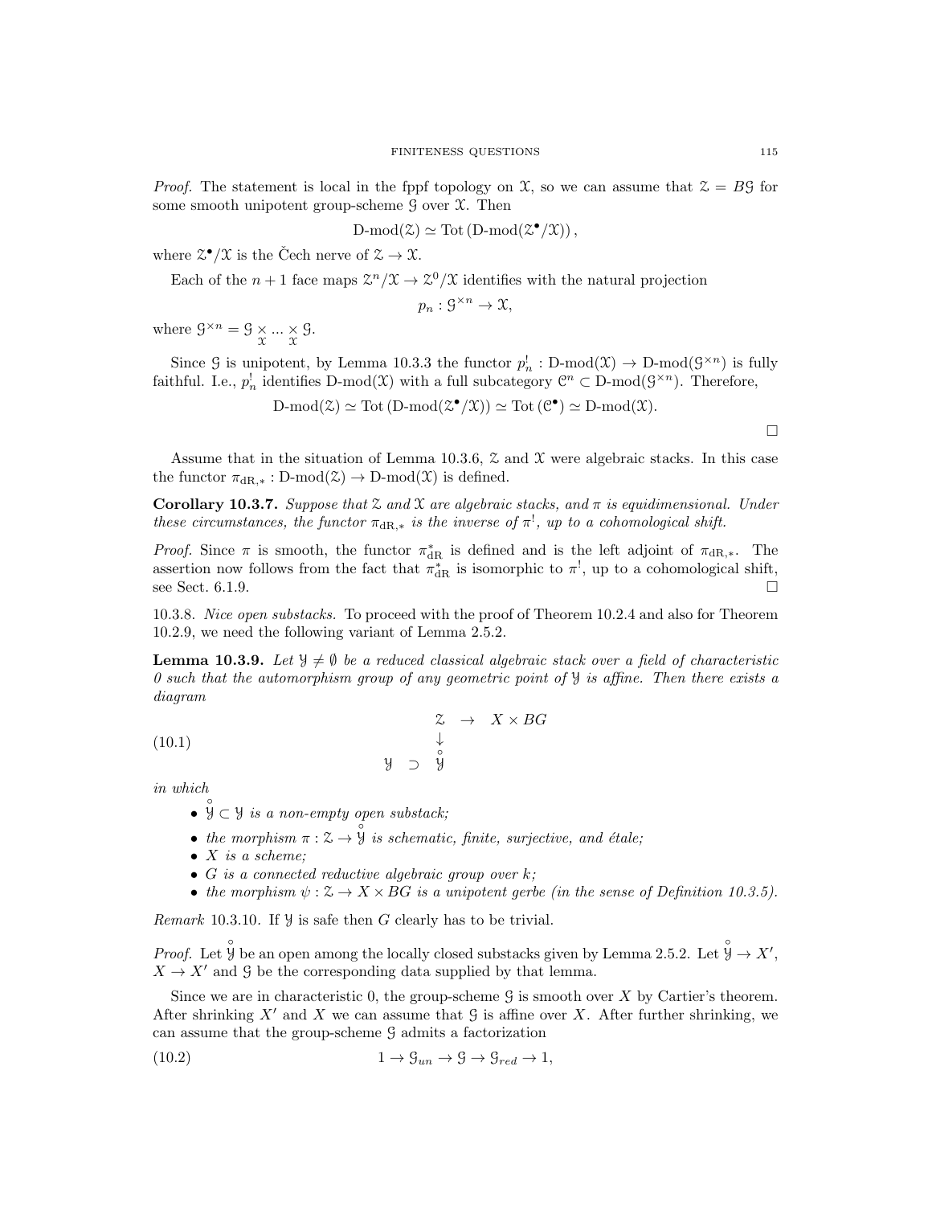*Proof.* The statement is local in the fppf topology on $\mathcal{X}$, so we can assume that $\mathcal{Z} = B\mathcal{G}$ for some smooth unipotent group-scheme $\mathcal{G}$ over $\mathcal{X}$. Then

$$\text{D-mod}(\mathcal{Z}) \simeq \text{Tot}\left(\text{D-mod}(\mathcal{Z}^\bullet/\mathcal{X})\right),$$

where $\mathcal{Z}^\bullet/\mathcal{X}$ is the Čech nerve of $\mathcal{Z} \to \mathcal{X}$.

Each of the $n+1$ face maps $\mathcal{Z}^n/\mathcal{X} \to \mathcal{Z}^0/\mathcal{X}$ identifies with the natural projection

$$p_n : \mathcal{G}^{\times n} \to \mathcal{X},$$

where $\mathcal{G}^{\times n} = \mathcal{G} \underset{\mathcal{X}}{\times} ... \underset{\mathcal{X}}{\times} \mathcal{G}$.

Since $\mathcal{G}$ is unipotent, by Lemma 10.3.3 the functor $p_n^! : \text{D-mod}(\mathcal{X}) \to \text{D-mod}(\mathcal{G}^{\times n})$ is fully faithful. I.e., $p_n^!$ identifies $\text{D-mod}(\mathcal{X})$ with a full subcategory $\mathcal{C}^n \subset \text{D-mod}(\mathcal{G}^{\times n})$. Therefore,

$$\text{D-mod}(\mathcal{Z}) \simeq \text{Tot}\left(\text{D-mod}(\mathcal{Z}^\bullet/\mathcal{X})\right) \simeq \text{Tot}\left(\mathcal{C}^\bullet\right) \simeq \text{D-mod}(\mathcal{X}).$$

□

Assume that in the situation of Lemma 10.3.6, $\mathcal{Z}$ and $\mathcal{X}$ were algebraic stacks. In this case the functor $\pi_{\text{dR},*} : \text{D-mod}(\mathcal{Z}) \to \text{D-mod}(\mathcal{X})$ is defined.

**Corollary 10.3.7.** *Suppose that $\mathcal{Z}$ and $\mathcal{X}$ are algebraic stacks, and $\pi$ is equidimensional. Under these circumstances, the functor $\pi_{\text{dR},*}$ is the inverse of $\pi^!$, up to a cohomological shift.*

*Proof.* Since $\pi$ is smooth, the functor $\pi_{\text{dR}}^*$ is defined and is the left adjoint of $\pi_{\text{dR},*}$. The assertion now follows from the fact that $\pi_{\text{dR}}^*$ is isomorphic to $\pi^!$, up to a cohomological shift, see Sect. 6.1.9. □

10.3.8. *Nice open substacks.* To proceed with the proof of Theorem 10.2.4 and also for Theorem 10.2.9, we need the following variant of Lemma 2.5.2.

**Lemma 10.3.9.** *Let $\mathcal{Y} \neq \emptyset$ be a reduced classical algebraic stack over a field of characteristic 0 such that the automorphism group of any geometric point of $\mathcal{Y}$ is affine. Then there exists a diagram*

$$\begin{array}{ccc} & \mathcal{Z} & \to & X \times BG \\ & \downarrow & & \\ \mathcal{Y} \supset & \overset{\circ}{\mathcal{Y}} & & \end{array} \tag{10.1}$$

*in which*

- $\overset{\circ}{\mathcal{Y}} \subset \mathcal{Y}$ *is a non-empty open substack;*
- *the morphism $\pi : \mathcal{Z} \to \overset{\circ}{\mathcal{Y}}$ is schematic, finite, surjective, and étale;*
- *$X$ is a scheme;*
- *$G$ is a connected reductive algebraic group over $k$;*
- *the morphism $\psi : \mathcal{Z} \to X \times BG$ is a unipotent gerbe (in the sense of Definition 10.3.5).*

*Remark* 10.3.10. If $\mathcal{Y}$ is safe then $G$ clearly has to be trivial.

*Proof.* Let $\overset{\circ}{\mathcal{Y}}$ be an open among the locally closed substacks given by Lemma 2.5.2. Let $\overset{\circ}{\mathcal{Y}} \to X'$, $X \to X'$ and $\mathcal{G}$ be the corresponding data supplied by that lemma.

Since we are in characteristic 0, the group-scheme $\mathcal{G}$ is smooth over $X$ by Cartier's theorem. After shrinking $X'$ and $X$ we can assume that $\mathcal{G}$ is affine over $X$. After further shrinking, we can assume that the group-scheme $\mathcal{G}$ admits a factorization

$$1 \to \mathcal{G}_{un} \to \mathcal{G} \to \mathcal{G}_{red} \to 1, \tag{10.2}$$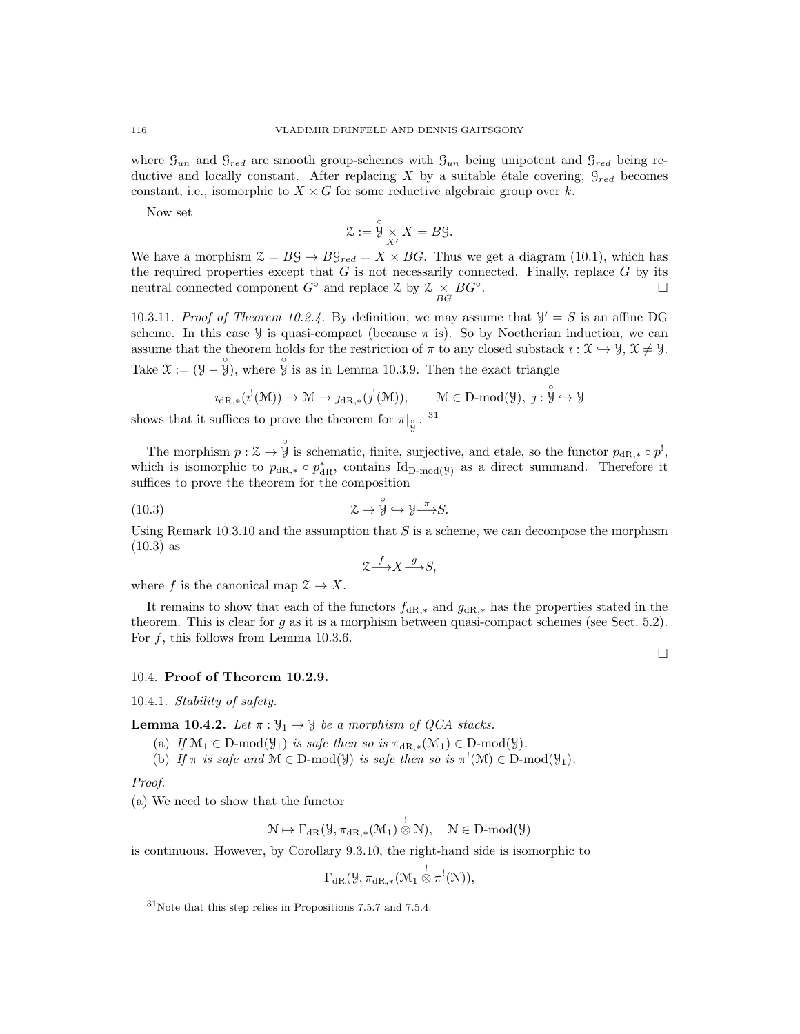where $\mathcal{G}_{un}$ and $\mathcal{G}_{red}$ are smooth group-schemes with $\mathcal{G}_{un}$ being unipotent and $\mathcal{G}_{red}$ being reductive and locally constant. After replacing $X$ by a suitable étale covering, $\mathcal{G}_{red}$ becomes constant, i.e., isomorphic to $X \times G$ for some reductive algebraic group over $k$.

Now set

$$\mathcal{Z} := \overset{\circ}{\mathcal{Y}} \underset{X'}{\times} X = B\mathcal{G}.$$

We have a morphism $\mathcal{Z} = B\mathcal{G} \to B\mathcal{G}_{red} = X \times BG$. Thus we get a diagram (10.1), which has the required properties except that $G$ is not necessarily connected. Finally, replace $G$ by its neutral connected component $G^\circ$ and replace $\mathcal{Z}$ by $\mathcal{Z} \underset{BG}{\times} BG^\circ$. □

10.3.11. *Proof of Theorem 10.2.4.* By definition, we may assume that $\mathcal{Y}' = S$ is an affine DG scheme. In this case $\mathcal{Y}$ is quasi-compact (because $\pi$ is). So by Noetherian induction, we can assume that the theorem holds for the restriction of $\pi$ to any closed substack $\imath : \mathcal{X} \hookrightarrow \mathcal{Y}$, $\mathcal{X} \neq \mathcal{Y}$. Take $\mathcal{X} := (\mathcal{Y} - \overset{\circ}{\mathcal{Y}})$, where $\overset{\circ}{\mathcal{Y}}$ is as in Lemma 10.3.9. Then the exact triangle

$$\imath_{\mathrm{dR},*}(\imath^!(\mathcal{M})) \to \mathcal{M} \to \jmath_{\mathrm{dR},*}(\jmath^!(\mathcal{M})), \qquad \mathcal{M} \in \text{D-mod}(\mathcal{Y}),\ \jmath : \overset{\circ}{\mathcal{Y}} \hookrightarrow \mathcal{Y}$$

shows that it suffices to prove the theorem for $\pi|_{\overset{\circ}{\mathcal{Y}}}$. [31]

The morphism $p : \mathcal{Z} \to \overset{\circ}{\mathcal{Y}}$ is schematic, finite, surjective, and etale, so the functor $p_{\mathrm{dR},*} \circ p^!$, which is isomorphic to $p_{\mathrm{dR},*} \circ p^*_{\mathrm{dR}}$, contains $\mathrm{Id}_{\text{D-mod}(\mathcal{Y})}$ as a direct summand. Therefore it suffices to prove the theorem for the composition

$$\mathcal{Z} \to \overset{\circ}{\mathcal{Y}} \hookrightarrow \mathcal{Y} \overset{\pi}{\longrightarrow} S. \tag{10.3}$$

Using Remark 10.3.10 and the assumption that $S$ is a scheme, we can decompose the morphism (10.3) as

$$\mathcal{Z} \overset{f}{\longrightarrow} X \overset{g}{\longrightarrow} S,$$

where $f$ is the canonical map $\mathcal{Z} \to X$.

It remains to show that each of the functors $f_{\mathrm{dR},*}$ and $g_{\mathrm{dR},*}$ has the properties stated in the theorem. This is clear for $g$ as it is a morphism between quasi-compact schemes (see Sect. 5.2). For $f$, this follows from Lemma 10.3.6.

□

## 10.4. Proof of Theorem 10.2.9.

10.4.1. *Stability of safety.*

**Lemma 10.4.2.** *Let $\pi : \mathcal{Y}_1 \to \mathcal{Y}$ be a morphism of QCA stacks.*

(a) *If $\mathcal{M}_1 \in \text{D-mod}(\mathcal{Y}_1)$ is safe then so is $\pi_{\mathrm{dR},*}(\mathcal{M}_1) \in \text{D-mod}(\mathcal{Y})$.*

(b) *If $\pi$ is safe and $\mathcal{M} \in \text{D-mod}(\mathcal{Y})$ is safe then so is $\pi^!(\mathcal{M}) \in \text{D-mod}(\mathcal{Y}_1)$.*

*Proof.*

(a) We need to show that the functor

$$\mathcal{N} \mapsto \Gamma_{\mathrm{dR}}(\mathcal{Y}, \pi_{\mathrm{dR},*}(\mathcal{M}_1) \overset{!}{\otimes} \mathcal{N}), \quad \mathcal{N} \in \text{D-mod}(\mathcal{Y})$$

is continuous. However, by Corollary 9.3.10, the right-hand side is isomorphic to

$$\Gamma_{\mathrm{dR}}(\mathcal{Y}, \pi_{\mathrm{dR},*}(\mathcal{M}_1 \overset{!}{\otimes} \pi^!(\mathcal{N})),$$

[31] Note that this step relies in Propositions 7.5.7 and 7.5.4.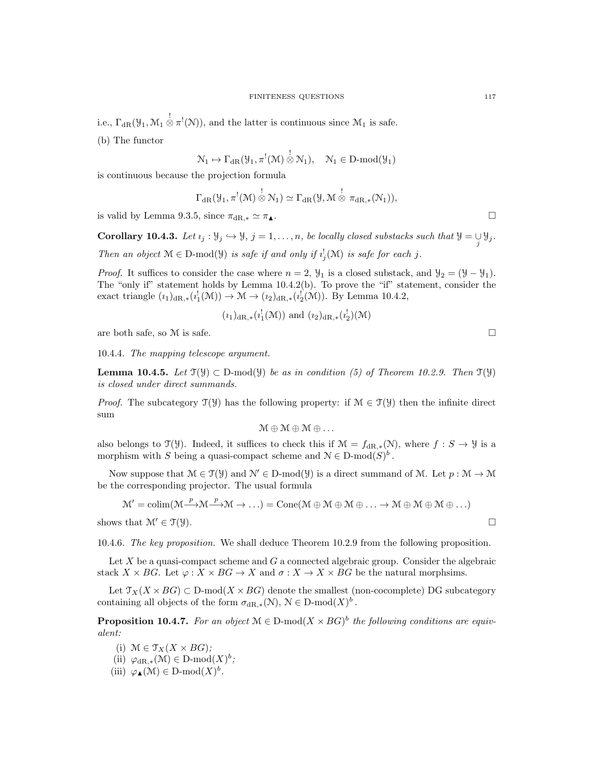i.e., $\Gamma_{\mathrm{dR}}(\mathcal{Y}_1, \mathcal{M}_1 \overset{!}{\otimes} \pi^!(\mathcal{N}))$, and the latter is continuous since $\mathcal{M}_1$ is safe.

(b) The functor

$$\mathcal{N}_1 \mapsto \Gamma_{\mathrm{dR}}(\mathcal{Y}_1, \pi^!(\mathcal{M}) \overset{!}{\otimes} \mathcal{N}_1), \quad \mathcal{N}_1 \in \text{D-mod}(\mathcal{Y}_1)$$

is continuous because the projection formula

$$\Gamma_{\mathrm{dR}}(\mathcal{Y}_1, \pi^!(\mathcal{M}) \overset{!}{\otimes} \mathcal{N}_1) \simeq \Gamma_{\mathrm{dR}}(\mathcal{Y}, \mathcal{M} \overset{!}{\otimes} \pi_{\mathrm{dR},*}(\mathcal{N}_1)),$$

is valid by Lemma 9.3.5, since $\pi_{\mathrm{dR},*} \simeq \pi_{\blacktriangle}$. □

**Corollary 10.4.3.** *Let $\imath_j : \mathcal{Y}_j \hookrightarrow \mathcal{Y}$, $j = 1, \ldots, n$, be locally closed substacks such that $\mathcal{Y} = \underset{j}{\cup} \mathcal{Y}_j$. Then an object $\mathcal{M} \in \text{D-mod}(\mathcal{Y})$ is safe if and only if $\imath_j^!(\mathcal{M})$ is safe for each $j$.*

*Proof.* It suffices to consider the case where $n = 2$, $\mathcal{Y}_1$ is a closed substack, and $\mathcal{Y}_2 = (\mathcal{Y} - \mathcal{Y}_1)$. The "only if" statement holds by Lemma 10.4.2(b). To prove the "if" statement, consider the exact triangle $(\imath_1)_{\mathrm{dR},*}(\imath_1^!(\mathcal{M})) \to \mathcal{M} \to (\imath_2)_{\mathrm{dR},*}(\imath_2^!(\mathcal{M}))$. By Lemma 10.4.2,

$$(\imath_1)_{\mathrm{dR},*}(\imath_1^!(\mathcal{M})) \text{ and } (\imath_2)_{\mathrm{dR},*}(\imath_2^!)(\mathcal{M})$$

are both safe, so $\mathcal{M}$ is safe. □

10.4.4. *The mapping telescope argument.*

**Lemma 10.4.5.** *Let $\mathcal{T}(\mathcal{Y}) \subset \text{D-mod}(\mathcal{Y})$ be as in condition (5) of Theorem 10.2.9. Then $\mathcal{T}(\mathcal{Y})$ is closed under direct summands.*

*Proof.* The subcategory $\mathcal{T}(\mathcal{Y})$ has the following property: if $\mathcal{M} \in \mathcal{T}(\mathcal{Y})$ then the infinite direct sum

$$\mathcal{M} \oplus \mathcal{M} \oplus \mathcal{M} \oplus \ldots$$

also belongs to $\mathcal{T}(\mathcal{Y})$. Indeed, it suffices to check this if $\mathcal{M} = f_{\mathrm{dR},*}(\mathcal{N})$, where $f : S \to \mathcal{Y}$ is a morphism with $S$ being a quasi-compact scheme and $\mathcal{N} \in \text{D-mod}(S)^b$.

Now suppose that $\mathcal{M} \in \mathcal{T}(\mathcal{Y})$ and $\mathcal{N}' \in \text{D-mod}(\mathcal{Y})$ is a direct summand of $\mathcal{M}$. Let $p : \mathcal{M} \to \mathcal{M}$ be the corresponding projector. The usual formula

$$\mathcal{M}' = \operatorname{colim}(\mathcal{M} \xrightarrow{p} \mathcal{M} \xrightarrow{p} \mathcal{M} \to \ldots) = \operatorname{Cone}(\mathcal{M} \oplus \mathcal{M} \oplus \mathcal{M} \oplus \ldots \to \mathcal{M} \oplus \mathcal{M} \oplus \mathcal{M} \oplus \ldots)$$

shows that $\mathcal{M}' \in \mathcal{T}(\mathcal{Y})$. □

10.4.6. *The key proposition.* We shall deduce Theorem 10.2.9 from the following proposition.

Let $X$ be a quasi-compact scheme and $G$ a connected algebraic group. Consider the algebraic stack $X \times BG$. Let $\varphi : X \times BG \to X$ and $\sigma : X \to X \times BG$ be the natural morphsims.

Let $\mathcal{T}_X(X \times BG) \subset \text{D-mod}(X \times BG)$ denote the smallest (non-cocomplete) DG subcategory containing all objects of the form $\sigma_{\mathrm{dR},*}(\mathcal{N})$, $\mathcal{N} \in \text{D-mod}(X)^b$.

**Proposition 10.4.7.** *For an object $\mathcal{M} \in \text{D-mod}(X \times BG)^b$ the following conditions are equivalent:*

(i) $\mathcal{M} \in \mathcal{T}_X(X \times BG)$;

(ii) $\varphi_{\mathrm{dR},*}(\mathcal{M}) \in \text{D-mod}(X)^b$;

(iii) $\varphi_{\blacktriangle}(\mathcal{M}) \in \text{D-mod}(X)^b$.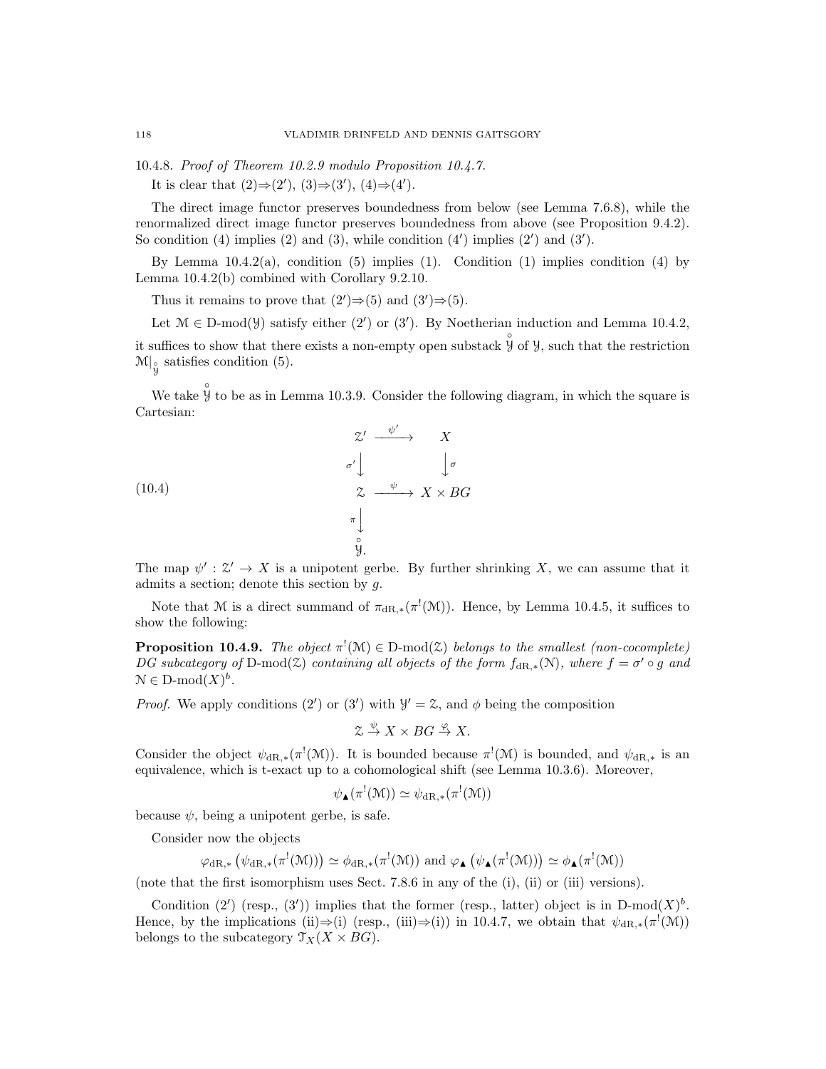10.4.8. *Proof of Theorem 10.2.9 modulo Proposition 10.4.7.*

It is clear that (2)⇒(2′), (3)⇒(3′), (4)⇒(4′).

The direct image functor preserves boundedness from below (see Lemma 7.6.8), while the renormalized direct image functor preserves boundedness from above (see Proposition 9.4.2). So condition (4) implies (2) and (3), while condition (4′) implies (2′) and (3′).

By Lemma 10.4.2(a), condition (5) implies (1). Condition (1) implies condition (4) by Lemma 10.4.2(b) combined with Corollary 9.2.10.

Thus it remains to prove that (2′)⇒(5) and (3′)⇒(5).

Let $\mathcal{M} \in \text{D-mod}(\mathcal{Y})$ satisfy either (2′) or (3′). By Noetherian induction and Lemma 10.4.2, it suffices to show that there exists a non-empty open substack $\overset{\circ}{\mathcal{Y}}$ of $\mathcal{Y}$, such that the restriction $\mathcal{M}|_{\overset{\circ}{\mathcal{Y}}}$ satisfies condition (5).

We take $\overset{\circ}{\mathcal{Y}}$ to be as in Lemma 10.3.9. Consider the following diagram, in which the square is Cartesian:

$$
\begin{array}{ccc}
\mathcal{Z}' & \xrightarrow{\psi'} & X \\
{\scriptstyle \sigma'}\downarrow & & \downarrow{\scriptstyle \sigma} \\
\mathcal{Z} & \xrightarrow{\psi} & X \times BG \\
{\scriptstyle \pi}\downarrow & & \\
\overset{\circ}{\mathcal{Y}}. & &
\end{array}
\tag{10.4}
$$

The map $\psi' : \mathcal{Z}' \to X$ is a unipotent gerbe. By further shrinking $X$, we can assume that it admits a section; denote this section by $g$.

Note that $\mathcal{M}$ is a direct summand of $\pi_{\text{dR},*}(\pi^!(\mathcal{M}))$. Hence, by Lemma 10.4.5, it suffices to show the following:

**Proposition 10.4.9.** *The object $\pi^!(\mathcal{M}) \in \text{D-mod}(\mathcal{Z})$ belongs to the smallest (non-cocomplete) DG subcategory of $\text{D-mod}(\mathcal{Z})$ containing all objects of the form $f_{\text{dR},*}(\mathcal{N})$, where $f = \sigma' \circ g$ and $\mathcal{N} \in \text{D-mod}(X)^b$.*

*Proof.* We apply conditions (2′) or (3′) with $\mathcal{Y}' = \mathcal{Z}$, and $\phi$ being the composition

$$\mathcal{Z} \xrightarrow{\psi} X \times BG \xrightarrow{\varphi} X.$$

Consider the object $\psi_{\text{dR},*}(\pi^!(\mathcal{M}))$. It is bounded because $\pi^!(\mathcal{M})$ is bounded, and $\psi_{\text{dR},*}$ is an equivalence, which is t-exact up to a cohomological shift (see Lemma 10.3.6). Moreover,

$$\psi_\blacktriangle(\pi^!(\mathcal{M})) \simeq \psi_{\text{dR},*}(\pi^!(\mathcal{M}))$$

because $\psi$, being a unipotent gerbe, is safe.

Consider now the objects

$$\varphi_{\text{dR},*}\left(\psi_{\text{dR},*}(\pi^!(\mathcal{M}))\right) \simeq \phi_{\text{dR},*}(\pi^!(\mathcal{M})) \text{ and } \varphi_\blacktriangle\left(\psi_\blacktriangle(\pi^!(\mathcal{M}))\right) \simeq \phi_\blacktriangle(\pi^!(\mathcal{M}))$$

(note that the first isomorphism uses Sect. 7.8.6 in any of the (i), (ii) or (iii) versions).

Condition (2′) (resp., (3′)) implies that the former (resp., latter) object is in $\text{D-mod}(X)^b$. Hence, by the implications (ii)⇒(i) (resp., (iii)⇒(i)) in 10.4.7, we obtain that $\psi_{\text{dR},*}(\pi^!(\mathcal{M}))$ belongs to the subcategory $\mathcal{T}_X(X \times BG)$.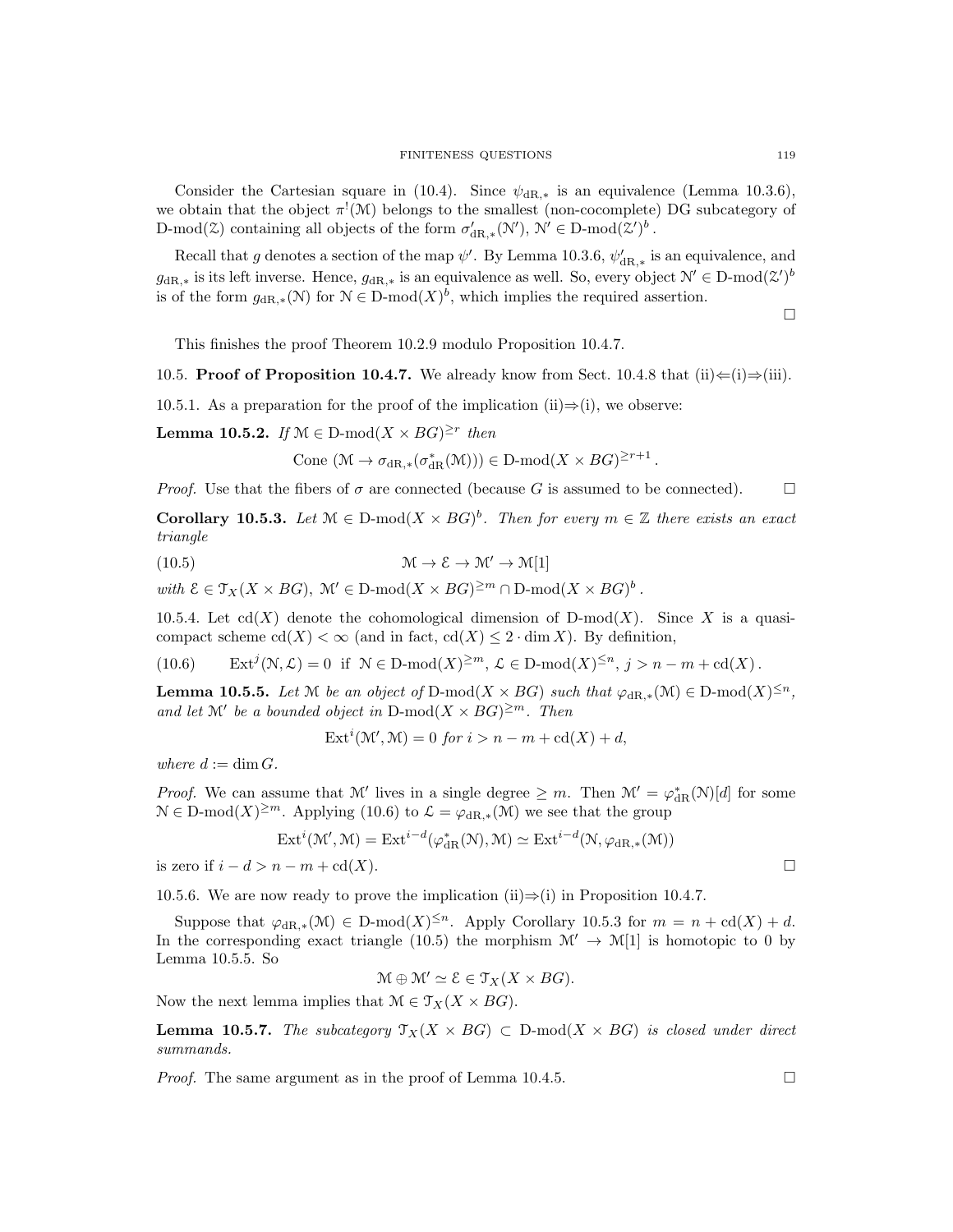Consider the Cartesian square in (10.4). Since $\psi_{\mathrm{dR},*}$ is an equivalence (Lemma 10.3.6), we obtain that the object $\pi^!(\mathcal{M})$ belongs to the smallest (non-cocomplete) DG subcategory of $\mathrm{D\text{-}mod}(\mathcal{Z})$ containing all objects of the form $\sigma'_{\mathrm{dR},*}(\mathcal{N}')$, $\mathcal{N}' \in \mathrm{D\text{-}mod}(\mathcal{Z}')^b$.

Recall that $g$ denotes a section of the map $\psi'$. By Lemma 10.3.6, $\psi'_{\mathrm{dR},*}$ is an equivalence, and $g_{\mathrm{dR},*}$ is its left inverse. Hence, $g_{\mathrm{dR},*}$ is an equivalence as well. So, every object $\mathcal{N}' \in \mathrm{D\text{-}mod}(\mathcal{Z}')^b$ is of the form $g_{\mathrm{dR},*}(\mathcal{N})$ for $\mathcal{N} \in \mathrm{D\text{-}mod}(X)^b$, which implies the required assertion.

□

This finishes the proof Theorem 10.2.9 modulo Proposition 10.4.7.

10.5. **Proof of Proposition 10.4.7.** We already know from Sect. 10.4.8 that (ii)⇐(i)⇒(iii).

10.5.1. As a preparation for the proof of the implication (ii)⇒(i), we observe:

**Lemma 10.5.2.** *If $\mathcal{M} \in \mathrm{D\text{-}mod}(X \times BG)^{\geq r}$ then*

$$\mathrm{Cone}\ (\mathcal{M} \to \sigma_{\mathrm{dR},*}(\sigma^*_{\mathrm{dR}}(\mathcal{M}))) \in \mathrm{D\text{-}mod}(X \times BG)^{\geq r+1}.$$

*Proof.* Use that the fibers of $\sigma$ are connected (because $G$ is assumed to be connected). □

**Corollary 10.5.3.** *Let $\mathcal{M} \in \mathrm{D\text{-}mod}(X \times BG)^b$. Then for every $m \in \mathbb{Z}$ there exists an exact triangle*

$$\mathcal{M} \to \mathcal{E} \to \mathcal{M}' \to \mathcal{M}[1] \tag{10.5}$$

*with $\mathcal{E} \in \mathcal{T}_X(X \times BG)$, $\mathcal{M}' \in \mathrm{D\text{-}mod}(X \times BG)^{\geq m} \cap \mathrm{D\text{-}mod}(X \times BG)^b$.*

10.5.4. Let $\mathrm{cd}(X)$ denote the cohomological dimension of $\mathrm{D\text{-}mod}(X)$. Since $X$ is a quasi-compact scheme $\mathrm{cd}(X) < \infty$ (and in fact, $\mathrm{cd}(X) \leq 2 \cdot \dim X$). By definition,

$$\mathrm{Ext}^j(\mathcal{N}, \mathcal{L}) = 0 \ \text{ if } \ \mathcal{N} \in \mathrm{D\text{-}mod}(X)^{\geq m},\ \mathcal{L} \in \mathrm{D\text{-}mod}(X)^{\leq n},\ j > n - m + \mathrm{cd}(X)\,. \tag{10.6}$$

**Lemma 10.5.5.** *Let $\mathcal{M}$ be an object of $\mathrm{D\text{-}mod}(X \times BG)$ such that $\varphi_{\mathrm{dR},*}(\mathcal{M}) \in \mathrm{D\text{-}mod}(X)^{\leq n}$, and let $\mathcal{M}'$ be a bounded object in $\mathrm{D\text{-}mod}(X \times BG)^{\geq m}$. Then*

$$\mathrm{Ext}^i(\mathcal{M}', \mathcal{M}) = 0 \text{ for } i > n - m + \mathrm{cd}(X) + d,$$

*where $d := \dim G$.*

*Proof.* We can assume that $\mathcal{M}'$ lives in a single degree $\geq m$. Then $\mathcal{M}' = \varphi^*_{\mathrm{dR}}(\mathcal{N})[d]$ for some $\mathcal{N} \in \mathrm{D\text{-}mod}(X)^{\geq m}$. Applying (10.6) to $\mathcal{L} = \varphi_{\mathrm{dR},*}(\mathcal{M})$ we see that the group

$$\mathrm{Ext}^i(\mathcal{M}', \mathcal{M}) = \mathrm{Ext}^{i-d}(\varphi^*_{\mathrm{dR}}(\mathcal{N}), \mathcal{M}) \simeq \mathrm{Ext}^{i-d}(\mathcal{N}, \varphi_{\mathrm{dR},*}(\mathcal{M}))$$

is zero if $i - d > n - m + \mathrm{cd}(X)$. □

10.5.6. We are now ready to prove the implication (ii)⇒(i) in Proposition 10.4.7.

Suppose that $\varphi_{\mathrm{dR},*}(\mathcal{M}) \in \mathrm{D\text{-}mod}(X)^{\leq n}$. Apply Corollary 10.5.3 for $m = n + \mathrm{cd}(X) + d$. In the corresponding exact triangle (10.5) the morphism $\mathcal{M}' \to \mathcal{M}[1]$ is homotopic to 0 by Lemma 10.5.5. So

$$\mathcal{M} \oplus \mathcal{M}' \simeq \mathcal{E} \in \mathcal{T}_X(X \times BG).$$

Now the next lemma implies that $\mathcal{M} \in \mathcal{T}_X(X \times BG)$.

**Lemma 10.5.7.** *The subcategory $\mathcal{T}_X(X \times BG) \subset \mathrm{D\text{-}mod}(X \times BG)$ is closed under direct summands.*

*Proof.* The same argument as in the proof of Lemma 10.4.5. □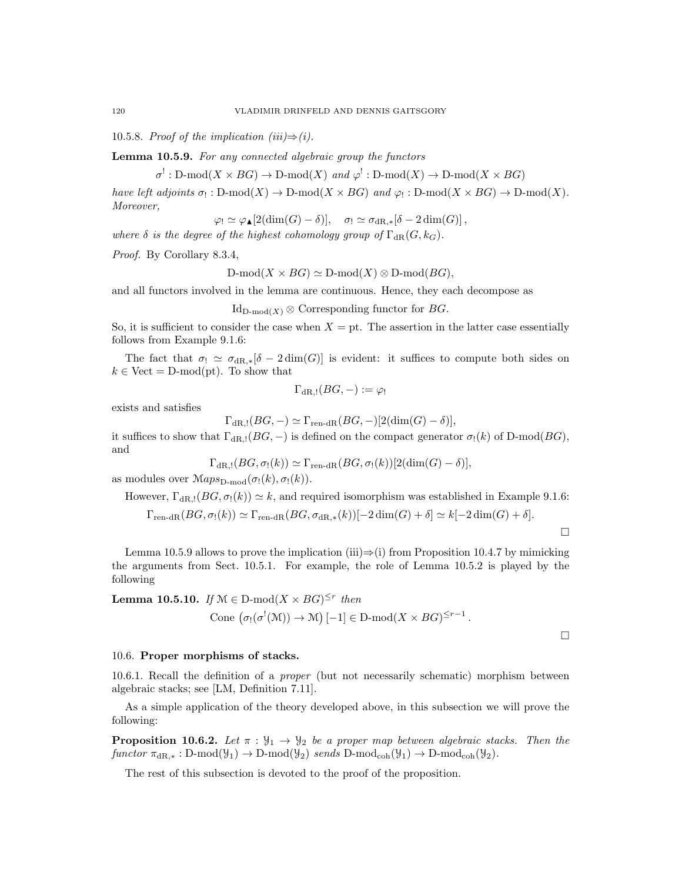10.5.8. *Proof of the implication (iii)⇒(i).*

**Lemma 10.5.9.** *For any connected algebraic group the functors*

$$\sigma^! : \text{D-mod}(X \times BG) \to \text{D-mod}(X) \text{ and } \varphi^! : \text{D-mod}(X) \to \text{D-mod}(X \times BG)$$

*have left adjoints* $\sigma_! : \text{D-mod}(X) \to \text{D-mod}(X \times BG)$ *and* $\varphi_! : \text{D-mod}(X \times BG) \to \text{D-mod}(X)$. *Moreover,*

$$\varphi_! \simeq \varphi_\blacktriangle[2(\dim(G) - \delta)], \quad \sigma_! \simeq \sigma_{\text{dR},*}[\delta - 2\dim(G)]\,,$$

*where* $\delta$ *is the degree of the highest cohomology group of* $\Gamma_{\text{dR}}(G, k_G)$.

*Proof.* By Corollary 8.3.4,

$$\text{D-mod}(X \times BG) \simeq \text{D-mod}(X) \otimes \text{D-mod}(BG),$$

and all functors involved in the lemma are continuous. Hence, they each decompose as

$$\text{Id}_{\text{D-mod}(X)} \otimes \text{ Corresponding functor for } BG.$$

So, it is sufficient to consider the case when $X = \text{pt}$. The assertion in the latter case essentially follows from Example 9.1.6:

The fact that $\sigma_! \simeq \sigma_{\text{dR},*}[\delta - 2\dim(G)]$ is evident: it suffices to compute both sides on $k \in \text{Vect} = \text{D-mod}(\text{pt})$. To show that

$$\Gamma_{\text{dR},!}(BG, -) := \varphi_!$$

exists and satisfies

$$\Gamma_{\text{dR},!}(BG, -) \simeq \Gamma_{\text{ren-dR}}(BG, -)[2(\dim(G) - \delta)],$$

it suffices to show that $\Gamma_{\text{dR},!}(BG, -)$ is defined on the compact generator $\sigma_!(k)$ of $\text{D-mod}(BG)$, and

$$\Gamma_{\text{dR},!}(BG, \sigma_!(k)) \simeq \Gamma_{\text{ren-dR}}(BG, \sigma_!(k))[2(\dim(G) - \delta)],$$

as modules over $\mathcal{M}aps_{\text{D-mod}}(\sigma_!(k), \sigma_!(k))$.

However, $\Gamma_{\text{dR},!}(BG, \sigma_!(k)) \simeq k$, and required isomorphism was established in Example 9.1.6:

$$\Gamma_{\text{ren-dR}}(BG, \sigma_!(k)) \simeq \Gamma_{\text{ren-dR}}(BG, \sigma_{\text{dR},*}(k))[-2\dim(G) + \delta] \simeq k[-2\dim(G) + \delta].$$

□

Lemma 10.5.9 allows to prove the implication (iii)⇒(i) from Proposition 10.4.7 by mimicking the arguments from Sect. 10.5.1. For example, the role of Lemma 10.5.2 is played by the following

**Lemma 10.5.10.** *If* $\mathcal{M} \in \text{D-mod}(X \times BG)^{\leq r}$ *then*

$$\text{Cone}\left(\sigma_!(\sigma^!(\mathcal{M})) \to \mathcal{M}\right)[-1] \in \text{D-mod}(X \times BG)^{\leq r-1}\,.$$

□

## 10.6. Proper morphisms of stacks.

10.6.1. Recall the definition of a *proper* (but not necessarily schematic) morphism between algebraic stacks; see [LM, Definition 7.11].

As a simple application of the theory developed above, in this subsection we will prove the following:

**Proposition 10.6.2.** *Let* $\pi : \mathcal{Y}_1 \to \mathcal{Y}_2$ *be a proper map between algebraic stacks. Then the functor* $\pi_{\text{dR},*} : \text{D-mod}(\mathcal{Y}_1) \to \text{D-mod}(\mathcal{Y}_2)$ *sends* $\text{D-mod}_{\text{coh}}(\mathcal{Y}_1) \to \text{D-mod}_{\text{coh}}(\mathcal{Y}_2)$.

The rest of this subsection is devoted to the proof of the proposition.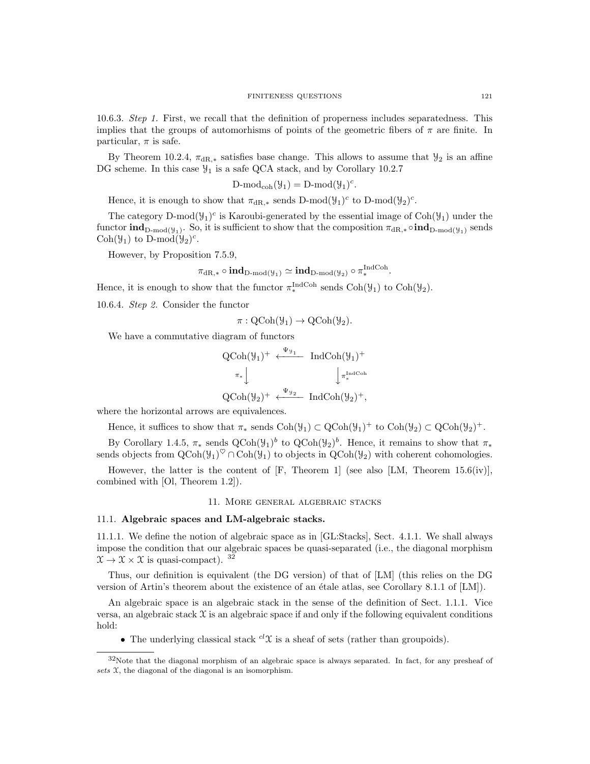10.6.3. *Step 1.* First, we recall that the definition of properness includes separatedness. This implies that the groups of automorhisms of points of the geometric fibers of $\pi$ are finite. In particular, $\pi$ is safe.

By Theorem 10.2.4, $\pi_{\mathrm{dR},*}$ satisfies base change. This allows to assume that $\mathcal{Y}_2$ is an affine DG scheme. In this case $\mathcal{Y}_1$ is a safe QCA stack, and by Corollary 10.2.7

$$\text{D-mod}_{\mathrm{coh}}(\mathcal{Y}_1) = \text{D-mod}(\mathcal{Y}_1)^c.$$

Hence, it is enough to show that $\pi_{\mathrm{dR},*}$ sends $\text{D-mod}(\mathcal{Y}_1)^c$ to $\text{D-mod}(\mathcal{Y}_2)^c$.

The category $\text{D-mod}(\mathcal{Y}_1)^c$ is Karoubi-generated by the essential image of $\mathrm{Coh}(\mathcal{Y}_1)$ under the functor $\mathbf{ind}_{\text{D-mod}(\mathcal{Y}_1)}$. So, it is sufficient to show that the composition $\pi_{\mathrm{dR},*} \circ \mathbf{ind}_{\text{D-mod}(\mathcal{Y}_1)}$ sends $\mathrm{Coh}(\mathcal{Y}_1)$ to $\text{D-mod}(\mathcal{Y}_2)^c$.

However, by Proposition 7.5.9,

$$\pi_{\mathrm{dR},*} \circ \mathbf{ind}_{\text{D-mod}(\mathcal{Y}_1)} \simeq \mathbf{ind}_{\text{D-mod}(\mathcal{Y}_2)} \circ \pi_*^{\mathrm{IndCoh}}.$$

Hence, it is enough to show that the functor $\pi_*^{\mathrm{IndCoh}}$ sends $\mathrm{Coh}(\mathcal{Y}_1)$ to $\mathrm{Coh}(\mathcal{Y}_2)$.

10.6.4. *Step 2.* Consider the functor

$$\pi : \mathrm{QCoh}(\mathcal{Y}_1) \to \mathrm{QCoh}(\mathcal{Y}_2).$$

We have a commutative diagram of functors

$$\begin{array}{ccc} \mathrm{QCoh}(\mathcal{Y}_1)^+ & \xleftarrow{\Psi_{\mathcal{Y}_1}} & \mathrm{IndCoh}(\mathcal{Y}_1)^+ \\ {\scriptstyle \pi_*}\downarrow & & \downarrow{\scriptstyle \pi_*^{\mathrm{IndCoh}}} \\ \mathrm{QCoh}(\mathcal{Y}_2)^+ & \xleftarrow{\Psi_{\mathcal{Y}_2}} & \mathrm{IndCoh}(\mathcal{Y}_2)^+, \end{array}$$

where the horizontal arrows are equivalences.

Hence, it suffices to show that $\pi_*$ sends $\mathrm{Coh}(\mathcal{Y}_1) \subset \mathrm{QCoh}(\mathcal{Y}_1)^+$ to $\mathrm{Coh}(\mathcal{Y}_2) \subset \mathrm{QCoh}(\mathcal{Y}_2)^+$.

By Corollary 1.4.5, $\pi_*$ sends $\mathrm{QCoh}(\mathcal{Y}_1)^b$ to $\mathrm{QCoh}(\mathcal{Y}_2)^b$. Hence, it remains to show that $\pi_*$ sends objects from $\mathrm{QCoh}(\mathcal{Y}_1)^\heartsuit \cap \mathrm{Coh}(\mathcal{Y}_1)$ to objects in $\mathrm{QCoh}(\mathcal{Y}_2)$ with coherent cohomologies.

However, the latter is the content of [F, Theorem 1] (see also [LM, Theorem 15.6(iv)], combined with [Ol, Theorem 1.2]).

## 11. More general algebraic stacks

### 11.1. Algebraic spaces and LM-algebraic stacks.

11.1.1. We define the notion of algebraic space as in [GL:Stacks], Sect. 4.1.1. We shall always impose the condition that our algebraic spaces be quasi-separated (i.e., the diagonal morphism $\mathcal{X} \to \mathcal{X} \times \mathcal{X}$ is quasi-compact). [32]

Thus, our definition is equivalent (the DG version) of that of [LM] (this relies on the DG version of Artin's theorem about the existence of an étale atlas, see Corollary 8.1.1 of [LM]).

An algebraic space is an algebraic stack in the sense of the definition of Sect. 1.1.1. Vice versa, an algebraic stack $\mathcal{X}$ is an algebraic space if and only if the following equivalent conditions hold:

- The underlying classical stack ${}^{cl}\mathcal{X}$ is a sheaf of sets (rather than groupoids).

[32] Note that the diagonal morphism of an algebraic space is always separated. In fact, for any presheaf of *sets* $\mathcal{X}$, the diagonal of the diagonal is an isomorphism.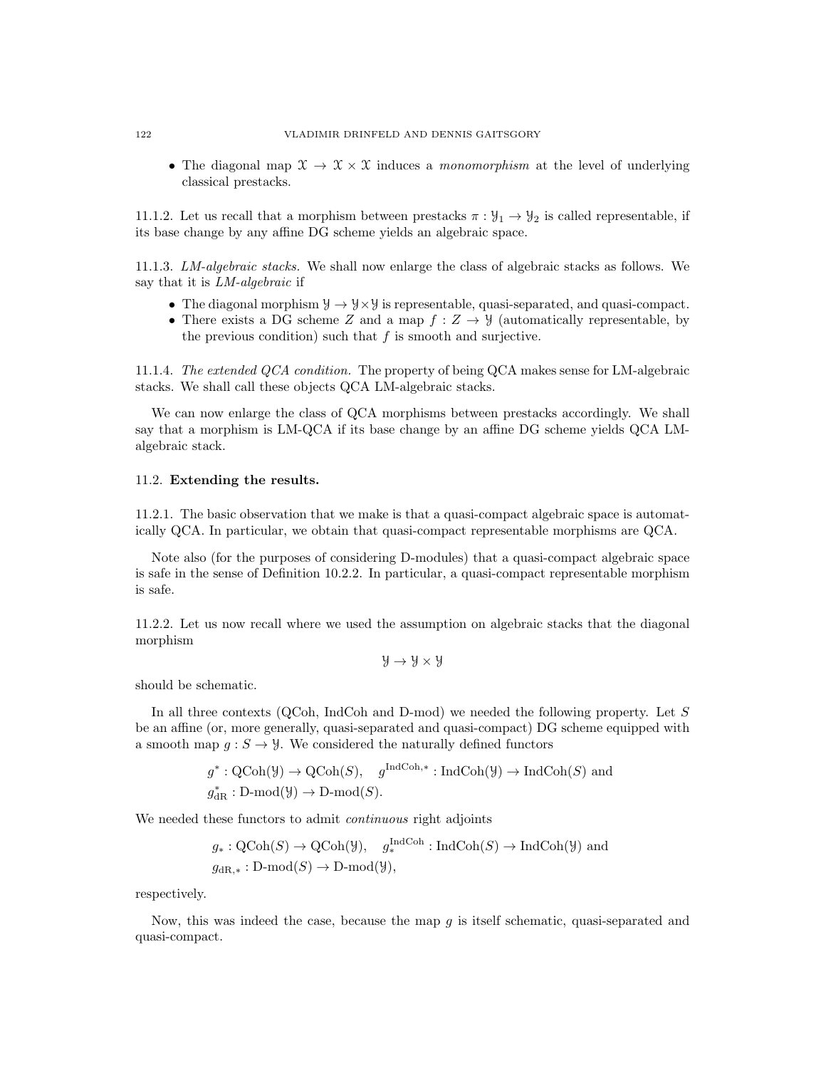- The diagonal map $\mathcal{X} \to \mathcal{X} \times \mathcal{X}$ induces a *monomorphism* at the level of underlying classical prestacks.

11.1.2. Let us recall that a morphism between prestacks $\pi : \mathcal{Y}_1 \to \mathcal{Y}_2$ is called representable, if its base change by any affine DG scheme yields an algebraic space.

11.1.3. *LM-algebraic stacks.* We shall now enlarge the class of algebraic stacks as follows. We say that it is *LM-algebraic* if

- The diagonal morphism $\mathcal{Y} \to \mathcal{Y} \times \mathcal{Y}$ is representable, quasi-separated, and quasi-compact.
- There exists a DG scheme $Z$ and a map $f : Z \to \mathcal{Y}$ (automatically representable, by the previous condition) such that $f$ is smooth and surjective.

11.1.4. *The extended QCA condition.* The property of being QCA makes sense for LM-algebraic stacks. We shall call these objects QCA LM-algebraic stacks.

We can now enlarge the class of QCA morphisms between prestacks accordingly. We shall say that a morphism is LM-QCA if its base change by an affine DG scheme yields QCA LM-algebraic stack.

## 11.2. Extending the results.

11.2.1. The basic observation that we make is that a quasi-compact algebraic space is automatically QCA. In particular, we obtain that quasi-compact representable morphisms are QCA.

Note also (for the purposes of considering D-modules) that a quasi-compact algebraic space is safe in the sense of Definition 10.2.2. In particular, a quasi-compact representable morphism is safe.

11.2.2. Let us now recall where we used the assumption on algebraic stacks that the diagonal morphism

$$\mathcal{Y} \to \mathcal{Y} \times \mathcal{Y}$$

should be schematic.

In all three contexts (QCoh, IndCoh and D-mod) we needed the following property. Let $S$ be an affine (or, more generally, quasi-separated and quasi-compact) DG scheme equipped with a smooth map $g : S \to \mathcal{Y}$. We considered the naturally defined functors

$$g^* : \text{QCoh}(\mathcal{Y}) \to \text{QCoh}(S), \quad g^{\text{IndCoh},*} : \text{IndCoh}(\mathcal{Y}) \to \text{IndCoh}(S) \text{ and}$$
$$g^*_{\text{dR}} : \text{D-mod}(\mathcal{Y}) \to \text{D-mod}(S).$$

We needed these functors to admit *continuous* right adjoints

$$g_* : \text{QCoh}(S) \to \text{QCoh}(\mathcal{Y}), \quad g^{\text{IndCoh}}_* : \text{IndCoh}(S) \to \text{IndCoh}(\mathcal{Y}) \text{ and}$$
$$g_{\text{dR},*} : \text{D-mod}(S) \to \text{D-mod}(\mathcal{Y}),$$

respectively.

Now, this was indeed the case, because the map $g$ is itself schematic, quasi-separated and quasi-compact.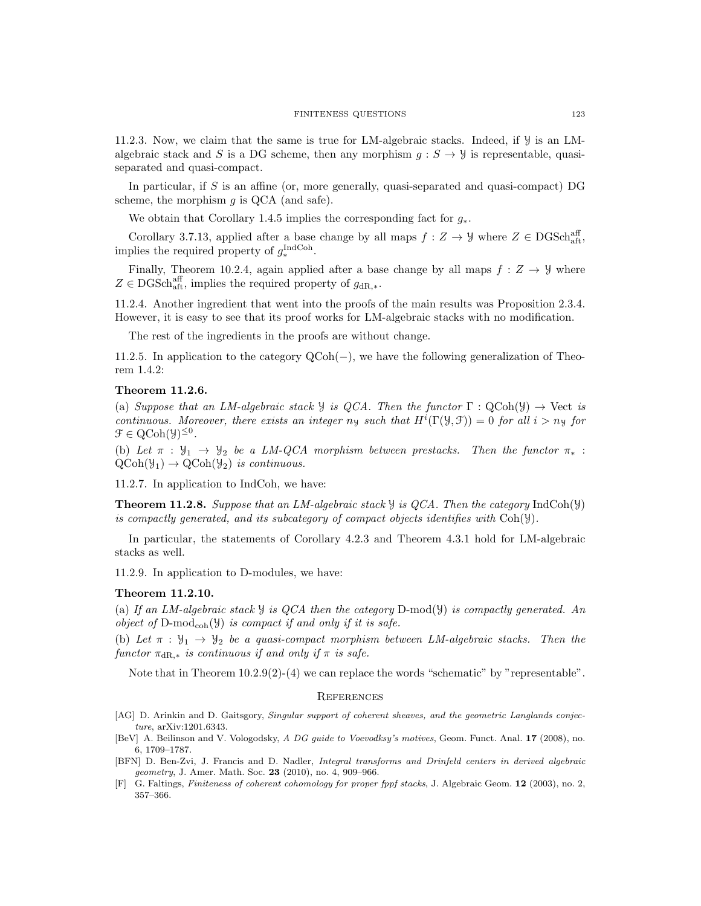11.2.3. Now, we claim that the same is true for LM-algebraic stacks. Indeed, if $\mathcal{Y}$ is an LM-algebraic stack and $S$ is a DG scheme, then any morphism $g : S \to \mathcal{Y}$ is representable, quasi-separated and quasi-compact.

In particular, if $S$ is an affine (or, more generally, quasi-separated and quasi-compact) DG scheme, the morphism $g$ is QCA (and safe).

We obtain that Corollary 1.4.5 implies the corresponding fact for $g_*$.

Corollary 3.7.13, applied after a base change by all maps $f : Z \to \mathcal{Y}$ where $Z \in \mathrm{DGSch}^{\mathrm{aff}}_{\mathrm{aft}}$, implies the required property of $g^{\mathrm{IndCoh}}_*$.

Finally, Theorem 10.2.4, again applied after a base change by all maps $f : Z \to \mathcal{Y}$ where $Z \in \mathrm{DGSch}^{\mathrm{aff}}_{\mathrm{aft}}$, implies the required property of $g_{\mathrm{dR},*}$.

11.2.4. Another ingredient that went into the proofs of the main results was Proposition 2.3.4. However, it is easy to see that its proof works for LM-algebraic stacks with no modification.

The rest of the ingredients in the proofs are without change.

11.2.5. In application to the category $\mathrm{QCoh}(-)$, we have the following generalization of Theorem 1.4.2:

**Theorem 11.2.6.**

(a) *Suppose that an LM-algebraic stack $\mathcal{Y}$ is QCA. Then the functor $\Gamma : \mathrm{QCoh}(\mathcal{Y}) \to \mathrm{Vect}$ is continuous. Moreover, there exists an integer $n_{\mathcal{Y}}$ such that $H^i(\Gamma(\mathcal{Y}, \mathcal{F})) = 0$ for all $i > n_{\mathcal{Y}}$ for $\mathcal{F} \in \mathrm{QCoh}(\mathcal{Y})^{\leq 0}$.*

(b) *Let $\pi : \mathcal{Y}_1 \to \mathcal{Y}_2$ be a LM-QCA morphism between prestacks. Then the functor $\pi_* : \mathrm{QCoh}(\mathcal{Y}_1) \to \mathrm{QCoh}(\mathcal{Y}_2)$ is continuous.*

11.2.7. In application to IndCoh, we have:

**Theorem 11.2.8.** *Suppose that an LM-algebraic stack $\mathcal{Y}$ is QCA. Then the category $\mathrm{IndCoh}(\mathcal{Y})$ is compactly generated, and its subcategory of compact objects identifies with $\mathrm{Coh}(\mathcal{Y})$.*

In particular, the statements of Corollary 4.2.3 and Theorem 4.3.1 hold for LM-algebraic stacks as well.

11.2.9. In application to D-modules, we have:

**Theorem 11.2.10.**

(a) *If an LM-algebraic stack $\mathcal{Y}$ is QCA then the category $\mathrm{D\text{-}mod}(\mathcal{Y})$ is compactly generated. An object of $\mathrm{D\text{-}mod}_{\mathrm{coh}}(\mathcal{Y})$ is compact if and only if it is safe.*

(b) *Let $\pi : \mathcal{Y}_1 \to \mathcal{Y}_2$ be a quasi-compact morphism between LM-algebraic stacks. Then the functor $\pi_{\mathrm{dR},*}$ is continuous if and only if $\pi$ is safe.*

Note that in Theorem 10.2.9(2)-(4) we can replace the words "schematic" by "representable".

## References

[AG] D. Arinkin and D. Gaitsgory, *Singular support of coherent sheaves, and the geometric Langlands conjecture*, arXiv:1201.6343.

[BeV] A. Beilinson and V. Vologodsky, *A DG guide to Voevodksy's motives*, Geom. Funct. Anal. **17** (2008), no. 6, 1709–1787.

[BFN] D. Ben-Zvi, J. Francis and D. Nadler, *Integral transforms and Drinfeld centers in derived algebraic geometry*, J. Amer. Math. Soc. **23** (2010), no. 4, 909–966.

[F] G. Faltings, *Finiteness of coherent cohomology for proper fppf stacks*, J. Algebraic Geom. **12** (2003), no. 2, 357–366.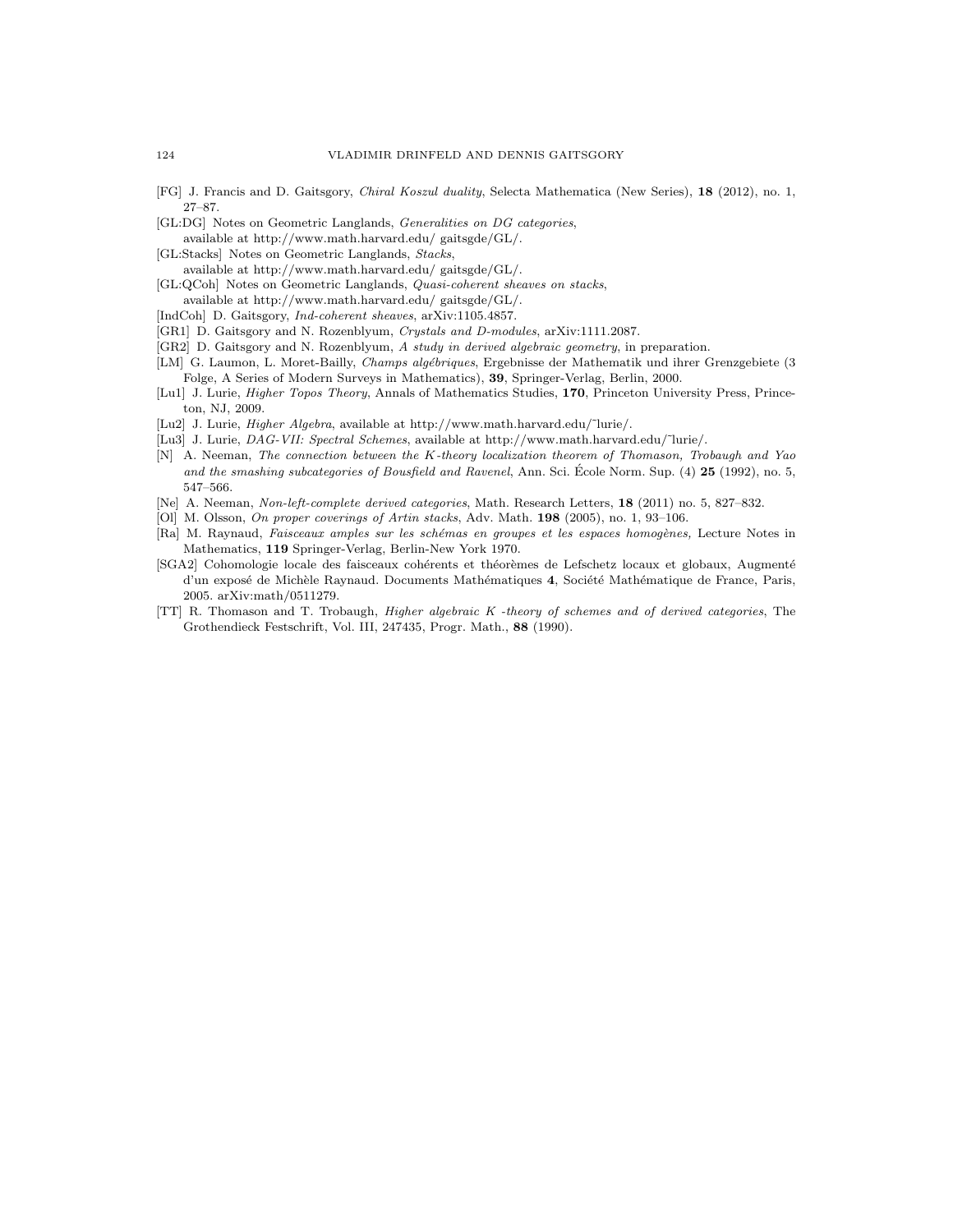[FG] J. Francis and D. Gaitsgory, *Chiral Koszul duality*, Selecta Mathematica (New Series), **18** (2012), no. 1, 27–87.

[GL:DG] Notes on Geometric Langlands, *Generalities on DG categories*, available at http://www.math.harvard.edu/ gaitsgde/GL/.

[GL:Stacks] Notes on Geometric Langlands, *Stacks*, available at http://www.math.harvard.edu/ gaitsgde/GL/.

[GL:QCoh] Notes on Geometric Langlands, *Quasi-coherent sheaves on stacks*, available at http://www.math.harvard.edu/ gaitsgde/GL/.

[IndCoh] D. Gaitsgory, *Ind-coherent sheaves*, arXiv:1105.4857.

[GR1] D. Gaitsgory and N. Rozenblyum, *Crystals and D-modules*, arXiv:1111.2087.

[GR2] D. Gaitsgory and N. Rozenblyum, *A study in derived algebraic geometry*, in preparation.

[LM] G. Laumon, L. Moret-Bailly, *Champs algébriques*, Ergebnisse der Mathematik und ihrer Grenzgebiete (3 Folge, A Series of Modern Surveys in Mathematics), **39**, Springer-Verlag, Berlin, 2000.

[Lu1] J. Lurie, *Higher Topos Theory*, Annals of Mathematics Studies, **170**, Princeton University Press, Princeton, NJ, 2009.

[Lu2] J. Lurie, *Higher Algebra*, available at http://www.math.harvard.edu/~lurie/.

[Lu3] J. Lurie, *DAG-VII: Spectral Schemes*, available at http://www.math.harvard.edu/~lurie/.

[N] A. Neeman, *The connection between the K-theory localization theorem of Thomason, Trobaugh and Yao and the smashing subcategories of Bousfield and Ravenel*, Ann. Sci. École Norm. Sup. (4) **25** (1992), no. 5, 547–566.

[Ne] A. Neeman, *Non-left-complete derived categories*, Math. Research Letters, **18** (2011) no. 5, 827–832.

[Ol] M. Olsson, *On proper coverings of Artin stacks*, Adv. Math. **198** (2005), no. 1, 93–106.

[Ra] M. Raynaud, *Faisceaux amples sur les schémas en groupes et les espaces homogènes,* Lecture Notes in Mathematics, **119** Springer-Verlag, Berlin-New York 1970.

[SGA2] Cohomologie locale des faisceaux cohérents et théorèmes de Lefschetz locaux et globaux, Augmenté d'un exposé de Michèle Raynaud. Documents Mathématiques **4**, Société Mathématique de France, Paris, 2005. arXiv:math/0511279.

[TT] R. Thomason and T. Trobaugh, *Higher algebraic K -theory of schemes and of derived categories*, The Grothendieck Festschrift, Vol. III, 247435, Progr. Math., **88** (1990).